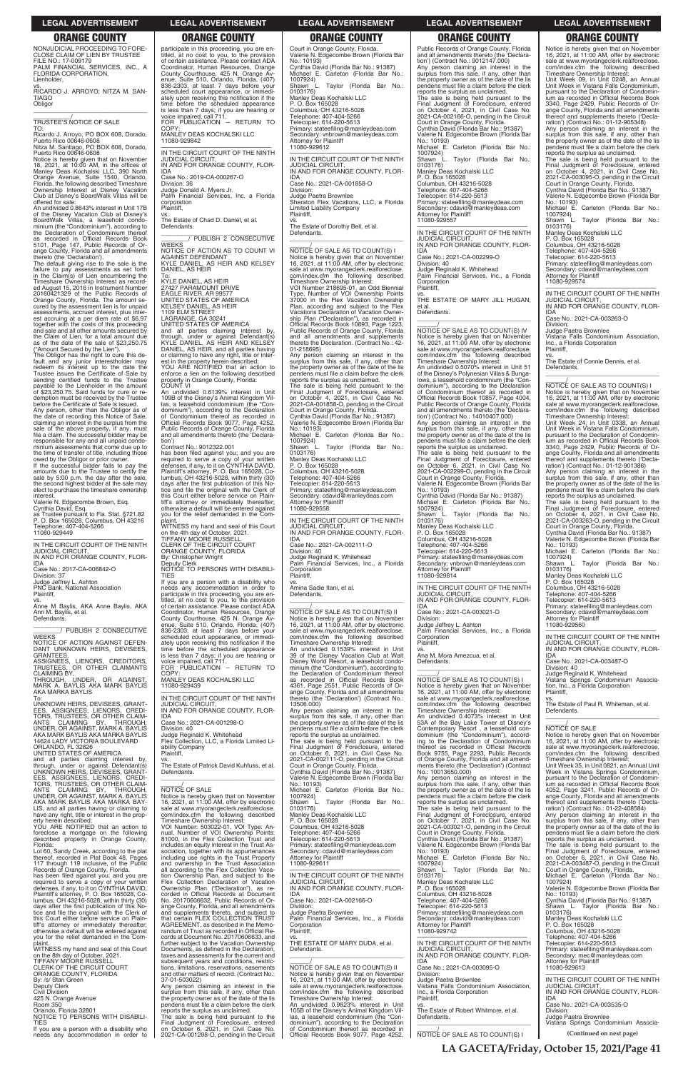## ORANGE COUNTY

NONJUDICIAL PROCEEDING TO FORECLOSE CLAIM OF LIEN BY TRUSTEE
FILE NO.: 17-009179
PALM FINANCIAL SERVICES, INC., A FLORIDA CORPORATION,
Lienholder,
vs.
RICARDO J. ARROYO; NITZA M. SANTIAGO
Obligor

\_\_\_\_\_\_\_\_\_\_\_\_\_\_\_\_\_\_\_\_\_\_\_\_\_\_\_\_\_\_/

TRUSTEE'S NOTICE OF SALE
TO:
Ricardo J. Arroyo, PO BOX 608, Dorado, Puerto Rico 00646-0608
Nitza M. Santiago, PO BOX 608, Dorado, Puerto Rico 00646-0608

Notice is hereby given that on November 18, 2021, at 10:00 AM, in the offices of Manley Deas Kochalski LLC, 390 North Orange Avenue, Suite 1540, Orlando, Florida, the following described Timeshare Ownership Interest at Disney Vacation Club at Disney's BoardWalk Villas will be offered for sale:

An undivided 0.8643% interest in Unit 17B of the Disney Vacation Club at Disney's BoardWalk Villas, a leasehold condominium (the "Condominium"), according to the Declaration of Condominium thereof as recorded in Official Records Book 5101, Page 147, Public Records of Orange County, Florida and all amendments thereto (the 'Declaration').

The default giving rise to the sale is the failure to pay assessments as set forth in the Claim(s) of Lien encumbering the Timeshare Ownership Interest as recorded August 15, 2016 in Instrument Number 20160421329 of the Public Records of Orange County, Florida. The amount secured by the assessment lien is for unpaid assessments, accrued interest, plus interest accruing at a per diem rate of $6.97 together with the costs of this proceeding and sale and all other amounts secured by the Claim of Lien, for a total amount due as of the date of the sale of $23,250.75 ("Amount Secured by the Lien").

The Obligor has the right to cure this default and any junior interestholder may redeem its interest up to the date the Trustee issues the Certificate of Sale by sending certified funds to the Trustee payable to the Lienholder in the amount of $23,250.75. Said funds for cure or redemption must be received by the Trustee before the Certificate of Sale is issued.

Any person, other than the Obligor as of the date of recording this Notice of Sale, claiming an interest in the surplus from the sale of the above property, if any, must file a claim. The successful bidder may be responsible for any and all unpaid condominium assessments that come due up to the time of transfer of title, including those owed by the Obligor or prior owner.

If the successful bidder fails to pay the amounts due to the Trustee to certify the sale by 5:00 p.m. the day after the sale, the second highest bidder at the sale may elect to purchase the timeshare ownership interest.

Valerie N. Edgecombe Brown, Esq.
Cynthia David, Esq.
as Trustee pursuant to Fla. Stat. §721.82
P. O. Box 165028, Columbus, OH 43216
Telephone: 407-404-5266
11080-929449

\_\_\_\_\_\_\_\_\_\_\_\_\_\_\_\_\_\_\_\_\_\_\_\_\_\_\_\_\_\_

IN THE CIRCUIT COURT OF THE NINTH JUDICIAL CIRCUIT,
IN AND FOR ORANGE COUNTY, FLORIDA
Case No.: 2017-CA-006842-O
Division: 37
Judge Jeffrey L. Ashton
PNC Bank, National Association
Plaintiff,
vs.
Anne M Baylis, AKA Anne Baylis, AKA Ann M. Baylis, et al.
Defendants.

\_\_\_\_\_\_\_\_\_\_\_\_/ PUBLISH 2 CONSECUTIVE WEEKS

NOTICE OF ACTION AGAINST DEFENDANT UNKNOWN HEIRS, DEVISEES, GRANTEES, ASSIGNEES, LIENORS, CREDITORS, TRUSTEES, OR OTHER CLAIMANTS CLAIMING BY, THROUGH, UNDER, OR AGAINST, MARK A. BAYLIS AKA MARK BAYLIS AKA MARKA BAYLIS

To:
UNKNOWN HEIRS, DEVISEES, GRANTEES, ASSIGNEES, LIENORS, CREDITORS, TRUSTEES, OR OTHER CLAIMANTS CLAIMING BY, THROUGH, UNDER, OR AGAINST, MARK A. BAYLIS AKA MARK BAYLIS AKA MARKA BAYLIS
14624 LADY VICTORIA BOULEVARD
ORLANDO, FL 32826
UNITED STATES OF AMERICA

and all parties claiming interest by, through, under or against Defendant(s) UNKNOWN HEIRS, DEVISEES, GRANTEES, ASSIGNEES, LIENORS, CREDITORS, TRUSTEES, OR OTHER CLAIMANTS CLAIMING BY, THROUGH, UNDER, OR AGAINST, MARK A. BAYLIS AKA MARK BAYLIS AKA MARKA BAYLIS, and all parties having or claiming to have any right, title or interest in the property herein described;

YOU ARE NOTIFIED that an action to foreclose a mortgage on the following described property in Orange County, Florida:

Lot 60, Sandy Creek, according to the plat thereof, recorded in Plat Book 48, Pages 117 through 119 inclusive, of the Public Records of Orange County, Florida.

has been filed against you; and you are required to serve a copy of your written defenses, if any, to it on CYNTHIA DAVID, Plaintiff's attorney, P. O. Box 165028, Columbus, OH 43216-5028, within thirty (30) days after the first publication of this Notice and file the original with the Clerk of this Court either before service on Plaintiff's attorney or immediately thereafter; otherwise a default will be entered against you for the relief demanded in the Complaint.

WITNESS my hand and seal of this Court on the 8th day of October, 2021.
TIFFANY MOORE RUSSELL
CLERK OF THE CIRCUIT COURT
ORANGE COUNTY, FLORIDA
By: /s/ Stan Green
Deputy Clerk
Civil Division
425 N. Orange Avenue
Room 350
Orlando, Florida 32801

NOTICE TO PERSONS WITH DISABILITIES

If you are a person with a disability who needs any accommodation in order to participate in this proceeding, you are entitled, at no cost to you, to the provision of certain assistance. Please contact ADA Coordinator, Human Resources, Orange County Courthouse, 425 N. Orange Avenue, Suite 510, Orlando, Florida, (407) 836-2303, at least 7 days before your scheduled court appearance, or immediately upon receiving this notification if the time before the scheduled appearance is less than 7 days; if you are hearing or voice impaired, call 711.

FOR PUBLICATION -- RETURN TO COPY:
MANLEY DEAS KOCHALSKI LLC
11080-929842

\_\_\_\_\_\_\_\_\_\_\_\_\_\_\_\_\_\_\_\_\_\_\_\_\_\_\_\_\_\_

IN THE CIRCUIT COURT OF THE NINTH JUDICIAL CIRCUIT,
IN AND FOR ORANGE COUNTY, FLORIDA
Case No.: 2019-CA-000267-O
Division: 36
Judge Donald A. Myers Jr.
Palm Financial Services, Inc. a Florida corporation
Plaintiff,
vs.
The Estate of Chad D. Daniel, et al.
Defendants.

\_\_\_\_\_\_\_\_\_\_\_\_/ PUBLISH 2 CONSECUTIVE WEEKS

NOTICE OF ACTION AS TO COUNT VI AGAINST DEFENDANT KYLE DANIEL, AS HEIR AND KELSEY DANIEL, AS HEIR

To:
KYLE DANIEL, AS HEIR
27427 PARAMOUNT DRIVE
EAGLE RIVER, AR 99577
UNITED STATES OF AMERICA
KELSEY DANIEL, AS HEIR
1109 ELM STREET
LAGRANGE, GA 30241
UNITED STATES OF AMERICA

and all parties claiming interest by, through, under or against Defendant(s) KYLE DANIEL, AS HEIR AND KELSEY DANIEL, AS HEIR, and all parties having or claiming to have any right, title or interest in the property herein described;

YOU ARE NOTIFIED that an action to enforce a lien on the following described property in Orange County, Florida:

COUNT VI
An undivided 0.6139% interest in Unit 109B of the Disney's Animal Kingdom Villas, a leasehold condominium (the "Condominium"), according to the Declaration of Condominium thereof as recorded in Official Records Book 9077, Page 4252, Public Records of Orange County, Florida and all amendments thereto (the 'Declaration')

Contract No.: 9012322.001

has been filed against you; and you are required to serve a copy of your written defenses, if any, to it on CYNTHIA DAVID, Plaintiff's attorney, P. O. Box 165028, Columbus, OH 43216-5028, within thirty (30) days after the first publication of this Notice and file the original with the Clerk of this Court either before service on Plaintiff's attorney or immediately thereafter; otherwise a default will be entered against you for the relief demanded in the Complaint.

WITNESS my hand and seal of this Court on the 4th day of October, 2021.
TIFFANY MOORE RUSSELL
CLERK OF THE CIRCUIT COURT
ORANGE COUNTY, FLORIDA
By: Christopher Wright
Deputy Clerk

NOTICE TO PERSONS WITH DISABILITIES

If you are a person with a disability who needs any accommodation in order to participate in this proceeding, you are entitled, at no cost to you, to the provision of certain assistance. Please contact ADA Coordinator, Human Resources, Orange County Courthouse, 425 N. Orange Avenue, Suite 510, Orlando, Florida, (407) 836-2303, at least 7 days before your scheduled court appearance, or immediately upon receiving this notification if the time before the scheduled appearance is less than 7 days; if you are hearing or voice impaired, call 711.

FOR PUBLICATION – RETURN TO COPY:
MANLEY DEAS KOCHALSKI LLC
11080-929439

\_\_\_\_\_\_\_\_\_\_\_\_\_\_\_\_\_\_\_\_\_\_\_\_\_\_\_\_\_\_

IN THE CIRCUIT COURT OF THE NINTH JUDICIAL CIRCUIT,
IN AND FOR ORANGE COUNTY, FLORIDA
Case No.: 2021-CA-001298-O
Division: 40
Judge Reginald K. Whitehead
Flex Collection, LLC, a Florida Limited Liability Company
Plaintiff,
vs.
The Estate of Patrick David Kuhfuss, et al.
Defendants.

\_\_\_\_\_\_\_\_\_\_\_\_/

NOTICE OF SALE

Notice is hereby given that on November 16, 2021, at 11:00 AM, offer by electronic sale at www.myorangeclerk.realforeclose.com/index.cfm the following described Timeshare Ownership Interest:

VOI Number: 503022-01 VOI Type: Annual, Number of VOI Ownership Points: 81000, in the Flex Collection Trust and includes an equity interest in the Trust Association, together with its appurtenances including use rights in the Trust Property and ownership in the Trust Association all according to the Flex Collection Vacation Ownership Plan, and subject to the Flex Collection Declaration of Vacation Ownership Plan ("Declaration"), as recorded in Official Records at Document No. 20170606632, Public Records of Orange County, Florida, and all amendments and supplements thereto, and subject to that certain FLEX COLLECTION TRUST AGREEMENT, as described in the Memorandum of Trust as recorded in Official Records at Document No. 20170606633, and further subject to the Vacation Ownership Documents, as defined in the Declaration, taxes and assessments for the current and subsequent years and conditions, restrictions, limitations, reservations, easements and other matters of record. (Contract No.: 37-01-503022)

Any person claiming an interest in the surplus from this sale, if any, other than the property owner as of the date of the lis pendens must file a claim before the clerk reports the surplus as unclaimed.

The sale is being held pursuant to the Final Judgment of Foreclosure, entered on October 6, 2021, in Civil Case No. 2021-CA-001298-O, pending in the Circuit Court in Orange County, Florida.

Valerie N. Edgecombe Brown (Florida Bar No.: 10193)
Cynthia David (Florida Bar No.: 91387)
Michael E. Carleton (Florida Bar No.: 1007924)
Shawn L. Taylor (Florida Bar No.: 0103176)
Manley Deas Kochalski LLC
P. O. Box 165028
Columbus, OH 43216-5028
Telephone: 407-404-5266
Telecopier: 614-220-5613
Primary: stateefiling@manleydeas.com
Secondary: vnbrown@manleydeas.com
Attorney for Plaintiff
11080-929612

\_\_\_\_\_\_\_\_\_\_\_\_\_\_\_\_\_\_\_\_\_\_\_\_\_\_\_\_\_\_

IN THE CIRCUIT COURT OF THE NINTH JUDICIAL CIRCUIT,
IN AND FOR ORANGE COUNTY, FLORIDA
Case No.: 2021-CA-001858-O
Division:
Judge Paetra Brownlee
Sheraton Flex Vacations, LLC, a Florida Limited Liability Company
Plaintiff,
vs.
The Estate of Dorothy Bell, et al.
Defendants.

\_\_\_\_\_\_\_\_\_\_\_\_/

NOTICE OF SALE AS TO COUNT(S) I

Notice is hereby given that on November 16, 2021, at 11:00 AM, offer by electronic sale at www.myorangeclerk.realforeclose.com/index.cfm the following described Timeshare Ownership Interest:

VOI Number 218695-01, an Odd Biennial Type, Number of VOI Ownership Points 37000 in the Flex Vacation Ownership Plan, according and subject to the Flex Vacations Declaration of Vacation Ownership Plan ("Declaration"), as recorded in Official Records Book 10893, Page 1223, Public Records of Orange County, Florida and all amendments and supplements thereto the Declaration. (Contract No.: 42-01-218695)

Any person claiming an interest in the surplus from this sale, if any, other than the property owner as of the date of the lis pendens must file a claim before the clerk reports the surplus as unclaimed.

The sale is being held pursuant to the Final Judgment of Foreclosure, entered on October 4, 2021, in Civil Case No. 2021-CA-001858-O, pending in the Circuit Court in Orange County, Florida.

Cynthia David (Florida Bar No.: 91387)
Valerie N. Edgecombe Brown (Florida Bar No.: 10193)
Michael E. Carleton (Florida Bar No.: 1007924)
Shawn L. Taylor (Florida Bar No.: 0103176)
Manley Deas Kochalski LLC
P. O. Box 165028
Columbus, OH 43216-5028
Telephone: 407-404-5266
Telecopier: 614-220-5613
Primary: stateefiling@manleydeas.com
Secondary: cdavid@manleydeas.com
Attorney for Plaintiff
11080-929558

\_\_\_\_\_\_\_\_\_\_\_\_\_\_\_\_\_\_\_\_\_\_\_\_\_\_\_\_\_\_

IN THE CIRCUIT COURT OF THE NINTH JUDICIAL CIRCUIT,
IN AND FOR ORANGE COUNTY, FLORIDA
Case No.: 2021-CA-002111-O
Division: 40
Judge Reginald K. Whitehead
Palm Financial Services, Inc., a Florida Corporation
Plaintiff,
vs.
Amina Sadie Itani, et al.
Defendants.

\_\_\_\_\_\_\_\_\_\_\_\_/

NOTICE OF SALE AS TO COUNT(S) II

Notice is hereby given that on November 16, 2021, at 11:00 AM, offer by electronic sale at www.myorangeclerk.realforeclose.com/index.cfm the following described Timeshare Ownership Interest:

An undivided 0.1539% interest in Unit 39 of the Disney Vacation Club at Walt Disney World Resort, a leasehold condominium (the "Condominium"), according to the Declaration of Condominium thereof as recorded in Official Records Book 4361, Page 2551, Public Records of Orange County, Florida and all amendments thereto (the 'Declaration') (Contract No.: 13506.000)

Any person claiming an interest in the surplus from this sale, if any, other than the property owner as of the date of the lis pendens must file a claim before the clerk reports the surplus as unclaimed.

The sale is being held pursuant to the Final Judgment of Foreclosure, entered on October 6, 2021, in Civil Case No. 2021-CA-002111-O, pending in the Circuit Court in Orange County, Florida.

Cynthia David (Florida Bar No.: 91387)
Valerie N. Edgecombe Brown (Florida Bar No.: 10193)
Michael E. Carleton (Florida Bar No.: 1007924)
Shawn L. Taylor (Florida Bar No.: 0103176)
Manley Deas Kochalski LLC
P. O. Box 165028
Columbus, OH 43216-5028
Telephone: 407-404-5266
Telecopier: 614-220-5613
Primary: stateefiling@manleydeas.com
Secondary: cdavid@manleydeas.com
Attorney for Plaintiff
11080-929611

\_\_\_\_\_\_\_\_\_\_\_\_\_\_\_\_\_\_\_\_\_\_\_\_\_\_\_\_\_\_

IN THE CIRCUIT COURT OF THE NINTH JUDICIAL CIRCUIT,
IN AND FOR ORANGE COUNTY, FLORIDA
Case No.: 2021-CA-002166-O
Division:
Judge Paetra Brownlee
Palm Financial Services, Inc., a Florida Corporation
Plaintiff,
vs.
THE ESTATE OF MARY DUDA, et al.
Defendants.

\_\_\_\_\_\_\_\_\_\_\_\_/

NOTICE OF SALE AS TO COUNT(S) II

Notice is hereby given that on November 16, 2021, at 11:00 AM, offer by electronic sale at www.myorangeclerk.realforeclose.com/index.cfm the following described Timeshare Ownership Interest:

An undivided 0.9823% interest in Unit 105B of the Disney's Animal Kingdom Villas, a leasehold condominium (the "Condominium"), according to the Declaration of Condominium thereof as recorded in Official Records Book 9077, Page 4252, Public Records of Orange County, Florida and all amendments thereto (the 'Declaration') (Contract No.: 9012147.000)

Any person claiming an interest in the surplus from this sale, if any, other than the property owner as of the date of the lis pendens must file a claim before the clerk reports the surplus as unclaimed.

The sale is being held pursuant to the Final Judgment of Foreclosure, entered on October 4, 2021, in Civil Case No. 2021-CA-002166-O, pending in the Circuit Court in Orange County, Florida.

Cynthia David (Florida Bar No.: 91387)
Valerie N. Edgecombe Brown (Florida Bar No.: 10193)
Michael E. Carleton (Florida Bar No.: 1007924)
Shawn L. Taylor (Florida Bar No.: 0103176)
Manley Deas Kochalski LLC
P. O. Box 165028
Columbus, OH 43216-5028
Telephone: 407-404-5266
Telecopier: 614-220-5613
Primary: stateefiling@manleydeas.com
Secondary: cdavid@manleydeas.com
Attorney for Plaintiff
11080-929557

\_\_\_\_\_\_\_\_\_\_\_\_\_\_\_\_\_\_\_\_\_\_\_\_\_\_\_\_\_\_

IN THE CIRCUIT COURT OF THE NINTH JUDICIAL CIRCUIT,
IN AND FOR ORANGE COUNTY, FLORIDA
Case No.: 2021-CA-002299-O
Division: 40
Judge Reginald K. Whitehead
Palm Financial Services, Inc., a Florida Corporation
Plaintiff,
vs.
THE ESTATE OF MARY JILL HUGAN, et al.
Defendants.

\_\_\_\_\_\_\_\_\_\_\_\_/

NOTICE OF SALE AS TO COUNT(S) IV

Notice is hereby given that on November 16, 2021, at 11:00 AM, offer by electronic sale at www.myorangeclerk.realforeclose.com/index.cfm the following described Timeshare Ownership Interest:

An undivided 0.5070% interest in Unit 51 of the Disney's Polynesian Villas & Bungalows, a leasehold condominium (the "Condominium"), according to the Declaration of Condominium thereof as recorded in Official Records Book 10857, Page 4004, Public Records of Orange County, Florida and all amendments thereto (the 'Declaration') (Contract No.: 14010407.000)

Any person claiming an interest in the surplus from this sale, if any, other than the property owner as of the date of the lis pendens must file a claim before the clerk reports the surplus as unclaimed.

The sale is being held pursuant to the Final Judgment of Foreclosure, entered on October 6, 2021, in Civil Case No. 2021-CA-002299-O, pending in the Circuit Court in Orange County, Florida.

Valerie N. Edgecombe Brown (Florida Bar No.: 10193)
Cynthia David (Florida Bar No.: 91387)
Michael E. Carleton (Florida Bar No.: 1007924)
Shawn L. Taylor (Florida Bar No.: 0103176)
Manley Deas Kochalski LLC
P. O. Box 165028
Columbus, OH 43216-5028
Telephone: 407-404-5266
Telecopier: 614-220-5613
Primary: stateefiling@manleydeas.com
Secondary: vnbrown@manleydeas.com
Attorney for Plaintiff
11080-929814

\_\_\_\_\_\_\_\_\_\_\_\_\_\_\_\_\_\_\_\_\_\_\_\_\_\_\_\_\_\_

IN THE CIRCUIT COURT OF THE NINTH JUDICIAL CIRCUIT,
IN AND FOR ORANGE COUNTY, FLORIDA
Case No.: 2021-CA-003021-O
Division:
Judge Jeffrey L. Ashton
Palm Financial Services, Inc., a Florida Corporation
Plaintiff,
vs.
Ana M. Mora Amezcua, et al.
Defendants.

\_\_\_\_\_\_\_\_\_\_\_\_/

NOTICE OF SALE AS TO COUNT(S) I

Notice is hereby given that on November 16, 2021, at 11:00 AM, offer by electronic sale at www.myorangeclerk.realforeclose.com/index.cfm the following described Timeshare Ownership Interest:

An undivided 0.4073% interest in Unit 53A of the Bay Lake Tower at Disney's Contemporary Resort , a leasehold condominium (the "Condominium"), according to the Declaration of Condominium thereof as recorded in Official Records Book 9755, Page 2293, Public Records of Orange County, Florida and all amendments thereto (the 'Declaration') (Contract No.: 10013650.000)

Any person claiming an interest in the surplus from this sale, if any, other than the property owner as of the date of the lis pendens must file a claim before the clerk reports the surplus as unclaimed.

The sale is being held pursuant to the Final Judgment of Foreclosure, entered on October 7, 2021, in Civil Case No. 2021-CA-003021-O, pending in the Circuit Court in Orange County, Florida.

Cynthia David (Florida Bar No.: 91387)
Valerie N. Edgecombe Brown (Florida Bar No.: 10193)
Michael E. Carleton (Florida Bar No.: 1007924)
Shawn L. Taylor (Florida Bar No.: 0103176)
Manley Deas Kochalski LLC
P. O. Box 165028
Columbus, OH 43216-5028
Telephone: 407-404-5266
Telecopier: 614-220-5613
Primary: stateefiling@manleydeas.com
Secondary: cdavid@manleydeas.com
Attorney for Plaintiff
11080-929742

\_\_\_\_\_\_\_\_\_\_\_\_\_\_\_\_\_\_\_\_\_\_\_\_\_\_\_\_\_\_

IN THE CIRCUIT COURT OF THE NINTH JUDICIAL CIRCUIT,
IN AND FOR ORANGE COUNTY, FLORIDA
Case No.: 2021-CA-003095-O
Division:
Judge Paetra Brownlee
Vistana Falls Condominium Association, Inc., a Florida Corporation
Plaintiff,
vs.
The Estate of Robert Whitmore, et al.
Defendants.

\_\_\_\_\_\_\_\_\_\_\_\_/

NOTICE OF SALE AS TO COUNT(S) I

Notice is hereby given that on November 16, 2021, at 11:00 AM, offer by electronic sale at www.myorangeclerk.realforeclose.com/index.cfm the following described Timeshare Ownership Interest:

Unit Week 09, in Unit 0248, an Annual Unit Week in Vistana Falls Condominium, pursuant to the Declaration of Condominium as recorded in Official Records Book 3340, Page 2429, Public Records of Orange County, Florida and all amendments thereof and supplements thereto ('Declaration') (Contract No.: 01-12-905348)

Any person claiming an interest in the surplus from this sale, if any, other than the property owner as of the date of the lis pendens must file a claim before the clerk reports the surplus as unclaimed.

The sale is being held pursuant to the Final Judgment of Foreclosure, entered on October 4, 2021, in Civil Case No. 2021-CA-003095-O, pending in the Circuit Court in Orange County, Florida.

Cynthia David (Florida Bar No.: 91387)
Valerie N. Edgecombe Brown (Florida Bar No.: 10193)
Michael E. Carleton (Florida Bar No.: 1007924)
Shawn L. Taylor (Florida Bar No.: 0103176)
Manley Deas Kochalski LLC
P. O. Box 165028
Columbus, OH 43216-5028
Telephone: 407-404-5266
Telecopier: 614-220-5613
Primary: stateefiling@manleydeas.com
Secondary: cdavid@manleydeas.com
Attorney for Plaintiff
11080-929574

\_\_\_\_\_\_\_\_\_\_\_\_\_\_\_\_\_\_\_\_\_\_\_\_\_\_\_\_\_\_

IN THE CIRCUIT COURT OF THE NINTH JUDICIAL CIRCUIT,
IN AND FOR ORANGE COUNTY, FLORIDA
Case No.: 2021-CA-003263-O
Division:
Judge Paetra Brownlee
Vistana Falls Condominium Association, Inc., a Florida Corporation
Plaintiff,
vs.
The Estate of Connie Dennis, et al.
Defendants.

\_\_\_\_\_\_\_\_\_\_\_\_/

NOTICE OF SALE AS TO COUNT(S) I

Notice is hereby given that on November 16, 2021, at 11:00 AM, offer by electronic sale at www.myorangeclerk.realforeclose.com/index.cfm the following described Timeshare Ownership Interest:

Unit Week 24, in Unit 0338, an Annual Unit Week in Vistana Falls Condominium, pursuant to the Declaration of Condominium as recorded in Official Records Book 3340, Page 2429, Public Records of Orange County, Florida and all amendments thereof and supplements thereto ('Declaration') (Contract No.: 01-12-901386)

Any person claiming an interest in the surplus from this sale, if any, other than the property owner as of the date of the lis pendens must file a claim before the clerk reports the surplus as unclaimed.

The sale is being held pursuant to the Final Judgment of Foreclosure, entered on October 4, 2021, in Civil Case No. 2021-CA-003263-O, pending in the Circuit Court in Orange County, Florida.

Cynthia David (Florida Bar No.: 91387)
Valerie N. Edgecombe Brown (Florida Bar No.: 10193)
Michael E. Carleton (Florida Bar No.: 1007924)
Shawn L. Taylor (Florida Bar No.: 0103176)
Manley Deas Kochalski LLC
P. O. Box 165028
Columbus, OH 43216-5028
Telephone: 407-404-5266
Telecopier: 614-220-5613
Primary: stateefiling@manleydeas.com
Secondary: cdavid@manleydeas.com
Attorney for Plaintiff
11080-929560

\_\_\_\_\_\_\_\_\_\_\_\_\_\_\_\_\_\_\_\_\_\_\_\_\_\_\_\_\_\_

IN THE CIRCUIT COURT OF THE NINTH JUDICIAL CIRCUIT,
IN AND FOR ORANGE COUNTY, FLORIDA
Case No.: 2021-CA-003487-O
Division: 40
Judge Reginald K. Whitehead
Vistana Springs Condominium Association, Inc., a Florida Corporation
Plaintiff,
vs.
The Estate of Paul R. Whiteman, et al.
Defendants.

\_\_\_\_\_\_\_\_\_\_\_\_/

NOTICE OF SALE

Notice is hereby given that on November 16, 2021, at 11:00 AM, offer by electronic sale at www.myorangeclerk.realforeclose.com/index.cfm the following described Timeshare Ownership Interest:

Unit Week 35, in Unit 0821, an Annual Unit Week in Vistana Springs Condominium, pursuant to the Declaration of Condominium as recorded in Official Records Book 4052, Page 3241, Public Records of Orange County, Florida and all amendments thereof and supplements thereto ('Declaration') (Contract No.: 01-22-408584)

Any person claiming an interest in the surplus from this sale, if any, other than the property owner as of the date of the lis pendens must file a claim before the clerk reports the surplus as unclaimed.

The sale is being held pursuant to the Final Judgment of Foreclosure, entered on October 6, 2021, in Civil Case No. 2021-CA-003487-O, pending in the Circuit Court in Orange County, Florida.

Michael E. Carleton (Florida Bar No.: 1007924)
Valerie N. Edgecombe Brown (Florida Bar No.: 10193)
Cynthia David (Florida Bar No.: 91387)
Shawn L. Taylor (Florida Bar No.: 0103176)
Manley Deas Kochalski LLC
P. O. Box 165028
Columbus, OH 43216-5028
Telephone: 407-404-5266
Telecopier: 614-220-5613
Primary: stateefiling@manleydeas.com
Secondary: mec@manleydeas.com
Attorney for Plaintiff
11080-929613

\_\_\_\_\_\_\_\_\_\_\_\_\_\_\_\_\_\_\_\_\_\_\_\_\_\_\_\_\_\_

IN THE CIRCUIT COURT OF THE NINTH JUDICIAL CIRCUIT,
IN AND FOR ORANGE COUNTY, FLORIDA
Case No.: 2021-CA-003535-O
Division:
Judge Paetra Brownlee
Vistana Springs Condominium Associa-

**(Continued on next page)**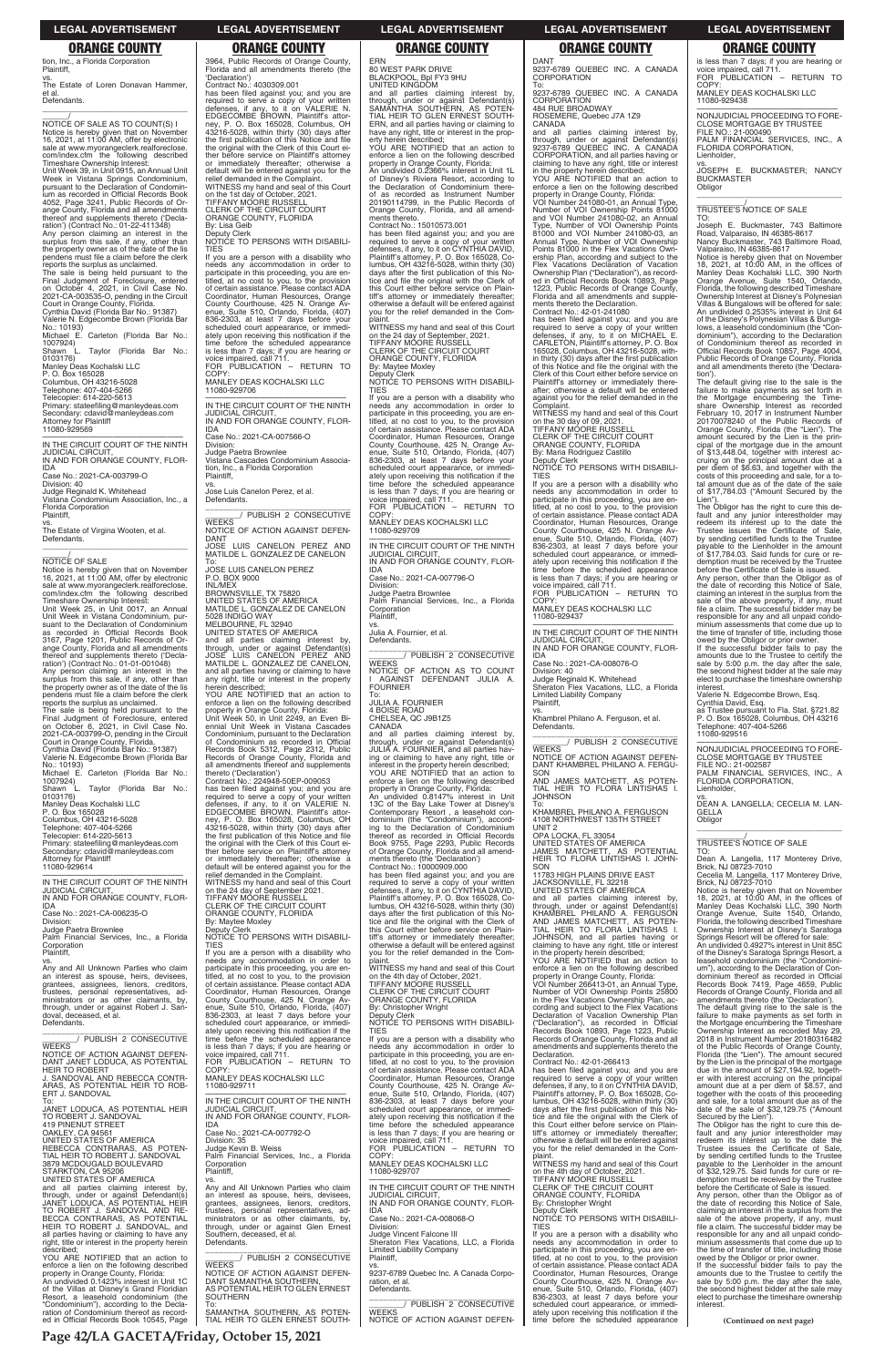tion, Inc., a Florida Corporation
Plaintiff,
vs.
The Estate of Loren Donavan Hammer, et al.
Defendants.

NOTICE OF SALE AS TO COUNT(S) I
Notice is hereby given that on November 16, 2021, at 11:00 AM, offer by electronic sale at www.myorangeclerk.realforeclose.com/index.cfm the following described Timeshare Ownership Interest:
Unit Week 39, in Unit 0915, an Annual Unit Week in Vistana Springs Condominium, pursuant to the Declaration of Condominium as recorded in Official Records Book 4052, Page 3241, Public Records of Orange County, Florida and all amendments thereof and supplements thereto ('Declaration') (Contract No.: 01-22-411348)
Any person claiming an interest in the surplus from this sale, if any, other than the property owner as of the date of the lis pendens must file a claim before the clerk reports the surplus as unclaimed.
The sale is being held pursuant to the Final Judgment of Foreclosure, entered on October 4, 2021, in Civil Case No. 2021-CA-003535-O, pending in the Circuit Court in Orange County, Florida.
Cynthia David (Florida Bar No.: 91387)
Valerie N. Edgecombe Brown (Florida Bar No.: 10193)
Michael E. Carleton (Florida Bar No.: 1007924)
Shawn L. Taylor (Florida Bar No.: 0103176)
Manley Deas Kochalski LLC
P. O. Box 165028
Columbus, OH 43216-5028
Telephone: 407-404-5266
Telecopier: 614-220-5613
Primary: stateefiling@manleydeas.com
Secondary: cdavid@manleydeas.com
Attorney for Plaintiff
11080-929569

IN THE CIRCUIT COURT OF THE NINTH JUDICIAL CIRCUIT,
IN AND FOR ORANGE COUNTY, FLORIDA
Case No.: 2021-CA-003799-O
Division: 40
Judge Reginald K. Whitehead
Vistana Condominium Association, Inc., a Florida Corporation
Plaintiff,
vs.
The Estate of Virgina Wooten, et al.
Defendants.

NOTICE OF SALE
Notice is hereby given that on November 16, 2021, at 11:00 AM, offer by electronic sale at www.myorangeclerk.realforeclose.com/index.cfm the following described Timeshare Ownership Interest:
Unit Week 25, in Unit 0017, an Annual Unit Week in Vistana Condominium, pursuant to the Declaration of Condominium as recorded in Official Records Book 3167, Page 1201, Public Records of Orange County, Florida and all amendments thereof and supplements thereto ('Declaration') (Contract No.: 01-01-001048)
Any person claiming an interest in the surplus from this sale, if any, other than the property owner as of the date of the lis pendens must file a claim before the clerk reports the surplus as unclaimed.
The sale is being held pursuant to the Final Judgment of Foreclosure, entered on October 6, 2021, in Civil Case No. 2021-CA-003799-O, pending in the Circuit Court in Orange County, Florida.
Cynthia David (Florida Bar No.: 91387)
Valerie N. Edgecombe Brown (Florida Bar No.: 10193)
Michael E. Carleton (Florida Bar No.: 1007924)
Shawn L. Taylor (Florida Bar No.: 0103176)
Manley Deas Kochalski LLC
P. O. Box 165028
Columbus, OH 43216-5028
Telephone: 407-404-5266
Telecopier: 614-220-5613
Primary: stateefiling@manleydeas.com
Secondary: cdavid@manleydeas.com
Attorney for Plaintiff
11080-929614

IN THE CIRCUIT COURT OF THE NINTH JUDICIAL CIRCUIT,
IN AND FOR ORANGE COUNTY, FLORIDA
Case No.: 2021-CA-006235-O
Division:
Judge Paetra Brownlee
Palm Financial Services, Inc., a Florida Corporation
Plaintiff,
vs.
Any and All Unknown Parties who claim an interest as spouse, heirs, devisees, grantees, assignees, lienors, creditors, trustees, personal representatives, administrators or as other claimants, by, through, under or against Robert J. Sandoval, deceased, et al.
Defendants.

PUBLISH 2 CONSECUTIVE WEEKS
NOTICE OF ACTION AGAINST DEFENDANT JANET LODUCA, AS POTENTIAL HEIR TO ROBERT J. SANDOVAL AND REBECCA CONTRARAS, AS POTENTIAL HEIR TO ROBERT J. SANDOVAL
To:
JANET LODUCA, AS POTENTIAL HEIR TO ROBERT J. SANDOVAL
419 PINENUT STREET
OAKLEY, CA 94561
UNITED STATES OF AMERICA
REBECCA CONTRARAS, AS POTENTIAL HEIR TO ROBERT J. SANDOVAL
3879 MCDOUGALD BOULEVARD
STARKTON, CA 95206
UNITED STATES OF AMERICA
and all parties claiming interest by, through, under or against Defendant(s) JANET LODUCA, AS POTENTIAL HEIR TO ROBERT J. SANDOVAL AND REBECCA CONTRARAS, AS POTENTIAL HEIR TO ROBERT J. SANDOVAL, and all parties having or claiming to have any right, title or interest in the property herein described;
YOU ARE NOTIFIED that an action to enforce a lien on the following described property in Orange County, Florida:
An undivided 0.1423% interest in Unit 1C of the Villas at Disney's Grand Floridian Resort, a leasehold condominium (the "Condominium"), according to the Declaration of Condominium thereof as recorded in Official Records Book 10545, Page 3964, Public Records of Orange County, Florida and all amendments thereto (the 'Declaration')
Contract No.: 4030309.001
has been filed against you; and you are required to serve a copy of your written defenses, if any, to it on VALERIE N. EDGECOMBE BROWN, Plaintiff's attorney, P. O. Box 165028, Columbus, OH 43216-5028, within thirty (30) days after the first publication of this Notice and file the original with the Clerk of this Court either before service on Plaintiff's attorney or immediately thereafter; otherwise a default will be entered against you for the relief demanded in the Complaint.
WITNESS my hand and seal of this Court on the 1st day of October, 2021.
TIFFANY MOORE RUSSELL
CLERK OF THE CIRCUIT COURT
ORANGE COUNTY, FLORIDA
By: Lisa Geib
Deputy Clerk
NOTICE TO PERSONS WITH DISABILITIES
If you are a person with a disability who needs any accommodation in order to participate in this proceeding, you are entitled, at no cost to you, to the provision of certain assistance. Please contact ADA Coordinator, Human Resources, Orange County Courthouse, 425 N. Orange Avenue, Suite 510, Orlando, Florida, (407) 836-2303, at least 7 days before your scheduled court appearance, or immediately upon receiving this notification if the time before the scheduled appearance is less than 7 days; if you are hearing or voice impaired, call 711.
FOR PUBLICATION – RETURN TO COPY:
MANLEY DEAS KOCHALSKI LLC
11080-929706

IN THE CIRCUIT COURT OF THE NINTH JUDICIAL CIRCUIT,
IN AND FOR ORANGE COUNTY, FLORIDA
Case No.: 2021-CA-007566-O
Division:
Judge Paetra Brownlee
Vistana Cascades Condominium Association, Inc., a Florida Corporation
Plaintiff,
vs.
Jose Luis Canelon Perez, et al.
Defendants.

PUBLISH 2 CONSECUTIVE WEEKS
NOTICE OF ACTION AGAINST DEFENDANT JOSE LUIS CANELON PEREZ AND MATILDE L. GONZALEZ DE CANELON
To:
JOSE LUIS CANELON PEREZ
P.O. BOX 9000
INL/MEX
BROWNSVILLE, TX 75820
UNITED STATES OF AMERICA
MATILDE L. GONZALEZ DE CANELON
5028 INDIGO WAY
MELBOURNE, FL 32940
UNITED STATES OF AMERICA
and all parties claiming interest by, through, under or against Defendant(s) JOSE LUIS CANELON PEREZ AND MATILDE L. GONZALEZ DE CANELON, and all parties having or claiming to have any right, title or interest in the property herein described;
YOU ARE NOTIFIED that an action to enforce a lien on the following described property in Orange County, Florida:
Unit Week 50, in Unit 2249, an Even Biennial Unit Week in Vistana Cascades Condominium, pursuant to the Declaration of Condominium as recorded in Official Records Book 5312, Page 2312, Public Records of Orange County, Florida and all amendments thereof and supplements thereto ('Declaration')
Contract No.: 224948-50EP-009053
has been filed against you; and you are required to serve a copy of your written defenses, if any, to it on VALERIE N. EDGECOMBE BROWN, Plaintiff's attorney, P. O. Box 165028, Columbus, OH 43216-5028, within thirty (30) days after the first publication of this Notice and file the original with the Clerk of this Court either before service on Plaintiff's attorney or immediately thereafter; otherwise a default will be entered against you for the relief demanded in the Complaint.
WITNESS my hand and seal of this Court on the 24 day of September, 2021.
TIFFANY MOORE RUSSELL
CLERK OF THE CIRCUIT COURT
ORANGE COUNTY, FLORIDA
By: Maytee Moxley
Deputy Clerk
NOTICE TO PERSONS WITH DISABILITIES
If you are a person with a disability who needs any accommodation in order to participate in this proceeding, you are entitled, at no cost to you, to the provision of certain assistance. Please contact ADA Coordinator, Human Resources, Orange County Courthouse, 425 N. Orange Avenue, Suite 510, Orlando, Florida, (407) 836-2303, at least 7 days before your scheduled court appearance, or immediately upon receiving this notification if the time before the scheduled appearance is less than 7 days; if you are hearing or voice impaired, call 711.
FOR PUBLICATION – RETURN TO COPY:
MANLEY DEAS KOCHALSKI LLC
11080-929711

IN THE CIRCUIT COURT OF THE NINTH JUDICIAL CIRCUIT,
IN AND FOR ORANGE COUNTY, FLORIDA
Case No.: 2021-CA-007792-O
Division: 35
Judge Kevin B. Weiss
Palm Financial Services, Inc., a Florida Corporation
Plaintiff,
vs.
Any and All Unknown Parties who claim an interest as spouse, heirs, devisees, grantees, assignees, lienors, creditors, trustees, personal representatives, administrators or as other claimants, by, through, under or against Glen Ernest Southern, deceased, et al.
Defendants.

PUBLISH 2 CONSECUTIVE WEEKS
NOTICE OF ACTION AGAINST DEFENDANT SAMANTHA SOUTHERN, AS POTENTIAL HEIR TO GLEN ERNEST SOUTHERN
To:
SAMANTHA SOUTHERN, AS POTENTIAL HEIR TO GLEN ERNEST SOUTHERN
80 WEST PARK DRIVE
BLACKPOOL, Bpl FY3 9HU
UNITED KINGDOM
and all parties claiming interest by, through, under or against Defendant(s) SAMANTHA SOUTHERN, AS POTENTIAL HEIR TO GLEN ERNEST SOUTHERN, and all parties having or claiming to have any right, title or interest in the property herein described;
YOU ARE NOTIFIED that an action to enforce a lien on the following described property in Orange County, Florida:
An undivided 0.2366% interest in Unit 1L of Disney's Riviera Resort, according to the Declaration of Condominium thereof as recorded as Instrument Number 20190114799, in the Public Records of Orange County, Florida, and all amendments thereto.
Contract No.: 15010573.001
has been filed against you; and you are required to serve a copy of your written defenses, if any, to it on CYNTHIA DAVID, Plaintiff's attorney, P. O. Box 165028, Columbus, OH 43216-5028, within thirty (30) days after the first publication of this Notice and file the original with the Clerk of this Court either before service on Plaintiff's attorney or immediately thereafter; otherwise a default will be entered against you for the relief demanded in the Complaint.
WITNESS my hand and seal of this Court on the 24 day of September, 2021.
TIFFANY MOORE RUSSELL
CLERK OF THE CIRCUIT COURT
ORANGE COUNTY, FLORIDA
By: Maytee Moxley
Deputy Clerk
NOTICE TO PERSONS WITH DISABILITIES
If you are a person with a disability who needs any accommodation in order to participate in this proceeding, you are entitled, at no cost to you, to the provision of certain assistance. Please contact ADA Coordinator, Human Resources, Orange County Courthouse, 425 N. Orange Avenue, Suite 510, Orlando, Florida, (407) 836-2303, at least 7 days before your scheduled court appearance, or immediately upon receiving this notification if the time before the scheduled appearance is less than 7 days; if you are hearing or voice impaired, call 711.
FOR PUBLICATION – RETURN TO COPY:
MANLEY DEAS KOCHALSKI LLC
11080-929709

IN THE CIRCUIT COURT OF THE NINTH JUDICIAL CIRCUIT,
IN AND FOR ORANGE COUNTY, FLORIDA
Case No.: 2021-CA-007796-O
Division:
Judge Paetra Brownlee
Palm Financial Services, Inc., a Florida Corporation
Plaintiff,
vs.
Julia A. Fournier, et al.
Defendants.

PUBLISH 2 CONSECUTIVE WEEKS
NOTICE OF ACTION AS TO COUNT I AGAINST DEFENDANT JULIA A. FOURNIER
To:
JULIA A. FOURNIER
4 BOISE ROAD
CHELSEA, QC J9B1Z5
CANADA
and all parties claiming interest by, through, under or against Defendant(s) JULIA A. FOURNIER, and all parties having or claiming to have any right, title or interest in the property herein described;
YOU ARE NOTIFIED that an action to enforce a lien on the following described property in Orange County, Florida:
An undivided 0.8147% interest in Unit 13C of the Bay Lake Tower at Disney's Contemporary Resort, a leasehold condominium (the "Condominium"), according to the Declaration of Condominium thereof as recorded in Official Records Book 9755, Page 2293, Public Records of Orange County, Florida and all amendments thereto (the 'Declaration')
Contract No.: 10000909.000
has been filed against you; and you are required to serve a copy of your written defenses, if any, to it on CYNTHIA DAVID, Plaintiff's attorney, P. O. Box 165028, Columbus, OH 43216-5028, within thirty (30) days after the first publication of this Notice and file the original with the Clerk of this Court either before service on Plaintiff's attorney or immediately thereafter; otherwise a default will be entered against you for the relief demanded in the Complaint.
WITNESS my hand and seal of this Court on the 4th day of October, 2021.
TIFFANY MOORE RUSSELL
CLERK OF THE CIRCUIT COURT
ORANGE COUNTY, FLORIDA
By: Christopher Wright
Deputy Clerk
NOTICE TO PERSONS WITH DISABILITIES
If you are a person with a disability who needs any accommodation in order to participate in this proceeding, you are entitled, at no cost to you, to the provision of certain assistance. Please contact ADA Coordinator, Human Resources, Orange County Courthouse, 425 N. Orange Avenue, Suite 510, Orlando, Florida, (407) 836-2303, at least 7 days before your scheduled court appearance, or immediately upon receiving this notification if the time before the scheduled appearance is less than 7 days; if you are hearing or voice impaired, call 711.
FOR PUBLICATION – RETURN TO COPY:
MANLEY DEAS KOCHALSKI LLC
11080-929707

IN THE CIRCUIT COURT OF THE NINTH JUDICIAL CIRCUIT,
IN AND FOR ORANGE COUNTY, FLORIDA
Case No.: 2021-CA-008068-O
Division:
Judge Vincent Falcone III
Sheraton Flex Vacations, LLC, a Florida Limited Liability Company
Plaintiff,
vs.
9237-6789 Quebec Inc. A Canada Corporation, et al.
Defendants.

PUBLISH 2 CONSECUTIVE WEEKS
NOTICE OF ACTION AGAINST DEFENDANT 9237-6789 QUEBEC INC. A CANADA CORPORATION
To:
9237-6789 QUEBEC INC. A CANADA CORPORATION
484 RUE BROADWAY
ROSEMERE, Quebec J7A 1Z9
CANADA
and all parties claiming interest by, through, under or against Defendant(s) 9237-6789 QUEBEC INC. A CANADA CORPORATION, and all parties having or claiming to have any right, title or interest in the property herein described;
YOU ARE NOTIFIED that an action to enforce a lien on the following described property in Orange County, Florida:
VOI Number 241080-01, an Annual Type, Number of VOI Ownership Points 81000 and VOI Number 241080-02, an Annual Type, Number of VOI Ownership Points 81000 and VOI Number 241080-03, an Annual Type, Number of VOI Ownership Points 81000 in the Flex Vacations Ownership Plan, according and subject to the Flex Vacations Declaration of Vacation Ownership Plan ("Declaration"), as recorded in Official Records Book 10893, Page 1223, Public Records of Orange County, Florida and all amendments and supplements thereto the Declaration.
Contract No.: 42-01-241080
has been filed against you; and you are required to serve a copy of your written defenses, if any, to it on MICHAEL E. CARLETON, Plaintiff's attorney, P. O. Box 165028, Columbus, OH 43216-5028, within thirty (30) days after the first publication of this Notice and file the original with the Clerk of this Court either before service on Plaintiff's attorney or immediately thereafter; otherwise a default will be entered against you for the relief demanded in the Complaint.
WITNESS my hand and seal of this Court on the 30 day of 09, 2021.
TIFFANY MOORE RUSSELL
CLERK OF THE CIRCUIT COURT
ORANGE COUNTY, FLORIDA
By: Maria Rodriguez Castillo
Deputy Clerk
NOTICE TO PERSONS WITH DISABILITIES
If you are a person with a disability who needs any accommodation in order to participate in this proceeding, you are entitled, at no cost to you, to the provision of certain assistance. Please contact ADA Coordinator, Human Resources, Orange County Courthouse, 425 N. Orange Avenue, Suite 510, Orlando, Florida, (407) 836-2303, at least 7 days before your scheduled court appearance, or immediately upon receiving this notification if the time before the scheduled appearance is less than 7 days; if you are hearing or voice impaired, call 711.
FOR PUBLICATION – RETURN TO COPY:
MANLEY DEAS KOCHALSKI LLC
11080-929437

IN THE CIRCUIT COURT OF THE NINTH JUDICIAL CIRCUIT,
IN AND FOR ORANGE COUNTY, FLORIDA
Case No.: 2021-CA-008076-O
Division: 40
Judge Reginald K. Whitehead
Sheraton Flex Vacations, LLC, a Florida Limited Liability Company
Plaintiff,
vs.
Khambrel Philano A. Ferguson, et al.
Defendants.

PUBLISH 2 CONSECUTIVE WEEKS
NOTICE OF ACTION AGAINST DEFENDANT KHAMBREL PHILANO A. FERGUSON AND JAMES MATCHETT, AS POTENTIAL HEIR TO FLORA LINTISHAS I. JOHNSON
To:
KHAMBREL PHILANO A. FERGUSON
4108 NORTHWEST 135TH STREET
UNIT 2
OPA LOCKA, FL 33054
UNITED STATES OF AMERICA
JAMES MATCHETT, AS POTENTIAL HEIR TO FLORA LINTISHAS I. JOHNSON
11783 HIGH PLAINS DRIVE EAST
JACKSONVILLE, FL 32218
UNITED STATES OF AMERICA
and all parties claiming interest by, through, under or against Defendant(s) KHAMBREL PHILANO A. FERGUSON AND JAMES MATCHETT, AS POTENTIAL HEIR TO FLORA LINTISHAS I. JOHNSON, and all parties having or claiming to have any right, title or interest in the property herein described;
YOU ARE NOTIFIED that an action to enforce a lien on the following described property in Orange County, Florida:
VOI Number 266413-01, an Annual Type, Number of VOI Ownership Points 25800 in the Flex Vacations Ownership Plan, according and subject to the Flex Vacations Declaration of Vacation Ownership Plan ("Declaration"), as recorded in Official Records Book 10893, Page 1223, Public Records of Orange County, Florida and all amendments and supplements thereto the Declaration.
Contract No.: 42-01-266413
has been filed against you; and you are required to serve a copy of your written defenses, if any, to it on CYNTHIA DAVID, Plaintiff's attorney, P. O. Box 165028, Columbus, OH 43216-5028, within thirty (30) days after the first publication of this Notice and file the original with the Clerk of this Court either before service on Plaintiff's attorney or immediately thereafter; otherwise a default will be entered against you for the relief demanded in the Complaint.
WITNESS my hand and seal of this Court on the 4th day of October, 2021.
TIFFANY MOORE RUSSELL
CLERK OF THE CIRCUIT COURT
ORANGE COUNTY, FLORIDA
By: Christopher Wright
Deputy Clerk
NOTICE TO PERSONS WITH DISABILITIES
If you are a person with a disability who needs any accommodation in order to participate in this proceeding, you are entitled, at no cost to you, to the provision of certain assistance. Please contact ADA Coordinator, Human Resources, Orange County Courthouse, 425 N. Orange Avenue, Suite 510, Orlando, Florida, (407) 836-2303, at least 7 days before your scheduled court appearance, or immediately upon receiving this notification if the time before the scheduled appearance is less than 7 days; if you are hearing or voice impaired, call 711.
FOR PUBLICATION – RETURN TO COPY:
MANLEY DEAS KOCHALSKI LLC
11080-929438

NONJUDICIAL PROCEEDING TO FORECLOSE MORTGAGE BY TRUSTEE
FILE NO.: 21-000490
PALM FINANCIAL SERVICES, INC., A FLORIDA CORPORATION,
Lienholder,
vs.
JOSEPH E. BUCKMASTER; NANCY BUCKMASTER
Obligor

TRUSTEE'S NOTICE OF SALE
TO:
Joseph E. Buckmaster, 743 Baltimore Road, Valparaiso, IN 46385-8617
Nancy Buckmaster, 743 Baltimore Road, Valparaiso, IN 46385-8617
Notice is hereby given that on November 18, 2021, at 10:00 AM, in the offices of Manley Deas Kochalski LLC, 390 North Orange Avenue, Suite 1540, Orlando, Florida, the following described Timeshare Ownership Interest at Disney's Polynesian Villas & Bungalows will be offered for sale:
An undivided 0.2535% interest in Unit 64 of the Disney's Polynesian Villas & Bungalows, a leasehold condominium (the "Condominium"), according to the Declaration of Condominium thereof as recorded in Official Records Book 10857, Page 4004, Public Records of Orange County, Florida and all amendments thereto (the 'Declaration').
The default giving rise to the sale is the failure to make payments as set forth in the Mortgage encumbering the Timeshare Ownership Interest as recorded February 10, 2017 in Instrument Number 20170078240 of the Public Records of Orange County, Florida (the "Lien"). The amount secured by the Lien is the principal of the mortgage due in the amount of $13,448.04, together with interest accruing on the principal amount due at a per diem of $5.63, and together with the costs of this proceeding and sale, for a total amount due as of the date of the sale of $17,784.03 ("Amount Secured by the Lien").
The Obligor has the right to cure this default and any junior interestholder may redeem its interest up to the date the Trustee issues the Certificate of Sale, by sending certified funds to the Trustee payable to the Lienholder in the amount of $17,784.03. Said funds for cure or redemption must be received by the Trustee before the Certificate of Sale is issued.
Any person, other than the Obligor as of the date of recording this Notice of Sale, claiming an interest in the surplus from the sale of the above property, if any, must file a claim. The successful bidder may be responsible for any and all unpaid condominium assessments that come due up to the time of transfer of title, including those owed by the Obligor or prior owner.
If the successful bidder fails to pay the amounts due to the Trustee to certify the sale by 5:00 p.m. the day after the sale, the second highest bidder at the sale may elect to purchase the timeshare ownership interest.
Valerie N. Edgecombe Brown, Esq.
Cynthia David, Esq.
as Trustee pursuant to Fla. Stat. §721.82
P. O. Box 165028, Columbus, OH 43216
Telephone: 407-404-5266
11080-929516

NONJUDICIAL PROCEEDING TO FORECLOSE MORTGAGE BY TRUSTEE
FILE NO.: 21-002587
PALM FINANCIAL SERVICES, INC., A FLORIDA CORPORATION,
Lienholder,
vs.
DEAN A. LANGELLA; CECELIA M. LANGELLA
Obligor

TRUSTEE'S NOTICE OF SALE
TO:
Dean A. Langella, 117 Monterey Drive, Brick, NJ 08723-7010
Cecelia M. Langella, 117 Monterey Drive, Brick, NJ 08723-7010
Notice is hereby given that on November 18, 2021, at 10:00 AM, in the offices of Manley Deas Kochalski LLC, 390 North Orange Avenue, Suite 1540, Orlando, Florida, the following described Timeshare Ownership Interest at Disney's Saratoga Springs Resort will be offered for sale:
An undivided 0.4927% interest in Unit 85C of the Disney's Saratoga Springs Resort, a leasehold condominium (the "Condominium"), according to the Declaration of Condominium thereof as recorded in Official Records Book 7419, Page 4659, Public Records of Orange County, Florida and all amendments thereto (the 'Declaration').
The default giving rise to the sale is the failure to make payments as set forth in the Mortgage encumbering the Timeshare Ownership Interest as recorded May 29, 2018 in Instrument Number 20180316482 of the Public Records of Orange County, Florida (the "Lien"). The amount secured by the Lien is the principal of the mortgage due in the amount of $27,194.92, together with interest accruing on the principal amount due at a per diem of $8.57, and together with the costs of this proceeding and sale, for a total amount due as of the date of the sale of $32,129.75 ("Amount Secured by the Lien").
The Obligor has the right to cure this default and any junior interestholder may redeem its interest up to the date the Trustee issues the Certificate of Sale, by sending certified funds to the Trustee payable to the Lienholder in the amount of $32,129.75. Said funds for cure or redemption must be received by the Trustee before the Certificate of Sale is issued.
Any person, other than the Obligor as of the date of recording this Notice of Sale, claiming an interest in the surplus from the sale of the above property, if any, must file a claim. The successful bidder may be responsible for any and all unpaid condominium assessments that come due up to the time of transfer of title, including those owed by the Obligor or prior owner.
If the successful bidder fails to pay the amounts due to the Trustee to certify the sale by 5:00 p.m. the day after the sale, the second highest bidder at the sale may elect to purchase the timeshare ownership interest.

(Continued on next page)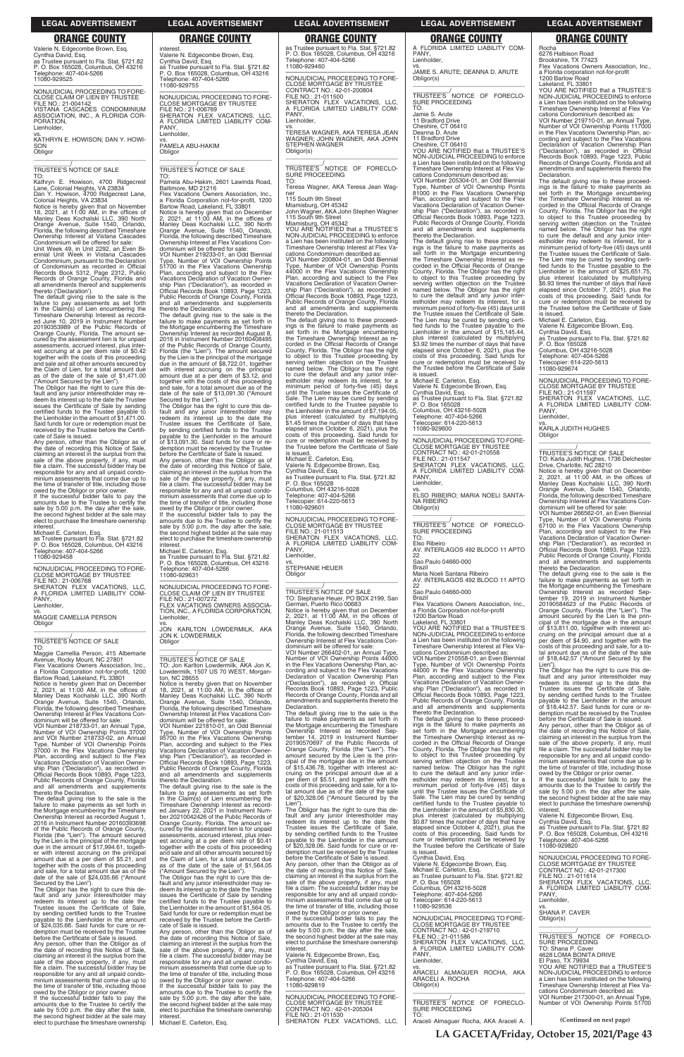## ORANGE COUNTY

Valerie N. Edgecombe Brown, Esq.
Cynthia David, Esq.
as Trustee pursuant to Fla. Stat. §721.82
P. O. Box 165028, Columbus, OH 43216
Telephone: 407-404-5266
11080-929525

---

NONJUDICIAL PROCEEDING TO FORECLOSE CLAIM OF LIEN BY TRUSTEE
FILE NO.: 21-004142
VISTANA CASCADES CONDOMINIUM ASSOCIATION, INC., A FLORIDA CORPORATION,
Lienholder,
vs.
KATHRYN E. HOWISON; DAN Y. HOWISON
Obligor

_______________/

TRUSTEE'S NOTICE OF SALE
TO:
Kathryn E. Howison, 4700 Ridgecrest Lane, Colonial Heights, VA 23834
Dan Y. Howison, 4700 Ridgecrest Lane, Colonial Heights, VA 23834
Notice is hereby given that on November 18, 2021, at 11:00 AM, in the offices of Manley Deas Kochalski LLC, 390 North Orange Avenue, Suite 1540, Orlando, Florida, the following described Timeshare Ownership Interest at Vistana Cascades Condominium will be offered for sale:
Unit Week 49, in Unit 2292, an Even Biennial Unit Week in Vistana Cascades Condominium, pursuant to the Declaration of Condominium as recorded in Official Records Book 5312, Page 2312, Public Records of Orange County, Florida and all amendments thereof and supplements thereto ('Declaration').
The default giving rise to the sale is the failure to pay assessments as set forth in the Claim(s) of Lien encumbering the Timeshare Ownership Interest as recorded June 10, 2019 in Instrument Number 20190353989 of the Public Records of Orange County, Florida. The amount secured by the assessment lien is for unpaid assessments, accrued interest, plus interest accruing at a per diem rate of $0.42 together with the costs of this proceeding and sale and all other amounts secured by the Claim of Lien, for a total amount due as of the date of the sale of $1,471.00 ("Amount Secured by the Lien").
The Obligor has the right to cure this default and any junior interestholder may redeem its interest up to the date the Trustee issues the Certificate of Sale by sending certified funds to the Trustee payable to the Lienholder in the amount of $1,471.00. Said funds for cure or redemption must be received by the Trustee before the Certificate of Sale is issued.
Any person, other than the Obligor as of the date of recording this Notice of Sale, claiming an interest in the surplus from the sale of the above property, if any, must file a claim. The successful bidder may be responsible for any and all unpaid condominium assessments that come due up to the time of transfer of title, including those owed by the Obligor or prior owner.
If the successful bidder fails to pay the amounts due to the Trustee to certify the sale by 5:00 p.m. the day after the sale, the second highest bidder at the sale may elect to purchase the timeshare ownership interest.
Michael E. Carleton, Esq.
as Trustee pursuant to Fla. Stat. §721.82
P. O. Box 165028, Columbus, OH 43216
Telephone: 407-404-5266
11080-929458

---

NONJUDICIAL PROCEEDING TO FORECLOSE MORTGAGE BY TRUSTEE
FILE NO.: 21-006768
SHERATON FLEX VACATIONS, LLC, A FLORIDA LIMITED LIABILITY COMPANY,
Lienholder,
vs.
MAGGIE CAMELLIA PERSON
Obligor

_______________/

TRUSTEE'S NOTICE OF SALE
TO:
Maggie Camellia Person, 415 Albemarle Avenue, Rocky Mount, NC 27801
Flex Vacations Owners Association, Inc., a Florida Corporation not-for-profit, 1200 Bartow Road, Lakeland, FL 33801
Notice is hereby given that on December 2, 2021, at 11:00 AM, in the offices of Manley Deas Kochalski LLC, 390 North Orange Avenue, Suite 1540, Orlando, Florida, the following described Timeshare Ownership Interest at Flex Vacations Condominium will be offered for sale:
VOI Number 218733-01, an Annual Type, Number of VOI Ownership Points 37000 and VOI Number 218733-02, an Annual Type, Number of VOI Ownership Points 37000 in the Flex Vacations Ownership Plan, according and subject to the Flex Vacations Declaration of Vacation Ownership Plan ("Declaration"), as recorded in Official Records Book 10893, Page 1223, Public Records of Orange County, Florida and all amendments and supplements thereto the Declaration.
The default giving rise to the sale is the failure to make payments as set forth in the Mortgage encumbering the Timeshare Ownership Interest as recorded August 1, 2016 in Instrument Number 20160393698 of the Public Records of Orange County, Florida (the "Lien"). The amount secured by the Lien is the principal of the mortgage due in the amount of $17,894.61, together with interest accruing on the principal amount due at a per diem of $5.21, and together with the costs of this proceeding and sale, for a total amount due as of the date of the sale of $24,035.66 ("Amount Secured by the Lien").
The Obligor has the right to cure this default and any junior interestholder may redeem its interest up to the date the Trustee issues the Certificate of Sale, by sending certified funds to the Trustee payable to the Lienholder in the amount of $24,035.66. Said funds for cure or redemption must be received by the Trustee before the Certificate of Sale is issued.
Any person, other than the Obligor as of the date of recording this Notice of Sale, claiming an interest in the surplus from the sale of the above property, if any, must file a claim. The successful bidder may be responsible for any and all unpaid condominium assessments that come due up to the time of transfer of title, including those owed by the Obligor or prior owner.
If the successful bidder fails to pay the amounts due to the Trustee to certify the sale by 5:00 p.m. the day after the sale, the second highest bidder at the sale may elect to purchase the timeshare ownership interest.
Valerie N. Edgecombe Brown, Esq.
Cynthia David, Esq.
as Trustee pursuant to Fla. Stat. §721.82
P. O. Box 165028, Columbus, OH 43216
Telephone: 407-404-5266
11080-929755

---

NONJUDICIAL PROCEEDING TO FORECLOSE MORTGAGE BY TRUSTEE
FILE NO.: 21-006769
SHERATON FLEX VACATIONS, LLC, A FLORIDA LIMITED LIABILITY COMPANY,
Lienholder,
vs.
PAMELA ABU-HAKIM
Obligor

_______________/

TRUSTEE'S NOTICE OF SALE
TO:
Pamela Abu-Hakim, 2601 Lawinda Road, Baltimore, MD 21216
Flex Vacations Owners Association, Inc., a Florida Corporation not-for-profit, 1200 Bartow Road, Lakeland, FL 33801
Notice is hereby given that on December 2, 2021, at 11:00 AM, in the offices of Manley Deas Kochalski LLC, 390 North Orange Avenue, Suite 1540, Orlando, Florida, the following described Timeshare Ownership Interest at Flex Vacations Condominium will be offered for sale:
VOI Number 219233-01, an Odd Biennial Type, Number of VOI Ownership Points 51700 in the Flex Vacations Ownership Plan, according and subject to the Flex Vacations Declaration of Vacation Ownership Plan ("Declaration"), as recorded in Official Records Book 10893, Page 1223, Public Records of Orange County, Florida and all amendments and supplements thereto the Declaration.
The default giving rise to the sale is the failure to make payments as set forth in the Mortgage encumbering the Timeshare Ownership Interest as recorded August 8, 2016 in Instrument Number 20160408495 of the Public Records of Orange County, Florida (the "Lien"). The amount secured by the Lien is the principal of the mortgage due in the amount of $8,722.01, together with interest accruing on the principal amount due at a per diem of $3.12, and together with the costs of this proceeding and sale, for a total amount due as of the date of the sale of $13,091.30 ("Amount Secured by the Lien").
The Obligor has the right to cure this default and any junior interestholder may redeem its interest up to the date the Trustee issues the Certificate of Sale, by sending certified funds to the Trustee payable to the Lienholder in the amount of $13,091.30. Said funds for cure or redemption must be received by the Trustee before the Certificate of Sale is issued.
Any person, other than the Obligor as of the date of recording this Notice of Sale, claiming an interest in the surplus from the sale of the above property, if any, must file a claim. The successful bidder may be responsible for any and all unpaid condominium assessments that come due up to the time of transfer of title, including those owed by the Obligor or prior owner.
If the successful bidder fails to pay the amounts due to the Trustee to certify the sale by 5:00 p.m. the day after the sale, the second highest bidder at the sale may elect to purchase the timeshare ownership interest.
Michael E. Carleton, Esq.
as Trustee pursuant to Fla. Stat. §721.82
P. O. Box 165028, Columbus, OH 43216
Telephone: 407-404-5266
11080-929631

---

NONJUDICIAL PROCEEDING TO FORECLOSE CLAIM OF LIEN BY TRUSTEE
FILE NO.: 21-007272
FLEX VACATIONS OWNERS ASSOCIATION, INC., A FLORIDA CORPORATION,
Lienholder,
vs.
JON KARLTON LOWDERMILK, AKA JON K. LOWDERMILK
Obligor

_______________/

TRUSTEE'S NOTICE OF SALE
TO: Jon Karlton Lowdermilk, AKA Jon K. Lowdermilk, 1507 US 70 WEST, Morganton, NC 28655
Notice is hereby given that on November 18, 2021, at 11:00 AM, in the offices of Manley Deas Kochalski LLC, 390 North Orange Avenue, Suite 1540, Orlando, Florida, the following described Timeshare Ownership Interest at Flex Vacations Condominium will be offered for sale:
VOI Number 221810-01, an Odd Biennial Type, Number of VOI Ownership Points 95700 in the Flex Vacations Ownership Plan, according and subject to the Flex Vacations Declaration of Vacation Ownership Plan ("Declaration"), as recorded in Official Records Book 10893, Page 1223, Public Records of Orange County, Florida and all amendments and supplements thereto the Declaration.
The default giving rise to the sale is the failure to pay assessments as set forth in the Claim(s) of Lien encumbering the Timeshare Ownership Interest as recorded January 22, 2021 in Instrument Number 20210042426 of the Public Records of Orange County, Florida. The amount secured by the assessment lien is for unpaid assessments, accrued interest, plus interest accruing at a per diem rate of $0.41 together with the costs of this proceeding and sale and all other amounts secured by the Claim of Lien, for a total amount due as of the date of the sale of $1,564.05 ("Amount Secured by the Lien").
The Obligor has the right to cure this default and any junior interestholder may redeem its interest up to the date the Trustee issues the Certificate of Sale by sending certified funds to the Trustee payable to the Lienholder in the amount of $1,564.05. Said funds for cure or redemption must be received by the Trustee before the Certificate of Sale is issued.
Any person, other than the Obligor as of the date of recording this Notice of Sale, claiming an interest in the surplus from the sale of the above property, if any, must file a claim. The successful bidder may be responsible for any and all unpaid condominium assessments that come due up to the time of transfer of title, including those owed by the Obligor or prior owner.
If the successful bidder fails to pay the amounts due to the Trustee to certify the sale by 5:00 p.m. the day after the sale, the second highest bidder at the sale may elect to purchase the timeshare ownership interest.
Michael E. Carleton, Esq.
as Trustee pursuant to Fla. Stat. §721.82
P. O. Box 165028, Columbus, OH 43216
Telephone: 407-404-5266
11080-929460

---

NONJUDICIAL PROCEEDING TO FORECLOSE MORTGAGE BY TRUSTEE
CONTRACT NO.: 42-01-200804
FILE NO.: 21-011500
SHERATON FLEX VACATIONS, LLC, A FLORIDA LIMITED LIABILITY COMPANY,
Lienholder,
vs.
TERESA WAGNER, AKA TERESA JEAN WAGNER; JOHN WAGNER, AKA JOHN STEPHEN WAGNER
Obligor(s)

_______________/

TRUSTEE'S NOTICE OF FORECLOSURE PROCEEDING
TO:
Teresa Wagner, AKA Teresa Jean Wagner
115 South 9th Street
Miamisburg, OH 45342
John Wagner, AKA John Stephen Wagner
115 South 9th Street
Miamisburg, OH 45342
YOU ARE NOTIFIED that a TRUSTEE'S NON-JUDICIAL PROCEEDING to enforce a Lien has been instituted on the following Timeshare Ownership Interest at Flex Vacations Condominium described as:
VOI Number 200804-01, an Odd Biennial Type, Number of VOI Ownership Points 44000 in the Flex Vacations Ownership Plan, according and subject to the Flex Vacations Declaration of Vacation Ownership Plan ("Declaration"), as recorded in Official Records Book 10893, Page 1223, Public Records of Orange County, Florida and all amendments and supplements thereto the Declaration.
The default giving rise to these proceedings is the failure to make payments as set forth in the Mortgage encumbering the Timeshare Ownership Interest as recorded in the Official Records of Orange County, Florida. The Obligor has the right to object to this Trustee proceeding by serving written objection on the Trustee named below. The Obligor has the right to cure the default and any junior interestholder may redeem its interest, for a minimum period of forty-five (45) days until the Trustee issues the Certificate of Sale. The Lien may be cured by sending certified funds to the Trustee payable to the Lienholder in the amount of $7,194.05, plus interest (calculated by multiplying $1.45 times the number of days that have elapsed since October 6, 2021), plus the costs of this proceeding. Said funds for cure or redemption must be received by the Trustee before the Certificate of Sale is issued.
Michael E. Carleton, Esq.
Valerie N. Edgecombe Brown, Esq.
Cynthia David, Esq.
as Trustee pursuant to Fla. Stat. §721.82
P. O. Box 165028
Columbus, OH 43216-5028
Telephone: 407-404-5266
Telecopier: 614-220-5613
11080-929601

---

NONJUDICIAL PROCEEDING TO FORECLOSE MORTGAGE BY TRUSTEE
FILE NO.: 21-011513
SHERATON FLEX VACATIONS, LLC, A FLORIDA LIMITED LIABILITY COMPANY,
Lienholder,
vs.
STEPHANIE HEUER
Obligor

_______________/

TRUSTEE'S NOTICE OF SALE
TO: Stephanie Heuer, PO BOX 2199, San German, Puerto Rico 00683
Notice is hereby given that on December 2, 2021, at 11:00 AM, in the offices of Manley Deas Kochalski LLC, 390 North Orange Avenue, Suite 1540, Orlando, Florida, the following described Timeshare Ownership Interest at Flex Vacations Condominium will be offered for sale:
VOI Number 266402-01, an Annual Type, Number of VOI Ownership Points 44000 in the Flex Vacations Ownership Plan, according and subject to the Flex Vacations Declaration of Vacation Ownership Plan ("Declaration"), as recorded in Official Records Book 10893, Page 1223, Public Records of Orange County, Florida and all amendments and supplements thereto the Declaration.
The default giving rise to the sale is the failure to make payments as set forth in the Mortgage encumbering the Timeshare Ownership Interest as recorded September 14, 2019 in Instrument Number 20190570697 of the Public Records of Orange County, Florida (the "Lien"). The amount secured by the Lien is the principal of the mortgage due in the amount of $15,436.78, together with interest accruing on the principal amount due at a per diem of $5.51, and together with the costs of this proceeding and sale, for a total amount due as of the date of the sale of $20,328.06 ("Amount Secured by the Lien").
The Obligor has the right to cure this default and any junior interestholder may redeem its interest up to the date the Trustee issues the Certificate of Sale, by sending certified funds to the Trustee payable to the Lienholder in the amount of $20,328.06. Said funds for cure or redemption must be received by the Trustee before the Certificate of Sale is issued.
Any person, other than the Obligor as of the date of recording this Notice of Sale, claiming an interest in the surplus from the sale of the above property, if any, must file a claim. The successful bidder may be responsible for any and all unpaid condominium assessments that come due up to the time of transfer of title, including those owed by the Obligor or prior owner.
If the successful bidder fails to pay the amounts due to the Trustee to certify the sale by 5:00 p.m. the day after the sale, the second highest bidder at the sale may elect to purchase the timeshare ownership interest.
Valerie N. Edgecombe Brown, Esq.
Cynthia David, Esq.
as Trustee pursuant to Fla. Stat. §721.82
P. O. Box 165028, Columbus, OH 43216
Telephone: 407-404-5266
11080-929819

---

NONJUDICIAL PROCEEDING TO FORECLOSE MORTGAGE BY TRUSTEE
CONTRACT NO.: 42-01-205304
FILE NO.: 21-011530
SHERATON FLEX VACATIONS, LLC, A FLORIDA LIMITED LIABILITY COMPANY,
Lienholder,
vs.
JAMIE S. ARUTE; DEANNA D. ARUTE
Obligor(s)

_______________/

TRUSTEE'S NOTICE OF FORECLOSURE PROCEEDING
TO:
Jamie S. Arute
11 Bradford Drive
Cheshire, CT 06410
Deanna D. Arute
11 Bradford Drive
Cheshire, CT 06410
YOU ARE NOTIFIED that a TRUSTEE'S NON-JUDICIAL PROCEEDING to enforce a Lien has been instituted on the following Timeshare Ownership Interest at Flex Vacations Condominium described as:
VOI Number 205304-01, an Odd Biennial Type, Number of VOI Ownership Points 81000 in the Flex Vacations Ownership Plan, according and subject to the Flex Vacations Declaration of Vacation Ownership Plan ("Declaration"), as recorded in Official Records Book 10893, Page 1223, Public Records of Orange County, Florida and all amendments and supplements thereto the Declaration.
The default giving rise to these proceedings is the failure to make payments as set forth in the Mortgage encumbering the Timeshare Ownership Interest as recorded in the Official Records of Orange County, Florida. The Obligor has the right to object to this Trustee proceeding by serving written objection on the Trustee named below. The Obligor has the right to cure the default and any junior interestholder may redeem its interest, for a minimum period of forty-five (45) days until the Trustee issues the Certificate of Sale. The Lien may be cured by sending certified funds to the Trustee payable to the Lienholder in the amount of $15,145.44, plus interest (calculated by multiplying $3.92 times the number of days that have elapsed since October 6, 2021), plus the costs of this proceeding. Said funds for cure or redemption must be received by the Trustee before the Certificate of Sale is issued.
Michael E. Carleton, Esq.
Valerie N. Edgecombe Brown, Esq.
Cynthia David, Esq.
as Trustee pursuant to Fla. Stat. §721.82
P. O. Box 165028
Columbus, OH 43216-5028
Telephone: 407-404-5266
Telecopier: 614-220-5613
11080-929600

---

NONJUDICIAL PROCEEDING TO FORECLOSE MORTGAGE BY TRUSTEE
CONTRACT NO.: 42-01-210558
FILE NO.: 21-011547
SHERATON FLEX VACATIONS, LLC, A FLORIDA LIMITED LIABILITY COMPANY,
Lienholder,
vs.
ELSO RIBEIRO; MARIA NOELI SANTANA RIBEIRO
Obligor(s)

_______________/

TRUSTEE'S NOTICE OF FORECLOSURE PROCEEDING
TO:
Elso Ribeiro
AV. INTERLAGOS 492 BLOCO 11 APTO 22
Sao Paulo 04660-000
Brazil
Maria Noeli Santana Ribeiro
AV. INTERLAGOS 492 BLOCO 11 APTO 22
Sao Paulo 04660-000
Brazil
Flex Vacations Owners Association, Inc., a Florida Corporation not-for-profit
1200 Bartow Road
Lakeland, FL 33801
YOU ARE NOTIFIED that a TRUSTEE'S NON-JUDICIAL PROCEEDING to enforce a Lien has been instituted on the following Timeshare Ownership Interest at Flex Vacations Condominium described as:
VOI Number 210558-01, an Even Biennial Type, Number of VOI Ownership Points 44000 in the Flex Vacations Ownership Plan, according and subject to the Flex Vacations Declaration of Vacation Ownership Plan ("Declaration"), as recorded in Official Records Book 10893, Page 1223, Public Records of Orange County, Florida and all amendments and supplements thereto the Declaration.
The default giving rise to these proceedings is the failure to make payments as set forth in the Mortgage encumbering the Timeshare Ownership Interest as recorded in the Official Records of Orange County, Florida. The Obligor has the right to object to this Trustee proceeding by serving written objection on the Trustee named below. The Obligor has the right to cure the default and any junior interestholder may redeem its interest, for a minimum period of forty-five (45) days until the Trustee issues the Certificate of Sale. The Lien may be cured by sending certified funds to the Trustee payable to the Lienholder in the amount of $5,830.30, plus interest (calculated by multiplying $0.87 times the number of days that have elapsed since October 4, 2021), plus the costs of this proceeding. Said funds for cure or redemption must be received by the Trustee before the Certificate of Sale is issued.
Cynthia David, Esq.
Valerie N. Edgecombe Brown, Esq.
Michael E. Carleton, Esq.
as Trustee pursuant to Fla. Stat. §721.82
P. O. Box 165028
Columbus, OH 43216-5028
Telephone: 407-404-5266
Telecopier: 614-220-5613
11080-929536

---

NONJUDICIAL PROCEEDING TO FORECLOSE MORTGAGE BY TRUSTEE
CONTRACT NO.: 42-01-219710
FILE NO.: 21-011586
SHERATON FLEX VACATIONS, LLC, A FLORIDA LIMITED LIABILITY COMPANY,
Lienholder,
vs.
ARACELI ALMAGUER ROCHA, AKA ARACELI A. ROCHA
Obligor(s)

_______________/

TRUSTEE'S NOTICE OF FORECLOSURE PROCEEDING
TO:
Araceli Almaguer Rocha, AKA Araceli A. Rocha
6276 Halbison Road
Brookshire, TX 77423
Flex Vacations Owners Association, Inc., a Florida corporation not-for-profit
1200 Bartow Road
Lakeland, FL 33801
YOU ARE NOTIFIED that a TRUSTEE'S NON-JUDICIAL PROCEEDING to enforce a Lien has been instituted on the following Timeshare Ownership Interest at Flex Vacations Condominium described as:
VOI Number 219710-01, an Annual Type, Number of VOI Ownership Points 117000 in the Flex Vacations Ownership Plan, according and subject to the Flex Vacations Declaration of Vacation Ownership Plan ("Declaration"), as recorded in Official Records Book 10893, Page 1223, Public Records of Orange County, Florida and all amendments and supplements thereto the Declaration.
The default giving rise to these proceedings is the failure to make payments as set forth in the Mortgage encumbering the Timeshare Ownership Interest as recorded in the Official Records of Orange County, Florida. The Obligor has the right to object to this Trustee proceeding by serving written objection on the Trustee named below. The Obligor has the right to cure the default and any junior interestholder may redeem its interest, for a minimum period of forty-five (45) days until the Trustee issues the Certificate of Sale. The Lien may be cured by sending certified funds to the Trustee payable to the Lienholder in the amount of $25,651.75, plus interest (calculated by multiplying $6.93 times the number of days that have elapsed since October 7, 2021), plus the costs of this proceeding. Said funds for cure or redemption must be received by the Trustee before the Certificate of Sale is issued.
Michael E. Carleton, Esq.
Valerie N. Edgecombe Brown, Esq.
Cynthia David, Esq.
as Trustee pursuant to Fla. Stat. §721.82
P. O. Box 165028
Columbus, OH 43216-5028
Telephone: 407-404-5266
Telecopier: 614-220-5613
11080-929674

---

NONJUDICIAL PROCEEDING TO FORECLOSE MORTGAGE BY TRUSTEE
FILE NO.: 21-011597
SHERATON FLEX VACATIONS, LLC, A FLORIDA LIMITED LIABILITY COMPANY,
Lienholder,
vs.
KARLA JUDITH HUGHES
Obligor

_______________/

TRUSTEE'S NOTICE OF SALE
TO: Karla Judith Hughes, 1736 Delchester Drive, Charlotte, NC 28210
Notice is hereby given that on December 2, 2021, at 11:00 AM, in the offices of Manley Deas Kochalski LLC, 390 North Orange Avenue, Suite 1540, Orlando, Florida, the following described Timeshare Ownership Interest at Flex Vacations Condominium will be offered for sale:
VOI Number 266562-01, an Even Biennial Type, Number of VOI Ownership Points 67100 in the Flex Vacations Ownership Plan, according and subject to the Flex Vacations Declaration of Vacation Ownership Plan ("Declaration"), as recorded in Official Records Book 10893, Page 1223, Public Records of Orange County, Florida and all amendments and supplements thereto the Declaration.
The default giving rise to the sale is the failure to make payments as set forth in the Mortgage encumbering the Timeshare Ownership Interest as recorded September 19, 2019 in Instrument Number 20190584623 of the Public Records of Orange County, Florida (the "Lien"). The amount secured by the Lien is the principal of the mortgage due in the amount of $13,811.00, together with interest accruing on the principal amount due at a per diem of $4.90, and together with the costs of this proceeding and sale, for a total amount due as of the date of the sale of $18,442.57 ("Amount Secured by the Lien").
The Obligor has the right to cure this default and any junior interestholder may redeem its interest up to the date the Trustee issues the Certificate of Sale, by sending certified funds to the Trustee payable to the Lienholder in the amount of $18,442.57. Said funds for cure or redemption must be received by the Trustee before the Certificate of Sale is issued.
Any person, other than the Obligor as of the date of recording this Notice of Sale, claiming an interest in the surplus from the sale of the above property, if any, must file a claim. The successful bidder may be responsible for any and all unpaid condominium assessments that come due up to the time of transfer of title, including those owed by the Obligor or prior owner.
If the successful bidder fails to pay the amounts due to the Trustee to certify the sale by 5:00 p.m. the day after the sale, the second highest bidder at the sale may elect to purchase the timeshare ownership interest.
Valerie N. Edgecombe Brown, Esq.
Cynthia David, Esq.
as Trustee pursuant to Fla. Stat. §721.82
P. O. Box 165028, Columbus, OH 43216
Telephone: 407-404-5266
11080-929820

---

NONJUDICIAL PROCEEDING TO FORECLOSE MORTGAGE BY TRUSTEE
CONTRACT NO.: 42-01-217300
FILE NO.: 21-011614
SHERATON FLEX VACATIONS, LLC, A FLORIDA LIMITED LIABILITY COMPANY,
Lienholder,
vs.
SHANA P. CAVER
Obligor(s)

_______________/

TRUSTEE'S NOTICE OF FORECLOSURE PROCEEDING
TO: Shana P. Caver
4628 LOMA BONITA DRIVE
El Paso, TX 79934
YOU ARE NOTIFIED that a TRUSTEE'S NON-JUDICIAL PROCEEDING to enforce a Lien has been instituted on the following Timeshare Ownership Interest at Flex Vacations Condominium described as:
VOI Number 217300-01, an Annual Type, Number of VOI Ownership Points 51700

**(Continued on next page)**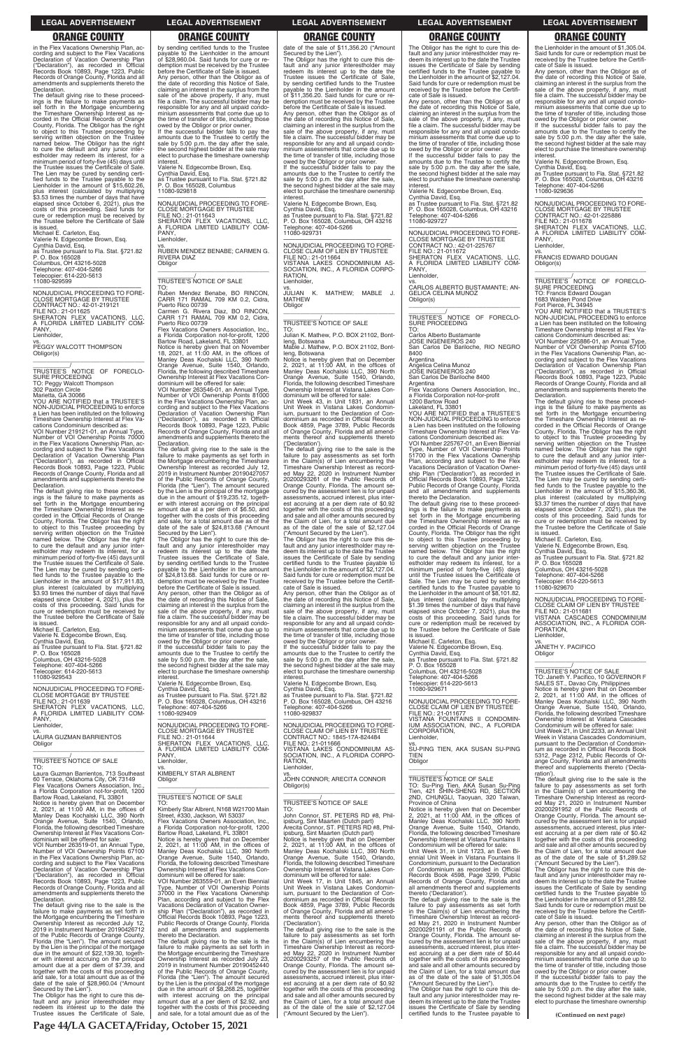## ORANGE COUNTY

in the Flex Vacations Ownership Plan, according and subject to the Flex Vacations Declaration of Vacation Ownership Plan ("Declaration"), as recorded in Official Records Book 10893, Page 1223, Public Records of Orange County, Florida and all amendments and supplements thereto the Declaration.

The default giving rise to these proceedings is the failure to make payments as set forth in the Mortgage encumbering the Timeshare Ownership Interest as recorded in the Official Records of Orange County, Florida. The Obligor has the right to object to this Trustee proceeding by serving written objection on the Trustee named below. The Obligor has the right to cure the default and any junior interestholder may redeem its interest, for a minimum period of forty-five (45) days until the Trustee issues the Certificate of Sale. The Lien may be cured by sending certified funds to the Trustee payable to the Lienholder in the amount of $15,602.26, plus interest (calculated by multiplying $3.53 times the number of days that have elapsed since October 6, 2021), plus the costs of this proceeding. Said funds for cure or redemption must be received by the Trustee before the Certificate of Sale is issued.

Michael E. Carleton, Esq.
Valerie N. Edgecombe Brown, Esq.
Cynthia David, Esq.
as Trustee pursuant to Fla. Stat. §721.82
P. O. Box 165028
Columbus, OH 43216-5028
Telephone: 407-404-5266
Telecopier: 614-220-5613
11080-929599

—————————————————

NONJUDICIAL PROCEEDING TO FORECLOSE MORTGAGE BY TRUSTEE
CONTRACT NO.: 42-01-219121
FILE NO.: 21-011625
SHERATON FLEX VACATIONS, LLC, A FLORIDA LIMITED LIABILITY COMPANY,
Lienholder,
vs.
PEGGY WALCOTT THOMPSON
Obligor(s)

_____________________________/

TRUSTEE'S NOTICE OF FORECLOSURE PROCEEDING
TO: Peggy Walcott Thompson
302 Paxton Circle
Marietta, GA 30066

YOU ARE NOTIFIED that a TRUSTEE'S NON-JUDICIAL PROCEEDING to enforce a Lien has been instituted on the following Timeshare Ownership Interest at Flex Vacations Condominium described as:

VOI Number 219121-01, an Annual Type, Number of VOI Ownership Points 70000 in the Flex Vacations Ownership Plan, according and subject to the Flex Vacations Declaration of Vacation Ownership Plan ("Declaration"), as recorded in Official Records Book 10893, Page 1223, Public Records of Orange County, Florida and all amendments and supplements thereto the Declaration.

The default giving rise to these proceedings is the failure to make payments as set forth in the Mortgage encumbering the Timeshare Ownership Interest as recorded in the Official Records of Orange County, Florida. The Obligor has the right to object to this Trustee proceeding by serving written objection on the Trustee named below. The Obligor has the right to cure the default and any junior interestholder may redeem its interest, for a minimum period of forty-five (45) days until the Trustee issues the Certificate of Sale. The Lien may be cured by sending certified funds to the Trustee payable to the Lienholder in the amount of $17,911.83, plus interest (calculated by multiplying $3.93 times the number of days that have elapsed since October 4, 2021), plus the costs of this proceeding. Said funds for cure or redemption must be received by the Trustee before the Certificate of Sale is issued.

Michael E. Carleton, Esq.
Valerie N. Edgecombe Brown, Esq.
Cynthia David, Esq.
as Trustee pursuant to Fla. Stat. §721.82
P. O. Box 165028
Columbus, OH 43216-5028
Telephone: 407-404-5266
Telecopier: 614-220-5613
11080-929543

—————————————————

NONJUDICIAL PROCEEDING TO FORECLOSE MORTGAGE BY TRUSTEE
FILE NO.: 21-011639
SHERATON FLEX VACATIONS, LLC, A FLORIDA LIMITED LIABILITY COMPANY,
Lienholder,
vs.
LAURA GUZMAN BARRIENTOS
Obligor

_____________________________/

TRUSTEE'S NOTICE OF SALE
TO:
Laura Guzman Barrientos, 713 Southeast 60 Terrace, Oklahoma City, OK 73149
Flex Vacations Owners Association, Inc., a Florida Corporation not-for-profit, 1200 Bartow Road, Lakeland, FL 33801

Notice is hereby given that on December 2, 2021, at 11:00 AM, in the offices of Manley Deas Kochalski LLC, 390 North Orange Avenue, Suite 1540, Orlando, Florida, the following described Timeshare Ownership Interest at Flex Vacations Condominium will be offered for sale:

VOI Number 263519-01, an Annual Type, Number of VOI Ownership Points 67100 in the Flex Vacations Ownership Plan, according and subject to the Flex Vacations Declaration of Vacation Ownership Plan ("Declaration"), as recorded in Official Records Book 10893, Page 1223, Public Records of Orange County, Florida and all amendments and supplements thereto the Declaration.

The default giving rise to the sale is the failure to make payments as set forth in the Mortgage encumbering the Timeshare Ownership Interest as recorded July 12, 2019 in Instrument Number 20190426712 of the Public Records of Orange County, Florida (the "Lien"). The amount secured by the Lien is the principal of the mortgage due in the amount of $22,139.30, together with interest accruing on the principal amount due at a per diem of $7.39, and together with the costs of this proceeding and sale, for a total amount due as of the date of the sale of $28,960.04 ("Amount Secured by the Lien").

The Obligor has the right to cure this default and any junior interestholder may redeem its interest up to the date the Trustee issues the Certificate of Sale, by sending certified funds to the Trustee payable to the Lienholder in the amount of $28,960.04. Said funds for cure or redemption must be received by the Trustee before the Certificate of Sale is issued.

Any person, other than the Obligor as of the date of recording this Notice of Sale, claiming an interest in the surplus from the sale of the above property, if any, must file a claim. The successful bidder may be responsible for any and all unpaid condominium assessments that come due up to the time of transfer of title, including those owed by the Obligor or prior owner.

If the successful bidder fails to pay the amounts due to the Trustee to certify the sale by 5:00 p.m. the day after the sale, the second highest bidder at the sale may elect to purchase the timeshare ownership interest.

Valerie N. Edgecombe Brown, Esq.
Cynthia David, Esq.
as Trustee pursuant to Fla. Stat. §721.82
P. O. Box 165028, Columbus, OH 43216
Telephone: 407-404-5266
11080-929818

—————————————————

NONJUDICIAL PROCEEDING TO FORECLOSE MORTGAGE BY TRUSTEE
FILE NO.: 21-011643
SHERATON FLEX VACATIONS, LLC, A FLORIDA LIMITED LIABILITY COMPANY,
Lienholder,
vs.
RUBEN MENDEZ BENABE; CARMEN G. RIVERA DIAZ
Obligor

_____________________________/

TRUSTEE'S NOTICE OF SALE
TO:
Ruben Mendez Benabe, BO RINCON, CARR 171 RAMAL 709 KM 0.2, Cidra, Puerto Rico 00739
Carmen G. Rivera Diaz, BO RINCON, CARR 171 RAMAL 709 KM 0.2, Cidra, Puerto Rico 00739
Flex Vacations Owners Association, Inc., a Florida Corporation not-for-profit, 1200 Bartow Road, Lakeland, FL 33801

Notice is hereby given that on November 18, 2021, at 11:00 AM, in the offices of Manley Deas Kochalski LLC, 390 North Orange Avenue, Suite 1540, Orlando, Florida, the following described Timeshare Ownership Interest at Flex Vacations Condominium will be offered for sale:

VOI Number 263546-01, an Annual Type, Number of VOI Ownership Points 81000 in the Flex Vacations Ownership Plan, according and subject to the Flex Vacations Declaration of Vacation Ownership Plan ("Declaration"), as recorded in Official Records Book 10893, Page 1223, Public Records of Orange County, Florida and all amendments and supplements thereto the Declaration.

The default giving rise to the sale is the failure to make payments as set forth in the Mortgage encumbering the Timeshare Ownership Interest as recorded July 12, 2019 in Instrument Number 20190427057 of the Public Records of Orange County, Florida (the "Lien"). The amount secured by the Lien is the principal of the mortgage due in the amount of $19,235.12, together with interest accruing on the principal amount due at a per diem of $6.50, and together with the costs of this proceeding and sale, for a total amount due as of the date of the sale of $24,813.68 ("Amount Secured by the Lien").

The Obligor has the right to cure this default and any junior interestholder may redeem its interest up to the date the Trustee issues the Certificate of Sale, by sending certified funds to the Trustee payable to the Lienholder in the amount of $24,813.68. Said funds for cure or redemption must be received by the Trustee before the Certificate of Sale is issued.

Any person, other than the Obligor as of the date of recording this Notice of Sale, claiming an interest in the surplus from the sale of the above property, if any, must file a claim. The successful bidder may be responsible for any and all unpaid condominium assessments that come due up to the time of transfer of title, including those owed by the Obligor or prior owner.

If the successful bidder fails to pay the amounts due to the Trustee to certify the sale by 5:00 p.m. the day after the sale, the second highest bidder at the sale may elect to purchase the timeshare ownership interest.

Valerie N. Edgecombe Brown, Esq.
Cynthia David, Esq.
as Trustee pursuant to Fla. Stat. §721.82
P. O. Box 165028, Columbus, OH 43216
Telephone: 407-404-5266
11080-929409

—————————————————

NONJUDICIAL PROCEEDING TO FORECLOSE MORTGAGE BY TRUSTEE
FILE NO.: 21-011644
SHERATON FLEX VACATIONS, LLC, A FLORIDA LIMITED LIABILITY COMPANY,
Lienholder,
vs.
KIMBERLY STAR ALBRENT
Obligor

_____________________________/

TRUSTEE'S NOTICE OF SALE
TO:
Kimberly Star Albrent, N168 W21700 Main Street, #330, Jackson, WI 53037
Flex Vacations Owners Association, Inc., a Florida Corporation not-for-profit, 1200 Bartow Road, Lakeland, FL 33801

Notice is hereby given that on December 2, 2021, at 11:00 AM, in the offices of Manley Deas Kochalski LLC, 390 North Orange Avenue, Suite 1540, Orlando, Florida, the following described Timeshare Ownership Interest at Flex Vacations Condominium will be offered for sale:

VOI Number 263559-01, an Even Biennial Type, Number of VOI Ownership Points 37000 in the Flex Vacations Ownership Plan, according and subject to the Flex Vacations Declaration of Vacation Ownership Plan ("Declaration"), as recorded in Official Records Book 10893, Page 1223, Public Records of Orange County, Florida and all amendments and supplements thereto the Declaration.

The default giving rise to the sale is the failure to make payments as set forth in the Mortgage encumbering the Timeshare Ownership Interest as recorded July 23, 2019 in Instrument Number 20190452440 of the Public Records of Orange County, Florida (the "Lien"). The amount secured by the Lien is the principal of the mortgage due in the amount of $8,268.25, together with interest accruing on the principal amount due at a per diem of $2.92, and together with the costs of this proceeding and sale, for a total amount due as of the date of the sale of $11,356.20 ("Amount Secured by the Lien").

The Obligor has the right to cure this default and any junior interestholder may redeem its interest up to the date the Trustee issues the Certificate of Sale, by sending certified funds to the Trustee payable to the Lienholder in the amount of $11,356.20. Said funds for cure or redemption must be received by the Trustee before the Certificate of Sale is issued.

Any person, other than the Obligor as of the date of recording this Notice of Sale, claiming an interest in the surplus from the sale of the above property, if any, must file a claim. The successful bidder may be responsible for any and all unpaid condominium assessments that come due up to the time of transfer of title, including those owed by the Obligor or prior owner.

If the successful bidder fails to pay the amounts due to the Trustee to certify the sale by 5:00 p.m. the day after the sale, the second highest bidder at the sale may elect to purchase the timeshare ownership interest.

Valerie N. Edgecombe Brown, Esq.
Cynthia David, Esq.
as Trustee pursuant to Fla. Stat. §721.82
P. O. Box 165028, Columbus, OH 43216
Telephone: 407-404-5266
11080-929731

—————————————————

NONJUDICIAL PROCEEDING TO FORECLOSE CLAIM OF LIEN BY TRUSTEE
FILE NO.: 21-011664
VISTANA LAKES CONDOMINIUM ASSOCIATION, INC., A FLORIDA CORPORATION,
Lienholder,
vs.
JULIAN K. MATHEW; MABLE J. MATHEW
Obligor

_____________________________/

TRUSTEE'S NOTICE OF SALE
TO:
Julian K. Mathew, P.O. BOX 21102, Bontleng, Botswana
Mable J. Mathew, P.O. BOX 21102, Bontleng, Botswana

Notice is hereby given that on December 2, 2021, at 11:00 AM, in the offices of Manley Deas Kochalski LLC, 390 North Orange Avenue, Suite 1540, Orlando, Florida, the following described Timeshare Ownership Interest at Vistana Lakes Condominium will be offered for sale:

Unit Week 43, in Unit 1831, an Annual Unit Week in Vistana Lakes Condominium, pursuant to the Declaration of Condominium as recorded in Official Records Book 4859, Page 3789, Public Records of Orange County, Florida and all amendments thereof and supplements thereto ('Declaration').

The default giving rise to the sale is the failure to pay assessments as set forth in the Claim(s) of Lien encumbering the Timeshare Ownership Interest as recorded May 22, 2020 in Instrument Number 20200293261 of the Public Records of Orange County, Florida. The amount secured by the assessment lien is for unpaid assessments, accrued interest, plus interest accruing at a per diem rate of $0.92 together with the costs of this proceeding and sale and all other amounts secured by the Claim of Lien, for a total amount due as of the date of the sale of $2,127.04 ("Amount Secured by the Lien").

The Obligor has the right to cure this default and any junior interestholder may redeem its interest up to the date the Trustee issues the Certificate of Sale by sending certified funds to the Trustee payable to the Lienholder in the amount of $2,127.04. Said funds for cure or redemption must be received by the Trustee before the Certificate of Sale is issued.

Any person, other than the Obligor as of the date of recording this Notice of Sale, claiming an interest in the surplus from the sale of the above property, if any, must file a claim. The successful bidder may be responsible for any and all unpaid condominium assessments that come due up to the time of transfer of title, including those owed by the Obligor or prior owner.

If the successful bidder fails to pay the amounts due to the Trustee to certify the sale by 5:00 p.m. the day after the sale, the second highest bidder at the sale may elect to purchase the timeshare ownership interest.

Valerie N. Edgecombe Brown, Esq.
Cynthia David, Esq.
as Trustee pursuant to Fla. Stat. §721.82
P. O. Box 165028, Columbus, OH 43216
Telephone: 407-404-5266
11080-929837

—————————————————

NONJUDICIAL PROCEEDING TO FORECLOSE CLAIM OF LIEN BY TRUSTEE
CONTRACT NO.: 1845-17A-824484
FILE NO.: 21-011666
VISTANA LAKES CONDOMINIUM ASSOCIATION, INC., A FLORIDA CORPORATION,
Lienholder,
vs.
JOHN CONNOR; ARECITA CONNOR
Obligor(s)

_____________________________/

TRUSTEE'S NOTICE OF SALE
TO:
John Connor, ST. PETERS RD #8, Philipsburg, Sint Maarten (Dutch part)
Arecita Connor, ST. PETERS RD #8, Philipsburg, Sint Maarten (Dutch part)

Notice is hereby given that on December 2, 2021, at 11:00 AM, in the offices of Manley Deas Kochalski LLC, 390 North Orange Avenue, Suite 1540, Orlando, Florida, the following described Timeshare Ownership Interest at Vistana Lakes Condominium will be offered for sale:

Unit Week 17, in Unit 1845, an Annual Unit Week in Vistana Lakes Condominium, pursuant to the Declaration of Condominium as recorded in Official Records Book 4859, Page 3789, Public Records of Orange County, Florida and all amendments thereof and supplements thereto ('Declaration').

The default giving rise to the sale is the failure to pay assessments as set forth in the Claim(s) of Lien encumbering the Timeshare Ownership Interest as recorded May 22, 2020 in Instrument Number 20200293257 of the Public Records of Orange County, Florida. The amount secured by the assessment lien is for unpaid assessments, accrued interest, plus interest accruing at a per diem rate of $0.92 together with the costs of this proceeding and sale and all other amounts secured by the Claim of Lien, for a total amount due as of the date of the sale of $2,127.04 ("Amount Secured by the Lien").

The Obligor has the right to cure this default and any junior interestholder may redeem its interest up to the date the Trustee issues the Certificate of Sale by sending certified funds to the Trustee payable to the Lienholder in the amount of $2,127.04. Said funds for cure or redemption must be received by the Trustee before the Certificate of Sale is issued.

Any person, other than the Obligor as of the date of recording this Notice of Sale, claiming an interest in the surplus from the sale of the above property, if any, must file a claim. The successful bidder may be responsible for any and all unpaid condominium assessments that come due up to the time of transfer of title, including those owed by the Obligor or prior owner.

If the successful bidder fails to pay the amounts due to the Trustee to certify the sale by 5:00 p.m. the day after the sale, the second highest bidder at the sale may elect to purchase the timeshare ownership interest.

Valerie N. Edgecombe Brown, Esq.
Cynthia David, Esq.
as Trustee pursuant to Fla. Stat. §721.82
P. O. Box 165028, Columbus, OH 43216
Telephone: 407-404-5266
11080-929727

—————————————————

NONJUDICIAL PROCEEDING TO FORECLOSE MORTGAGE BY TRUSTEE
CONTRACT NO.: 42-01-225767
FILE NO.: 21-011672
SHERATON FLEX VACATIONS, LLC, A FLORIDA LIMITED LIABILITY COMPANY,
Lienholder,
vs.
CARLOS ALBERTO BUSTAMANTE; ANGELICA CELINA MUNOZ
Obligor(s)

_____________________________/

TRUSTEE'S NOTICE OF FORECLOSURE PROCEEDING
TO:
Carlos Alberto Bustamante
JOSE INGENIEROS 240
San Carlos De Bariloche, RIO NEGRO 8400
Argentina
Angelica Celina Munoz
JOSE INGENIEROS 240
San Carlos De Bariloche 8400
Argentina
Flex Vacations Owners Association, Inc., a Florida Corporation not-for-profit
1200 Bartow Road
Lakeland, FL 33801

YOU ARE NOTIFIED that a TRUSTEE'S NON-JUDICIAL PROCEEDING to enforce a Lien has been instituted on the following Timeshare Ownership Interest at Flex Vacations Condominium described as:

VOI Number 225767-01, an Even Biennial Type, Number of VOI Ownership Points 51700 in the Flex Vacations Ownership Plan, according and subject to the Flex Vacations Declaration of Vacation Ownership Plan ("Declaration"), as recorded in Official Records Book 10893, Page 1223, Public Records of Orange County, Florida and all amendments and supplements thereto the Declaration.

The default giving rise to these proceedings is the failure to make payments as set forth in the Mortgage encumbering the Timeshare Ownership Interest as recorded in the Official Records of Orange County, Florida. The Obligor has the right to object to this Trustee proceeding by serving written objection on the Trustee named below. The Obligor has the right to cure the default and any junior interestholder may redeem its interest, for a minimum period of forty-five (45) days until the Trustee issues the Certificate of Sale. The Lien may be cured by sending certified funds to the Trustee payable to the Lienholder in the amount of $8,101.82, plus interest (calculated by multiplying $1.39 times the number of days that have elapsed since October 7, 2021), plus the costs of this proceeding. Said funds for cure or redemption must be received by the Trustee before the Certificate of Sale is issued.

Michael E. Carleton, Esq.
Valerie N. Edgecombe Brown, Esq.
Cynthia David, Esq.
as Trustee pursuant to Fla. Stat. §721.82
P. O. Box 165028
Columbus, OH 43216-5028
Telephone: 407-404-5266
Telecopier: 614-220-5613
11080-929671

—————————————————

NONJUDICIAL PROCEEDING TO FORECLOSE CLAIM OF LIEN BY TRUSTEE
FILE NO.: 21-011677
VISTANA FOUNTAINS II CONDOMINIUM ASSOCIATION, INC., A FLORIDA CORPORATION,
Lienholder,
vs.
SU-PING TIEN, AKA SUSAN SU-PING TIEN
Obligor

_____________________________/

TRUSTEE'S NOTICE OF SALE
TO: Su-Ping Tien, AKA Susan Su-Ping Tien, 421 SHIH-SHENG RD, SECTION 2ND, CHUNGLI, Taoyuan, 320 Taiwan, Province of China

Notice is hereby given that on December 2, 2021, at 11:00 AM, in the offices of Manley Deas Kochalski LLC, 390 North Orange Avenue, Suite 1540, Orlando, Florida, the following described Timeshare Ownership Interest at Vistana Fountains II Condominium will be offered for sale:

Unit Week 31, in Unit 1723, an Even Biennial Unit Week in Vistana Fountains II Condominium, pursuant to the Declaration of Condominium as recorded in Official Records Book 4598, Page 3299, Public Records of Orange County, Florida and all amendments thereof and supplements thereto ('Declaration').

The default giving rise to the sale is the failure to pay assessments as set forth in the Claim(s) of Lien encumbering the Timeshare Ownership Interest as recorded May 21, 2020 in Instrument Number 20200291191 of the Public Records of Orange County, Florida. The amount secured by the assessment lien is for unpaid assessments, accrued interest, plus interest accruing at a per diem rate of $0.44 together with the costs of this proceeding and sale and all other amounts secured by the Claim of Lien, for a total amount due as of the date of the sale of $1,305.04 ("Amount Secured by the Lien").

The Obligor has the right to cure this default and any junior interestholder may redeem its interest up to the date the Trustee issues the Certificate of Sale by sending certified funds to the Trustee payable to the Lienholder in the amount of $1,305.04. Said funds for cure or redemption must be received by the Trustee before the Certificate of Sale is issued.

Any person, other than the Obligor as of the date of recording this Notice of Sale, claiming an interest in the surplus from the sale of the above property, if any, must file a claim. The successful bidder may be responsible for any and all unpaid condominium assessments that come due up to the time of transfer of title, including those owed by the Obligor or prior owner.

If the successful bidder fails to pay the amounts due to the Trustee to certify the sale by 5:00 p.m. the day after the sale, the second highest bidder at the sale may elect to purchase the timeshare ownership interest.

Valerie N. Edgecombe Brown, Esq.
Cynthia David, Esq.
as Trustee pursuant to Fla. Stat. §721.82
P. O. Box 165028, Columbus, OH 43216
Telephone: 407-404-5266
11080-929636

—————————————————

NONJUDICIAL PROCEEDING TO FORECLOSE MORTGAGE BY TRUSTEE
CONTRACT NO.: 42-01-225886
FILE NO.: 21-011678
SHERATON FLEX VACATIONS, LLC, A FLORIDA LIMITED LIABILITY COMPANY,
Lienholder,
vs.
FRANCIS EDWARD DOUGAN
Obligor(s)

_____________________________/

TRUSTEE'S NOTICE OF FORECLOSURE PROCEEDING
TO: Francis Edward Dougan
1683 Walden Pond Drive
Fort Pierce, FL 34945

YOU ARE NOTIFIED that a TRUSTEE'S NON-JUDICIAL PROCEEDING to enforce a Lien has been instituted on the following Timeshare Ownership Interest at Flex Vacations Condominium described as:

VOI Number 225886-01, an Annual Type, Number of VOI Ownership Points 67100 in the Flex Vacations Ownership Plan, according and subject to the Flex Vacations Declaration of Vacation Ownership Plan ("Declaration"), as recorded in Official Records Book 10893, Page 1223, Public Records of Orange County, Florida and all amendments and supplements thereto the Declaration.

The default giving rise to these proceedings is the failure to make payments as set forth in the Mortgage encumbering the Timeshare Ownership Interest as recorded in the Official Records of Orange County, Florida. The Obligor has the right to object to this Trustee proceeding by serving written objection on the Trustee named below. The Obligor has the right to cure the default and any junior interestholder may redeem its interest, for a minimum period of forty-five (45) days until the Trustee issues the Certificate of Sale. The Lien may be cured by sending certified funds to the Trustee payable to the Lienholder in the amount of $15,360.36, plus interest (calculated by multiplying $3.37 times the number of days that have elapsed since October 7, 2021), plus the costs of this proceeding. Said funds for cure or redemption must be received by the Trustee before the Certificate of Sale is issued.

Michael E. Carleton, Esq.
Valerie N. Edgecombe Brown, Esq.
Cynthia David, Esq.
as Trustee pursuant to Fla. Stat. §721.82
P. O. Box 165028
Columbus, OH 43216-5028
Telephone: 407-404-5266
Telecopier: 614-220-5613
11080-929670

—————————————————

NONJUDICIAL PROCEEDING TO FORECLOSE CLAIM OF LIEN BY TRUSTEE
FILE NO.: 21-011681
VISTANA CASCADES CONDOMINIUM ASSOCIATION, INC., A FLORIDA CORPORATION,
Lienholder,
vs.
JANETH Y. PACIFICO
Obligor

_____________________________/

TRUSTEE'S NOTICE OF SALE
TO: Janeth Y. Pacifico, 10 GOVERNOR F SALES ST., Davao City, Philippines

Notice is hereby given that on December 2, 2021, at 11:00 AM, in the offices of Manley Deas Kochalski LLC, 390 North Orange Avenue, Suite 1540, Orlando, Florida, the following described Timeshare Ownership Interest at Vistana Cascades Condominium will be offered for sale:

Unit Week 21, in Unit 2233, an Annual Unit Week in Vistana Cascades Condominium, pursuant to the Declaration of Condominium as recorded in Official Records Book 5312, Page 2312, Public Records of Orange County, Florida and all amendments thereof and supplements thereto ('Declaration').

The default giving rise to the sale is the failure to pay assessments as set forth in the Claim(s) of Lien encumbering the Timeshare Ownership Interest as recorded May 21, 2020 in Instrument Number 20200291952 of the Public Records of Orange County, Florida. The amount secured by the assessment lien is for unpaid assessments, accrued interest, plus interest accruing at a per diem rate of $0.42 together with the costs of this proceeding and sale and all other amounts secured by the Claim of Lien, for a total amount due as of the date of the sale of $1,289.52 ("Amount Secured by the Lien").

The Obligor has the right to cure this default and any junior interestholder may redeem its interest up to the date the Trustee issues the Certificate of Sale by sending certified funds to the Trustee payable to the Lienholder in the amount of $1,289.52. Said funds for cure or redemption must be received by the Trustee before the Certificate of Sale is issued.

Any person, other than the Obligor as of the date of recording this Notice of Sale, claiming an interest in the surplus from the sale of the above property, if any, must file a claim. The successful bidder may be responsible for any and all unpaid condominium assessments that come due up to the time of transfer of title, including those owed by the Obligor or prior owner.

If the successful bidder fails to pay the amounts due to the Trustee to certify the sale by 5:00 p.m. the day after the sale, the second highest bidder at the sale may elect to purchase the timeshare ownership

**(Continued on next page)**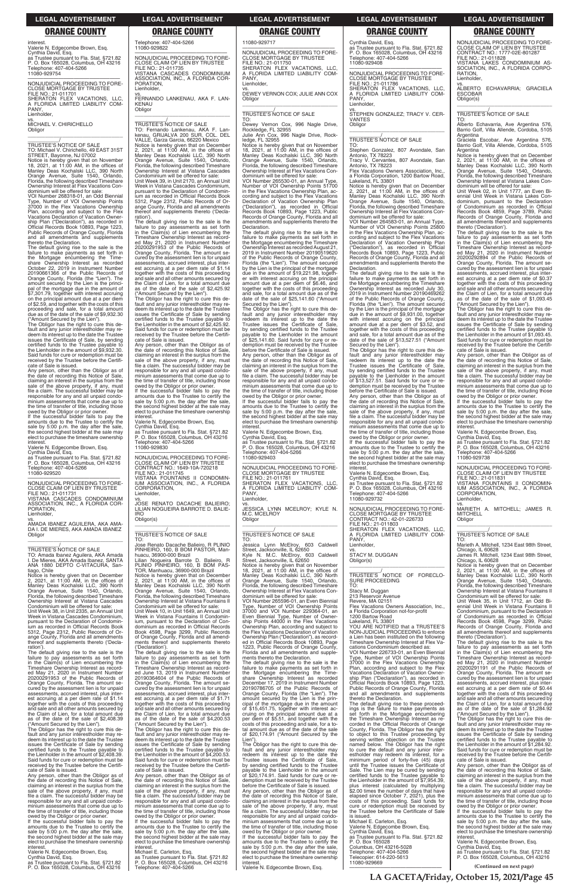interest.
Valerie N. Edgecombe Brown, Esq.
Cynthia David, Esq.
as Trustee pursuant to Fla. Stat. §721.82
P. O. Box 165028, Columbus, OH 43216
Telephone: 407-404-5266
11080-929754

NONJUDICIAL PROCEEDING TO FORECLOSE MORTGAGE BY TRUSTEE
FILE NO.: 21-011701
SHERATON FLEX VACATIONS, LLC, A FLORIDA LIMITED LIABILITY COMPANY,
Lienholder,
vs.
MICHAEL V. CHIRICHELLO
Obligor

_______________________/

TRUSTEE'S NOTICE OF SALE
TO: Michael V. Chirichello, 49 EAST 31ST STREET, Bayonne, NJ 07002
Notice is hereby given that on November 18, 2021, at 11:00 AM, in the offices of Manley Deas Kochalski LLC, 390 North Orange Avenue, Suite 1540, Orlando, Florida, the following described Timeshare Ownership Interest at Flex Vacations Condominium will be offered for sale:
VOI Number 268318-01, an Odd Biennial Type, Number of VOI Ownership Points 37000 in the Flex Vacations Ownership Plan, according and subject to the Flex Vacations Declaration of Vacation Ownership Plan ("Declaration"), as recorded in Official Records Book 10893, Page 1223, Public Records of Orange County, Florida and all amendments and supplements thereto the Declaration.
The default giving rise to the sale is the failure to make payments as set forth in the Mortgage encumbering the Timeshare Ownership Interest as recorded October 22, 2019 in Instrument Number 20190661366 of the Public Records of Orange County, Florida (the "Lien"). The amount secured by the Lien is the principal of the mortgage due in the amount of $7,301.79, together with interest accruing on the principal amount due at a per diem of $2.59, and together with the costs of this proceeding and sale, for a total amount due as of the date of the sale of $9,932.30 ("Amount Secured by the Lien").
The Obligor has the right to cure this default and any junior interestholder may redeem its interest up to the date the Trustee issues the Certificate of Sale, by sending certified funds to the Trustee payable to the Lienholder in the amount of $9,932.30. Said funds for cure or redemption must be received by the Trustee before the Certificate of Sale is issued.
Any person, other than the Obligor as of the date of recording this Notice of Sale, claiming an interest in the surplus from the sale of the above property, if any, must file a claim. The successful bidder may be responsible for any and all unpaid condominium assessments that come due up to the time of transfer of title, including those owed by the Obligor or prior owner.
If the successful bidder fails to pay the amounts due to the Trustee to certify the sale by 5:00 p.m. the day after the sale, the second highest bidder at the sale may elect to purchase the timeshare ownership interest.
Valerie N. Edgecombe Brown, Esq.
Cynthia David, Esq.
as Trustee pursuant to Fla. Stat. §721.82
P. O. Box 165028, Columbus, OH 43216
Telephone: 407-404-5266
11080-929520

NONJUDICIAL PROCEEDING TO FORECLOSE CLAIM OF LIEN BY TRUSTEE
FILE NO.: 21-011731
VISTANA CASCADES CONDOMINIUM ASSOCIATION, INC., A FLORIDA CORPORATION,
Lienholder,
vs.
AMADA IBANEZ AGUILERA, AKA AMADA I. DE MIERES, AKA AMADA IBANEZ
Obligor

_______________________/

TRUSTEE'S NOTICE OF SALE
TO: Amada Ibanez Aguilera, AKA Amada I. De Mieres, AKA Amada Ibanez, SANTA ANA 1880 DEPTO C-VITACURA, Santiago, Chile
Notice is hereby given that on December 2, 2021, at 11:00 AM, in the offices of Manley Deas Kochalski LLC, 390 North Orange Avenue, Suite 1540, Orlando, Florida, the following described Timeshare Ownership Interest at Vistana Cascades Condominium will be offered for sale:
Unit Week 38, in Unit 2335, an Annual Unit Week in Vistana Cascades Condominium, pursuant to the Declaration of Condominium as recorded in Official Records Book 5312, Page 2312, Public Records of Orange County, Florida and all amendments thereof and supplements thereto ('Declaration').
The default giving rise to the sale is the failure to pay assessments as set forth in the Claim(s) of Lien encumbering the Timeshare Ownership Interest as recorded May 21, 2020 in Instrument Number 20200291953 of the Public Records of Orange County, Florida. The amount secured by the assessment lien is for unpaid assessments, accrued interest, plus interest accruing at a per diem rate of $1.14 together with the costs of this proceeding and sale and all other amounts secured by the Claim of Lien, for a total amount due as of the date of the sale of $2,408.39 ("Amount Secured by the Lien").
The Obligor has the right to cure this default and any junior interestholder may redeem its interest up to the date the Trustee issues the Certificate of Sale by sending certified funds to the Trustee payable to the Lienholder in the amount of $2,408.39. Said funds for cure or redemption must be received by the Trustee before the Certificate of Sale is issued.
Any person, other than the Obligor as of the date of recording this Notice of Sale, claiming an interest in the surplus from the sale of the above property, if any, must file a claim. The successful bidder may be responsible for any and all unpaid condominium assessments that come due up to the time of transfer of title, including those owed by the Obligor or prior owner.
If the successful bidder fails to pay the amounts due to the Trustee to certify the sale by 5:00 p.m. the day after the sale, the second highest bidder at the sale may elect to purchase the timeshare ownership interest.
Valerie N. Edgecombe Brown, Esq.
Cynthia David, Esq.
as Trustee pursuant to Fla. Stat. §721.82
P. O. Box 165028, Columbus, OH 43216
Telephone: 407-404-5266
11080-929822

NONJUDICIAL PROCEEDING TO FORECLOSE CLAIM OF LIEN BY TRUSTEE
FILE NO.: 21-011735
VISTANA CASCADES CONDOMINIUM ASSOCIATION, INC., A FLORIDA CORPORATION,
Lienholder,
vs.
FERNANDO LANKENAU, AKA F. LANKENAU
Obligor

_______________________/

TRUSTEE'S NOTICE OF SALE
TO: Fernando Lankenau, AKA F. Lankenau, GRIJALVA 200 SUR, COL. DEL VALLE, Garza Garcia, 66220 Mexico
Notice is hereby given that on December 2, 2021, at 11:00 AM, in the offices of Manley Deas Kochalski LLC, 390 North Orange Avenue, Suite 1540, Orlando, Florida, the following described Timeshare Ownership Interest at Vistana Cascades Condominium will be offered for sale:
Unit Week 39, in Unit 2170, an Annual Unit Week in Vistana Cascades Condominium, pursuant to the Declaration of Condominium as recorded in Official Records Book 5312, Page 2312, Public Records of Orange County, Florida and all amendments thereof and supplements thereto ('Declaration').
The default giving rise to the sale is the failure to pay assessments as set forth in the Claim(s) of Lien encumbering the Timeshare Ownership Interest as recorded May 21, 2020 in Instrument Number 20200291953 of the Public Records of Orange County, Florida. The amount secured by the assessment lien is for unpaid assessments, accrued interest, plus interest accruing at a per diem rate of $1.14 together with the costs of this proceeding and sale and all other amounts secured by the Claim of Lien, for a total amount due as of the date of the sale of $2,425.92 ("Amount Secured by the Lien").
The Obligor has the right to cure this default and any junior interestholder may redeem its interest up to the date the Trustee issues the Certificate of Sale by sending certified funds to the Trustee payable to the Lienholder in the amount of $2,425.92. Said funds for cure or redemption must be received by the Trustee before the Certificate of Sale is issued.
Any person, other than the Obligor as of the date of recording this Notice of Sale, claiming an interest in the surplus from the sale of the above property, if any, must file a claim. The successful bidder may be responsible for any and all unpaid condominium assessments that come due up to the time of transfer of title, including those owed by the Obligor or prior owner.
If the successful bidder fails to pay the amounts due to the Trustee to certify the sale by 5:00 p.m. the day after the sale, the second highest bidder at the sale may elect to purchase the timeshare ownership interest.
Valerie N. Edgecombe Brown, Esq.
Cynthia David, Esq.
as Trustee pursuant to Fla. Stat. §721.82
P. O. Box 165028, Columbus, OH 43216
Telephone: 407-404-5266
11080-929830

NONJUDICIAL PROCEEDING TO FORECLOSE CLAIM OF LIEN BY TRUSTEE
CONTRACT NO.: 1649-10A-720218
FILE NO.: 21-011745
VISTANA FOUNTAINS II CONDOMINIUM ASSOCIATION, INC., A FLORIDA CORPORATION,
Lienholder,
vs.
JOSE RENATO DACACHE BALIEIRO; LILIAN NOGUEIRA BARROTE D. BALIEIRO
Obligor(s)

_______________________/

TRUSTEE'S NOTICE OF SALE
TO:
Jose Renato Dacache Balieiro, R PLINIO PINHEIRO, 160, B BOM PASTOR, Manhuacu, 36900-000 Brazil
Lilian Nogueira Barrote D. Balieiro, R PLINIO PINHEIRO, 160, B BOM PASTOR, Manhuacu, 36900-000 Brazil
Notice is hereby given that on December 2, 2021, at 11:00 AM, in the offices of Manley Deas Kochalski LLC, 390 North Orange Avenue, Suite 1540, Orlando, Florida, the following described Timeshare Ownership Interest at Vistana Fountains II Condominium will be offered for sale:
Unit Week 10, in Unit 1649, an Annual Unit Week in Vistana Fountains II Condominium, pursuant to the Declaration of Condominium as recorded in Official Records Book 4598, Page 3299, Public Records of Orange County, Florida and all amendments thereof and supplements thereto ('Declaration').
The default giving rise to the sale is the failure to pay assessments as set forth in the Claim(s) of Lien encumbering the Timeshare Ownership Interest as recorded June 13, 2019 in Instrument Number 20190364604 of the Public Records of Orange County, Florida. The amount secured by the assessment lien is for unpaid assessments, accrued interest, plus interest accruing at a per diem rate of $1.71 together with the costs of this proceeding and sale and all other amounts secured by the Claim of Lien, for a total amount due as of the date of the sale of $4,200.53 ("Amount Secured by the Lien").
The Obligor has the right to cure this default and any junior interestholder may redeem its interest up to the date the Trustee issues the Certificate of Sale by sending certified funds to the Trustee payable to the Lienholder in the amount of $4,200.53. Said funds for cure or redemption must be received by the Trustee before the Certificate of Sale is issued.
Any person, other than the Obligor as of the date of recording this Notice of Sale, claiming an interest in the surplus from the sale of the above property, if any, must file a claim. The successful bidder may be responsible for any and all unpaid condominium assessments that come due up to the time of transfer of title, including those owed by the Obligor or prior owner.
If the successful bidder fails to pay the amounts due to the Trustee to certify the sale by 5:00 p.m. the day after the sale, the second highest bidder at the sale may elect to purchase the timeshare ownership interest.
Michael E. Carleton, Esq.
as Trustee pursuant to Fla. Stat. §721.82
P. O. Box 165028, Columbus, OH 43216
Telephone: 407-404-5266
11080-929717

NONJUDICIAL PROCEEDING TO FORECLOSE MORTGAGE BY TRUSTEE
FILE NO.: 21-011750
SHERATON FLEX VACATIONS, LLC, A FLORIDA LIMITED LIABILITY COMPANY,
Lienholder,
vs.
DEWEY VERNON COX; JULIE ANN COX
Obligor

_______________________/

TRUSTEE'S NOTICE OF SALE
TO:
Dewey Vernon Cox, 996 Nagle Drive, Rockledge, FL 32955
Julie Ann Cox, 996 Nagle Drive, Rockledge, FL 32955
Notice is hereby given that on November 18, 2021, at 11:00 AM, in the offices of Manley Deas Kochalski LLC, 390 North Orange Avenue, Suite 1540, Orlando, Florida, the following described Timeshare Ownership Interest at Flex Vacations Condominium will be offered for sale:
VOI Number 265530-01, an Annual Type, Number of VOI Ownership Points 51700 in the Flex Vacations Ownership Plan, according and subject to the Flex Vacations Declaration of Vacation Ownership Plan ("Declaration"), as recorded in Official Records Book 10893, Page 1223, Public Records of Orange County, Florida and all amendments and supplements thereto the Declaration.
The default giving rise to the sale is the failure to make payments as set forth in the Mortgage encumbering the Timeshare Ownership Interest as recorded August 21, 2019 in Instrument Number 20190519620 of the Public Records of Orange County, Florida (the "Lien"). The amount secured by the Lien is the principal of the mortgage due in the amount of $19,221.98, together with interest accruing on the principal amount due at a per diem of $6.46, and together with the costs of this proceeding and sale, for a total amount due as of the date of the sale of $25,141.60 ("Amount Secured by the Lien").
The Obligor has the right to cure this default and any junior interestholder may redeem its interest up to the date the Trustee issues the Certificate of Sale, by sending certified funds to the Trustee payable to the Lienholder in the amount of $25,141.60. Said funds for cure or redemption must be received by the Trustee before the Certificate of Sale is issued.
Any person, other than the Obligor as of the date of recording this Notice of Sale, claiming an interest in the surplus from the sale of the above property, if any, must file a claim. The successful bidder may be responsible for any and all unpaid condominium assessments that come due up to the time of transfer of title, including those owed by the Obligor or prior owner.
If the successful bidder fails to pay the amounts due to the Trustee to certify the sale by 5:00 p.m. the day after the sale, the second highest bidder at the sale may elect to purchase the timeshare ownership interest.
Valerie N. Edgecombe Brown, Esq.
Cynthia David, Esq.
as Trustee pursuant to Fla. Stat. §721.82
P. O. Box 165028, Columbus, OH 43216
Telephone: 407-404-5266
11080-929403

NONJUDICIAL PROCEEDING TO FORECLOSE MORTGAGE BY TRUSTEE
FILE NO.: 21-011761
SHERATON FLEX VACATIONS, LLC, A FLORIDA LIMITED LIABILITY COMPANY,
Lienholder,
vs.
JESSICA LYNN MCELROY; KYLE N. M.C. MCELROY
Obligor

_______________________/

TRUSTEE'S NOTICE OF SALE
TO:
Jessica Lynn McElroy, 603 Caldwell Street, Jacksonville, IL 62650
Kyle N. M.C. McElroy, 603 Caldwell Street, Jacksonville, IL 62650
Notice is hereby given that on November 18, 2021, at 11:00 AM, in the offices of Manley Deas Kochalski LLC, 390 North Orange Avenue, Suite 1540, Orlando, Florida, the following described Timeshare Ownership Interest at Flex Vacations Condominium will be offered for sale:
VOI Number 265596-01, an Even Biennial Type, Number of VOI Ownership Points 37000 and VOI Number 229364-01, an Even Biennial Type, Number of Ownership Points 44000 in the Flex Vacations Ownership Plan, according and subject to the Flex Vacations Declaration of Vacation Ownership Plan ("Declaration"), as recorded in Official Records Book 10893, Page 1223, Public Records of Orange County, Florida and all amendments and supplements thereto the Declaration.
The default giving rise to the sale is the failure to make payments as set forth in the Mortgage encumbering the Timeshare Ownership Interest as recorded December 17, 2019 in Instrument Number 20190786705 of the Public Records of Orange County, Florida (the "Lien"). The amount secured by the Lien is the principal of the mortgage due in the amount of $15,451.75, together with interest accruing on the principal amount due at a per diem of $5.51, and together with the costs of this proceeding and sale, for a total amount due as of the date of the sale of $20,174.91 ("Amount Secured by the Lien").
The Obligor has the right to cure this default and any junior interestholder may redeem its interest up to the date the Trustee issues the Certificate of Sale, by sending certified funds to the Trustee payable to the Lienholder in the amount of $20,174.91. Said funds for cure or redemption must be received by the Trustee before the Certificate of Sale is issued.
Any person, other than the Obligor as of the date of recording this Notice of Sale, claiming an interest in the surplus from the sale of the above property, if any, must file a claim. The successful bidder may be responsible for any and all unpaid condominium assessments that come due up to the time of transfer of title, including those owed by the Obligor or prior owner.
If the successful bidder fails to pay the amounts due to the Trustee to certify the sale by 5:00 p.m. the day after the sale, the second highest bidder at the sale may elect to purchase the timeshare ownership interest.
Valerie N. Edgecombe Brown, Esq.
Cynthia David, Esq.
as Trustee pursuant to Fla. Stat. §721.82
P. O. Box 165028, Columbus, OH 43216
Telephone: 407-404-5266
11080-929408

NONJUDICIAL PROCEEDING TO FORECLOSE MORTGAGE BY TRUSTEE
FILE NO.: 21-011786
SHERATON FLEX VACATIONS, LLC, A FLORIDA LIMITED LIABILITY COMPANY,
Lienholder,
vs.
STEPHEN GONZALEZ; TRACY V. CERVANTES
Obligor

_______________________/

TRUSTEE'S NOTICE OF SALE
TO:
Stephen Gonzalez, 807 Avondale, San Antonio, TX 78223
Tracy V. Cervantes, 807 Avondale, San Antonio, TX 78223
Flex Vacations Owners Association, Inc., a Florida Corporation, 1200 Bartow Road, Lakeland, FL 33801
Notice is hereby given that on December 2, 2021, at 11:00 AM, in the offices of Manley Deas Kochalski LLC, 390 North Orange Avenue, Suite 1540, Orlando, Florida, the following described Timeshare Ownership Interest at Flex Vacations Condominium will be offered for sale:
VOI Number 264583-01, an Annual Type, Number of VOI Ownership Points 25800 in the Flex Vacations Ownership Plan, according and subject to the Flex Vacations Declaration of Vacation Ownership Plan ("Declaration"), as recorded in Official Records Book 10893, Page 1223, Public Records of Orange County, Florida and all amendments and supplements thereto the Declaration.
The default giving rise to the sale is the failure to make payments as set forth in the Mortgage encumbering the Timeshare Ownership Interest as recorded July 30, 2019 in Instrument Number 20190469262 of the Public Records of Orange County, Florida (the "Lien"). The amount secured by the Lien is the principal of the mortgage due in the amount of $9,931.00, together with interest accruing on the principal amount due at a per diem of $3.52, and together with the costs of this proceeding and sale, for a total amount due as of the date of the sale of $13,527.51 ("Amount Secured by the Lien").
The Obligor has the right to cure this default and any junior interestholder may redeem its interest up to the date the Trustee issues the Certificate of Sale, by sending certified funds to the Trustee payable to the Lienholder in the amount of $13,527.51. Said funds for cure or redemption must be received by the Trustee before the Certificate of Sale is issued.
Any person, other than the Obligor as of the date of recording this Notice of Sale, claiming an interest in the surplus from the sale of the above property, if any, must file a claim. The successful bidder may be responsible for any and all unpaid condominium assessments that come due up to the time of transfer of title, including those owed by the Obligor or prior owner.
If the successful bidder fails to pay the amounts due to the Trustee to certify the sale by 5:00 p.m. the day after the sale, the second highest bidder at the sale may elect to purchase the timeshare ownership interest.
Valerie N. Edgecombe Brown, Esq.
Cynthia David, Esq.
as Trustee pursuant to Fla. Stat. §721.82
P. O. Box 165028, Columbus, OH 43216
Telephone: 407-404-5266
11080-929732

NONJUDICIAL PROCEEDING TO FORECLOSE MORTGAGE BY TRUSTEE
CONTRACT NO.: 42-01-226733
FILE NO.: 21-011803
SHERATON FLEX VACATIONS, LLC, A FLORIDA LIMITED LIABILITY COMPANY,
Lienholder,
vs.
STACY M. DUGGAN
Obligor(s)

_______________________/

TRUSTEE'S NOTICE OF FORECLOSURE PROCEEDING
TO:
Stacy M. Duggan
213 Reservoir Avenue
Revere, MA 02151
Flex Vacations Owners Association, Inc., a Florida Corporation not-for-profit
1200 Bartow Road
Lakeland, FL 33801
YOU ARE NOTIFIED that a TRUSTEE'S NON-JUDICIAL PROCEEDING to enforce a Lien has been instituted on the following Timeshare Ownership Interest at Flex Vacations Condominium described as:
VOI Number 226733-01, an Even Biennial Type, Number of VOI Ownership Points 37000 in the Flex Vacations Ownership Plan, according and subject to the Flex Vacations Declaration of Vacation Ownership Plan ("Declaration"), as recorded in Official Records Book 10893, Page 1223, Public Records of Orange County, Florida and all amendments and supplements thereto the Declaration.
The default giving rise to these proceedings is the failure to make payments as set forth in the Mortgage encumbering the Timeshare Ownership Interest as recorded in the Official Records of Orange County, Florida. The Obligor has the right to object to this Trustee proceeding by serving written objection on the Trustee named below. The Obligor has the right to cure the default and any junior interestholder may redeem its interest, for a minimum period of forty-five (45) days until the Trustee issues the Certificate of Sale. The Lien may be cured by sending certified funds to the Trustee payable to the Lienholder in the amount of $7,954.39, plus interest (calculated by multiplying $2.00 times the number of days that have elapsed since October 7, 2021), plus the costs of this proceeding. Said funds for cure or redemption must be received by the Trustee before the Certificate of Sale is issued.
Michael E. Carleton, Esq.
Valerie N. Edgecombe Brown, Esq.
Cynthia David, Esq.
as Trustee pursuant to Fla. Stat. §721.82
P. O. Box 165028
Columbus, OH 43216-5028
Telephone: 407-404-5266
Telecopier: 614-220-5613
11080-929669

NONJUDICIAL PROCEEDING TO FORECLOSE CLAIM OF LIEN BY TRUSTEE
CONTRACT NO.: 1777-02E-801287
FILE NO.: 21-011828
VISTANA LAKES CONDOMINIUM ASSOCIATION, INC., A FLORIDA CORPORATION,
Lienholder,
vs.
ALBERTO ECHAVARRIA; GRACIELA ESCOBAR
Obligor(s)

_______________________/

TRUSTEE'S NOTICE OF SALE
TO:
Alberto Echavarria, Ave Argentina 576, Barrio Golf, Villa Allende, Cordoba, 5105 Argentina
Graciela Escobar, Ave Argentina 576, Barrio Golf, Villa Allende, Cordoba, 5105 Argentina
Notice is hereby given that on December 2, 2021, at 11:00 AM, in the offices of Manley Deas Kochalski LLC, 390 North Orange Avenue, Suite 1540, Orlando, Florida, the following described Timeshare Ownership Interest at Vistana Lakes Condominium will be offered for sale:
Unit Week 02, in Unit 1777, an Even Biennial Unit Week in Vistana Lakes Condominium, pursuant to the Declaration of Condominium as recorded in Official Records Book 4859, Page 3789, Public Records of Orange County, Florida and all amendments thereof and supplements thereto ('Declaration').
The default giving rise to the sale is the failure to pay assessments as set forth in the Claim(s) of Lien encumbering the Timeshare Ownership Interest as recorded May 21, 2020 in Instrument Number 20200292894 of the Public Records of Orange County, Florida. The amount secured by the assessment lien is for unpaid assessments, accrued interest, plus interest accruing at a per diem rate of $0.37 together with the costs of this proceeding and sale and all other amounts secured by the Claim of Lien, for a total amount due as of the date of the sale of $1,093.45 ("Amount Secured by the Lien").
The Obligor has the right to cure this default and any junior interestholder may redeem its interest up to the date the Trustee issues the Certificate of Sale by sending certified funds to the Trustee payable to the Lienholder in the amount of $1,093.45. Said funds for cure or redemption must be received by the Trustee before the Certificate of Sale is issued.
Any person, other than the Obligor as of the date of recording this Notice of Sale, claiming an interest in the surplus from the sale of the above property, if any, must file a claim. The successful bidder may be responsible for any and all unpaid condominium assessments that come due up to the time of transfer of title, including those owed by the Obligor or prior owner.
If the successful bidder fails to pay the amounts due to the Trustee to certify the sale by 5:00 p.m. the day after the sale, the second highest bidder at the sale may elect to purchase the timeshare ownership interest.
Valerie N. Edgecombe Brown, Esq.
Cynthia David, Esq.
as Trustee pursuant to Fla. Stat. §721.82
P. O. Box 165028, Columbus, OH 43216
Telephone: 407-404-5266
11080-929738

NONJUDICIAL PROCEEDING TO FORECLOSE CLAIM OF LIEN BY TRUSTEE
FILE NO.: 21-011831
VISTANA FOUNTAINS II CONDOMINIUM ASSOCIATION, INC., A FLORIDA CORPORATION,
Lienholder,
vs.
MARIETH A. MITCHELL; JAMES R. MITCHELL
Obligor

_______________________/

TRUSTEE'S NOTICE OF SALE
TO:
Marieth A. Mitchell, 1234 East 98th Street, Chicago, IL 60628
James R. Mitchell, 1234 East 98th Street, Chicago, IL 60628
Notice is hereby given that on December 2, 2021, at 11:00 AM, in the offices of Manley Deas Kochalski LLC, 390 North Orange Avenue, Suite 1540, Orlando, Florida, the following described Timeshare Ownership Interest at Vistana Fountains II Condominium will be offered for sale:
Unit Week 35, in Unit 1712, an Odd Biennial Unit Week in Vistana Fountains II Condominium, pursuant to the Declaration of Condominium as recorded in Official Records Book 4598, Page 3299, Public Records of Orange County, Florida and all amendments thereof and supplements thereto ('Declaration').
The default giving rise to the sale is the failure to pay assessments as set forth in the Claim(s) of Lien encumbering the Timeshare Ownership Interest as recorded May 21, 2020 in Instrument Number 20200291191 of the Public Records of Orange County, Florida. The amount secured by the assessment lien is for unpaid assessments, accrued interest, plus interest accruing at a per diem rate of $0.44 together with the costs of this proceeding and sale and all other amounts secured by the Claim of Lien, for a total amount due as of the date of the sale of $1,284.92 ("Amount Secured by the Lien").
The Obligor has the right to cure this default and any junior interestholder may redeem its interest up to the date the Trustee issues the Certificate of Sale by sending certified funds to the Trustee payable to the Lienholder in the amount of $1,284.92. Said funds for cure or redemption must be received by the Trustee before the Certificate of Sale is issued.
Any person, other than the Obligor as of the date of recording this Notice of Sale, claiming an interest in the surplus from the sale of the above property, if any, must file a claim. The successful bidder may be responsible for any and all unpaid condominium assessments that come due up to the time of transfer of title, including those owed by the Obligor or prior owner.
If the successful bidder fails to pay the amounts due to the Trustee to certify the sale by 5:00 p.m. the day after the sale, the second highest bidder at the sale may elect to purchase the timeshare ownership interest.
Valerie N. Edgecombe Brown, Esq.
Cynthia David, Esq.
as Trustee pursuant to Fla. Stat. §721.82
P. O. Box 165028, Columbus, OH 43216

**(Continued on next page)**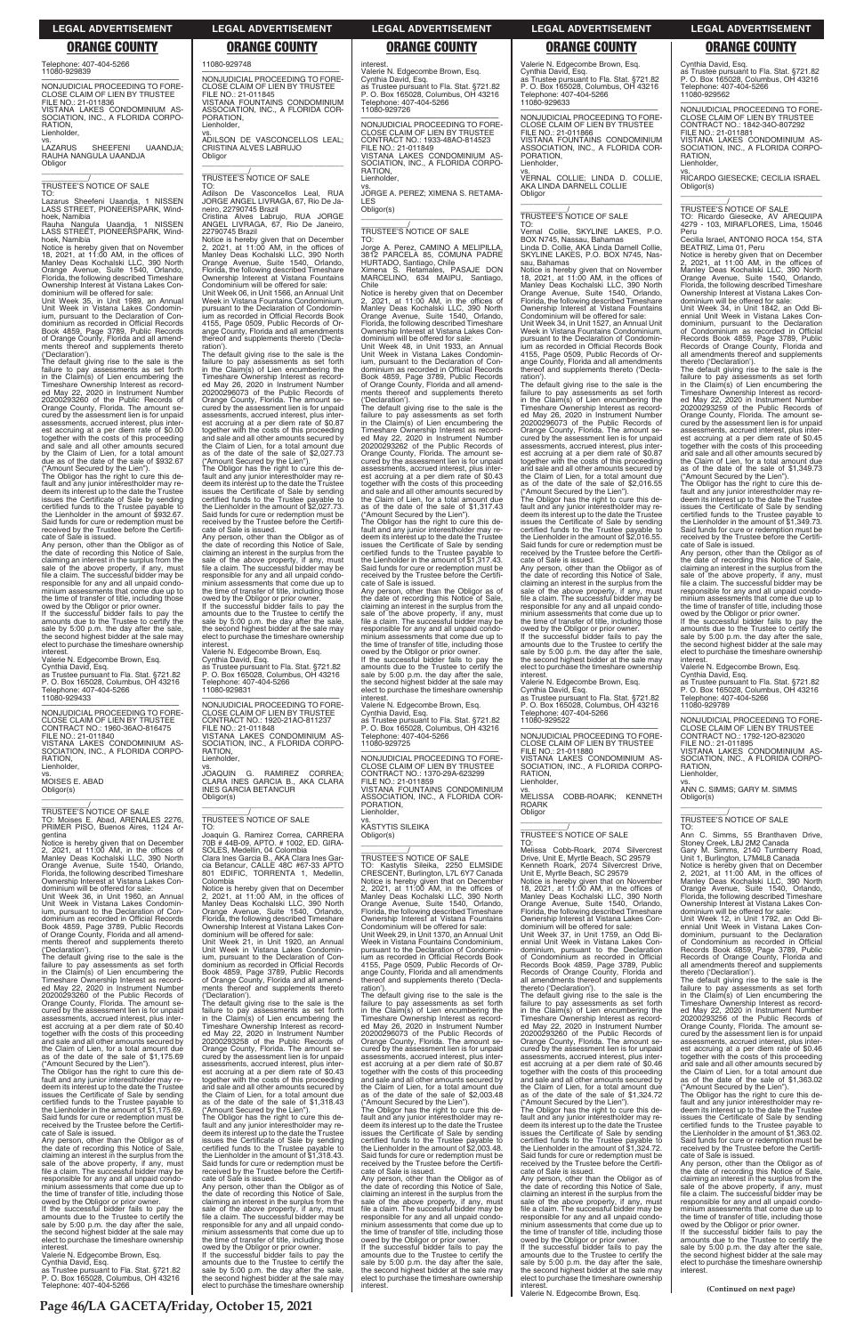Telephone: 407-404-5266
11080-929839

—————————————————

NONJUDICIAL PROCEEDING TO FORECLOSE CLAIM OF LIEN BY TRUSTEE
FILE NO.: 21-011836
VISTANA LAKES CONDOMINIUM ASSOCIATION, INC., A FLORIDA CORPORATION,
Lienholder,
vs.
LAZARUS SHEEFENI UAANDJA; RAUHA NANGULA UAANDJA
Obligor

_______________________/

TRUSTEE'S NOTICE OF SALE
TO:
Lazarus Sheefeni Uaandja, 1 NISSEN LASS STREET, PIONEERSPARK, Windhoek, Namibia
Rauha Nangula Uaandja, 1 NISSEN LASS STREET, PIONEERSPARK, Windhoek, Namibia
Notice is hereby given that on November 18, 2021, at 11:00 AM, in the offices of Manley Deas Kochalski LLC, 390 North Orange Avenue, Suite 1540, Orlando, Florida, the following described Timeshare Ownership Interest at Vistana Lakes Condominium will be offered for sale:
Unit Week 35, in Unit 1989, an Annual Unit Week in Vistana Lakes Condominium, pursuant to the Declaration of Condominium as recorded in Official Records Book 4859, Page 3789, Public Records of Orange County, Florida and all amendments thereof and supplements thereto ('Declaration').
The default giving rise to the sale is the failure to pay assessments as set forth in the Claim(s) of Lien encumbering the Timeshare Ownership Interest as recorded May 22, 2020 in Instrument Number 20200293260 of the Public Records of Orange County, Florida. The amount secured by the assessment lien is for unpaid assessments, accrued interest, plus interest accruing at a per diem rate of $0.00 together with the costs of this proceeding and sale and all other amounts secured by the Claim of Lien, for a total amount due as of the date of the sale of $932.67 ("Amount Secured by the Lien").
The Obligor has the right to cure this default and any junior interestholder may redeem its interest up to the date the Trustee issues the Certificate of Sale by sending certified funds to the Trustee payable to the Lienholder in the amount of $932.67. Said funds for cure or redemption must be received by the Trustee before the Certificate of Sale is issued.
Any person, other than the Obligor as of the date of recording this Notice of Sale, claiming an interest in the surplus from the sale of the above property, if any, must file a claim. The successful bidder may be responsible for any and all unpaid condominium assessments that come due up to the time of transfer of title, including those owed by the Obligor or prior owner.
If the successful bidder fails to pay the amounts due to the Trustee to certify the sale by 5:00 p.m. the day after the sale, the second highest bidder at the sale may elect to purchase the timeshare ownership interest.
Valerie N. Edgecombe Brown, Esq.
Cynthia David, Esq.
as Trustee pursuant to Fla. Stat. §721.82
P. O. Box 165028, Columbus, OH 43216
Telephone: 407-404-5266
11080-929433

—————————————————

NONJUDICIAL PROCEEDING TO FORECLOSE CLAIM OF LIEN BY TRUSTEE
CONTRACT NO.: 1960-36AO-816475
FILE NO.: 21-011840
VISTANA LAKES CONDOMINIUM ASSOCIATION, INC., A FLORIDA CORPORATION,
Lienholder,
vs.
MOISES E. ABAD
Obligor(s)

_______________________/

TRUSTEE'S NOTICE OF SALE
TO: Moises E. Abad, ARENALES 2276, PRIMER PISO, Buenos Aires, 1124 Argentina
Notice is hereby given that on December 2, 2021, at 11:00 AM, in the offices of Manley Deas Kochalski LLC, 390 North Orange Avenue, Suite 1540, Orlando, Florida, the following described Timeshare Ownership Interest at Vistana Lakes Condominium will be offered for sale:
Unit Week 36, in Unit 1960, an Annual Unit Week in Vistana Lakes Condominium, pursuant to the Declaration of Condominium as recorded in Official Records Book 4859, Page 3789, Public Records of Orange County, Florida and all amendments thereof and supplements thereto ('Declaration').
The default giving rise to the sale is the failure to pay assessments as set forth in the Claim(s) of Lien encumbering the Timeshare Ownership Interest as recorded May 22, 2020 in Instrument Number 20200293260 of the Public Records of Orange County, Florida. The amount secured by the assessment lien is for unpaid assessments, accrued interest, plus interest accruing at a per diem rate of $0.40 together with the costs of this proceeding and sale and all other amounts secured by the Claim of Lien, for a total amount due as of the date of the sale of $1,175.69 ("Amount Secured by the Lien").
The Obligor has the right to cure this default and any junior interestholder may redeem its interest up to the date the Trustee issues the Certificate of Sale by sending certified funds to the Trustee payable to the Lienholder in the amount of $1,175.69. Said funds for cure or redemption must be received by the Trustee before the Certificate of Sale is issued.
Any person, other than the Obligor as of the date of recording this Notice of Sale, claiming an interest in the surplus from the sale of the above property, if any, must file a claim. The successful bidder may be responsible for any and all unpaid condominium assessments that come due up to the time of transfer of title, including those owed by the Obligor or prior owner.
If the successful bidder fails to pay the amounts due to the Trustee to certify the sale by 5:00 p.m. the day after the sale, the second highest bidder at the sale may elect to purchase the timeshare ownership interest.
Valerie N. Edgecombe Brown, Esq.
Cynthia David, Esq.
as Trustee pursuant to Fla. Stat. §721.82
P. O. Box 165028, Columbus, OH 43216
Telephone: 407-404-5266
11080-929748

—————————————————

NONJUDICIAL PROCEEDING TO FORECLOSE CLAIM OF LIEN BY TRUSTEE
FILE NO.: 21-011845
VISTANA FOUNTAINS CONDOMINIUM ASSOCIATION, INC., A FLORIDA CORPORATION,
Lienholder,
vs.
ADILSON DE VASCONCELLOS LEAL; CRISTINA ALVES LABRUJO
Obligor

_______________________/

TRUSTEE'S NOTICE OF SALE
TO:
Adilson De Vasconcellos Leal, RUA JORGE ANGEL LIVRAGA, 67, Rio De Janeiro, 22790745 Brazil
Cristina Alves Labrujo, RUA JORGE ANGEL LIVRAGA, 67, Rio De Janeiro, 22790745 Brazil
Notice is hereby given that on December 2, 2021, at 11:00 AM, in the offices of Manley Deas Kochalski LLC, 390 North Orange Avenue, Suite 1540, Orlando, Florida, the following described Timeshare Ownership Interest at Vistana Fountains Condominium will be offered for sale:
Unit Week 06, in Unit 1566, an Annual Unit Week in Vistana Fountains Condominium, pursuant to the Declaration of Condominium as recorded in Official Records Book 4155, Page 0509, Public Records of Orange County, Florida and all amendments thereof and supplements thereto ('Declaration').
The default giving rise to the sale is the failure to pay assessments as set forth in the Claim(s) of Lien encumbering the Timeshare Ownership Interest as recorded May 26, 2020 in Instrument Number 20200296073 of the Public Records of Orange County, Florida. The amount secured by the assessment lien is for unpaid assessments, accrued interest, plus interest accruing at a per diem rate of $0.87 together with the costs of this proceeding and sale and all other amounts secured by the Claim of Lien, for a total amount due as of the date of the sale of $2,027.73 ("Amount Secured by the Lien").
The Obligor has the right to cure this default and any junior interestholder may redeem its interest up to the date the Trustee issues the Certificate of Sale by sending certified funds to the Trustee payable to the Lienholder in the amount of $2,027.73. Said funds for cure or redemption must be received by the Trustee before the Certificate of Sale is issued.
Any person, other than the Obligor as of the date of recording this Notice of Sale, claiming an interest in the surplus from the sale of the above property, if any, must file a claim. The successful bidder may be responsible for any and all unpaid condominium assessments that come due up to the time of transfer of title, including those owed by the Obligor or prior owner.
If the successful bidder fails to pay the amounts due to the Trustee to certify the sale by 5:00 p.m. the day after the sale, the second highest bidder at the sale may elect to purchase the timeshare ownership interest.
Valerie N. Edgecombe Brown, Esq.
Cynthia David, Esq.
as Trustee pursuant to Fla. Stat. §721.82
P. O. Box 165028, Columbus, OH 43216
Telephone: 407-404-5266
11080-929831

—————————————————

NONJUDICIAL PROCEEDING TO FORECLOSE CLAIM OF LIEN BY TRUSTEE
CONTRACT NO.: 1920-21AO-811237
FILE NO.: 21-011848
VISTANA LAKES CONDOMINIUM ASSOCIATION, INC., A FLORIDA CORPORATION,
Lienholder,
vs.
JOAQUIN G. RAMIREZ CORREA; CLARA INES GARCIA B., AKA CLARA INES GARCIA BETANCUR
Obligor(s)

_______________________/

TRUSTEE'S NOTICE OF SALE
TO:
Joaquin G. Ramirez Correa, CARRERA 70B # 44B-09, APTO. # 1002, ED. GIRASOLES, Medellin, 04 Colombia
Clara Ines Garcia B., AKA Clara Ines Garcia Betancur, CALLE 48C #67-33 APTO 801 EDIFIC, TORRENTA 1, Medellin, Colombia
Notice is hereby given that on December 2, 2021, at 11:00 AM, in the offices of Manley Deas Kochalski LLC, 390 North Orange Avenue, Suite 1540, Orlando, Florida, the following described Timeshare Ownership Interest at Vistana Lakes Condominium will be offered for sale:
Unit Week 21, in Unit 1920, an Annual Unit Week in Vistana Lakes Condominium, pursuant to the Declaration of Condominium as recorded in Official Records Book 4859, Page 3789, Public Records of Orange County, Florida and all amendments thereof and supplements thereto ('Declaration').
The default giving rise to the sale is the failure to pay assessments as set forth in the Claim(s) of Lien encumbering the Timeshare Ownership Interest as recorded May 22, 2020 in Instrument Number 20200293258 of the Public Records of Orange County, Florida. The amount secured by the assessment lien is for unpaid assessments, accrued interest, plus interest accruing at a per diem rate of $0.43 together with the costs of this proceeding and sale and all other amounts secured by the Claim of Lien, for a total amount due as of the date of the sale of $1,318.43 ("Amount Secured by the Lien").
The Obligor has the right to cure this default and any junior interestholder may redeem its interest up to the date the Trustee issues the Certificate of Sale by sending certified funds to the Trustee payable to the Lienholder in the amount of $1,318.43. Said funds for cure or redemption must be received by the Trustee before the Certificate of Sale is issued.
Any person, other than the Obligor as of the date of recording this Notice of Sale, claiming an interest in the surplus from the sale of the above property, if any, must file a claim. The successful bidder may be responsible for any and all unpaid condominium assessments that come due up to the time of transfer of title, including those owed by the Obligor or prior owner.
If the successful bidder fails to pay the amounts due to the Trustee to certify the sale by 5:00 p.m. the day after the sale, the second highest bidder at the sale may elect to purchase the timeshare ownership interest.
Valerie N. Edgecombe Brown, Esq.
Cynthia David, Esq.
as Trustee pursuant to Fla. Stat. §721.82
P. O. Box 165028, Columbus, OH 43216
Telephone: 407-404-5266
11080-929726

—————————————————

NONJUDICIAL PROCEEDING TO FORECLOSE CLAIM OF LIEN BY TRUSTEE
CONTRACT NO.: 1933-48AO-814523
FILE NO.: 21-011849
VISTANA LAKES CONDOMINIUM ASSOCIATION, INC., A FLORIDA CORPORATION,
Lienholder,
vs.
JORGE A. PEREZ; XIMENA S. RETAMALES
Obligor(s)

_______________________/

TRUSTEE'S NOTICE OF SALE
TO:
Jorge A. Perez, CAMINO A MELIPILLA, 3812 PARCELA 85, COMUNA PADRE HURTADO, Santiago, Chile
Ximena S. Retamales, PASAJE DON MARCELINO, 634 MAIPU, Santiago, Chile
Notice is hereby given that on December 2, 2021, at 11:00 AM, in the offices of Manley Deas Kochalski LLC, 390 North Orange Avenue, Suite 1540, Orlando, Florida, the following described Timeshare Ownership Interest at Vistana Lakes Condominium will be offered for sale:
Unit Week 48, in Unit 1933, an Annual Unit Week in Vistana Lakes Condominium, pursuant to the Declaration of Condominium as recorded in Official Records Book 4859, Page 3789, Public Records of Orange County, Florida and all amendments thereof and supplements thereto ('Declaration').
The default giving rise to the sale is the failure to pay assessments as set forth in the Claim(s) of Lien encumbering the Timeshare Ownership Interest as recorded May 22, 2020 in Instrument Number 20200293262 of the Public Records of Orange County, Florida. The amount secured by the assessment lien is for unpaid assessments, accrued interest, plus interest accruing at a per diem rate of $0.43 together with the costs of this proceeding and sale and all other amounts secured by the Claim of Lien, for a total amount due as of the date of the sale of $1,317.43 ("Amount Secured by the Lien").
The Obligor has the right to cure this default and any junior interestholder may redeem its interest up to the date the Trustee issues the Certificate of Sale by sending certified funds to the Trustee payable to the Lienholder in the amount of $1,317.43. Said funds for cure or redemption must be received by the Trustee before the Certificate of Sale is issued.
Any person, other than the Obligor as of the date of recording this Notice of Sale, claiming an interest in the surplus from the sale of the above property, if any, must file a claim. The successful bidder may be responsible for any and all unpaid condominium assessments that come due up to the time of transfer of title, including those owed by the Obligor or prior owner.
If the successful bidder fails to pay the amounts due to the Trustee to certify the sale by 5:00 p.m. the day after the sale, the second highest bidder at the sale may elect to purchase the timeshare ownership interest.
Valerie N. Edgecombe Brown, Esq.
Cynthia David, Esq.
as Trustee pursuant to Fla. Stat. §721.82
P. O. Box 165028, Columbus, OH 43216
Telephone: 407-404-5266
11080-929725

—————————————————

NONJUDICIAL PROCEEDING TO FORECLOSE CLAIM OF LIEN BY TRUSTEE
CONTRACT NO.: 1370-29A-623299
FILE NO.: 21-011859
VISTANA FOUNTAINS CONDOMINIUM ASSOCIATION, INC., A FLORIDA CORPORATION,
Lienholder,
vs.
KASTYTIS SILEIKA
Obligor(s)

_______________________/

TRUSTEE'S NOTICE OF SALE
TO: Kastytis Sileika, 2250 ELMSIDE CRESCENT, Burlington, L7L 6Y7 Canada
Notice is hereby given that on December 2, 2021, at 11:00 AM, in the offices of Manley Deas Kochalski LLC, 390 North Orange Avenue, Suite 1540, Orlando, Florida, the following described Timeshare Ownership Interest at Vistana Fountains Condominium will be offered for sale:
Unit Week 29, in Unit 1370, an Annual Unit Week in Vistana Fountains Condominium, pursuant to the Declaration of Condominium as recorded in Official Records Book 4155, Page 0509, Public Records of Orange County, Florida and all amendments thereof and supplements thereto ('Declaration').
The default giving rise to the sale is the failure to pay assessments as set forth in the Claim(s) of Lien encumbering the Timeshare Ownership Interest as recorded May 26, 2020 in Instrument Number 20200296073 of the Public Records of Orange County, Florida. The amount secured by the assessment lien is for unpaid assessments, accrued interest, plus interest accruing at a per diem rate of $0.87 together with the costs of this proceeding and sale and all other amounts secured by the Claim of Lien, for a total amount due as of the date of the sale of $2,003.48 ("Amount Secured by the Lien").
The Obligor has the right to cure this default and any junior interestholder may redeem its interest up to the date the Trustee issues the Certificate of Sale by sending certified funds to the Trustee payable to the Lienholder in the amount of $2,003.48. Said funds for cure or redemption must be received by the Trustee before the Certificate of Sale is issued.
Any person, other than the Obligor as of the date of recording this Notice of Sale, claiming an interest in the surplus from the sale of the above property, if any, must file a claim. The successful bidder may be responsible for any and all unpaid condominium assessments that come due up to the time of transfer of title, including those owed by the Obligor or prior owner.
If the successful bidder fails to pay the amounts due to the Trustee to certify the sale by 5:00 p.m. the day after the sale, the second highest bidder at the sale may elect to purchase the timeshare ownership interest.
Valerie N. Edgecombe Brown, Esq.
Cynthia David, Esq.
as Trustee pursuant to Fla. Stat. §721.82
P. O. Box 165028, Columbus, OH 43216
Telephone: 407-404-5266
11080-929633

—————————————————

NONJUDICIAL PROCEEDING TO FORECLOSE CLAIM OF LIEN BY TRUSTEE
FILE NO.: 21-011866
VISTANA FOUNTAINS CONDOMINIUM ASSOCIATION, INC., A FLORIDA CORPORATION,
Lienholder,
vs.
VERNAL COLLIE; LINDA D. COLLIE, AKA LINDA DARNELL COLLIE
Obligor

_______________________/

TRUSTEE'S NOTICE OF SALE
TO:
Vernal Collie, SKYLINE LAKES, P.O. BOX N745, Nassau, Bahamas
Linda D. Collie, AKA Linda Darnell Collie, SKYLINE LAKES, P.O. BOX N745, Nassau, Bahamas
Notice is hereby given that on November 18, 2021, at 11:00 AM, in the offices of Manley Deas Kochalski LLC, 390 North Orange Avenue, Suite 1540, Orlando, Florida, the following described Timeshare Ownership Interest at Vistana Fountains Condominium will be offered for sale:
Unit Week 34, in Unit 1527, an Annual Unit Week in Vistana Fountains Condominium, pursuant to the Declaration of Condominium as recorded in Official Records Book 4155, Page 0509, Public Records of Orange County, Florida and all amendments thereof and supplements thereto ('Declaration').
The default giving rise to the sale is the failure to pay assessments as set forth in the Claim(s) of Lien encumbering the Timeshare Ownership Interest as recorded May 26, 2020 in Instrument Number 20200296073 of the Public Records of Orange County, Florida. The amount secured by the assessment lien is for unpaid assessments, accrued interest, plus interest accruing at a per diem rate of $0.87 together with the costs of this proceeding and sale and all other amounts secured by the Claim of Lien, for a total amount due as of the date of the sale of $2,016.55 ("Amount Secured by the Lien").
The Obligor has the right to cure this default and any junior interestholder may redeem its interest up to the date the Trustee issues the Certificate of Sale by sending certified funds to the Trustee payable to the Lienholder in the amount of $2,016.55. Said funds for cure or redemption must be received by the Trustee before the Certificate of Sale is issued.
Any person, other than the Obligor as of the date of recording this Notice of Sale, claiming an interest in the surplus from the sale of the above property, if any, must file a claim. The successful bidder may be responsible for any and all unpaid condominium assessments that come due up to the time of transfer of title, including those owed by the Obligor or prior owner.
If the successful bidder fails to pay the amounts due to the Trustee to certify the sale by 5:00 p.m. the day after the sale, the second highest bidder at the sale may elect to purchase the timeshare ownership interest.
Valerie N. Edgecombe Brown, Esq.
Cynthia David, Esq.
as Trustee pursuant to Fla. Stat. §721.82
P. O. Box 165028, Columbus, OH 43216
Telephone: 407-404-5266
11080-929522

—————————————————

NONJUDICIAL PROCEEDING TO FORECLOSE CLAIM OF LIEN BY TRUSTEE
FILE NO.: 21-011880
VISTANA LAKES CONDOMINIUM ASSOCIATION, INC., A FLORIDA CORPORATION,
Lienholder,
vs.
MELISSA COBB-ROARK; KENNETH ROARK
Obligor

_______________________/

TRUSTEE'S NOTICE OF SALE
TO:
Melissa Cobb-Roark, 2074 Silvercrest Drive, Unit E, Myrtle Beach, SC 29579
Kenneth Roark, 2074 Silvercrest Drive, Unit E, Myrtle Beach, SC 29579
Notice is hereby given that on November 18, 2021, at 11:00 AM, in the offices of Manley Deas Kochalski LLC, 390 North Orange Avenue, Suite 1540, Orlando, Florida, the following described Timeshare Ownership Interest at Vistana Lakes Condominium will be offered for sale:
Unit Week 37, in Unit 1759, an Odd Biennial Unit Week in Vistana Lakes Condominium, pursuant to the Declaration of Condominium as recorded in Official Records Book 4859, Page 3789, Public Records of Orange County, Florida and all amendments thereof and supplements thereto ('Declaration').
The default giving rise to the sale is the failure to pay assessments as set forth in the Claim(s) of Lien encumbering the Timeshare Ownership Interest as recorded May 22, 2020 in Instrument Number 20200293260 of the Public Records of Orange County, Florida. The amount secured by the assessment lien is for unpaid assessments, accrued interest, plus interest accruing at a per diem rate of $0.46 together with the costs of this proceeding and sale and all other amounts secured by the Claim of Lien, for a total amount due as of the date of the sale of $1,324.72 ("Amount Secured by the Lien").
The Obligor has the right to cure this default and any junior interestholder may redeem its interest up to the date the Trustee issues the Certificate of Sale by sending certified funds to the Trustee payable to the Lienholder in the amount of $1,324.72. Said funds for cure or redemption must be received by the Trustee before the Certificate of Sale is issued.
Any person, other than the Obligor as of the date of recording this Notice of Sale, claiming an interest in the surplus from the sale of the above property, if any, must file a claim. The successful bidder may be responsible for any and all unpaid condominium assessments that come due up to the time of transfer of title, including those owed by the Obligor or prior owner.
If the successful bidder fails to pay the amounts due to the Trustee to certify the sale by 5:00 p.m. the day after the sale, the second highest bidder at the sale may elect to purchase the timeshare ownership interest.
Valerie N. Edgecombe Brown, Esq.
Cynthia David, Esq.
as Trustee pursuant to Fla. Stat. §721.82
P. O. Box 165028, Columbus, OH 43216
Telephone: 407-404-5266
11080-929562

—————————————————

NONJUDICIAL PROCEEDING TO FORECLOSE CLAIM OF LIEN BY TRUSTEE
CONTRACT NO.: 1842-34O-807292
FILE NO.: 21-011881
VISTANA LAKES CONDOMINIUM ASSOCIATION, INC., A FLORIDA CORPORATION,
Lienholder,
vs.
RICARDO GIESECKE; CECILIA ISRAEL
Obligor(s)

_______________________/

TRUSTEE'S NOTICE OF SALE
TO: Ricardo Giesecke, AV AREQUIPA 4279 - 103, MIRAFLORES, Lima, 15046 Peru
Cecilia Israel, ANTONIO ROCA 154, STA BEATRIZ, Lima 01, Peru
Notice is hereby given that on December 2, 2021, at 11:00 AM, in the offices of Manley Deas Kochalski LLC, 390 North Orange Avenue, Suite 1540, Orlando, Florida, the following described Timeshare Ownership Interest at Vistana Lakes Condominium will be offered for sale:
Unit Week 34, in Unit 1842, an Odd Biennial Unit Week in Vistana Lakes Condominium, pursuant to the Declaration of Condominium as recorded in Official Records Book 4859, Page 3789, Public Records of Orange County, Florida and all amendments thereof and supplements thereto ('Declaration').
The default giving rise to the sale is the failure to pay assessments as set forth in the Claim(s) of Lien encumbering the Timeshare Ownership Interest as recorded May 22, 2020 in Instrument Number 20200293259 of the Public Records of Orange County, Florida. The amount secured by the assessment lien is for unpaid assessments, accrued interest, plus interest accruing at a per diem rate of $0.45 together with the costs of this proceeding and sale and all other amounts secured by the Claim of Lien, for a total amount due as of the date of the sale of $1,349.73 ("Amount Secured by the Lien").
The Obligor has the right to cure this default and any junior interestholder may redeem its interest up to the date the Trustee issues the Certificate of Sale by sending certified funds to the Trustee payable to the Lienholder in the amount of $1,349.73. Said funds for cure or redemption must be received by the Trustee before the Certificate of Sale is issued.
Any person, other than the Obligor as of the date of recording this Notice of Sale, claiming an interest in the surplus from the sale of the above property, if any, must file a claim. The successful bidder may be responsible for any and all unpaid condominium assessments that come due up to the time of transfer of title, including those owed by the Obligor or prior owner.
If the successful bidder fails to pay the amounts due to the Trustee to certify the sale by 5:00 p.m. the day after the sale, the second highest bidder at the sale may elect to purchase the timeshare ownership interest.
Valerie N. Edgecombe Brown, Esq.
Cynthia David, Esq.
as Trustee pursuant to Fla. Stat. §721.82
P. O. Box 165028, Columbus, OH 43216
Telephone: 407-404-5266
11080-929789

—————————————————

NONJUDICIAL PROCEEDING TO FORECLOSE CLAIM OF LIEN BY TRUSTEE
CONTRACT NO.: 1792-12O-823020
FILE NO.: 21-011895
VISTANA LAKES CONDOMINIUM ASSOCIATION, INC., A FLORIDA CORPORATION,
Lienholder,
vs.
ANN C. SIMMS; GARY M. SIMMS
Obligor(s)

_______________________/

TRUSTEE'S NOTICE OF SALE
TO:
Ann C. Simms, 55 Branthaven Drive, Stoney Creek, L8J 2M2 Canada
Gary M. Simms, 2140 Turnberry Road, Unit 1, Burlington, L7M4L6 Canada
Notice is hereby given that on December 2, 2021, at 11:00 AM, in the offices of Manley Deas Kochalski LLC, 390 North Orange Avenue, Suite 1540, Orlando, Florida, the following described Timeshare Ownership Interest at Vistana Lakes Condominium will be offered for sale:
Unit Week 12, in Unit 1792, an Odd Biennial Unit Week in Vistana Lakes Condominium, pursuant to the Declaration of Condominium as recorded in Official Records Book 4859, Page 3789, Public Records of Orange County, Florida and all amendments thereof and supplements thereto ('Declaration').
The default giving rise to the sale is the failure to pay assessments as set forth in the Claim(s) of Lien encumbering the Timeshare Ownership Interest as recorded May 22, 2020 in Instrument Number 20200293256 of the Public Records of Orange County, Florida. The amount secured by the assessment lien is for unpaid assessments, accrued interest, plus interest accruing at a per diem rate of $0.46 together with the costs of this proceeding and sale and all other amounts secured by the Claim of Lien, for a total amount due as of the date of the sale of $1,363.02 ("Amount Secured by the Lien").
The Obligor has the right to cure this default and any junior interestholder may redeem its interest up to the date the Trustee issues the Certificate of Sale by sending certified funds to the Trustee payable to the Lienholder in the amount of $1,363.02. Said funds for cure or redemption must be received by the Trustee before the Certificate of Sale is issued.
Any person, other than the Obligor as of the date of recording this Notice of Sale, claiming an interest in the surplus from the sale of the above property, if any, must file a claim. The successful bidder may be responsible for any and all unpaid condominium assessments that come due up to the time of transfer of title, including those owed by the Obligor or prior owner.
If the successful bidder fails to pay the amounts due to the Trustee to certify the sale by 5:00 p.m. the day after the sale, the second highest bidder at the sale may elect to purchase the timeshare ownership interest.

**(Continued on next page)**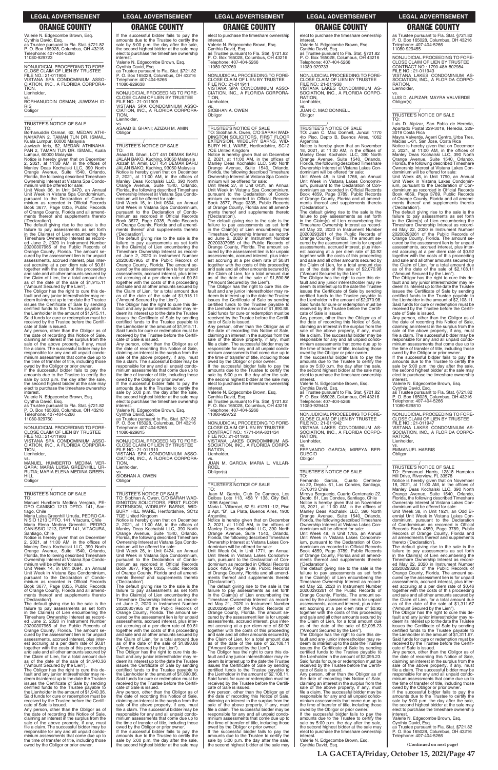Valerie N. Edgecombe Brown, Esq.
Cynthia David, Esq.
as Trustee pursuant to Fla. Stat. §721.82
P. O. Box 165028, Columbus, OH 43216
Telephone: 407-404-5266
11080-929723

NONJUDICIAL PROCEEDING TO FORECLOSE CLAIM OF LIEN BY TRUSTEE
FILE NO.: 21-011904
VISTANA SPA CONDOMINIUM ASSOCIATION, INC., A FLORIDA CORPORATION,
Lienholder,
vs.
BORHANUDDIN OSMAN; JUWIZAH IDRIS
Obligor

TRUSTEE'S NOTICE OF SALE
TO:
Borhanuddin Osman, 62, MEDAN ATHINAHPAN 2, TAMAN TUN DR. ISMAIL, Kuala Lumpur, 60000 Malaysia
Juwizah Idris, 62, MEDAN ATHINAHAPAN 2, TAMAN TUN DR. ISMAIL, Kuala Lumpur, 60000 Malaysia
Notice is hereby given that on December 2, 2021, at 11:00 AM, in the offices of Manley Deas Kochalski LLC, 390 North Orange Avenue, Suite 1540, Orlando, Florida, the following described Timeshare Ownership Interest at Vistana Spa Condominium will be offered for sale:
Unit Week 06, in Unit 0470, an Annual Unit Week in Vistana Spa Condominium, pursuant to the Declaration of Condominium as recorded in Official Records Book 3677, Page 0335, Public Records of Orange County, Florida and all amendments thereof and supplements thereto ('Declaration').
The default giving rise to the sale is the failure to pay assessments as set forth in the Claim(s) of Lien encumbering the Timeshare Ownership Interest as recorded June 2, 2020 in Instrument Number 20200307965 of the Public Records of Orange County, Florida. The amount secured by the assessment lien is for unpaid assessments, accrued interest, plus interest accruing at a per diem rate of $0.81 together with the costs of this proceeding and sale and all other amounts secured by the Claim of Lien, for a total amount due as of the date of the sale of $1,915.11 ("Amount Secured by the Lien").
The Obligor has the right to cure this default and any junior interestholder may redeem its interest up to the date the Trustee issues the Certificate of Sale by sending certified funds to the Trustee payable to the Lienholder in the amount of $1,915.11. Said funds for cure or redemption must be received by the Trustee before the Certificate of Sale is issued.
Any person, other than the Obligor as of the date of recording this Notice of Sale, claiming an interest in the surplus from the sale of the above property, if any, must file a claim. The successful bidder may be responsible for any and all unpaid condominium assessments that come due up to the time of transfer of title, including those owed by the Obligor or prior owner.
If the successful bidder fails to pay the amounts due to the Trustee to certify the sale by 5:00 p.m. the day after the sale, the second highest bidder at the sale may elect to purchase the timeshare ownership interest.
Valerie N. Edgecombe Brown, Esq.
Cynthia David, Esq.
as Trustee pursuant to Fla. Stat. §721.82
P. O. Box 165028, Columbus, OH 43216
Telephone: 407-404-5266
11080-929750

NONJUDICIAL PROCEEDING TO FORECLOSE CLAIM OF LIEN BY TRUSTEE
FILE NO.: 21-011906
VISTANA SPA CONDOMINIUM ASSOCIATION, INC., A FLORIDA CORPORATION,
Lienholder,
vs.
MANUEL HUMBERTO MEDINA VERGARA; MARIA LUISA GREENHILL URRUTIA; MARIA ELENA MEDINA GREENHILL
Obligor

TRUSTEE'S NOTICE OF SALE
TO:
Manuel Humberto Medina Vergara, PEDRO CANISIO 1213 DPTO. 141, Santiago, Chile
Maria Luisa Greenhill Urrutia, PEDRO CANISIO 1213 DPTO. 141, Vitacura, Chile
Maria Elena Medina Greenhill, PEDRO CANISSIO 1213, DEPT 141, VITACURA, Santiago, Chile
Notice is hereby given that on December 2, 2021, at 11:00 AM, in the offices of Manley Deas Kochalski LLC, 390 North Orange Avenue, Suite 1540, Orlando, Florida, the following described Timeshare Ownership Interest at Vistana Spa Condominium will be offered for sale:
Unit Week 14, in Unit 0694, an Annual Unit Week in Vistana Spa Condominium, pursuant to the Declaration of Condominium as recorded in Official Records Book 3677, Page 0335, Public Records of Orange County, Florida and all amendments thereof and supplements thereto ('Declaration').
The default giving rise to the sale is the failure to pay assessments as set forth in the Claim(s) of Lien encumbering the Timeshare Ownership Interest as recorded June 2, 2020 in Instrument Number 20200307965 of the Public Records of Orange County, Florida. The amount secured by the assessment lien is for unpaid assessments, accrued interest, plus interest accruing at a per diem rate of $0.81 together with the costs of this proceeding and sale and all other amounts secured by the Claim of Lien, for a total amount due as of the date of the sale of $1,940.36 ("Amount Secured by the Lien").
The Obligor has the right to cure this default and any junior interestholder may redeem its interest up to the date the Trustee issues the Certificate of Sale by sending certified funds to the Trustee payable to the Lienholder in the amount of $1,940.36. Said funds for cure or redemption must be received by the Trustee before the Certificate of Sale is issued.
Any person, other than the Obligor as of the date of recording this Notice of Sale, claiming an interest in the surplus from the sale of the above property, if any, must file a claim. The successful bidder may be responsible for any and all unpaid condominium assessments that come due up to the time of transfer of title, including those owed by the Obligor or prior owner.
If the successful bidder fails to pay the amounts due to the Trustee to certify the sale by 5:00 p.m. the day after the sale, the second highest bidder at the sale may elect to purchase the timeshare ownership interest.
Valerie N. Edgecombe Brown, Esq.
Cynthia David, Esq.
as Trustee pursuant to Fla. Stat. §721.82
P. O. Box 165028, Columbus, OH 43216
Telephone: 407-404-5266
11080-929638

NONJUDICIAL PROCEEDING TO FORECLOSE CLAIM OF LIEN BY TRUSTEE
FILE NO.: 21-011909
VISTANA SPA CONDOMINIUM ASSOCIATION, INC., A FLORIDA CORPORATION,
Lienholder,
vs.
ASAAD B. GHANI; AZIZAH M. AMIN
Obligor

TRUSTEE'S NOTICE OF SALE
TO:
Asaad B. Ghani, LOT 451 DEMAK BARU JALAN BAKO, Kuching, 93050 Malaysia
Azizah M. Amin, LOT 451 DEMAK BARU JALAN BAKO, Kuching, 93050 Malaysia
Notice is hereby given that on December 2, 2021, at 11:00 AM, in the offices of Manley Deas Kochalski LLC, 390 North Orange Avenue, Suite 1540, Orlando, Florida, the following described Timeshare Ownership Interest at Vistana Spa Condominium will be offered for sale:
Unit Week 16, in Unit 0604, an Annual Unit Week in Vistana Spa Condominium, pursuant to the Declaration of Condominium as recorded in Official Records Book 3677, Page 0335, Public Records of Orange County, Florida and all amendments thereof and supplements thereto ('Declaration').
The default giving rise to the sale is the failure to pay assessments as set forth in the Claim(s) of Lien encumbering the Timeshare Ownership Interest as recorded June 2, 2020 in Instrument Number 20200307965 of the Public Records of Orange County, Florida. The amount secured by the assessment lien is for unpaid assessments, accrued interest, plus interest accruing at a per diem rate of $0.81 together with the costs of this proceeding and sale and all other amounts secured by the Claim of Lien, for a total amount due as of the date of the sale of $1,915.11 ("Amount Secured by the Lien").
The Obligor has the right to cure this default and any junior interestholder may redeem its interest up to the date the Trustee issues the Certificate of Sale by sending certified funds to the Trustee payable to the Lienholder in the amount of $1,915.11. Said funds for cure or redemption must be received by the Trustee before the Certificate of Sale is issued.
Any person, other than the Obligor as of the date of recording this Notice of Sale, claiming an interest in the surplus from the sale of the above property, if any, must file a claim. The successful bidder may be responsible for any and all unpaid condominium assessments that come due up to the time of transfer of title, including those owed by the Obligor or prior owner.
If the successful bidder fails to pay the amounts due to the Trustee to certify the sale by 5:00 p.m. the day after the sale, the second highest bidder at the sale may elect to purchase the timeshare ownership interest.
Valerie N. Edgecombe Brown, Esq.
Cynthia David, Esq.
as Trustee pursuant to Fla. Stat. §721.82
P. O. Box 165028, Columbus, OH 43216
Telephone: 407-404-5266
11080-929815

NONJUDICIAL PROCEEDING TO FORECLOSE CLAIM OF LIEN BY TRUSTEE
FILE NO.: 21-011910
VISTANA SPA CONDOMINIUM ASSOCIATION, INC., A FLORIDA CORPORATION,
Lienholder,
vs.
SIOBHAN A. OWEN
Obligor

TRUSTEE'S NOTICE OF SALE
TO: Siobhan A. Owen, C/O SARAH WADDINGTON SOLICITORS, FIRST FLOOR EXTENSION, WIDBURY BARNS, WIDBURY HILL WARE, Hertfordshire, SC12 7QE United Kingdom
Notice is hereby given that on December 2, 2021, at 11:00 AM, in the offices of Manley Deas Kochalski LLC, 390 North Orange Avenue, Suite 1540, Orlando, Florida, the following described Timeshare Ownership Interest at Vistana Spa Condominium will be offered for sale:
Unit Week 26, in Unit 0424, an Annual Unit Week in Vistana Spa Condominium, pursuant to the Declaration of Condominium as recorded in Official Records Book 3677, Page 0335, Public Records of Orange County, Florida and all amendments thereof and supplements thereto ('Declaration').
The default giving rise to the sale is the failure to pay assessments as set forth in the Claim(s) of Lien encumbering the Timeshare Ownership Interest as recorded June 2, 2020 in Instrument Number 20200307965 of the Public Records of Orange County, Florida. The amount secured by the assessment lien is for unpaid assessments, accrued interest, plus interest accruing at a per diem rate of $0.81 together with the costs of this proceeding and sale and all other amounts secured by the Claim of Lien, for a total amount due as of the date of the sale of $1,890.86 ("Amount Secured by the Lien").
The Obligor has the right to cure this default and any junior interestholder may redeem its interest up to the date the Trustee issues the Certificate of Sale by sending certified funds to the Trustee payable to the Lienholder in the amount of $1,890.86. Said funds for cure or redemption must be received by the Trustee before the Certificate of Sale is issued.
Any person, other than the Obligor as of the date of recording this Notice of Sale, claiming an interest in the surplus from the sale of the above property, if any, must file a claim. The successful bidder may be responsible for any and all unpaid condominium assessments that come due up to the time of transfer of title, including those owed by the Obligor or prior owner.
If the successful bidder fails to pay the amounts due to the Trustee to certify the sale by 5:00 p.m. the day after the sale, the second highest bidder at the sale may elect to purchase the timeshare ownership interest.
Valerie N. Edgecombe Brown, Esq.
Cynthia David, Esq.
as Trustee pursuant to Fla. Stat. §721.82
P. O. Box 165028, Columbus, OH 43216
Telephone: 407-404-5266
11080-929760

NONJUDICIAL PROCEEDING TO FORECLOSE CLAIM OF LIEN BY TRUSTEE
FILE NO.: 21-011911
VISTANA SPA CONDOMINIUM ASSOCIATION, INC., A FLORIDA CORPORATION,
Lienholder,
vs.
SIOBHAN A. OWEN
Obligor

TRUSTEE'S NOTICE OF SALE
TO: Siobhan A. Owen, C/O SARAH WADDINGTON SOLICITORS, FIRST FLOOR EXTENSION, WIDBURY BARNS, WIDBURY HILL WARE, Hertfordshire, SC12 7QE United Kingdom
Notice is hereby given that on December 2, 2021, at 11:00 AM, in the offices of Manley Deas Kochalski LLC, 390 North Orange Avenue, Suite 1540, Orlando, Florida, the following described Timeshare Ownership Interest at Vistana Spa Condominium will be offered for sale:
Unit Week 27, in Unit 0431, an Annual Unit Week in Vistana Spa Condominium, pursuant to the Declaration of Condominium as recorded in Official Records Book 3677, Page 0335, Public Records of Orange County, Florida and all amendments thereof and supplements thereto ('Declaration').
The default giving rise to the sale is the failure to pay assessments as set forth in the Claim(s) of Lien encumbering the Timeshare Ownership Interest as recorded June 2, 2020 in Instrument Number 20200307965 of the Public Records of Orange County, Florida. The amount secured by the assessment lien is for unpaid assessments, accrued interest, plus interest accruing at a per diem rate of $0.81 together with the costs of this proceeding and sale and all other amounts secured by the Claim of Lien, for a total amount due as of the date of the sale of $1,890.86 ("Amount Secured by the Lien").
The Obligor has the right to cure this default and any junior interestholder may redeem its interest up to the date the Trustee issues the Certificate of Sale by sending certified funds to the Trustee payable to the Lienholder in the amount of $1,890.86. Said funds for cure or redemption must be received by the Trustee before the Certificate of Sale is issued.
Any person, other than the Obligor as of the date of recording this Notice of Sale, claiming an interest in the surplus from the sale of the above property, if any, must file a claim. The successful bidder may be responsible for any and all unpaid condominium assessments that come due up to the time of transfer of title, including those owed by the Obligor or prior owner.
If the successful bidder fails to pay the amounts due to the Trustee to certify the sale by 5:00 p.m. the day after the sale, the second highest bidder at the sale may elect to purchase the timeshare ownership interest.
Valerie N. Edgecombe Brown, Esq.
Cynthia David, Esq.
as Trustee pursuant to Fla. Stat. §721.82
P. O. Box 165028, Columbus, OH 43216
Telephone: 407-404-5266
11080-929722

NONJUDICIAL PROCEEDING TO FORECLOSE CLAIM OF LIEN BY TRUSTEE
CONTRACT NO.: 1771-04A-801434
FILE NO.: 21-011935
VISTANA LAKES CONDOMINIUM ASSOCIATION, INC., A FLORIDA CORPORATION,
Lienholder,
vs.
JUAN M. GARCIA; MARIA L. VILLARROEL
Obligor(s)

TRUSTEE'S NOTICE OF SALE
TO:
Juan M. Garcia, Club De Campos, Los Ceibos Lote 113, 458 Y 138, City Bell, 1896 Argentina
Maria L. Villarroel, 62 St. #1291 -1/2, Piso 2 Apt. "B", La Plata, Buenos Aires, 1900 Argentina
Notice is hereby given that on December 2, 2021, at 11:00 AM, in the offices of Manley Deas Kochalski LLC, 390 North Orange Avenue, Suite 1540, Orlando, Florida, the following described Timeshare Ownership Interest at Vistana Lakes Condominium will be offered for sale:
Unit Week 04, in Unit 1771, an Annual Unit Week in Vistana Lakes Condominium, pursuant to the Declaration of Condominium as recorded in Official Records Book 4859, Page 3789, Public Records of Orange County, Florida and all amendments thereof and supplements thereto ('Declaration').
The default giving rise to the sale is the failure to pay assessments as set forth in the Claim(s) of Lien encumbering the Timeshare Ownership Interest as recorded May 21, 2020 in Instrument Number 20200292894 of the Public Records of Orange County, Florida. The amount secured by the assessment lien is for unpaid assessments, accrued interest, plus interest accruing at a per diem rate of $0.92 together with the costs of this proceeding and sale and all other amounts secured by the Claim of Lien, for a total amount due as of the date of the sale of $2,108.11 ("Amount Secured by the Lien").
The Obligor has the right to cure this default and any junior interestholder may redeem its interest up to the date the Trustee issues the Certificate of Sale by sending certified funds to the Trustee payable to the Lienholder in the amount of $2,108.11. Said funds for cure or redemption must be received by the Trustee before the Certificate of Sale is issued.
Any person, other than the Obligor as of the date of recording this Notice of Sale, claiming an interest in the surplus from the sale of the above property, if any, must file a claim. The successful bidder may be responsible for any and all unpaid condominium assessments that come due up to the time of transfer of title, including those owed by the Obligor or prior owner.
If the successful bidder fails to pay the amounts due to the Trustee to certify the sale by 5:00 p.m. the day after the sale, the second highest bidder at the sale may elect to purchase the timeshare ownership interest.
Valerie N. Edgecombe Brown, Esq.
Cynthia David, Esq.
as Trustee pursuant to Fla. Stat. §721.82
P. O. Box 165028, Columbus, OH 43216
Telephone: 407-404-5266
11080-929733

NONJUDICIAL PROCEEDING TO FORECLOSE CLAIM OF LIEN BY TRUSTEE
FILE NO.: 21-011938
VISTANA LAKES CONDOMINIUM ASSOCIATION, INC., A FLORIDA CORPORATION,
Lienholder,
vs.
JUAN C. MAC DONNELL
Obligor

TRUSTEE'S NOTICE OF SALE
TO: Juan C. Mac Donnell, Juncal 1770 4to Piso, Depto B, Buenos Aires, 1062 Argentina
Notice is hereby given that on November 18, 2021, at 11:00 AM, in the offices of Manley Deas Kochalski LLC, 390 North Orange Avenue, Suite 1540, Orlando, Florida, the following described Timeshare Ownership Interest at Vistana Lakes Condominium will be offered for sale:
Unit Week 48, in Unit 1766, an Annual Unit Week in Vistana Lakes Condominium, pursuant to the Declaration of Condominium as recorded in Official Records Book 4859, Page 3789, Public Records of Orange County, Florida and all amendments thereof and supplements thereto ('Declaration').
The default giving rise to the sale is the failure to pay assessments as set forth in the Claim(s) of Lien encumbering the Timeshare Ownership Interest as recorded May 22, 2020 in Instrument Number 20200293261 of the Public Records of Orange County, Florida. The amount secured by the assessment lien is for unpaid assessments, accrued interest, plus interest accruing at a per diem rate of $0.92 together with the costs of this proceeding and sale and all other amounts secured by the Claim of Lien, for a total amount due as of the date of the sale of $2,070.98 ("Amount Secured by the Lien").
The Obligor has the right to cure this default and any junior interestholder may redeem its interest up to the date the Trustee issues the Certificate of Sale by sending certified funds to the Trustee payable to the Lienholder in the amount of $2,070.98. Said funds for cure or redemption must be received by the Trustee before the Certificate of Sale is issued.
Any person, other than the Obligor as of the date of recording this Notice of Sale, claiming an interest in the surplus from the sale of the above property, if any, must file a claim. The successful bidder may be responsible for any and all unpaid condominium assessments that come due up to the time of transfer of title, including those owed by the Obligor or prior owner.
If the successful bidder fails to pay the amounts due to the Trustee to certify the sale by 5:00 p.m. the day after the sale, the second highest bidder at the sale may elect to purchase the timeshare ownership interest.
Valerie N. Edgecombe Brown, Esq.
Cynthia David, Esq.
as Trustee pursuant to Fla. Stat. §721.82
P. O. Box 165028, Columbus, OH 43216
Telephone: 407-404-5266
11080-929443

NONJUDICIAL PROCEEDING TO FORECLOSE CLAIM OF LIEN BY TRUSTEE
FILE NO.: 21-011942
VISTANA LAKES CONDOMINIUM ASSOCIATION, INC., A FLORIDA CORPORATION,
Lienholder,
vs.
FERNANDO GARCIA; MIREYA BERGUECIO
Obligor

TRUSTEE'S NOTICE OF SALE
TO:
Fernando Garcia, Cuarto Centenario 22, Depto. 61, Las Condes, Santiago, 7570013 Chile
Mireya Berguecio, Cuarto Centenario 22, Depto. 61, Las Condes, Santiago, Chile
Notice is hereby given that on November 18, 2021, at 11:00 AM, in the offices of Manley Deas Kochalski LLC, 390 North Orange Avenue, Suite 1540, Orlando, Florida, the following described Timeshare Ownership Interest at Vistana Lakes Condominium will be offered for sale:
Unit Week 48, in Unit 1785, an Annual Unit Week in Vistana Lakes Condominium, pursuant to the Declaration of Condominium as recorded in Official Records Book 4859, Page 3789, Public Records of Orange County, Florida and all amendments thereof and supplements thereto ('Declaration').
The default giving rise to the sale is the failure to pay assessments as set forth in the Claim(s) of Lien encumbering the Timeshare Ownership Interest as recorded May 22, 2020 in Instrument Number 20200293261 of the Public Records of Orange County, Florida. The amount secured by the assessment lien is for unpaid assessments, accrued interest, plus interest accruing at a per diem rate of $0.92 together with the costs of this proceeding and sale and all other amounts secured by the Claim of Lien, for a total amount due as of the date of the sale of $2,095.23 ("Amount Secured by the Lien").
The Obligor has the right to cure this default and any junior interestholder may redeem its interest up to the date the Trustee issues the Certificate of Sale by sending certified funds to the Trustee payable to the Lienholder in the amount of $2,095.23. Said funds for cure or redemption must be received by the Trustee before the Certificate of Sale is issued.
Any person, other than the Obligor as of the date of recording this Notice of Sale, claiming an interest in the surplus from the sale of the above property, if any, must file a claim. The successful bidder may be responsible for any and all unpaid condominium assessments that come due up to the time of transfer of title, including those owed by the Obligor or prior owner.
If the successful bidder fails to pay the amounts due to the Trustee to certify the sale by 5:00 p.m. the day after the sale, the second highest bidder at the sale may elect to purchase the timeshare ownership interest.
Valerie N. Edgecombe Brown, Esq.
Cynthia David, Esq.
as Trustee pursuant to Fla. Stat. §721.82
P. O. Box 165028, Columbus, OH 43216
Telephone: 407-404-5266
11080-929455

NONJUDICIAL PROCEEDING TO FORECLOSE CLAIM OF LIEN BY TRUSTEE
CONTRACT NO.: 1790-48A-802984
FILE NO.: 21-011943
VISTANA LAKES CONDOMINIUM ASSOCIATION, INC., A FLORIDA CORPORATION,
Lienholder,
vs.
LUIS D. ALPIZAR; MAYRA VALVERDE
Obligor(s)

TRUSTEE'S NOTICE OF SALE
TO:
Luis D. Alpizar, San Pablo de Heredia, Apartado Postal 229-3019, Heredia, 229-3019 Costa Rica
Mayra Valverde, Agerri Centro, Urba Tres, Macias L-61, San Jose, Costa Rica
Notice is hereby given that on December 2, 2021, at 11:00 AM, in the offices of Manley Deas Kochalski LLC, 390 North Orange Avenue, Suite 1540, Orlando, Florida, the following described Timeshare Ownership Interest at Vistana Lakes Condominium will be offered for sale:
Unit Week 48, in Unit 1790, an Annual Unit Week in Vistana Lakes Condominium, pursuant to the Declaration of Condominium as recorded in Official Records Book 4859, Page 3789, Public Records of Orange County, Florida and all amendments thereof and supplements thereto ('Declaration').
The default giving rise to the sale is the failure to pay assessments as set forth in the Claim(s) of Lien encumbering the Timeshare Ownership Interest as recorded May 22, 2020 in Instrument Number 20200293261 of the Public Records of Orange County, Florida. The amount secured by the assessment lien is for unpaid assessments, accrued interest, plus interest accruing at a per diem rate of $0.92 together with the costs of this proceeding and sale and all other amounts secured by the Claim of Lien, for a total amount due as of the date of the sale of $2,108.11 ("Amount Secured by the Lien").
The Obligor has the right to cure this default and any junior interestholder may redeem its interest up to the date the Trustee issues the Certificate of Sale by sending certified funds to the Trustee payable to the Lienholder in the amount of $2,108.11. Said funds for cure or redemption must be received by the Trustee before the Certificate of Sale is issued.
Any person, other than the Obligor as of the date of recording this Notice of Sale, claiming an interest in the surplus from the sale of the above property, if any, must file a claim. The successful bidder may be responsible for any and all unpaid condominium assessments that come due up to the time of transfer of title, including those owed by the Obligor or prior owner.
If the successful bidder fails to pay the amounts due to the Trustee to certify the sale by 5:00 p.m. the day after the sale, the second highest bidder at the sale may elect to purchase the timeshare ownership interest.
Valerie N. Edgecombe Brown, Esq.
Cynthia David, Esq.
as Trustee pursuant to Fla. Stat. §721.82
P. O. Box 165028, Columbus, OH 43216
Telephone: 407-404-5266
11080-929810

NONJUDICIAL PROCEEDING TO FORECLOSE CLAIM OF LIEN BY TRUSTEE
FILE NO.: 21-011947
VISTANA LAKES CONDOMINIUM ASSOCIATION, INC., A FLORIDA CORPORATION,
Lienholder,
vs.
EMMANUEL HARRIS
Obligor

TRUSTEE'S NOTICE OF SALE
TO: Emmanuel Harris, 12818 Hampton Hill Drive, Riverview, FL 33578
Notice is hereby given that on November 18, 2021, at 11:00 AM, in the offices of Manley Deas Kochalski LLC, 390 North Orange Avenue, Suite 1540, Orlando, Florida, the following described Timeshare Ownership Interest at Vistana Lakes Condominium will be offered for sale:
Unit Week 38, in Unit 1921, an Odd Biennial Unit Week in Vistana Lakes Condominium, pursuant to the Declaration of Condominium as recorded in Official Records Book 4859, Page 3789, Public Records of Orange County, Florida and all amendments thereof and supplements thereto ('Declaration').
The default giving rise to the sale is the failure to pay assessments as set forth in the Claim(s) of Lien encumbering the Timeshare Ownership Interest as recorded May 22, 2020 in Instrument Number 20200293260 of the Public Records of Orange County, Florida. The amount secured by the assessment lien is for unpaid assessments, accrued interest, plus interest accruing at a per diem rate of $0.46 together with the costs of this proceeding and sale and all other amounts secured by the Claim of Lien, for a total amount due as of the date of the sale of $1,311.67 ("Amount Secured by the Lien").
The Obligor has the right to cure this default and any junior interestholder may redeem its interest up to the date the Trustee issues the Certificate of Sale by sending certified funds to the Trustee payable to the Lienholder in the amount of $1,311.67. Said funds for cure or redemption must be received by the Trustee before the Certificate of Sale is issued.
Any person, other than the Obligor as of the date of recording this Notice of Sale, claiming an interest in the surplus from the sale of the above property, if any, must file a claim. The successful bidder may be responsible for any and all unpaid condominium assessments that come due up to the time of transfer of title, including those owed by the Obligor or prior owner.
If the successful bidder fails to pay the amounts due to the Trustee to certify the sale by 5:00 p.m. the day after the sale, the second highest bidder at the sale may elect to purchase the timeshare ownership interest.
Valerie N. Edgecombe Brown, Esq.
Cynthia David, Esq.
as Trustee pursuant to Fla. Stat. §721.82
P. O. Box 165028, Columbus, OH 43216
Telephone: 407-404-5266

**(Continued on next page)**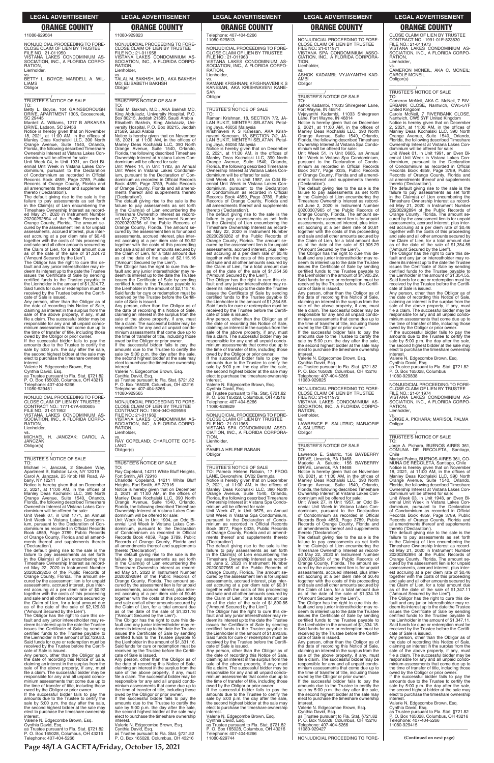## ORANGE COUNTY

11080-929564

NONJUDICIAL PROCEEDING TO FORECLOSE CLAIM OF LIEN BY TRUSTEE
FILE NO.: 21-011950
VISTANA LAKES CONDOMINIUM ASSOCIATION, INC., A FLORIDA CORPORATION,
Lienholder,
vs.
BETTY L. BOYCE; MARDELL A. WILLIAMS
Obligor

TRUSTEE'S NOTICE OF SALE
TO:
Betty L. Boyce, 104 GAINSBOROUGH DRIVE, APARTMENT 1305, Goosecreek, SC 29445
Mardell A. Williams, 1217 B ARKANSA DRIVE, Ladson, SC 29456
Notice is hereby given that on November 18, 2021, at 11:00 AM, in the offices of Manley Deas Kochalski LLC, 390 North Orange Avenue, Suite 1540, Orlando, Florida, the following described Timeshare Ownership Interest at Vistana Lakes Condominium will be offered for sale:
Unit Week 04, in Unit 1931, an Odd Biennial Unit Week in Vistana Lakes Condominium, pursuant to the Declaration of Condominium as recorded in Official Records Book 4859, Page 3789, Public Records of Orange County, Florida and all amendments thereof and supplements thereto ('Declaration').
The default giving rise to the sale is the failure to pay assessments as set forth in the Claim(s) of Lien encumbering the Timeshare Ownership Interest as recorded May 21, 2020 in Instrument Number 20200292894 of the Public Records of Orange County, Florida. The amount secured by the assessment lien is for unpaid assessments, accrued interest, plus interest accruing at a per diem rate of $0.46 together with the costs of this proceeding and sale and all other amounts secured by the Claim of Lien, for a total amount due as of the date of the sale of $1,324.72 ("Amount Secured by the Lien").
The Obligor has the right to cure this default and any junior interestholder may redeem its interest up to the date the Trustee issues the Certificate of Sale by sending certified funds to the Trustee payable to the Lienholder in the amount of $1,324.72. Said funds for cure or redemption must be received by the Trustee before the Certificate of Sale is issued.
Any person, other than the Obligor as of the date of recording this Notice of Sale, claiming an interest in the surplus from the sale of the above property, if any, must file a claim. The successful bidder may be responsible for any and all unpaid condominium assessments that come due up to the time of transfer of title, including those owed by the Obligor or prior owner.
If the successful bidder fails to pay the amounts due to the Trustee to certify the sale by 5:00 p.m. the day after the sale, the second highest bidder at the sale may elect to purchase the timeshare ownership interest.
Valerie N. Edgecombe Brown, Esq.
Cynthia David, Esq.
as Trustee pursuant to Fla. Stat. §721.82
P. O. Box 165028, Columbus, OH 43216
Telephone: 407-404-5266
11080-929451

NONJUDICIAL PROCEEDING TO FORECLOSE CLAIM OF LIEN BY TRUSTEE
CONTRACT NO.: 1771-07A-800605
FILE NO.: 21-011952
VISTANA LAKES CONDOMINIUM ASSOCIATION, INC., A FLORIDA CORPORATION,
Lienholder,
vs.
MICHAEL H. JANCZAK; CAROL A. JANCZAK
Obligor(s)

TRUSTEE'S NOTICE OF SALE
TO:
Michael H. Janczak, 2 Steuben Way, Apartment B, Ballston Lake, NY 12019
Carol A. Janczak, 25 Knob Hill Road, Albany, NY 12211
Notice is hereby given that on December 2, 2021, at 11:00 AM, in the offices of Manley Deas Kochalski LLC, 390 North Orange Avenue, Suite 1540, Orlando, Florida, the following described Timeshare Ownership Interest at Vistana Lakes Condominium will be offered for sale:
Unit Week 07, in Unit 1771, an Annual Unit Week in Vistana Lakes Condominium, pursuant to the Declaration of Condominium as recorded in Official Records Book 4859, Page 3789, Public Records of Orange County, Florida and all amendments thereof and supplements thereto ('Declaration').
The default giving rise to the sale is the failure to pay assessments as set forth in the Claim(s) of Lien encumbering the Timeshare Ownership Interest as recorded May 22, 2020 in Instrument Number 20200293256 of the Public Records of Orange County, Florida. The amount secured by the assessment lien is for unpaid assessments, accrued interest, plus interest accruing at a per diem rate of $0.92 together with the costs of this proceeding and sale and all other amounts secured by the Claim of Lien, for a total amount due as of the date of the sale of $2,129.80 ("Amount Secured by the Lien").
The Obligor has the right to cure this default and any junior interestholder may redeem its interest up to the date the Trustee issues the Certificate of Sale by sending certified funds to the Trustee payable to the Lienholder in the amount of $2,129.80. Said funds for cure or redemption must be received by the Trustee before the Certificate of Sale is issued.
Any person, other than the Obligor as of the date of recording this Notice of Sale, claiming an interest in the surplus from the sale of the above property, if any, must file a claim. The successful bidder may be responsible for any and all unpaid condominium assessments that come due up to the time of transfer of title, including those owed by the Obligor or prior owner.
If the successful bidder fails to pay the amounts due to the Trustee to certify the sale by 5:00 p.m. the day after the sale, the second highest bidder at the sale may elect to purchase the timeshare ownership interest.
Valerie N. Edgecombe Brown, Esq.
Cynthia David, Esq.
as Trustee pursuant to Fla. Stat. §721.82
P. O. Box 165028, Columbus, OH 43216
Telephone: 407-404-5266
11080-929823

NONJUDICIAL PROCEEDING TO FORECLOSE CLAIM OF LIEN BY TRUSTEE
FILE NO.: 21-011958
VISTANA LAKES CONDOMINIUM ASSOCIATION, INC., A FLORIDA CORPORATION,
Lienholder,
vs.
TALAL M. BAKHSH, M.D., AKA BAKHSH MD; ELISABETH BAKHSH
Obligor

TRUSTEE'S NOTICE OF SALE
TO:
Talal M. Bakhsh, M.D., AKA Bakhsh MD, King Abdulaziz, University Hospital, P.O. Box 80215, Jeddah 21589, Saudi Arabia
Elisabeth Bakhsh, King Abdulaziz, University Hospital, P.O. Box 80215, Jeddah 21589, Saudi Arabia
Notice is hereby given that on November 18, 2021, at 11:00 AM, in the offices of Manley Deas Kochalski LLC, 390 North Orange Avenue, Suite 1540, Orlando, Florida, the following described Timeshare Ownership Interest at Vistana Lakes Condominium will be offered for sale:
Unit Week 14, in Unit 1783, an Annual Unit Week in Vistana Lakes Condominium, pursuant to the Declaration of Condominium as recorded in Official Records Book 4859, Page 3789, Public Records of Orange County, Florida and all amendments thereof and supplements thereto ('Declaration').
The default giving rise to the sale is the failure to pay assessments as set forth in the Claim(s) of Lien encumbering the Timeshare Ownership Interest as recorded May 22, 2020 in Instrument Number 20200293256 of the Public Records of Orange County, Florida. The amount secured by the assessment lien is for unpaid assessments, accrued interest, plus interest accruing at a per diem rate of $0.92 together with the costs of this proceeding and sale and all other amounts secured by the Claim of Lien, for a total amount due as of the date of the sale of $2,115.16 ("Amount Secured by the Lien").
The Obligor has the right to cure this default and any junior interestholder may redeem its interest up to the date the Trustee issues the Certificate of Sale by sending certified funds to the Trustee payable to the Lienholder in the amount of $2,115.16. Said funds for cure or redemption must be received by the Trustee before the Certificate of Sale is issued.
Any person, other than the Obligor as of the date of recording this Notice of Sale, claiming an interest in the surplus from the sale of the above property, if any, must file a claim. The successful bidder may be responsible for any and all unpaid condominium assessments that come due up to the time of transfer of title, including those owed by the Obligor or prior owner.
If the successful bidder fails to pay the amounts due to the Trustee to certify the sale by 5:00 p.m. the day after the sale, the second highest bidder at the sale may elect to purchase the timeshare ownership interest.
Valerie N. Edgecombe Brown, Esq.
Cynthia David, Esq.
as Trustee pursuant to Fla. Stat. §721.82
P. O. Box 165028, Columbus, OH 43216
Telephone: 407-404-5266
11080-929565

NONJUDICIAL PROCEEDING TO FORECLOSE CLAIM OF LIEN BY TRUSTEE
CONTRACT NO.: 1904-04O-809598
FILE NO.: 21-011962
VISTANA LAKES CONDOMINIUM ASSOCIATION, INC., A FLORIDA CORPORATION,
Lienholder,
vs.
RAY COPELAND; CHARLOTTE COPELAND
Obligor(s)

TRUSTEE'S NOTICE OF SALE
TO:
Ray Copeland, 14211 White Bluff Heights, Fort Smith, AR 72916
Charlotte Copeland, 14211 White Bluff Heights, Fort Smith, AR 72916
Notice is hereby given that on December 2, 2021, at 11:00 AM, in the offices of Manley Deas Kochalski LLC, 390 North Orange Avenue, Suite 1540, Orlando, Florida, the following described Timeshare Ownership Interest at Vistana Lakes Condominium will be offered for sale:
Unit Week 04, in Unit 1904, an Odd Biennial Unit Week in Vistana Lakes Condominium, pursuant to the Declaration of Condominium as recorded in Official Records Book 4859, Page 3789, Public Records of Orange County, Florida and all amendments thereof and supplements thereto ('Declaration').
The default giving rise to the sale is the failure to pay assessments as set forth in the Claim(s) of Lien encumbering the Timeshare Ownership Interest as recorded May 21, 2020 in Instrument Number 20200292894 of the Public Records of Orange County, Florida. The amount secured by the assessment lien is for unpaid assessments, accrued interest, plus interest accruing at a per diem rate of $0.46 together with the costs of this proceeding and sale and all other amounts secured by the Claim of Lien, for a total amount due as of the date of the sale of $1,331.16 ("Amount Secured by the Lien").
The Obligor has the right to cure this default and any junior interestholder may redeem its interest up to the date the Trustee issues the Certificate of Sale by sending certified funds to the Trustee payable to the Lienholder in the amount of $1,331.16. Said funds for cure or redemption must be received by the Trustee before the Certificate of Sale is issued.
Any person, other than the Obligor as of the date of recording this Notice of Sale, claiming an interest in the surplus from the sale of the above property, if any, must file a claim. The successful bidder may be responsible for any and all unpaid condominium assessments that come due up to the time of transfer of title, including those owed by the Obligor or prior owner.
If the successful bidder fails to pay the amounts due to the Trustee to certify the sale by 5:00 p.m. the day after the sale, the second highest bidder at the sale may elect to purchase the timeshare ownership interest.
Valerie N. Edgecombe Brown, Esq.
Cynthia David, Esq.
as Trustee pursuant to Fla. Stat. §721.82
P. O. Box 165028, Columbus, OH 43216
Telephone: 407-404-5266
11080-929813

NONJUDICIAL PROCEEDING TO FORECLOSE CLAIM OF LIEN BY TRUSTEE
FILE NO.: 21-011963
VISTANA LAKES CONDOMINIUM ASSOCIATION, INC., A FLORIDA CORPORATION,
Lienholder,
vs.
RAMANI KRISHNAN; KRISHNAVENI K S KANESAN, AKA KRISHNAVENI KANESAN
Obligor

TRUSTEE'S NOTICE OF SALE
TO:
Ramani Krishnan, 18, SECTION 7/2, JALAN BUKIT, MENTERI SELATAN, Petaling Jaya, 46050 Malaysia
Krishnaveni K S Kanesan, AKA Krishnaveni Kanesan, 18, SECTION 7/2, JALAN BUKIT, MENTERI SELATAN, Petaling Jaya, 46050 Malaysia
Notice is hereby given that on December 2, 2021, at 11:00 AM, in the offices of Manley Deas Kochalski LLC, 390 North Orange Avenue, Suite 1540, Orlando, Florida, the following described Timeshare Ownership Interest at Vistana Lakes Condominium will be offered for sale:
Unit Week 49, in Unit 1987, an Odd Biennial Unit Week in Vistana Lakes Condominium, pursuant to the Declaration of Condominium as recorded in Official Records Book 4859, Page 3789, Public Records of Orange County, Florida and all amendments thereof and supplements thereto ('Declaration').
The default giving rise to the sale is the failure to pay assessments as set forth in the Claim(s) of Lien encumbering the Timeshare Ownership Interest as recorded May 22, 2020 in Instrument Number 20200293262 of the Public Records of Orange County, Florida. The amount secured by the assessment lien is for unpaid assessments, accrued interest, plus interest accruing at a per diem rate of $0.46 together with the costs of this proceeding and sale and all other amounts secured by the Claim of Lien, for a total amount due as of the date of the sale of $1,354.56 ("Amount Secured by the Lien").
The Obligor has the right to cure this default and any junior interestholder may redeem its interest up to the date the Trustee issues the Certificate of Sale by sending certified funds to the Trustee payable to the Lienholder in the amount of $1,354.56. Said funds for cure or redemption must be received by the Trustee before the Certificate of Sale is issued.
Any person, other than the Obligor as of the date of recording this Notice of Sale, claiming an interest in the surplus from the sale of the above property, if any, must file a claim. The successful bidder may be responsible for any and all unpaid condominium assessments that come due up to the time of transfer of title, including those owed by the Obligor or prior owner.
If the successful bidder fails to pay the amounts due to the Trustee to certify the sale by 5:00 p.m. the day after the sale, the second highest bidder at the sale may elect to purchase the timeshare ownership interest.
Valerie N. Edgecombe Brown, Esq.
Cynthia David, Esq.
as Trustee pursuant to Fla. Stat. §721.82
P. O. Box 165028, Columbus, OH 43216
Telephone: 407-404-5266
11080-929829

NONJUDICIAL PROCEEDING TO FORECLOSE CLAIM OF LIEN BY TRUSTEE
FILE NO.: 21-011965
VISTANA SPA CONDOMINIUM ASSOCIATION, INC., A FLORIDA CORPORATION,
Lienholder,
vs.
PAMELA HELENE RABAIN
Obligor

TRUSTEE'S NOTICE OF SALE
TO: Pamela Helene Rabain, 17 FROG LANE, Devonshire, DV02 Bermuda
Notice is hereby given that on December 2, 2021, at 11:00 AM, in the offices of Manley Deas Kochalski LLC, 390 North Orange Avenue, Suite 1540, Orlando, Florida, the following described Timeshare Ownership Interest at Vistana Spa Condominium will be offered for sale:
Unit Week 47, in Unit 0675, an Annual Unit Week in Vistana Spa Condominium, pursuant to the Declaration of Condominium as recorded in Official Records Book 3677, Page 0335, Public Records of Orange County, Florida and all amendments thereof and supplements thereto ('Declaration').
The default giving rise to the sale is the failure to pay assessments as set forth in the Claim(s) of Lien encumbering the Timeshare Ownership Interest as recorded June 2, 2020 in Instrument Number 20200307965 of the Public Records of Orange County, Florida. The amount secured by the assessment lien is for unpaid assessments, accrued interest, plus interest accruing at a per diem rate of $0.81 together with the costs of this proceeding and sale and all other amounts secured by the Claim of Lien, for a total amount due as of the date of the sale of $1,890.86 ("Amount Secured by the Lien").
The Obligor has the right to cure this default and any junior interestholder may redeem its interest up to the date the Trustee issues the Certificate of Sale by sending certified funds to the Trustee payable to the Lienholder in the amount of $1,890.86. Said funds for cure or redemption must be received by the Trustee before the Certificate of Sale is issued.
Any person, other than the Obligor as of the date of recording this Notice of Sale, claiming an interest in the surplus from the sale of the above property, if any, must file a claim. The successful bidder may be responsible for any and all unpaid condominium assessments that come due up to the time of transfer of title, including those owed by the Obligor or prior owner.
If the successful bidder fails to pay the amounts due to the Trustee to certify the sale by 5:00 p.m. the day after the sale, the second highest bidder at the sale may elect to purchase the timeshare ownership interest.
Valerie N. Edgecombe Brown, Esq.
Cynthia David, Esq.
as Trustee pursuant to Fla. Stat. §721.82
P. O. Box 165028, Columbus, OH 43216
Telephone: 407-404-5266
11080-929744

NONJUDICIAL PROCEEDING TO FORECLOSE CLAIM OF LIEN BY TRUSTEE
FILE NO.: 21-011971
VISTANA SPA CONDOMINIUM ASSOCIATION, INC., A FLORIDA CORPORATION,
Lienholder,
vs.
ASHOK KADAMBI; VYJAYANTHI KADAMBI
Obligor

TRUSTEE'S NOTICE OF SALE
TO:
Ashok Kadambi, 11033 Shiregreen Lane, Fort Wayne, IN 46814
Vyjayanthi Kadambi, 11033 Shiregreen Lane, Fort Wayne, IN 46814
Notice is hereby given that on December 2, 2021, at 11:00 AM, in the offices of Manley Deas Kochalski LLC, 390 North Orange Avenue, Suite 1540, Orlando, Florida, the following described Timeshare Ownership Interest at Vistana Spa Condominium will be offered for sale:
Unit Week 51, in Unit 0665, an Annual Unit Week in Vistana Spa Condominium, pursuant to the Declaration of Condominium as recorded in Official Records Book 3677, Page 0335, Public Records of Orange County, Florida and all amendments thereof and supplements thereto ('Declaration').
The default giving rise to the sale is the failure to pay assessments as set forth in the Claim(s) of Lien encumbering the Timeshare Ownership Interest as recorded June 2, 2020 in Instrument Number 20200307965 of the Public Records of Orange County, Florida. The amount secured by the assessment lien is for unpaid assessments, accrued interest, plus interest accruing at a per diem rate of $0.81 together with the costs of this proceeding and sale and all other amounts secured by the Claim of Lien, for a total amount due as of the date of the sale of $1,905.29 ("Amount Secured by the Lien").
The Obligor has the right to cure this default and any junior interestholder may redeem its interest up to the date the Trustee issues the Certificate of Sale by sending certified funds to the Trustee payable to the Lienholder in the amount of $1,905.29. Said funds for cure or redemption must be received by the Trustee before the Certificate of Sale is issued.
Any person, other than the Obligor as of the date of recording this Notice of Sale, claiming an interest in the surplus from the sale of the above property, if any, must file a claim. The successful bidder may be responsible for any and all unpaid condominium assessments that come due up to the time of transfer of title, including those owed by the Obligor or prior owner.
If the successful bidder fails to pay the amounts due to the Trustee to certify the sale by 5:00 p.m. the day after the sale, the second highest bidder at the sale may elect to purchase the timeshare ownership interest.
Valerie N. Edgecombe Brown, Esq.
Cynthia David, Esq.
as Trustee pursuant to Fla. Stat. §721.82
P. O. Box 165028, Columbus, OH 43216
Telephone: 407-404-5266
11080-929825

NONJUDICIAL PROCEEDING TO FORECLOSE CLAIM OF LIEN BY TRUSTEE
FILE NO.: 21-011972
VISTANA LAKES CONDOMINIUM ASSOCIATION, INC., A FLORIDA CORPORATION,
Lienholder,
vs.
LAWRENCE E. SALUTRIC; MARJORIE A. SALUTRIC
Obligor

TRUSTEE'S NOTICE OF SALE
TO:
Lawrence E. Salutric, 156 BAYBERRY DRIVE, Limerick, PA 19468
Marjorie A. Salutric, 156 BAYBERRY DRIVE, Limerick, PA 19468
Notice is hereby given that on November 18, 2021, at 11:00 AM, in the offices of Manley Deas Kochalski LLC, 390 North Orange Avenue, Suite 1540, Orlando, Florida, the following described Timeshare Ownership Interest at Vistana Lakes Condominium will be offered for sale:
Unit Week 27, in Unit 1957, an Odd Biennial Unit Week in Vistana Lakes Condominium, pursuant to the Declaration of Condominium as recorded in Official Records Book 4859, Page 3789, Public Records of Orange County, Florida and all amendments thereof and supplements thereto ('Declaration').
The default giving rise to the sale is the failure to pay assessments as set forth in the Claim(s) of Lien encumbering the Timeshare Ownership Interest as recorded May 22, 2020 in Instrument Number 20200293258 of the Public Records of Orange County, Florida. The amount secured by the assessment lien is for unpaid assessments, accrued interest, plus interest accruing at a per diem rate of $0.46 together with the costs of this proceeding and sale and all other amounts secured by the Claim of Lien, for a total amount due as of the date of the sale of $1,334.18 ("Amount Secured by the Lien").
The Obligor has the right to cure this default and any junior interestholder may redeem its interest up to the date the Trustee issues the Certificate of Sale by sending certified funds to the Trustee payable to the Lienholder in the amount of $1,334.18. Said funds for cure or redemption must be received by the Trustee before the Certificate of Sale is issued.
Any person, other than the Obligor as of the date of recording this Notice of Sale, claiming an interest in the surplus from the sale of the above property, if any, must file a claim. The successful bidder may be responsible for any and all unpaid condominium assessments that come due up to the time of transfer of title, including those owed by the Obligor or prior owner.
If the successful bidder fails to pay the amounts due to the Trustee to certify the sale by 5:00 p.m. the day after the sale, the second highest bidder at the sale may elect to purchase the timeshare ownership interest.
Valerie N. Edgecombe Brown, Esq.
Cynthia David, Esq.
as Trustee pursuant to Fla. Stat. §721.82
P. O. Box 165028, Columbus, OH 43216
Telephone: 407-404-5266
11080-929427

NONJUDICIAL PROCEEDING TO FORECLOSE CLAIM OF LIEN BY TRUSTEE
CONTRACT NO.: 1991-01E-823830
FILE NO.: 21-011973
VISTANA LAKES CONDOMINIUM ASSOCIATION, INC., A FLORIDA CORPORATION,
Lienholder,
vs.
CAMERON MCNEIL, AKA C. MCNEIL; CAROLE MCNEIL
Obligor(s)

TRUSTEE'S NOTICE OF SALE
TO:
Cameron McNeil, AKA C. McNeil, 7 RIVERBANK CLOSE, Nantwich, CW5-5YF United Kingdom
Carole McNeil, 7 RIVERBANK CLOSE, Nantwich, CW5 5YF United Kingdom
Notice is hereby given that on December 2, 2021, at 11:00 AM, in the offices of Manley Deas Kochalski LLC, 390 North Orange Avenue, Suite 1540, Orlando, Florida, the following described Timeshare Ownership Interest at Vistana Lakes Condominium will be offered for sale:
Unit Week 01, in Unit 1991, an Even Biennial Unit Week in Vistana Lakes Condominium, pursuant to the Declaration of Condominium as recorded in Official Records Book 4859, Page 3789, Public Records of Orange County, Florida and all amendments thereof and supplements thereto ('Declaration').
The default giving rise to the sale is the failure to pay assessments as set forth in the Claim(s) of Lien encumbering the Timeshare Ownership Interest as recorded May 21, 2020 in Instrument Number 20200292894 of the Public Records of Orange County, Florida. The amount secured by the assessment lien is for unpaid assessments, accrued interest, plus interest accruing at a per diem rate of $0.46 together with the costs of this proceeding and sale and all other amounts secured by the Claim of Lien, for a total amount due as of the date of the sale of $1,354.55 ("Amount Secured by the Lien").
The Obligor has the right to cure this default and any junior interestholder may redeem its interest up to the date the Trustee issues the Certificate of Sale by sending certified funds to the Trustee payable to the Lienholder in the amount of $1,354.55. Said funds for cure or redemption must be received by the Trustee before the Certificate of Sale is issued.
Any person, other than the Obligor as of the date of recording this Notice of Sale, claiming an interest in the surplus from the sale of the above property, if any, must file a claim. The successful bidder may be responsible for any and all unpaid condominium assessments that come due up to the time of transfer of title, including those owed by the Obligor or prior owner.
If the successful bidder fails to pay the amounts due to the Trustee to certify the sale by 5:00 p.m. the day after the sale, the second highest bidder at the sale may elect to purchase the timeshare ownership interest.
Valerie N. Edgecombe Brown, Esq.
Cynthia David, Esq.
as Trustee pursuant to Fla. Stat. §721.82
P. O. Box 165028, Columbus
11080-929838

NONJUDICIAL PROCEEDING TO FORECLOSE CLAIM OF LIEN BY TRUSTEE
FILE NO.: 21-011974
VISTANA LAKES CONDOMINIUM ASSOCIATION, INC., A FLORIDA CORPORATION,
Lienholder,
vs.
JORGE A. PICHARA; MARISOL PALMA
Obligor

TRUSTEE'S NOTICE OF SALE
TO:
Jorge A. Pichara, BUENOS AIRES 361, COMUNA DE RECOLETA, Santiago, Chile
Marisol Palma, BUENOS AIRES 361, COMUNA DE RECOLETA, Santiago, Chile
Notice is hereby given that on November 18, 2021, at 11:00 AM, in the offices of Manley Deas Kochalski LLC, 390 North Orange Avenue, Suite 1540, Orlando, Florida, the following described Timeshare Ownership Interest at Vistana Lakes Condominium will be offered for sale:
Unit Week 03, in Unit 1948, an Even Biennial Unit Week in Vistana Lakes Condominium, pursuant to the Declaration of Condominium as recorded in Official Records Book 4859, Page 3789, Public Records of Orange County, Florida and all amendments thereof and supplements thereto ('Declaration').
The default giving rise to the sale is the failure to pay assessments as set forth in the Claim(s) of Lien encumbering the Timeshare Ownership Interest as recorded May 21, 2020 in Instrument Number 20200292894 of the Public Records of Orange County, Florida. The amount secured by the assessment lien is for unpaid assessments, accrued interest, plus interest accruing at a per diem rate of $0.46 together with the costs of this proceeding and sale and all other amounts secured by the Claim of Lien, for a total amount due as of the date of the sale of $1,347.11 ("Amount Secured by the Lien").
The Obligor has the right to cure this default and any junior interestholder may redeem its interest up to the date the Trustee issues the Certificate of Sale by sending certified funds to the Trustee payable to the Lienholder in the amount of $1,347.11. Said funds for cure or redemption must be received by the Trustee before the Certificate of Sale is issued.
Any person, other than the Obligor as of the date of recording this Notice of Sale, claiming an interest in the surplus from the sale of the above property, if any, must file a claim. The successful bidder may be responsible for any and all unpaid condominium assessments that come due up to the time of transfer of title, including those owed by the Obligor or prior owner.
If the successful bidder fails to pay the amounts due to the Trustee to certify the sale by 5:00 p.m. the day after the sale, the second highest bidder at the sale may elect to purchase the timeshare ownership interest.
Valerie N. Edgecombe Brown, Esq.
Cynthia David, Esq.
as Trustee pursuant to Fla. Stat. §721.82
P. O. Box 165028, Columbus, OH 43216
Telephone: 407-404-5266
11080-929415

NONJUDICIAL PROCEEDING TO FORE-

**(Continued on next page)**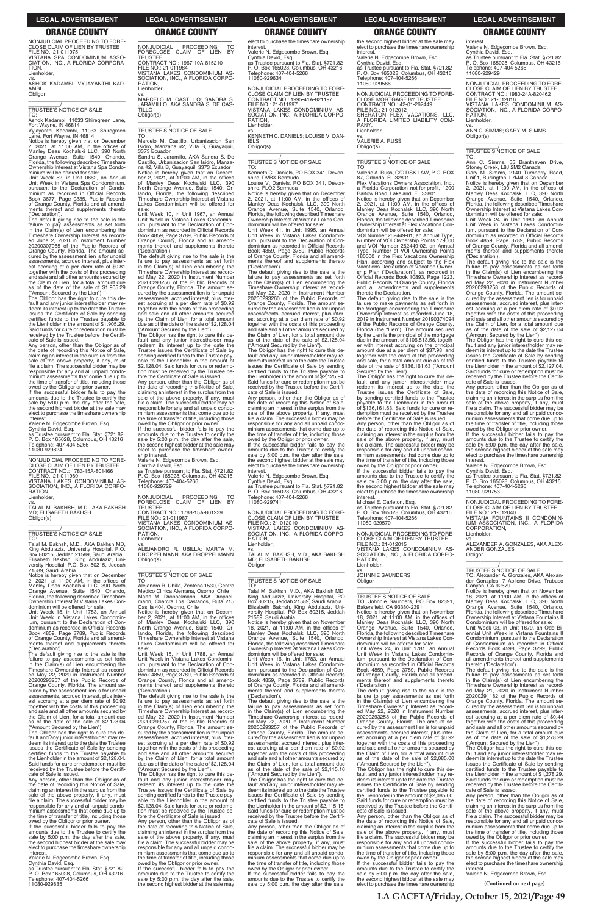## LEGAL ADVERTISEMENT

## ORANGE COUNTY

NONJUDICIAL PROCEEDING TO FORECLOSE CLAIM OF LIEN BY TRUSTEE
FILE NO.: 21-011975
VISTANA SPA CONDOMINIUM ASSOCIATION, INC., A FLORIDA CORPORATION,
Lienholder,
vs.
ASHOK KADAMBI; VYJAYANTHI KADAMBI
Obligor

_______________/

TRUSTEE'S NOTICE OF SALE
TO:
Ashok Kadambi, 11033 Shiregreen Lane, Fort Wayne, IN 46814
Vyjayanthi Kadambi, 11033 Shiregreen Lane, Fort Wayne, IN 46814
Notice is hereby given that on December 2, 2021, at 11:00 AM, in the offices of Manley Deas Kochalski LLC, 390 North Orange Avenue, Suite 1540, Orlando, Florida, the following described Timeshare Ownership Interest at Vistana Spa Condominium will be offered for sale:
Unit Week 52, in Unit 0662, an Annual Unit Week in Vistana Spa Condominium, pursuant to the Declaration of Condominium as recorded in Official Records Book 3677, Page 0335, Public Records of Orange County, Florida and all amendments thereof and supplements thereto ('Declaration').
The default giving rise to the sale is the failure to pay assessments as set forth in the Claim(s) of Lien encumbering the Timeshare Ownership Interest as recorded June 2, 2020 in Instrument Number 20200307965 of the Public Records of Orange County, Florida. The amount secured by the assessment lien is for unpaid assessments, accrued interest, plus interest accruing at a per diem rate of $0.81 together with the costs of this proceeding and sale and all other amounts secured by the Claim of Lien, for a total amount due as of the date of the sale of $1,905.29 ("Amount Secured by the Lien").
The Obligor has the right to cure this default and any junior interestholder may redeem its interest up to the date the Trustee issues the Certificate of Sale by sending certified funds to the Trustee payable to the Lienholder in the amount of $1,905.29. Said funds for cure or redemption must be received by the Trustee before the Certificate of Sale is issued.
Any person, other than the Obligor as of the date of recording this Notice of Sale, claiming an interest in the surplus from the sale of the above property, if any, must file a claim. The successful bidder may be responsible for any and all unpaid condominium assessments that come due up to the time of transfer of title, including those owed by the Obligor or prior owner.
If the successful bidder fails to pay the amounts due to the Trustee to certify the sale by 5:00 p.m. the day after the sale, the second highest bidder at the sale may elect to purchase the timeshare ownership interest.
Valerie N. Edgecombe Brown, Esq.
Cynthia David, Esq.
as Trustee pursuant to Fla. Stat. §721.82
P. O. Box 165028, Columbus, OH 43216
Telephone: 407-404-5266
11080-929824

NONJUDICIAL PROCEEDING TO FORECLOSE CLAIM OF LIEN BY TRUSTEE
CONTRACT NO.: 1783-15A-801466
FILE NO.: 21-011980
VISTANA LAKES CONDOMINIUM ASSOCIATION, INC., A FLORIDA CORPORATION,
Lienholder,
vs.
TALAL M. BAKHSH, M.D., AKA BAKHSH MD; ELISABETH BAKHSH
Obligor(s)

_______________/

TRUSTEE'S NOTICE OF SALE
TO:
Talal M. Bakhsh, M.D., AKA Bakhsh MD, King Abdulaziz, University Hospital, P.O. Box 80215, Jeddah 21589, Saudi Arabia
Elisabeth Bakhsh, King Abdulaziz, University Hospital, P.O. Box 80215, Jeddah 21589, Saudi Arabia
Notice is hereby given that on December 2, 2021, at 11:00 AM, in the offices of Manley Deas Kochalski LLC, 390 North Orange Avenue, Suite 1540, Orlando, Florida, the following described Timeshare Ownership Interest at Vistana Lakes Condominium will be offered for sale:
Unit Week 15, in Unit 1783, an Annual Unit Week in Vistana Lakes Condominium, pursuant to the Declaration of Condominium as recorded in Official Records Book 4859, Page 3789, Public Records of Orange County, Florida and all amendments thereof and supplements thereto ('Declaration').
The default giving rise to the sale is the failure to pay assessments as set forth in the Claim(s) of Lien encumbering the Timeshare Ownership Interest as recorded May 22, 2020 in Instrument Number 20200293257 of the Public Records of Orange County, Florida. The amount secured by the assessment lien is for unpaid assessments, accrued interest, plus interest accruing at a per diem rate of $0.92 together with the costs of this proceeding and sale and all other amounts secured by the Claim of Lien, for a total amount due as of the date of the sale of $2,128.04 ("Amount Secured by the Lien").
The Obligor has the right to cure this default and any junior interestholder may redeem its interest up to the date the Trustee issues the Certificate of Sale by sending certified funds to the Trustee payable to the Lienholder in the amount of $2,128.04. Said funds for cure or redemption must be received by the Trustee before the Certificate of Sale is issued.
Any person, other than the Obligor as of the date of recording this Notice of Sale, claiming an interest in the surplus from the sale of the above property, if any, must file a claim. The successful bidder may be responsible for any and all unpaid condominium assessments that come due up to the time of transfer of title, including those owed by the Obligor or prior owner.
If the successful bidder fails to pay the amounts due to the Trustee to certify the sale by 5:00 p.m. the day after the sale, the second highest bidder at the sale may elect to purchase the timeshare ownership interest.
Valerie N. Edgecombe Brown, Esq.
Cynthia David, Esq.
as Trustee pursuant to Fla. Stat. §721.82
P. O. Box 165028, Columbus, OH 43216
Telephone: 407-404-5266
11080-929835

NONJUDICIAL PROCEEDING TO FORECLOSE CLAIM OF LIEN BY TRUSTEE
CONTRACT NO.: 1967-10A-815210
FILE NO.: 21-011984
VISTANA LAKES CONDOMINIUM ASSOCIATION, INC., A FLORIDA CORPORATION,
Lienholder,
vs.
MARCELO M. CASTILLO; SANDRA S. JARAMILLO, AKA SANDRA S. DE CASTILLO
Obligor(s)

_______________/

TRUSTEE'S NOTICE OF SALE
TO:
Marcelo M. Castillo, Urbanizacion San Isidro, Manzana #2, Villa B, Guayaquil, 3373 Ecuador
Sandra S. Jaramillo, AKA Sandra S. De Castillo, Urbanizacion San Isidro, Manzana #2, Villa B, Guayaquil, 3373 Ecuador
Notice is hereby given that on December 2, 2021, at 11:00 AM, in the offices of Manley Deas Kochalski LLC, 390 North Orange Avenue, Suite 1540, Orlando, Florida, the following described Timeshare Ownership Interest at Vistana Lakes Condominium will be offered for sale:
Unit Week 10, in Unit 1967, an Annual Unit Week in Vistana Lakes Condominium, pursuant to the Declaration of Condominium as recorded in Official Records Book 4859, Page 3789, Public Records of Orange County, Florida and all amendments thereof and supplements thereto ('Declaration').
The default giving rise to the sale is the failure to pay assessments as set forth in the Claim(s) of Lien encumbering the Timeshare Ownership Interest as recorded May 22, 2020 in Instrument Number 20200293256 of the Public Records of Orange County, Florida. The amount secured by the assessment lien is for unpaid assessments, accrued interest, plus interest accruing at a per diem rate of $0.92 together with the costs of this proceeding and sale and all other amounts secured by the Claim of Lien, for a total amount due as of the date of the sale of $2,128.04 ("Amount Secured by the Lien").
The Obligor has the right to cure this default and any junior interestholder may redeem its interest up to the date the Trustee issues the Certificate of Sale by sending certified funds to the Trustee payable to the Lienholder in the amount of $2,128.04. Said funds for cure or redemption must be received by the Trustee before the Certificate of Sale is issued.
Any person, other than the Obligor as of the date of recording this Notice of Sale, claiming an interest in the surplus from the sale of the above property, if any, must file a claim. The successful bidder may be responsible for any and all unpaid condominium assessments that come due up to the time of transfer of title, including those owed by the Obligor or prior owner.
If the successful bidder fails to pay the amounts due to the Trustee to certify the sale by 5:00 p.m. the day after the sale, the second highest bidder at the sale may elect to purchase the timeshare ownership interest.
Valerie N. Edgecombe Brown, Esq.
Cynthia David, Esq.
as Trustee pursuant to Fla. Stat. §721.82
P. O. Box 165028, Columbus, OH 43216
Telephone: 407-404-5266
11080-929729

NONJUDICIAL PROCEEDING TO FORECLOSE CLAIM OF LIEN BY TRUSTEE
CONTRACT NO.: 1788-15A-801239
FILE NO.: 21-011987
VISTANA LAKES CONDOMINIUM ASSOCIATION, INC., A FLORIDA CORPORATION,
Lienholder,
vs.
ALEJANDRO R. UBILLA; MARTA M. DROPPELMANN, AKA DROPPELMANN
Obligor(s)

_______________/

TRUSTEE'S NOTICE OF SALE
TO:
Alejandro R. Ubilla, Zenteno 1530, Centro Medico Clinica Alemana, Osorno, Chile
Marta M. Droppelmann, AKA Droppelmann, Charcra Los Castanos, Ruta 215 Casilla 404, Osorno, Chile
Notice is hereby given that on December 2, 2021, at 11:00 AM, in the offices of Manley Deas Kochalski LLC, 390 North Orange Avenue, Suite 1540, Orlando, Florida, the following described Timeshare Ownership Interest at Vistana Lakes Condominium will be offered for sale:
Unit Week 15, in Unit 1788, an Annual Unit Week in Vistana Lakes Condominium, pursuant to the Declaration of Condominium as recorded in Official Records Book 4859, Page 3789, Public Records of Orange County, Florida and all amendments thereof and supplements thereto ('Declaration').
The default giving rise to the sale is the failure to pay assessments as set forth in the Claim(s) of Lien encumbering the Timeshare Ownership Interest as recorded May 22, 2020 in Instrument Number 20200293257 of the Public Records of Orange County, Florida. The amount secured by the assessment lien is for unpaid assessments, accrued interest, plus interest accruing at a per diem rate of $0.92 together with the costs of this proceeding and sale and all other amounts secured by the Claim of Lien, for a total amount due as of the date of the sale of $2,128.04 ("Amount Secured by the Lien").
The Obligor has the right to cure this default and any junior interestholder may redeem its interest up to the date the Trustee issues the Certificate of Sale by sending certified funds to the Trustee payable to the Lienholder in the amount of $2,128.04. Said funds for cure or redemption must be received by the Trustee before the Certificate of Sale is issued.
Any person, other than the Obligor as of the date of recording this Notice of Sale, claiming an interest in the surplus from the sale of the above property, if any, must file a claim. The successful bidder may be responsible for any and all unpaid condominium assessments that come due up to the time of transfer of title, including those owed by the Obligor or prior owner.
If the successful bidder fails to pay the amounts due to the Trustee to certify the sale by 5:00 p.m. the day after the sale, the second highest bidder at the sale may elect to purchase the timeshare ownership interest.
Valerie N. Edgecombe Brown, Esq.
Cynthia David, Esq.
as Trustee pursuant to Fla. Stat. §721.82
P. O. Box 165028, Columbus, OH 43216
Telephone: 407-404-5266
11080-929634

NONJUDICIAL PROCEEDING TO FORECLOSE CLAIM OF LIEN BY TRUSTEE
CONTRACT NO.: 1995-41A-821197
FILE NO.: 21-011997
VISTANA LAKES CONDOMINIUM ASSOCIATION, INC., A FLORIDA CORPORATION,
Lienholder,
vs.
KENNETH C. DANIELS; LOUISE V. DANIELS
Obligor(s)

_______________/

TRUSTEE'S NOTICE OF SALE
TO:
Kenneth C. Daniels, PO BOX 341, Devonshire, DVBX Bermuda
Louise V. Daniels, PO BOX 341, Devonshire, FLO2 Bermuda
Notice is hereby given that on December 2, 2021, at 11:00 AM, in the offices of Manley Deas Kochalski LLC, 390 North Orange Avenue, Suite 1540, Orlando, Florida, the following described Timeshare Ownership Interest at Vistana Lakes Condominium will be offered for sale:
Unit Week 41, in Unit 1995, an Annual Unit Week in Vistana Lakes Condominium, pursuant to the Declaration of Condominium as recorded in Official Records Book 4859, Page 3789, Public Records of Orange County, Florida and all amendments thereof and supplements thereto ('Declaration').
The default giving rise to the sale is the failure to pay assessments as set forth in the Claim(s) of Lien encumbering the Timeshare Ownership Interest as recorded May 22, 2020 in Instrument Number 20200293260 of the Public Records of Orange County, Florida. The amount secured by the assessment lien is for unpaid assessments, accrued interest, plus interest accruing at a per diem rate of $0.92 together with the costs of this proceeding and sale and all other amounts secured by the Claim of Lien, for a total amount due as of the date of the sale of $2,125.94 ("Amount Secured by the Lien").
The Obligor has the right to cure this default and any junior interestholder may redeem its interest up to the date the Trustee issues the Certificate of Sale by sending certified funds to the Trustee payable to the Lienholder in the amount of $2,125.94. Said funds for cure or redemption must be received by the Trustee before the Certificate of Sale is issued.
Any person, other than the Obligor as of the date of recording this Notice of Sale, claiming an interest in the surplus from the sale of the above property, if any, must file a claim. The successful bidder may be responsible for any and all unpaid condominium assessments that come due up to the time of transfer of title, including those owed by the Obligor or prior owner.
If the successful bidder fails to pay the amounts due to the Trustee to certify the sale by 5:00 p.m. the day after the sale, the second highest bidder at the sale may elect to purchase the timeshare ownership interest.
Valerie N. Edgecombe Brown, Esq.
Cynthia David, Esq.
as Trustee pursuant to Fla. Stat. §721.82
P. O. Box 165028, Columbus, OH 43216
Telephone: 407-404-5266
11080-929741

NONJUDICIAL PROCEEDING TO FORECLOSE CLAIM OF LIEN BY TRUSTEE
FILE NO.: 21-012010
VISTANA LAKES CONDOMINIUM ASSOCIATION, INC., A FLORIDA CORPORATION,
Lienholder,
vs.
TALAL M. BAKHSH, M.D., AKA BAKHSH MD; ELISABETH BAKHSH
Obligor

_______________/

TRUSTEE'S NOTICE OF SALE
TO:
Talal M. Bakhsh, M.D., AKA Bakhsh MD, King Abdulaziz, University Hospital, PO Box 80215, Jeddah 21589, Saudi Arabia
Elisabeth Bakhsh, King Abdulaziz, University Hospital, PO Box 80215, Jeddah 21589, Saudi Arabia
Notice is hereby given that on November 18, 2021, at 11:00 AM, in the offices of Manley Deas Kochalski LLC, 390 North Orange Avenue, Suite 1540, Orlando, Florida, the following described Timeshare Ownership Interest at Vistana Lakes Condominium will be offered for sale:
Unit Week 16, in Unit 1783, an Annual Unit Week in Vistana Lakes Condominium, pursuant to the Declaration of Condominium as recorded in Official Records Book 4859, Page 3789, Public Records of Orange County, Florida and all amendments thereof and supplements thereto ('Declaration').
The default giving rise to the sale is the failure to pay assessments as set forth in the Claim(s) of Lien encumbering the Timeshare Ownership Interest as recorded May 22, 2020 in Instrument Number 20200293257 of the Public Records of Orange County, Florida. The amount secured by the assessment lien is for unpaid assessments, accrued interest, plus interest accruing at a per diem rate of $0.92 together with the costs of this proceeding and sale and all other amounts secured by the Claim of Lien, for a total amount due as of the date of the sale of $2,115.16 ("Amount Secured by the Lien").
The Obligor has the right to cure this default and any junior interestholder may redeem its interest up to the date the Trustee issues the Certificate of Sale by sending certified funds to the Trustee payable to the Lienholder in the amount of $2,115.16. Said funds for cure or redemption must be received by the Trustee before the Certificate of Sale is issued.
Any person, other than the Obligor as of the date of recording this Notice of Sale, claiming an interest in the surplus from the sale of the above property, if any, must file a claim. The successful bidder may be responsible for any and all unpaid condominium assessments that come due up to the time of transfer of title, including those owed by the Obligor or prior owner.
If the successful bidder fails to pay the amounts due to the Trustee to certify the sale by 5:00 p.m. the day after the sale, the second highest bidder at the sale may elect to purchase the timeshare ownership interest.
Valerie N. Edgecombe Brown, Esq.
Cynthia David, Esq.
as Trustee pursuant to Fla. Stat. §721.82
P. O. Box 165028, Columbus, OH 43216
Telephone: 407-404-5266
11080-929566

NONJUDICIAL PROCEEDING TO FORECLOSE MORTGAGE BY TRUSTEE
CONTRACT NO.: 42-01-262449
FILE NO.: 21-012012
SHERATON FLEX VACATIONS, LLC, A FLORIDA LIMITED LIABILITY COMPANY,
Lienholder,
vs.
VALERIE A. RUSS
Obligor(s)

_______________/

TRUSTEE'S NOTICE OF SALE
TO:
Valerie A. Russ, C/O DSK LAW, P.O. BOX 87, Orlando, FL 32801
Flex Vacations Owners Association, Inc., a Florida Corporation not-for-profit, 1200 Bartow Road, Lakeland, FL 33801
Notice is hereby given that on December 2, 2021, at 11:00 AM, in the offices of Manley Deas Kochalski LLC, 390 North Orange Avenue, Suite 1540, Orlando, Florida, the following described Timeshare Ownership Interest at Flex Vacations Condominium will be offered for sale:
VOI Number 262449-01, an Annual Type, Number of VOI Ownership Points 179000 and VOI Number 262449-02, an Annual Type, Number of VOI Ownership Points 180000 in the Flex Vacations Ownership Plan, according and subject to the Flex Vacations Declaration of Vacation Ownership Plan ("Declaration"), as recorded in Official Records Book 10893, Page 1223, Public Records of Orange County, Florida and all amendments and supplements thereto the Declaration.
The default giving rise to the sale is the failure to make payments as set forth in the Mortgage encumbering the Timeshare Ownership Interest as recorded June 18, 2019 in Instrument Number 20190374094 of the Public Records of Orange County, Florida (the "Lien"). The amount secured by the Lien is the principal of the mortgage due in the amount of $106,813.56, together with interest accruing on the principal amount due at a per diem of $37.98, and together with the costs of this proceeding and sale, for a total amount due as of the date of the sale of $136,161.63 ("Amount Secured by the Lien").
The Obligor has the right to cure this default and any junior interestholder may redeem its interest up to the date the Trustee issues the Certificate of Sale, by sending certified funds to the Trustee payable to the Lienholder in the amount of $136,161.63. Said funds for cure or redemption must be received by the Trustee before the Certificate of Sale is issued.
Any person, other than the Obligor as of the date of recording this Notice of Sale, claiming an interest in the surplus from the sale of the above property, if any, must file a claim. The successful bidder may be responsible for any and all unpaid condominium assessments that come due up to the time of transfer of title, including those owed by the Obligor or prior owner.
If the successful bidder fails to pay the amounts due to the Trustee to certify the sale by 5:00 p.m. the day after the sale, the second highest bidder at the sale may elect to purchase the timeshare ownership interest.
Michael E. Carleton, Esq.
as Trustee pursuant to Fla. Stat. §721.82
P. O. Box 165028, Columbus, OH 43216
Telephone: 407-404-5266
11080-929570

NONJUDICIAL PROCEEDING TO FORECLOSE CLAIM OF LIEN BY TRUSTEE
FILE NO.: 21-012015
VISTANA LAKES CONDOMINIUM ASSOCIATION, INC., A FLORIDA CORPORATION,
Lienholder,
vs.
JOHNNIE SAUNDERS
Obligor

_______________/

TRUSTEE'S NOTICE OF SALE
TO: Johnnie Saunders, PO Box 82391, Bakersfield, CA 93380-2391
Notice is hereby given that on November 18, 2021, at 11:00 AM, in the offices of Manley Deas Kochalski LLC, 390 North Orange Avenue, Suite 1540, Orlando, Florida, the following described Timeshare Ownership Interest at Vistana Lakes Condominium will be offered for sale:
Unit Week 24, in Unit 1781, an Annual Unit Week in Vistana Lakes Condominium, pursuant to the Declaration of Condominium as recorded in Official Records Book 4859, Page 3789, Public Records of Orange County, Florida and all amendments thereof and supplements thereto ('Declaration').
The default giving rise to the sale is the failure to pay assessments as set forth in the Claim(s) of Lien encumbering the Timeshare Ownership Interest as recorded May 22, 2020 in Instrument Number 20200293258 of the Public Records of Orange County, Florida. The amount secured by the assessment lien is for unpaid assessments, accrued interest, plus interest accruing at a per diem rate of $0.92 together with the costs of this proceeding and sale and all other amounts secured by the Claim of Lien, for a total amount due as of the date of the sale of $2,085.00 ("Amount Secured by the Lien").
The Obligor has the right to cure this default and any junior interestholder may redeem its interest up to the date the Trustee issues the Certificate of Sale by sending certified funds to the Trustee payable to the Lienholder in the amount of $2,085.00. Said funds for cure or redemption must be received by the Trustee before the Certificate of Sale is issued.
Any person, other than the Obligor as of the date of recording this Notice of Sale, claiming an interest in the surplus from the sale of the above property, if any, must file a claim. The successful bidder may be responsible for any and all unpaid condominium assessments that come due up to the time of transfer of title, including those owed by the Obligor or prior owner.
If the successful bidder fails to pay the amounts due to the Trustee to certify the sale by 5:00 p.m. the day after the sale, the second highest bidder at the sale may elect to purchase the timeshare ownership interest.
Valerie N. Edgecombe Brown, Esq.
Cynthia David, Esq.
as Trustee pursuant to Fla. Stat. §721.82
P. O. Box 165028, Columbus, OH 43216
Telephone: 407-404-5266
11080-929429

NONJUDICIAL PROCEEDING TO FORECLOSE CLAIM OF LIEN BY TRUSTEE
CONTRACT NO.: 1980-24A-820462
FILE NO.: 21-012016
VISTANA LAKES CONDOMINIUM ASSOCIATION, INC., A FLORIDA CORPORATION,
Lienholder,
vs.
ANN C. SIMMS; GARY M. SIMMS
Obligor(s)

_______________/

TRUSTEE'S NOTICE OF SALE
TO:
Ann C. Simms, 55 Branthaven Drive, Stoney Creek, L8J 2M2 Canada
Gary M. Simms, 2140 Turnberry Road, Unit 1, Burlington, L7M4L8 Canada
Notice is hereby given that on December 2, 2021, at 11:00 AM, in the offices of Manley Deas Kochalski LLC, 390 North Orange Avenue, Suite 1540, Orlando, Florida, the following described Timeshare Ownership Interest at Vistana Lakes Condominium will be offered for sale:
Unit Week 24, in Unit 1980, an Annual Unit Week in Vistana Lakes Condominium, pursuant to the Declaration of Condominium as recorded in Official Records Book 4859, Page 3789, Public Records of Orange County, Florida and all amendments thereof and supplements thereto ('Declaration').
The default giving rise to the sale is the failure to pay assessments as set forth in the Claim(s) of Lien encumbering the Timeshare Ownership Interest as recorded May 22, 2020 in Instrument Number 20200293258 of the Public Records of Orange County, Florida. The amount secured by the assessment lien is for unpaid assessments, accrued interest, plus interest accruing at a per diem rate of $0.92 together with the costs of this proceeding and sale and all other amounts secured by the Claim of Lien, for a total amount due as of the date of the sale of $2,127.04 ("Amount Secured by the Lien").
The Obligor has the right to cure this default and any junior interestholder may redeem its interest up to the date the Trustee issues the Certificate of Sale by sending certified funds to the Trustee payable to the Lienholder in the amount of $2,127.04. Said funds for cure or redemption must be received by the Trustee before the Certificate of Sale is issued.
Any person, other than the Obligor as of the date of recording this Notice of Sale, claiming an interest in the surplus from the sale of the above property, if any, must file a claim. The successful bidder may be responsible for any and all unpaid condominium assessments that come due up to the time of transfer of title, including those owed by the Obligor or prior owner.
If the successful bidder fails to pay the amounts due to the Trustee to certify the sale by 5:00 p.m. the day after the sale, the second highest bidder at the sale may elect to purchase the timeshare ownership interest.
Valerie N. Edgecombe Brown, Esq.
Cynthia David, Esq.
as Trustee pursuant to Fla. Stat. §721.82
P. O. Box 165028, Columbus, OH 43216
Telephone: 407-404-5266
11080-929753

NONJUDICIAL PROCEEDING TO FORECLOSE CLAIM OF LIEN BY TRUSTEE
FILE NO.: 21-012040
VISTANA FOUNTAINS II CONDOMINIUM ASSOCIATION, INC., A FLORIDA CORPORATION,
Lienholder,
vs.
ALEXANDER A. GONZALES, AKA ALEXANDER GONZALES
Obligor

_______________/

TRUSTEE'S NOTICE OF SALE
TO: Alexander A. Gonzales, AKA Alexander Gonzales, 7 Abilene Drive, Trabuco Canyon, CA 92679
Notice is hereby given that on November 18, 2021, at 11:00 AM, in the offices of Manley Deas Kochalski LLC, 390 North Orange Avenue, Suite 1540, Orlando, Florida, the following described Timeshare Ownership Interest at Vistana Fountains II Condominium will be offered for sale:
Unit Week 03, in Unit 1679, an Odd Biennial Unit Week in Vistana Fountains II Condominium, pursuant to the Declaration of Condominium as recorded in Official Records Book 4598, Page 3299, Public Records of Orange County, Florida and all amendments thereof and supplements thereto ('Declaration').
The default giving rise to the sale is the failure to pay assessments as set forth in the Claim(s) of Lien encumbering the Timeshare Ownership Interest as recorded May 21, 2020 in Instrument Number 20200291182 of the Public Records of Orange County, Florida. The amount secured by the assessment lien is for unpaid assessments, accrued interest, plus interest accruing at a per diem rate of $0.44 together with the costs of this proceeding and sale and all other amounts secured by the Claim of Lien, for a total amount due as of the date of the sale of $1,278.29 ("Amount Secured by the Lien").
The Obligor has the right to cure this default and any junior interestholder may redeem its interest up to the date the Trustee issues the Certificate of Sale by sending certified funds to the Trustee payable to the Lienholder in the amount of $1,278.29. Said funds for cure or redemption must be received by the Trustee before the Certificate of Sale is issued.
Any person, other than the Obligor as of the date of recording this Notice of Sale, claiming an interest in the surplus from the sale of the above property, if any, must file a claim. The successful bidder may be responsible for any and all unpaid condominium assessments that come due up to the time of transfer of title, including those owed by the Obligor or prior owner.
If the successful bidder fails to pay the amounts due to the Trustee to certify the sale by 5:00 p.m. the day after the sale, the second highest bidder at the sale may elect to purchase the timeshare ownership interest.
Valerie N. Edgecombe Brown, Esq.

**(Continued on next page)**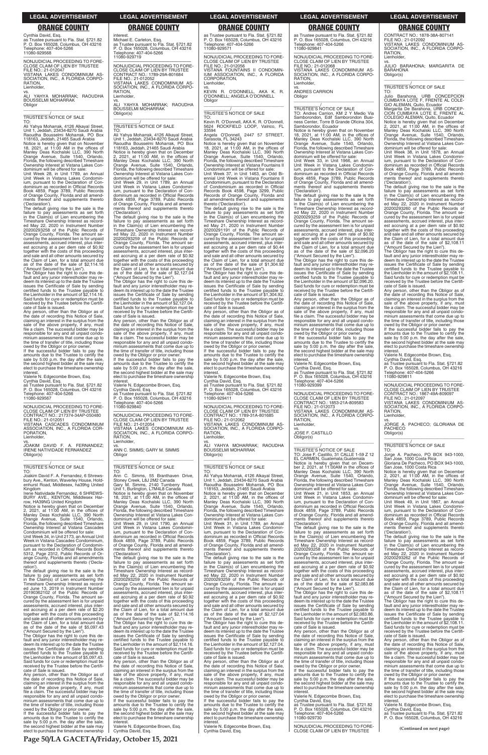Cynthia David, Esq.
as Trustee pursuant to Fla. Stat. §721.82
P. O. Box 165028, Columbus, OH 43216
Telephone: 407-404-5266
11080-929568

NONJUDICIAL PROCEEDING TO FORECLOSE CLAIM OF LIEN BY TRUSTEE
FILE NO.: 21-012047
VISTANA LAKES CONDOMINIUM ASSOCIATION, INC., A FLORIDA CORPORATION,
Lienholder,
vs.
ALI YAHYA MOHARRAK; RAOUDHA BOUSSELMI MOHARRAK
Obligor

TRUSTEE'S NOTICE OF SALE
TO:
Ali Yahya Moharrak, 4126 Alkayal Street, Unit 1, Jeddah, 23434-8270 Saudi Arabia
Raoudha Bousselmi Moharrak, PO Box 118163, Jeddah, 21465 Saudi Arabia
Notice is hereby given that on November 18, 2021, at 11:00 AM in the offices of Manley Deas Kochalski LLC, 390 North Orange Avenue, Suite 1540, Orlando, Florida, the following described Timeshare Ownership Interest at Vistana Lakes Condominium will be offered for sale:
Unit Week 28, in Unit 1789, an Annual Unit Week in Vistana Lakes Condominium, pursuant to the Declaration of Condominium as recorded in Official Records Book 4859, Page 3789, Public Records of Orange County, Florida and all amendments thereof and supplements thereto ('Declaration').
The default giving rise to the sale is the failure to pay assessments as set forth in the Claim(s) of Lien encumbering the Timeshare Ownership Interest as recorded May 22, 2020 in Instrument Number 20200293258 of the Public Records of Orange County, Florida. The amount secured by the assessment lien is for unpaid assessments, accrued interest, plus interest accruing at a per diem rate of $0.92 together with the costs of this proceeding and sale and all other amounts secured by the Claim of Lien, for a total amount due as of the date of the sale of $2,114.16 ("Amount Secured by the Lien").
The Obligor has the right to cure this default and any junior interestholder may redeem its interest up to the date the Trustee issues the Certificate of Sale by sending certified funds to the Trustee payable to the Lienholder in the amount of $2,114.16. Said funds for cure or redemption must be received by the Trustee before the Certificate of Sale is issued.
Any person, other than the Obligor as of the date of recording this Notice of Sale, claiming an interest in the surplus from the sale of the above property, if any, must file a claim. The successful bidder may be responsible for any and all unpaid condominium assessments that come due up to the time of transfer of title, including those owed by the Obligor or prior owner.
If the successful bidder fails to pay the amounts due to the Trustee to certify the sale by 5:00 p.m. the day after the sale, the second highest bidder at the sale may elect to purchase the timeshare ownership interest.
Valerie N. Edgecombe Brown, Esq.
Cynthia David, Esq.
as Trustee pursuant to Fla. Stat. §721.82
P. O. Box 165028, Columbus, OH 43216
Telephone: 407-404-5266
11080-929567

NONJUDICIAL PROCEEDING TO FORECLOSE CLAIM OF LIEN BY TRUSTEE
CONTRACT NO.: 217374-34AP-050480
FILE NO.: 21-012051
VISTANA CASCADES CONDOMINIUM ASSOCIATION, INC., A FLORIDA CORPORATION,
Lienholder,
vs.
JOAKIM DAVID F. A. FERNANDEZ; IRENE NATIVIDADE FERNANDEZ
Obligor(s)

TRUSTEE'S NOTICE OF SALE
TO:
Joakim David F. A. Fernandez, 6 Shrewsbury Ave., Kenton, Waverley House, Holdenhurst Road, Middlesex, ha39hg United Kingdom
Irene Natividade Fernandez, 6 SHREWSBURY AVE., KENTON, Middlesex Harrow, HA39NG United Kingdom
Notice is hereby given that on December 2, 2021, at 11:00 AM, in the offices of Manley Deas Kochalski LLC, 390 North Orange Avenue, Suite 1540, Orlando, Florida, the following described Timeshare Ownership Interest at Vistana Cascades Condominium will be offered for sale:
Unit Week 34, in Unit 2173, an Annual Unit Week in Vistana Cascades Condominium, pursuant to the Declaration of Condominium as recorded in Official Records Book 5312, Page 2312, Public Records of Orange County, Florida and all amendments thereof and supplements thereto ('Declaration').
The default giving rise to the sale is the failure to pay assessments as set forth in the Claim(s) of Lien encumbering the Timeshare Ownership Interest as recorded June 13, 2019 in Instrument Number 20190362102 of the Public Records of Orange County, Florida. The amount secured by the assessment lien is for unpaid assessments, accrued interest, plus interest accruing at a per diem rate of $2.20 together with the costs of this proceeding and sale and all other amounts secured by the Claim of Lien, for a total amount due as of the date of the sale of $5,097.43 ("Amount Secured by the Lien").
The Obligor has the right to cure this default and any junior interestholder may redeem its interest up to the date the Trustee issues the Certificate of Sale by sending certified funds to the Trustee payable to the Lienholder in the amount of $5,097.43. Said funds for cure or redemption must be received by the Trustee before the Certificate of Sale is issued.
Any person, other than the Obligor as of the date of recording this Notice of Sale, claiming an interest in the surplus from the sale of the above property, if any, must file a claim. The successful bidder may be responsible for any and all unpaid condominium assessments that come due up to the time of transfer of title, including those owed by the Obligor or prior owner.
If the successful bidder fails to pay the amounts due to the Trustee to certify the sale by 5:00 p.m. the day after the sale, the second highest bidder at the sale may elect to purchase the timeshare ownership interest.
Michael E. Carleton, Esq.
as Trustee pursuant to Fla. Stat. §721.82
P. O. Box 165028, Columbus, OH 43216
Telephone: 407-404-5266
11080-929719

NONJUDICIAL PROCEEDING TO FORECLOSE CLAIM OF LIEN BY TRUSTEE
CONTRACT NO.: 1789-29A-801684
FILE NO.: 21-012052
VISTANA LAKES CONDOMINIUM ASSOCIATION, INC., A FLORIDA CORPORATION,
Lienholder,
vs.
ALI YAHYA MOHARRAK; RAOUDHA BOUSSELMI MOHARRAK
Obligor(s)

TRUSTEE'S NOTICE OF SALE
TO:
Ali Yahya Moharrak, 4126 Alkayal Street, Unit 1, Jeddah, 23434-8270 Saudi Arabia
Raoudha Bousselmi Moharrak, PO Box 118163, Jeddah, 21465 Saudi Arabia
Notice is hereby given that on December 2, 2021, at 11:00 AM, in the offices of Manley Deas Kochalski LLC, 390 North Orange Avenue, Suite 1540, Orlando, Florida, the following described Timeshare Ownership Interest at Vistana Lakes Condominium will be offered for sale:
Unit Week 29, in Unit 1789, an Annual Unit Week in Vistana Lakes Condominium, pursuant to the Declaration of Condominium as recorded in Official Records Book 4859, Page 3789, Public Records of Orange County, Florida and all amendments thereof and supplements thereto ('Declaration').
The default giving rise to the sale is the failure to pay assessments as set forth in the Claim(s) of Lien encumbering the Timeshare Ownership Interest as recorded May 22, 2020 in Instrument Number 20200293259 of the Public Records of Orange County, Florida. The amount secured by the assessment lien is for unpaid assessments, accrued interest, plus interest accruing at a per diem rate of $0.92 together with the costs of this proceeding and sale and all other amounts secured by the Claim of Lien, for a total amount due as of the date of the sale of $2,127.04 ("Amount Secured by the Lien").
The Obligor has the right to cure this default and any junior interestholder may redeem its interest up to the date the Trustee issues the Certificate of Sale by sending certified funds to the Trustee payable to the Lienholder in the amount of $2,127.04. Said funds for cure or redemption must be received by the Trustee before the Certificate of Sale is issued.
Any person, other than the Obligor as of the date of recording this Notice of Sale, claiming an interest in the surplus from the sale of the above property, if any, must file a claim. The successful bidder may be responsible for any and all unpaid condominium assessments that come due up to the time of transfer of title, including those owed by the Obligor or prior owner.
If the successful bidder fails to pay the amounts due to the Trustee to certify the sale by 5:00 p.m. the day after the sale, the second highest bidder at the sale may elect to purchase the timeshare ownership interest.
Valerie N. Edgecombe Brown, Esq.
Cynthia David, Esq.
as Trustee pursuant to Fla. Stat. §721.82
P. O. Box 165028, Columbus, OH 43216
Telephone: 407-404-5266
11080-929840

NONJUDICIAL PROCEEDING TO FORECLOSE CLAIM OF LIEN BY TRUSTEE
FILE NO.: 21-012054
VISTANA LAKES CONDOMINIUM ASSOCIATION, INC., A FLORIDA CORPORATION,
Lienholder,
vs.
ANN C. SIMMS; GARY M. SIMMS
Obligor

TRUSTEE'S NOTICE OF SALE
TO:
Ann C. Simms, 55 Branthaven Drive, Stoney Creek, L8J 2M2 Canada
Gary M. Simms, 2140 Turnberry Road, Unit 1, Burlington, L7M4L8 Canada
Notice is hereby given that on November 18, 2021, at 11:00 AM, in the offices of Manley Deas Kochalski LLC, 390 North Orange Avenue, Suite 1540, Orlando, Florida, the following described Timeshare Ownership Interest at Vistana Lakes Condominium will be offered for sale:
Unit Week 29, in Unit 1790, an Annual Unit Week in Vistana Lakes Condominium, pursuant to the Declaration of Condominium as recorded in Official Records Book 4859, Page 3789, Public Records of Orange County, Florida and all amendments thereof and supplements thereto ('Declaration').
The default giving rise to the sale is the failure to pay assessments as set forth in the Claim(s) of Lien encumbering the Timeshare Ownership Interest as recorded May 22, 2020 in Instrument Number 20200293259 of the Public Records of Orange County, Florida. The amount secured by the assessment lien is for unpaid assessments, accrued interest, plus interest accruing at a per diem rate of $0.92 together with the costs of this proceeding and sale and all other amounts secured by the Claim of Lien, for a total amount due as of the date of the sale of $2,114.16 ("Amount Secured by the Lien").
The Obligor has the right to cure this default and any junior interestholder may redeem its interest up to the date the Trustee issues the Certificate of Sale by sending certified funds to the Trustee payable to the Lienholder in the amount of $2,114.16. Said funds for cure or redemption must be received by the Trustee before the Certificate of Sale is issued.
Any person, other than the Obligor as of the date of recording this Notice of Sale, claiming an interest in the surplus from the sale of the above property, if any, must file a claim. The successful bidder may be responsible for any and all unpaid condominium assessments that come due up to the time of transfer of title, including those owed by the Obligor or prior owner.
If the successful bidder fails to pay the amounts due to the Trustee to certify the sale by 5:00 p.m. the day after the sale, the second highest bidder at the sale may elect to purchase the timeshare ownership interest.
Valerie N. Edgecombe Brown, Esq.
Cynthia David, Esq.
as Trustee pursuant to Fla. Stat. §721.82
P. O. Box 165028, Columbus, OH 43216
Telephone: 407-404-5266
11080-929571

NONJUDICIAL PROCEEDING TO FORECLOSE CLAIM OF LIEN BY TRUSTEE
FILE NO.: 21-012056
VISTANA FOUNTAINS II CONDOMINIUM ASSOCIATION, INC., A FLORIDA CORPORATION,
Lienholder,
vs.
KEVIN R. O'DONNELL, AKA K. R. O'DONNELL; ANGELA O'DONNELL
Obligor

TRUSTEE'S NOTICE OF SALE
TO:
Kevin R. O'Donnell, AKA K. R. O'Donnell, 5624 ROCKFIELD LOOP, Valrico, FL 33594
Angela O'Donnell, 2447 57 STREET, Sarasota, FL 34243
Notice is hereby given that on November 18, 2021, at 11:00 AM, in the offices of Manley Deas Kochalski LLC, 390 North Orange Avenue, Suite 1540, Orlando, Florida, the following described Timeshare Ownership Interest at Vistana Fountains II Condominium will be offered for sale:
Unit Week 37, in Unit 1463, an Odd Biennial Unit Week in Vistana Fountains II Condominium, pursuant to the Declaration of Condominium as recorded in Official Records Book 4598, Page 3299, Public Records of Orange County, Florida and all amendments thereof and supplements thereto ('Declaration').
The default giving rise to the sale is the failure to pay assessments as set forth in the Claim(s) of Lien encumbering the Timeshare Ownership Interest as recorded May 21, 2020 in Instrument Number 20200291191 of the Public Records of Orange County, Florida. The amount secured by the assessment lien is for unpaid assessments, accrued interest, plus interest accruing at a per diem rate of $0.44 together with the costs of this proceeding and sale and all other amounts secured by the Claim of Lien, for a total amount due as of the date of the sale of $1,304.92 ("Amount Secured by the Lien").
The Obligor has the right to cure this default and any junior interestholder may redeem its interest up to the date the Trustee issues the Certificate of Sale by sending certified funds to the Trustee payable to the Lienholder in the amount of $1,304.92. Said funds for cure or redemption must be received by the Trustee before the Certificate of Sale is issued.
Any person, other than the Obligor as of the date of recording this Notice of Sale, claiming an interest in the surplus from the sale of the above property, if any, must file a claim. The successful bidder may be responsible for any and all unpaid condominium assessments that come due up to the time of transfer of title, including those owed by the Obligor or prior owner.
If the successful bidder fails to pay the amounts due to the Trustee to certify the sale by 5:00 p.m. the day after the sale, the second highest bidder at the sale may elect to purchase the timeshare ownership interest.
Valerie N. Edgecombe Brown, Esq.
Cynthia David, Esq.
as Trustee pursuant to Fla. Stat. §721.82
P. O. Box 165028, Columbus, OH 43216
Telephone: 407-404-5266
11080-929411

NONJUDICIAL PROCEEDING TO FORECLOSE CLAIM OF LIEN BY TRUSTEE
CONTRACT NO.: 1789-31A-801685
FILE NO.: 21-012062
VISTANA LAKES CONDOMINIUM ASSOCIATION, INC., A FLORIDA CORPORATION,
Lienholder,
vs.
ALI YAHYA MOHARRAK; RAOUDHA BOUSSELMI MOHARRAK
Obligor(s)

TRUSTEE'S NOTICE OF SALE
TO:
Ali Yahya Moharrak, 4126 Alkayal Street, Unit 1, Jeddah, 23434-8270 Saudi Arabia
Raoudha Bousselmi Moharrak, PO Box 118163, Jeddah, 21465 Saudi Arabia
Notice is hereby given that on December 2, 2021, at 11:00 AM, in the offices of Manley Deas Kochalski LLC, 390 North Orange Avenue, Suite 1540, Orlando, Florida, the following described Timeshare Ownership Interest at Vistana Lakes Condominium will be offered for sale:
Unit Week 31, in Unit 1789, an Annual Unit Week in Vistana Lakes Condominium, pursuant to the Declaration of Condominium as recorded in Official Records Book 4859, Page 3789, Public Records of Orange County, Florida and all amendments thereof and supplements thereto ('Declaration').
The default giving rise to the sale is the failure to pay assessments as set forth in the Claim(s) of Lien encumbering the Timeshare Ownership Interest as recorded May 22, 2020 in Instrument Number 20200293259 of the Public Records of Orange County, Florida. The amount secured by the assessment lien is for unpaid assessments, accrued interest, plus interest accruing at a per diem rate of $0.92 together with the costs of this proceeding and sale and all other amounts secured by the Claim of Lien, for a total amount due as of the date of the sale of $2,127.04 ("Amount Secured by the Lien").
The Obligor has the right to cure this default and any junior interestholder may redeem its interest up to the date the Trustee issues the Certificate of Sale by sending certified funds to the Trustee payable to the Lienholder in the amount of $2,127.04. Said funds for cure or redemption must be received by the Trustee before the Certificate of Sale is issued.
Any person, other than the Obligor as of the date of recording this Notice of Sale, claiming an interest in the surplus from the sale of the above property, if any, must file a claim. The successful bidder may be responsible for any and all unpaid condominium assessments that come due up to the time of transfer of title, including those owed by the Obligor or prior owner.
If the successful bidder fails to pay the amounts due to the Trustee to certify the sale by 5:00 p.m. the day after the sale, the second highest bidder at the sale may elect to purchase the timeshare ownership interest.
Valerie N. Edgecombe Brown, Esq.
Cynthia David, Esq.
as Trustee pursuant to Fla. Stat. §721.82
P. O. Box 165028, Columbus, OH 43216
Telephone: 407-404-5266
11080-929841

NONJUDICIAL PROCEEDING TO FORECLOSE CLAIM OF LIEN BY TRUSTEE
FILE NO.: 21-012068
VISTANA LAKES CONDOMINIUM ASSOCIATION, INC., A FLORIDA CORPORATION,
Lienholder,
vs.
ANDRES CARRION
Obligor

TRUSTEE'S NOTICE OF SALE
TO: Andres Carrion, KM 2 Y Medio Via Samborondon, Edif Samborondon Business Center, Torre B Grande Oficina 304, Samborondon, Ecuador
Notice is hereby given that on November 18, 2021, at 11:00 AM, in the offices of Manley Deas Kochalski LLC, 390 North Orange Avenue, Suite 1540, Orlando, Florida, the following described Timeshare Ownership Interest at Vistana Lakes Condominium will be offered for sale:
Unit Week 33, in Unit 1966, an Annual Unit Week in Vistana Lakes Condominium, pursuant to the Declaration of Condominium as recorded in Official Records Book 4859, Page 3789, Public Records of Orange County, Florida and all amendments thereof and supplements thereto ('Declaration').
The default giving rise to the sale is the failure to pay assessments as set forth in the Claim(s) of Lien encumbering the Timeshare Ownership Interest as recorded May 22, 2020 in Instrument Number 20200293259 of the Public Records of Orange County, Florida. The amount secured by the assessment lien is for unpaid assessments, accrued interest, plus interest accruing at a per diem rate of $0.92 together with the costs of this proceeding and sale and all other amounts secured by the Claim of Lien, for a total amount due as of the date of the sale of $2,096.20 ("Amount Secured by the Lien").
The Obligor has the right to cure this default and any junior interestholder may redeem its interest up to the date the Trustee issues the Certificate of Sale by sending certified funds to the Trustee payable to the Lienholder in the amount of $2,096.20. Said funds for cure or redemption must be received by the Trustee before the Certificate of Sale is issued.
Any person, other than the Obligor as of the date of recording this Notice of Sale, claiming an interest in the surplus from the sale of the above property, if any, must file a claim. The successful bidder may be responsible for any and all unpaid condominium assessments that come due up to the time of transfer of title, including those owed by the Obligor or prior owner.
If the successful bidder fails to pay the amounts due to the Trustee to certify the sale by 5:00 p.m. the day after the sale, the second highest bidder at the sale may elect to purchase the timeshare ownership interest.
Valerie N. Edgecombe Brown, Esq.
Cynthia David, Esq.
as Trustee pursuant to Fla. Stat. §721.82
P. O. Box 165028, Columbus, OH 43216
Telephone: 407-404-5266
11080-929399

NONJUDICIAL PROCEEDING TO FORECLOSE CLAIM OF LIEN BY TRUSTEE
CONTRACT NO.: 1853-21A-809583
FILE NO.: 21-012073
VISTANA LAKES CONDOMINIUM ASSOCIATION, INC., A FLORIDA CORPORATION,
Lienholder,
vs.
JOSE F. CASTILLO
Obligor(s)

TRUSTEE'S NOTICE OF SALE
TO: Jose F. Castillo, 31 CALLE 1-59 Z 12 EL CARMEN, Guatemala,Guatemala
Notice is hereby given that on December 2, 2021, at 11:00AM in the offices of Manley Deas Kochalski LLC, 390 North Orange Avenue, Suite 1540, Orlando, Florida, the following described Timeshare Ownership Interest at Vistana Lakes Condominium will be offered for sale:
Unit Week 21, in Unit 1853, an Annual Unit Week in Vistana Lakes Condominium, pursuant to the Declaration of Condominium as recorded in Official Records Book 4859, Page 3789, Public Records of Orange County, Florida and all amendments thereof and supplements thereto ('Declaration').
The default giving rise to the sale is the failure to pay assessments as set forth in the Claim(s) of Lien encumbering the Timeshare Ownership Interest as recorded May 22, 2020 in Instrument Number 20200293258 of the Public Records of Orange County, Florida. The amount secured by the assessment lien is for unpaid assessments, accrued interest, plus interest accruing at a per diem rate of $0.92 together with the costs of this proceeding and sale and all other amounts secured by the Claim of Lien, for a total amount due as of the date of the sale of $2,083.86 ("Amount Secured by the Lien").
The Obligor has the right to cure this default and any junior interestholder may redeem its interest up to the date the Trustee issues the Certificate of Sale by sending certified funds to the Trustee payable to the Lienholder in the amount of $2,083.86. Said funds for cure or redemption must be received by the Trustee before the Certificate of Sale is issued.
Any person, other than the Obligor as of the date of recording this Notice of Sale, claiming an interest in the surplus from the sale of the above property, if any, must file a claim. The successful bidder may be responsible for any and all unpaid condominium assessments that come due up to the time of transfer of title, including those owed by the Obligor or prior owner.
If the successful bidder fails to pay the amounts due to the Trustee to certify the sale by 5:00 p.m. the day after the sale, the second highest bidder at the sale may elect to purchase the timeshare ownership interest.
Valerie N. Edgecombe Brown, Esq.
Cynthia David, Esq.
as Trustee pursuant to Fla. Stat. §721.82
P. O. Box 165028, Columbus, OH 43216
Telephone: 407-404-5266
11080-929730

NONJUDICIAL PROCEEDING TO FORECLOSE CLAIM OF LIEN BY TRUSTEE
CONTRACT NO.: 1878-38A-807141
FILE NO.: 21-012092
VISTANA LAKES CONDOMINIUM ASSOCIATION, INC., A FLORIDA CORPORATION,
Lienholder,
vs.
JULIO BARAHONA; MARGARITA DE BARAHONA
Obligor(s)

TRUSTEE'S NOTICE OF SALE
TO:
Julio Barahona, URB CONCEPCION CUMBAYA LOTE F, FRENTE AL COLEGIO ALEMAN, Quito, Ecuador
Margarita De Barahona, URB CONCEPCION CUMBAYA LOTE E, FRENTE AL COLEGIO ALEMAN, Quito, Ecuador
Notice is hereby given that on December 2, 2021, at 11:00 AM, in the offices of Manley Deas Kochalski LLC, 390 North Orange Avenue, Suite 1540, Orlando, Florida, the following described Timeshare Ownership Interest at Vistana Lakes Condominium will be offered for sale:
Unit Week 38, in Unit 1878, an Annual Unit Week in Vistana Lakes Condominium, pursuant to the Declaration of Condominium as recorded in Official Records Book 4859, Page 3789, Public Records of Orange County, Florida and all amendments thereof and supplements thereto ('Declaration').
The default giving rise to the sale is the failure to pay assessments as set forth in the Claim(s) of Lien encumbering the Timeshare Ownership Interest as recorded May 22, 2020 in Instrument Number 20200293260 of the Public Records of Orange County, Florida. The amount secured by the assessment lien is for unpaid assessments, accrued interest, plus interest accruing at a per diem rate of $0.92 together with the costs of this proceeding and sale and all other amounts secured by the Claim of Lien, for a total amount due as of the date of the sale of $2,108.11 ("Amount Secured by the Lien").
The Obligor has the right to cure this default and any junior interestholder may redeem its interest up to the date the Trustee issues the Certificate of Sale by sending certified funds to the Trustee payable to the Lienholder in the amount of $2,108.11. Said funds for cure or redemption must be received by the Trustee before the Certificate of Sale is issued.
Any person, other than the Obligor as of the date of recording this Notice of Sale, claiming an interest in the surplus from the sale of the above property, if any, must file a claim. The successful bidder may be responsible for any and all unpaid condominium assessments that come due up to the time of transfer of title, including those owed by the Obligor or prior owner.
If the successful bidder fails to pay the amounts due to the Trustee to certify the sale by 5:00 p.m. the day after the sale, the second highest bidder at the sale may elect to purchase the timeshare ownership interest.
Valerie N. Edgecombe Brown, Esq.
Cynthia David, Esq.
as Trustee pursuant to Fla. Stat. §721.82
P. O. Box 165028, Columbus, OH 43216
Telephone: 407-404-5266
11080-929811

NONJUDICIAL PROCEEDING TO FORECLOSE CLAIM OF LIEN BY TRUSTEE
CONTRACT NO.: 1867-49A-809097
FILE NO.: 21-012097
VISTANA LAKES CONDOMINIUM ASSOCIATION, INC., A FLORIDA CORPORATION,
Lienholder,
vs.
JORGE A. PACHECO; GLORIANA DE PACHECO
Obligor(s)

TRUSTEE'S NOTICE OF SALE
TO:
Jorge A. Pacheco, PO BOX 943-1000, San Jose, 1000 Costa Rica
Gloriana De Pacheco, PO BOX 943-1000, San Jose, 1000 Costa Rica
Notice is hereby given that on December 2, 2021, at 11:00 AM, in the offices of Manley Deas Kochalski LLC, 390 North Orange Avenue, Suite 1540, Orlando, Florida, the following described Timeshare Ownership Interest at Vistana Lakes Condominium will be offered for sale:
Unit Week 49, in Unit 1867, an Annual Unit Week in Vistana Lakes Condominium, pursuant to the Declaration of Condominium as recorded in Official Records Book 4859, Page 3789, Public Records of Orange County, Florida and all amendments thereof and supplements thereto ('Declaration').
The default giving rise to the sale is the failure to pay assessments as set forth in the Claim(s) of Lien encumbering the Timeshare Ownership Interest as recorded May 22, 2020 in Instrument Number 20200293262 of the Public Records of Orange County, Florida. The amount secured by the assessment lien is for unpaid assessments, accrued interest, plus interest accruing at a per diem rate of $0.92 together with the costs of this proceeding and sale and all other amounts secured by the Claim of Lien, for a total amount due as of the date of the sale of $2,108.11 ("Amount Secured by the Lien").
The Obligor has the right to cure this default and any junior interestholder may redeem its interest up to the date the Trustee issues the Certificate of Sale by sending certified funds to the Trustee payable to the Lienholder in the amount of $2,108.11. Said funds for cure or redemption must be received by the Trustee before the Certificate of Sale is issued.
Any person, other than the Obligor as of the date of recording this Notice of Sale, claiming an interest in the surplus from the sale of the above property, if any, must file a claim. The successful bidder may be responsible for any and all unpaid condominium assessments that come due up to the time of transfer of title, including those owed by the Obligor or prior owner.
If the successful bidder fails to pay the amounts due to the Trustee to certify the sale by 5:00 p.m. the day after the sale, the second highest bidder at the sale may elect to purchase the timeshare ownership interest.
Valerie N. Edgecombe Brown, Esq.
Cynthia David, Esq.
as Trustee pursuant to Fla. Stat. §721.82
P. O. Box 165028, Columbus, OH 43216

**(Continued on next page)**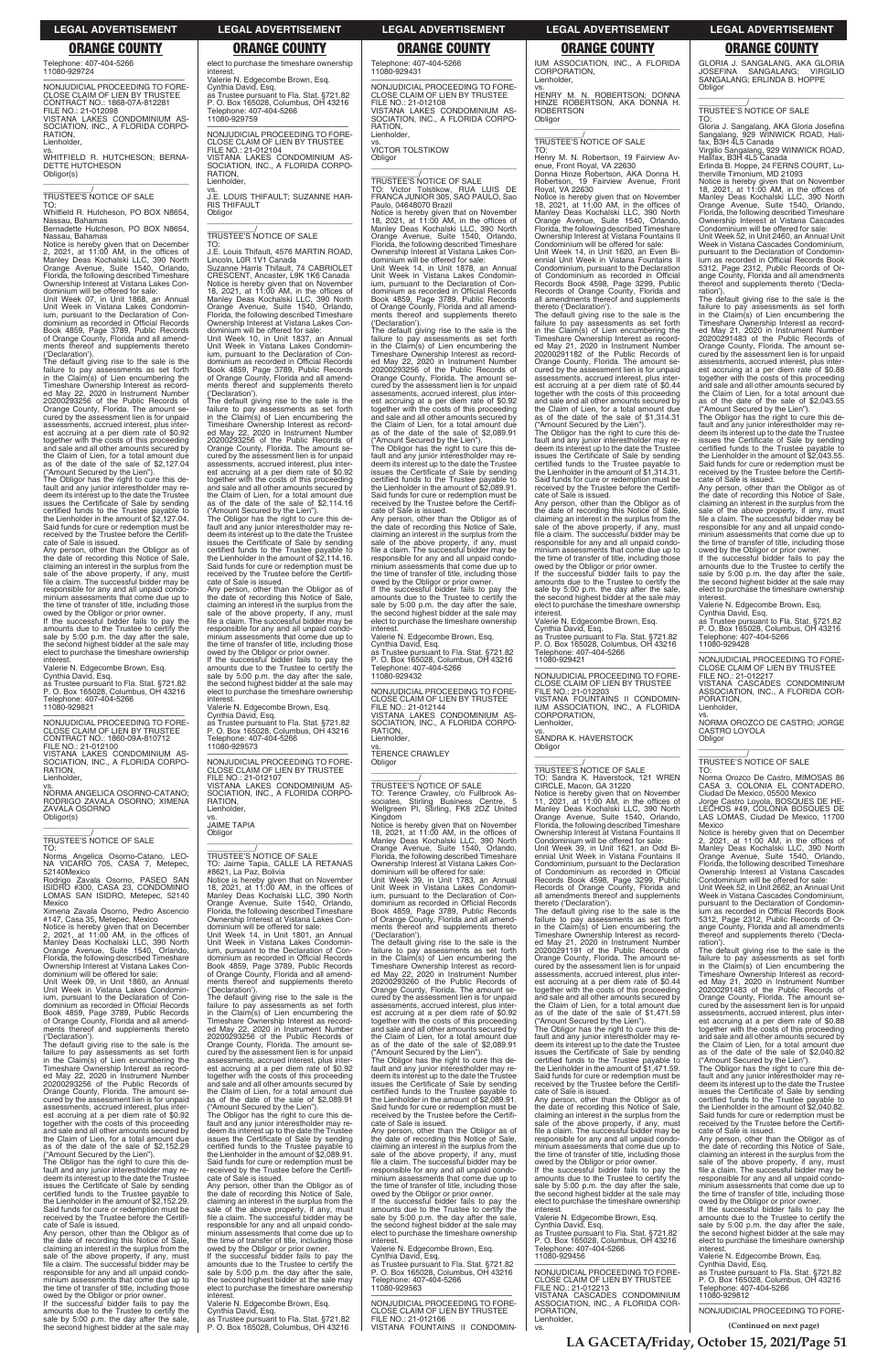LEGAL ADVERTISEMENT

ORANGE COUNTY

Telephone: 407-404-5266
11080-929724

NONJUDICIAL PROCEEDING TO FORECLOSE CLAIM OF LIEN BY TRUSTEE
CONTRACT NO.: 1868-07A-812281
FILE NO.: 21-012098
VISTANA LAKES CONDOMINIUM ASSOCIATION, INC., A FLORIDA CORPORATION,
Lienholder,
vs.
WHITFIELD R. HUTCHESON; BERNADETTE HUTCHESON
Obligor(s)

TRUSTEE'S NOTICE OF SALE
TO:
Whitfield R. Hutcheson, PO BOX N8654, Nassau, Bahamas
Bernadette Hutcheson, PO BOX N8654, Nassau, Bahamas
Notice is hereby given that on December 2, 2021, at 11:00 AM, in the offices of Manley Deas Kochalski LLC, 390 North Orange Avenue, Suite 1540, Orlando, Florida, the following described Timeshare Ownership Interest at Vistana Lakes Condominium will be offered for sale:
Unit Week 07, in Unit 1868, an Annual Unit Week in Vistana Lakes Condominium, pursuant to the Declaration of Condominium as recorded in Official Records Book 4859, Page 3789, Public Records of Orange County, Florida and all amendments thereof and supplements thereto ('Declaration').
The default giving rise to the sale is the failure to pay assessments as set forth in the Claim(s) of Lien encumbering the Timeshare Ownership Interest as recorded May 22, 2020 in Instrument Number 20200293256 of the Public Records of Orange County, Florida. The amount secured by the assessment lien is for unpaid assessments, accrued interest, plus interest accruing at a per diem rate of $0.92 together with the costs of this proceeding and sale and all other amounts secured by the Claim of Lien, for a total amount due as of the date of the sale of $2,127.04 ("Amount Secured by the Lien").
The Obligor has the right to cure this default and any junior interestholder may redeem its interest up to the date the Trustee issues the Certificate of Sale by sending certified funds to the Trustee payable to the Lienholder in the amount of $2,127.04. Said funds for cure or redemption must be received by the Trustee before the Certificate of Sale is issued.
Any person, other than the Obligor as of the date of recording this Notice of Sale, claiming an interest in the surplus from the sale of the above property, if any, must file a claim. The successful bidder may be responsible for any and all unpaid condominium assessments that come due up to the time of transfer of title, including those owed by the Obligor or prior owner.
If the successful bidder fails to pay the amounts due to the Trustee to certify the sale by 5:00 p.m. the day after the sale, the second highest bidder at the sale may elect to purchase the timeshare ownership interest.
Valerie N. Edgecombe Brown, Esq.
Cynthia David, Esq.
as Trustee pursuant to Fla. Stat. §721.82
P. O. Box 165028, Columbus, OH 43216
Telephone: 407-404-5266
11080-929821

NONJUDICIAL PROCEEDING TO FORECLOSE CLAIM OF LIEN BY TRUSTEE
CONTRACT NO.: 1860-09A-810712
FILE NO.: 21-012100
VISTANA LAKES CONDOMINIUM ASSOCIATION, INC., A FLORIDA CORPORATION,
Lienholder,
vs.
NORMA ANGELICA OSORNO-CATANO; RODRIGO ZAVALA OSORNO; XIMENA ZAVALA OSORNO
Obligor(s)

TRUSTEE'S NOTICE OF SALE
TO:
Norma Angelica Osorno-Catano, LEONA VICARIO 705, CASA 7, Metepec, 52140Mexico
Rodrigo Zavala Osorno, PASEO SAN ISIDRO #300, CASA 23, CONDOMINIO LOMAS SAN ISIDRO, Metepec, 52140 Mexico
Ximena Zavala Osorno, Pedro Ascencio #147, Casa 35, Metepec, Mexico
Notice is hereby given that on December 2, 2021, at 11:00 AM, in the offices of Manley Deas Kochalski LLC, 390 North Orange Avenue, Suite 1540, Orlando, Florida, the following described Timeshare Ownership Interest at Vistana Lakes Condominium will be offered for sale:
Unit Week 09, in Unit 1860, an Annual Unit Week in Vistana Lakes Condominium, pursuant to the Declaration of Condominium as recorded in Official Records Book 4859, Page 3789, Public Records of Orange County, Florida and all amendments thereof and supplements thereto ('Declaration').
The default giving rise to the sale is the failure to pay assessments as set forth in the Claim(s) of Lien encumbering the Timeshare Ownership Interest as recorded May 22, 2020 in Instrument Number 20200293256 of the Public Records of Orange County, Florida. The amount secured by the assessment lien is for unpaid assessments, accrued interest, plus interest accruing at a per diem rate of $0.92 together with the costs of this proceeding and sale and all other amounts secured by the Claim of Lien, for a total amount due as of the date of the sale of $2,152.29 ("Amount Secured by the Lien").
The Obligor has the right to cure this default and any junior interestholder may redeem its interest up to the date the Trustee issues the Certificate of Sale by sending certified funds to the Trustee payable to the Lienholder in the amount of $2,152.29. Said funds for cure or redemption must be received by the Trustee before the Certificate of Sale is issued.
Any person, other than the Obligor as of the date of recording this Notice of Sale, claiming an interest in the surplus from the sale of the above property, if any, must file a claim. The successful bidder may be responsible for any and all unpaid condominium assessments that come due up to the time of transfer of title, including those owed by the Obligor or prior owner.
If the successful bidder fails to pay the amounts due to the Trustee to certify the sale by 5:00 p.m. the day after the sale, the second highest bidder at the sale may elect to purchase the timeshare ownership interest.
Valerie N. Edgecombe Brown, Esq.
Cynthia David, Esq.
as Trustee pursuant to Fla. Stat. §721.82
P. O. Box 165028, Columbus, OH 43216
Telephone: 407-404-5266
11080-929759

NONJUDICIAL PROCEEDING TO FORECLOSE CLAIM OF LIEN BY TRUSTEE
FILE NO.: 21-012104
VISTANA LAKES CONDOMINIUM ASSOCIATION, INC., A FLORIDA CORPORATION,
Lienholder,
vs.
J.E. LOUIS THIFAULT; SUZANNE HARRIS THIFAULT
Obligor

TRUSTEE'S NOTICE OF SALE
TO:
J.E. Louis Thifault, 4576 MARTIN ROAD, Lincoln, L0R 1V1 Canada
Suzanne Harris Thifault, 74 CABRIOLET CRESCENT, Ancaster, L9K 1K6 Canada
Notice is hereby given that on November 18, 2021, at 11:00 AM, in the offices of Manley Deas Kochalski LLC, 390 North Orange Avenue, Suite 1540, Orlando, Florida, the following described Timeshare Ownership Interest at Vistana Lakes Condominium will be offered for sale:
Unit Week 10, in Unit 1837, an Annual Unit Week in Vistana Lakes Condominium, pursuant to the Declaration of Condominium as recorded in Official Records Book 4859, Page 3789, Public Records of Orange County, Florida and all amendments thereof and supplements thereto ('Declaration').
The default giving rise to the sale is the failure to pay assessments as set forth in the Claim(s) of Lien encumbering the Timeshare Ownership Interest as recorded May 22, 2020 in Instrument Number 20200293256 of the Public Records of Orange County, Florida. The amount secured by the assessment lien is for unpaid assessments, accrued interest, plus interest accruing at a per diem rate of $0.92 together with the costs of this proceeding and sale and all other amounts secured by the Claim of Lien, for a total amount due as of the date of the sale of $2,114.16 ("Amount Secured by the Lien").
The Obligor has the right to cure this default and any junior interestholder may redeem its interest up to the date the Trustee issues the Certificate of Sale by sending certified funds to the Trustee payable to the Lienholder in the amount of $2,114.16. Said funds for cure or redemption must be received by the Trustee before the Certificate of Sale is issued.
Any person, other than the Obligor as of the date of recording this Notice of Sale, claiming an interest in the surplus from the sale of the above property, if any, must file a claim. The successful bidder may be responsible for any and all unpaid condominium assessments that come due up to the time of transfer of title, including those owed by the Obligor or prior owner.
If the successful bidder fails to pay the amounts due to the Trustee to certify the sale by 5:00 p.m. the day after the sale, the second highest bidder at the sale may elect to purchase the timeshare ownership interest.
Valerie N. Edgecombe Brown, Esq.
Cynthia David, Esq.
as Trustee pursuant to Fla. Stat. §721.82
P. O. Box 165028, Columbus, OH 43216
Telephone: 407-404-5266
11080-929573

NONJUDICIAL PROCEEDING TO FORECLOSE CLAIM OF LIEN BY TRUSTEE
FILE NO.: 21-012107
VISTANA LAKES CONDOMINIUM ASSOCIATION, INC., A FLORIDA CORPORATION,
Lienholder,
vs.
JAIME TAPIA
Obligor

TRUSTEE'S NOTICE OF SALE
TO: Jaime Tapia, CALLE LA RETANAS #8621, La Paz, Bolivia
Notice is hereby given that on November 18, 2021, at 11:00 AM, in the offices of Manley Deas Kochalski LLC, 390 North Orange Avenue, Suite 1540, Orlando, Florida, the following described Timeshare Ownership Interest at Vistana Lakes Condominium will be offered for sale:
Unit Week 14, in Unit 1801, an Annual Unit Week in Vistana Lakes Condominium, pursuant to the Declaration of Condominium as recorded in Official Records Book 4859, Page 3789, Public Records of Orange County, Florida and all amendments thereof and supplements thereto ('Declaration').
The default giving rise to the sale is the failure to pay assessments as set forth in the Claim(s) of Lien encumbering the Timeshare Ownership Interest as recorded May 22, 2020 in Instrument Number 20200293256 of the Public Records of Orange County, Florida. The amount secured by the assessment lien is for unpaid assessments, accrued interest, plus interest accruing at a per diem rate of $0.92 together with the costs of this proceeding and sale and all other amounts secured by the Claim of Lien, for a total amount due as of the date of the sale of $2,089.91 ("Amount Secured by the Lien").
The Obligor has the right to cure this default and any junior interestholder may redeem its interest up to the date the Trustee issues the Certificate of Sale by sending certified funds to the Trustee payable to the Lienholder in the amount of $2,089.91. Said funds for cure or redemption must be received by the Trustee before the Certificate of Sale is issued.
Any person, other than the Obligor as of the date of recording this Notice of Sale, claiming an interest in the surplus from the sale of the above property, if any, must file a claim. The successful bidder may be responsible for any and all unpaid condominium assessments that come due up to the time of transfer of title, including those owed by the Obligor or prior owner.
If the successful bidder fails to pay the amounts due to the Trustee to certify the sale by 5:00 p.m. the day after the sale, the second highest bidder at the sale may elect to purchase the timeshare ownership interest.
Valerie N. Edgecombe Brown, Esq.
Cynthia David, Esq.
as Trustee pursuant to Fla. Stat. §721.82
P. O. Box 165028, Columbus, OH 43216
Telephone: 407-404-5266
11080-929431

NONJUDICIAL PROCEEDING TO FORECLOSE CLAIM OF LIEN BY TRUSTEE
FILE NO.: 21-012108
VISTANA LAKES CONDOMINIUM ASSOCIATION, INC., A FLORIDA CORPORATION,
Lienholder,
vs.
VICTOR TOLSTIKOW
Obligor

TRUSTEE'S NOTICE OF SALE
TO: Victor Tolstikow, RUA LUIS DE FRANCA JUNIOR 305, SAO PAULO, Sao Paulo, 04648070 Brazil
Notice is hereby given that on November 18, 2021, at 11:00 AM, in the offices of Manley Deas Kochalski LLC, 390 North Orange Avenue, Suite 1540, Orlando, Florida, the following described Timeshare Ownership Interest at Vistana Lakes Condominium will be offered for sale:
Unit Week 14, in Unit 1878, an Annual Unit Week in Vistana Lakes Condominium, pursuant to the Declaration of Condominium as recorded in Official Records Book 4859, Page 3789, Public Records of Orange County, Florida and all amendments thereof and supplements thereto ('Declaration').
The default giving rise to the sale is the failure to pay assessments as set forth in the Claim(s) of Lien encumbering the Timeshare Ownership Interest as recorded May 22, 2020 in Instrument Number 20200293256 of the Public Records of Orange County, Florida. The amount secured by the assessment lien is for unpaid assessments, accrued interest, plus interest accruing at a per diem rate of $0.92 together with the costs of this proceeding and sale and all other amounts secured by the Claim of Lien, for a total amount due as of the date of the sale of $2,089.91 ("Amount Secured by the Lien").
The Obligor has the right to cure this default and any junior interestholder may redeem its interest up to the date the Trustee issues the Certificate of Sale by sending certified funds to the Trustee payable to the Lienholder in the amount of $2,089.91. Said funds for cure or redemption must be received by the Trustee before the Certificate of Sale is issued.
Any person, other than the Obligor as of the date of recording this Notice of Sale, claiming an interest in the surplus from the sale of the above property, if any, must file a claim. The successful bidder may be responsible for any and all unpaid condominium assessments that come due up to the time of transfer of title, including those owed by the Obligor or prior owner.
If the successful bidder fails to pay the amounts due to the Trustee to certify the sale by 5:00 p.m. the day after the sale, the second highest bidder at the sale may elect to purchase the timeshare ownership interest.
Valerie N. Edgecombe Brown, Esq.
Cynthia David, Esq.
as Trustee pursuant to Fla. Stat. §721.82
P. O. Box 165028, Columbus, OH 43216
Telephone: 407-404-5266
11080-929432

NONJUDICIAL PROCEEDING TO FORECLOSE CLAIM OF LIEN BY TRUSTEE
FILE NO.: 21-012144
VISTANA LAKES CONDOMINIUM ASSOCIATION, INC., A FLORIDA CORPORATION,
Lienholder,
vs.
TERENCE CRAWLEY
Obligor

TRUSTEE'S NOTICE OF SALE
TO: Terence Crawley, c/o Fullbrook Associates, Stirling Business Centre, 5 Wellgreen Pl, Stirling, FK8 2DZ United Kingdom
Notice is hereby given that on November 18, 2021, at 11:00 AM, in the offices of Manley Deas Kochalski LLC, 390 North Orange Avenue, Suite 1540, Orlando, Florida, the following described Timeshare Ownership Interest at Vistana Lakes Condominium will be offered for sale:
Unit Week 39, in Unit 1783, an Annual Unit Week in Vistana Lakes Condominium, pursuant to the Declaration of Condominium as recorded in Official Records Book 4859, Page 3789, Public Records of Orange County, Florida and all amendments thereof and supplements thereto ('Declaration').
The default giving rise to the sale is the failure to pay assessments as set forth in the Claim(s) of Lien encumbering the Timeshare Ownership Interest as recorded May 22, 2020 in Instrument Number 20200293260 of the Public Records of Orange County, Florida. The amount secured by the assessment lien is for unpaid assessments, accrued interest, plus interest accruing at a per diem rate of $0.92 together with the costs of this proceeding and sale and all other amounts secured by the Claim of Lien, for a total amount due as of the date of the sale of $2,089.91 ("Amount Secured by the Lien").
The Obligor has the right to cure this default and any junior interestholder may redeem its interest up to the date the Trustee issues the Certificate of Sale by sending certified funds to the Trustee payable to the Lienholder in the amount of $2,089.91. Said funds for cure or redemption must be received by the Trustee before the Certificate of Sale is issued.
Any person, other than the Obligor as of the date of recording this Notice of Sale, claiming an interest in the surplus from the sale of the above property, if any, must file a claim. The successful bidder may be responsible for any and all unpaid condominium assessments that come due up to the time of transfer of title, including those owed by the Obligor or prior owner.
If the successful bidder fails to pay the amounts due to the Trustee to certify the sale by 5:00 p.m. the day after the sale, the second highest bidder at the sale may elect to purchase the timeshare ownership interest.
Valerie N. Edgecombe Brown, Esq.
Cynthia David, Esq.
as Trustee pursuant to Fla. Stat. §721.82
P. O. Box 165028, Columbus, OH 43216
Telephone: 407-404-5266
11080-929563

NONJUDICIAL PROCEEDING TO FORECLOSE CLAIM OF LIEN BY TRUSTEE
FILE NO.: 21-012166
VISTANA FOUNTAINS II CONDOMINIUM ASSOCIATION, INC., A FLORIDA CORPORATION,
Lienholder,
vs.
HENRY M. N. ROBERTSON; DONNA HINZE ROBERTSON, AKA DONNA H. ROBERTSON
Obligor

TRUSTEE'S NOTICE OF SALE
TO:
Henry M. N. Robertson, 19 Fairview Avenue, Front Royal, VA 22630
Donna Hinze Robertson, AKA Donna H. Robertson, 19 Fairview Avenue, Front Royal, VA 22630
Notice is hereby given that on November 18, 2021, at 11:00 AM, in the offices of Manley Deas Kochalski LLC, 390 North Orange Avenue, Suite 1540, Orlando, Florida, the following described Timeshare Ownership Interest at Vistana Fountains II Condominium will be offered for sale:
Unit Week 14, in Unit 1620, an Even Biennial Unit Week in Vistana Fountains II Condominium, pursuant to the Declaration of Condominium as recorded in Official Records Book 4598, Page 3299, Public Records of Orange County, Florida and all amendments thereof and supplements thereto ('Declaration').
The default giving rise to the sale is the failure to pay assessments as set forth in the Claim(s) of Lien encumbering the Timeshare Ownership Interest as recorded May 21, 2020 in Instrument Number 20200291182 of the Public Records of Orange County, Florida. The amount secured by the assessment lien is for unpaid assessments, accrued interest, plus interest accruing at a per diem rate of $0.44 together with the costs of this proceeding and sale and all other amounts secured by the Claim of Lien, for a total amount due as of the date of the sale of $1,314.31 ("Amount Secured by the Lien").
The Obligor has the right to cure this default and any junior interestholder may redeem its interest up to the date the Trustee issues the Certificate of Sale by sending certified funds to the Trustee payable to the Lienholder in the amount of $1,314.31. Said funds for cure or redemption must be received by the Trustee before the Certificate of Sale is issued.
Any person, other than the Obligor as of the date of recording this Notice of Sale, claiming an interest in the surplus from the sale of the above property, if any, must file a claim. The successful bidder may be responsible for any and all unpaid condominium assessments that come due up to the time of transfer of title, including those owed by the Obligor or prior owner.
If the successful bidder fails to pay the amounts due to the Trustee to certify the sale by 5:00 p.m. the day after the sale, the second highest bidder at the sale may elect to purchase the timeshare ownership interest.
Valerie N. Edgecombe Brown, Esq.
Cynthia David, Esq.
as Trustee pursuant to Fla. Stat. §721.82
P. O. Box 165028, Columbus, OH 43216
Telephone: 407-404-5266
11080-929421

NONJUDICIAL PROCEEDING TO FORECLOSE CLAIM OF LIEN BY TRUSTEE
FILE NO.: 21-012203
VISTANA FOUNTAINS II CONDOMINIUM ASSOCIATION, INC., A FLORIDA CORPORATION,
Lienholder,
vs.
SANDRA K. HAVERSTOCK
Obligor

TRUSTEE'S NOTICE OF SALE
TO: Sandra K. Haverstock, 121 WREN CIRCLE, Macon, GA 31220
Notice is hereby given that on November 11, 2021, at 11:00 AM, in the offices of Manley Deas Kochalski LLC, 390 North Orange Avenue, Suite 1540, Orlando, Florida, the following described Timeshare Ownership Interest at Vistana Fountains II Condominium will be offered for sale:
Unit Week 39, in Unit 1621, an Odd Biennial Unit Week in Vistana Fountains II Condominium, pursuant to the Declaration of Condominium as recorded in Official Records Book 4598, Page 3299, Public Records of Orange County, Florida and all amendments thereof and supplements thereto ('Declaration').
The default giving rise to the sale is the failure to pay assessments as set forth in the Claim(s) of Lien encumbering the Timeshare Ownership Interest as recorded May 21, 2020 in Instrument Number 20200291191 of the Public Records of Orange County, Florida. The amount secured by the assessment lien is for unpaid assessments, accrued interest, plus interest accruing at a per diem rate of $0.44 together with the costs of this proceeding and sale and all other amounts secured by the Claim of Lien, for a total amount due as of the date of the sale of $1,471.59 ("Amount Secured by the Lien").
The Obligor has the right to cure this default and any junior interestholder may redeem its interest up to the date the Trustee issues the Certificate of Sale by sending certified funds to the Trustee payable to the Lienholder in the amount of $1,471.59. Said funds for cure or redemption must be received by the Trustee before the Certificate of Sale is issued.
Any person, other than the Obligor as of the date of recording this Notice of Sale, claiming an interest in the surplus from the sale of the above property, if any, must file a claim. The successful bidder may be responsible for any and all unpaid condominium assessments that come due up to the time of transfer of title, including those owed by the Obligor or prior owner.
If the successful bidder fails to pay the amounts due to the Trustee to certify the sale by 5:00 p.m. the day after the sale, the second highest bidder at the sale may elect to purchase the timeshare ownership interest.
Valerie N. Edgecombe Brown, Esq.
Cynthia David, Esq.
as Trustee pursuant to Fla. Stat. §721.82
P. O. Box 165028, Columbus, OH 43216
Telephone: 407-404-5266
11080-929456

NONJUDICIAL PROCEEDING TO FORECLOSE CLAIM OF LIEN BY TRUSTEE
FILE NO.: 21-012213
VISTANA CASCADES CONDOMINIUM ASSOCIATION, INC., A FLORIDA CORPORATION,
Lienholder,
vs.
GLORIA J. SANGALANG, AKA GLORIA JOSEFINA SANGALANG; VIRGILIO SANGALANG; ERLINDA B. HOPPE
Obligor

TRUSTEE'S NOTICE OF SALE
TO:
Gloria J. Sangalang, AKA Gloria Josefina Sangalang, 929 WINWICK ROAD, Halifax, B3H 4L5 Canada
Virgilio Sangalang, 929 WINWICK ROAD, Halifax, B3H 4L5 Canada
Erlinda B. Hoppe, 24 FERNS COURT, Lutherville Timonium, MD 21093
Notice is hereby given that on November 18, 2021, at 11:00 AM, in the offices of Manley Deas Kochalski LLC, 390 North Orange Avenue, Suite 1540, Orlando, Florida, the following described Timeshare Ownership Interest at Vistana Cascades Condominium will be offered for sale:
Unit Week 52, in Unit 2460, an Annual Unit Week in Vistana Cascades Condominium, pursuant to the Declaration of Condominium as recorded in Official Records Book 5312, Page 2312, Public Records of Orange County, Florida and all amendments thereof and supplements thereto ('Declaration').
The default giving rise to the sale is the failure to pay assessments as set forth in the Claim(s) of Lien encumbering the Timeshare Ownership Interest as recorded May 21, 2020 in Instrument Number 20200291483 of the Public Records of Orange County, Florida. The amount secured by the assessment lien is for unpaid assessments, accrued interest, plus interest accruing at a per diem rate of $0.88 together with the costs of this proceeding and sale and all other amounts secured by the Claim of Lien, for a total amount due as of the date of the sale of $2,043.55 ("Amount Secured by the Lien").
The Obligor has the right to cure this default and any junior interestholder may redeem its interest up to the date the Trustee issues the Certificate of Sale by sending certified funds to the Trustee payable to the Lienholder in the amount of $2,043.55. Said funds for cure or redemption must be received by the Trustee before the Certificate of Sale is issued.
Any person, other than the Obligor as of the date of recording this Notice of Sale, claiming an interest in the surplus from the sale of the above property, if any, must file a claim. The successful bidder may be responsible for any and all unpaid condominium assessments that come due up to the time of transfer of title, including those owed by the Obligor or prior owner.
If the successful bidder fails to pay the amounts due to the Trustee to certify the sale by 5:00 p.m. the day after the sale, the second highest bidder at the sale may elect to purchase the timeshare ownership interest.
Valerie N. Edgecombe Brown, Esq.
Cynthia David, Esq.
as Trustee pursuant to Fla. Stat. §721.82
P. O. Box 165028, Columbus, OH 43216
Telephone: 407-404-5266
11080-929428

NONJUDICIAL PROCEEDING TO FORECLOSE CLAIM OF LIEN BY TRUSTEE
FILE NO.: 21-012217
VISTANA CASCADES CONDOMINIUM ASSOCIATION, INC., A FLORIDA CORPORATION,
Lienholder,
vs.
NORMA OROZCO DE CASTRO; JORGE CASTRO LOYOLA
Obligor

TRUSTEE'S NOTICE OF SALE
TO:
Norma Orozco De Castro, MIMOSAS 86 CASA 3, COLONIA EL CONTADERO, Ciudad De Mexico, 05500 Mexico
Jorge Castro Loyola, BOSQUES DE HELECHOS #49, COLONIA BOSQUES DE LAS LOMAS, Ciudad De Mexico, 11700 Mexico
Notice is hereby given that on December 2, 2021, at 11:00 AM, in the offices of Manley Deas Kochalski LLC, 390 North Orange Avenue, Suite 1540, Orlando, Florida, the following described Timeshare Ownership Interest at Vistana Cascades Condominium will be offered for sale:
Unit Week 52, in Unit 2662, an Annual Unit Week in Vistana Cascades Condominium, pursuant to the Declaration of Condominium as recorded in Official Records Book 5312, Page 2312, Public Records of Orange County, Florida and all amendments thereof and supplements thereto ('Declaration').
The default giving rise to the sale is the failure to pay assessments as set forth in the Claim(s) of Lien encumbering the Timeshare Ownership Interest as recorded May 21, 2020 in Instrument Number 20200291483 of the Public Records of Orange County, Florida. The amount secured by the assessment lien is for unpaid assessments, accrued interest, plus interest accruing at a per diem rate of $0.88 together with the costs of this proceeding and sale and all other amounts secured by the Claim of Lien, for a total amount due as of the date of the sale of $2,040.82 ("Amount Secured by the Lien").
The Obligor has the right to cure this default and any junior interestholder may redeem its interest up to the date the Trustee issues the Certificate of Sale by sending certified funds to the Trustee payable to the Lienholder in the amount of $2,040.82. Said funds for cure or redemption must be received by the Trustee before the Certificate of Sale is issued.
Any person, other than the Obligor as of the date of recording this Notice of Sale, claiming an interest in the surplus from the sale of the above property, if any, must file a claim. The successful bidder may be responsible for any and all unpaid condominium assessments that come due up to the time of transfer of title, including those owed by the Obligor or prior owner.
If the successful bidder fails to pay the amounts due to the Trustee to certify the sale by 5:00 p.m. the day after the sale, the second highest bidder at the sale may elect to purchase the timeshare ownership interest.
Valerie N. Edgecombe Brown, Esq.
Cynthia David, Esq.
as Trustee pursuant to Fla. Stat. §721.82
P. O. Box 165028, Columbus, OH 43216
Telephone: 407-404-5266
11080-929812

NONJUDICIAL PROCEEDING TO FORE-

**(Continued on next page)**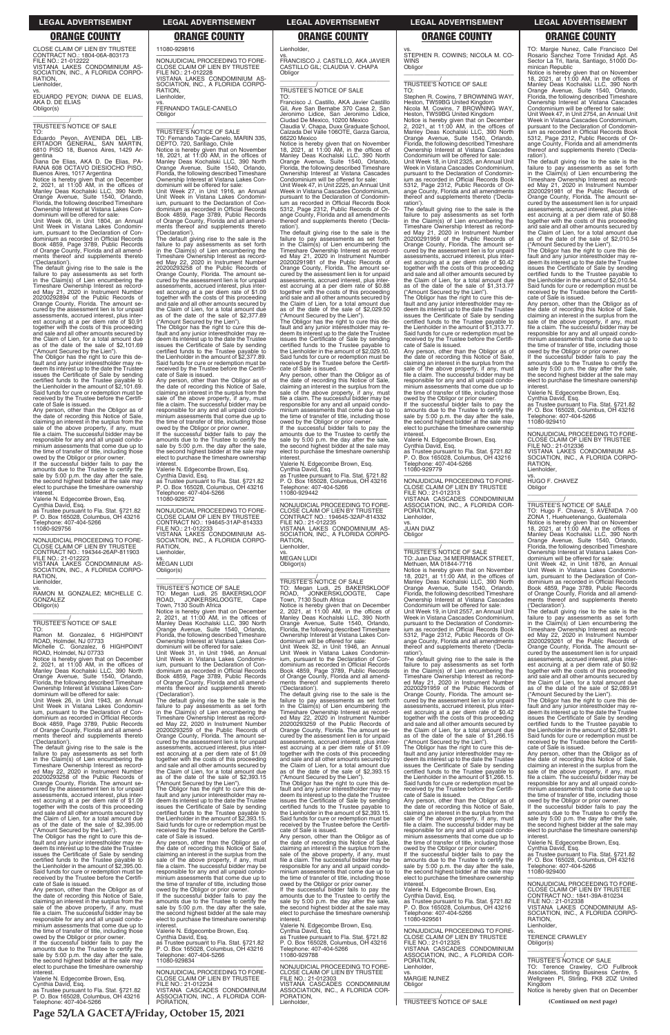CLOSE CLAIM OF LIEN BY TRUSTEE
CONTRACT NO.: 1804-06A-803173
FILE NO.: 21-012222
VISTANA LAKES CONDOMINIUM ASSOCIATION, INC., A FLORIDA CORPORATION,
Lienholder,
vs.
EDUARDO PEYON; DIANA DE ELIAS, AKA D. DE ELIAS
Obligor(s)
_______________________________/

TRUSTEE'S NOTICE OF SALE
TO:
Eduardo Peyon, AVENIDA DEL LIBERTADOR GENERAL, SAN MARTIN, 6810 PISO 18, Buenos Aires, 1429 Argentina
Diana De Elias, AKA D. De Elias, PARANA 608 OCTAVO DIESIOCHO PISO, Buenos Aires, 1017 Argentina
Notice is hereby given that on December 2, 2021, at 11:00 AM, in the offices of Manley Deas Kochalski LLC, 390 North Orange Avenue, Suite 1540, Orlando, Florida, the following described Timeshare Ownership Interest at Vistana Lakes Condominium will be offered for sale:
Unit Week 06, in Unit 1804, an Annual Unit Week in Vistana Lakes Condominium, pursuant to the Declaration of Condominium as recorded in Official Records Book 4859, Page 3789, Public Records of Orange County, Florida and all amendments thereof and supplements thereto ('Declaration').
The default giving rise to the sale is the failure to pay assessments as set forth in the Claim(s) of Lien encumbering the Timeshare Ownership Interest as recorded May 21, 2020 in Instrument Number 20200292894 of the Public Records of Orange County, Florida. The amount secured by the assessment lien is for unpaid assessments, accrued interest, plus interest accruing at a per diem rate of $0.91 together with the costs of this proceeding and sale and all other amounts secured by the Claim of Lien, for a total amount due as of the date of the sale of $2,101.69 ("Amount Secured by the Lien").
The Obligor has the right to cure this default and any junior interestholder may redeem its interest up to the date the Trustee issues the Certificate of Sale by sending certified funds to the Trustee payable to the Lienholder in the amount of $2,101.69. Said funds for cure or redemption must be received by the Trustee before the Certificate of Sale is issued.
Any person, other than the Obligor as of the date of recording this Notice of Sale, claiming an interest in the surplus from the sale of the above property, if any, must file a claim. The successful bidder may be responsible for any and all unpaid condominium assessments that come due up to the time of transfer of title, including those owed by the Obligor or prior owner.
If the successful bidder fails to pay the amounts due to the Trustee to certify the sale by 5:00 p.m. the day after the sale, the second highest bidder at the sale may elect to purchase the timeshare ownership interest.
Valerie N. Edgecombe Brown, Esq.
Cynthia David, Esq.
as Trustee pursuant to Fla. Stat. §721.82
P. O. Box 165028, Columbus, OH 43216
Telephone: 407-404-5266
11080-929756

---

NONJUDICIAL PROCEEDING TO FORECLOSE CLAIM OF LIEN BY TRUSTEE
CONTRACT NO.: 194344-26AP-811903
FILE NO.: 21-012223
VISTANA LAKES CONDOMINIUM ASSOCIATION, INC., A FLORIDA CORPORATION,
Lienholder,
vs.
RAMON M. GONZALEZ; MICHELLE C. GONZALEZ
Obligor(s)
_______________________________/

TRUSTEE'S NOTICE OF SALE
TO:
Ramon M. Gonzalez, 6 HIGHPOINT ROAD, Holmdel, NJ 07733
Michelle C. Gonzalez, 6 HIGHPOINT ROAD, Holmdel, NJ 07733
Notice is hereby given that on December 2, 2021, at 11:00 AM, in the offices of Manley Deas Kochalski LLC, 390 North Orange Avenue, Suite 1540, Orlando, Florida, the following described Timeshare Ownership Interest at Vistana Lakes Condominium will be offered for sale:
Unit Week 26, in Unit 1943, an Annual Unit Week in Vistana Lakes Condominium, pursuant to the Declaration of Condominium as recorded in Official Records Book 4859, Page 3789, Public Records of Orange County, Florida and all amendments thereof and supplements thereto ('Declaration').
The default giving rise to the sale is the failure to pay assessments as set forth in the Claim(s) of Lien encumbering the Timeshare Ownership Interest as recorded May 22, 2020 in Instrument Number 20200293258 of the Public Records of Orange County, Florida. The amount secured by the assessment lien is for unpaid assessments, accrued interest, plus interest accruing at a per diem rate of $1.09 together with the costs of this proceeding and sale and all other amounts secured by the Claim of Lien, for a total amount due as of the date of the sale of $2,395.00 ("Amount Secured by the Lien").
The Obligor has the right to cure this default and any junior interestholder may redeem its interest up to the date the Trustee issues the Certificate of Sale by sending certified funds to the Trustee payable to the Lienholder in the amount of $2,395.00. Said funds for cure or redemption must be received by the Trustee before the Certificate of Sale is issued.
Any person, other than the Obligor as of the date of recording this Notice of Sale, claiming an interest in the surplus from the sale of the above property, if any, must file a claim. The successful bidder may be responsible for any and all unpaid condominium assessments that come due up to the time of transfer of title, including those owed by the Obligor or prior owner.
If the successful bidder fails to pay the amounts due to the Trustee to certify the sale by 5:00 p.m. the day after the sale, the second highest bidder at the sale may elect to purchase the timeshare ownership interest.
Valerie N. Edgecombe Brown, Esq.
Cynthia David, Esq.
as Trustee pursuant to Fla. Stat. §721.82
P. O. Box 165028, Columbus, OH 43216
Telephone: 407-404-5266
11080-929816

---

NONJUDICIAL PROCEEDING TO FORECLOSE CLAIM OF LIEN BY TRUSTEE
FILE NO.: 21-012228
VISTANA LAKES CONDOMINIUM ASSOCIATION, INC., A FLORIDA CORPORATION,
Lienholder,
vs.
FERNANDO TAGLE-CANELO
Obligor
_______________________________/

TRUSTEE'S NOTICE OF SALE
TO: Fernando Tagle-Canelo, MARIN 335, DEPTO. 720, Santiago, Chile
Notice is hereby given that on November 18, 2021, at 11:00 AM, in the offices of Manley Deas Kochalski LLC, 390 North Orange Avenue, Suite 1540, Orlando, Florida, the following described Timeshare Ownership Interest at Vistana Lakes Condominium will be offered for sale:
Unit Week 27, in Unit 1916, an Annual Unit Week in Vistana Lakes Condominium, pursuant to the Declaration of Condominium as recorded in Official Records Book 4859, Page 3789, Public Records of Orange County, Florida and all amendments thereof and supplements thereto ('Declaration').
The default giving rise to the sale is the failure to pay assessments as set forth in the Claim(s) of Lien encumbering the Timeshare Ownership Interest as recorded May 22, 2020 in Instrument Number 20200293258 of the Public Records of Orange County, Florida. The amount secured by the assessment lien is for unpaid assessments, accrued interest, plus interest accruing at a per diem rate of $1.09 together with the costs of this proceeding and sale and all other amounts secured by the Claim of Lien, for a total amount due as of the date of the sale of $2,377.89 ("Amount Secured by the Lien").
The Obligor has the right to cure this default and any junior interestholder may redeem its interest up to the date the Trustee issues the Certificate of Sale by sending certified funds to the Trustee payable to the Lienholder in the amount of $2,377.89. Said funds for cure or redemption must be received by the Trustee before the Certificate of Sale is issued.
Any person, other than the Obligor as of the date of recording this Notice of Sale, claiming an interest in the surplus from the sale of the above property, if any, must file a claim. The successful bidder may be responsible for any and all unpaid condominium assessments that come due up to the time of transfer of title, including those owed by the Obligor or prior owner.
If the successful bidder fails to pay the amounts due to the Trustee to certify the sale by 5:00 p.m. the day after the sale, the second highest bidder at the sale may elect to purchase the timeshare ownership interest.
Valerie N. Edgecombe Brown, Esq.
Cynthia David, Esq.
as Trustee pursuant to Fla. Stat. §721.82
P. O. Box 165028, Columbus, OH 43216
Telephone: 407-404-5266
11080-929572

---

NONJUDICIAL PROCEEDING TO FORECLOSE CLAIM OF LIEN BY TRUSTEE
CONTRACT NO.: 194645-31AP-814339
FILE NO.: 21-012233
VISTANA LAKES CONDOMINIUM ASSOCIATION, INC., A FLORIDA CORPORATION,
Lienholder,
vs.
MEGAN LUDI
Obligor(s)
_______________________________/

TRUSTEE'S NOTICE OF SALE
TO: Megan Ludi, 25 BAKERSKLOOF ROAD, JONKERSKLOOGTE, Cape Town, 7130 South Africa
Notice is hereby given that on December 2, 2021, at 11:00 AM, in the offices of Manley Deas Kochalski LLC, 390 North Orange Avenue, Suite 1540, Orlando, Florida, the following described Timeshare Ownership Interest at Vistana Lakes Condominium will be offered for sale:
Unit Week 31, in Unit 1946, an Annual Unit Week in Vistana Lakes Condominium, pursuant to the Declaration of Condominium as recorded in Official Records Book 4859, Page 3789, Public Records of Orange County, Florida and all amendments thereof and supplements thereto ('Declaration').
The default giving rise to the sale is the failure to pay assessments as set forth in the Claim(s) of Lien encumbering the Timeshare Ownership Interest as recorded May 22, 2020 in Instrument Number 20200293259 of the Public Records of Orange County, Florida. The amount secured by the assessment lien is for unpaid assessments, accrued interest, plus interest accruing at a per diem rate of $1.09 together with the costs of this proceeding and sale and all other amounts secured by the Claim of Lien, for a total amount due as of the date of the sale of $2,393.15 ("Amount Secured by the Lien").
The Obligor has the right to cure this default and any junior interestholder may redeem its interest up to the date the Trustee issues the Certificate of Sale by sending certified funds to the Trustee payable to the Lienholder in the amount of $2,393.15. Said funds for cure or redemption must be received by the Trustee before the Certificate of Sale is issued.
Any person, other than the Obligor as of the date of recording this Notice of Sale, claiming an interest in the surplus from the sale of the above property, if any, must file a claim. The successful bidder may be responsible for any and all unpaid condominium assessments that come due up to the time of transfer of title, including those owed by the Obligor or prior owner.
If the successful bidder fails to pay the amounts due to the Trustee to certify the sale by 5:00 p.m. the day after the sale, the second highest bidder at the sale may elect to purchase the timeshare ownership interest.
Valerie N. Edgecombe Brown, Esq.
Cynthia David, Esq.
as Trustee pursuant to Fla. Stat. §721.82
P. O. Box 165028, Columbus, OH 43216
Telephone: 407-404-5266
11080-929834

---

NONJUDICIAL PROCEEDING TO FORECLOSE CLAIM OF LIEN BY TRUSTEE
FILE NO.: 21-012234
VISTANA CASCADES CONDOMINIUM ASSOCIATION, INC., A FLORIDA CORPORATION,
Lienholder,
vs.
FRANCISCO J. CASTILLO, AKA JAVIER CASTILLO GIL; CLAUDIA V. CHAPA
Obligor
_______________________________/

TRUSTEE'S NOTICE OF SALE
TO:
Francisco J. Castillo, AKA Javier Castillo Gil, Ave San Bernabe 370 Casa 2, San Jeronimo Lidice, San Jeronimo Lidice, Ciudad De Mexico, 10200 Mexico
Claudia V. Chapa, Duxx Graduate School, Calzada Del Valle 106OTE, Garza Garcia, 66220 Mexico
Notice is hereby given that on November 18, 2021, at 11:00 AM, in the offices of Manley Deas Kochalski LLC, 390 North Orange Avenue, Suite 1540, Orlando, Florida, the following described Timeshare Ownership Interest at Vistana Cascades Condominium will be offered for sale:
Unit Week 47, in Unit 2225, an Annual Unit Week in Vistana Cascades Condominium, pursuant to the Declaration of Condominium as recorded in Official Records Book 5312, Page 2312, Public Records of Orange County, Florida and all amendments thereof and supplements thereto ('Declaration').
The default giving rise to the sale is the failure to pay assessments as set forth in the Claim(s) of Lien encumbering the Timeshare Ownership Interest as recorded May 21, 2020 in Instrument Number 20200291981 of the Public Records of Orange County, Florida. The amount secured by the assessment lien is for unpaid assessments, accrued interest, plus interest accruing at a per diem rate of $0.88 together with the costs of this proceeding and sale and all other amounts secured by the Claim of Lien, for a total amount due as of the date of the sale of $2,029.50 ("Amount Secured by the Lien").
The Obligor has the right to cure this default and any junior interestholder may redeem its interest up to the date the Trustee issues the Certificate of Sale by sending certified funds to the Trustee payable to the Lienholder in the amount of $2,029.50. Said funds for cure or redemption must be received by the Trustee before the Certificate of Sale is issued.
Any person, other than the Obligor as of the date of recording this Notice of Sale, claiming an interest in the surplus from the sale of the above property, if any, must file a claim. The successful bidder may be responsible for any and all unpaid condominium assessments that come due up to the time of transfer of title, including those owed by the Obligor or prior owner.
If the successful bidder fails to pay the amounts due to the Trustee to certify the sale by 5:00 p.m. the day after the sale, the second highest bidder at the sale may elect to purchase the timeshare ownership interest.
Valerie N. Edgecombe Brown, Esq.
Cynthia David, Esq.
as Trustee pursuant to Fla. Stat. §721.82
P. O. Box 165028, Columbus, OH 43216
Telephone: 407-404-5266
11080-929442

---

NONJUDICIAL PROCEEDING TO FORECLOSE CLAIM OF LIEN BY TRUSTEE
CONTRACT NO.: 194645-32AP-814332
FILE NO.: 21-012235
VISTANA LAKES CONDOMINIUM ASSOCIATION, INC., A FLORIDA CORPORATION,
Lienholder,
vs.
MEGAN LUDI
Obligor(s)
_______________________________/

TRUSTEE'S NOTICE OF SALE
TO: Megan Ludi, 25 BAKERSKLOOF ROAD, JONKERSKLOOGTE, Cape Town, 7130 South Africa
Notice is hereby given that on December 2, 2021, at 11:00 AM, in the offices of Manley Deas Kochalski LLC, 390 North Orange Avenue, Suite 1540, Orlando, Florida, the following described Timeshare Ownership Interest at Vistana Lakes Condominium will be offered for sale:
Unit Week 32, in Unit 1946, an Annual Unit Week in Vistana Lakes Condominium, pursuant to the Declaration of Condominium as recorded in Official Records Book 4859, Page 3789, Public Records of Orange County, Florida and all amendments thereof and supplements thereto ('Declaration').
The default giving rise to the sale is the failure to pay assessments as set forth in the Claim(s) of Lien encumbering the Timeshare Ownership Interest as recorded May 22, 2020 in Instrument Number 20200293259 of the Public Records of Orange County, Florida. The amount secured by the assessment lien is for unpaid assessments, accrued interest, plus interest accruing at a per diem rate of $1.09 together with the costs of this proceeding and sale and all other amounts secured by the Claim of Lien, for a total amount due as of the date of the sale of $2,393.15 ("Amount Secured by the Lien").
The Obligor has the right to cure this default and any junior interestholder may redeem its interest up to the date the Trustee issues the Certificate of Sale by sending certified funds to the Trustee payable to the Lienholder in the amount of $2,393.15. Said funds for cure or redemption must be received by the Trustee before the Certificate of Sale is issued.
Any person, other than the Obligor as of the date of recording this Notice of Sale, claiming an interest in the surplus from the sale of the above property, if any, must file a claim. The successful bidder may be responsible for any and all unpaid condominium assessments that come due up to the time of transfer of title, including those owed by the Obligor or prior owner.
If the successful bidder fails to pay the amounts due to the Trustee to certify the sale by 5:00 p.m. the day after the sale, the second highest bidder at the sale may elect to purchase the timeshare ownership interest.
Valerie N. Edgecombe Brown, Esq.
Cynthia David, Esq.
as Trustee pursuant to Fla. Stat. §721.82
P. O. Box 165028, Columbus, OH 43216
Telephone: 407-404-5266
11080-929788

---

NONJUDICIAL PROCEEDING TO FORECLOSE CLAIM OF LIEN BY TRUSTEE
FILE NO.: 21-012303
VISTANA CASCADES CONDOMINIUM ASSOCIATION, INC., A FLORIDA CORPORATION,
Lienholder,
vs.
STEPHEN R. COWINS; NICOLA M. COWINS
Obligor
_______________________________/

TRUSTEE'S NOTICE OF SALE
TO:
Stephen R. Cowins, 7 BROWNING WAY, Heston, TW59BG United Kingdom
Nicola M. Cowins, 7 BROWNING WAY, Heston, TW59BG United Kingdom
Notice is hereby given that on December 2, 2021, at 11:00 AM, in the offices of Manley Deas Kochalski LLC, 390 North Orange Avenue, Suite 1540, Orlando, Florida, the following described Timeshare Ownership Interest at Vistana Cascades Condominium will be offered for sale:
Unit Week 18, in Unit 2325, an Annual Unit Week in Vistana Cascades Condominium, pursuant to the Declaration of Condominium as recorded in Official Records Book 5312, Page 2312, Public Records of Orange County, Florida and all amendments thereof and supplements thereto ('Declaration').
The default giving rise to the sale is the failure to pay assessments as set forth in the Claim(s) of Lien encumbering the Timeshare Ownership Interest as recorded May 21, 2020 in Instrument Number 20200291959 of the Public Records of Orange County, Florida. The amount secured by the assessment lien is for unpaid assessments, accrued interest, plus interest accruing at a per diem rate of $0.42 together with the costs of this proceeding and sale and all other amounts secured by the Claim of Lien, for a total amount due as of the date of the sale of $1,313.77 ("Amount Secured by the Lien").
The Obligor has the right to cure this default and any junior interestholder may redeem its interest up to the date the Trustee issues the Certificate of Sale by sending certified funds to the Trustee payable to the Lienholder in the amount of $1,313.77. Said funds for cure or redemption must be received by the Trustee before the Certificate of Sale is issued.
Any person, other than the Obligor as of the date of recording this Notice of Sale, claiming an interest in the surplus from the sale of the above property, if any, must file a claim. The successful bidder may be responsible for any and all unpaid condominium assessments that come due up to the time of transfer of title, including those owed by the Obligor or prior owner.
If the successful bidder fails to pay the amounts due to the Trustee to certify the sale by 5:00 p.m. the day after the sale, the second highest bidder at the sale may elect to purchase the timeshare ownership interest.
Valerie N. Edgecombe Brown, Esq.
Cynthia David, Esq.
as Trustee pursuant to Fla. Stat. §721.82
P. O. Box 165028, Columbus, OH 43216
Telephone: 407-404-5266
11080-929779

---

NONJUDICIAL PROCEEDING TO FORECLOSE CLAIM OF LIEN BY TRUSTEE
FILE NO.: 21-012313
VISTANA CASCADES CONDOMINIUM ASSOCIATION, INC., A FLORIDA CORPORATION,
Lienholder,
vs.
JUAN DIAZ
Obligor
_______________________________/

TRUSTEE'S NOTICE OF SALE
TO: Juan Diaz, 34 MERRIMACK STREET, Methuen, MA 01844-7716
Notice is hereby given that on November 18, 2021, at 11:00 AM, in the offices of Manley Deas Kochalski LLC, 390 North Orange Avenue, Suite 1540, Orlando, Florida, the following described Timeshare Ownership Interest at Vistana Cascades Condominium will be offered for sale:
Unit Week 19, in Unit 2557, an Annual Unit Week in Vistana Cascades Condominium, pursuant to the Declaration of Condominium as recorded in Official Records Book 5312, Page 2312, Public Records of Orange County, Florida and all amendments thereof and supplements thereto ('Declaration').
The default giving rise to the sale is the failure to pay assessments as set forth in the Claim(s) of Lien encumbering the Timeshare Ownership Interest as recorded May 21, 2020 in Instrument Number 20200291959 of the Public Records of Orange County, Florida. The amount secured by the assessment lien is for unpaid assessments, accrued interest, plus interest accruing at a per diem rate of $0.42 together with the costs of this proceeding and sale and all other amounts secured by the Claim of Lien, for a total amount due as of the date of the sale of $1,266.15 ("Amount Secured by the Lien").
The Obligor has the right to cure this default and any junior interestholder may redeem its interest up to the date the Trustee issues the Certificate of Sale by sending certified funds to the Trustee payable to the Lienholder in the amount of $1,266.15. Said funds for cure or redemption must be received by the Trustee before the Certificate of Sale is issued.
Any person, other than the Obligor as of the date of recording this Notice of Sale, claiming an interest in the surplus from the sale of the above property, if any, must file a claim. The successful bidder may be responsible for any and all unpaid condominium assessments that come due up to the time of transfer of title, including those owed by the Obligor or prior owner.
If the successful bidder fails to pay the amounts due to the Trustee to certify the sale by 5:00 p.m. the day after the sale, the second highest bidder at the sale may elect to purchase the timeshare ownership interest.
Valerie N. Edgecombe Brown, Esq.
Cynthia David, Esq.
as Trustee pursuant to Fla. Stat. §721.82
P. O. Box 165028, Columbus, OH 43216
Telephone: 407-404-5266
11080-929561

---

NONJUDICIAL PROCEEDING TO FORECLOSE CLAIM OF LIEN BY TRUSTEE
FILE NO.: 21-012325
VISTANA CASCADES CONDOMINIUM ASSOCIATION, INC., A FLORIDA CORPORATION,
Lienholder,
vs.
MARGIE NUNEZ
Obligor
_______________________________/

TRUSTEE'S NOTICE OF SALE
TO: Margie Nunez, Calle Francisco Del Rosario Sanchez Torre Trinidad Apt. A5 Sector La Tri, Itaria, Santiago, 51000 Dominican Republic
Notice is hereby given that on November 18, 2021, at 11:00 AM, in the offices of Manley Deas Kochalski LLC, 390 North Orange Avenue, Suite 1540, Orlando, Florida, the following described Timeshare Ownership Interest at Vistana Cascades Condominium will be offered for sale:
Unit Week 47, in Unit 2754, an Annual Unit Week in Vistana Cascades Condominium, pursuant to the Declaration of Condominium as recorded in Official Records Book 5312, Page 2312, Public Records of Orange County, Florida and all amendments thereof and supplements thereto ('Declaration').
The default giving rise to the sale is the failure to pay assessments as set forth in the Claim(s) of Lien encumbering the Timeshare Ownership Interest as recorded May 21, 2020 in Instrument Number 20200291981 of the Public Records of Orange County, Florida. The amount secured by the assessment lien is for unpaid assessments, accrued interest, plus interest accruing at a per diem rate of $0.88 together with the costs of this proceeding and sale and all other amounts secured by the Claim of Lien, for a total amount due as of the date of the sale of $2,010.54 ("Amount Secured by the Lien").
The Obligor has the right to cure this default and any junior interestholder may redeem its interest up to the date the Trustee issues the Certificate of Sale by sending certified funds to the Trustee payable to the Lienholder in the amount of $2,010.54. Said funds for cure or redemption must be received by the Trustee before the Certificate of Sale is issued.
Any person, other than the Obligor as of the date of recording this Notice of Sale, claiming an interest in the surplus from the sale of the above property, if any, must file a claim. The successful bidder may be responsible for any and all unpaid condominium assessments that come due up to the time of transfer of title, including those owed by the Obligor or prior owner.
If the successful bidder fails to pay the amounts due to the Trustee to certify the sale by 5:00 p.m. the day after the sale, the second highest bidder at the sale may elect to purchase the timeshare ownership interest.
Valerie N. Edgecombe Brown, Esq.
Cynthia David, Esq.
as Trustee pursuant to Fla. Stat. §721.82
P. O. Box 165028, Columbus, OH 43216
Telephone: 407-404-5266
11080-929410

---

NONJUDICIAL PROCEEDING TO FORECLOSE CLAIM OF LIEN BY TRUSTEE
FILE NO.: 21-012336
VISTANA LAKES CONDOMINIUM ASSOCIATION, INC., A FLORIDA CORPORATION,
Lienholder,
vs.
HUGO F. CHAVEZ
Obligor
_______________________________/

TRUSTEE'S NOTICE OF SALE
TO: Hugo F. Chavez, 5 AVENIDA 7-00 ZONA 1, Huehuetenango, Guatemala
Notice is hereby given that on November 18, 2021, at 11:00 AM, in the offices of Manley Deas Kochalski LLC, 390 North Orange Avenue, Suite 1540, Orlando, Florida, the following described Timeshare Ownership Interest at Vistana Lakes Condominium will be offered for sale:
Unit Week 42, in Unit 1876, an Annual Unit Week in Vistana Lakes Condominium, pursuant to the Declaration of Condominium as recorded in Official Records Book 4859, Page 3789, Public Records of Orange County, Florida and all amendments thereof and supplements thereto ('Declaration').
The default giving rise to the sale is the failure to pay assessments as set forth in the Claim(s) of Lien encumbering the Timeshare Ownership Interest as recorded May 22, 2020 in Instrument Number 20200293261 of the Public Records of Orange County, Florida. The amount secured by the assessment lien is for unpaid assessments, accrued interest, plus interest accruing at a per diem rate of $0.92 together with the costs of this proceeding and sale and all other amounts secured by the Claim of Lien, for a total amount due as of the date of the sale of $2,089.91 ("Amount Secured by the Lien").
The Obligor has the right to cure this default and any junior interestholder may redeem its interest up to the date the Trustee issues the Certificate of Sale by sending certified funds to the Trustee payable to the Lienholder in the amount of $2,089.91. Said funds for cure or redemption must be received by the Trustee before the Certificate of Sale is issued.
Any person, other than the Obligor as of the date of recording this Notice of Sale, claiming an interest in the surplus from the sale of the above property, if any, must file a claim. The successful bidder may be responsible for any and all unpaid condominium assessments that come due up to the time of transfer of title, including those owed by the Obligor or prior owner.
If the successful bidder fails to pay the amounts due to the Trustee to certify the sale by 5:00 p.m. the day after the sale, the second highest bidder at the sale may elect to purchase the timeshare ownership interest.
Valerie N. Edgecombe Brown, Esq.
Cynthia David, Esq.
as Trustee pursuant to Fla. Stat. §721.82
P. O. Box 165028, Columbus, OH 43216
Telephone: 407-404-5266
11080-929400

---

NONJUDICIAL PROCEEDING TO FORECLOSE CLAIM OF LIEN BY TRUSTEE
CONTRACT NO.: 1841-39A-810234
FILE NO.: 21-012338
VISTANA LAKES CONDOMINIUM ASSOCIATION, INC., A FLORIDA CORPORATION,
Lienholder,
vs.
TERENCE CRAWLEY
Obligor(s)
_______________________________/

TRUSTEE'S NOTICE OF SALE
TO: Terence Crawley, C/O Fullbrook Associates, Stirling Business Centre, 5 Wellgreen Pl, Stirling, FK8 2DZ United Kingdom
Notice is hereby given that on December

**(Continued on next page)**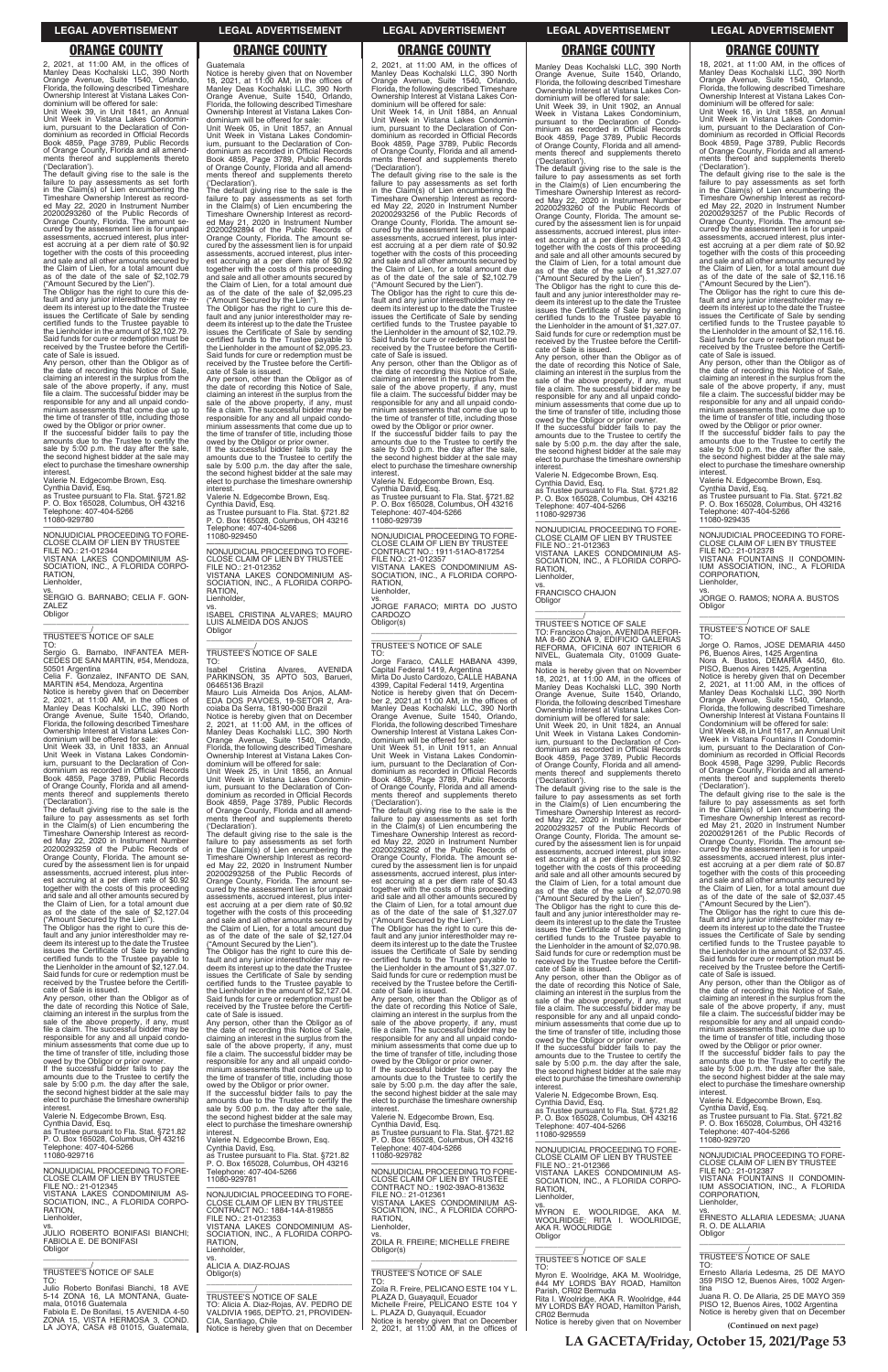## ORANGE COUNTY

2, 2021, at 11:00 AM, in the offices of Manley Deas Kochalski LLC, 390 North Orange Avenue, Suite 1540, Orlando, Florida, the following described Timeshare Ownership Interest at Vistana Lakes Condominium will be offered for sale:
Unit Week 39, in Unit 1841, an Annual Unit Week in Vistana Lakes Condominium, pursuant to the Declaration of Condominium as recorded in Official Records Book 4859, Page 3789, Public Records of Orange County, Florida and all amendments thereof and supplements thereto ('Declaration').
The default giving rise to the sale is the failure to pay assessments as set forth in the Claim(s) of Lien encumbering the Timeshare Ownership Interest as recorded May 22, 2020 in Instrument Number 20200293260 of the Public Records of Orange County, Florida. The amount secured by the assessment lien is for unpaid assessments, accrued interest, plus interest accruing at a per diem rate of $0.92 together with the costs of this proceeding and sale and all other amounts secured by the Claim of Lien, for a total amount due as of the date of the sale of $2,102.79 ("Amount Secured by the Lien").
The Obligor has the right to cure this default and any junior interestholder may redeem its interest up to the date the Trustee issues the Certificate of Sale by sending certified funds to the Trustee payable to the Lienholder in the amount of $2,102.79. Said funds for cure or redemption must be received by the Trustee before the Certificate of Sale is issued.
Any person, other than the Obligor as of the date of recording this Notice of Sale, claiming an interest in the surplus from the sale of the above property, if any, must file a claim. The successful bidder may be responsible for any and all unpaid condominium assessments that come due up to the time of transfer of title, including those owed by the Obligor or prior owner.
If the successful bidder fails to pay the amounts due to the Trustee to certify the sale by 5:00 p.m. the day after the sale, the second highest bidder at the sale may elect to purchase the timeshare ownership interest.
Valerie N. Edgecombe Brown, Esq.
Cynthia David, Esq.
as Trustee pursuant to Fla. Stat. §721.82
P. O. Box 165028, Columbus, OH 43216
Telephone: 407-404-5266
11080-929780

NONJUDICIAL PROCEEDING TO FORECLOSE CLAIM OF LIEN BY TRUSTEE
FILE NO.: 21-012344
VISTANA LAKES CONDOMINIUM ASSOCIATION, INC., A FLORIDA CORPORATION,
Lienholder,
vs.
SERGIO G. BARNABO; CELIA F. GONZALEZ
Obligor
_______________/

TRUSTEE'S NOTICE OF SALE
TO:
Sergio G. Barnabo, INFANTEA MERCEDES DE SAN MARTIN, #54, Mendoza, 50501 Argentina
Celia F. Gonzalez, INFANTO DE SAN, MARTIN #54, Mendoza, Argentina
Notice is hereby given that on December 2, 2021, at 11:00 AM, in the offices of Manley Deas Kochalski LLC, 390 North Orange Avenue, Suite 1540, Orlando, Florida, the following described Timeshare Ownership Interest at Vistana Lakes Condominium will be offered for sale:
Unit Week 33, in Unit 1833, an Annual Unit Week in Vistana Lakes Condominium, pursuant to the Declaration of Condominium as recorded in Official Records Book 4859, Page 3789, Public Records of Orange County, Florida and all amendments thereof and supplements thereto ('Declaration').
The default giving rise to the sale is the failure to pay assessments as set forth in the Claim(s) of Lien encumbering the Timeshare Ownership Interest as recorded May 22, 2020 in Instrument Number 20200293259 of the Public Records of Orange County, Florida. The amount secured by the assessment lien is for unpaid assessments, accrued interest, plus interest accruing at a per diem rate of $0.92 together with the costs of this proceeding and sale and all other amounts secured by the Claim of Lien, for a total amount due as of the date of the sale of $2,127.04 ("Amount Secured by the Lien").
The Obligor has the right to cure this default and any junior interestholder may redeem its interest up to the date the Trustee issues the Certificate of Sale by sending certified funds to the Trustee payable to the Lienholder in the amount of $2,127.04. Said funds for cure or redemption must be received by the Trustee before the Certificate of Sale is issued.
Any person, other than the Obligor as of the date of recording this Notice of Sale, claiming an interest in the surplus from the sale of the above property, if any, must file a claim. The successful bidder may be responsible for any and all unpaid condominium assessments that come due up to the time of transfer of title, including those owed by the Obligor or prior owner.
If the successful bidder fails to pay the amounts due to the Trustee to certify the sale by 5:00 p.m. the day after the sale, the second highest bidder at the sale may elect to purchase the timeshare ownership interest.
Valerie N. Edgecombe Brown, Esq.
Cynthia David, Esq.
as Trustee pursuant to Fla. Stat. §721.82
P. O. Box 165028, Columbus, OH 43216
Telephone: 407-404-5266
11080-929716

NONJUDICIAL PROCEEDING TO FORECLOSE CLAIM OF LIEN BY TRUSTEE
FILE NO.: 21-012345
VISTANA LAKES CONDOMINIUM ASSOCIATION, INC., A FLORIDA CORPORATION,
Lienholder,
vs.
JULIO ROBERTO BONIFASI BIANCHI; FABIOLA E. DE BONIFASI
Obligor
_______________/

TRUSTEE'S NOTICE OF SALE
TO:
Julio Roberto Bonifasi Bianchi, 18 AVE 5-14 ZONA 16, LA MONTANA, Guatemala, 01016 Guatemala
Fabiola E. De Bonifasi, 15 AVENIDA 4-50 ZONA 15, VISTA HERMOSA 3, COND. LA JOYA, CASA #8 01015, Guatemala, Guatemala
Notice is hereby given that on November 18, 2021, at 11:00 AM, in the offices of Manley Deas Kochalski LLC, 390 North Orange Avenue, Suite 1540, Orlando, Florida, the following described Timeshare Ownership Interest at Vistana Lakes Condominium will be offered for sale:
Unit Week 05, in Unit 1857, an Annual Unit Week in Vistana Lakes Condominium, pursuant to the Declaration of Condominium as recorded in Official Records Book 4859, Page 3789, Public Records of Orange County, Florida and all amendments thereof and supplements thereto ('Declaration').
The default giving rise to the sale is the failure to pay assessments as set forth in the Claim(s) of Lien encumbering the Timeshare Ownership Interest as recorded May 21, 2020 in Instrument Number 20200292894 of the Public Records of Orange County, Florida. The amount secured by the assessment lien is for unpaid assessments, accrued interest, plus interest accruing at a per diem rate of $0.92 together with the costs of this proceeding and sale and all other amounts secured by the Claim of Lien, for a total amount due as of the date of the sale of $2,095.23 ("Amount Secured by the Lien").
The Obligor has the right to cure this default and any junior interestholder may redeem its interest up to the date the Trustee issues the Certificate of Sale by sending certified funds to the Trustee payable to the Lienholder in the amount of $2,095.23. Said funds for cure or redemption must be received by the Trustee before the Certificate of Sale is issued.
Any person, other than the Obligor as of the date of recording this Notice of Sale, claiming an interest in the surplus from the sale of the above property, if any, must file a claim. The successful bidder may be responsible for any and all unpaid condominium assessments that come due up to the time of transfer of title, including those owed by the Obligor or prior owner.
If the successful bidder fails to pay the amounts due to the Trustee to certify the sale by 5:00 p.m. the day after the sale, the second highest bidder at the sale may elect to purchase the timeshare ownership interest.
Valerie N. Edgecombe Brown, Esq.
Cynthia David, Esq.
as Trustee pursuant to Fla. Stat. §721.82
P. O. Box 165028, Columbus, OH 43216
Telephone: 407-404-5266
11080-929450

NONJUDICIAL PROCEEDING TO FORECLOSE CLAIM OF LIEN BY TRUSTEE
FILE NO.: 21-012352
VISTANA LAKES CONDOMINIUM ASSOCIATION, INC., A FLORIDA CORPORATION,
Lienholder,
vs.
ISABEL CRISTINA ALVARES; MAURO LUIS ALMEIDA DOS ANJOS
Obligor
_______________/

TRUSTEE'S NOTICE OF SALE
TO:
Isabel Cristina Alvares, AVENIDA PARKINSON, 35 APTO 503, Barueri, 06465136 Brazil
Mauro Luis Almeida Dos Anjos, ALAMEDA DOS PAVOES, 19-SETOR 2, Aracoiaba Da Serra, 18190-000 Brazil
Notice is hereby given that on December 2, 2021, at 11:00 AM, in the offices of Manley Deas Kochalski LLC, 390 North Orange Avenue, Suite 1540, Orlando, Florida, the following described Timeshare Ownership Interest at Vistana Lakes Condominium will be offered for sale:
Unit Week 25, in Unit 1856, an Annual Unit Week in Vistana Lakes Condominium, pursuant to the Declaration of Condominium as recorded in Official Records Book 4859, Page 3789, Public Records of Orange County, Florida and all amendments thereof and supplements thereto ('Declaration').
The default giving rise to the sale is the failure to pay assessments as set forth in the Claim(s) of Lien encumbering the Timeshare Ownership Interest as recorded May 22, 2020 in Instrument Number 20200293258 of the Public Records of Orange County, Florida. The amount secured by the assessment lien is for unpaid assessments, accrued interest, plus interest accruing at a per diem rate of $0.92 together with the costs of this proceeding and sale and all other amounts secured by the Claim of Lien, for a total amount due as of the date of the sale of $2,127.04 ("Amount Secured by the Lien").
The Obligor has the right to cure this default and any junior interestholder may redeem its interest up to the date the Trustee issues the Certificate of Sale by sending certified funds to the Trustee payable to the Lienholder in the amount of $2,127.04. Said funds for cure or redemption must be received by the Trustee before the Certificate of Sale is issued.
Any person, other than the Obligor as of the date of recording this Notice of Sale, claiming an interest in the surplus from the sale of the above property, if any, must file a claim. The successful bidder may be responsible for any and all unpaid condominium assessments that come due up to the time of transfer of title, including those owed by the Obligor or prior owner.
If the successful bidder fails to pay the amounts due to the Trustee to certify the sale by 5:00 p.m. the day after the sale, the second highest bidder at the sale may elect to purchase the timeshare ownership interest.
Valerie N. Edgecombe Brown, Esq.
Cynthia David, Esq.
as Trustee pursuant to Fla. Stat. §721.82
P. O. Box 165028, Columbus, OH 43216
Telephone: 407-404-5266
11080-929781

NONJUDICIAL PROCEEDING TO FORECLOSE CLAIM OF LIEN BY TRUSTEE
CONTRACT NO.: 1884-14A-819855
FILE NO.: 21-012353
VISTANA LAKES CONDOMINIUM ASSOCIATION, INC., A FLORIDA CORPORATION,
Lienholder,
vs.
ALICIA A. DIAZ-ROJAS
Obligor(s)
_______________/

TRUSTEE'S NOTICE OF SALE
TO: Alicia A. Diaz-Rojas, AV. PEDRO DE VALDIVIA 1965, DEPTO. 21, PROVIDENCIA, Santiago, Chile
Notice is hereby given that on December 2, 2021, at 11:00 AM, in the offices of Manley Deas Kochalski LLC, 390 North Orange Avenue, Suite 1540, Orlando, Florida, the following described Timeshare Ownership Interest at Vistana Lakes Condominium will be offered for sale:
Unit Week 14, in Unit 1884, an Annual Unit Week in Vistana Lakes Condominium, pursuant to the Declaration of Condominium as recorded in Official Records Book 4859, Page 3789, Public Records of Orange County, Florida and all amendments thereof and supplements thereto ('Declaration').
The default giving rise to the sale is the failure to pay assessments as set forth in the Claim(s) of Lien encumbering the Timeshare Ownership Interest as recorded May 22, 2020 in Instrument Number 20200293256 of the Public Records of Orange County, Florida. The amount secured by the assessment lien is for unpaid assessments, accrued interest, plus interest accruing at a per diem rate of $0.92 together with the costs of this proceeding and sale and all other amounts secured by the Claim of Lien, for a total amount due as of the date of the sale of $2,102.79 ("Amount Secured by the Lien").
The Obligor has the right to cure this default and any junior interestholder may redeem its interest up to the date the Trustee issues the Certificate of Sale by sending certified funds to the Trustee payable to the Lienholder in the amount of $2,102.79. Said funds for cure or redemption must be received by the Trustee before the Certificate of Sale is issued.
Any person, other than the Obligor as of the date of recording this Notice of Sale, claiming an interest in the surplus from the sale of the above property, if any, must file a claim. The successful bidder may be responsible for any and all unpaid condominium assessments that come due up to the time of transfer of title, including those owed by the Obligor or prior owner.
If the successful bidder fails to pay the amounts due to the Trustee to certify the sale by 5:00 p.m. the day after the sale, the second highest bidder at the sale may elect to purchase the timeshare ownership interest.
Valerie N. Edgecombe Brown, Esq.
Cynthia David, Esq.
as Trustee pursuant to Fla. Stat. §721.82
P. O. Box 165028, Columbus, OH 43216
Telephone: 407-404-5266
11080-929739

NONJUDICIAL PROCEEDING TO FORECLOSE CLAIM OF LIEN BY TRUSTEE
CONTRACT NO.: 1911-51AO-817254
FILE NO.: 21-012357
VISTANA LAKES CONDOMINIUM ASSOCIATION, INC., A FLORIDA CORPORATION,
Lienholder,
vs.
JORGE FARACO; MIRTA DO JUSTO CARDOZO
Obligor(s)
_______________/

TRUSTEE'S NOTICE OF SALE
TO:
Jorge Faraco, CALLE HABANA 4399, Capital Federal 1419, Argentina
Mirta Do Justo Cardozo, CALLE HABANA 4399, Capital Federal 1419, Argentina
Notice is hereby given that on December 2, 2021, at 11:00 AM, in the offices of Manley Deas Kochalski LLC, 390 North Orange Avenue, Suite 1540, Orlando, Florida, the following described Timeshare Ownership Interest at Vistana Lakes Condominium will be offered for sale:
Unit Week 51, in Unit 1911, an Annual Unit Week in Vistana Lakes Condominium, pursuant to the Declaration of Condominium as recorded in Official Records Book 4859, Page 3789, Public Records of Orange County, Florida and all amendments thereof and supplements thereto ('Declaration').
The default giving rise to the sale is the failure to pay assessments as set forth in the Claim(s) of Lien encumbering the Timeshare Ownership Interest as recorded May 22, 2020 in Instrument Number 20200293262 of the Public Records of Orange County, Florida. The amount secured by the assessment lien is for unpaid assessments, accrued interest, plus interest accruing at a per diem rate of $0.43 together with the costs of this proceeding and sale and all other amounts secured by the Claim of Lien, for a total amount due as of the date of the sale of $1,327.07 ("Amount Secured by the Lien").
The Obligor has the right to cure this default and any junior interestholder may redeem its interest up to the date the Trustee issues the Certificate of Sale by sending certified funds to the Trustee payable to the Lienholder in the amount of $1,327.07. Said funds for cure or redemption must be received by the Trustee before the Certificate of Sale is issued.
Any person, other than the Obligor as of the date of recording this Notice of Sale, claiming an interest in the surplus from the sale of the above property, if any, must file a claim. The successful bidder may be responsible for any and all unpaid condominium assessments that come due up to the time of transfer of title, including those owed by the Obligor or prior owner.
If the successful bidder fails to pay the amounts due to the Trustee to certify the sale by 5:00 p.m. the day after the sale, the second highest bidder at the sale may elect to purchase the timeshare ownership interest.
Valerie N. Edgecombe Brown, Esq.
Cynthia David, Esq.
as Trustee pursuant to Fla. Stat. §721.82
P. O. Box 165028, Columbus, OH 43216
Telephone: 407-404-5266
11080-929782

NONJUDICIAL PROCEEDING TO FORECLOSE CLAIM OF LIEN BY TRUSTEE
CONTRACT NO.: 1902-39AO-813632
FILE NO.: 21-012361
VISTANA LAKES CONDOMINIUM ASSOCIATION, INC., A FLORIDA CORPORATION,
Lienholder,
vs.
ZOILA R. FREIRE; MICHELLE FREIRE
Obligor(s)
_______________/

TRUSTEE'S NOTICE OF SALE
TO:
Zoila R. Freire, PELICANO ESTE 104 Y L. PLAZA D, Guayaquil, Ecuador
Michelle Freire, PELICANO ESTE 104 Y L. PLAZA D, Guayaquil, Ecuador
Notice is hereby given that on December 2, 2021, at 11:00 AM, in the offices of Manley Deas Kochalski LLC, 390 North Orange Avenue, Suite 1540, Orlando, Florida, the following described Timeshare Ownership Interest at Vistana Lakes Condominium will be offered for sale:
Unit Week 39, in Unit 1902, an Annual Week in Vistana Lakes Condominium, pursuant to the Declaration of Condominium as recorded in Official Records Book 4859, Page 3789, Public Records of Orange County, Florida and all amendments thereof and supplements thereto ('Declaration').
The default giving rise to the sale is the failure to pay assessments as set forth in the Claim(s) of Lien encumbering the Timeshare Ownership Interest as recorded May 22, 2020 in Instrument Number 20200293260 of the Public Records of Orange County, Florida. The amount secured by the assessment lien is for unpaid assessments, accrued interest, plus interest accruing at a per diem rate of $0.43 together with the costs of this proceeding and sale and all other amounts secured by the Claim of Lien, for a total amount due as of the date of the sale of $1,327.07 ("Amount Secured by the Lien").
The Obligor has the right to cure this default and any junior interestholder may redeem its interest up to the date the Trustee issues the Certificate of Sale by sending certified funds to the Trustee payable to the Lienholder in the amount of $1,327.07. Said funds for cure or redemption must be received by the Trustee before the Certificate of Sale is issued.
Any person, other than the Obligor as of the date of recording this Notice of Sale, claiming an interest in the surplus from the sale of the above property, if any, must file a claim. The successful bidder may be responsible for any and all unpaid condominium assessments that come due up to the time of transfer of title, including those owed by the Obligor or prior owner.
If the successful bidder fails to pay the amounts due to the Trustee to certify the sale by 5:00 p.m. the day after the sale, the second highest bidder at the sale may elect to purchase the timeshare ownership interest.
Valerie N. Edgecombe Brown, Esq.
Cynthia David, Esq.
as Trustee pursuant to Fla. Stat. §721.82
P. O. Box 165028, Columbus, OH 43216
Telephone: 407-404-5266
11080-929736

NONJUDICIAL PROCEEDING TO FORECLOSE CLAIM OF LIEN BY TRUSTEE
FILE NO.: 21-012363
VISTANA LAKES CONDOMINIUM ASSOCIATION, INC., A FLORIDA CORPORATION,
Lienholder,
vs.
FRANCISCO CHAJON
Obligor
_______________/

TRUSTEE'S NOTICE OF SALE
TO: Francisco Chajon, AVENIDA REFORMA 8-60 ZONA 9, EDIFICIO GALERIAS REFORMA, OFICINA 607 INTERIOR 6 NIVEL, Guatemala City, 01009 Guatemala
Notice is hereby given that on November 18, 2021, at 11:00 AM, in the offices of Manley Deas Kochalski LLC, 390 North Orange Avenue, Suite 1540, Orlando, Florida, the following described Timeshare Ownership Interest at Vistana Lakes Condominium will be offered for sale:
Unit Week 20, in Unit 1824, an Annual Unit Week in Vistana Lakes Condominium, pursuant to the Declaration of Condominium as recorded in Official Records Book 4859, Page 3789, Public Records of Orange County, Florida and all amendments thereof and supplements thereto ('Declaration').
The default giving rise to the sale is the failure to pay assessments as set forth in the Claim(s) of Lien encumbering the Timeshare Ownership Interest as recorded May 22, 2020 in Instrument Number 20200293257 of the Public Records of Orange County, Florida. The amount secured by the assessment lien is for unpaid assessments, accrued interest, plus interest accruing at a per diem rate of $0.92 together with the costs of this proceeding and sale and all other amounts secured by the Claim of Lien, for a total amount due as of the date of the sale of $2,070.98 ("Amount Secured by the Lien").
The Obligor has the right to cure this default and any junior interestholder may redeem its interest up to the date the Trustee issues the Certificate of Sale by sending certified funds to the Trustee payable to the Lienholder in the amount of $2,070.98. Said funds for cure or redemption must be received by the Trustee before the Certificate of Sale is issued.
Any person, other than the Obligor as of the date of recording this Notice of Sale, claiming an interest in the surplus from the sale of the above property, if any, must file a claim. The successful bidder may be responsible for any and all unpaid condominium assessments that come due up to the time of transfer of title, including those owed by the Obligor or prior owner.
If the successful bidder fails to pay the amounts due to the Trustee to certify the sale by 5:00 p.m. the day after the sale, the second highest bidder at the sale may elect to purchase the timeshare ownership interest.
Valerie N. Edgecombe Brown, Esq.
Cynthia David, Esq.
as Trustee pursuant to Fla. Stat. §721.82
P. O. Box 165028, Columbus, OH 43216
Telephone: 407-404-5266
11080-929559

NONJUDICIAL PROCEEDING TO FORECLOSE CLAIM OF LIEN BY TRUSTEE
FILE NO.: 21-012366
VISTANA LAKES CONDOMINIUM ASSOCIATION, INC., A FLORIDA CORPORATION,
Lienholder,
vs.
MYRON E. WOOLRIDGE, AKA M. WOOLRIDGE; RITA I. WOOLRIDGE, AKA R. WOOLRIDGE
Obligor
_______________/

TRUSTEE'S NOTICE OF SALE
TO:
Myron E. Woolridge, AKA M. Woolridge, #44 MY LORDS BAY ROAD, Hamilton Parish, CR02 Bermuda
Rita I. Woolridge, AKA R. Woolridge, #44 MY LORDS BAY ROAD, Hamilton Parish, CR02 Bermuda
Notice is hereby given that on November 18, 2021, at 11:00 AM, in the offices of Manley Deas Kochalski LLC, 390 North Orange Avenue, Suite 1540, Orlando, Florida, the following described Timeshare Ownership Interest at Vistana Lakes Condominium will be offered for sale:
Unit Week 16, in Unit 1858, an Annual Unit Week in Vistana Lakes Condominium, pursuant to the Declaration of Condominium as recorded in Official Records Book 4859, Page 3789, Public Records of Orange County, Florida and all amendments thereof and supplements thereto ('Declaration').
The default giving rise to the sale is the failure to pay assessments as set forth in the Claim(s) of Lien encumbering the Timeshare Ownership Interest as recorded May 22, 2020 in Instrument Number 20200293257 of the Public Records of Orange County, Florida. The amount secured by the assessment lien is for unpaid assessments, accrued interest, plus interest accruing at a per diem rate of $0.92 together with the costs of this proceeding and sale and all other amounts secured by the Claim of Lien, for a total amount due as of the date of the sale of $2,116.16 ("Amount Secured by the Lien").
The Obligor has the right to cure this default and any junior interestholder may redeem its interest up to the date the Trustee issues the Certificate of Sale by sending certified funds to the Trustee payable to the Lienholder in the amount of $2,116.16. Said funds for cure or redemption must be received by the Trustee before the Certificate of Sale is issued.
Any person, other than the Obligor as of the date of recording this Notice of Sale, claiming an interest in the surplus from the sale of the above property, if any, must file a claim. The successful bidder may be responsible for any and all unpaid condominium assessments that come due up to the time of transfer of title, including those owed by the Obligor or prior owner.
If the successful bidder fails to pay the amounts due to the Trustee to certify the sale by 5:00 p.m. the day after the sale, the second highest bidder at the sale may elect to purchase the timeshare ownership interest.
Valerie N. Edgecombe Brown, Esq.
Cynthia David, Esq.
as Trustee pursuant to Fla. Stat. §721.82
P. O. Box 165028, Columbus, OH 43216
Telephone: 407-404-5266
11080-929435

NONJUDICIAL PROCEEDING TO FORECLOSE CLAIM OF LIEN BY TRUSTEE
FILE NO.: 21-012378
VISTANA FOUNTAINS II CONDOMINIUM ASSOCIATION, INC., A FLORIDA CORPORATION,
Lienholder,
vs.
JORGE O. RAMOS; NORA A. BUSTOS
Obligor
_______________/

TRUSTEE'S NOTICE OF SALE
TO:
Jorge O. Ramos, JOSE DEMARIA 4450 P6, Buenos Aires, 1425 Argentina
Nora A. Bustos, DEMARIA 4450, 6to. PISO, Buenos Aires 1425, Argentina
Notice is hereby given that on December 2, 2021, at 11:00 AM, in the offices of Manley Deas Kochalski LLC, 390 North Orange Avenue, Suite 1540, Orlando, Florida, the following described Timeshare Ownership Interest at Vistana Fountains II Condominium will be offered for sale:
Unit Week 48, in Unit 1617, an Annual Unit Week in Vistana Fountains II Condominium, pursuant to the Declaration of Condominium as recorded in Official Records Book 4598, Page 3299, Public Records of Orange County, Florida and all amendments thereof and supplements thereto ('Declaration').
The default giving rise to the sale is the failure to pay assessments as set forth in the Claim(s) of Lien encumbering the Timeshare Ownership Interest as recorded May 21, 2020 in Instrument Number 20200291261 of the Public Records of Orange County, Florida. The amount secured by the assessment lien is for unpaid assessments, accrued interest, plus interest accruing at a per diem rate of $0.87 together with the costs of this proceeding and sale and all other amounts secured by the Claim of Lien, for a total amount due as of the date of the sale of $2,037.45 ("Amount Secured by the Lien").
The Obligor has the right to cure this default and any junior interestholder may redeem its interest up to the date the Trustee issues the Certificate of Sale by sending certified funds to the Trustee payable to the Lienholder in the amount of $2,037.45. Said funds for cure or redemption must be received by the Trustee before the Certificate of Sale is issued.
Any person, other than the Obligor as of the date of recording this Notice of Sale, claiming an interest in the surplus from the sale of the above property, if any, must file a claim. The successful bidder may be responsible for any and all unpaid condominium assessments that come due up to the time of transfer of title, including those owed by the Obligor or prior owner.
If the successful bidder fails to pay the amounts due to the Trustee to certify the sale by 5:00 p.m. the day after the sale, the second highest bidder at the sale may elect to purchase the timeshare ownership interest.
Valerie N. Edgecombe Brown, Esq.
Cynthia David, Esq.
as Trustee pursuant to Fla. Stat. §721.82
P. O. Box 165028, Columbus, OH 43216
Telephone: 407-404-5266
11080-929720

NONJUDICIAL PROCEEDING TO FORECLOSE CLAIM OF LIEN BY TRUSTEE
FILE NO.: 21-012387
VISTANA FOUNTAINS II CONDOMINIUM ASSOCIATION, INC., A FLORIDA CORPORATION,
Lienholder,
vs.
ERNESTO ALLARIA LEDESMA; JUANA R. O. DE ALLARIA
Obligor
_______________/

TRUSTEE'S NOTICE OF SALE
TO:
Ernesto Allaria Ledesma, 25 DE MAYO 359 PISO 12, Buenos Aires, 1002 Argentina
Juana R. O. De Allaria, 25 DE MAYO 359 PISO 12, Buenos Aires, 1002 Argentina
Notice is hereby given that on December

**(Continued on next page)**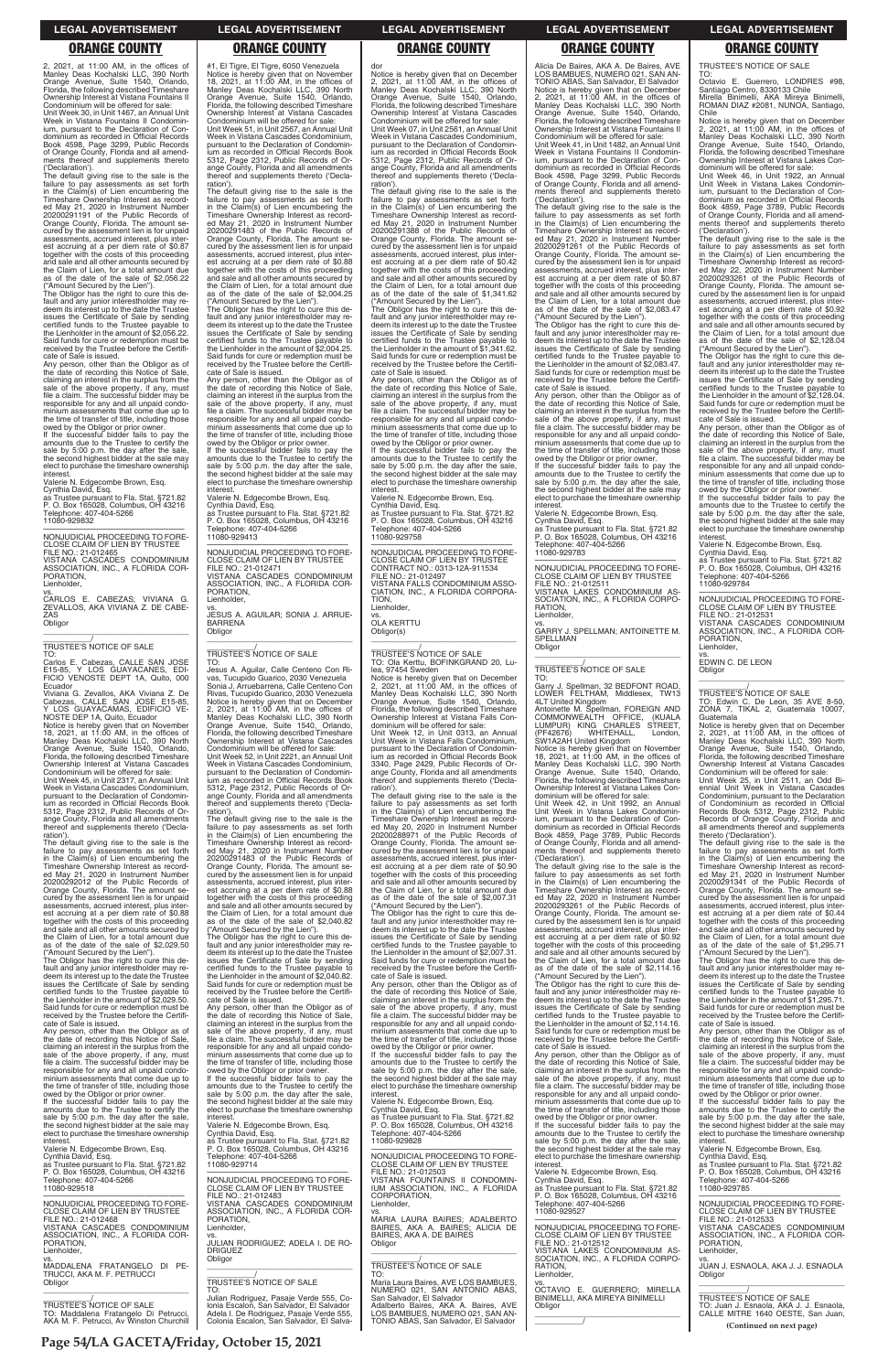## LEGAL ADVERTISEMENT

## ORANGE COUNTY

2, 2021, at 11:00 AM, in the offices of Manley Deas Kochalski LLC, 390 North Orange Avenue, Suite 1540, Orlando, Florida, the following described Timeshare Ownership Interest at Vistana Fountains II Condominium will be offered for sale:
Unit Week 30, in Unit 1467, an Annual Unit Week in Vistana Fountains II Condominium, pursuant to the Declaration of Condominium as recorded in Official Records Book 4598, Page 3299, Public Records of Orange County, Florida and all amendments thereof and supplements thereto ('Declaration').
The default giving rise to the sale is the failure to pay assessments as set forth in the Claim(s) of Lien encumbering the Timeshare Ownership Interest as recorded May 21, 2020 in Instrument Number 20200291191 of the Public Records of Orange County, Florida. The amount secured by the assessment lien is for unpaid assessments, accrued interest, plus interest accruing at a per diem rate of $0.87 together with the costs of this proceeding and sale and all other amounts secured by the Claim of Lien, for a total amount due as of the date of the sale of $2,056.22 ("Amount Secured by the Lien").
The Obligor has the right to cure this default and any junior interestholder may redeem its interest up to the date the Trustee issues the Certificate of Sale by sending certified funds to the Trustee payable to the Lienholder in the amount of $2,056.22. Said funds for cure or redemption must be received by the Trustee before the Certificate of Sale is issued.
Any person, other than the Obligor as of the date of recording this Notice of Sale, claiming an interest in the surplus from the sale of the above property, if any, must file a claim. The successful bidder may be responsible for any and all unpaid condominium assessments that come due up to the time of transfer of title, including those owed by the Obligor or prior owner.
If the successful bidder fails to pay the amounts due to the Trustee to certify the sale by 5:00 p.m. the day after the sale, the second highest bidder at the sale may elect to purchase the timeshare ownership interest.
Valerie N. Edgecombe Brown, Esq.
Cynthia David, Esq.
as Trustee pursuant to Fla. Stat. §721.82
P. O. Box 165028, Columbus, OH 43216
Telephone: 407-404-5266
11080-929832

---

NONJUDICIAL PROCEEDING TO FORECLOSE CLAIM OF LIEN BY TRUSTEE
FILE NO.: 21-012465
VISTANA CASCADES CONDOMINIUM ASSOCIATION, INC., A FLORIDA CORPORATION,
Lienholder,
vs.
CARLOS E. CABEZAS; VIVIANA G. ZEVALLOS, AKA VIVIANA Z. DE CABEZAS
Obligor

---

TRUSTEE'S NOTICE OF SALE
TO:
Carlos E. Cabezas, CALLE SAN JOSE E15-85, Y LOS GUAYACANES, EDIFICIO VENOSTE DEPT 1A, Quito, 000 Ecuador
Viviana G. Zevallos, AKA Viviana Z. De Cabezas, CALLE SAN JOSE E15-85, Y LOS GUAYACAMAS, EDIFICIO VENOSTE DEP 1A, Quito, Ecuador
Notice is hereby given that on November 18, 2021, at 11:00 AM, in the offices of Manley Deas Kochalski LLC, 390 North Orange Avenue, Suite 1540, Orlando, Florida, the following described Timeshare Ownership Interest at Vistana Cascades Condominium will be offered for sale:
Unit Week 45, in Unit 2317, an Annual Unit Week in Vistana Cascades Condominium, pursuant to the Declaration of Condominium as recorded in Official Records Book 5312, Page 2312, Public Records of Orange County, Florida and all amendments thereof and supplements thereto ('Declaration').
The default giving rise to the sale is the failure to pay assessments as set forth in the Claim(s) of Lien encumbering the Timeshare Ownership Interest as recorded May 21, 2020 in Instrument Number 20200292012 of the Public Records of Orange County, Florida. The amount secured by the assessment lien is for unpaid assessments, accrued interest, plus interest accruing at a per diem rate of $0.88 together with the costs of this proceeding and sale and all other amounts secured by the Claim of Lien, for a total amount due as of the date of the sale of $2,029.50 ("Amount Secured by the Lien").
The Obligor has the right to cure this default and any junior interestholder may redeem its interest up to the date the Trustee issues the Certificate of Sale by sending certified funds to the Trustee payable to the Lienholder in the amount of $2,029.50. Said funds for cure or redemption must be received by the Trustee before the Certificate of Sale is issued.
Any person, other than the Obligor as of the date of recording this Notice of Sale, claiming an interest in the surplus from the sale of the above property, if any, must file a claim. The successful bidder may be responsible for any and all unpaid condominium assessments that come due up to the time of transfer of title, including those owed by the Obligor or prior owner.
If the successful bidder fails to pay the amounts due to the Trustee to certify the sale by 5:00 p.m. the day after the sale, the second highest bidder at the sale may elect to purchase the timeshare ownership interest.
Valerie N. Edgecombe Brown, Esq.
Cynthia David, Esq.
as Trustee pursuant to Fla. Stat. §721.82
P. O. Box 165028, Columbus, OH 43216
Telephone: 407-404-5266
11080-929518

---

NONJUDICIAL PROCEEDING TO FORECLOSE CLAIM OF LIEN BY TRUSTEE
FILE NO.: 21-012468
VISTANA CASCADES CONDOMINIUM ASSOCIATION, INC., A FLORIDA CORPORATION,
Lienholder,
vs.
MADDALENA FRATANGELO DI PETRUCCI, AKA M. F. PETRUCCI
Obligor

---

TRUSTEE'S NOTICE OF SALE
TO: Maddalena Fratangelo Di Petrucci, AKA M. F. Petrucci, Av Winston Churchill #1, El Tigre, El Tigre, 6050 Venezuela
Notice is hereby given that on November 18, 2021, at 11:00 AM, in the offices of Manley Deas Kochalski LLC, 390 North Orange Avenue, Suite 1540, Orlando, Florida, the following described Timeshare Ownership Interest at Vistana Cascades Condominium will be offered for sale:
Unit Week 51, in Unit 2567, an Annual Unit Week in Vistana Cascades Condominium, pursuant to the Declaration of Condominium as recorded in Official Records Book 5312, Page 2312, Public Records of Orange County, Florida and all amendments thereof and supplements thereto ('Declaration').
The default giving rise to the sale is the failure to pay assessments as set forth in the Claim(s) of Lien encumbering the Timeshare Ownership Interest as recorded May 21, 2020 in Instrument Number 20200291483 of the Public Records of Orange County, Florida. The amount secured by the assessment lien is for unpaid assessments, accrued interest, plus interest accruing at a per diem rate of $0.88 together with the costs of this proceeding and sale and all other amounts secured by the Claim of Lien, for a total amount due as of the date of the sale of $2,004.25 ("Amount Secured by the Lien").
The Obligor has the right to cure this default and any junior interestholder may redeem its interest up to the date the Trustee issues the Certificate of Sale by sending certified funds to the Trustee payable to the Lienholder in the amount of $2,004.25. Said funds for cure or redemption must be received by the Trustee before the Certificate of Sale is issued.
Any person, other than the Obligor as of the date of recording this Notice of Sale, claiming an interest in the surplus from the sale of the above property, if any, must file a claim. The successful bidder may be responsible for any and all unpaid condominium assessments that come due up to the time of transfer of title, including those owed by the Obligor or prior owner.
If the successful bidder fails to pay the amounts due to the Trustee to certify the sale by 5:00 p.m. the day after the sale, the second highest bidder at the sale may elect to purchase the timeshare ownership interest.
Valerie N. Edgecombe Brown, Esq.
Cynthia David, Esq.
as Trustee pursuant to Fla. Stat. §721.82
P. O. Box 165028, Columbus, OH 43216
Telephone: 407-404-5266
11080-929413

---

NONJUDICIAL PROCEEDING TO FORECLOSE CLAIM OF LIEN BY TRUSTEE
FILE NO.: 21-012471
VISTANA CASCADES CONDOMINIUM ASSOCIATION, INC., A FLORIDA CORPORATION,
Lienholder,
vs.
JESUS A. AGUILAR; SONIA J. ARRUEBARRENA
Obligor

---

TRUSTEE'S NOTICE OF SALE
TO:
Jesus A. Aguilar, Calle Centeno Con Rivas, Tucupido Guarico, 2030 Venezuela
Sonia J. Arruebarrena, Calle Centeno Con Rivas, Tucupido Guarico, 2030 Venezuela
Notice is hereby given that on December 2, 2021, at 11:00 AM, in the offices of Manley Deas Kochalski LLC, 390 North Orange Avenue, Suite 1540, Orlando, Florida, the following described Timeshare Ownership Interest at Vistana Cascades Condominium will be offered for sale:
Unit Week 52, in Unit 2221, an Annual Unit Week in Vistana Cascades Condominium, pursuant to the Declaration of Condominium as recorded in Official Records Book 5312, Page 2312, Public Records of Orange County, Florida and all amendments thereof and supplements thereto ('Declaration').
The default giving rise to the sale is the failure to pay assessments as set forth in the Claim(s) of Lien encumbering the Timeshare Ownership Interest as recorded May 21, 2020 in Instrument Number 20200291483 of the Public Records of Orange County, Florida. The amount secured by the assessment lien is for unpaid assessments, accrued interest, plus interest accruing at a per diem rate of $0.88 together with the costs of this proceeding and sale and all other amounts secured by the Claim of Lien, for a total amount due as of the date of the sale of $2,040.82 ("Amount Secured by the Lien").
The Obligor has the right to cure this default and any junior interestholder may redeem its interest up to the date the Trustee issues the Certificate of Sale by sending certified funds to the Trustee payable to the Lienholder in the amount of $2,040.82. Said funds for cure or redemption must be received by the Trustee before the Certificate of Sale is issued.
Any person, other than the Obligor as of the date of recording this Notice of Sale, claiming an interest in the surplus from the sale of the above property, if any, must file a claim. The successful bidder may be responsible for any and all unpaid condominium assessments that come due up to the time of transfer of title, including those owed by the Obligor or prior owner.
If the successful bidder fails to pay the amounts due to the Trustee to certify the sale by 5:00 p.m. the day after the sale, the second highest bidder at the sale may elect to purchase the timeshare ownership interest.
Valerie N. Edgecombe Brown, Esq.
Cynthia David, Esq.
as Trustee pursuant to Fla. Stat. §721.82
P. O. Box 165028, Columbus, OH 43216
Telephone: 407-404-5266
11080-929714

---

NONJUDICIAL PROCEEDING TO FORECLOSE CLAIM OF LIEN BY TRUSTEE
FILE NO.: 21-012483
VISTANA CASCADES CONDOMINIUM ASSOCIATION, INC., A FLORIDA CORPORATION,
Lienholder,
vs.
JULIAN RODRIGUEZ; ADELA I. DE RODRIGUEZ
Obligor

---

TRUSTEE'S NOTICE OF SALE
TO:
Julian Rodriguez, Pasaje Verde 555, Colonia Escalon, San Salvador, El Salvador
Adela I. De Rodriguez, Pasaje Verde 555, Colonia Escalon, San Salvador, El Salvador
Notice is hereby given that on December 2, 2021, at 11:00 AM, in the offices of Manley Deas Kochalski LLC, 390 North Orange Avenue, Suite 1540, Orlando, Florida, the following described Timeshare Ownership Interest at Vistana Cascades Condominium will be offered for sale:
Unit Week 07, in Unit 2561, an Annual Unit Week in Vistana Cascades Condominium, pursuant to the Declaration of Condominium as recorded in Official Records Book 5312, Page 2312, Public Records of Orange County, Florida and all amendments thereof and supplements thereto ('Declaration').
The default giving rise to the sale is the failure to pay assessments as set forth in the Claim(s) of Lien encumbering the Timeshare Ownership Interest as recorded May 21, 2020 in Instrument Number 20200291388 of the Public Records of Orange County, Florida. The amount secured by the assessment lien is for unpaid assessments, accrued interest, plus interest accruing at a per diem rate of $0.42 together with the costs of this proceeding and sale and all other amounts secured by the Claim of Lien, for a total amount due as of the date of the sale of $1,341.62 ("Amount Secured by the Lien").
The Obligor has the right to cure this default and any junior interestholder may redeem its interest up to the date the Trustee issues the Certificate of Sale by sending certified funds to the Trustee payable to the Lienholder in the amount of $1,341.62. Said funds for cure or redemption must be received by the Trustee before the Certificate of Sale is issued.
Any person, other than the Obligor as of the date of recording this Notice of Sale, claiming an interest in the surplus from the sale of the above property, if any, must file a claim. The successful bidder may be responsible for any and all unpaid condominium assessments that come due up to the time of transfer of title, including those owed by the Obligor or prior owner.
If the successful bidder fails to pay the amounts due to the Trustee to certify the sale by 5:00 p.m. the day after the sale, the second highest bidder at the sale may elect to purchase the timeshare ownership interest.
Valerie N. Edgecombe Brown, Esq.
Cynthia David, Esq.
as Trustee pursuant to Fla. Stat. §721.82
P. O. Box 165028, Columbus, OH 43216
Telephone: 407-404-5266
11080-929758

---

NONJUDICIAL PROCEEDING TO FORECLOSE CLAIM OF LIEN BY TRUSTEE
CONTRACT NO.: 0313-12A-911534
FILE NO.: 21-012497
VISTANA FALLS CONDOMINIUM ASSOCIATION, INC., A FLORIDA CORPORATION,
Lienholder,
vs.
OLA KERTTU
Obligor(s)

---

TRUSTEE'S NOTICE OF SALE
TO: Ola Kerttu, BOFINKGRAND 20, Lulea, 97454 Sweden
Notice is hereby given that on December 2, 2021, at 11:00 AM, in the offices of Manley Deas Kochalski LLC, 390 North Orange Avenue, Suite 1540, Orlando, Florida, the following described Timeshare Ownership Interest at Vistana Falls Condominium will be offered for sale:
Unit Week 12, in Unit 0313, an Annual Unit Week in Vistana Falls Condominium, pursuant to the Declaration of Condominium as recorded in Official Records Book 3340, Page 2429, Public Records of Orange County, Florida and all amendments thereof and supplements thereto ('Declaration').
The default giving rise to the sale is the failure to pay assessments as set forth in the Claim(s) of Lien encumbering the Timeshare Ownership Interest as recorded May 20, 2020 in Instrument Number 20200288971 of the Public Records of Orange County, Florida. The amount secured by the assessment lien is for unpaid assessments, accrued interest, plus interest accruing at a per diem rate of $0.90 together with the costs of this proceeding and sale and all other amounts secured by the Claim of Lien, for a total amount due as of the date of the sale of $2,007.31 ("Amount Secured by the Lien").
The Obligor has the right to cure this default and any junior interestholder may redeem its interest up to the date the Trustee issues the Certificate of Sale by sending certified funds to the Trustee payable to the Lienholder in the amount of $2,007.31. Said funds for cure or redemption must be received by the Trustee before the Certificate of Sale is issued.
Any person, other than the Obligor as of the date of recording this Notice of Sale, claiming an interest in the surplus from the sale of the above property, if any, must file a claim. The successful bidder may be responsible for any and all unpaid condominium assessments that come due up to the time of transfer of title, including those owed by the Obligor or prior owner.
If the successful bidder fails to pay the amounts due to the Trustee to certify the sale by 5:00 p.m. the day after the sale, the second highest bidder at the sale may elect to purchase the timeshare ownership interest.
Valerie N. Edgecombe Brown, Esq.
Cynthia David, Esq.
as Trustee pursuant to Fla. Stat. §721.82
P. O. Box 165028, Columbus, OH 43216
Telephone: 407-404-5266
11080-929828

---

NONJUDICIAL PROCEEDING TO FORECLOSE CLAIM OF LIEN BY TRUSTEE
FILE NO.: 21-012503
VISTANA FOUNTAINS II CONDOMINIUM ASSOCIATION, INC., A FLORIDA CORPORATION,
Lienholder,
vs.
MARIA LAURA BAIRES; ADALBERTO BAIRES, AKA A. BAIRES; ALICIA DE BAIRES, AKA A. DE BAIRES
Obligor

---

TRUSTEE'S NOTICE OF SALE
TO:
Maria Laura Baires, AVE LOS BAMBUES, NUMERO 021, SAN ANTONIO ABAS, San Salvador, El Salvador
Adalberto Baires, AKA A. Baires, AVE LOS BAMBUES, NUMERO 021, SAN ANTONIO ABAS, San Salvador, El Salvador
Alicia De Baires, AKA A. De Baires, AVE LOS BAMBUES, NUMERO 021, SAN ANTONIO ABAS, San Salvador, El Salvador
Notice is hereby given that on December 2, 2021, at 11:00 AM, in the offices of Manley Deas Kochalski LLC, 390 North Orange Avenue, Suite 1540, Orlando, Florida, the following described Timeshare Ownership Interest at Vistana Fountains II Condominium will be offered for sale:
Unit Week 41, in Unit 1482, an Annual Unit Week in Vistana Fountains II Condominium, pursuant to the Declaration of Condominium as recorded in Official Records Book 4598, Page 3299, Public Records of Orange County, Florida and all amendments thereof and supplements thereto ('Declaration').
The default giving rise to the sale is the failure to pay assessments as set forth in the Claim(s) of Lien encumbering the Timeshare Ownership Interest as recorded May 21, 2020 in Instrument Number 20200291261 of the Public Records of Orange County, Florida. The amount secured by the assessment lien is for unpaid assessments, accrued interest, plus interest accruing at a per diem rate of $0.87 together with the costs of this proceeding and sale and all other amounts secured by the Claim of Lien, for a total amount due as of the date of the sale of $2,083.47 ("Amount Secured by the Lien").
The Obligor has the right to cure this default and any junior interestholder may redeem its interest up to the date the Trustee issues the Certificate of Sale by sending certified funds to the Trustee payable to the Lienholder in the amount of $2,083.47. Said funds for cure or redemption must be received by the Trustee before the Certificate of Sale is issued.
Any person, other than the Obligor as of the date of recording this Notice of Sale, claiming an interest in the surplus from the sale of the above property, if any, must file a claim. The successful bidder may be responsible for any and all unpaid condominium assessments that come due up to the time of transfer of title, including those owed by the Obligor or prior owner.
If the successful bidder fails to pay the amounts due to the Trustee to certify the sale by 5:00 p.m. the day after the sale, the second highest bidder at the sale may elect to purchase the timeshare ownership interest.
Valerie N. Edgecombe Brown, Esq.
Cynthia David, Esq.
as Trustee pursuant to Fla. Stat. §721.82
P. O. Box 165028, Columbus, OH 43216
Telephone: 407-404-5266
11080-929783

---

NONJUDICIAL PROCEEDING TO FORECLOSE CLAIM OF LIEN BY TRUSTEE
FILE NO.: 21-012511
VISTANA LAKES CONDOMINIUM ASSOCIATION, INC., A FLORIDA CORPORATION,
Lienholder,
vs.
GARRY J. SPELLMAN; ANTOINETTE M. SPELLMAN
Obligor

---

TRUSTEE'S NOTICE OF SALE
TO:
Garry J. Spellman, 32 BEDFONT ROAD, LOWER FELTHAM, Middlesex, TW13 4LT United Kingdom
Antoinette M. Spellman, FOREIGN AND COMMONWEALTH OFFICE, (KUALA LUMPUR) KING CHARLES STREET, (PF42676) WHITEHALL, London, SW1A2AH United Kingdom
Notice is hereby given that on November 18, 2021, at 11:00 AM, in the offices of Manley Deas Kochalski LLC, 390 North Orange Avenue, Suite 1540, Orlando, Florida, the following described Timeshare Ownership Interest at Vistana Lakes Condominium will be offered for sale:
Unit Week 42, in Unit 1992, an Annual Unit Week in Vistana Lakes Condominium, pursuant to the Declaration of Condominium as recorded in Official Records Book 4859, Page 3789, Public Records of Orange County, Florida and all amendments thereof and supplements thereto ('Declaration').
The default giving rise to the sale is the failure to pay assessments as set forth in the Claim(s) of Lien encumbering the Timeshare Ownership Interest as recorded May 22, 2020 in Instrument Number 20200293261 of the Public Records of Orange County, Florida. The amount secured by the assessment lien is for unpaid assessments, accrued interest, plus interest accruing at a per diem rate of $0.92 together with the costs of this proceeding and sale and all other amounts secured by the Claim of Lien, for a total amount due as of the date of the sale of $2,114.16 ("Amount Secured by the Lien").
The Obligor has the right to cure this default and any junior interestholder may redeem its interest up to the date the Trustee issues the Certificate of Sale by sending certified funds to the Trustee payable to the Lienholder in the amount of $2,114.16. Said funds for cure or redemption must be received by the Trustee before the Certificate of Sale is issued.
Any person, other than the Obligor as of the date of recording this Notice of Sale, claiming an interest in the surplus from the sale of the above property, if any, must file a claim. The successful bidder may be responsible for any and all unpaid condominium assessments that come due up to the time of transfer of title, including those owed by the Obligor or prior owner.
If the successful bidder fails to pay the amounts due to the Trustee to certify the sale by 5:00 p.m. the day after the sale, the second highest bidder at the sale may elect to purchase the timeshare ownership interest.
Valerie N. Edgecombe Brown, Esq.
Cynthia David, Esq.
as Trustee pursuant to Fla. Stat. §721.82
P. O. Box 165028, Columbus, OH 43216
Telephone: 407-404-5266
11080-929527

---

NONJUDICIAL PROCEEDING TO FORECLOSE CLAIM OF LIEN BY TRUSTEE
FILE NO.: 21-012512
VISTANA LAKES CONDOMINIUM ASSOCIATION, INC., A FLORIDA CORPORATION,
Lienholder,
vs.
OCTAVIO E. GUERRERO; MIRELLA BINIMELLI, AKA MIREYA BINIMELLI
Obligor

---

TRUSTEE'S NOTICE OF SALE
TO:
Octavio E. Guerrero, LONDRES #98, Santiago Centro, 8330133 Chile
Mirella Binimelli, AKA Mireya Binimelli, ROMAN DIAZ #2081, NUNOA, Santiago, Chile
Notice is hereby given that on December 2, 2021, at 11:00 AM, in the offices of Manley Deas Kochalski LLC, 390 North Orange Avenue, Suite 1540, Orlando, Florida, the following described Timeshare Ownership Interest at Vistana Lakes Condominium will be offered for sale:
Unit Week 46, in Unit 1922, an Annual Unit Week in Vistana Lakes Condominium, pursuant to the Declaration of Condominium as recorded in Official Records Book 4859, Page 3789, Public Records of Orange County, Florida and all amendments thereof and supplements thereto ('Declaration').
The default giving rise to the sale is the failure to pay assessments as set forth in the Claim(s) of Lien encumbering the Timeshare Ownership Interest as recorded May 22, 2020 in Instrument Number 20200293261 of the Public Records of Orange County, Florida. The amount secured by the assessment lien is for unpaid assessments, accrued interest, plus interest accruing at a per diem rate of $0.92 together with the costs of this proceeding and sale and all other amounts secured by the Claim of Lien, for a total amount due as of the date of the sale of $2,128.04 ("Amount Secured by the Lien").
The Obligor has the right to cure this default and any junior interestholder may redeem its interest up to the date the Trustee issues the Certificate of Sale by sending certified funds to the Trustee payable to the Lienholder in the amount of $2,128.04. Said funds for cure or redemption must be received by the Trustee before the Certificate of Sale is issued.
Any person, other than the Obligor as of the date of recording this Notice of Sale, claiming an interest in the surplus from the sale of the above property, if any, must file a claim. The successful bidder may be responsible for any and all unpaid condominium assessments that come due up to the time of transfer of title, including those owed by the Obligor or prior owner.
If the successful bidder fails to pay the amounts due to the Trustee to certify the sale by 5:00 p.m. the day after the sale, the second highest bidder at the sale may elect to purchase the timeshare ownership interest.
Valerie N. Edgecombe Brown, Esq.
Cynthia David, Esq.
as Trustee pursuant to Fla. Stat. §721.82
P. O. Box 165028, Columbus, OH 43216
Telephone: 407-404-5266
11080-929784

---

NONJUDICIAL PROCEEDING TO FORECLOSE CLAIM OF LIEN BY TRUSTEE
FILE NO.: 21-012531
VISTANA CASCADES CONDOMINIUM ASSOCIATION, INC., A FLORIDA CORPORATION,
Lienholder,
vs.
EDWIN C. DE LEON
Obligor

---

TRUSTEE'S NOTICE OF SALE
TO: Edwin C. De Leon, 35 AVE 8-50, ZONA 7, TIKAL 2, Guatemala 10007, Guatemala
Notice is hereby given that on December 2, 2021, at 11:00 AM, in the offices of Manley Deas Kochalski LLC, 390 North Orange Avenue, Suite 1540, Orlando, Florida, the following described Timeshare Ownership Interest at Vistana Cascades Condominium will be offered for sale:
Unit Week 25, in Unit 2511, an Odd Biennial Unit Week in Vistana Cascades Condominium, pursuant to the Declaration of Condominium as recorded in Official Records Book 5312, Page 2312, Public Records of Orange County, Florida and all amendments thereof and supplements thereto ('Declaration').
The default giving rise to the sale is the failure to pay assessments as set forth in the Claim(s) of Lien encumbering the Timeshare Ownership Interest as recorded May 21, 2020 in Instrument Number 20200291341 of the Public Records of Orange County, Florida. The amount secured by the assessment lien is for unpaid assessments, accrued interest, plus interest accruing at a per diem rate of $0.44 together with the costs of this proceeding and sale and all other amounts secured by the Claim of Lien, for a total amount due as of the date of the sale of $1,295.71 ("Amount Secured by the Lien").
The Obligor has the right to cure this default and any junior interestholder may redeem its interest up to the date the Trustee issues the Certificate of Sale by sending certified funds to the Trustee payable to the Lienholder in the amount of $1,295.71. Said funds for cure or redemption must be received by the Trustee before the Certificate of Sale is issued.
Any person, other than the Obligor as of the date of recording this Notice of Sale, claiming an interest in the surplus from the sale of the above property, if any, must file a claim. The successful bidder may be responsible for any and all unpaid condominium assessments that come due up to the time of transfer of title, including those owed by the Obligor or prior owner.
If the successful bidder fails to pay the amounts due to the Trustee to certify the sale by 5:00 p.m. the day after the sale, the second highest bidder at the sale may elect to purchase the timeshare ownership interest.
Valerie N. Edgecombe Brown, Esq.
Cynthia David, Esq.
as Trustee pursuant to Fla. Stat. §721.82
P. O. Box 165028, Columbus, OH 43216
Telephone: 407-404-5266
11080-929785

---

NONJUDICIAL PROCEEDING TO FORECLOSE CLAIM OF LIEN BY TRUSTEE
FILE NO.: 21-012533
VISTANA CASCADES CONDOMINIUM ASSOCIATION, INC., A FLORIDA CORPORATION,
Lienholder,
vs.
JUAN J. ESNAOLA, AKA J. J. ESNAOLA
Obligor

---

TRUSTEE'S NOTICE OF SALE
TO: Juan J. Esnaola, AKA J. J. Esnaola, CALLE MITRE 1640 OESTE, San Juan,

**(Continued on next page)**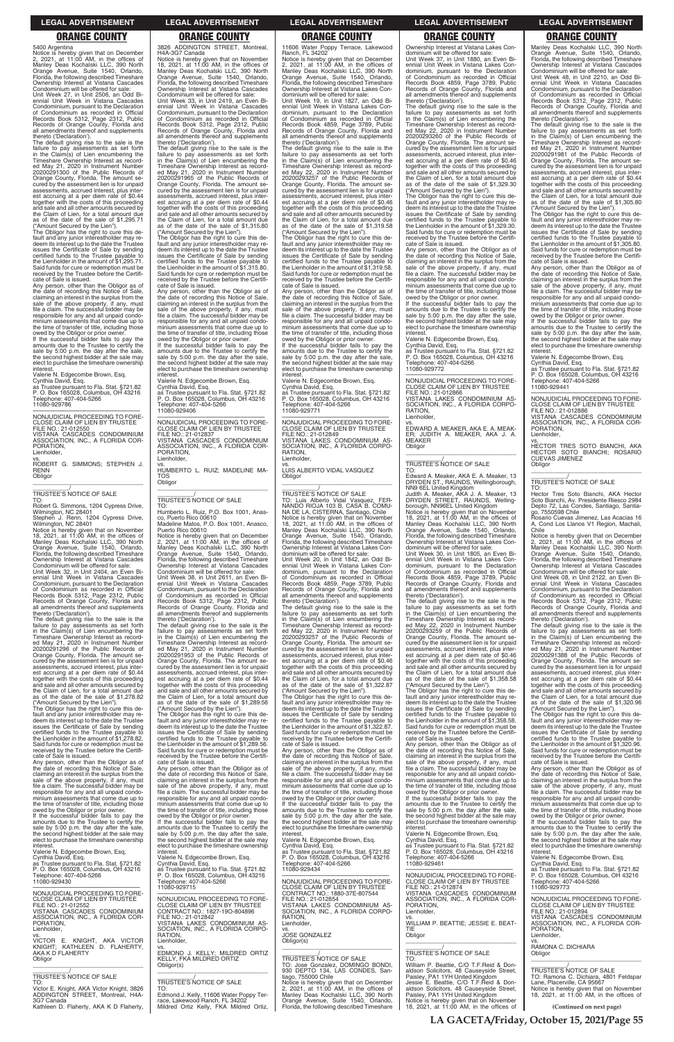## ORANGE COUNTY

5400 Argentina

Notice is hereby given that on December 2, 2021, at 11:00 AM, in the offices of Manley Deas Kochalski LLC, 390 North Orange Avenue, Suite 1540, Orlando, Florida, the following described Timeshare Ownership Interest at Vistana Cascades Condominium will be offered for sale:

Unit Week 27, in Unit 2506, an Odd Biennial Unit Week in Vistana Cascades Condominium, pursuant to the Declaration of Condominium as recorded in Official Records Book 5312, Page 2312, Public Records of Orange County, Florida and all amendments thereof and supplements thereto ('Declaration').

The default giving rise to the sale is the failure to pay assessments as set forth in the Claim(s) of Lien encumbering the Timeshare Ownership Interest as recorded May 21, 2020 in Instrument Number 20200291300 of the Public Records of Orange County, Florida. The amount secured by the assessment lien is for unpaid assessments, accrued interest, plus interest accruing at a per diem rate of $0.44 together with the costs of this proceeding and sale and all other amounts secured by the Claim of Lien, for a total amount due as of the date of the sale of $1,295.71 ("Amount Secured by the Lien").

The Obligor has the right to cure this default and any junior interestholder may redeem its interest up to the date the Trustee issues the Certificate of Sale by sending certified funds to the Trustee payable to the Lienholder in the amount of $1,295.71. Said funds for cure or redemption must be received by the Trustee before the Certificate of Sale is issued.

Any person, other than the Obligor as of the date of recording this Notice of Sale, claiming an interest in the surplus from the sale of the above property, if any, must file a claim. The successful bidder may be responsible for any and all unpaid condominium assessments that come due up to the time of transfer of title, including those owed by the Obligor or prior owner.

If the successful bidder fails to pay the amounts due to the Trustee to certify the sale by 5:00 p.m. the day after the sale, the second highest bidder at the sale may elect to purchase the timeshare ownership interest.

Valerie N. Edgecombe Brown, Esq.
Cynthia David, Esq.
as Trustee pursuant to Fla. Stat. §721.82
P. O. Box 165028, Columbus, OH 43216
Telephone: 407-404-5266
11080-929786

---

NONJUDICIAL PROCEEDING TO FORECLOSE CLAIM OF LIEN BY TRUSTEE
FILE NO.: 21-012550
VISTANA CASCADES CONDOMINIUM ASSOCIATION, INC., A FLORIDA CORPORATION,
Lienholder,
vs.
ROBERT G. SIMMONS; STEPHEN J. RENN
Obligor

TRUSTEE'S NOTICE OF SALE
TO:
Robert G. Simmons, 1204 Cypress Drive, Wilmington, NC 28401
Stephen J. Renn, 1204 Cypress Drive, Wilmington, NC 28401

Notice is hereby given that on November 18, 2021, at 11:00 AM, in the offices of Manley Deas Kochalski LLC, 390 North Orange Avenue, Suite 1540, Orlando, Florida, the following described Timeshare Ownership Interest at Vistana Cascades Condominium will be offered for sale:

Unit Week 32, in Unit 2404, an Even Biennial Unit Week in Vistana Cascades Condominium, pursuant to the Declaration of Condominium as recorded in Official Records Book 5312, Page 2312, Public Records of Orange County, Florida and all amendments thereof and supplements thereto ('Declaration').

The default giving rise to the sale is the failure to pay assessments as set forth in the Claim(s) of Lien encumbering the Timeshare Ownership Interest as recorded May 21, 2020 in Instrument Number 20200291296 of the Public Records of Orange County, Florida. The amount secured by the assessment lien is for unpaid assessments, accrued interest, plus interest accruing at a per diem rate of $0.44 together with the costs of this proceeding and sale and all other amounts secured by the Claim of Lien, for a total amount due as of the date of the sale of $1,278.82 ("Amount Secured by the Lien").

The Obligor has the right to cure this default and any junior interestholder may redeem its interest up to the date the Trustee issues the Certificate of Sale by sending certified funds to the Trustee payable to the Lienholder in the amount of $1,278.82. Said funds for cure or redemption must be received by the Trustee before the Certificate of Sale is issued.

Any person, other than the Obligor as of the date of recording this Notice of Sale, claiming an interest in the surplus from the sale of the above property, if any, must file a claim. The successful bidder may be responsible for any and all unpaid condominium assessments that come due up to the time of transfer of title, including those owed by the Obligor or prior owner.

If the successful bidder fails to pay the amounts due to the Trustee to certify the sale by 5:00 p.m. the day after the sale, the second highest bidder at the sale may elect to purchase the timeshare ownership interest.

Valerie N. Edgecombe Brown, Esq.
Cynthia David, Esq.
as Trustee pursuant to Fla. Stat. §721.82
P. O. Box 165028, Columbus, OH 43216
Telephone: 407-404-5266
11080-929430

---

NONJUDICIAL PROCEEDING TO FORECLOSE CLAIM OF LIEN BY TRUSTEE
FILE NO.: 21-012552
VISTANA CASCADES CONDOMINIUM ASSOCIATION, INC., A FLORIDA CORPORATION,
Lienholder,
vs.
VICTOR E. KNIGHT, AKA VICTOR KNIGHT; KATHLEEN D. FLAHERTY, AKA K D FLAHERTY
Obligor

TRUSTEE'S NOTICE OF SALE
TO:
Victor E. Knight, AKA Victor Knight, 3826 ADDINGTON STREET, Montreal, H4A-3G7 Canada
Kathleen D. Flaherty, AKA K D Flaherty, 3826 ADDINGTON STREET, Montreal, H4A-3G7 Canada

Notice is hereby given that on November 18, 2021, at 11:00 AM, in the offices of Manley Deas Kochalski LLC, 390 North Orange Avenue, Suite 1540, Orlando, Florida, the following described Timeshare Ownership Interest at Vistana Cascades Condominium will be offered for sale:

Unit Week 33, in Unit 2419, an Even Biennial Unit Week in Vistana Cascades Condominium, pursuant to the Declaration of Condominium as recorded in Official Records Book 5312, Page 2312, Public Records of Orange County, Florida and all amendments thereof and supplements thereto ('Declaration').

The default giving rise to the sale is the failure to pay assessments as set forth in the Claim(s) of Lien encumbering the Timeshare Ownership Interest as recorded May 21, 2020 in Instrument Number 20200291965 of the Public Records of Orange County, Florida. The amount secured by the assessment lien is for unpaid assessments, accrued interest, plus interest accruing at a per diem rate of $0.44 together with the costs of this proceeding and sale and all other amounts secured by the Claim of Lien, for a total amount due as of the date of the sale of $1,315.80 ("Amount Secured by the Lien").

The Obligor has the right to cure this default and any junior interestholder may redeem its interest up to the date the Trustee issues the Certificate of Sale by sending certified funds to the Trustee payable to the Lienholder in the amount of $1,315.80. Said funds for cure or redemption must be received by the Trustee before the Certificate of Sale is issued.

Any person, other than the Obligor as of the date of recording this Notice of Sale, claiming an interest in the surplus from the sale of the above property, if any, must file a claim. The successful bidder may be responsible for any and all unpaid condominium assessments that come due up to the time of transfer of title, including those owed by the Obligor or prior owner.

If the successful bidder fails to pay the amounts due to the Trustee to certify the sale by 5:00 p.m. the day after the sale, the second highest bidder at the sale may elect to purchase the timeshare ownership interest.

Valerie N. Edgecombe Brown, Esq.
Cynthia David, Esq.
as Trustee pursuant to Fla. Stat. §721.82
P. O. Box 165028, Columbus, OH 43216
Telephone: 407-404-5266
11080-929406

---

NONJUDICIAL PROCEEDING TO FORECLOSE CLAIM OF LIEN BY TRUSTEE
FILE NO.: 21-012837
VISTANA CASCADES CONDOMINIUM ASSOCIATION, INC., A FLORIDA CORPORATION,
Lienholder,
vs.
HUMBERTO L. RUIZ; MADELINE MATOS
Obligor

TRUSTEE'S NOTICE OF SALE
TO:
Humberto L. Ruiz, P.O. Box 1001, Anasco, Puerto Rico 00610
Madeline Matos, P.O. Box 1001, Anasco, Puerto Rico 00610

Notice is hereby given that on December 2, 2021, at 11:00 AM, in the offices of Manley Deas Kochalski LLC, 390 North Orange Avenue, Suite 1540, Orlando, Florida, the following described Timeshare Ownership Interest at Vistana Cascades Condominium will be offered for sale:

Unit Week 38, in Unit 2611, an Even Biennial Unit Week in Vistana Cascades Condominium, pursuant to the Declaration of Condominium as recorded in Official Records Book 5312, Page 2312, Public Records of Orange County, Florida and all amendments thereof and supplements thereto ('Declaration').

The default giving rise to the sale is the failure to pay assessments as set forth in the Claim(s) of Lien encumbering the Timeshare Ownership Interest as recorded May 21, 2020 in Instrument Number 20200291953 of the Public Records of Orange County, Florida. The amount secured by the assessment lien is for unpaid assessments, accrued interest, plus interest accruing at a per diem rate of $0.44 together with the costs of this proceeding and sale and all other amounts secured by the Claim of Lien, for a total amount due as of the date of the sale of $1,289.56 ("Amount Secured by the Lien").

The Obligor has the right to cure this default and any junior interestholder may redeem its interest up to the date the Trustee issues the Certificate of Sale by sending certified funds to the Trustee payable to the Lienholder in the amount of $1,289.56. Said funds for cure or redemption must be received by the Trustee before the Certificate of Sale is issued.

Any person, other than the Obligor as of the date of recording this Notice of Sale, claiming an interest in the surplus from the sale of the above property, if any, must file a claim. The successful bidder may be responsible for any and all unpaid condominium assessments that come due up to the time of transfer of title, including those owed by the Obligor or prior owner.

If the successful bidder fails to pay the amounts due to the Trustee to certify the sale by 5:00 p.m. the day after the sale, the second highest bidder at the sale may elect to purchase the timeshare ownership interest.

Valerie N. Edgecombe Brown, Esq.
Cynthia David, Esq.
as Trustee pursuant to Fla. Stat. §721.82
P. O. Box 165028, Columbus, OH 43216
Telephone: 407-404-5266
11080-929715

---

NONJUDICIAL PROCEEDING TO FORECLOSE CLAIM OF LIEN BY TRUSTEE
CONTRACT NO.: 1827-19O-804896
FILE NO.: 21-012842
VISTANA LAKES CONDOMINIUM ASSOCIATION, INC., A FLORIDA CORPORATION,
Lienholder,
vs.
EDMOND J. KELLY; MILDRED ORTIZ KELLY, FKA MILDRED ORTIZ
Obligor(s)

TRUSTEE'S NOTICE OF SALE
TO:
Edmond J. Kelly, 11606 Water Poppy Terrace, Lakewood Ranch, FL 34202
Mildred Ortiz Kelly, FKA Mildred Ortiz, 11606 Water Poppy Terrace, Lakewood Ranch, FL 34202

Notice is hereby given that on December 2, 2021, at 11:00 AM, in the offices of Manley Deas Kochalski LLC, 390 North Orange Avenue, Suite 1540, Orlando, Florida, the following described Timeshare Ownership Interest at Vistana Lakes Condominium will be offered for sale:

Unit Week 19, in Unit 1827, an Odd Biennial Unit Week in Vistana Lakes Condominium, pursuant to the Declaration of Condominium as recorded in Official Records Book 4859, Page 3789, Public Records of Orange County, Florida and all amendments thereof and supplements thereto ('Declaration').

The default giving rise to the sale is the failure to pay assessments as set forth in the Claim(s) of Lien encumbering the Timeshare Ownership Interest as recorded May 22, 2020 in Instrument Number 20200293257 of the Public Records of Orange County, Florida. The amount secured by the assessment lien is for unpaid assessments, accrued interest, plus interest accruing at a per diem rate of $0.46 together with the costs of this proceeding and sale and all other amounts secured by the Claim of Lien, for a total amount due as of the date of the sale of $1,319.58 ("Amount Secured by the Lien").

The Obligor has the right to cure this default and any junior interestholder may redeem its interest up to the date the Trustee issues the Certificate of Sale by sending certified funds to the Trustee payable to the Lienholder in the amount of $1,319.58. Said funds for cure or redemption must be received by the Trustee before the Certificate of Sale is issued.

Any person, other than the Obligor as of the date of recording this Notice of Sale, claiming an interest in the surplus from the sale of the above property, if any, must file a claim. The successful bidder may be responsible for any and all unpaid condominium assessments that come due up to the time of transfer of title, including those owed by the Obligor or prior owner.

If the successful bidder fails to pay the amounts due to the Trustee to certify the sale by 5:00 p.m. the day after the sale, the second highest bidder at the sale may elect to purchase the timeshare ownership interest.

Valerie N. Edgecombe Brown, Esq.
Cynthia David, Esq.
as Trustee pursuant to Fla. Stat. §721.82
P. O. Box 165028, Columbus, OH 43216
Telephone: 407-404-5266
11080-929771

---

NONJUDICIAL PROCEEDING TO FORECLOSE CLAIM OF LIEN BY TRUSTEE
FILE NO.: 21-012849
VISTANA LAKES CONDOMINIUM ASSOCIATION, INC., A FLORIDA CORPORATION,
Lienholder,
vs.
LUIS ALBERTO VIDAL VASQUEZ
Obligor

TRUSTEE'S NOTICE OF SALE
TO: Luis Alberto Vidal Vasquez, FERNANDO RIOJA 103 B, CASA B. COMUNA DE LA CISTERNA, Santiago, Chile

Notice is hereby given that on November 18, 2021, at 11:00 AM, in the offices of Manley Deas Kochalski LLC, 390 North Orange Avenue, Suite 1540, Orlando, Florida, the following described Timeshare Ownership Interest at Vistana Lakes Condominium will be offered for sale:

Unit Week 20, in Unit 1842, an Odd Biennial Unit Week in Vistana Lakes Condominium, pursuant to the Declaration of Condominium as recorded in Official Records Book 4859, Page 3789, Public Records of Orange County, Florida and all amendments thereof and supplements thereto ('Declaration').

The default giving rise to the sale is the failure to pay assessments as set forth in the Claim(s) of Lien encumbering the Timeshare Ownership Interest as recorded May 22, 2020 in Instrument Number 20200293257 of the Public Records of Orange County, Florida. The amount secured by the assessment lien is for unpaid assessments, accrued interest, plus interest accruing at a per diem rate of $0.46 together with the costs of this proceeding and sale and all other amounts secured by the Claim of Lien, for a total amount due as of the date of the sale of $1,322.87 ("Amount Secured by the Lien").

The Obligor has the right to cure this default and any junior interestholder may redeem its interest up to the date the Trustee issues the Certificate of Sale by sending certified funds to the Trustee payable to the Lienholder in the amount of $1,322.87. Said funds for cure or redemption must be received by the Trustee before the Certificate of Sale is issued.

Any person, other than the Obligor as of the date of recording this Notice of Sale, claiming an interest in the surplus from the sale of the above property, if any, must file a claim. The successful bidder may be responsible for any and all unpaid condominium assessments that come due up to the time of transfer of title, including those owed by the Obligor or prior owner.

If the successful bidder fails to pay the amounts due to the Trustee to certify the sale by 5:00 p.m. the day after the sale, the second highest bidder at the sale may elect to purchase the timeshare ownership interest.

Valerie N. Edgecombe Brown, Esq.
Cynthia David, Esq.
as Trustee pursuant to Fla. Stat. §721.82
P. O. Box 165028, Columbus, OH 43216
Telephone: 407-404-5266
11080-929434

---

NONJUDICIAL PROCEEDING TO FORECLOSE CLAIM OF LIEN BY TRUSTEE
CONTRACT NO.: 1880-37E-807544
FILE NO.: 21-012854
VISTANA LAKES CONDOMINIUM ASSOCIATION, INC., A FLORIDA CORPORATION,
Lienholder,
vs.
JOSE GONZALEZ
Obligor(s)

TRUSTEE'S NOTICE OF SALE
TO: Jose Gonzalez, DOMINGO BONDI, 930 DEPTO 134, LAS CONDES, Santiago, 755000 Chile

Notice is hereby given that on December 2, 2021, at 11:00 AM, in the offices of Manley Deas Kochalski LLC, 390 North Orange Avenue, Suite 1540, Orlando, Florida, the following described Timeshare Ownership Interest at Vistana Lakes Condominium will be offered for sale:

Unit Week 37, in Unit 1880, an Even Biennial Unit Week in Vistana Lakes Condominium, pursuant to the Declaration of Condominium as recorded in Official Records Book 4859, Page 3789, Public Records of Orange County, Florida and all amendments thereof and supplements thereto ('Declaration').

The default giving rise to the sale is the failure to pay assessments as set forth in the Claim(s) of Lien encumbering the Timeshare Ownership Interest as recorded May 22, 2020 in Instrument Number 20200293260 of the Public Records of Orange County, Florida. The amount secured by the assessment lien is for unpaid assessments, accrued interest, plus interest accruing at a per diem rate of $0.46 together with the costs of this proceeding and sale and all other amounts secured by the Claim of Lien, for a total amount due as of the date of the sale of $1,329.30 ("Amount Secured by the Lien").

The Obligor has the right to cure this default and any junior interestholder may redeem its interest up to the date the Trustee issues the Certificate of Sale by sending certified funds to the Trustee payable to the Lienholder in the amount of $1,329.30. Said funds for cure or redemption must be received by the Trustee before the Certificate of Sale is issued.

Any person, other than the Obligor as of the date of recording this Notice of Sale, claiming an interest in the surplus from the sale of the above property, if any, must file a claim. The successful bidder may be responsible for any and all unpaid condominium assessments that come due up to the time of transfer of title, including those owed by the Obligor or prior owner.

If the successful bidder fails to pay the amounts due to the Trustee to certify the sale by 5:00 p.m. the day after the sale, the second highest bidder at the sale may elect to purchase the timeshare ownership interest.

Valerie N. Edgecombe Brown, Esq.
Cynthia David, Esq.
as Trustee pursuant to Fla. Stat. §721.82
P. O. Box 165028, Columbus, OH 43216
Telephone: 407-404-5266
11080-929772

---

NONJUDICIAL PROCEEDING TO FORECLOSE CLAIM OF LIEN BY TRUSTEE
FILE NO.: 21-012866
VISTANA LAKES CONDOMINIUM ASSOCIATION, INC., A FLORIDA CORPORATION,
Lienholder,
vs.
EDWARD A. MEAKER, AKA E. A. MEAKER; JUDITH A. MEAKER, AKA J. A. MEAKER
Obligor

TRUSTEE'S NOTICE OF SALE
TO:
Edward A. Meaker, AKA E. A. Meaker, 13 DRYDEN ST., RAUNDS, Wellingborough, NN9 6EL United Kingdom
Judith A. Meaker, AKA J. A. Meaker, 13 DRYDEN STREET, RAUNDS, Wellingborough, NN96EL United Kingdom

Notice is hereby given that on November 18, 2021, at 11:00 AM, in the offices of Manley Deas Kochalski LLC, 390 North Orange Avenue, Suite 1540, Orlando, Florida, the following described Timeshare Ownership Interest at Vistana Lakes Condominium will be offered for sale:

Unit Week 30, in Unit 1805, an Even Biennial Unit Week in Vistana Lakes Condominium, pursuant to the Declaration of Condominium as recorded in Official Records Book 4859, Page 3789, Public Records of Orange County, Florida and all amendments thereof and supplements thereto ('Declaration').

The default giving rise to the sale is the failure to pay assessments as set forth in the Claim(s) of Lien encumbering the Timeshare Ownership Interest as recorded May 22, 2020 in Instrument Number 20200293259 of the Public Records of Orange County, Florida. The amount secured by the assessment lien is for unpaid assessments, accrued interest, plus interest accruing at a per diem rate of $0.46 together with the costs of this proceeding and sale and all other amounts secured by the Claim of Lien, for a total amount due as of the date of the sale of $1,358.58 ("Amount Secured by the Lien").

The Obligor has the right to cure this default and any junior interestholder may redeem its interest up to the date the Trustee issues the Certificate of Sale by sending certified funds to the Trustee payable to the Lienholder in the amount of $1,358.58. Said funds for cure or redemption must be received by the Trustee before the Certificate of Sale is issued.

Any person, other than the Obligor as of the date of recording this Notice of Sale, claiming an interest in the surplus from the sale of the above property, if any, must file a claim. The successful bidder may be responsible for any and all unpaid condominium assessments that come due up to the time of transfer of title, including those owed by the Obligor or prior owner.

If the successful bidder fails to pay the amounts due to the Trustee to certify the sale by 5:00 p.m. the day after the sale, the second highest bidder at the sale may elect to purchase the timeshare ownership interest.

Valerie N. Edgecombe Brown, Esq.
Cynthia David, Esq.
as Trustee pursuant to Fla. Stat. §721.82
P. O. Box 165028, Columbus, OH 43216
Telephone: 407-404-5266
11080-929461

---

NONJUDICIAL PROCEEDING TO FORECLOSE CLAIM OF LIEN BY TRUSTEE
FILE NO.: 21-012874
VISTANA CASCADES CONDOMINIUM ASSOCIATION, INC., A FLORIDA CORPORATION,
Lienholder,
vs.
WILLIAM P. BEATTIE; JESSIE E. BEATTIE
Obligor

TRUSTEE'S NOTICE OF SALE
TO:
William P. Beattie, C/O T.F.Reid & Donaldson Solicitors, 48 Causeyside Street, Paisley, PA1 1YH United Kingdom
Jessie E. Beattie, C/O T.F.Reid & Donaldson Solicitors, 48 Causeyside Street, Paisley, PA1 1YH United Kingdom

Notice is hereby given that on November 18, 2021, at 11:00 AM, in the offices of Manley Deas Kochalski LLC, 390 North Orange Avenue, Suite 1540, Orlando, Florida, the following described Timeshare Ownership Interest at Vistana Cascades Condominium will be offered for sale:

Unit Week 48, in Unit 2210, an Odd Biennial Unit Week in Vistana Cascades Condominium, pursuant to the Declaration of Condominium as recorded in Official Records Book 5312, Page 2312, Public Records of Orange County, Florida and all amendments thereof and supplements thereto ('Declaration').

The default giving rise to the sale is the failure to pay assessments as set forth in the Claim(s) of Lien encumbering the Timeshare Ownership Interest as recorded May 21, 2020 in Instrument Number 20200291981 of the Public Records of Orange County, Florida. The amount secured by the assessment lien is for unpaid assessments, accrued interest, plus interest accruing at a per diem rate of $0.44 together with the costs of this proceeding and sale and all other amounts secured by the Claim of Lien, for a total amount due as of the date of the sale of $1,305.80 ("Amount Secured by the Lien").

The Obligor has the right to cure this default and any junior interestholder may redeem its interest up to the date the Trustee issues the Certificate of Sale by sending certified funds to the Trustee payable to the Lienholder in the amount of $1,305.80. Said funds for cure or redemption must be received by the Trustee before the Certificate of Sale is issued.

Any person, other than the Obligor as of the date of recording this Notice of Sale, claiming an interest in the surplus from the sale of the above property, if any, must file a claim. The successful bidder may be responsible for any and all unpaid condominium assessments that come due up to the time of transfer of title, including those owed by the Obligor or prior owner.

If the successful bidder fails to pay the amounts due to the Trustee to certify the sale by 5:00 p.m. the day after the sale, the second highest bidder at the sale may elect to purchase the timeshare ownership interest.

Valerie N. Edgecombe Brown, Esq.
Cynthia David, Esq.
as Trustee pursuant to Fla. Stat. §721.82
P. O. Box 165028, Columbus, OH 43216
Telephone: 407-404-5266
11080-929441

---

NONJUDICIAL PROCEEDING TO FORECLOSE CLAIM OF LIEN BY TRUSTEE
FILE NO.: 21-012886
VISTANA CASCADES CONDOMINIUM ASSOCIATION, INC., A FLORIDA CORPORATION,
Lienholder,
vs.
HECTOR TRES SOTO BIANCHI, AKA HECTOR SOTO BIANCHI; ROSARIO CUEVAS JIMENEZ
Obligor

TRUSTEE'S NOTICE OF SALE
TO:
Hector Tres Soto Bianchi, AKA Hector Soto Bianchi, Av. Presidente Riesco 2984 Depto 72, Las Condes, Santiago, Santiago, 7550588 Chile
Rosario Cuevas Jimenez, Las Acacias 16 A, Cond Los Llanos V1 Region, Machali, Chile

Notice is hereby given that on December 2, 2021, at 11:00 AM, in the offices of Manley Deas Kochalski LLC, 390 North Orange Avenue, Suite 1540, Orlando, Florida, the following described Timeshare Ownership Interest at Vistana Cascades Condominium will be offered for sale:

Unit Week 08, in Unit 2122, an Even Biennial Unit Week in Vistana Cascades Condominium, pursuant to the Declaration of Condominium as recorded in Official Records Book 5312, Page 2312, Public Records of Orange County, Florida and all amendments thereof and supplements thereto ('Declaration').

The default giving rise to the sale is the failure to pay assessments as set forth in the Claim(s) of Lien encumbering the Timeshare Ownership Interest as recorded May 21, 2020 in Instrument Number 20200291388 of the Public Records of Orange County, Florida. The amount secured by the assessment lien is for unpaid assessments, accrued interest, plus interest accruing at a per diem rate of $0.44 together with the costs of this proceeding and sale and all other amounts secured by the Claim of Lien, for a total amount due as of the date of the sale of $1,320.96 ("Amount Secured by the Lien").

The Obligor has the right to cure this default and any junior interestholder may redeem its interest up to the date the Trustee issues the Certificate of Sale by sending certified funds to the Trustee payable to the Lienholder in the amount of $1,320.96. Said funds for cure or redemption must be received by the Trustee before the Certificate of Sale is issued.

Any person, other than the Obligor as of the date of recording this Notice of Sale, claiming an interest in the surplus from the sale of the above property, if any, must file a claim. The successful bidder may be responsible for any and all unpaid condominium assessments that come due up to the time of transfer of title, including those owed by the Obligor or prior owner.

If the successful bidder fails to pay the amounts due to the Trustee to certify the sale by 5:00 p.m. the day after the sale, the second highest bidder at the sale may elect to purchase the timeshare ownership interest.

Valerie N. Edgecombe Brown, Esq.
Cynthia David, Esq.
as Trustee pursuant to Fla. Stat. §721.82
P. O. Box 165028, Columbus, OH 43216
Telephone: 407-404-5266
11080-929773

---

NONJUDICIAL PROCEEDING TO FORECLOSE CLAIM OF LIEN BY TRUSTEE
FILE NO.: 21-012894
VISTANA CASCADES CONDOMINIUM ASSOCIATION, INC., A FLORIDA CORPORATION,
Lienholder,
vs.
RAMONA C. DICHIARA
Obligor

TRUSTEE'S NOTICE OF SALE
TO: Ramona C. Dichiara, 4801 Feldspar Lane, Placerville, CA 95667

Notice is hereby given that on November 18, 2021, at 11:00 AM, in the offices of

**(Continued on next page)**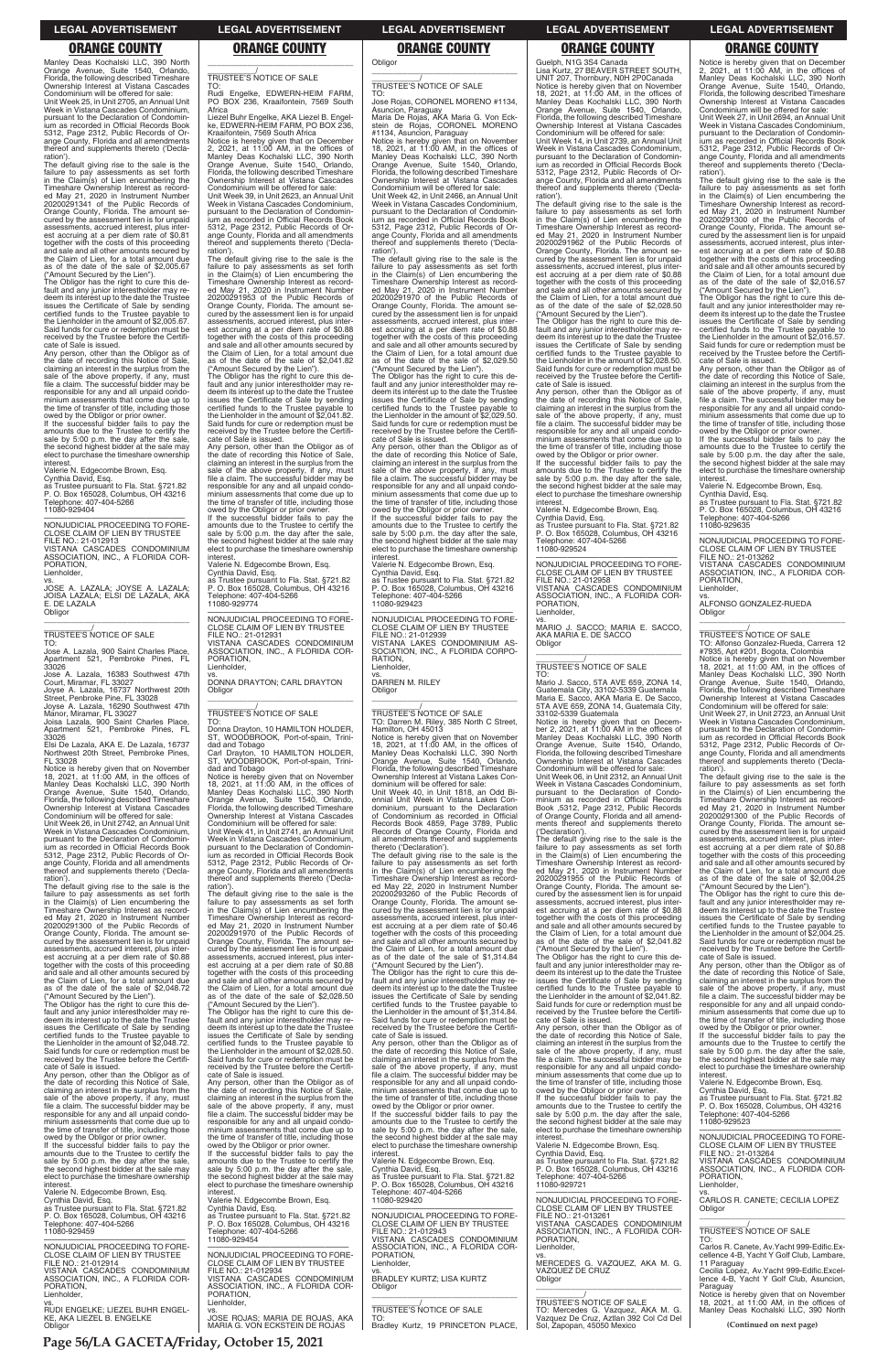## ORANGE COUNTY

Manley Deas Kochalski LLC, 390 North Orange Avenue, Suite 1540, Orlando, Florida, the following described Timeshare Ownership Interest at Vistana Cascades Condominium will be offered for sale:

Unit Week 25, in Unit 2705, an Annual Unit Week in Vistana Cascades Condominium, pursuant to the Declaration of Condominium as recorded in Official Records Book 5312, Page 2312, Public Records of Orange County, Florida and all amendments thereof and supplements thereto ('Declaration').

The default giving rise to the sale is the failure to pay assessments as set forth in the Claim(s) of Lien encumbering the Timeshare Ownership Interest as recorded May 21, 2020 in Instrument Number 20200291341 of the Public Records of Orange County, Florida. The amount secured by the assessment lien is for unpaid assessments, accrued interest, plus interest accruing at a per diem rate of $0.81 together with the costs of this proceeding and sale and all other amounts secured by the Claim of Lien, for a total amount due as of the date of the sale of $2,005.67 ("Amount Secured by the Lien").

The Obligor has the right to cure this default and any junior interestholder may redeem its interest up to the date the Trustee issues the Certificate of Sale by sending certified funds to the Trustee payable to the Lienholder in the amount of $2,005.67. Said funds for cure or redemption must be received by the Trustee before the Certificate of Sale is issued.

Any person, other than the Obligor as of the date of recording this Notice of Sale, claiming an interest in the surplus from the sale of the above property, if any, must file a claim. The successful bidder may be responsible for any and all unpaid condominium assessments that come due up to the time of transfer of title, including those owed by the Obligor or prior owner.

If the successful bidder fails to pay the amounts due to the Trustee to certify the sale by 5:00 p.m. the day after the sale, the second highest bidder at the sale may elect to purchase the timeshare ownership interest.

Valerie N. Edgecombe Brown, Esq.
Cynthia David, Esq.
as Trustee pursuant to Fla. Stat. §721.82
P. O. Box 165028, Columbus, OH 43216
Telephone: 407-404-5266
11080-929904

---

NONJUDICIAL PROCEEDING TO FORECLOSE CLAIM OF LIEN BY TRUSTEE
FILE NO.: 21-012913
VISTANA CASCADES CONDOMINIUM ASSOCIATION, INC., A FLORIDA CORPORATION,
Lienholder,
vs.
JOSE A. LAZALA; JOYSE A. LAZALA; JOISA LAZALA; ELSI DE LAZALA, AKA E. DE LAZALA
Obligor

TRUSTEE'S NOTICE OF SALE
TO:
Jose A. Lazala, 900 Saint Charles Place, Apartment 521, Pembroke Pines, FL 33026
Jose A. Lazala, 16383 Southwest 47th Court, Miramar, FL 33027
Joyse A. Lazala, 16737 Northwest 20th Street, Pembroke Pine, FL 33028
Joyse A. Lazala, 16290 Southwest 47th Manor, Miramar, FL 33027
Joisa Lazala, 900 Saint Charles Place, Apartment 521, Pembroke Pines, FL 33026
Elsi De Lazala, AKA E. De Lazala, 16737 Northwest 20th Street, Pembroke Pines, FL 33028

Notice is hereby given that on November 18, 2021, at 11:00 AM, in the offices of Manley Deas Kochalski LLC, 390 North Orange Avenue, Suite 1540, Orlando, Florida, the following described Timeshare Ownership Interest at Vistana Cascades Condominium will be offered for sale:

Unit Week 26, in Unit 2742, an Annual Unit Week in Vistana Cascades Condominium, pursuant to the Declaration of Condominium as recorded in Official Records Book 5312, Page 2312, Public Records of Orange County, Florida and all amendments thereof and supplements thereto ('Declaration').

The default giving rise to the sale is the failure to pay assessments as set forth in the Claim(s) of Lien encumbering the Timeshare Ownership Interest as recorded May 21, 2020 in Instrument Number 20200291300 of the Public Records of Orange County, Florida. The amount secured by the assessment lien is for unpaid assessments, accrued interest, plus interest accruing at a per diem rate of $0.88 together with the costs of this proceeding and sale and all other amounts secured by the Claim of Lien, for a total amount due as of the date of the sale of $2,048.72 ("Amount Secured by the Lien").

The Obligor has the right to cure this default and any junior interestholder may redeem its interest up to the date the Trustee issues the Certificate of Sale by sending certified funds to the Trustee payable to the Lienholder in the amount of $2,048.72. Said funds for cure or redemption must be received by the Trustee before the Certificate of Sale is issued.

Any person, other than the Obligor as of the date of recording this Notice of Sale, claiming an interest in the surplus from the sale of the above property, if any, must file a claim. The successful bidder may be responsible for any and all unpaid condominium assessments that come due up to the time of transfer of title, including those owed by the Obligor or prior owner.

If the successful bidder fails to pay the amounts due to the Trustee to certify the sale by 5:00 p.m. the day after the sale, the second highest bidder at the sale may elect to purchase the timeshare ownership interest.

Valerie N. Edgecombe Brown, Esq.
Cynthia David, Esq.
as Trustee pursuant to Fla. Stat. §721.82
P. O. Box 165028, Columbus, OH 43216
Telephone: 407-404-5266
11080-929459

---

NONJUDICIAL PROCEEDING TO FORECLOSE CLAIM OF LIEN BY TRUSTEE
FILE NO.: 21-012914
VISTANA CASCADES CONDOMINIUM ASSOCIATION, INC., A FLORIDA CORPORATION,
Lienholder,
vs.
RUDI ENGELKE; LIEZEL BUHR ENGELKE, AKA LIEZEL B. ENGELKE
Obligor

TRUSTEE'S NOTICE OF SALE
TO:
Rudi Engelke, EDWERN-HEIM FARM, PO BOX 236, Kraaifontein, 7569 South Africa
Liezel Buhr Engelke, AKA Liezel B. Engelke, EDWERN-HEIM FARM, PO BOX 236, Kraaifontein, 7569 South Africa

Notice is hereby given that on December 2, 2021, at 11:00 AM, in the offices of Manley Deas Kochalski LLC, 390 North Orange Avenue, Suite 1540, Orlando, Florida, the following described Timeshare Ownership Interest at Vistana Cascades Condominium will be offered for sale:

Unit Week 39, in Unit 2623, an Annual Unit Week in Vistana Cascades Condominium, pursuant to the Declaration of Condominium as recorded in Official Records Book 5312, Page 2312, Public Records of Orange County, Florida and all amendments thereof and supplements thereto ('Declaration').

The default giving rise to the sale is the failure to pay assessments as set forth in the Claim(s) of Lien encumbering the Timeshare Ownership Interest as recorded May 21, 2020 in Instrument Number 20200291953 of the Public Records of Orange County, Florida. The amount secured by the assessment lien is for unpaid assessments, accrued interest, plus interest accruing at a per diem rate of $0.88 together with the costs of this proceeding and sale and all other amounts secured by the Claim of Lien, for a total amount due as of the date of the sale of $2,041.82 ("Amount Secured by the Lien").

The Obligor has the right to cure this default and any junior interestholder may redeem its interest up to the date the Trustee issues the Certificate of Sale by sending certified funds to the Trustee payable to the Lienholder in the amount of $2,041.82. Said funds for cure or redemption must be received by the Trustee before the Certificate of Sale is issued.

Any person, other than the Obligor as of the date of recording this Notice of Sale, claiming an interest in the surplus from the sale of the above property, if any, must file a claim. The successful bidder may be responsible for any and all unpaid condominium assessments that come due up to the time of transfer of title, including those owed by the Obligor or prior owner.

If the successful bidder fails to pay the amounts due to the Trustee to certify the sale by 5:00 p.m. the day after the sale, the second highest bidder at the sale may elect to purchase the timeshare ownership interest.

Valerie N. Edgecombe Brown, Esq.
Cynthia David, Esq.
as Trustee pursuant to Fla. Stat. §721.82
P. O. Box 165028, Columbus, OH 43216
Telephone: 407-404-5266
11080-929774

---

NONJUDICIAL PROCEEDING TO FORECLOSE CLAIM OF LIEN BY TRUSTEE
FILE NO.: 21-012931
VISTANA CASCADES CONDOMINIUM ASSOCIATION, INC., A FLORIDA CORPORATION,
Lienholder,
vs.
DONNA DRAYTON; CARL DRAYTON
Obligor

TRUSTEE'S NOTICE OF SALE
TO:
Donna Drayton, 10 HAMILTON HOLDER, ST, WOODBROOK, Port-of-spain, Trinidad and Tobago
Carl Drayton, 10 HAMILTON HOLDER, ST, WOODBROOK, Port-of-spain, Trinidad and Tobago

Notice is hereby given that on November 18, 2021, at 11:00 AM, in the offices of Manley Deas Kochalski LLC, 390 North Orange Avenue, Suite 1540, Orlando, Florida, the following described Timeshare Ownership Interest at Vistana Cascades Condominium will be offered for sale:

Unit Week 41, in Unit 2741, an Annual Unit Week in Vistana Cascades Condominium, pursuant to the Declaration of Condominium as recorded in Official Records Book 5312, Page 2312, Public Records of Orange County, Florida and all amendments thereof and supplements thereto ('Declaration').

The default giving rise to the sale is the failure to pay assessments as set forth in the Claim(s) of Lien encumbering the Timeshare Ownership Interest as recorded May 21, 2020 in Instrument Number 20200291970 of the Public Records of Orange County, Florida. The amount secured by the assessment lien is for unpaid assessments, accrued interest, plus interest accruing at a per diem rate of $0.88 together with the costs of this proceeding and sale and all other amounts secured by the Claim of Lien, for a total amount due as of the date of the sale of $2,028.50 ("Amount Secured by the Lien").

The Obligor has the right to cure this default and any junior interestholder may redeem its interest up to the date the Trustee issues the Certificate of Sale by sending certified funds to the Trustee payable to the Lienholder in the amount of $2,028.50. Said funds for cure or redemption must be received by the Trustee before the Certificate of Sale is issued.

Any person, other than the Obligor as of the date of recording this Notice of Sale, claiming an interest in the surplus from the sale of the above property, if any, must file a claim. The successful bidder may be responsible for any and all unpaid condominium assessments that come due up to the time of transfer of title, including those owed by the Obligor or prior owner.

If the successful bidder fails to pay the amounts due to the Trustee to certify the sale by 5:00 p.m. the day after the sale, the second highest bidder at the sale may elect to purchase the timeshare ownership interest.

Valerie N. Edgecombe Brown, Esq.
Cynthia David, Esq.
as Trustee pursuant to Fla. Stat. §721.82
P. O. Box 165028, Columbus, OH 43216
Telephone: 407-404-5266
11080-929454

---

NONJUDICIAL PROCEEDING TO FORECLOSE CLAIM OF LIEN BY TRUSTEE
FILE NO.: 21-012934
VISTANA CASCADES CONDOMINIUM ASSOCIATION, INC., A FLORIDA CORPORATION,
Lienholder,
vs.
JOSE ROJAS; MARIA DE ROJAS, AKA MARIA G. VON ECKSTEIN DE ROJAS
Obligor

TRUSTEE'S NOTICE OF SALE
TO:
Jose Rojas, CORONEL MORENO #1134, Asuncion, Paraguay
Maria De Rojas, AKA Maria G. Von Eckstein de Rojas, CORONEL MORENO #1134, Asuncion, Paraguay

Notice is hereby given that on November 18, 2021, at 11:00 AM, in the offices of Manley Deas Kochalski LLC, 390 North Orange Avenue, Suite 1540, Orlando, Florida, the following described Timeshare Ownership Interest at Vistana Cascades Condominium will be offered for sale:

Unit Week 42, in Unit 2466, an Annual Unit Week in Vistana Cascades Condominium, pursuant to the Declaration of Condominium as recorded in Official Records Book 5312, Page 2312, Public Records of Orange County, Florida and all amendments thereof and supplements thereto ('Declaration').

The default giving rise to the sale is the failure to pay assessments as set forth in the Claim(s) of Lien encumbering the Timeshare Ownership Interest as recorded May 21, 2020 in Instrument Number 20200291970 of the Public Records of Orange County, Florida. The amount secured by the assessment lien is for unpaid assessments, accrued interest, plus interest accruing at a per diem rate of $0.88 together with the costs of this proceeding and sale and all other amounts secured by the Claim of Lien, for a total amount due as of the date of the sale of $2,029.50 ("Amount Secured by the Lien").

The Obligor has the right to cure this default and any junior interestholder may redeem its interest up to the date the Trustee issues the Certificate of Sale by sending certified funds to the Trustee payable to the Lienholder in the amount of $2,029.50. Said funds for cure or redemption must be received by the Trustee before the Certificate of Sale is issued.

Any person, other than the Obligor as of the date of recording this Notice of Sale, claiming an interest in the surplus from the sale of the above property, if any, must file a claim. The successful bidder may be responsible for any and all unpaid condominium assessments that come due up to the time of transfer of title, including those owed by the Obligor or prior owner.

If the successful bidder fails to pay the amounts due to the Trustee to certify the sale by 5:00 p.m. the day after the sale, the second highest bidder at the sale may elect to purchase the timeshare ownership interest.

Valerie N. Edgecombe Brown, Esq.
Cynthia David, Esq.
as Trustee pursuant to Fla. Stat. §721.82
P. O. Box 165028, Columbus, OH 43216
Telephone: 407-404-5266
11080-929423

---

NONJUDICIAL PROCEEDING TO FORECLOSE CLAIM OF LIEN BY TRUSTEE
FILE NO.: 21-012939
VISTANA LAKES CONDOMINIUM ASSOCIATION, INC., A FLORIDA CORPORATION,
Lienholder,
vs.
DARREN M. RILEY
Obligor

TRUSTEE'S NOTICE OF SALE
TO: Darren M. Riley, 385 North C Street, Hamilton, OH 45013

Notice is hereby given that on November 18, 2021, at 11:00 AM, in the offices of Manley Deas Kochalski LLC, 390 North Orange Avenue, Suite 1540, Orlando, Florida, the following described Timeshare Ownership Interest at Vistana Lakes Condominium will be offered for sale:

Unit Week 40, in Unit 1818, an Odd Biennial Unit Week in Vistana Lakes Condominium, pursuant to the Declaration of Condominium as recorded in Official Records Book 4859, Page 3789, Public Records of Orange County, Florida and all amendments thereof and supplements thereto ('Declaration').

The default giving rise to the sale is the failure to pay assessments as set forth in the Claim(s) of Lien encumbering the Timeshare Ownership Interest as recorded May 22, 2020 in Instrument Number 20200293260 of the Public Records of Orange County, Florida. The amount secured by the assessment lien is for unpaid assessments, accrued interest, plus interest accruing at a per diem rate of $0.46 together with the costs of this proceeding and sale and all other amounts secured by the Claim of Lien, for a total amount due as of the date of the sale of $1,314.84 ("Amount Secured by the Lien").

The Obligor has the right to cure this default and any junior interestholder may redeem its interest up to the date the Trustee issues the Certificate of Sale by sending certified funds to the Trustee payable to the Lienholder in the amount of $1,314.84. Said funds for cure or redemption must be received by the Trustee before the Certificate of Sale is issued.

Any person, other than the Obligor as of the date of recording this Notice of Sale, claiming an interest in the surplus from the sale of the above property, if any, must file a claim. The successful bidder may be responsible for any and all unpaid condominium assessments that come due up to the time of transfer of title, including those owed by the Obligor or prior owner.

If the successful bidder fails to pay the amounts due to the Trustee to certify the sale by 5:00 p.m. the day after the sale, the second highest bidder at the sale may elect to purchase the timeshare ownership interest.

Valerie N. Edgecombe Brown, Esq.
Cynthia David, Esq.
as Trustee pursuant to Fla. Stat. §721.82
P. O. Box 165028, Columbus, OH 43216
Telephone: 407-404-5266
11080-929420

---

NONJUDICIAL PROCEEDING TO FORECLOSE CLAIM OF LIEN BY TRUSTEE
FILE NO.: 21-012943
VISTANA CASCADES CONDOMINIUM ASSOCIATION, INC., A FLORIDA CORPORATION,
Lienholder,
vs.
BRADLEY KURTZ; LISA KURTZ
Obligor

TRUSTEE'S NOTICE OF SALE
TO:
Bradley Kurtz, 19 PRINCETON PLACE, Guelph, N1G 3S4 Canada
Lisa Kurtz, 27 BEAVER STREET SOUTH, UNIT 207, Thornbury, N0H 2P0Canada

Notice is hereby given that on November 18, 2021, at 11:00 AM, in the offices of Manley Deas Kochalski LLC, 390 North Orange Avenue, Suite 1540, Orlando, Florida, the following described Timeshare Ownership Interest at Vistana Cascades Condominium will be offered for sale:

Unit Week 14, in Unit 2739, an Annual Unit Week in Vistana Cascades Condominium, pursuant to the Declaration of Condominium as recorded in Official Records Book 5312, Page 2312, Public Records of Orange County, Florida and all amendments thereof and supplements thereto ('Declaration').

The default giving rise to the sale is the failure to pay assessments as set forth in the Claim(s) of Lien encumbering the Timeshare Ownership Interest as recorded May 21, 2020 in Instrument Number 20200291962 of the Public Records of Orange County, Florida. The amount secured by the assessment lien is for unpaid assessments, accrued interest, plus interest accruing at a per diem rate of $0.88 together with the costs of this proceeding and sale and all other amounts secured by the Claim of Lien, for a total amount due as of the date of the sale of $2,028.50 ("Amount Secured by the Lien").

The Obligor has the right to cure this default and any junior interestholder may redeem its interest up to the date the Trustee issues the Certificate of Sale by sending certified funds to the Trustee payable to the Lienholder in the amount of $2,028.50. Said funds for cure or redemption must be received by the Trustee before the Certificate of Sale is issued.

Any person, other than the Obligor as of the date of recording this Notice of Sale, claiming an interest in the surplus from the sale of the above property, if any, must file a claim. The successful bidder may be responsible for any and all unpaid condominium assessments that come due up to the time of transfer of title, including those owed by the Obligor or prior owner.

If the successful bidder fails to pay the amounts due to the Trustee to certify the sale by 5:00 p.m. the day after the sale, the second highest bidder at the sale may elect to purchase the timeshare ownership interest.

Valerie N. Edgecombe Brown, Esq.
Cynthia David, Esq.
as Trustee pursuant to Fla. Stat. §721.82
P. O. Box 165028, Columbus, OH 43216
Telephone: 407-404-5266
11080-929524

---

NONJUDICIAL PROCEEDING TO FORECLOSE CLAIM OF LIEN BY TRUSTEE
FILE NO.: 21-012958
VISTANA CASCADES CONDOMINIUM ASSOCIATION, INC., A FLORIDA CORPORATION,
Lienholder,
vs.
MARIO J. SACCO; MARIA E. SACCO, AKA MARIA E. DE SACCO
Obligor

TRUSTEE'S NOTICE OF SALE
TO:
Mario J. Sacco, 5TA AVE 659, ZONA 14, Guatemala City, 33102-5339 Guatemala
Maria E. Sacco, AKA Maria E. De Sacco, 5TA AVE 659, ZONA 14, Guatemala City, 33102-5339 Guatemala

Notice is hereby given that on December 2, 2021, at 11:00 AM in the offices of Manley Deas Kochalski LLC, 390 North Orange Avenue, Suite 1540, Orlando, Florida, the following described Timeshare Ownership Interest at Vistana Cascades Condominium will be offered for sale:

Unit Week 06, in Unit 2312, an Annual Unit Week in Vistana Cascades Condominium, pursuant to the Declaration of Condominium as recorded in Official Records Book ,5312, Page 2312, Public Records of Orange County, Florida and all amendments thereof and supplements thereto ('Declaration').

The default giving rise to the sale is the failure to pay assessments as set forth in the Claim(s) of Lien encumbering the Timeshare Ownership Interest as recorded May 21, 2020 in Instrument Number 20200291965 of the Public Records of Orange County, Florida. The amount secured by the assessment lien is for unpaid assessments, accrued interest, plus interest accruing at a per diem rate of $0.88 together with the costs of this proceeding and sale and all other amounts secured by the Claim of Lien, for a total amount due as of the date of the sale of $2,041.82 ("Amount Secured by the Lien").

The Obligor has the right to cure this default and any junior interestholder may redeem its interest up to the date the Trustee issues the Certificate of Sale by sending certified funds to the Trustee payable to the Lienholder in the amount of $2,041.82. Said funds for cure or redemption must be received by the Trustee before the Certificate of Sale is issued.

Any person, other than the Obligor as of the date of recording this Notice of Sale, claiming an interest in the surplus from the sale of the above property, if any, must file a claim. The successful bidder may be responsible for any and all unpaid condominium assessments that come due up to the time of transfer of title, including those owed by the Obligor or prior owner.

If the successful bidder fails to pay the amounts due to the Trustee to certify the sale by 5:00 p.m. the day after the sale, the second highest bidder at the sale may elect to purchase the timeshare ownership interest.

Valerie N. Edgecombe Brown, Esq.
Cynthia David, Esq.
as Trustee pursuant to Fla. Stat. §721.82
P. O. Box 165028, Columbus, OH 43216
Telephone: 407-404-5266
11080-929721

---

NONJUDICIAL PROCEEDING TO FORECLOSE CLAIM OF LIEN BY TRUSTEE
FILE NO.: 21-013261
VISTANA CASCADES CONDOMINIUM ASSOCIATION, INC., A FLORIDA CORPORATION,
Lienholder,
vs.
MERCEDES G. VAZQUEZ, AKA M. G. VAZQUEZ DE CRUZ
Obligor

TRUSTEE'S NOTICE OF SALE
TO: Mercedes G. Vazquez, AKA M. G. Vazquez De Cruz, Aztlan 392 Col Cd Del Sol, Zapopan, 45050 Mexico

Notice is hereby given that on December 2, 2021, at 11:00 AM, in the offices of Manley Deas Kochalski LLC, 390 North Orange Avenue, Suite 1540, Orlando, Florida, the following described Timeshare Ownership Interest at Vistana Cascades Condominium will be offered for sale:

Unit Week 27, in Unit 2694, an Annual Unit Week in Vistana Cascades Condominium, pursuant to the Declaration of Condominium as recorded in Official Records Book 5312, Page 2312, Public Records of Orange County, Florida and all amendments thereof and supplements thereto ('Declaration').

The default giving rise to the sale is the failure to pay assessments as set forth in the Claim(s) of Lien encumbering the Timeshare Ownership Interest as recorded May 21, 2020 in Instrument Number 20200291390 of the Public Records of Orange County, Florida. The amount secured by the assessment lien is for unpaid assessments, accrued interest, plus interest accruing at a per diem rate of $0.88 together with the costs of this proceeding and sale and all other amounts secured by the Claim of Lien, for a total amount due as of the date of the sale of $2,016.57 ("Amount Secured by the Lien").

The Obligor has the right to cure this default and any junior interestholder may redeem its interest up to the date the Trustee issues the Certificate of Sale by sending certified funds to the Trustee payable to the Lienholder in the amount of $2,016.57. Said funds for cure or redemption must be received by the Trustee before the Certificate of Sale is issued.

Any person, other than the Obligor as of the date of recording this Notice of Sale, claiming an interest in the surplus from the sale of the above property, if any, must file a claim. The successful bidder may be responsible for any and all unpaid condominium assessments that come due up to the time of transfer of title, including those owed by the Obligor or prior owner.

If the successful bidder fails to pay the amounts due to the Trustee to certify the sale by 5:00 p.m. the day after the sale, the second highest bidder at the sale may elect to purchase the timeshare ownership interest.

Valerie N. Edgecombe Brown, Esq.
Cynthia David, Esq.
as Trustee pursuant to Fla. Stat. §721.82
P. O. Box 165028, Columbus, OH 43216
Telephone: 407-404-5266
11080-929635

---

NONJUDICIAL PROCEEDING TO FORECLOSE CLAIM OF LIEN BY TRUSTEE
FILE NO.: 21-013262
VISTANA CASCADES CONDOMINIUM ASSOCIATION, INC., A FLORIDA CORPORATION,
Lienholder,
vs.
ALFONSO GONZALEZ-RUEDA
Obligor

TRUSTEE'S NOTICE OF SALE
TO: Alfonso Gonzalez-Rueda, Carrera 12 #7935, Apt #201, Bogota, Colombia

Notice is hereby given that on November 18, 2021, at 11:00 AM, in the offices of Manley Deas Kochalski LLC, 390 North Orange Avenue, Suite 1540, Orlando, Florida, the following described Timeshare Ownership Interest at Vistana Cascades Condominium will be offered for sale:

Unit Week 27, in Unit 2723, an Annual Unit Week in Vistana Cascades Condominium, pursuant to the Declaration of Condominium as recorded in Official Records Book 5312, Page 2312, Public Records of Orange County, Florida and all amendments thereof and supplements thereto ('Declaration').

The default giving rise to the sale is the failure to pay assessments as set forth in the Claim(s) of Lien encumbering the Timeshare Ownership Interest as recorded May 21, 2020 in Instrument Number 20200291300 of the Public Records of Orange County, Florida. The amount secured by the assessment lien is for unpaid assessments, accrued interest, plus interest accruing at a per diem rate of $0.88 together with the costs of this proceeding and sale and all other amounts secured by the Claim of Lien, for a total amount due as of the date of the sale of $2,004.25 ("Amount Secured by the Lien").

The Obligor has the right to cure this default and any junior interestholder may redeem its interest up to the date the Trustee issues the Certificate of Sale by sending certified funds to the Trustee payable to the Lienholder in the amount of $2,004.25. Said funds for cure or redemption must be received by the Trustee before the Certificate of Sale is issued.

Any person, other than the Obligor as of the date of recording this Notice of Sale, claiming an interest in the surplus from the sale of the above property, if any, must file a claim. The successful bidder may be responsible for any and all unpaid condominium assessments that come due up to the time of transfer of title, including those owed by the Obligor or prior owner.

If the successful bidder fails to pay the amounts due to the Trustee to certify the sale by 5:00 p.m. the day after the sale, the second highest bidder at the sale may elect to purchase the timeshare ownership interest.

Valerie N. Edgecombe Brown, Esq.
Cynthia David, Esq.
as Trustee pursuant to Fla. Stat. §721.82
P. O. Box 165028, Columbus, OH 43216
Telephone: 407-404-5266
11080-929523

---

NONJUDICIAL PROCEEDING TO FORECLOSE CLAIM OF LIEN BY TRUSTEE
FILE NO.: 21-013264
VISTANA CASCADES CONDOMINIUM ASSOCIATION, INC., A FLORIDA CORPORATION,
Lienholder,
vs.
CARLOS R. CANETE; CECILIA LOPEZ
Obligor

TRUSTEE'S NOTICE OF SALE
TO:
Carlos R. Canete, Av.Yacht 999-Edific.Excellence 4-B, Yacht Y Golf Club, Lambare, 11 Paraguay
Cecilia Lopez, Av.Yacht 999-Edific.Excellence 4-B, Yacht Y Golf Club, Asuncion, Paraguay

Notice is hereby given that on November 18, 2021, at 11:00 AM, in the offices of Manley Deas Kochalski LLC, 390 North

**(Continued on next page)**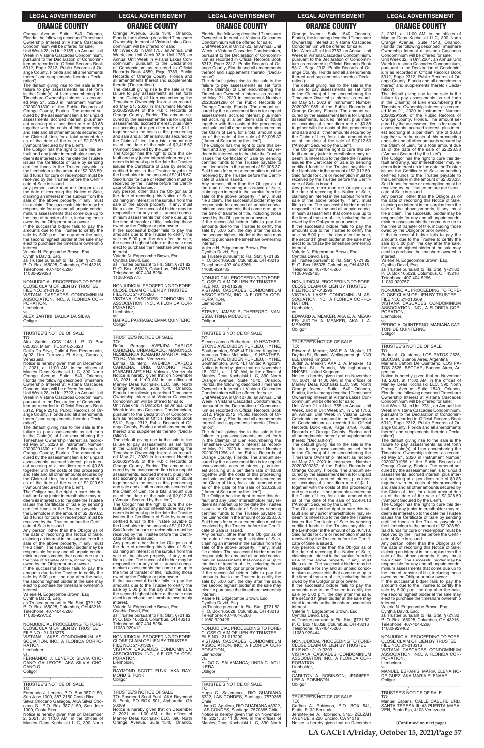## ORANGE COUNTY

Orange Avenue, Suite 1540, Orlando, Florida, the following described Timeshare Ownership Interest at Vistana Cascades Condominium will be offered for sale:

Unit Week 28, in Unit 2155, an Annual Unit Week in Vistana Cascades Condominium, pursuant to the Declaration of Condominium as recorded in Official Records Book 5312, Page 2312, Public Records of Orange County, Florida and all amendments thereof and supplements thereto ('Declaration').

The default giving rise to the sale is the failure to pay assessments as set forth in the Claim(s) of Lien encumbering the Timeshare Ownership Interest as recorded May 21, 2020 in Instrument Number 20200291300 of the Public Records of Orange County, Florida. The amount secured by the assessment lien is for unpaid assessments, accrued interest, plus interest accruing at a per diem rate of $0.88 together with the costs of this proceeding and sale and all other amounts secured by the Claim of Lien, for a total amount due as of the date of the sale of $2,028.50 ("Amount Secured by the Lien").

The Obligor has the right to cure this default and any junior interestholder may redeem its interest up to the date the Trustee issues the Certificate of Sale by sending certified funds to the Trustee payable to the Lienholder in the amount of $2,028.50. Said funds for cure or redemption must be received by the Trustee before the Certificate of Sale is issued.

Any person, other than the Obligor as of the date of recording this Notice of Sale, claiming an interest in the surplus from the sale of the above property, if any, must file a claim. The successful bidder may be responsible for any and all unpaid condominium assessments that come due up to the time of transfer of title, including those owed by the Obligor or prior owner.

If the successful bidder fails to pay the amounts due to the Trustee to certify the sale by 5:00 p.m. the day after the sale, the second highest bidder at the sale may elect to purchase the timeshare ownership interest.

Valerie N. Edgecombe Brown, Esq.
Cynthia David, Esq.
as Trustee pursuant to Fla. Stat. §721.82
P. O. Box 165028, Columbus, OH 43216
Telephone: 407-404-5266
11080-929398

NONJUDICIAL PROCEEDING TO FORECLOSE CLAIM OF LIEN BY TRUSTEE
FILE NO.: 21-013270
VISTANA CASCADES CONDOMINIUM ASSOCIATION, INC., A FLORIDA CORPORATION,
Lienholder,
vs.
ALEX SARTINI; DALILA DA SILVA
Obligor

TRUSTEE'S NOTICE OF SALE
TO:
Alex Sartini, CCS 14311, P. O Box 025323, Miami, FL 33102-5323
Dalila Da Silva, Calle 4 Res Piedemonte, Ap92, Urb Terrazas El Avila, Caracas, Venezuela

Notice is hereby given that on December 2, 2021, at 11:00 AM, in the offices of Manley Deas Kochalski LLC, 390 North Orange Avenue, Suite 1540, Orlando, Florida, the following described Timeshare Ownership Interest at Vistana Cascades Condominium will be offered for sale:

Unit Week 28, in Unit 2722, an Annual Unit Week in Vistana Cascades Condominium, pursuant to the Declaration of Condominium as recorded in Official Records Book 5312, Page 2312, Public Records of Orange County, Florida and all amendments thereof and supplements thereto ('Declaration').

The default giving rise to the sale is the failure to pay assessments as set forth in the Claim(s) of Lien encumbering the Timeshare Ownership Interest as recorded May 21, 2020 in Instrument Number 20200291300 of the Public Records of Orange County, Florida. The amount secured by the assessment lien is for unpaid assessments, accrued interest, plus interest accruing at a per diem rate of $0.88 together with the costs of this proceeding and sale and all other amounts secured by the Claim of Lien, for a total amount due as of the date of the sale of $2,029.62 ("Amount Secured by the Lien").

The Obligor has the right to cure this default and any junior interestholder may redeem its interest up to the date the Trustee issues the Certificate of Sale by sending certified funds to the Trustee payable to the Lienholder in the amount of $2,029.62. Said funds for cure or redemption must be received by the Trustee before the Certificate of Sale is issued.

Any person, other than the Obligor as of the date of recording this Notice of Sale, claiming an interest in the surplus from the sale of the above property, if any, must file a claim. The successful bidder may be responsible for any and all unpaid condominium assessments that come due up to the time of transfer of title, including those owed by the Obligor or prior owner.

If the successful bidder fails to pay the amounts due to the Trustee to certify the sale by 5:00 p.m. the day after the sale, the second highest bidder at the sale may elect to purchase the timeshare ownership interest.

Valerie N. Edgecombe Brown, Esq.
Cynthia David, Esq.
as Trustee pursuant to Fla. Stat. §721.82
P. O. Box 165028, Columbus, OH 43216
Telephone: 407-404-5266
11080-929752

NONJUDICIAL PROCEEDING TO FORECLOSE CLAIM OF LIEN BY TRUSTEE
FILE NO.: 21-013275
VISTANA LAKES CONDOMINIUM ASSOCIATION, INC., A FLORIDA CORPORATION,
Lienholder,
vs.
FERNANDO J. LENERO; SILVIA CHOCANO GALLEGOS, AKA SILVIA CHOCANO G.
Obligor

TRUSTEE'S NOTICE OF SALE
TO:
Fernando J. Lenero, P.O. Box 387-2150, San Jose 1000, 387-2150 Costa Rica
Silvia Chocano Gallegos, AKA Silvia Chocano G., P.O. Box 387-2150, San Jose 1000, Costa Rica

Notice is hereby given that on December 2, 2021, at 11:00 AM, in the offices of Manley Deas Kochalski LLC, 390 North Orange Avenue, Suite 1540, Orlando, Florida, the following described Timeshare Ownership Interest at Vistana Lakes Condominium will be offered for sale:

Unit Week 03, in Unit 1755, an Annual Unit Week, and Unit Week 03, in Unit 1756, an Annual Unit Week in Vistana Lakes Condominium, pursuant to the Declaration of Condominium as recorded in Official Records Book 4859, Page 3789, Public Records of Orange County, Florida and all amendments thereof and supplements thereto ('Declaration').

The default giving rise to the sale is the failure to pay assessments as set forth in the Claim(s) of Lien encumbering the Timeshare Ownership Interest as recorded May 21, 2020 in Instrument Number 20200292894 of the Public Records of Orange County, Florida. The amount secured by the assessment lien is for unpaid assessments, accrued interest, plus interest accruing at a per diem rate of $1.11 together with the costs of this proceeding and sale and all other amounts secured by the Claim of Lien, for a total amount due as of the date of the sale of $2,418.67 ("Amount Secured by the Lien").

The Obligor has the right to cure this default and any junior interestholder may redeem its interest up to the date the Trustee issues the Certificate of Sale by sending certified funds to the Trustee payable to the Lienholder in the amount of $2,418.67. Said funds for cure or redemption must be received by the Trustee before the Certificate of Sale is issued.

Any person, other than the Obligor as of the date of recording this Notice of Sale, claiming an interest in the surplus from the sale of the above property, if any, must file a claim. The successful bidder may be responsible for any and all unpaid condominium assessments that come due up to the time of transfer of title, including those owed by the Obligor or prior owner.

If the successful bidder fails to pay the amounts due to the Trustee to certify the sale by 5:00 p.m. the day after the sale, the second highest bidder at the sale may elect to purchase the timeshare ownership interest.

Valerie N. Edgecombe Brown, Esq.
Cynthia David, Esq.
as Trustee pursuant to Fla. Stat. §721.82
P. O. Box 165028, Columbus, OH 43216
Telephone: 407-404-5266
11080-929775

NONJUDICIAL PROCEEDING TO FORECLOSE CLAIM OF LIEN BY TRUSTEE
FILE NO.: 21-013286
VISTANA CASCADES CONDOMINIUM ASSOCIATION, INC., A FLORIDA CORPORATION,
Lienholder,
vs.
RAFAEL PARRAGA; EMMA QUINTERO
Obligor

TRUSTEE'S NOTICE OF SALE
TO:
Rafael Parraga, AVENIDA CARLOS CARDENA, URBANIZACIO, MANONGO, RESIDENCIA ICABARU APARTA, MENTO H4, Valencia, Venezuela
Emma Quintero, AVENIDA CARLOS CARDENA, URB. MANONG, RES. ICABARU APT # H4, Valencia, Venezuela

Notice is hereby given that on November 18, 2021, at 11:00 AM, in the offices of Manley Deas Kochalski LLC, 390 North Orange Avenue, Suite 1540, Orlando, Florida, the following described Timeshare Ownership Interest at Vistana Cascades Condominium will be offered for sale:

Unit Week 49, in Unit 2434, an Annual Unit Week in Vistana Cascades Condominium, pursuant to the Declaration of Condominium as recorded in Official Records Book 5312, Page 2312, Public Records of Orange County, Florida and all amendments thereof and supplements thereto ('Declaration').

The default giving rise to the sale is the failure to pay assessments as set forth in the Claim(s) of Lien encumbering the Timeshare Ownership Interest as recorded May 21, 2020 in Instrument Number 20200291985 of the Public Records of Orange County, Florida. The amount secured by the assessment lien is for unpaid assessments, accrued interest, plus interest accruing at a per diem rate of $0.88 together with the costs of this proceeding and sale and all other amounts secured by the Claim of Lien, for a total amount due as of the date of the sale of $2,012.50 ("Amount Secured by the Lien").

The Obligor has the right to cure this default and any junior interestholder may redeem its interest up to the date the Trustee issues the Certificate of Sale by sending certified funds to the Trustee payable to the Lienholder in the amount of $2,012.50. Said funds for cure or redemption must be received by the Trustee before the Certificate of Sale is issued.

Any person, other than the Obligor as of the date of recording this Notice of Sale, claiming an interest in the surplus from the sale of the above property, if any, must file a claim. The successful bidder may be responsible for any and all unpaid condominium assessments that come due up to the time of transfer of title, including those owed by the Obligor or prior owner.

If the successful bidder fails to pay the amounts due to the Trustee to certify the sale by 5:00 p.m. the day after the sale, the second highest bidder at the sale may elect to purchase the timeshare ownership interest.

Valerie N. Edgecombe Brown, Esq.
Cynthia David, Esq.
as Trustee pursuant to Fla. Stat. §721.82
P. O. Box 165028, Columbus, OH 43216
Telephone: 407-404-5266
11080-929412

NONJUDICIAL PROCEEDING TO FORECLOSE CLAIM OF LIEN BY TRUSTEE
FILE NO.: 21-013287
VISTANA CASCADES CONDOMINIUM ASSOCIATION, INC., A FLORIDA CORPORATION,
Lienholder,
vs.
RAYMOND SCOTT FUNK, AKA RAYMOND S. FUNK
Obligor

TRUSTEE'S NOTICE OF SALE
TO: Raymond Scott Funk, AKA Raymond S. Funk, PO BOX 501, Alpharetta, GA 30009

Notice is hereby given that on December 2, 2021, at 11:00 AM, in the offices of Manley Deas Kochalski LLC, 390 North Orange Avenue, Suite 1540, Orlando, Florida, the following described Timeshare Ownership Interest at Vistana Cascades Condominium will be offered for sale:

Unit Week 29, in Unit 2722, an Annual Unit Week in Vistana Cascades Condominium, pursuant to the Declaration of Condominium as recorded in Official Records Book 5312, Page 2312, Public Records of Orange County, Florida and all amendments thereof and supplements thereto ('Declaration').

The default giving rise to the sale is the failure to pay assessments as set forth in the Claim(s) of Lien encumbering the Timeshare Ownership Interest as recorded May 21, 2020 in Instrument Number 20200291296 of the Public Records of Orange County, Florida. The amount secured by the assessment lien is for unpaid assessments, accrued interest, plus interest accruing at a per diem rate of $0.88 together with the costs of this proceeding and sale and all other amounts secured by the Claim of Lien, for a total amount due as of the date of the sale of $2,005.37 ("Amount Secured by the Lien").

The Obligor has the right to cure this default and any junior interestholder may redeem its interest up to the date the Trustee issues the Certificate of Sale by sending certified funds to the Trustee payable to the Lienholder in the amount of $2,005.37. Said funds for cure or redemption must be received by the Trustee before the Certificate of Sale is issued.

Any person, other than the Obligor as of the date of recording this Notice of Sale, claiming an interest in the surplus from the sale of the above property, if any, must file a claim. The successful bidder may be responsible for any and all unpaid condominium assessments that come due up to the time of transfer of title, including those owed by the Obligor or prior owner.

If the successful bidder fails to pay the amounts due to the Trustee to certify the sale by 5:00 p.m. the day after the sale, the second highest bidder at the sale may elect to purchase the timeshare ownership interest.

Valerie N. Edgecombe Brown, Esq.
Cynthia David, Esq.
as Trustee pursuant to Fla. Stat. §721.82
P. O. Box 165028, Columbus, OH 43216
Telephone: 407-404-5266
11080-929735

NONJUDICIAL PROCEEDING TO FORECLOSE CLAIM OF LIEN BY TRUSTEE
FILE NO.: 21-013289
VISTANA CASCADES CONDOMINIUM ASSOCIATION, INC., A FLORIDA CORPORATION,
Lienholder,
vs.
STEVEN JAMES RUTHERFORD; VANESSA TRINA MCLUCKIE
Obligor

TRUSTEE'S NOTICE OF SALE
TO:
Steven James Rutherford, 19 HEATHERSTONE AVE DIBDEN PURLIEU, HYTNE, Southampton, SO45 4LT United Kingdom
Vanessa Trina McLuckie, 19 HEATHERSTONE AVE DIBDEN PURLIEU, HYTNE, Southampton, SO45 4LT United Kingdom

Notice is hereby given that on November 18, 2021, at 11:00 AM, in the offices of Manley Deas Kochalski LLC, 390 North Orange Avenue, Suite 1540, Orlando, Florida, the following described Timeshare Ownership Interest at Vistana Cascades Condominium will be offered for sale:

Unit Week 29, in Unit 2739, an Annual Unit Week in Vistana Cascades Condominium, pursuant to the Declaration of Condominium as recorded in Official Records Book 5312, Page 2312, Public Records of Orange County, Florida and all amendments thereof and supplements thereto ('Declaration').

The default giving rise to the sale is the failure to pay assessments as set forth in the Claim(s) of Lien encumbering the Timeshare Ownership Interest as recorded May 21, 2020 in Instrument Number 20200291296 of the Public Records of Orange County, Florida. The amount secured by the assessment lien is for unpaid assessments, accrued interest, plus interest accruing at a per diem rate of $0.88 together with the costs of this proceeding and sale and all other amounts secured by the Claim of Lien, for a total amount due as of the date of the sale of $2,028.50 ("Amount Secured by the Lien").

The Obligor has the right to cure this default and any junior interestholder may redeem its interest up to the date the Trustee issues the Certificate of Sale by sending certified funds to the Trustee payable to the Lienholder in the amount of $2,028.50. Said funds for cure or redemption must be received by the Trustee before the Certificate of Sale is issued.

Any person, other than the Obligor as of the date of recording this Notice of Sale, claiming an interest in the surplus from the sale of the above property, if any, must file a claim. The successful bidder may be responsible for any and all unpaid condominium assessments that come due up to the time of transfer of title, including those owed by the Obligor or prior owner.

If the successful bidder fails to pay the amounts due to the Trustee to certify the sale by 5:00 p.m. the day after the sale, the second highest bidder at the sale may elect to purchase the timeshare ownership interest.

Valerie N. Edgecombe Brown, Esq.
Cynthia David, Esq.
as Trustee pursuant to Fla. Stat. §721.82
P. O. Box 165028, Columbus, OH 43216
Telephone: 407-404-5266
11080-929426

NONJUDICIAL PROCEEDING TO FORECLOSE CLAIM OF LIEN BY TRUSTEE
FILE NO.: 21-013290
VISTANA CASCADES CONDOMINIUM ASSOCIATION, INC., A FLORIDA CORPORATION,
Lienholder,
vs.
HUGO C. SALAMANCA; LINDA C. AGUILERA
Obligor

TRUSTEE'S NOTICE OF SALE
TO:
Hugo C. Salamanca, RIO GUADIANA 8322, LAS CONDES, Santiago, 7570365 Chile
Linda C. Aguilera, RIO GUADIANA #8322, LAS CONDES, Santiago, 7570365 Chile

Notice is hereby given that on November 18, 2021, at 11:00 AM, in the offices of Manley Deas Kochalski LLC, 390 North Orange Avenue, Suite 1540, Orlando, Florida, the following described Timeshare Ownership Interest at Vistana Cascades Condominium will be offered for sale:

Unit Week 49, in Unit 2753, an Annual Unit Week in Vistana Cascades Condominium, pursuant to the Declaration of Condominium as recorded in Official Records Book 5312, Page 2312, Public Records of Orange County, Florida and all amendments thereof and supplements thereto ('Declaration').

The default giving rise to the sale is the failure to pay assessments as set forth in the Claim(s) of Lien encumbering the Timeshare Ownership Interest as recorded May 21, 2020 in Instrument Number 20200291985 of the Public Records of Orange County, Florida. The amount secured by the assessment lien is for unpaid assessments, accrued interest, plus interest accruing at a per diem rate of $0.88 together with the costs of this proceeding and sale and all other amounts secured by the Claim of Lien, for a total amount due as of the date of the sale of $2,012.50 ("Amount Secured by the Lien").

The Obligor has the right to cure this default and any junior interestholder may redeem its interest up to the date the Trustee issues the Certificate of Sale by sending certified funds to the Trustee payable to the Lienholder in the amount of $2,012.50. Said funds for cure or redemption must be received by the Trustee before the Certificate of Sale is issued.

Any person, other than the Obligor as of the date of recording this Notice of Sale, claiming an interest in the surplus from the sale of the above property, if any, must file a claim. The successful bidder may be responsible for any and all unpaid condominium assessments that come due up to the time of transfer of title, including those owed by the Obligor or prior owner.

If the successful bidder fails to pay the amounts due to the Trustee to certify the sale by 5:00 p.m. the day after the sale, the second highest bidder at the sale may elect to purchase the timeshare ownership interest.

Valerie N. Edgecombe Brown, Esq.
Cynthia David, Esq.
as Trustee pursuant to Fla. Stat. §721.82
P. O. Box 165028, Columbus, OH 43216
Telephone: 407-404-5266
11080-929465

NONJUDICIAL PROCEEDING TO FORECLOSE CLAIM OF LIEN BY TRUSTEE
FILE NO.: 21-013296
VISTANA LAKES CONDOMINIUM ASSOCIATION, INC., A FLORIDA CORPORATION,
Lienholder,
vs.
EDWARD A. MEAKER, AKA E. A. MEAKER; JUDITH A. MEAKER, AKA J. A. MEAKER
Obligor

TRUSTEE'S NOTICE OF SALE
TO:
Edward A. Meaker, AKA E. A. Meaker, 13 Dryden St., Raunds, Wellingborough, NN9 6EL United Kingdom
Judith A. Meaker, AKA J. A. Meaker, 13 Dryden St., Raunds, Wellingborough, NN96EL United Kingdom

Notice is hereby given that on November 18, 2021, at 11:00 AM, in the offices of Manley Deas Kochalski LLC, 390 North Orange Avenue, Suite 1540, Orlando, Florida, the following described Timeshare Ownership Interest at Vistana Lakes Condominium will be offered for sale:

Unit Week 21, in Unit 1755, an Annual Unit Week, and in Unit Week 21, in Unit 1756, an Annual Unit Week in Vistana Lakes Condominium, pursuant to the Declaration of Condominium as recorded in Official Records Book 4859, Page 3789, Public Records of Orange County, Florida and all amendments thereof and supplements thereto ('Declaration').

The default giving rise to the sale is the failure to pay assessments as set forth in the Claim(s) of Lien encumbering the Timeshare Ownership Interest as recorded May 22, 2020 in Instrument Number 20200293257 of the Public Records of Orange County, Florida. The amount secured by the assessment lien is for unpaid assessments, accrued interest, plus interest accruing at a per diem rate of $1.11 together with the costs of this proceeding and sale and all other amounts secured by the Claim of Lien, for a total amount due as of the date of the sale of $2,404.13 ("Amount Secured by the Lien").

The Obligor has the right to cure this default and any junior interestholder may redeem its interest up to the date the Trustee issues the Certificate of Sale by sending certified funds to the Trustee payable to the Lienholder in the amount of $2,404.13. Said funds for cure or redemption must be received by the Trustee before the Certificate of Sale is issued.

Any person, other than the Obligor as of the date of recording this Notice of Sale, claiming an interest in the surplus from the sale of the above property, if any, must file a claim. The successful bidder may be responsible for any and all unpaid condominium assessments that come due up to the time of transfer of title, including those owed by the Obligor or prior owner.

If the successful bidder fails to pay the amounts due to the Trustee to certify the sale by 5:00 p.m. the day after the sale, the second highest bidder at the sale may elect to purchase the timeshare ownership interest.

Valerie N. Edgecombe Brown, Esq.
Cynthia David, Esq.
as Trustee pursuant to Fla. Stat. §721.82
P. O. Box 165028, Columbus, OH 43216
Telephone: 407-404-5266
11080-929444

NONJUDICIAL PROCEEDING TO FORECLOSE CLAIM OF LIEN BY TRUSTEE
FILE NO.: 21-013303
VISTANA CASCADES CONDOMINIUM ASSOCIATION, INC., A FLORIDA CORPORATION,
Lienholder,
vs.
CARLTON A. ROBINSON; JENNIFER-LEE A. ROBINSON
Obligor

TRUSTEE'S NOTICE OF SALE
TO:
Carlton A. Robinson, P.O. BOX 541, Flatts, FL02 Bermuda
Jennifer-lee A. Robinson, 5455 ZELZAH AVENUE, # 220, Encino, CA 91316

Notice is hereby given that on December 2, 2021, at 11:00 AM, in the offices of Manley Deas Kochalski LLC, 390 North Orange Avenue, Suite 1540, Orlando, Florida, the following described Timeshare Ownership Interest at Vistana Cascades Condominium will be offered for sale:

Unit Week 32, in Unit 2201, an Annual Unit Week in Vistana Cascades Condominium, pursuant to the Declaration of Condominium as recorded in Official Records Book 5312, Page 2312, Public Records of Orange County, Florida and all amendments thereof and supplements thereto ('Declaration').

The default giving rise to the sale is the failure to pay assessments as set forth in the Claim(s) of Lien encumbering the Timeshare Ownership Interest as recorded May 21, 2020 in Instrument Number 20200291296 of the Public Records of Orange County, Florida. The amount secured by the assessment lien is for unpaid assessments, accrued interest, plus interest accruing at a per diem rate of $0.88 together with the costs of this proceeding and sale and all other amounts secured by the Claim of Lien, for a total amount due as of the date of the sale of $2,023.33 ("Amount Secured by the Lien").

The Obligor has the right to cure this default and any junior interestholder may redeem its interest up to the date the Trustee issues the Certificate of Sale by sending certified funds to the Trustee payable to the Lienholder in the amount of $2,023.33. Said funds for cure or redemption must be received by the Trustee before the Certificate of Sale is issued.

Any person, other than the Obligor as of the date of recording this Notice of Sale, claiming an interest in the surplus from the sale of the above property, if any, must file a claim. The successful bidder may be responsible for any and all unpaid condominium assessments that come due up to the time of transfer of title, including those owed by the Obligor or prior owner.

If the successful bidder fails to pay the amounts due to the Trustee to certify the sale by 5:00 p.m. the day after the sale, the second highest bidder at the sale may elect to purchase the timeshare ownership interest.

Valerie N. Edgecombe Brown, Esq.
Cynthia David, Esq.
as Trustee pursuant to Fla. Stat. §721.82
P. O. Box 165028, Columbus, OH 43216
Telephone: 407-404-5266
11080-929757

NONJUDICIAL PROCEEDING TO FORECLOSE CLAIM OF LIEN BY TRUSTEE
FILE NO.: 21-013309
VISTANA CASCADES CONDOMINIUM ASSOCIATION, INC., A FLORIDA CORPORATION,
Lienholder,
vs.
PEDRO A. QUINTERNO; MARIANA CATTONI DE QUINTERNO
Obligor

TRUSTEE'S NOTICE OF SALE
TO:
Pedro A. Quinterno, LOS PATOS 2525, BECCAR, Buenos Aires, Argentina
Mariana Cattoni De Quinterno, LOS PATOS 2525, BECCAR, Buenos Aires, Argentina

Notice is hereby given that on November 18, 2021, at 11:00 AM, in the offices of Manley Deas Kochalski LLC, 390 North Orange Avenue, Suite 1540, Orlando, Florida, the following described Timeshare Ownership Interest at Vistana Cascades Condominium will be offered for sale:

Unit Week 34, in Unit 2731, an Annual Unit Week in Vistana Cascades Condominium, pursuant to the Declaration of Condominium as recorded in Official Records Book 5312, Page 2312, Public Records of Orange County, Florida and all amendments thereof and supplements thereto ('Declaration').

The default giving rise to the sale is the failure to pay assessments as set forth in the Claim(s) of Lien encumbering the Timeshare Ownership Interest as recorded May 21, 2020 in Instrument Number 20200291965 of the Public Records of Orange County, Florida. The amount secured by the assessment lien is for unpaid assessments, accrued interest, plus interest accruing at a per diem rate of $0.88 together with the costs of this proceeding and sale and all other amounts secured by the Claim of Lien, for a total amount due as of the date of the sale of $2,028.50 ("Amount Secured by the Lien").

The Obligor has the right to cure this default and any junior interestholder may redeem its interest up to the date the Trustee issues the Certificate of Sale by sending certified funds to the Trustee payable to the Lienholder in the amount of $2,028.50. Said funds for cure or redemption must be received by the Trustee before the Certificate of Sale is issued.

Any person, other than the Obligor as of the date of recording this Notice of Sale, claiming an interest in the surplus from the sale of the above property, if any, must file a claim. The successful bidder may be responsible for any and all unpaid condominium assessments that come due up to the time of transfer of title, including those owed by the Obligor or prior owner.

If the successful bidder fails to pay the amounts due to the Trustee to certify the sale by 5:00 p.m. the day after the sale, the second highest bidder at the sale may elect to purchase the timeshare ownership interest.

Valerie N. Edgecombe Brown, Esq.
Cynthia David, Esq.
as Trustee pursuant to Fla. Stat. §721.82
P. O. Box 165028, Columbus, OH 43216
Telephone: 407-404-5266
11080-929462

NONJUDICIAL PROCEEDING TO FORECLOSE CLAIM OF LIEN BY TRUSTEE
FILE NO.: 21-013316
VISTANA CASCADES CONDOMINIUM ASSOCIATION, INC., A FLORIDA CORPORATION,
Lienholder,
vs.
MANUEL ESPARIS; MARIA ELENA RODRIGUEZ, AKA MARIA ELENAAR
Obligor

TRUSTEE'S NOTICE OF SALE
TO:
Manuel Esparis, CALLE CABURE URB. SANTA TERESA III, #3 PUERTA MARAVEN, Punto Fijo, 4103 Venezuela

**(Continued on next page)**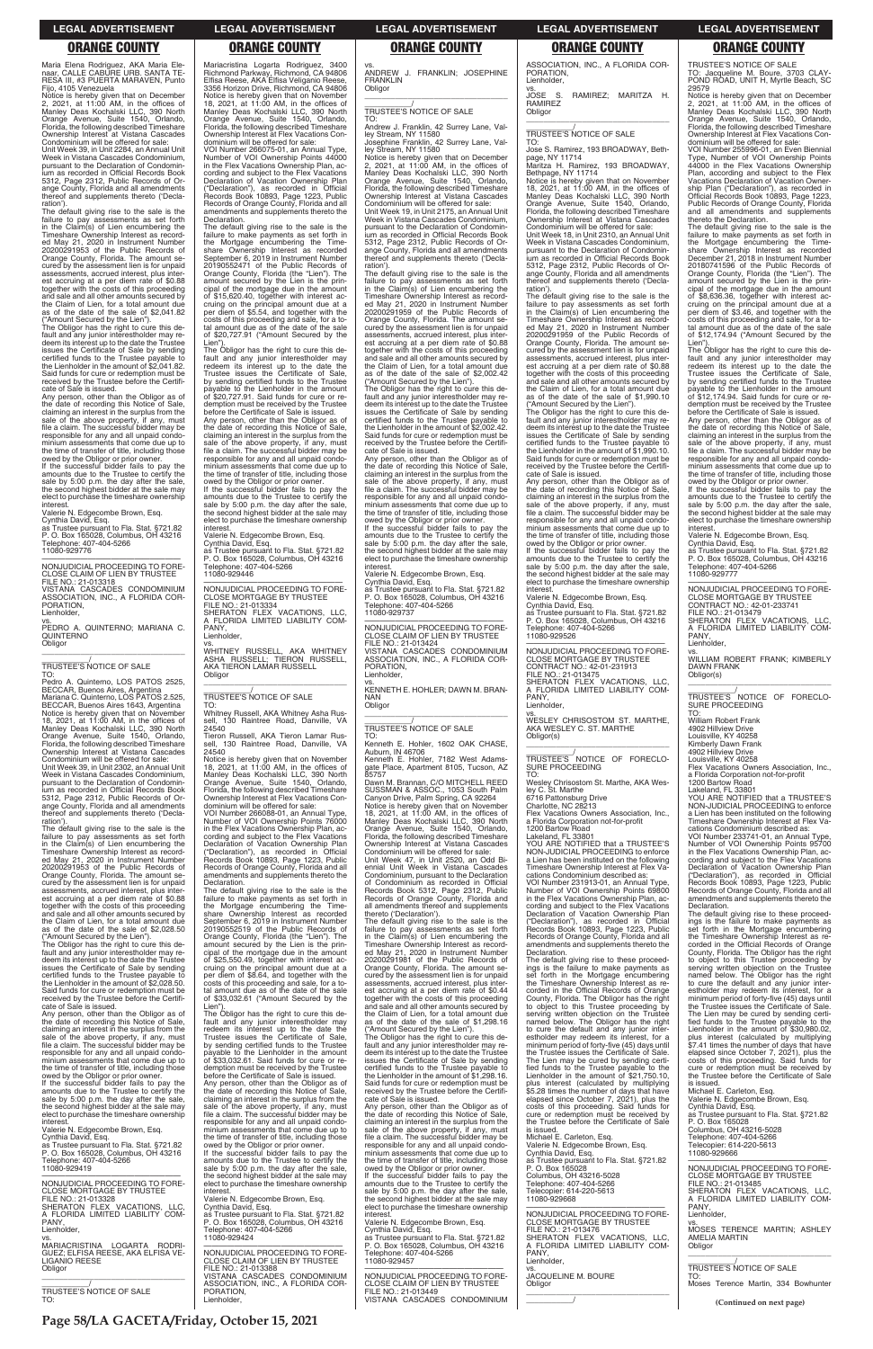Maria Elena Rodriguez, AKA Maria Elenaar, CALLE CABURE URB. SANTA TERESA III, #3 PUERTA MARAVEN, Punto Fijo, 4105 Venezuela

Notice is hereby given that on December 2, 2021, at 11:00 AM, in the offices of Manley Deas Kochalski LLC, 390 North Orange Avenue, Suite 1540, Orlando, Florida, the following described Timeshare Ownership Interest at Vistana Cascades Condominium will be offered for sale:

Unit Week 39, in Unit 2284, an Annual Unit Week in Vistana Cascades Condominium, pursuant to the Declaration of Condominium as recorded in Official Records Book 5312, Page 2312, Public Records of Orange County, Florida and all amendments thereof and supplements thereto ('Declaration').

The default giving rise to the sale is the failure to pay assessments as set forth in the Claim(s) of Lien encumbering the Timeshare Ownership Interest as recorded May 21, 2020 in Instrument Number 20200291953 of the Public Records of Orange County, Florida. The amount secured by the assessment lien is for unpaid assessments, accrued interest, plus interest accruing at a per diem rate of $0.88 together with the costs of this proceeding and sale and all other amounts secured by the Claim of Lien, for a total amount due as of the date of the sale of $2,041.82 ("Amount Secured by the Lien").

The Obligor has the right to cure this default and any junior interestholder may redeem its interest up to the date the Trustee issues the Certificate of Sale by sending certified funds to the Trustee payable to the Lienholder in the amount of $2,041.82. Said funds for cure or redemption must be received by the Trustee before the Certificate of Sale is issued.

Any person, other than the Obligor as of the date of recording this Notice of Sale, claiming an interest in the surplus from the sale of the above property, if any, must file a claim. The successful bidder may be responsible for any and all unpaid condominium assessments that come due up to the time of transfer of title, including those owed by the Obligor or prior owner.

If the successful bidder fails to pay the amounts due to the Trustee to certify the sale by 5:00 p.m. the day after the sale, the second highest bidder at the sale may elect to purchase the timeshare ownership interest.

Valerie N. Edgecombe Brown, Esq.
Cynthia David, Esq.
as Trustee pursuant to Fla. Stat. §721.82
P. O. Box 165028, Columbus, OH 43216
Telephone: 407-404-5266
11080-929776

---

NONJUDICIAL PROCEEDING TO FORECLOSE CLAIM OF LIEN BY TRUSTEE
FILE NO.: 21-013318
VISTANA CASCADES CONDOMINIUM ASSOCIATION, INC., A FLORIDA CORPORATION,
Lienholder,
vs.
PEDRO A. QUINTERNO; MARIANA C. QUINTERNO
Obligor

TRUSTEE'S NOTICE OF SALE
TO:
Pedro A. Quinterno, LOS PATOS 2525, BECCAR, Buenos Aires, Argentina
Mariana C. Quinterno, LOS PATOS 2.525, BECCAR, Buenos Aires 1643, Argentina

Notice is hereby given that on November 18, 2021, at 11:00 AM, in the offices of Manley Deas Kochalski LLC, 390 North Orange Avenue, Suite 1540, Orlando, Florida, the following described Timeshare Ownership Interest at Vistana Cascades Condominium will be offered for sale:

Unit Week 39, in Unit 2302, an Annual Unit Week in Vistana Cascades Condominium, pursuant to the Declaration of Condominium as recorded in Official Records Book 5312, Page 2312, Public Records of Orange County, Florida and all amendments thereof and supplements thereto ('Declaration').

The default giving rise to the sale is the failure to pay assessments as set forth in the Claim(s) of Lien encumbering the Timeshare Ownership Interest as recorded May 21, 2020 in Instrument Number 20200291953 of the Public Records of Orange County, Florida. The amount secured by the assessment lien is for unpaid assessments, accrued interest, plus interest accruing at a per diem rate of $0.88 together with the costs of this proceeding and sale and all other amounts secured by the Claim of Lien, for a total amount due as of the date of the sale of $2,028.50 ("Amount Secured by the Lien").

The Obligor has the right to cure this default and any junior interestholder may redeem its interest up to the date the Trustee issues the Certificate of Sale by sending certified funds to the Trustee payable to the Lienholder in the amount of $2,028.50. Said funds for cure or redemption must be received by the Trustee before the Certificate of Sale is issued.

Any person, other than the Obligor as of the date of recording this Notice of Sale, claiming an interest in the surplus from the sale of the above property, if any, must file a claim. The successful bidder may be responsible for any and all unpaid condominium assessments that come due up to the time of transfer of title, including those owed by the Obligor or prior owner.

If the successful bidder fails to pay the amounts due to the Trustee to certify the sale by 5:00 p.m. the day after the sale, the second highest bidder at the sale may elect to purchase the timeshare ownership interest.

Valerie N. Edgecombe Brown, Esq.
Cynthia David, Esq.
as Trustee pursuant to Fla. Stat. §721.82
P. O. Box 165028, Columbus, OH 43216
Telephone: 407-404-5266
11080-929419

---

NONJUDICIAL PROCEEDING TO FORECLOSE MORTGAGE BY TRUSTEE
FILE NO.: 21-013328
SHERATON FLEX VACATIONS, LLC, A FLORIDA LIMITED LIABILITY COMPANY,
Lienholder,
vs.
MARIACRISTINA LOGARTA RODRIGUEZ; ELFISA REESE, AKA ELFISA VELIGANIO REESE
Obligor

TRUSTEE'S NOTICE OF SALE
TO:
Mariacristina Logarta Rodriguez, 3400 Richmond Parkway, Richmond, CA 94806
Elfisa Reese, AKA Elfisa Veliganio Reese, 3356 Horizon Drive, Richmond, CA 94806

Notice is hereby given that on November 18, 2021, at 11:00 AM, in the offices of Manley Deas Kochalski LLC, 390 North Orange Avenue, Suite 1540, Orlando, Florida, the following described Timeshare Ownership Interest at Flex Vacations Condominium will be offered for sale:

VOI Number 266075-01, an Annual Type, Number of VOI Ownership Points 44000 in the Flex Vacations Ownership Plan, according and subject to the Flex Vacations Declaration of Vacation Ownership Plan ("Declaration"), as recorded in Official Records Book 10893, Page 1223, Public Records of Orange County, Florida and all amendments and supplements thereto the Declaration.

The default giving rise to the sale is the failure to make payments as set forth in the Mortgage encumbering the Timeshare Ownership Interest as recorded September 6, 2019 in Instrument Number 20190552471 of the Public Records of Orange County, Florida (the "Lien"). The amount secured by the Lien is the principal of the mortgage due in the amount of $15,620.40, together with interest accruing on the principal amount due at a per diem of $5.54, and together with the costs of this proceeding and sale, for a total amount due as of the date of the sale of $20,727.91 ("Amount Secured by the Lien").

The Obligor has the right to cure this default and any junior interestholder may redeem its interest up to the date the Trustee issues the Certificate of Sale, by sending certified funds to the Trustee payable to the Lienholder in the amount of $20,727.91. Said funds for cure or redemption must be received by the Trustee before the Certificate of Sale is issued.

Any person, other than the Obligor as of the date of recording this Notice of Sale, claiming an interest in the surplus from the sale of the above property, if any, must file a claim. The successful bidder may be responsible for any and all unpaid condominium assessments that come due up to the time of transfer of title, including those owed by the Obligor or prior owner.

If the successful bidder fails to pay the amounts due to the Trustee to certify the sale by 5:00 p.m. the day after the sale, the second highest bidder at the sale may elect to purchase the timeshare ownership interest.

Valerie N. Edgecombe Brown, Esq.
Cynthia David, Esq.
as Trustee pursuant to Fla. Stat. §721.82
P. O. Box 165028, Columbus, OH 43216
Telephone: 407-404-5266
11080-929446

---

NONJUDICIAL PROCEEDING TO FORECLOSE MORTGAGE BY TRUSTEE
FILE NO.: 21-013334
SHERATON FLEX VACATIONS, LLC, A FLORIDA LIMITED LIABILITY COMPANY,
Lienholder,
vs.
WHITNEY RUSSELL, AKA WHITNEY ASHA RUSSELL; TIERON RUSSELL, AKA TIERON LAMAR RUSSELL
Obligor

TRUSTEE'S NOTICE OF SALE
TO:
Whitney Russell, AKA Whitney Asha Russell, 130 Raintree Road, Danville, VA 24540
Tieron Russell, AKA Tieron Lamar Russell, 130 Raintree Road, Danville, VA 24540

Notice is hereby given that on November 18, 2021, at 11:00 AM, in the offices of Manley Deas Kochalski LLC, 390 North Orange Avenue, Suite 1540, Orlando, Florida, the following described Timeshare Ownership Interest at Flex Vacations Condominium will be offered for sale:

VOI Number 266088-01, an Annual Type, Number of VOI Ownership Points 76000 in the Flex Vacations Ownership Plan, according and subject to the Flex Vacations Declaration of Vacation Ownership Plan ("Declaration"), as recorded in Official Records Book 10893, Page 1223, Public Records of Orange County, Florida and all amendments and supplements thereto the Declaration.

The default giving rise to the sale is the failure to make payments as set forth in the Mortgage encumbering the Timeshare Ownership Interest as recorded September 6, 2019 in Instrument Number 20190552519 of the Public Records of Orange County, Florida (the "Lien"). The amount secured by the Lien is the principal of the mortgage due in the amount of $25,550.49, together with interest accruing on the principal amount due at a per diem of $8.64, and together with the costs of this proceeding and sale, for a total amount due as of the date of the sale of $33,032.61 ("Amount Secured by the Lien").

The Obligor has the right to cure this default and any junior interestholder may redeem its interest up to the date the Trustee issues the Certificate of Sale, by sending certified funds to the Trustee payable to the Lienholder in the amount of $33,032.61. Said funds for cure or redemption must be received by the Trustee before the Certificate of Sale is issued.

Any person, other than the Obligor as of the date of recording this Notice of Sale, claiming an interest in the surplus from the sale of the above property, if any, must file a claim. The successful bidder may be responsible for any and all unpaid condominium assessments that come due up to the time of transfer of title, including those owed by the Obligor or prior owner.

If the successful bidder fails to pay the amounts due to the Trustee to certify the sale by 5:00 p.m. the day after the sale, the second highest bidder at the sale may elect to purchase the timeshare ownership interest.

Valerie N. Edgecombe Brown, Esq.
Cynthia David, Esq.
as Trustee pursuant to Fla. Stat. §721.82
P. O. Box 165028, Columbus, OH 43216
Telephone: 407-404-5266
11080-929424

---

NONJUDICIAL PROCEEDING TO FORECLOSE CLAIM OF LIEN BY TRUSTEE
FILE NO.: 21-013388
VISTANA CASCADES CONDOMINIUM ASSOCIATION, INC., A FLORIDA CORPORATION,
Lienholder,
vs.
ANDREW J. FRANKLIN; JOSEPHINE FRANKLIN
Obligor

TRUSTEE'S NOTICE OF SALE
TO:
Andrew J. Franklin, 42 Surrey Lane, Valley Stream, NY 11580
Josephine Franklin, 42 Surrey Lane, Valley Stream, NY 11580

Notice is hereby given that on December 2, 2021, at 11:00 AM, in the offices of Manley Deas Kochalski LLC, 390 North Orange Avenue, Suite 1540, Orlando, Florida, the following described Timeshare Ownership Interest at Vistana Cascades Condominium will be offered for sale:

Unit Week 19, in Unit 2175, an Annual Unit Week in Vistana Cascades Condominium, pursuant to the Declaration of Condominium as recorded in Official Records Book 5312, Page 2312, Public Records of Orange County, Florida and all amendments thereof and supplements thereto ('Declaration').

The default giving rise to the sale is the failure to pay assessments as set forth in the Claim(s) of Lien encumbering the Timeshare Ownership Interest as recorded May 21, 2020 in Instrument Number 20200291959 of the Public Records of Orange County, Florida. The amount secured by the assessment lien is for unpaid assessments, accrued interest, plus interest accruing at a per diem rate of $0.88 together with the costs of this proceeding and sale and all other amounts secured by the Claim of Lien, for a total amount due as of the date of the sale of $2,002.42 ("Amount Secured by the Lien").

The Obligor has the right to cure this default and any junior interestholder may redeem its interest up to the date the Trustee issues the Certificate of Sale by sending certified funds to the Trustee payable to the Lienholder in the amount of $2,002.42. Said funds for cure or redemption must be received by the Trustee before the Certificate of Sale is issued.

Any person, other than the Obligor as of the date of recording this Notice of Sale, claiming an interest in the surplus from the sale of the above property, if any, must file a claim. The successful bidder may be responsible for any and all unpaid condominium assessments that come due up to the time of transfer of title, including those owed by the Obligor or prior owner.

If the successful bidder fails to pay the amounts due to the Trustee to certify the sale by 5:00 p.m. the day after the sale, the second highest bidder at the sale may elect to purchase the timeshare ownership interest.

Valerie N. Edgecombe Brown, Esq.
Cynthia David, Esq.
as Trustee pursuant to Fla. Stat. §721.82
P. O. Box 165028, Columbus, OH 43216
Telephone: 407-404-5266
11080-929737

---

NONJUDICIAL PROCEEDING TO FORECLOSE CLAIM OF LIEN BY TRUSTEE
FILE NO.: 21-013424
VISTANA CASCADES CONDOMINIUM ASSOCIATION, INC., A FLORIDA CORPORATION,
Lienholder,
vs.
KENNETH E. HOHLER; DAWN M. BRANNAN
Obligor

TRUSTEE'S NOTICE OF SALE
TO:
Kenneth E. Hohler, 1602 OAK CHASE, Auburn, IN 46706
Kenneth E. Hohler, 7182 West Adamsgate Place, Apartment 8105, Tucson, AZ 85757
Dawn M. Brannan, C/O MITCHELL REED SUSSMAN & ASSOC., 1053 South Palm Canyon Drive, Palm Spring, CA 92264

Notice is hereby given that on November 18, 2021, at 11:00 AM, in the offices of Manley Deas Kochalski LLC, 390 North Orange Avenue, Suite 1540, Orlando, Florida, the following described Timeshare Ownership Interest at Vistana Cascades Condominium will be offered for sale:

Unit Week 47, in Unit 2520, an Odd Biennial Unit Week in Vistana Cascades Condominium, pursuant to the Declaration of Condominium as recorded in Official Records Book 5312, Page 2312, Public Records of Orange County, Florida and all amendments thereof and supplements thereto ('Declaration').

The default giving rise to the sale is the failure to pay assessments as set forth in the Claim(s) of Lien encumbering the Timeshare Ownership Interest as recorded May 21, 2020 in Instrument Number 20200291981 of the Public Records of Orange County, Florida. The amount secured by the assessment lien is for unpaid assessments, accrued interest, plus interest accruing at a per diem rate of $0.44 together with the costs of this proceeding and sale and all other amounts secured by the Claim of Lien, for a total amount due as of the date of the sale of $1,298.16 ("Amount Secured by the Lien").

The Obligor has the right to cure this default and any junior interestholder may redeem its interest up to the date the Trustee issues the Certificate of Sale by sending certified funds to the Trustee payable to the Lienholder in the amount of $1,298.16. Said funds for cure or redemption must be received by the Trustee before the Certificate of Sale is issued.

Any person, other than the Obligor as of the date of recording this Notice of Sale, claiming an interest in the surplus from the sale of the above property, if any, must file a claim. The successful bidder may be responsible for any and all unpaid condominium assessments that come due up to the time of transfer of title, including those owed by the Obligor or prior owner.

If the successful bidder fails to pay the amounts due to the Trustee to certify the sale by 5:00 p.m. the day after the sale, the second highest bidder at the sale may elect to purchase the timeshare ownership interest.

Valerie N. Edgecombe Brown, Esq.
Cynthia David, Esq.
as Trustee pursuant to Fla. Stat. §721.82
P. O. Box 165028, Columbus, OH 43216
Telephone: 407-404-5266
11080-929457

---

NONJUDICIAL PROCEEDING TO FORECLOSE CLAIM OF LIEN BY TRUSTEE
FILE NO.: 21-013449
VISTANA CASCADES CONDOMINIUM ASSOCIATION, INC., A FLORIDA CORPORATION,
Lienholder,
vs.
JOSE S. RAMIREZ; MARITZA H. RAMIREZ
Obligor

TRUSTEE'S NOTICE OF SALE
TO:
Jose S. Ramirez, 193 BROADWAY, Bethpage, NY 11714
Maritza H. Ramirez, 193 BROADWAY, Bethpage, NY 11714

Notice is hereby given that on November 18, 2021, at 11:00 AM, in the offices of Manley Deas Kochalski LLC, 390 North Orange Avenue, Suite 1540, Orlando, Florida, the following described Timeshare Ownership Interest at Vistana Cascades Condominium will be offered for sale:

Unit Week 18, in Unit 2310, an Annual Unit Week in Vistana Cascades Condominium, pursuant to the Declaration of Condominium as recorded in Official Records Book 5312, Page 2312, Public Records of Orange County, Florida and all amendments thereof and supplements thereto ('Declaration').

The default giving rise to the sale is the failure to pay assessments as set forth in the Claim(s) of Lien encumbering the Timeshare Ownership Interest as recorded May 21, 2020 in Instrument Number 20200291959 of the Public Records of Orange County, Florida. The amount secured by the assessment lien is for unpaid assessments, accrued interest, plus interest accruing at a per diem rate of $0.88 together with the costs of this proceeding and sale and all other amounts secured by the Claim of Lien, for a total amount due as of the date of the sale of $1,990.10 ("Amount Secured by the Lien").

The Obligor has the right to cure this default and any junior interestholder may redeem its interest up to the date the Trustee issues the Certificate of Sale by sending certified funds to the Trustee payable to the Lienholder in the amount of $1,990.10. Said funds for cure or redemption must be received by the Trustee before the Certificate of Sale is issued.

Any person, other than the Obligor as of the date of recording this Notice of Sale, claiming an interest in the surplus from the sale of the above property, if any, must file a claim. The successful bidder may be responsible for any and all unpaid condominium assessments that come due up to the time of transfer of title, including those owed by the Obligor or prior owner.

If the successful bidder fails to pay the amounts due to the Trustee to certify the sale by 5:00 p.m. the day after the sale, the second highest bidder at the sale may elect to purchase the timeshare ownership interest.

Valerie N. Edgecombe Brown, Esq.
Cynthia David, Esq.
as Trustee pursuant to Fla. Stat. §721.82
P. O. Box 165028, Columbus, OH 43216
Telephone: 407-404-5266
11080-929526

---

NONJUDICIAL PROCEEDING TO FORECLOSE MORTGAGE BY TRUSTEE
CONTRACT NO.: 42-01-231913
FILE NO.: 21-013475
SHERATON FLEX VACATIONS, LLC, A FLORIDA LIMITED LIABILITY COMPANY,
Lienholder,
vs.
WESLEY CHRISOSTOM ST. MARTHE, AKA WESLEY C. ST. MARTHE
Obligor(s)

TRUSTEE'S NOTICE OF FORECLOSURE PROCEEDING
TO:
Wesley Chrisostom St. Marthe, AKA Wesley C. St. Marthe
6716 Pattonsburg Drive
Charlotte, NC 28213
Flex Vacations Owners Association, Inc., a Florida Corporation not-for-profit
1200 Bartow Road
Lakeland, FL 33801

YOU ARE NOTIFIED that a TRUSTEE'S NON-JUDICIAL PROCEEDING to enforce a Lien has been instituted on the following Timeshare Ownership Interest at Flex Vacations Condominium described as:

VOI Number 231913-01, an Annual Type, Number of VOI Ownership Points 69800 in the Flex Vacations Ownership Plan, according and subject to the Flex Vacations Declaration of Vacation Ownership Plan ("Declaration"), as recorded in Official Records Book 10893, Page 1223, Public Records of Orange County, Florida and all amendments and supplements thereto the Declaration.

The default giving rise to these proceedings is the failure to make payments as set forth in the Mortgage encumbering the Timeshare Ownership Interest as recorded in the Official Records of Orange County, Florida. The Obligor has the right to object to this Trustee proceeding by serving written objection on the Trustee named below. The Obligor has the right to cure the default and any junior interestholder may redeem its interest, for a minimum period of forty-five (45) days until the Trustee issues the Certificate of Sale. The Lien may be cured by sending certified funds to the Trustee payable to the Lienholder in the amount of $21,750.10, plus interest (calculated by multiplying $5.28 times the number of days that have elapsed since October 7, 2021), plus the costs of this proceeding. Said funds for cure or redemption must be received by the Trustee before the Certificate of Sale is issued.

Michael E. Carleton, Esq.
Valerie N. Edgecombe Brown, Esq.
Cynthia David, Esq.
as Trustee pursuant to Fla. Stat. §721.82
P. O. Box 165028
Columbus, OH 43216-5028
Telephone: 407-404-5266
Telecopier: 614-220-5613
11080-929668

---

NONJUDICIAL PROCEEDING TO FORECLOSE MORTGAGE BY TRUSTEE
FILE NO.: 21-013476
SHERATON FLEX VACATIONS, LLC, A FLORIDA LIMITED LIABILITY COMPANY,
Lienholder,
vs.
JACQUELINE M. BOURE
Obligor

TRUSTEE'S NOTICE OF SALE
TO: Jacqueline M. Boure, 3703 CLAYPOND ROAD, UNIT H, Myrtle Beach, SC 29579

Notice is hereby given that on December 2, 2021, at 11:00 AM, in the offices of Manley Deas Kochalski LLC, 390 North Orange Avenue, Suite 1540, Orlando, Florida, the following described Timeshare Ownership Interest at Flex Vacations Condominium will be offered for sale:

VOI Number 255998-01, an Even Biennial Type, Number of VOI Ownership Points 44000 in the Flex Vacations Ownership Plan, according and subject to the Flex Vacations Declaration of Vacation Ownership Plan ("Declaration"), as recorded in Official Records Book 10893, Page 1223, Public Records of Orange County, Florida and all amendments and supplements thereto the Declaration.

The default giving rise to the sale is the failure to make payments as set forth in the Mortgage encumbering the Timeshare Ownership Interest as recorded December 21, 2018 in Instrument Number 20180741596 of the Public Records of Orange County, Florida (the "Lien"). The amount secured by the Lien is the principal of the mortgage due in the amount of $8,636.36, together with interest accruing on the principal amount due at a per diem of $3.46, and together with the costs of this proceeding and sale, for a total amount due as of the date of the sale of $12,174.94 ("Amount Secured by the Lien").

The Obligor has the right to cure this default and any junior interestholder may redeem its interest up to the date the Trustee issues the Certificate of Sale, by sending certified funds to the Trustee payable to the Lienholder in the amount of $12,174.94. Said funds for cure or redemption must be received by the Trustee before the Certificate of Sale is issued.

Any person, other than the Obligor as of the date of recording this Notice of Sale, claiming an interest in the surplus from the sale of the above property, if any, must file a claim. The successful bidder may be responsible for any and all unpaid condominium assessments that come due up to the time of transfer of title, including those owed by the Obligor or prior owner.

If the successful bidder fails to pay the amounts due to the Trustee to certify the sale by 5:00 p.m. the day after the sale, the second highest bidder at the sale may elect to purchase the timeshare ownership interest.

Valerie N. Edgecombe Brown, Esq.
Cynthia David, Esq.
as Trustee pursuant to Fla. Stat. §721.82
P. O. Box 165028, Columbus, OH 43216
Telephone: 407-404-5266
11080-929777

---

NONJUDICIAL PROCEEDING TO FORECLOSE MORTGAGE BY TRUSTEE
CONTRACT NO.: 42-01-233741
FILE NO.: 21-013479
SHERATON FLEX VACATIONS, LLC, A FLORIDA LIMITED LIABILITY COMPANY,
Lienholder,
vs.
WILLIAM ROBERT FRANK; KIMBERLY DAWN FRANK
Obligor(s)

TRUSTEE'S NOTICE OF FORECLOSURE PROCEEDING
TO:
William Robert Frank
4902 Hillview Drive
Louisville, KY 40258
Kimberly Dawn Frank
4902 Hillview Drive
Louisville, KY 40258
Flex Vacations Owners Association, Inc., a Florida Corporation not-for-profit
1200 Bartow Road
Lakeland, FL 33801

YOU ARE NOTIFIED that a TRUSTEE'S NON-JUDICIAL PROCEEDING to enforce a Lien has been instituted on the following Timeshare Ownership Interest at Flex Vacations Condominium described as:

VOI Number 233741-01, an Annual Type, Number of VOI Ownership Points 95700 in the Flex Vacations Ownership Plan, according and subject to the Flex Vacations Declaration of Vacation Ownership Plan ("Declaration"), as recorded in Official Records Book 10893, Page 1223, Public Records of Orange County, Florida and all amendments and supplements thereto the Declaration.

The default giving rise to these proceedings is the failure to make payments as set forth in the Mortgage encumbering the Timeshare Ownership Interest as recorded in the Official Records of Orange County, Florida. The Obligor has the right to object to this Trustee proceeding by serving written objection on the Trustee named below. The Obligor has the right to cure the default and any junior interestholder may redeem its interest, for a minimum period of forty-five (45) days until the Trustee issues the Certificate of Sale. The Lien may be cured by sending certified funds to the Trustee payable to the Lienholder in the amount of $30,980.02, plus interest (calculated by multiplying $7.41 times the number of days that have elapsed since October 7, 2021), plus the costs of this proceeding. Said funds for cure or redemption must be received by the Trustee before the Certificate of Sale is issued.

Michael E. Carleton, Esq.
Valerie N. Edgecombe Brown, Esq.
Cynthia David, Esq.
as Trustee pursuant to Fla. Stat. §721.82
P. O. Box 165028
Columbus, OH 43216-5028
Telephone: 407-404-5266
Telecopier: 614-220-5613
11080-929666

---

NONJUDICIAL PROCEEDING TO FORECLOSE MORTGAGE BY TRUSTEE
FILE NO.: 21-013485
SHERATON FLEX VACATIONS, LLC, A FLORIDA LIMITED LIABILITY COMPANY,
Lienholder,
vs.
MOSES TERENCE MARTIN; ASHLEY AMELIA MARTIN
Obligor

TRUSTEE'S NOTICE OF SALE
TO:
Moses Terence Martin, 334 Bowhunter

**(Continued on next page)**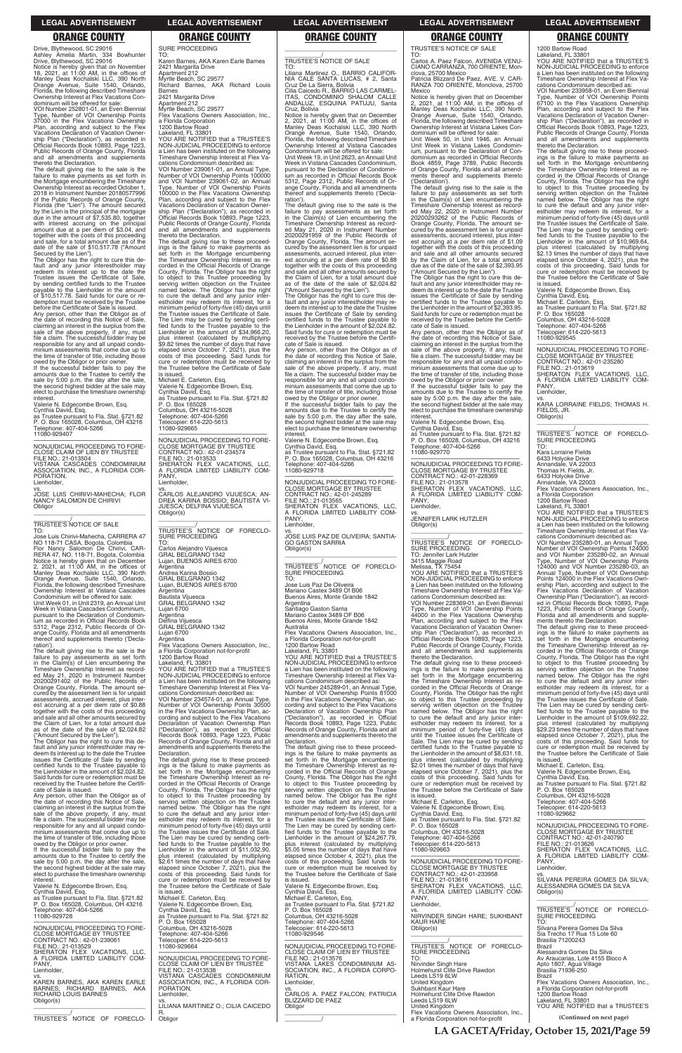Drive, Blythewood, SC 29016
Ashley Amelia Martin, 334 Bowhunter Drive, Blythewood, SC 29016
Notice is hereby given that on November 18, 2021, at 11:00 AM, in the offices of Manley Deas Kochalski LLC, 390 North Orange Avenue, Suite 1540, Orlando, Florida, the following described Timeshare Ownership Interest at Flex Vacations Condominium will be offered for sale:
VOI Number 252801-01, an Even Biennial Type, Number of VOI Ownership Points 37000 in the Flex Vacations Ownership Plan, according and subject to the Flex Vacations Declaration of Vacation Ownership Plan ("Declaration"), as recorded in Official Records Book 10893, Page 1223, Public Records of Orange County, Florida and all amendments and supplements thereto the Declaration.
The default giving rise to the sale is the failure to make payments as set forth in the Mortgage encumbering the Timeshare Ownership Interest as recorded October 1, 2018 in Instrument Number 20180577996 of the Public Records of Orange County, Florida (the "Lien"). The amount secured by the Lien is the principal of the mortgage due in the amount of $7,535.80, together with interest accruing on the principal amount due at a per diem of $3.04, and together with the costs of this proceeding and sale, for a total amount due as of the date of the sale of $10,517.78 ("Amount Secured by the Lien").
The Obligor has the right to cure this default and any junior interestholder may redeem its interest up to the date the Trustee issues the Certificate of Sale, by sending certified funds to the Trustee payable to the Lienholder in the amount of $10,517.78. Said funds for cure or redemption must be received by the Trustee before the Certificate of Sale is issued.
Any person, other than the Obligor as of the date of recording this Notice of Sale, claiming an interest in the surplus from the sale of the above property, if any, must file a claim. The successful bidder may be responsible for any and all unpaid condominium assessments that come due up to the time of transfer of title, including those owed by the Obligor or prior owner.
If the successful bidder fails to pay the amounts due to the Trustee to certify the sale by 5:00 p.m. the day after the sale, the second highest bidder at the sale may elect to purchase the timeshare ownership interest.
Valerie N. Edgecombe Brown, Esq.
Cynthia David, Esq.
as Trustee pursuant to Fla. Stat. §721.82
P. O. Box 165028, Columbus, OH 43216
Telephone: 407-404-5266
11080-929407

---

NONJUDICIAL PROCEEDING TO FORECLOSE CLAIM OF LIEN BY TRUSTEE
FILE NO.: 21-013504
VISTANA CASCADES CONDOMINIUM ASSOCIATION, INC., A FLORIDA CORPORATION,
Lienholder,
vs.
JOSE LUIS CHIRIVI-MAHECHA; FLOR NANCY SALOMON DE CHIRIVI
Obligor

---

TRUSTEE'S NOTICE OF SALE
TO:
Jose Luis Chirivi-Mahecha, CARRERA 47 NO 118-71 CASA, Bogota, Colombia
Flor Nancy Salomon De Chirivi, CARRERA 47, NO. 118-71, Bogota, Colombia
Notice is hereby given that on December 2, 2021, at 11:00 AM, in the offices of Manley Deas Kochalski LLC, 390 North Orange Avenue, Suite 1540, Orlando, Florida, the following described Timeshare Ownership Interest at Vistana Cascades Condominium will be offered for sale:
Unit Week 01, in Unit 2319, an Annual Unit Week in Vistana Cascades Condominium, pursuant to the Declaration of Condominium as recorded in Official Records Book 5312, Page 2312, Public Records of Orange County, Florida and all amendments thereof and supplements thereto ('Declaration').
The default giving rise to the sale is the failure to pay assessments as set forth in the Claim(s) of Lien encumbering the Timeshare Ownership Interest as recorded May 21, 2020 in Instrument Number 20200291402 of the Public Records of Orange County, Florida. The amount secured by the assessment lien is for unpaid assessments, accrued interest, plus interest accruing at a per diem rate of $0.88 together with the costs of this proceeding and sale and all other amounts secured by the Claim of Lien, for a total amount due as of the date of the sale of $2,024.82 ("Amount Secured by the Lien").
The Obligor has the right to cure this default and any junior interestholder may redeem its interest up to the date the Trustee issues the Certificate of Sale by sending certified funds to the Trustee payable to the Lienholder in the amount of $2,024.82. Said funds for cure or redemption must be received by the Trustee before the Certificate of Sale is issued.
Any person, other than the Obligor as of the date of recording this Notice of Sale, claiming an interest in the surplus from the sale of the above property, if any, must file a claim. The successful bidder may be responsible for any and all unpaid condominium assessments that come due up to the time of transfer of title, including those owed by the Obligor or prior owner.
If the successful bidder fails to pay the amounts due to the Trustee to certify the sale by 5:00 p.m. the day after the sale, the second highest bidder at the sale may elect to purchase the timeshare ownership interest.
Valerie N. Edgecombe Brown, Esq.
Cynthia David, Esq.
as Trustee pursuant to Fla. Stat. §721.82
P. O. Box 165028, Columbus, OH 43216
Telephone: 407-404-5266
11080-929728

---

NONJUDICIAL PROCEEDING TO FORECLOSE MORTGAGE BY TRUSTEE
CONTRACT NO.: 42-01-239061
FILE NO.: 21-013529
SHERATON FLEX VACATIONS, LLC, A FLORIDA LIMITED LIABILITY COMPANY,
Lienholder,
vs.
KAREN BARNES, AKA KAREN EARLE BARNES; RICHARD BARNES, AKA RICHARD LOUIS BARNES
Obligor(s)

---

TRUSTEE'S NOTICE OF FORECLOSURE PROCEEDING
TO:
Karen Barnes, AKA Karen Earle Barnes
2421 Margarita Drive
Apartment 212
Myrtle Beach, SC 29577
Richard Barnes, AKA Richard Louis Barnes
2421 Margarita Drive
Apartment 212
Myrtle Beach, SC 29577
Flex Vacations Owners Association, Inc., a Florida Corporation
1200 Bartow Road
Lakeland, FL 33801
YOU ARE NOTIFIED that a TRUSTEE'S NON-JUDICIAL PROCEEDING to enforce a Lien has been instituted on the following Timeshare Ownership Interest at Flex Vacations Condominium described as:
VOI Number 239061-01, an Annual Type, Number of VOI Ownership Points 100000 and VOI Number 239061-02, an Annual Type, Number of VOI Ownership Points 100000 in the Flex Vacations Ownership Plan, according and subject to the Flex Vacations Declaration of Vacation Ownership Plan ("Declaration"), as recorded in Official Records Book 10893, Page 1223, Public Records of Orange County, Florida and all amendments and supplements thereto the Declaration.
The default giving rise to these proceedings is the failure to make payments as set forth in the Mortgage encumbering the Timeshare Ownership Interest as recorded in the Official Records of Orange County, Florida. The Obligor has the right to object to this Trustee proceeding by serving written objection on the Trustee named below. The Obligor has the right to cure the default and any junior interestholder may redeem its interest, for a minimum period of forty-five (45) days until the Trustee issues the Certificate of Sale. The Lien may be cured by sending certified funds to the Trustee payable to the Lienholder in the amount of $34,966.20, plus interest (calculated by multiplying $9.82 times the number of days that have elapsed since October 7, 2021), plus the costs of this proceeding. Said funds for cure or redemption must be received by the Trustee before the Certificate of Sale is issued.
Michael E. Carleton, Esq.
Valerie N. Edgecombe Brown, Esq.
Cynthia David, Esq.
as Trustee pursuant to Fla. Stat. §721.82
P. O. Box 165028
Columbus, OH 43216-5028
Telephone: 407-404-5266
Telecopier: 614-220-5613
11080-929665

---

NONJUDICIAL PROCEEDING TO FORECLOSE MORTGAGE BY TRUSTEE
CONTRACT NO.: 42-01-234574
FILE NO.: 21-013533
SHERATON FLEX VACATIONS, LLC, A FLORIDA LIMITED LIABILITY COMPANY,
Lienholder,
vs.
CARLOS ALEJANDRO VIJUESCA; ANDREA KARINA BOSSIO; BAUTISTA VIJUESCA; DELFINA VIJUESCA
Obligor(s)

---

TRUSTEE'S NOTICE OF FORECLOSURE PROCEEDING
TO:
Carlos Alejandro Vijuesca
GRAL BELGRANO 1342
Lujan, BUENOS AIRES 6700
Argentina
Andrea Karina Bossio
GRAL BELGRANO 1342
Lujan, BUENOS AIRES 6700
Argentina
Bautista Vijuesca
GRAL BELGRANO 1342
Lujan 6700
Argentina
Delfina Vijuesca
GRAL BELGRANO 1342
Lujan 6700
Argentina
Flex Vacations Owners Association, Inc., a Florida Corporation not-for-profit
1200 Bartow Road
Lakeland, FL 33801
YOU ARE NOTIFIED that a TRUSTEE'S NON-JUDICIAL PROCEEDING to enforce a Lien has been instituted on the following Timeshare Ownership Interest at Flex Vacations Condominium described as:
VOI Number 234574-01, an Annual Type, Number of VOI Ownership Points 30500 in the Flex Vacations Ownership Plan, according and subject to the Flex Vacations Declaration of Vacation Ownership Plan ("Declaration"), as recorded in Official Records Book 10893, Page 1223, Public Records of Orange County, Florida and all amendments and supplements thereto the Declaration.
The default giving rise to these proceedings is the failure to make payments as set forth in the Mortgage encumbering the Timeshare Ownership Interest as recorded in the Official Records of Orange County, Florida. The Obligor has the right to object to this Trustee proceeding by serving written objection on the Trustee named below. The Obligor has the right to cure the default and any junior interestholder may redeem its interest, for a minimum period of forty-five (45) days until the Trustee issues the Certificate of Sale. The Lien may be cured by sending certified funds to the Trustee payable to the Lienholder in the amount of $11,032.90, plus interest (calculated by multiplying $2.61 times the number of days that have elapsed since October 7, 2021), plus the costs of this proceeding. Said funds for cure or redemption must be received by the Trustee before the Certificate of Sale is issued.
Michael E. Carleton, Esq.
Valerie N. Edgecombe Brown, Esq.
Cynthia David, Esq.
as Trustee pursuant to Fla. Stat. §721.82
P. O. Box 165028
Columbus, OH 43216-5028
Telephone: 407-404-5266
Telecopier: 614-220-5613
11080-929664

---

NONJUDICIAL PROCEEDING TO FORECLOSE CLAIM OF LIEN BY TRUSTEE
FILE NO.: 21-013538
VISTANA CASCADES CONDOMINIUM ASSOCIATION, INC., A FLORIDA CORPORATION,
Lienholder,
vs.
LILIANA MARTINEZ O.; CILIA CAICEDO R.
Obligor

---

TRUSTEE'S NOTICE OF SALE
TO:
Liliana Martinez O., BARRIO CALIFORNIA CALLE SANTA LUCAS, # 2, Santa Cruz De La Sierra, Bolivia
Cilia Caicedo R., BARRIO LAS CARMELITAS, CONDOMINIO SHALOM CALLE ANDALUZ, ESQUINA PATUJU, Santa Cruz, Bolivia
Notice is hereby given that on December 2, 2021, at 11:00 AM, in the offices of Manley Deas Kochalski LLC, 390 North Orange Avenue, Suite 1540, Orlando, Florida, the following described Timeshare Ownership Interest at Vistana Cascades Condominium will be offered for sale:
Unit Week 19, in Unit 2623, an Annual Unit Week in Vistana Cascades Condominium, pursuant to the Declaration of Condominium as recorded in Official Records Book 5312, Page 2312, Public Records of Orange County, Florida and all amendments thereof and supplements thereto ('Declaration').
The default giving rise to the sale is the failure to pay assessments as set forth in the Claim(s) of Lien encumbering the Timeshare Ownership Interest as recorded May 21, 2020 in Instrument Number 20200291959 of the Public Records of Orange County, Florida. The amount secured by the assessment lien is for unpaid assessments, accrued interest, plus interest accruing at a per diem rate of $0.88 together with the costs of this proceeding and sale and all other amounts secured by the Claim of Lien, for a total amount due as of the date of the sale of $2,024.82 ("Amount Secured by the Lien").
The Obligor has the right to cure this default and any junior interestholder may redeem its interest up to the date the Trustee issues the Certificate of Sale by sending certified funds to the Trustee payable to the Lienholder in the amount of $2,024.82. Said funds for cure or redemption must be received by the Trustee before the Certificate of Sale is issued.
Any person, other than the Obligor as of the date of recording this Notice of Sale, claiming an interest in the surplus from the sale of the above property, if any, must file a claim. The successful bidder may be responsible for any and all unpaid condominium assessments that come due up to the time of transfer of title, including those owed by the Obligor or prior owner.
If the successful bidder fails to pay the amounts due to the Trustee to certify the sale by 5:00 p.m. the day after the sale, the second highest bidder at the sale may elect to purchase the timeshare ownership interest.
Valerie N. Edgecombe Brown, Esq.
Cynthia David, Esq.
as Trustee pursuant to Fla. Stat. §721.82
P. O. Box 165028, Columbus, OH 43216
Telephone: 407-404-5266
11080-929718

---

NONJUDICIAL PROCEEDING TO FORECLOSE MORTGAGE BY TRUSTEE
CONTRACT NO.: 42-01-245289
FILE NO.: 21-013565
SHERATON FLEX VACATIONS, LLC, A FLORIDA LIMITED LIABILITY COMPANY,
Lienholder,
vs.
JOSE LUIS PAZ DE OLIVEIRA; SANTIAGO GASTON SARRIA
Obligor(s)

---

TRUSTEE'S NOTICE OF FORECLOSURE PROCEEDING
TO:
Jose Luis Paz De Oliveira
Mariano Castex 3489 Of B06
Buenos Aires, Monte Grande 1842
Argentina
Santiago Gaston Sarria
Mariano Castex 3489 Of B06
Buenos Aires, Monte Grande 1842
Australia
Flex Vacations Owners Association, Inc., a Florida Corporation not-for-profit
1200 Bartow Road
Lakeland, FL 33801
YOU ARE NOTIFIED that a TRUSTEE'S NON-JUDICIAL PROCEEDING to enforce a Lien has been instituted on the following Timeshare Ownership Interest at Flex Vacations Condominium described as:
VOI Number 245289-01, an Annual Type, Number of VOI Ownership Points 81000 in the Flex Vacations Ownership Plan, according and subject to the Flex Vacations Declaration of Vacation Ownership Plan ("Declaration"), as recorded in Official Records Book 10893, Page 1223, Public Records of Orange County, Florida and all amendments and supplements thereto the Declaration.
The default giving rise to these proceedings is the failure to make payments as set forth in the Mortgage encumbering the Timeshare Ownership Interest as recorded in the Official Records of Orange County, Florida. The Obligor has the right to object to this Trustee proceeding by serving written objection on the Trustee named below. The Obligor has the right to cure the default and any junior interestholder may redeem its interest, for a minimum period of forty-five (45) days until the Trustee issues the Certificate of Sale. The Lien may be cured by sending certified funds to the Trustee payable to the Lienholder in the amount of $24,267.79, plus interest (calculated by multiplying $5.05 times the number of days that have elapsed since October 4, 2021), plus the costs of this proceeding. Said funds for cure or redemption must be received by the Trustee before the Certificate of Sale is issued.
Valerie N. Edgecombe Brown, Esq.
Cynthia David, Esq.
Michael E. Carleton, Esq.
as Trustee pursuant to Fla. Stat. §721.82
P. O. Box 165028
Columbus, OH 43216-5028
Telephone: 407-404-5266
Telecopier: 614-220-5613
11080-929546

---

NONJUDICIAL PROCEEDING TO FORECLOSE CLAIM OF LIEN BY TRUSTEE
FILE NO.: 21-013576
VISTANA LAKES CONDOMINIUM ASSOCIATION, INC., A FLORIDA CORPORATION,
Lienholder,
vs.
CARLOS A. PAEZ FALCON; PATRICIA BLIZZARD DE PAEZ
Obligor

---

TRUSTEE'S NOTICE OF SALE
TO:
Carlos A. Paez Falcon, AVENIDA VENUCIANO CARRANZA, 700 ORIENTE, Monclova, 25700 Mexico
Patricia Blizzard De Paez, AVE. V. CARRANZA 700 ORIENTE, Monclova, 25700 Mexico
Notice is hereby given that on December 2, 2021, at 11:00 AM, in the offices of Manley Deas Kochalski LLC, 390 North Orange Avenue, Suite 1540, Orlando, Florida, the following described Timeshare Ownership Interest at Vistana Lakes Condominium will be offered for sale:
Unit Week 50, in Unit 1946, an Annual Unit Week in Vistana Lakes Condominium, pursuant to the Declaration of Condominium as recorded in Official Records Book 4859, Page 3789, Public Records of Orange County, Florida and all amendments thereof and supplements thereto ('Declaration').
The default giving rise to the sale is the failure to pay assessments as set forth in the Claim(s) of Lien encumbering the Timeshare Ownership Interest as recorded May 22, 2020 in Instrument Number 20200293262 of the Public Records of Orange County, Florida. The amount secured by the assessment lien is for unpaid assessments, accrued interest, plus interest accruing at a per diem rate of $1.09 together with the costs of this proceeding and sale and all other amounts secured by the Claim of Lien, for a total amount due as of the date of the sale of $2,393.95 ("Amount Secured by the Lien").
The Obligor has the right to cure this default and any junior interestholder may redeem its interest up to the date the Trustee issues the Certificate of Sale by sending certified funds to the Trustee payable to the Lienholder in the amount of $2,393.95. Said funds for cure or redemption must be received by the Trustee before the Certificate of Sale is issued.
Any person, other than the Obligor as of the date of recording this Notice of Sale, claiming an interest in the surplus from the sale of the above property, if any, must file a claim. The successful bidder may be responsible for any and all unpaid condominium assessments that come due up to the time of transfer of title, including those owed by the Obligor or prior owner.
If the successful bidder fails to pay the amounts due to the Trustee to certify the sale by 5:00 p.m. the day after the sale, the second highest bidder at the sale may elect to purchase the timeshare ownership interest.
Valerie N. Edgecombe Brown, Esq.
Cynthia David, Esq.
as Trustee pursuant to Fla. Stat. §721.82
P. O. Box 165028, Columbus, OH 43216
Telephone: 407-404-5266
11080-929770

---

NONJUDICIAL PROCEEDING TO FORECLOSE MORTGAGE BY TRUSTEE
CONTRACT NO.: 42-01-228369
FILE NO.: 21-013578
SHERATON FLEX VACATIONS, LLC, A FLORIDA LIMITED LIABILITY COMPANY,
Lienholder,
vs.
JENNIFER LARK HUTZLER
Obligor(s)

---

TRUSTEE'S NOTICE OF FORECLOSURE PROCEEDING
TO: Jennifer Lark Hutzler
3415 Maggie Road
Melissa, TX 75454
YOU ARE NOTIFIED that a TRUSTEE'S NON-JUDICIAL PROCEEDING to enforce a Lien has been instituted on the following Timeshare Ownership Interest at Flex Vacations Condominium described as:
VOI Number 228369-01, an Even Biennial Type, Number of VOI Ownership Points 44000 in the Flex Vacations Ownership Plan, according and subject to the Flex Vacations Declaration of Vacation Ownership Plan ("Declaration"), as recorded in Official Records Book 10893, Page 1223, Public Records of Orange County, Florida and all amendments and supplements thereto the Declaration.
The default giving rise to these proceedings is the failure to make payments as set forth in the Mortgage encumbering the Timeshare Ownership Interest as recorded in the Official Records of Orange County, Florida. The Obligor has the right to object to this Trustee proceeding by serving written objection on the Trustee named below. The Obligor has the right to cure the default and any junior interestholder may redeem its interest, for a minimum period of forty-five (45) days until the Trustee issues the Certificate of Sale. The Lien may be cured by sending certified funds to the Trustee payable to the Lienholder in the amount of $8,631.18, plus interest (calculated by multiplying $2.01 times the number of days that have elapsed since October 7, 2021), plus the costs of this proceeding. Said funds for cure or redemption must be received by the Trustee before the Certificate of Sale is issued.
Michael E. Carleton, Esq.
Valerie N. Edgecombe Brown, Esq.
Cynthia David, Esq.
as Trustee pursuant to Fla. Stat. §721.82
P. O. Box 165028
Columbus, OH 43216-5028
Telephone: 407-404-5266
Telecopier: 614-220-5613
11080-929663

---

NONJUDICIAL PROCEEDING TO FORECLOSE MORTGAGE BY TRUSTEE
CONTRACT NO.: 42-01-233958
FILE NO.: 21-013616
SHERATON FLEX VACATIONS, LLC, A FLORIDA LIMITED LIABILITY COMPANY,
Lienholder,
vs.
NIRVINDER SINGH HARE; SUKHBANT KAUR HARE
Obligor(s)

---

TRUSTEE'S NOTICE OF FORECLOSURE PROCEEDING
TO:
Nirvinder Singh Hare
Holmehurst Cliffe Drive Rawdon
Leeds LS19 6LW
United Kingdom
Sukhbant Kaur Hare
Holmehurst Cliffe Drive Rawdon
Leeds LS19 6LW
United Kingdom
Flex Vacations Owners Association, Inc., a Florida Corporation not-for-profit
1200 Bartow Road
Lakeland, FL 33801
YOU ARE NOTIFIED that a TRUSTEE'S NON-JUDICIAL PROCEEDING to enforce a Lien has been instituted on the following Timeshare Ownership Interest at Flex Vacations Condominium described as:
VOI Number 233958-01, an Even Biennial Type, Number of VOI Ownership Points 67100 in the Flex Vacations Ownership Plan, according and subject to the Flex Vacations Declaration of Vacation Ownership Plan ("Declaration"), as recorded in Official Records Book 10893, Page 1223, Public Records of Orange County, Florida and all amendments and supplements thereto the Declaration.
The default giving rise to these proceedings is the failure to make payments as set forth in the Mortgage encumbering the Timeshare Ownership Interest as recorded in the Official Records of Orange County, Florida. The Obligor has the right to object to this Trustee proceeding by serving written objection on the Trustee named below. The Obligor has the right to cure the default and any junior interestholder may redeem its interest, for a minimum period of forty-five (45) days until the Trustee issues the Certificate of Sale. The Lien may be cured by sending certified funds to the Trustee payable to the Lienholder in the amount of $10,969.64, plus interest (calculated by multiplying $2.13 times the number of days that have elapsed since October 4, 2021), plus the costs of this proceeding. Said funds for cure or redemption must be received by the Trustee before the Certificate of Sale is issued.
Valerie N. Edgecombe Brown, Esq.
Cynthia David, Esq.
Michael E. Carleton, Esq.
as Trustee pursuant to Fla. Stat. §721.82
P. O. Box 165028
Columbus, OH 43216-5028
Telephone: 407-404-5266
Telecopier: 614-220-5613
11080-929545

---

NONJUDICIAL PROCEEDING TO FORECLOSE MORTGAGE BY TRUSTEE
CONTRACT NO.: 42-01-235280
FILE NO.: 21-013619
SHERATON FLEX VACATIONS, LLC, A FLORIDA LIMITED LIABILITY COMPANY,
Lienholder,
vs.
KARA LORRAINE FIELDS; THOMAS H. FIELDS, JR.
Obligor(s)

---

TRUSTEE'S NOTICE OF FORECLOSURE PROCEEDING
TO:
Kara Lorraine Fields
6433 Holyoke Drive
Annandale, VA 22003
Thomas H. Fields, Jr.
6433 Holyoke Drive
Annandale, VA 22003
Flex Vacations Owners Association, Inc., a Florida Corporation
1200 Bartow Road
Lakeland, FL 33801
YOU ARE NOTIFIED that a TRUSTEE'S NON-JUDICIAL PROCEEDING to enforce a Lien has been instituted on the following Timeshare Ownership Interest at Flex Vacations Condominium described as:
VOI Number 235280-01, an Annual Type, Number of VOI Ownership Points 124000 and VOI Number 235280-02, an Annual Type, Number of VOI Ownership Points 124000 in the Flex Vacations Ownership Plan, according and subject to the Flex Vacations Declaration of Vacation Ownership Plan ("Declaration"), as recorded in Official Records Book 10893, Page 1223, Public Records of Orange County, Florida and all amendments and supplements thereto the Declaration.
The default giving rise to these proceedings is the failure to make payments as set forth in the Mortgage encumbering the Timeshare Ownership Interest as recorded in the Official Records of Orange County, Florida. The Obligor has the right to object to this Trustee proceeding by serving written objection on the Trustee named below. The Obligor has the right to cure the default and any junior interestholder may redeem its interest, for a minimum period of forty-five (45) days until the Trustee issues the Certificate of Sale. The Lien may be cured by sending certified funds to the Trustee payable to the Lienholder in the amount of $109,692.22, plus interest (calculated by multiplying $29.23 times the number of days that have elapsed since October 7, 2021), plus the costs of this proceeding. Said funds for cure or redemption must be received by the Trustee before the Certificate of Sale is issued.
Michael E. Carleton, Esq.
Valerie N. Edgecombe Brown, Esq.
Cynthia David, Esq.
as Trustee pursuant to Fla. Stat. §721.82
P. O. Box 165028
Columbus, OH 43216-5028
Telephone: 407-404-5266
Telecopier: 614-220-5613
11080-929662

---

NONJUDICIAL PROCEEDING TO FORECLOSE MORTGAGE BY TRUSTEE
CONTRACT NO.: 42-01-240790
FILE NO.: 21-013626
SHERATON FLEX VACATIONS, LLC, A FLORIDA LIMITED LIABILITY COMPANY,
Lienholder,
vs.
SILVANA PEREIRA GOMES DA SILVA; ALESSANDRA GOMES DA SILVA
Obligor(s)

---

TRUSTEE'S NOTICE OF FORECLOSURE PROCEEDING
TO:
Silvana Pereira Gomes Da Silva
Sia Trecho 17 Rua 15 Lote 60
Brasilia 71200243
Brazil
Alessandra Gomes Da Silva
Av Araucarias, Lote 4155 Bloco A
Apto 1807, Agua Village
Brasilia 71936-250
Brazil
Flex Vacations Owners Association, Inc., a Florida Corporation not-for-profit
1200 Bartow Road
Lakeland, FL 33801
YOU ARE NOTIFIED that a TRUSTEE'S

**(Continued on next page)**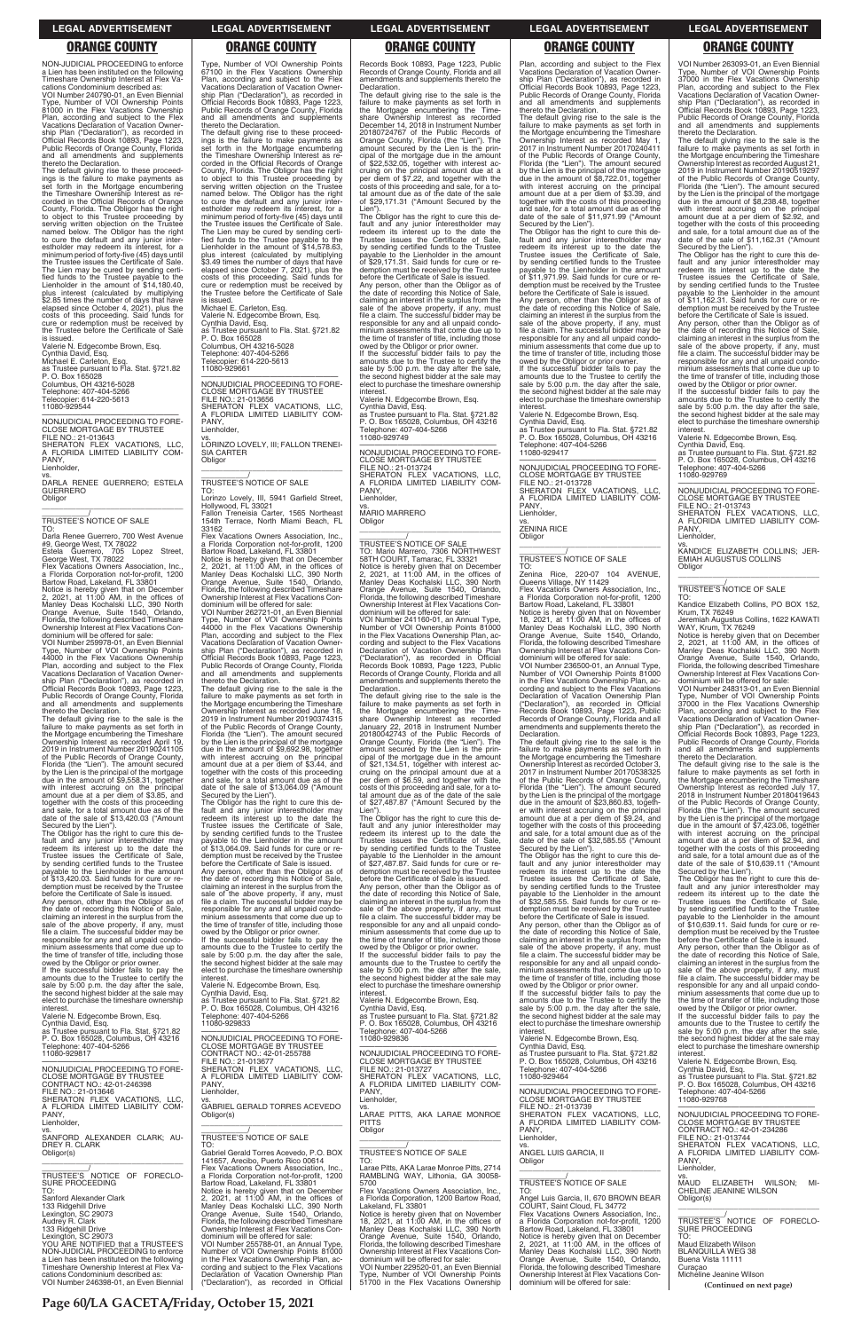NON-JUDICIAL PROCEEDING to enforce a Lien has been instituted on the following Timeshare Ownership Interest at Flex Vacations Condominium described as:

VOI Number 240790-01, an Even Biennial Type, Number of VOI Ownership Points 81000 in the Flex Vacations Ownership Plan, according and subject to the Flex Vacations Declaration of Vacation Ownership Plan ("Declaration"), as recorded in Official Records Book 10893, Page 1223, Public Records of Orange County, Florida and all amendments and supplements thereto the Declaration.

The default giving rise to these proceedings is the failure to make payments as set forth in the Mortgage encumbering the Timeshare Ownership Interest as recorded in the Official Records of Orange County, Florida. The Obligor has the right to object to this Trustee proceeding by serving written objection on the Trustee named below. The Obligor has the right to cure the default and any junior interestholder may redeem its interest, for a minimum period of forty-five (45) days until the Trustee issues the Certificate of Sale. The Lien may be cured by sending certified funds to the Trustee payable to the Lienholder in the amount of $14,180.40, plus interest (calculated by multiplying $2.85 times the number of days that have elapsed since October 4, 2021), plus the costs of this proceeding. Said funds for cure or redemption must be received by the Trustee before the Certificate of Sale is issued.

Valerie N. Edgecombe Brown, Esq.
Cynthia David, Esq.
Michael E. Carleton, Esq.
as Trustee pursuant to Fla. Stat. §721.82
P. O. Box 165028
Columbus, OH 43216-5028
Telephone: 407-404-5266
Telecopier: 614-220-5613
11080-929544

---

NONJUDICIAL PROCEEDING TO FORECLOSE MORTGAGE BY TRUSTEE
FILE NO.: 21-013643
SHERATON FLEX VACATIONS, LLC, A FLORIDA LIMITED LIABILITY COMPANY,
Lienholder,
vs.
DARLA RENEE GUERRERO; ESTELA GUERRERO
Obligor
_______________/

TRUSTEE'S NOTICE OF SALE

TO:
Darla Renee Guerrero, 700 West Avenue #9, George West, TX 78022
Estela Guerrero, 705 Lopez Street, George West, TX 78022
Flex Vacations Owners Association, Inc., a Florida Corporation not-for-profit, 1200 Bartow Road, Lakeland, FL 33801

Notice is hereby given that on December 2, 2021, at 11:00 AM, in the offices of Manley Deas Kochalski LLC, 390 North Orange Avenue, Suite 1540, Orlando, Florida, the following described Timeshare Ownership Interest at Flex Vacations Condominium will be offered for sale:

VOI Number 259978-01, an Even Biennial Type, Number of VOI Ownership Points 44000 in the Flex Vacations Ownership Plan, according and subject to the Flex Vacations Declaration of Vacation Ownership Plan ("Declaration"), as recorded in Official Records Book 10893, Page 1223, Public Records of Orange County, Florida and all amendments and supplements thereto the Declaration.

The default giving rise to the sale is the failure to make payments as set forth in the Mortgage encumbering the Timeshare Ownership Interest as recorded April 19, 2019 in Instrument Number 20190241105 of the Public Records of Orange County, Florida (the "Lien"). The amount secured by the Lien is the principal of the mortgage due in the amount of $9,558.31, together with interest accruing on the principal amount due at a per diem of $3.85, and together with the costs of this proceeding and sale, for a total amount due as of the date of the sale of $13,420.03 ("Amount Secured by the Lien").

The Obligor has the right to cure this default and any junior interestholder may redeem its interest up to the date the Trustee issues the Certificate of Sale, by sending certified funds to the Trustee payable to the Lienholder in the amount of $13,420.03. Said funds for cure or redemption must be received by the Trustee before the Certificate of Sale is issued.

Any person, other than the Obligor as of the date of recording this Notice of Sale, claiming an interest in the surplus from the sale of the above property, if any, must file a claim. The successful bidder may be responsible for any and all unpaid condominium assessments that come due up to the time of transfer of title, including those owed by the Obligor or prior owner.

If the successful bidder fails to pay the amounts due to the Trustee to certify the sale by 5:00 p.m. the day after the sale, the second highest bidder at the sale may elect to purchase the timeshare ownership interest.

Valerie N. Edgecombe Brown, Esq.
Cynthia David, Esq.
as Trustee pursuant to Fla. Stat. §721.82
P. O. Box 165028, Columbus, OH 43216
Telephone: 407-404-5266
11080-929817

---

NONJUDICIAL PROCEEDING TO FORECLOSE MORTGAGE BY TRUSTEE
CONTRACT NO.: 42-01-246398
FILE NO.: 21-013645
SHERATON FLEX VACATIONS, LLC, A FLORIDA LIMITED LIABILITY COMPANY,
Lienholder,
vs.
SANFORD ALEXANDER CLARK; AUDREY R. CLARK
Obligor(s)
_______________/

TRUSTEE'S NOTICE OF FORECLOSURE PROCEEDING

TO:
Sanford Alexander Clark
133 Ridgehill Drive
Lexington, SC 29073
Audrey R. Clark
133 Ridgehill Drive
Lexington, SC 29073

YOU ARE NOTIFIED that a TRUSTEE'S NON-JUDICIAL PROCEEDING to enforce a Lien has been instituted on the following Timeshare Ownership Interest at Flex Vacations Condominium described as:

VOI Number 246398-01, an Even Biennial Type, Number of VOI Ownership Points 67100 in the Flex Vacations Ownership Plan, according and subject to the Flex Vacations Declaration of Vacation Ownership Plan ("Declaration"), as recorded in Official Records Book 10893, Page 1223, Public Records of Orange County, Florida and all amendments and supplements thereto the Declaration.

The default giving rise to these proceedings is the failure to make payments as set forth in the Mortgage encumbering the Timeshare Ownership Interest as recorded in the Official Records of Orange County, Florida. The Obligor has the right to object to this Trustee proceeding by serving written objection on the Trustee named below. The Obligor has the right to cure the default and any junior interestholder may redeem its interest, for a minimum period of forty-five (45) days until the Trustee issues the Certificate of Sale. The Lien may be cured by sending certified funds to the Trustee payable to the Lienholder in the amount of $14,578.63, plus interest (calculated by multiplying $3.49 times the number of days that have elapsed since October 7, 2021), plus the costs of this proceeding. Said funds for cure or redemption must be received by the Trustee before the Certificate of Sale is issued.

Michael E. Carleton, Esq.
Valerie N. Edgecombe Brown, Esq.
Cynthia David, Esq.
as Trustee pursuant to Fla. Stat. §721.82
P. O. Box 165028
Columbus, OH 43216-5028
Telephone: 407-404-5266
Telecopier: 614-220-5613
11080-929661

---

NONJUDICIAL PROCEEDING TO FORECLOSE MORTGAGE BY TRUSTEE
FILE NO.: 21-013656
SHERATON FLEX VACATIONS, LLC, A FLORIDA LIMITED LIABILITY COMPANY,
Lienholder,
vs.
LORINZO LOVELY, III; FALLON TRENEISIA CARTER
Obligor
_______________/

TRUSTEE'S NOTICE OF SALE

TO:
Lorinzo Lovely, III, 5941 Garfield Street, Hollywood, FL 33021
Fallon Treneisia Carter, 1565 Northeast 154th Terrace, North Miami Beach, FL 33162
Flex Vacations Owners Association, Inc., a Florida Corporation not-for-profit, 1200 Bartow Road, Lakeland, FL 33801

Notice is hereby given that on December 2, 2021, at 11:00 AM, in the offices of Manley Deas Kochalski LLC, 390 North Orange Avenue, Suite 1540, Orlando, Florida, the following described Timeshare Ownership Interest at Flex Vacations Condominium will be offered for sale:

VOI Number 262721-01, an Even Biennial Type, Number of VOI Ownership Points 44000 in the Flex Vacations Ownership Plan, according and subject to the Flex Vacations Declaration of Vacation Ownership Plan ("Declaration"), as recorded in Official Records Book 10893, Page 1223, Public Records of Orange County, Florida and all amendments and supplements thereto the Declaration.

The default giving rise to the sale is the failure to make payments as set forth in the Mortgage encumbering the Timeshare Ownership Interest as recorded June 18, 2019 in Instrument Number 20190374315 of the Public Records of Orange County, Florida (the "Lien"). The amount secured by the Lien is the principal of the mortgage due in the amount of $9,692.98, together with interest accruing on the principal amount due at a per diem of $3.44, and together with the costs of this proceeding and sale, for a total amount due as of the date of the sale of $13,064.09 ("Amount Secured by the Lien").

The Obligor has the right to cure this default and any junior interestholder may redeem its interest up to the date the Trustee issues the Certificate of Sale, by sending certified funds to the Trustee payable to the Lienholder in the amount of $13,064.09. Said funds for cure or redemption must be received by the Trustee before the Certificate of Sale is issued.

Any person, other than the Obligor as of the date of recording this Notice of Sale, claiming an interest in the surplus from the sale of the above property, if any, must file a claim. The successful bidder may be responsible for any and all unpaid condominium assessments that come due up to the time of transfer of title, including those owed by the Obligor or prior owner.

If the successful bidder fails to pay the amounts due to the Trustee to certify the sale by 5:00 p.m. the day after the sale, the second highest bidder at the sale may elect to purchase the timeshare ownership interest.

Valerie N. Edgecombe Brown, Esq.
Cynthia David, Esq.
as Trustee pursuant to Fla. Stat. §721.82
P. O. Box 165028, Columbus, OH 43216
Telephone: 407-404-5266
11080-929833

---

NONJUDICIAL PROCEEDING TO FORECLOSE MORTGAGE BY TRUSTEE
CONTRACT NO.: 42-01-255788
FILE NO.: 21-013677
SHERATON FLEX VACATIONS, LLC, A FLORIDA LIMITED LIABILITY COMPANY,
Lienholder,
vs.
GABRIEL GERALD TORRES ACEVEDO
Obligor(s)
_______________/

TRUSTEE'S NOTICE OF SALE

TO:
Gabriel Gerald Torres Acevedo, P.O. BOX 141657, Arecibo, Puerto Rico 00614
Flex Vacations Owners Association, Inc., a Florida Corporation not-for-profit, 1200 Bartow Road, Lakeland, FL 33801

Notice is hereby given that on December 2, 2021, at 11:00 AM, in the offices of Manley Deas Kochalski LLC, 390 North Orange Avenue, Suite 1540, Orlando, Florida, the following described Timeshare Ownership Interest at Flex Vacations Condominium will be offered for sale:

VOI Number 255788-01, an Annual Type, Number of VOI Ownership Points 81000 in the Flex Vacations Ownership Plan, according and subject to the Flex Vacations Declaration of Vacation Ownership Plan ("Declaration"), as recorded in Official Records Book 10893, Page 1223, Public Records of Orange County, Florida and all amendments and supplements thereto the Declaration.

The default giving rise to the sale is the failure to make payments as set forth in the Mortgage encumbering the Timeshare Ownership Interest as recorded December 14, 2018 in Instrument Number 20180724767 of the Public Records of Orange County, Florida (the "Lien"). The amount secured by the Lien is the principal of the mortgage due in the amount of $22,532.05, together with interest accruing on the principal amount due at a per diem of $7.22, and together with the costs of this proceeding and sale, for a total amount due as of the date of the sale of $29,171.31 ("Amount Secured by the Lien").

The Obligor has the right to cure this default and any junior interestholder may redeem its interest up to the date the Trustee issues the Certificate of Sale, by sending certified funds to the Trustee payable to the Lienholder in the amount of $29,171.31. Said funds for cure or redemption must be received by the Trustee before the Certificate of Sale is issued.

Any person, other than the Obligor as of the date of recording this Notice of Sale, claiming an interest in the surplus from the sale of the above property, if any, must file a claim. The successful bidder may be responsible for any and all unpaid condominium assessments that come due up to the time of transfer of title, including those owed by the Obligor or prior owner.

If the successful bidder fails to pay the amounts due to the Trustee to certify the sale by 5:00 p.m. the day after the sale, the second highest bidder at the sale may elect to purchase the timeshare ownership interest.

Valerie N. Edgecombe Brown, Esq.
Cynthia David, Esq.
as Trustee pursuant to Fla. Stat. §721.82
P. O. Box 165028, Columbus, OH 43216
Telephone: 407-404-5266
11080-929749

---

NONJUDICIAL PROCEEDING TO FORECLOSE MORTGAGE BY TRUSTEE
FILE NO.: 21-013724
SHERATON FLEX VACATIONS, LLC, A FLORIDA LIMITED LIABILITY COMPANY,
Lienholder,
vs.
MARIO MARRERO
Obligor
_______________/

TRUSTEE'S NOTICE OF SALE

TO: Mario Marrero, 7306 NORTHWEST 58TH COURT, Tamarac, FL 33321

Notice is hereby given that on December 2, 2021, at 11:00 AM, in the offices of Manley Deas Kochalski LLC, 390 North Orange Avenue, Suite 1540, Orlando, Florida, the following described Timeshare Ownership Interest at Flex Vacations Condominium will be offered for sale:

VOI Number 241160-01, an Annual Type, Number of VOI Ownership Points 81000 in the Flex Vacations Ownership Plan, according and subject to the Flex Vacations Declaration of Vacation Ownership Plan ("Declaration"), as recorded in Official Records Book 10893, Page 1223, Public Records of Orange County, Florida and all amendments and supplements thereto the Declaration.

The default giving rise to the sale is the failure to make payments as set forth in the Mortgage encumbering the Timeshare Ownership Interest as recorded January 22, 2018 in Instrument Number 20180042743 of the Public Records of Orange County, Florida (the "Lien"). The amount secured by the Lien is the principal of the mortgage due in the amount of $21,134.51, together with interest accruing on the principal amount due at a per diem of $6.59, and together with the costs of this proceeding and sale, for a total amount due as of the date of the sale of $27,487.87 ("Amount Secured by the Lien").

The Obligor has the right to cure this default and any junior interestholder may redeem its interest up to the date the Trustee issues the Certificate of Sale, by sending certified funds to the Trustee payable to the Lienholder in the amount of $27,487.87. Said funds for cure or redemption must be received by the Trustee before the Certificate of Sale is issued.

Any person, other than the Obligor as of the date of recording this Notice of Sale, claiming an interest in the surplus from the sale of the above property, if any, must file a claim. The successful bidder may be responsible for any and all unpaid condominium assessments that come due up to the time of transfer of title, including those owed by the Obligor or prior owner.

If the successful bidder fails to pay the amounts due to the Trustee to certify the sale by 5:00 p.m. the day after the sale, the second highest bidder at the sale may elect to purchase the timeshare ownership interest.

Valerie N. Edgecombe Brown, Esq.
Cynthia David, Esq.
as Trustee pursuant to Fla. Stat. §721.82
P. O. Box 165028, Columbus, OH 43216
Telephone: 407-404-5266
11080-929836

---

NONJUDICIAL PROCEEDING TO FORECLOSE MORTGAGE BY TRUSTEE
FILE NO.: 21-013727
SHERATON FLEX VACATIONS, LLC, A FLORIDA LIMITED LIABILITY COMPANY,
Lienholder,
vs.
LARAE PITTS, AKA LARAE MONROE PITTS
Obligor
_______________/

TRUSTEE'S NOTICE OF SALE

TO:
Larae Pitts, AKA Larae Monroe Pitts, 2714 RAMBLING WAY, Lithonia, GA 30058-5700
Flex Vacations Owners Association, Inc., a Florida Corporation, 1200 Bartow Road, Lakeland, FL 33801

Notice is hereby given that on November 18, 2021, at 11:00 AM, in the offices of Manley Deas Kochalski LLC, 390 North Orange Avenue, Suite 1540, Orlando, Florida, the following described Timeshare Ownership Interest at Flex Vacations Condominium will be offered for sale:

VOI Number 229520-01, an Even Biennial Type, Number of VOI Ownership Points 51700 in the Flex Vacations Ownership Plan, according and subject to the Flex Vacations Declaration of Vacation Ownership Plan ("Declaration"), as recorded in Official Records Book 10893, Page 1223, Public Records of Orange County, Florida and all amendments and supplements thereto the Declaration.

The default giving rise to the sale is the failure to make payments as set forth in the Mortgage encumbering the Timeshare Ownership Interest as recorded May 1, 2017 in Instrument Number 20170240411 of the Public Records of Orange County, Florida (the "Lien"). The amount secured by the Lien is the principal of the mortgage due in the amount of $8,722.01, together with interest accruing on the principal amount due at a per diem of $3.39, and together with the costs of this proceeding and sale, for a total amount due as of the date of the sale of $11,971.99 ("Amount Secured by the Lien").

The Obligor has the right to cure this default and any junior interestholder may redeem its interest up to the date the Trustee issues the Certificate of Sale, by sending certified funds to the Trustee payable to the Lienholder in the amount of $11,971.99. Said funds for cure or redemption must be received by the Trustee before the Certificate of Sale is issued.

Any person, other than the Obligor as of the date of recording this Notice of Sale, claiming an interest in the surplus from the sale of the above property, if any, must file a claim. The successful bidder may be responsible for any and all unpaid condominium assessments that come due up to the time of transfer of title, including those owed by the Obligor or prior owner.

If the successful bidder fails to pay the amounts due to the Trustee to certify the sale by 5:00 p.m. the day after the sale, the second highest bidder at the sale may elect to purchase the timeshare ownership interest.

Valerie N. Edgecombe Brown, Esq.
Cynthia David, Esq.
as Trustee pursuant to Fla. Stat. §721.82
P. O. Box 165028, Columbus, OH 43216
Telephone: 407-404-5266
11080-929417

---

NONJUDICIAL PROCEEDING TO FORECLOSE MORTGAGE BY TRUSTEE
FILE NO.: 21-013728
SHERATON FLEX VACATIONS, LLC, A FLORIDA LIMITED LIABILITY COMPANY,
Lienholder,
vs.
ZENINA RICE
Obligor
_______________/

TRUSTEE'S NOTICE OF SALE

TO:
Zenina Rice, 220-07 104 AVENUE, Queens Village, NY 11429
Flex Vacations Owners Association, Inc., a Florida Corporation not-for-profit, 1200 Bartow Road, Lakeland, FL 33801

Notice is hereby given that on November 18, 2021, at 11:00 AM, in the offices of Manley Deas Kochalski LLC, 390 North Orange Avenue, Suite 1540, Orlando, Florida, the following described Timeshare Ownership Interest at Flex Vacations Condominium will be offered for sale:

VOI Number 236500-01, an Annual Type, Number of VOI Ownership Points 81000 in the Flex Vacations Ownership Plan, according and subject to the Flex Vacations Declaration of Vacation Ownership Plan ("Declaration"), as recorded in Official Records Book 10893, Page 1223, Public Records of Orange County, Florida and all amendments and supplements thereto the Declaration.

The default giving rise to the sale is the failure to make payments as set forth in the Mortgage encumbering the Timeshare Ownership Interest as recorded October 3, 2017 in Instrument Number 20170538325 of the Public Records of Orange County, Florida (the "Lien"). The amount secured by the Lien is the principal of the mortgage due in the amount of $23,860.83, together with interest accruing on the principal amount due at a per diem of $9.24, and together with the costs of this proceeding and sale, for a total amount due as of the date of the sale of $32,585.55 ("Amount Secured by the Lien").

The Obligor has the right to cure this default and any junior interestholder may redeem its interest up to the date the Trustee issues the Certificate of Sale, by sending certified funds to the Trustee payable to the Lienholder in the amount of $32,585.55. Said funds for cure or redemption must be received by the Trustee before the Certificate of Sale is issued.

Any person, other than the Obligor as of the date of recording this Notice of Sale, claiming an interest in the surplus from the sale of the above property, if any, must file a claim. The successful bidder may be responsible for any and all unpaid condominium assessments that come due up to the time of transfer of title, including those owed by the Obligor or prior owner.

If the successful bidder fails to pay the amounts due to the Trustee to certify the sale by 5:00 p.m. the day after the sale, the second highest bidder at the sale may elect to purchase the timeshare ownership interest.

Valerie N. Edgecombe Brown, Esq.
Cynthia David, Esq.
as Trustee pursuant to Fla. Stat. §721.82
P. O. Box 165028, Columbus, OH 43216
Telephone: 407-404-5266
11080-929464

---

NONJUDICIAL PROCEEDING TO FORECLOSE MORTGAGE BY TRUSTEE
FILE NO.: 21-013739
SHERATON FLEX VACATIONS, LLC, A FLORIDA LIMITED LIABILITY COMPANY,
Lienholder,
vs.
ANGEL LUIS GARCIA, II
Obligor
_______________/

TRUSTEE'S NOTICE OF SALE

TO:
Angel Luis Garcia, II, 670 BROWN BEAR COURT, Saint Cloud, FL 34772
Flex Vacations Owners Association, Inc., a Florida Corporation not-for-profit, 1200 Bartow Road, Lakeland, FL 33801

Notice is hereby given that on December 2, 2021, at 11:00 AM, in the offices of Manley Deas Kochalski LLC, 390 North Orange Avenue, Suite 1540, Orlando, Florida, the following described Timeshare Ownership Interest at Flex Vacations Condominium will be offered for sale:

VOI Number 263093-01, an Even Biennial Type, Number of VOI Ownership Points 37000 in the Flex Vacations Ownership Plan, according and subject to the Flex Vacations Declaration of Vacation Ownership Plan ("Declaration"), as recorded in Official Records Book 10893, Page 1223, Public Records of Orange County, Florida and all amendments and supplements thereto the Declaration.

The default giving rise to the sale is the failure to make payments as set forth in the Mortgage encumbering the Timeshare Ownership Interest as recorded August 21, 2019 in Instrument Number 20190519297 of the Public Records of Orange County, Florida (the "Lien"). The amount secured by the Lien is the principal of the mortgage due in the amount of $8,238.48, together with interest accruing on the principal amount due at a per diem of $2.92, and together with the costs of this proceeding and sale, for a total amount due as of the date of the sale of $11,162.31 ("Amount Secured by the Lien").

The Obligor has the right to cure this default and any junior interestholder may redeem its interest up to the date the Trustee issues the Certificate of Sale, by sending certified funds to the Trustee payable to the Lienholder in the amount of $11,162.31. Said funds for cure or redemption must be received by the Trustee before the Certificate of Sale is issued.

Any person, other than the Obligor as of the date of recording this Notice of Sale, claiming an interest in the surplus from the sale of the above property, if any, must file a claim. The successful bidder may be responsible for any and all unpaid condominium assessments that come due up to the time of transfer of title, including those owed by the Obligor or prior owner.

If the successful bidder fails to pay the amounts due to the Trustee to certify the sale by 5:00 p.m. the day after the sale, the second highest bidder at the sale may elect to purchase the timeshare ownership interest.

Valerie N. Edgecombe Brown, Esq.
Cynthia David, Esq.
as Trustee pursuant to Fla. Stat. §721.82
P. O. Box 165028, Columbus, OH 43216
Telephone: 407-404-5266
11080-929769

---

NONJUDICIAL PROCEEDING TO FORECLOSE MORTGAGE BY TRUSTEE
FILE NO.: 21-013743
SHERATON FLEX VACATIONS, LLC, A FLORIDA LIMITED LIABILITY COMPANY,
Lienholder,
vs.
KANDICE ELIZABETH COLLINS; JEREMIAH AUGUSTUS COLLINS
Obligor
_______________/

TRUSTEE'S NOTICE OF SALE

TO:
Kandice Elizabeth Collins, PO BOX 152, Krum, TX 76249
Jeremiah Augustus Collins, 1622 KAWATI WAY, Krum, TX 76249

Notice is hereby given that on December 2, 2021, at 11:00 AM, in the offices of Manley Deas Kochalski LLC, 390 North Orange Avenue, Suite 1540, Orlando, Florida, the following described Timeshare Ownership Interest at Flex Vacations Condominium will be offered for sale:

VOI Number 248313-01, an Even Biennial Type, Number of VOI Ownership Points 27000 in the Flex Vacations Ownership Plan, according and subject to the Flex Vacations Declaration of Vacation Ownership Plan ("Declaration"), as recorded in Official Records Book 10893, Page 1223, Public Records of Orange County, Florida and all amendments and supplements thereto the Declaration.

The default giving rise to the sale is the failure to make payments as set forth in the Mortgage encumbering the Timeshare Ownership Interest as recorded July 17, 2018 in Instrument Number 20180419643 of the Public Records of Orange County, Florida (the "Lien"). The amount secured by the Lien is the principal of the mortgage due in the amount of $7,423.06, together with interest accruing on the principal amount due at a per diem of $2.94, and together with the costs of this proceeding and sale, for a total amount due as of the date of the sale of $10,639.11 ("Amount Secured by the Lien").

The Obligor has the right to cure this default and any junior interestholder may redeem its interest up to the date the Trustee issues the Certificate of Sale, by sending certified funds to the Trustee payable to the Lienholder in the amount of $10,639.11. Said funds for cure or redemption must be received by the Trustee before the Certificate of Sale is issued.

Any person, other than the Obligor as of the date of recording this Notice of Sale, claiming an interest in the surplus from the sale of the above property, if any, must file a claim. The successful bidder may be responsible for any and all unpaid condominium assessments that come due up to the time of transfer of title, including those owed by the Obligor or prior owner.

If the successful bidder fails to pay the amounts due to the Trustee to certify the sale by 5:00 p.m. the day after the sale, the second highest bidder at the sale may elect to purchase the timeshare ownership interest.

Valerie N. Edgecombe Brown, Esq.
Cynthia David, Esq.
as Trustee pursuant to Fla. Stat. §721.82
P. O. Box 165028, Columbus, OH 43216
Telephone: 407-404-5266
11080-929768

---

NONJUDICIAL PROCEEDING TO FORECLOSE MORTGAGE BY TRUSTEE
CONTRACT NO.: 42-01-234286
FILE NO.: 21-013744
SHERATON FLEX VACATIONS, LLC, A FLORIDA LIMITED LIABILITY COMPANY,
Lienholder,
vs.
MAUD ELIZABETH WILSON; MICHELINE JEANINE WILSON
Obligor(s)
_______________/

TRUSTEE'S NOTICE OF FORECLOSURE PROCEEDING

TO:
Maud Elizabeth Wilson
BLANQUILLA WEG 38
Buena Vista 11111
Curaçao
Micheline Jeanine Wilson

**(Continued on next page)**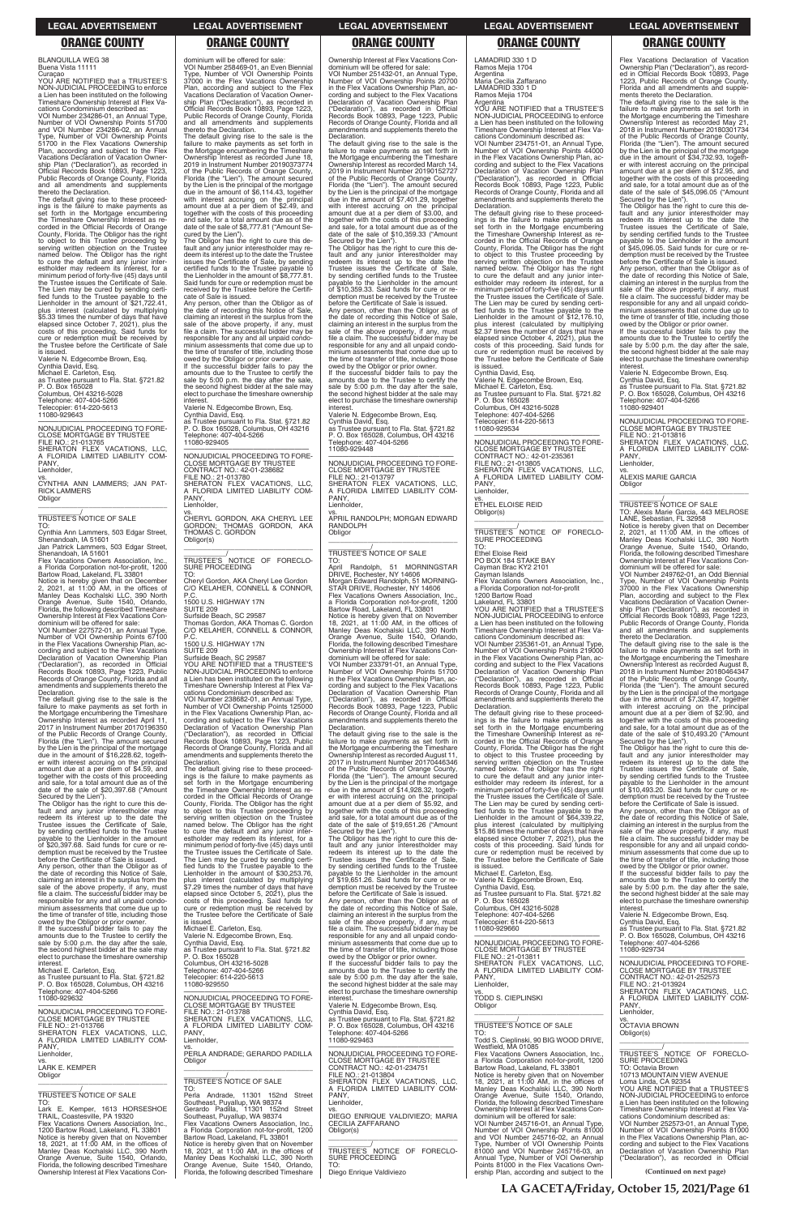BLANQUILLA WEG 38
Buena Vista 11111
Curaçao

YOU ARE NOTIFIED that a TRUSTEE'S NON-JUDICIAL PROCEEDING to enforce a Lien has been instituted on the following Timeshare Ownership Interest at Flex Vacations Condominium described as:

VOI Number 234286-01, an Annual Type, Number of VOI Ownership Points 51700 and VOI Number 234286-02, an Annual Type, Number of VOI Ownership Points 51700 in the Flex Vacations Ownership Plan, according and subject to the Flex Vacations Declaration of Vacation Ownership Plan ("Declaration"), as recorded in Official Records Book 10893, Page 1223, Public Records of Orange County, Florida and all amendments and supplements thereto the Declaration.

The default giving rise to these proceedings is the failure to make payments as set forth in the Mortgage encumbering the Timeshare Ownership Interest as recorded in the Official Records of Orange County, Florida. The Obligor has the right to object to this Trustee proceeding by serving written objection on the Trustee named below. The Obligor has the right to cure the default and any junior interestholder may redeem its interest, for a minimum period of forty-five (45) days until the Trustee issues the Certificate of Sale. The Lien may be cured by sending certified funds to the Trustee payable to the Lienholder in the amount of $21,722.41, plus interest (calculated by multiplying $5.33 times the number of days that have elapsed since October 7, 2021), plus the costs of this proceeding. Said funds for cure or redemption must be received by the Trustee before the Certificate of Sale is issued.

Valerie N. Edgecombe Brown, Esq.
Cynthia David, Esq.
Michael E. Carleton, Esq.
as Trustee pursuant to Fla. Stat. §721.82
P. O. Box 165028
Columbus, OH 43216-5028
Telephone: 407-404-5266
Telecopier: 614-220-5613
11080-929643

---

NONJUDICIAL PROCEEDING TO FORECLOSE MORTGAGE BY TRUSTEE
FILE NO.: 21-013765
SHERATON FLEX VACATIONS, LLC, A FLORIDA LIMITED LIABILITY COMPANY,
Lienholder,
vs.
CYNTHIA ANN LAMMERS; JAN PATRICK LAMMERS
Obligor

_______________/

TRUSTEE'S NOTICE OF SALE
TO:
Cynthia Ann Lammers, 503 Edgar Street, Shenandoah, IA 51601
Jan Patrick Lammers, 503 Edgar Street, Shenandoah, IA 51601

Flex Vacations Owners Association, Inc., a Florida Corporation not-for-profit, 1200 Bartow Road, Lakeland, FL 33801

Notice is hereby given that on December 2, 2021, at 11:00 AM, in the offices of Manley Deas Kochalski LLC, 390 North Orange Avenue, Suite 1540, Orlando, Florida, the following described Timeshare Ownership Interest at Flex Vacations Condominium will be offered for sale:

VOI Number 227572-01, an Annual Type, Number of VOI Ownership Points 67100 in the Flex Vacations Ownership Plan, according and subject to the Flex Vacations Declaration of Vacation Ownership Plan ("Declaration"), as recorded in Official Records Book 10893, Page 1223, Public Records of Orange County, Florida and all amendments and supplements thereto the Declaration.

The default giving rise to the sale is the failure to make payments as set forth in the Mortgage encumbering the Timeshare Ownership Interest as recorded April 11, 2017 in Instrument Number 20170196350 of the Public Records of Orange County, Florida (the "Lien"). The amount secured by the Lien is the principal of the mortgage due in the amount of $16,228.62, together with interest accruing on the principal amount due at a per diem of $4.59, and together with the costs of this proceeding and sale, for a total amount due as of the date of the sale of $20,397.68 ("Amount Secured by the Lien").

The Obligor has the right to cure this default and any junior interestholder may redeem its interest up to the date the Trustee issues the Certificate of Sale, by sending certified funds to the Trustee payable to the Lienholder in the amount of $20,397.68. Said funds for cure or redemption must be received by the Trustee before the Certificate of Sale is issued.

Any person, other than the Obligor as of the date of recording this Notice of Sale, claiming an interest in the surplus from the sale of the above property, if any, must file a claim. The successful bidder may be responsible for any and all unpaid condominium assessments that come due up to the time of transfer of title, including those owed by the Obligor or prior owner.

If the successful bidder fails to pay the amounts due to the Trustee to certify the sale by 5:00 p.m. the day after the sale, the second highest bidder at the sale may elect to purchase the timeshare ownership interest.

Michael E. Carleton, Esq.
as Trustee pursuant to Fla. Stat. §721.82
P. O. Box 165028, Columbus, OH 43216
Telephone: 407-404-5266
11080-929632

---

NONJUDICIAL PROCEEDING TO FORECLOSE MORTGAGE BY TRUSTEE
FILE NO.: 21-013766
SHERATON FLEX VACATIONS, LLC, A FLORIDA LIMITED LIABILITY COMPANY,
Lienholder,
vs.
LARK E. KEMPER
Obligor

_______________/

TRUSTEE'S NOTICE OF SALE
TO:
Lark E. Kemper, 1613 HORSESHOE TRAIL, Coatesville, PA 19320

Flex Vacations Owners Association, Inc., 1200 Bartow Road, Lakeland, FL 33801

Notice is hereby given that on November 18, 2021, at 11:00 AM, in the offices of Manley Deas Kochalski LLC, 390 North Orange Avenue, Suite 1540, Orlando, Florida, the following described Timeshare Ownership Interest at Flex Vacations Condominium will be offered for sale:

VOI Number 258469-01, an Even Biennial Type, Number of VOI Ownership Points 37000 in the Flex Vacations Ownership Plan, according and subject to the Flex Vacations Declaration of Vacation Ownership Plan ("Declaration"), as recorded in Official Records Book 10893, Page 1223, Public Records of Orange County, Florida and all amendments and supplements thereto the Declaration.

The default giving rise to the sale is the failure to make payments as set forth in the Mortgage encumbering the Timeshare Ownership Interest as recorded June 18, 2019 in Instrument Number 20190373774 of the Public Records of Orange County, Florida (the "Lien"). The amount secured by the Lien is the principal of the mortgage due in the amount of $6,114.43, together with interest accruing on the principal amount due at a per diem of $2.49, and together with the costs of this proceeding and sale, for a total amount due as of the date of the sale of $8,777.81 ("Amount Secured by the Lien").

The Obligor has the right to cure this default and any junior interestholder may redeem its interest up to the date the Trustee issues the Certificate of Sale, by sending certified funds to the Trustee payable to the Lienholder in the amount of $8,777.81. Said funds for cure or redemption must be received by the Trustee before the Certificate of Sale is issued.

Any person, other than the Obligor as of the date of recording this Notice of Sale, claiming an interest in the surplus from the sale of the above property, if any, must file a claim. The successful bidder may be responsible for any and all unpaid condominium assessments that come due up to the time of transfer of title, including those owed by the Obligor or prior owner.

If the successful bidder fails to pay the amounts due to the Trustee to certify the sale by 5:00 p.m. the day after the sale, the second highest bidder at the sale may elect to purchase the timeshare ownership interest.

Valerie N. Edgecombe Brown, Esq.
Cynthia David, Esq.
as Trustee pursuant to Fla. Stat. §721.82
P. O. Box 165028, Columbus, OH 43216
Telephone: 407-404-5266
11080-929405

---

NONJUDICIAL PROCEEDING TO FORECLOSE MORTGAGE BY TRUSTEE
CONTRACT NO.: 42-01-238682
FILE NO.: 21-013780
SHERATON FLEX VACATIONS, LLC, A FLORIDA LIMITED LIABILITY COMPANY,
Lienholder,
vs.
CHERYL GORDON, AKA CHERYL LEE GORDON; THOMAS GORDON, AKA THOMAS C. GORDON
Obligor(s)

_______________/

TRUSTEE'S NOTICE OF FORECLOSURE PROCEEDING
TO:
Cheryl Gordon, AKA Cheryl Lee Gordon
C/O KELAHER, CONNELL & CONNOR, P.C.
1500 U.S. HIGHWAY 17N
SUITE 209
Surfside Beach, SC 29587
Thomas Gordon, AKA Thomas C. Gordon
C/O KELAHER, CONNELL & CONNOR, P.C.
1500 U.S. HIGHWAY 17N
SUITE 209
Surfside Beach, SC 29587

YOU ARE NOTIFIED that a TRUSTEE'S NON-JUDICIAL PROCEEDING to enforce a Lien has been instituted on the following Timeshare Ownership Interest at Flex Vacations Condominium described as:

VOI Number 238682-01, an Annual Type, Number of VOI Ownership Points 125000 in the Flex Vacations Ownership Plan, according and subject to the Flex Vacations Declaration of Vacation Ownership Plan ("Declaration"), as recorded in Official Records Book 10893, Page 1223, Public Records of Orange County, Florida and all amendments and supplements thereto the Declaration.

The default giving rise to these proceedings is the failure to make payments as set forth in the Mortgage encumbering the Timeshare Ownership Interest as recorded in the Official Records of Orange County, Florida. The Obligor has the right to object to this Trustee proceeding by serving written objection on the Trustee named below. The Obligor has the right to cure the default and any junior interestholder may redeem its interest, for a minimum period of forty-five (45) days until the Trustee issues the Certificate of Sale. The Lien may be cured by sending certified funds to the Trustee payable to the Lienholder in the amount of $30,253.76, plus interest (calculated by multiplying $7.29 times the number of days that have elapsed since October 5, 2021), plus the costs of this proceeding. Said funds for cure or redemption must be received by the Trustee before the Certificate of Sale is issued.

Michael E. Carleton, Esq.
Valerie N. Edgecombe Brown, Esq.
Cynthia David, Esq.
as Trustee pursuant to Fla. Stat. §721.82
P. O. Box 165028
Columbus, OH 43216-5028
Telephone: 407-404-5266
Telecopier: 614-220-5613
11080-929550

---

NONJUDICIAL PROCEEDING TO FORECLOSE MORTGAGE BY TRUSTEE
FILE NO.: 21-013788
SHERATON FLEX VACATIONS, LLC, A FLORIDA LIMITED LIABILITY COMPANY,
Lienholder,
vs.
PERLA ANDRADE; GERARDO PADILLA
Obligor

_______________/

TRUSTEE'S NOTICE OF SALE
TO:
Perla Andrade, 11301 152nd Street Southeast, Puyallup, WA 98374
Gerardo Padilla, 11301 152nd Street Southeast, Puyallup, WA 98374

Flex Vacations Owners Association, Inc., a Florida Corporation not-for-profit, 1200 Bartow Road, Lakeland, FL 33801

Notice is hereby given that on November 18, 2021, at 11:00 AM, in the offices of Manley Deas Kochalski LLC, 390 North Orange Avenue, Suite 1540, Orlando, Florida, the following described Timeshare Ownership Interest at Flex Vacations Condominium will be offered for sale:

VOI Number 251432-01, an Annual Type, Number of VOI Ownership Points 20700 in the Flex Vacations Ownership Plan, according and subject to the Flex Vacations Declaration of Vacation Ownership Plan ("Declaration"), as recorded in Official Records Book 10893, Page 1223, Public Records of Orange County, Florida and all amendments and supplements thereto the Declaration.

The default giving rise to the sale is the failure to make payments as set forth in the Mortgage encumbering the Timeshare Ownership Interest as recorded March 14, 2019 in Instrument Number 20190152727 of the Public Records of Orange County, Florida (the "Lien"). The amount secured by the Lien is the principal of the mortgage due in the amount of $7,401.29, together with interest accruing on the principal amount due at a per diem of $3.00, and together with the costs of this proceeding and sale, for a total amount due as of the date of the sale of $10,359.33 ("Amount Secured by the Lien").

The Obligor has the right to cure this default and any junior interestholder may redeem its interest up to the date the Trustee issues the Certificate of Sale, by sending certified funds to the Trustee payable to the Lienholder in the amount of $10,359.33. Said funds for cure or redemption must be received by the Trustee before the Certificate of Sale is issued.

Any person, other than the Obligor as of the date of recording this Notice of Sale, claiming an interest in the surplus from the sale of the above property, if any, must file a claim. The successful bidder may be responsible for any and all unpaid condominium assessments that come due up to the time of transfer of title, including those owed by the Obligor or prior owner.

If the successful bidder fails to pay the amounts due to the Trustee to certify the sale by 5:00 p.m. the day after the sale, the second highest bidder at the sale may elect to purchase the timeshare ownership interest.

Valerie N. Edgecombe Brown, Esq.
Cynthia David, Esq.
as Trustee pursuant to Fla. Stat. §721.82
P. O. Box 165028, Columbus, OH 43216
Telephone: 407-404-5266
11080-929448

---

NONJUDICIAL PROCEEDING TO FORECLOSE MORTGAGE BY TRUSTEE
FILE NO.: 21-013797
SHERATON FLEX VACATIONS, LLC, A FLORIDA LIMITED LIABILITY COMPANY,
Lienholder,
vs.
APRIL RANDOLPH; MORGAN EDWARD RANDOLPH
Obligor

_______________/

TRUSTEE'S NOTICE OF SALE
TO:
April Randolph, 51 MORNINGSTAR DRIVE, Rochester, NY 14606
Morgan Edward Randolph, 51 MORNINGSTAR DRIVE, Rochester, NY 14606

Flex Vacations Owners Association, Inc., a Florida Corporation not-for-profit, 1200 Bartow Road, Lakeland, FL 33801

Notice is hereby given that on November 18, 2021, at 11:00 AM, in the offices of Manley Deas Kochalski LLC, 390 North Orange Avenue, Suite 1540, Orlando, Florida, the following described Timeshare Ownership Interest at Flex Vacations Condominium will be offered for sale:

VOI Number 233791-01, an Annual Type, Number of VOI Ownership Points 51700 in the Flex Vacations Ownership Plan, according and subject to the Flex Vacations Declaration of Vacation Ownership Plan ("Declaration"), as recorded in Official Records Book 10893, Page 1223, Public Records of Orange County, Florida and all amendments and supplements thereto the Declaration.

The default giving rise to the sale is the failure to make payments as set forth in the Mortgage encumbering the Timeshare Ownership Interest as recorded August 11, 2017 in Instrument Number 20170446346 of the Public Records of Orange County, Florida (the "Lien"). The amount secured by the Lien is the principal of the mortgage due in the amount of $14,928.32, together with interest accruing on the principal amount due at a per diem of $5.92, and together with the costs of this proceeding and sale, for a total amount due as of the date of the sale of $19,651.26 ("Amount Secured by the Lien").

The Obligor has the right to cure this default and any junior interestholder may redeem its interest up to the date the Trustee issues the Certificate of Sale, by sending certified funds to the Trustee payable to the Lienholder in the amount of $19,651.26. Said funds for cure or redemption must be received by the Trustee before the Certificate of Sale is issued.

Any person, other than the Obligor as of the date of recording this Notice of Sale, claiming an interest in the surplus from the sale of the above property, if any, must file a claim. The successful bidder may be responsible for any and all unpaid condominium assessments that come due up to the time of transfer of title, including those owed by the Obligor or prior owner.

If the successful bidder fails to pay the amounts due to the Trustee to certify the sale by 5:00 p.m. the day after the sale, the second highest bidder at the sale may elect to purchase the timeshare ownership interest.

Valerie N. Edgecombe Brown, Esq.
Cynthia David, Esq.
as Trustee pursuant to Fla. Stat. §721.82
P. O. Box 165028, Columbus, OH 43216
Telephone: 407-404-5266
11080-929463

---

NONJUDICIAL PROCEEDING TO FORECLOSE MORTGAGE BY TRUSTEE
CONTRACT NO.: 42-01-234751
FILE NO.: 21-013804
SHERATON FLEX VACATIONS, LLC, A FLORIDA LIMITED LIABILITY COMPANY,
Lienholder,
vs.
DIEGO ENRIQUE VALDIVIEZO; MARIA CECILIA ZAFFARANO
Obligor(s)

_______________/

TRUSTEE'S NOTICE OF FORECLOSURE PROCEEDING
TO:
Diego Enrique Valdiviezo
LAMADRID 330 1 D
Ramos Mejia 1704
Argentina
Maria Cecilia Zaffarano
LAMADRID 330 1 D
Ramos Mejia 1704
Argentina

YOU ARE NOTIFIED that a TRUSTEE'S NON-JUDICIAL PROCEEDING to enforce a Lien has been instituted on the following Timeshare Ownership Interest at Flex Vacations Condominium described as:

VOI Number 234751-01, an Annual Type, Number of VOI Ownership Points 44000 in the Flex Vacations Ownership Plan, according and subject to the Flex Vacations Declaration of Vacation Ownership Plan ("Declaration"), as recorded in Official Records Book 10893, Page 1223, Public Records of Orange County, Florida and all amendments and supplements thereto the Declaration.

The default giving rise to these proceedings is the failure to make payments as set forth in the Mortgage encumbering the Timeshare Ownership Interest as recorded in the Official Records of Orange County, Florida. The Obligor has the right to object to this Trustee proceeding by serving written objection on the Trustee named below. The Obligor has the right to cure the default and any junior interestholder may redeem its interest, for a minimum period of forty-five (45) days until the Trustee issues the Certificate of Sale. The Lien may be cured by sending certified funds to the Trustee payable to the Lienholder in the amount of $12,176.10, plus interest (calculated by multiplying $2.37 times the number of days that have elapsed since October 4, 2021), plus the costs of this proceeding. Said funds for cure or redemption must be received by the Trustee before the Certificate of Sale is issued.

Cynthia David, Esq.
Valerie N. Edgecombe Brown, Esq.
Michael E. Carleton, Esq.
as Trustee pursuant to Fla. Stat. §721.82
P. O. Box 165028
Columbus, OH 43216-5028
Telephone: 407-404-5266
Telecopier: 614-220-5613
11080-929534

---

NONJUDICIAL PROCEEDING TO FORECLOSE MORTGAGE BY TRUSTEE
CONTRACT NO.: 42-01-235361
FILE NO.: 21-013805
SHERATON FLEX VACATIONS, LLC, A FLORIDA LIMITED LIABILITY COMPANY,
Lienholder,
vs.
ETHEL ELOISE REID
Obligor(s)

_______________/

TRUSTEE'S NOTICE OF FORECLOSURE PROCEEDING
TO:
Ethel Eloise Reid
PO BOX 184 STAKE BAY
Cayman Brac KY2 2101
Cayman Islands

Flex Vacations Owners Association, Inc., a Florida Corporation not-for-profit
1200 Bartow Road
Lakeland, FL 33801

YOU ARE NOTIFIED that a TRUSTEE'S NON-JUDICIAL PROCEEDING to enforce a Lien has been instituted on the following Timeshare Ownership Interest at Flex Vacations Condominium described as:

VOI Number 235361-01, an Annual Type, Number of VOI Ownership Points 219000 in the Flex Vacations Ownership Plan, according and subject to the Flex Vacations Declaration of Vacation Ownership Plan ("Declaration"), as recorded in Official Records Book 10893, Page 1223, Public Records of Orange County, Florida and all amendments and supplements thereto the Declaration.

The default giving rise to these proceedings is the failure to make payments as set forth in the Mortgage encumbering the Timeshare Ownership Interest as recorded in the Official Records of Orange County, Florida. The Obligor has the right to object to this Trustee proceeding by serving written objection on the Trustee named below. The Obligor has the right to cure the default and any junior interestholder may redeem its interest, for a minimum period of forty-five (45) days until the Trustee issues the Certificate of Sale. The Lien may be cured by sending certified funds to the Trustee payable to the Lienholder in the amount of $64,339.22, plus interest (calculated by multiplying $15.86 times the number of days that have elapsed since October 7, 2021), plus the costs of this proceeding. Said funds for cure or redemption must be received by the Trustee before the Certificate of Sale is issued.

Michael E. Carleton, Esq.
Valerie N. Edgecombe Brown, Esq.
Cynthia David, Esq.
as Trustee pursuant to Fla. Stat. §721.82
P. O. Box 165028
Columbus, OH 43216-5028
Telephone: 407-404-5266
Telecopier: 614-220-5613
11080-929660

---

NONJUDICIAL PROCEEDING TO FORECLOSE MORTGAGE BY TRUSTEE
FILE NO.: 21-013811
SHERATON FLEX VACATIONS, LLC, A FLORIDA LIMITED LIABILITY COMPANY,
Lienholder,
vs.
TODD S. CIEPLINSKI
Obligor

_______________/

TRUSTEE'S NOTICE OF SALE
TO:
Todd S. Cieplinski, 90 BIG WOOD DRIVE, Westfield, MA 01085

Flex Vacations Owners Association, Inc., a Florida Corporation not-for-profit, 1200 Bartow Road, Lakeland, FL 33801

Notice is hereby given that on November 18, 2021, at 11:00 AM, in the offices of Manley Deas Kochalski LLC, 390 North Orange Avenue, Suite 1540, Orlando, Florida, the following described Timeshare Ownership Interest at Flex Vacations Condominium will be offered for sale:

VOI Number 245716-01, an Annual Type, Number of VOI Ownership Points 81000 and VOI Number 245716-02, an Annual Type, Number of VOI Ownership Points 81000 and VOI Number 245716-03, an Annual Type, Number of VOI Ownership Points 81000 in the Flex Vacations Ownership Plan, according and subject to the Flex Vacations Declaration of Vacation Ownership Plan ("Declaration"), as recorded in Official Records Book 10893, Page 1223, Public Records of Orange County, Florida and all amendments and supplements thereto the Declaration.

The default giving rise to the sale is the failure to make payments as set forth in the Mortgage encumbering the Timeshare Ownership Interest as recorded May 21, 2018 in Instrument Number 20180301734 of the Public Records of Orange County, Florida (the "Lien"). The amount secured by the Lien is the principal of the mortgage due in the amount of $34,732.93, together with interest accruing on the principal amount due at a per diem of $12.95, and together with the costs of this proceeding and sale, for a total amount due as of the date of the sale of $45,096.05 ("Amount Secured by the Lien").

The Obligor has the right to cure this default and any junior interestholder may redeem its interest up to the date the Trustee issues the Certificate of Sale, by sending certified funds to the Trustee payable to the Lienholder in the amount of $45,096.05. Said funds for cure or redemption must be received by the Trustee before the Certificate of Sale is issued.

Any person, other than the Obligor as of the date of recording this Notice of Sale, claiming an interest in the surplus from the sale of the above property, if any, must file a claim. The successful bidder may be responsible for any and all unpaid condominium assessments that come due up to the time of transfer of title, including those owed by the Obligor or prior owner.

If the successful bidder fails to pay the amounts due to the Trustee to certify the sale by 5:00 p.m. the day after the sale, the second highest bidder at the sale may elect to purchase the timeshare ownership interest.

Valerie N. Edgecombe Brown, Esq.
Cynthia David, Esq.
as Trustee pursuant to Fla. Stat. §721.82
P. O. Box 165028, Columbus, OH 43216
Telephone: 407-404-5266
11080-929401

---

NONJUDICIAL PROCEEDING TO FORECLOSE MORTGAGE BY TRUSTEE
FILE NO.: 21-013816
SHERATON FLEX VACATIONS, LLC, A FLORIDA LIMITED LIABILITY COMPANY,
Lienholder,
vs.
ALEXIS MARIE GARCIA
Obligor

_______________/

TRUSTEE'S NOTICE OF SALE
TO: Alexis Marie Garcia, 443 MELROSE LANE, Sebastian, FL 32958

Notice is hereby given that on December 2, 2021, at 11:00 AM, in the offices of Manley Deas Kochalski LLC, 390 North Orange Avenue, Suite 1540, Orlando, Florida, the following described Timeshare Ownership Interest at Flex Vacations Condominium will be offered for sale:

VOI Number 249762-01, an Odd Biennial Type, Number of VOI Ownership Points 37000 in the Flex Vacations Ownership Plan, according and subject to the Flex Vacations Declaration of Vacation Ownership Plan ("Declaration"), as recorded in Official Records Book 10893, Page 1223, Public Records of Orange County, Florida and all amendments and supplements thereto the Declaration.

The default giving rise to the sale is the failure to make payments as set forth in the Mortgage encumbering the Timeshare Ownership Interest as recorded August 8, 2018 in Instrument Number 20180464347 of the Public Records of Orange County, Florida (the "Lien"). The amount secured by the Lien is the principal of the mortgage due in the amount of $7,329.47, together with interest accruing on the principal amount due at a per diem of $2.90, and together with the costs of this proceeding and sale, for a total amount due as of the date of the sale of $10,493.20 ("Amount Secured by the Lien").

The Obligor has the right to cure this default and any junior interestholder may redeem its interest up to the date the Trustee issues the Certificate of Sale, by sending certified funds to the Trustee payable to the Lienholder in the amount of $10,493.20. Said funds for cure or redemption must be received by the Trustee before the Certificate of Sale is issued.

Any person, other than the Obligor as of the date of recording this Notice of Sale, claiming an interest in the surplus from the sale of the above property, if any, must file a claim. The successful bidder may be responsible for any and all unpaid condominium assessments that come due up to the time of transfer of title, including those owed by the Obligor or prior owner.

If the successful bidder fails to pay the amounts due to the Trustee to certify the sale by 5:00 p.m. the day after the sale, the second highest bidder at the sale may elect to purchase the timeshare ownership interest.

Valerie N. Edgecombe Brown, Esq.
Cynthia David, Esq.
as Trustee pursuant to Fla. Stat. §721.82
P. O. Box 165028, Columbus, OH 43216
Telephone: 407-404-5266
11080-929734

---

NONJUDICIAL PROCEEDING TO FORECLOSE MORTGAGE BY TRUSTEE
CONTRACT NO.: 42-01-252573
FILE NO.: 21-013924
SHERATON FLEX VACATIONS, LLC, A FLORIDA LIMITED LIABILITY COMPANY,
Lienholder,
vs.
OCTAVIA BROWN
Obligor(s)

_______________/

TRUSTEE'S NOTICE OF FORECLOSURE PROCEEDING
TO: Octavia Brown
10713 MOUNTAIN VIEW AVENUE
Loma Linda, CA 92354

YOU ARE NOTIFIED that a TRUSTEE'S NON-JUDICIAL PROCEEDING to enforce a Lien has been instituted on the following Timeshare Ownership Interest at Flex Vacations Condominium described as:

VOI Number 252573-01, an Annual Type, Number of VOI Ownership Points 81000 in the Flex Vacations Ownership Plan, according and subject to the Flex Vacations Declaration of Vacation Ownership Plan ("Declaration"), as recorded in Official

**(Continued on next page)**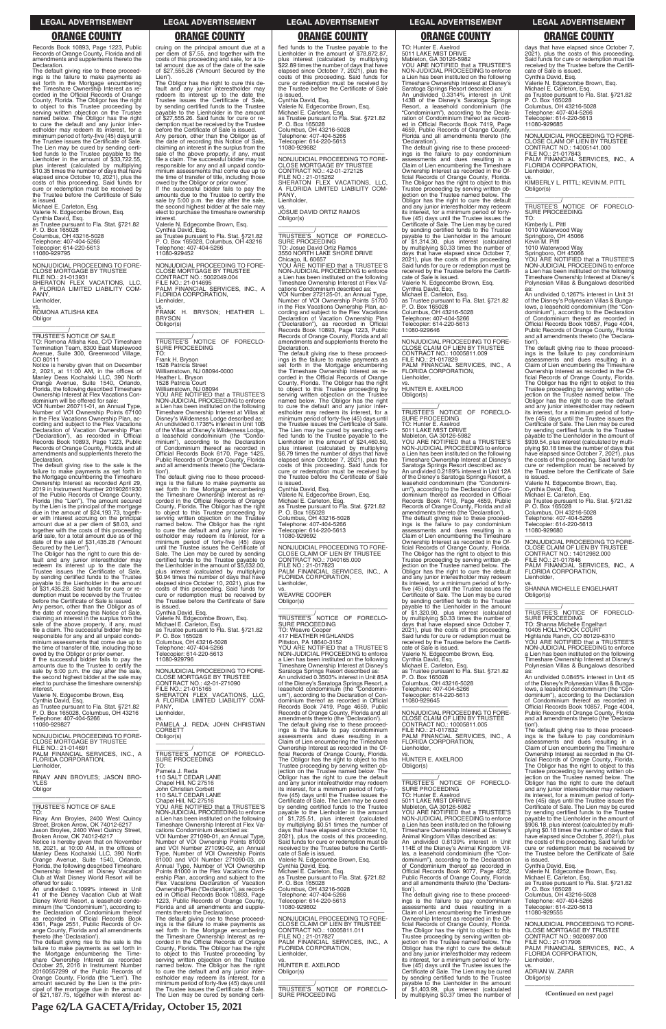Records Book 10893, Page 1223, Public Records of Orange County, Florida and all amendments and supplements thereto the Declaration.

The default giving rise to these proceedings is the failure to make payments as set forth in the Mortgage encumbering the Timeshare Ownership Interest as recorded in the Official Records of Orange County, Florida. The Obligor has the right to object to this Trustee proceeding by serving written objection on the Trustee named below. The Obligor has the right to cure the default and any junior interestholder may redeem its interest, for a minimum period of forty-five (45) days until the Trustee issues the Certificate of Sale. The Lien may be cured by sending certified funds to the Trustee payable to the Lienholder in the amount of $33,722.55, plus interest (calculated by multiplying $10.35 times the number of days that have elapsed since October 10, 2021), plus the costs of this proceeding. Said funds for cure or redemption must be received by the Trustee before the Certificate of Sale is issued.

Michael E. Carleton, Esq.
Valerie N. Edgecombe Brown, Esq.
Cynthia David, Esq.
as Trustee pursuant to Fla. Stat. §721.82
P. O. Box 165028
Columbus, OH 43216-5028
Telephone: 407-404-5266
Telecopier: 614-220-5613
11080-929795

NONJUDICIAL PROCEEDING TO FORECLOSE MORTGAGE BY TRUSTEE
FILE NO.: 21-013931
SHERATON FLEX VACATIONS, LLC, A FLORIDA LIMITED LIABILITY COMPANY,
Lienholder,
vs.
ROMONA ATLISHA KEA
Obligor

TRUSTEE'S NOTICE OF SALE
TO: Romona Atlisha Kea, C/O Timeshare Termination Team, 8300 East Maplewood Avenue, Suite 300, Greenwood Village, CO 80111

Notice is hereby given that on December 2, 2021, at 11:00 AM, in the offices of Manley Deas Kochalski LLC, 390 North Orange Avenue, Suite 1540, Orlando, Florida, the following described Timeshare Ownership Interest at Flex Vacations Condominium will be offered for sale:

VOI Number 260711-01, an Annual Type, Number of VOI Ownership Points 67100 in the Flex Vacations Ownership Plan, according and subject to the Flex Vacations Declaration of Vacation Ownership Plan ("Declaration"), as recorded in Official Records Book 10893, Page 1223, Public Records of Orange County, Florida and all amendments and supplements thereto the Declaration.

The default giving rise to the sale is the failure to make payments as set forth in the Mortgage encumbering the Timeshare Ownership Interest as recorded April 29, 2019 in Instrument Number 20190261930 of the Public Records of Orange County, Florida (the "Lien"). The amount secured by the Lien is the principal of the mortgage due in the amount of $24,193.73, together with interest accruing on the principal amount due at a per diem of $8.03, and together with the costs of this proceeding and sale, for a total amount due as of the date of the sale of $31,435.28 ("Amount Secured by the Lien").

The Obligor has the right to cure this default and any junior interestholder may redeem its interest up to the date the Trustee issues the Certificate of Sale, by sending certified funds to the Trustee payable to the Lienholder in the amount of $31,435.28. Said funds for cure or redemption must be received by the Trustee before the Certificate of Sale is issued.

Any person, other than the Obligor as of the date of recording this Notice of Sale, claiming an interest in the surplus from the sale of the above property, if any, must file a claim. The successful bidder may be responsible for any and all unpaid condominium assessments that come due up to the time of transfer of title, including those owed by the Obligor or prior owner.

If the successful bidder fails to pay the amounts due to the Trustee to certify the sale by 5:00 p.m. the day after the sale, the second highest bidder at the sale may elect to purchase the timeshare ownership interest.

Valerie N. Edgecombe Brown, Esq.
Cynthia David, Esq.
as Trustee pursuant to Fla. Stat. §721.82
P. O. Box 165028, Columbus, OH 43216
Telephone: 407-404-5266
11080-929827

NONJUDICIAL PROCEEDING TO FORECLOSE MORTGAGE BY TRUSTEE
FILE NO.: 21-014691
PALM FINANCIAL SERVICES, INC., A FLORIDA CORPORATION,
Lienholder,
vs.
RINAY ANN BROYLES; JASON BROYLES
Obligor

TRUSTEE'S NOTICE OF SALE
TO:
Rinay Ann Broyles, 2400 West Quincy Street, Broken Arrow, OK 74012-6217
Jason Broyles, 2400 West Quincy Street, Broken Arrow, OK 74012-6217

Notice is hereby given that on November 18, 2021, at 10:00 AM, in the offices of Manley Deas Kochalski LLC, 390 North Orange Avenue, Suite 1540, Orlando, Florida, the following described Timeshare Ownership Interest at Disney Vacation Club at Walt Disney World Resort will be offered for sale:

An undivided 0.1099% interest in Unit 41 of the Disney Vacation Club at Walt Disney World Resort, a leasehold condominium (the "Condominium"), according to the Declaration of Condominium thereof as recorded in Official Records Book 4361, Page 2551, Public Records of Orange County, Florida and all amendments thereto (the 'Declaration').

The default giving rise to the sale is the failure to make payments as set forth in the Mortgage encumbering the Timeshare Ownership Interest as recorded October 25, 2016 in Instrument Number 20160557299 of the Public Records of Orange County, Florida (the "Lien"). The amount secured by the Lien is the principal of the mortgage due in the amount of $21,187.75, together with interest accruing on the principal amount due at a per diem of $7.55, and together with the costs of this proceeding and sale, for a total amount due as of the date of the sale of $27,555.26 ("Amount Secured by the Lien").

The Obligor has the right to cure this default and any junior interestholder may redeem its interest up to the date the Trustee issues the Certificate of Sale, by sending certified funds to the Trustee payable to the Lienholder in the amount of $27,555.26. Said funds for cure or redemption must be received by the Trustee before the Certificate of Sale is issued.

Any person, other than the Obligor as of the date of recording this Notice of Sale, claiming an interest in the surplus from the sale of the above property, if any, must file a claim. The successful bidder may be responsible for any and all unpaid condominium assessments that come due up to the time of transfer of title, including those owed by the Obligor or prior owner.

If the successful bidder fails to pay the amounts due to the Trustee to certify the sale by 5:00 p.m. the day after the sale, the second highest bidder at the sale may elect to purchase the timeshare ownership interest.

Valerie N. Edgecombe Brown, Esq.
Cynthia David, Esq.
as Trustee pursuant to Fla. Stat. §721.82
P. O. Box 165028, Columbus, OH 43216
Telephone: 407-404-5266
11080-929452

NONJUDICIAL PROCEEDING TO FORECLOSE MORTGAGE BY TRUSTEE
CONTRACT NO.: 5002049.004
FILE NO.: 21-014695
PALM FINANCIAL SERVICES, INC., A FLORIDA CORPORATION,
Lienholder,
vs.
FRANK H. BRYSON; HEATHER L. BRYSON
Obligor(s)

TRUSTEE'S NOTICE OF FORECLOSURE PROCEEDING
TO:
Frank H. Bryson
1528 Patricia Street
Williamstown, NJ 08094-0000
Heather L. Bryson
1528 Patricia Court
Williamstown, NJ 08094

YOU ARE NOTIFIED that a TRUSTEE'S NON-JUDICIAL PROCEEDING to enforce a Lien has been instituted on the following Timeshare Ownership Interest at Villas at Disney's Wilderness Lodge described as:

An undivided 0.1736% interest in Unit 10B of the Villas at Disney's Wilderness Lodge, a leasehold condominium (the "Condominium"), according to the Declaration of Condominium thereof as recorded in Official Records Book 6170, Page 1425, Public Records of Orange County, Florida and all amendments thereto (the 'Declaration').

The default giving rise to these proceedings is the failure to make payments as set forth in the Mortgage encumbering the Timeshare Ownership Interest as recorded in the Official Records of Orange County, Florida. The Obligor has the right to object to this Trustee proceeding by serving written objection on the Trustee named below. The Obligor has the right to cure the default and any junior interestholder may redeem its interest, for a minimum period of forty-five (45) days until the Trustee issues the Certificate of Sale. The Lien may be cured by sending certified funds to the Trustee payable to the Lienholder in the amount of $5,632.00, plus interest (calculated by multiplying $0.94 times the number of days that have elapsed since October 10, 2021), plus the costs of this proceeding. Said funds for cure or redemption must be received by the Trustee before the Certificate of Sale is issued.

Cynthia David, Esq.
Valerie N. Edgecombe Brown, Esq.
Michael E. Carleton, Esq.
as Trustee pursuant to Fla. Stat. §721.82
P. O. Box 165028
Columbus, OH 43216-5028
Telephone: 407-404-5266
Telecopier: 614-220-5613
11080-929796

NONJUDICIAL PROCEEDING TO FORECLOSE MORTGAGE BY TRUSTEE
CONTRACT NO.: 42-01-271090
FILE NO.: 21-015165
SHERATON FLEX VACATIONS, LLC, A FLORIDA LIMITED LIABILITY COMPANY,
Lienholder,
vs.
PAMELA J. REDA; JOHN CHRISTIAN CORBETT
Obligor(s)

TRUSTEE'S NOTICE OF FORECLOSURE PROCEEDING
TO:
Pamela J. Reda
110 SALT CEDAR LANE
Chapel Hill, NC 27516
John Christian Corbett
110 SALT CEDAR LANE
Chapel Hill, NC 27516

YOU ARE NOTIFIED that a TRUSTEE'S NON-JUDICIAL PROCEEDING to enforce a Lien has been instituted on the following Timeshare Ownership Interest at Flex Vacations Condominium described as:

VOI Number 271090-01, an Annual Type, Number of VOI Ownership Points 81000 and VOI Number 271090-02, an Annual Type, Number of VOI Ownership Points 81000 and VOI Number 271090-03, an Annual Type, Number of VOI Ownership Points 81000 in the Flex Vacations Ownership Plan, according and subject to the Flex Vacations Declaration of Vacation Ownership Plan ("Declaration"), as recorded in Official Records Book 10893, Page 1223, Public Records of Orange County, Florida and all amendments and supplements thereto the Declaration.

The default giving rise to these proceedings is the failure to make payments as set forth in the Mortgage encumbering the Timeshare Ownership Interest as recorded in the Official Records of Orange County, Florida. The Obligor has the right to object to this Trustee proceeding by serving written objection on the Trustee named below. The Obligor has the right to cure the default and any junior interestholder may redeem its interest, for a minimum period of forty-five (45) days until the Trustee issues the Certificate of Sale. The Lien may be cured by sending certified funds to the Trustee payable to the Lienholder in the amount of $78,872.87, plus interest (calculated by multiplying $22.89 times the number of days that have elapsed since October 7, 2021), plus the costs of this proceeding. Said funds for cure or redemption must be received by the Trustee before the Certificate of Sale is issued.

Cynthia David, Esq.
Valerie N. Edgecombe Brown, Esq.
Michael E. Carleton, Esq.
as Trustee pursuant to Fla. Stat. §721.82
P. O. Box 165028
Columbus, OH 43216-5028
Telephone: 407-404-5266
Telecopier: 614-220-5613
11080-929682

NONJUDICIAL PROCEEDING TO FORECLOSE MORTGAGE BY TRUSTEE
CONTRACT NO.: 42-01-272125
FILE NO.: 21-015262
SHERATON FLEX VACATIONS, LLC, A FLORIDA LIMITED LIABILITY COMPANY,
Lienholder,
vs.
JOSUE DAVID ORTIZ RAMOS
Obligor(s)

TRUSTEE'S NOTICE OF FORECLOSURE PROCEEDING
TO: Josue David Ortiz Ramos
3550 NORTH LAKE SHORE DRIVE
Chicago, IL 60657

YOU ARE NOTIFIED that a TRUSTEE'S NON-JUDICIAL PROCEEDING to enforce a Lien has been instituted on the following Timeshare Ownership Interest at Flex Vacations Condominium described as:

VOI Number 272125-01, an Annual Type, Number of VOI Ownership Points 51700 in the Flex Vacations Ownership Plan, according and subject to the Flex Vacations Declaration of Vacation Ownership Plan ("Declaration"), as recorded in Official Records Book 10893, Page 1223, Public Records of Orange County, Florida and all amendments and supplements thereto the Declaration.

The default giving rise to these proceedings is the failure to make payments as set forth in the Mortgage encumbering the Timeshare Ownership Interest as recorded in the Official Records of Orange County, Florida. The Obligor has the right to object to this Trustee proceeding by serving written objection on the Trustee named below. The Obligor has the right to cure the default and any junior interestholder may redeem its interest, for a minimum period of forty-five (45) days until the Trustee issues the Certificate of Sale. The Lien may be cured by sending certified funds to the Trustee payable to the Lienholder in the amount of $24,460.59, plus interest (calculated by multiplying $6.79 times the number of days that have elapsed since October 7, 2021), plus the costs of this proceeding. Said funds for cure or redemption must be received by the Trustee before the Certificate of Sale is issued.

Cynthia David, Esq.
Valerie N. Edgecombe Brown, Esq.
Michael E. Carleton, Esq.
as Trustee pursuant to Fla. Stat. §721.82
P. O. Box 165028
Columbus, OH 43216-5028
Telephone: 407-404-5266
Telecopier: 614-220-5613
11080-929692

NONJUDICIAL PROCEEDING TO FORECLOSE CLAIM OF LIEN BY TRUSTEE
CONTRACT NO.: 7040165.000
FILE NO.: 21-017823
PALM FINANCIAL SERVICES, INC., A FLORIDA CORPORATION,
Lienholder,
vs.
WEAVRE COOPER
Obligor(s)

TRUSTEE'S NOTICE OF FORECLOSURE PROCEEDING
TO: Weavre Cooper
417 HEATHER HIGHLANDS
Pittston, PA 18640-3152

YOU ARE NOTIFIED that a TRUSTEE'S NON-JUDICIAL PROCEEDING to enforce a Lien has been instituted on the following Timeshare Ownership Interest at Disney's Saratoga Springs Resort described as:

An undivided 0.3503% interest in Unit 85A of the Disney's Saratoga Springs Resort, a leasehold condominium (the "Condominium"), according to the Declaration of Condominium thereof as recorded in Official Records Book 7419, Page 4659, Public Records of Orange County, Florida and all amendments thereto (the 'Declaration').

The default giving rise to these proceedings is the failure to pay condominium assessments and dues resulting in a Claim of Lien encumbering the Timeshare Ownership Interest as recorded in the Official Records of Orange County, Florida. The Obligor has the right to object to this Trustee proceeding by serving written objection on the Trustee named below. The Obligor has the right to cure the default and any junior interestholder may redeem its interest, for a minimum period of forty-five (45) days until the Trustee issues the Certificate of Sale. The Lien may be cured by sending certified funds to the Trustee payable to the Lienholder in the amount of $1,725.51, plus interest (calculated by multiplying $0.51 times the number of days that have elapsed since October 10, 2021), plus the costs of this proceeding. Said funds for cure or redemption must be received by the Trustee before the Certificate of Sale is issued.

Valerie N. Edgecombe Brown, Esq.
Cynthia David, Esq.
Michael E. Carleton, Esq.
as Trustee pursuant to Fla. Stat. §721.82
P. O. Box 165028
Columbus, OH 43216-5028
Telephone: 407-404-5266
Telecopier: 614-220-5613
11080-929802

NONJUDICIAL PROCEEDING TO FORECLOSE CLAIM OF LIEN BY TRUSTEE
CONTRACT NO.: 10005811.011
FILE NO.: 21-017827
PALM FINANCIAL SERVICES, INC., A FLORIDA CORPORATION,
Lienholder,
vs.
HUNTER E. AXELROD
Obligor(s)

TRUSTEE'S NOTICE OF FORECLOSURE PROCEEDING
TO: Hunter E. Axelrod
5011 LAKE MIST DRIVE
Mableton, GA 30126-5982

YOU ARE NOTIFIED that a TRUSTEE'S NON-JUDICIAL PROCEEDING to enforce a Lien has been instituted on the following Timeshare Ownership Interest at Disney's Saratoga Springs Resort described as:

An undivided 0.3314% interest in Unit 143B of the Disney's Saratoga Springs Resort, a leasehold condominium (the "Condominium"), according to the Declaration of Condominium thereof as recorded in Official Records Book 7419, Page 4659, Public Records of Orange County, Florida and all amendments thereto (the 'Declaration').

The default giving rise to these proceedings is the failure to pay condominium assessments and dues resulting in a Claim of Lien encumbering the Timeshare Ownership Interest as recorded in the Official Records of Orange County, Florida. The Obligor has the right to object to this Trustee proceeding by serving written objection on the Trustee named below. The Obligor has the right to cure the default and any junior interestholder may redeem its interest, for a minimum period of forty-five (45) days until the Trustee issues the Certificate of Sale. The Lien may be cured by sending certified funds to the Trustee payable to the Lienholder in the amount of $1,314.30, plus interest (calculated by multiplying $0.33 times the number of days that have elapsed since October 7, 2021), plus the costs of this proceeding. Said funds for cure or redemption must be received by the Trustee before the Certificate of Sale is issued.

Valerie N. Edgecombe Brown, Esq.
Cynthia David, Esq.
Michael E. Carleton, Esq.
as Trustee pursuant to Fla. Stat. §721.82
P. O. Box 165028
Columbus, OH 43216-5028
Telephone: 407-404-5266
Telecopier: 614-220-5613
11080-929646

NONJUDICIAL PROCEEDING TO FORECLOSE CLAIM OF LIEN BY TRUSTEE
CONTRACT NO.: 10005811.009
FILE NO.: 21-017829
PALM FINANCIAL SERVICES, INC., A FLORIDA CORPORATION,
Lienholder,
vs.
HUNTER E. AXELROD
Obligor(s)

TRUSTEE'S NOTICE OF FORECLOSURE PROCEEDING
TO: Hunter E. Axelrod
5011 LAKE MIST DRIVE
Mableton, GA 30126-5982

YOU ARE NOTIFIED that a TRUSTEE'S NON-JUDICIAL PROCEEDING to enforce a Lien has been instituted on the following Timeshare Ownership Interest at Disney's Saratoga Springs Resort described as:

An undivided 0.2189% interest in Unit 12A of the Disney's Saratoga Springs Resort, a leasehold condominium (the "Condominium"), according to the Declaration of Condominium thereof as recorded in Official Records Book 7419, Page 4659, Public Records of Orange County, Florida and all amendments thereto (the 'Declaration').

The default giving rise to these proceedings is the failure to pay condominium assessments and dues resulting in a Claim of Lien encumbering the Timeshare Ownership Interest as recorded in the Official Records of Orange County, Florida. The Obligor has the right to object to this Trustee proceeding by serving written objection on the Trustee named below. The Obligor has the right to cure the default and any junior interestholder may redeem its interest, for a minimum period of forty-five (45) days until the Trustee issues the Certificate of Sale. The Lien may be cured by sending certified funds to the Trustee payable to the Lienholder in the amount of $1,320.90, plus interest (calculated by multiplying $0.33 times the number of days that have elapsed since October 7, 2021), plus the costs of this proceeding. Said funds for cure or redemption must be received by the Trustee before the Certificate of Sale is issued.

Valerie N. Edgecombe Brown, Esq.
Cynthia David, Esq.
Michael E. Carleton, Esq.
as Trustee pursuant to Fla. Stat. §721.82
P. O. Box 165028
Columbus, OH 43216-5028
Telephone: 407-404-5266
Telecopier: 614-220-5613
11080-929645

NONJUDICIAL PROCEEDING TO FORECLOSE CLAIM OF LIEN BY TRUSTEE
CONTRACT NO.: 10005811.005
FILE NO.: 21-017832
PALM FINANCIAL SERVICES, INC., A FLORIDA CORPORATION,
Lienholder,
vs.
HUNTER E. AXELROD
Obligor(s)

TRUSTEE'S NOTICE OF FORECLOSURE PROCEEDING
TO: Hunter E. Axelrod
5011 LAKE MIST DRRIVE
Mableton, GA 30126-5982

YOU ARE NOTIFIED that a TRUSTEE'S NON-JUDICIAL PROCEEDING to enforce a Lien has been instituted on the following Timeshare Ownership Interest at Disney's Animal Kingdom Villas described as:

An undivided 0.6139% interest in Unit 114E of the Disney's Animal Kingdom Villas, a leasehold condominium (the "Condominium"), according to the Declaration of Condominium thereof as recorded in Official Records Book 9077, Page 4252, Public Records of Orange County, Florida and all amendments thereto (the 'Declaration').

The default giving rise to these proceedings is the failure to pay condominium assessments and dues resulting in a Claim of Lien encumbering the Timeshare Ownership Interest as recorded in the Official Records of Orange County, Florida. The Obligor has the right to object to this Trustee proceeding by serving written objection on the Trustee named below. The Obligor has the right to cure the default and any junior interestholder may redeem its interest, for a minimum period of forty-five (45) days until the Trustee issues the Certificate of Sale. The Lien may be cured by sending certified funds to the Trustee payable to the Lienholder in the amount of $1,403.99, plus interest (calculated by multiplying $0.37 times the number of days that have elapsed since October 7, 2021), plus the costs of this proceeding. Said funds for cure or redemption must be received by the Trustee before the Certificate of Sale is issued.

Cynthia David, Esq.
Valerie N. Edgecombe Brown, Esq.
Michael E. Carleton, Esq.
as Trustee pursuant to Fla. Stat. §721.82
P. O. Box 165028
Columbus, OH 43216-5028
Telephone: 407-404-5266
Telecopier: 614-220-5613
11080-929685

NONJUDICIAL PROCEEDING TO FORECLOSE CLAIM OF LIEN BY TRUSTEE
CONTRACT NO.: 14005141.000
FILE NO.: 21-017843
PALM FINANCIAL SERVICES, INC., A FLORIDA CORPORATION,
Lienholder,
vs.
KIMBERLY L. PITTL; KEVIN M. PITTL
Obligor(s)

TRUSTEE'S NOTICE OF FORECLOSURE PROCEEDING
TO:
Kimberly L. Pittl
1010 Waterwood Way
Springboro, OH 45066
Kevin M. Pittl
1010 Waterwood Way
Springboro, OH 45066

YOU ARE NOTIFIED that a TRUSTEE'S NON-JUDICIAL PROCEEDING to enforce a Lien has been instituted on the following Timeshare Ownership Interest at Disney's Polynesian Villas & Bungalows described as:

An undivided 0.1267% interest in Unit 31 of the Disney's Polynesian Villas & Bungalows, a leasehold condominium (the "Condominium"), according to the Declaration of Condominium thereof as recorded in Official Records Book 10857, Page 4004, Public Records of Orange County, Florida and all amendments thereto (the 'Declaration').

The default giving rise to these proceedings is the failure to pay condominium assessments and dues resulting in a Claim of Lien encumbering the Timeshare Ownership Interest as recorded in the Official Records of Orange County, Florida. The Obligor has the right to object to this Trustee proceeding by serving written objection on the Trustee named below. The Obligor has the right to cure the default and any junior interestholder may redeem its interest, for a minimum period of forty-five (45) days until the Trustee issues the Certificate of Sale. The Lien may be cured by sending certified funds to the Trustee payable to the Lienholder in the amount of $939.54, plus interest (calculated by multiplying $0.18 times the number of days that have elapsed since October 7, 2021), plus the costs of this proceeding. Said funds for cure or redemption must be received by the Trustee before the Certificate of Sale is issued.

Valerie N. Edgecombe Brown, Esq.
Cynthia David, Esq.
Michael E. Carleton, Esq.
as Trustee pursuant to Fla. Stat. §721.82
P. O. Box 165028
Columbus, OH 43216-5028
Telephone: 407-404-5266
Telecopier: 614-220-5613
11080-929680

NONJUDICIAL PROCEEDING TO FORECLOSE CLAIM OF LIEN BY TRUSTEE
CONTRACT NO.: 14012982.000
FILE NO.: 21-017846
PALM FINANCIAL SERVICES, INC., A FLORIDA CORPORATION,
Lienholder,
vs.
SHANNA MICHELLE ENGELHART
Obligor(s)

TRUSTEE'S NOTICE OF FORECLOSURE PROCEEDING
TO: Shanna Michelle Engelhart
10405 HOLLYHOCK COURT
Highlands Ranch, CO 80129-6310

YOU ARE NOTIFIED that a TRUSTEE'S NON-JUDICIAL PROCEEDING to enforce a Lien has been instituted on the following Timeshare Ownership Interest at Disney's Polynesian Villas & Bungalows described as:

An undivided 0.0845% interest in Unit 45 of the Disney's Polynesian Villas & Bungalows, a leasehold condominium (the "Condominium"), according to the Declaration of Condominium thereof as recorded in Official Records Book 10857, Page 4004, Public Records of Orange County, Florida and all amendments thereto (the 'Declaration').

The default giving rise to these proceedings is the failure to pay condominium assessments and dues resulting in a Claim of Lien encumbering the Timeshare Ownership Interest as recorded in the Official Records of Orange County, Florida. The Obligor has the right to object to this Trustee proceeding by serving written objection on the Trustee named below. The Obligor has the right to cure the default and any junior interestholder may redeem its interest, for a minimum period of forty-five (45) days until the Trustee issues the Certificate of Sale. The Lien may be cured by sending certified funds to the Trustee payable to the Lienholder in the amount of $906.18, plus interest (calculated by multiplying $0.18 times the number of days that have elapsed since October 5, 2021), plus the costs of this proceeding. Said funds for cure or redemption must be received by the Trustee before the Certificate of Sale is issued.

Cynthia David, Esq.
Valerie N. Edgecombe Brown, Esq.
Michael E. Carleton, Esq.
as Trustee pursuant to Fla. Stat. §721.82
P. O. Box 165028
Columbus, OH 43216-5028
Telephone: 407-404-5266
Telecopier: 614-220-5613
11080-929555

NONJUDICIAL PROCEEDING TO FORECLOSE MORTGAGE BY TRUSTEE
CONTRACT NO.: 9020697.000
FILE NO.: 21-017906
PALM FINANCIAL SERVICES, INC., A FLORIDA CORPORATION,
Lienholder,
vs.
ADRIAN W. ZARR
Obligor(s)

**(Continued on next page)**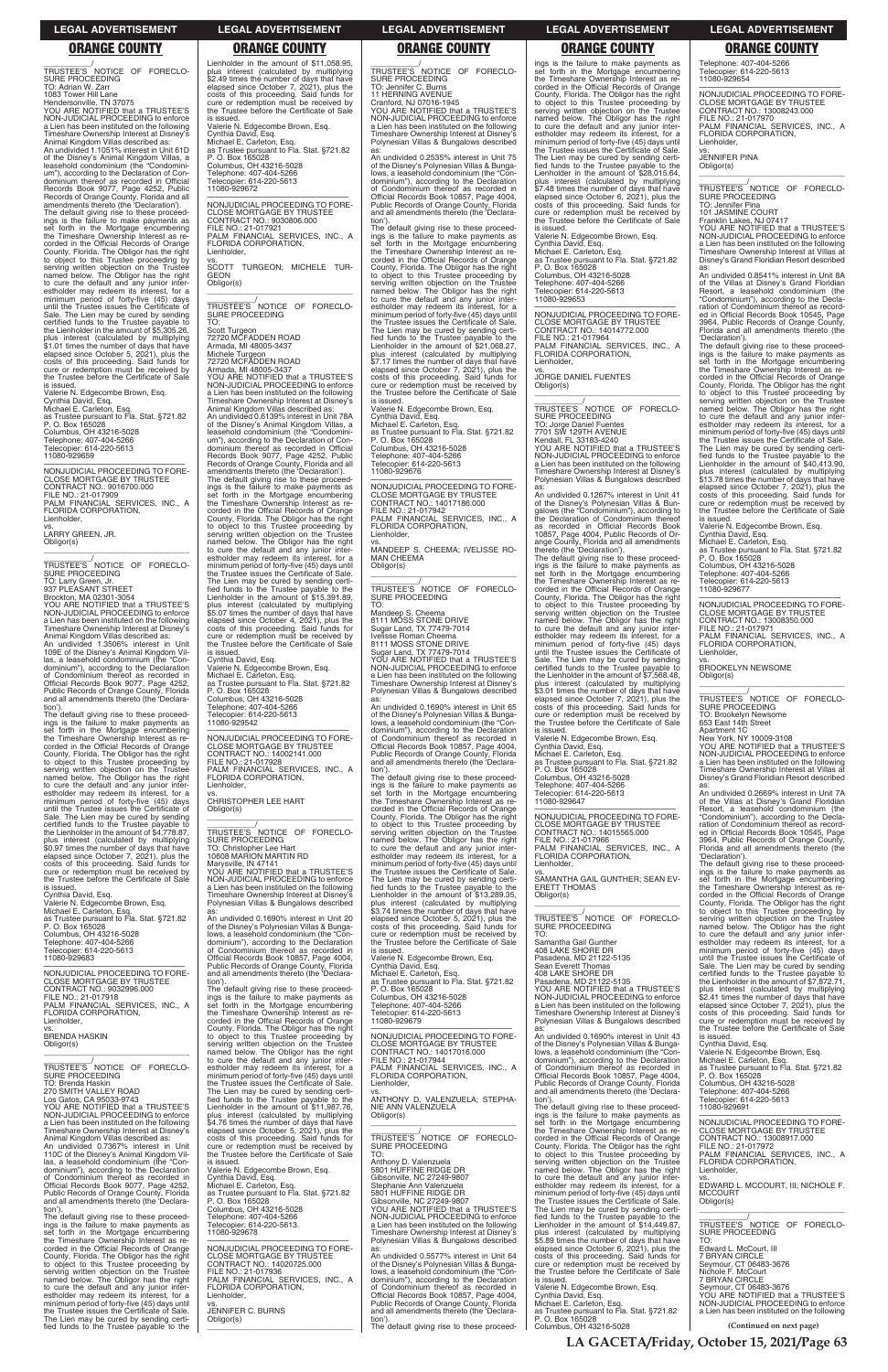## ORANGE COUNTY

__________________/
TRUSTEE'S NOTICE OF FORECLOSURE PROCEEDING
TO: Adrian W. Zarr
1083 Tower Hill Lane
Hendersonville, TN 37075
YOU ARE NOTIFIED that a TRUSTEE'S NON-JUDICIAL PROCEEDING to enforce a Lien has been instituted on the following Timeshare Ownership Interest at Disney's Animal Kingdom Villas described as:
An undivided 1.1051% interest in Unit 61D of the Disney's Animal Kingdom Villas, a leasehold condominium (the "Condominium"), according to the Declaration of Condominium thereof as recorded in Official Records Book 9077, Page 4252, Public Records of Orange County, Florida and all amendments thereto (the 'Declaration').
The default giving rise to these proceedings is the failure to make payments as set forth in the Mortgage encumbering the Timeshare Ownership Interest as recorded in the Official Records of Orange County, Florida. The Obligor has the right to object to this Trustee proceeding by serving written objection on the Trustee named below. The Obligor has the right to cure the default and any junior interestholder may redeem its interest, for a minimum period of forty-five (45) days until the Trustee issues the Certificate of Sale. The Lien may be cured by sending certified funds to the Trustee payable to the Lienholder in the amount of $5,305.26, plus interest (calculated by multiplying $1.01 times the number of days that have elapsed since October 5, 2021), plus the costs of this proceeding. Said funds for cure or redemption must be received by the Trustee before the Certificate of Sale is issued.
Valerie N. Edgecombe Brown, Esq.
Cynthia David, Esq.
Michael E. Carleton, Esq.
as Trustee pursuant to Fla. Stat. §721.82
P. O. Box 165028
Columbus, OH 43216-5028
Telephone: 407-404-5266
Telecopier: 614-220-5613
11080-929659

NONJUDICIAL PROCEEDING TO FORECLOSE MORTGAGE BY TRUSTEE
CONTRACT NO.: 9016700.000
FILE NO.: 21-017909
PALM FINANCIAL SERVICES, INC., A FLORIDA CORPORATION,
Lienholder,
vs.
LARRY GREEN, JR.
Obligor(s)

__________________/
TRUSTEE'S NOTICE OF FORECLOSURE PROCEEDING
TO: Larry Green, Jr.
937 PLEASANT STREET
Brockton, MA 02301-3054
YOU ARE NOTIFIED that a TRUSTEE'S NON-JUDICIAL PROCEEDING to enforce a Lien has been instituted on the following Timeshare Ownership Interest at Disney's Animal Kingdom Villas described as:
An undivided 1.3506% interest in Unit 109E of the Disney's Animal Kingdom Villas, a leasehold condominium (the "Condominium"), according to the Declaration of Condominium thereof as recorded in Official Records Book 9077, Page 4252, Public Records of Orange County, Florida and all amendments thereto (the 'Declaration').
The default giving rise to these proceedings is the failure to make payments as set forth in the Mortgage encumbering the Timeshare Ownership Interest as recorded in the Official Records of Orange County, Florida. The Obligor has the right to object to this Trustee proceeding by serving written objection on the Trustee named below. The Obligor has the right to cure the default and any junior interestholder may redeem its interest, for a minimum period of forty-five (45) days until the Trustee issues the Certificate of Sale. The Lien may be cured by sending certified funds to the Trustee payable to the Lienholder in the amount of $4,778.87, plus interest (calculated by multiplying $0.97 times the number of days that have elapsed since October 7, 2021), plus the costs of this proceeding. Said funds for cure or redemption must be received by the Trustee before the Certificate of Sale is issued.
Cynthia David, Esq.
Valerie N. Edgecombe Brown, Esq.
Michael E. Carleton, Esq.
as Trustee pursuant to Fla. Stat. §721.82
P. O. Box 165028
Columbus, OH 43216-5028
Telephone: 407-404-5266
Telecopier: 614-220-5613
11080-929683

NONJUDICIAL PROCEEDING TO FORECLOSE MORTGAGE BY TRUSTEE
CONTRACT NO.: 9032996.000
FILE NO.: 21-017918
PALM FINANCIAL SERVICES, INC., A FLORIDA CORPORATION,
Lienholder,
vs.
BRENDA HASKIN
Obligor(s)

__________________/
TRUSTEE'S NOTICE OF FORECLOSURE PROCEEDING
TO: Brenda Haskin
270 SMITH VALLEY ROAD
Los Gatos, CA 95033-9743
YOU ARE NOTIFIED that a TRUSTEE'S NON-JUDICIAL PROCEEDING to enforce a Lien has been instituted on the following Timeshare Ownership Interest at Disney's Animal Kingdom Villas described as:
An undivided 0.7367% interest in Unit 110C of the Disney's Animal Kingdom Villas, a leasehold condominium (the "Condominium"), according to the Declaration of Condominium thereof as recorded in Official Records Book 9077, Page 4252, Public Records of Orange County, Florida and all amendments thereto (the 'Declaration').
The default giving rise to these proceedings is the failure to make payments as set forth in the Mortgage encumbering the Timeshare Ownership Interest as recorded in the Official Records of Orange County, Florida. The Obligor has the right to object to this Trustee proceeding by serving written objection on the Trustee named below. The Obligor has the right to cure the default and any junior interestholder may redeem its interest, for a minimum period of forty-five (45) days until the Trustee issues the Certificate of Sale. The Lien may be cured by sending certified funds to the Trustee payable to the Lienholder in the amount of $11,058.95, plus interest (calculated by multiplying $2.49 times the number of days that have elapsed since October 7, 2021), plus the costs of this proceeding. Said funds for cure or redemption must be received by the Trustee before the Certificate of Sale is issued.
Valerie N. Edgecombe Brown, Esq.
Cynthia David, Esq.
Michael E. Carleton, Esq.
as Trustee pursuant to Fla. Stat. §721.82
P. O. Box 165028
Columbus, OH 43216-5028
Telephone: 407-404-5266
Telecopier: 614-220-5613
11080-929672

NONJUDICIAL PROCEEDING TO FORECLOSE MORTGAGE BY TRUSTEE
CONTRACT NO.: 9030806.000
FILE NO.: 21-017921
PALM FINANCIAL SERVICES, INC., A FLORIDA CORPORATION,
Lienholder,
vs.
SCOTT TURGEON; MICHELE TURGEON
Obligor(s)

__________________/
TRUSTEE'S NOTICE OF FORECLOSURE PROCEEDING
TO:
Scott Turgeon
72720 MCFADDEN ROAD
Armada, MI 48005-3437
Michele Turgeon
72720 MCFADDEN ROAD
Armada, MI 48005-3437
YOU ARE NOTIFIED that a TRUSTEE'S NON-JUDICIAL PROCEEDING to enforce a Lien has been instituted on the following Timeshare Ownership Interest at Disney's Animal Kingdom Villas described as:
An undivided 0.6139% interest in Unit 78A of the Disney's Animal Kingdom Villas, a leasehold condominium (the "Condominium"), according to the Declaration of Condominium thereof as recorded in Official Records Book 9077, Page 4252, Public Records of Orange County, Florida and all amendments thereto (the 'Declaration').
The default giving rise to these proceedings is the failure to make payments as set forth in the Mortgage encumbering the Timeshare Ownership Interest as recorded in the Official Records of Orange County, Florida. The Obligor has the right to object to this Trustee proceeding by serving written objection on the Trustee named below. The Obligor has the right to cure the default and any junior interestholder may redeem its interest, for a minimum period of forty-five (45) days until the Trustee issues the Certificate of Sale. The Lien may be cured by sending certified funds to the Trustee payable to the Lienholder in the amount of $15,391.89, plus interest (calculated by multiplying $5.07 times the number of days that have elapsed since October 4, 2021), plus the costs of this proceeding. Said funds for cure or redemption must be received by the Trustee before the Certificate of Sale is issued.
Cynthia David, Esq.
Valerie N. Edgecombe Brown, Esq.
Michael E. Carleton, Esq.
as Trustee pursuant to Fla. Stat. §721.82
P. O. Box 165028
Columbus, OH 43216-5028
Telephone: 407-404-5266
Telecopier: 614-220-5613
11080-929542

NONJUDICIAL PROCEEDING TO FORECLOSE MORTGAGE BY TRUSTEE
CONTRACT NO.: 14002141.000
FILE NO.: 21-017928
PALM FINANCIAL SERVICES, INC., A FLORIDA CORPORATION,
Lienholder,
vs.
CHRISTOPHER LEE HART
Obligor(s)

__________________/
TRUSTEE'S NOTICE OF FORECLOSURE PROCEEDING
TO: Christopher Lee Hart
10608 MARION MARTIN RD
Marysville, IN 47141
YOU ARE NOTIFIED that a TRUSTEE'S NON-JUDICIAL PROCEEDING to enforce a Lien has been instituted on the following Timeshare Ownership Interest at Disney's Polynesian Villas & Bungalows described as:
An undivided 0.1690% interest in Unit 20 of the Disney's Polynesian Villas & Bungalows, a leasehold condominium (the "Condominium"), according to the Declaration of Condominium thereof as recorded in Official Records Book 10857, Page 4004, Public Records of Orange County, Florida and all amendments thereto (the 'Declaration').
The default giving rise to these proceedings is the failure to make payments as set forth in the Mortgage encumbering the Timeshare Ownership Interest as recorded in the Official Records of Orange County, Florida. The Obligor has the right to object to this Trustee proceeding by serving written objection on the Trustee named below. The Obligor has the right to cure the default and any junior interestholder may redeem its interest, for a minimum period of forty-five (45) days until the Trustee issues the Certificate of Sale. The Lien may be cured by sending certified funds to the Trustee payable to the Lienholder in the amount of $11,987.76, plus interest (calculated by multiplying $4.76 times the number of days that have elapsed since October 5, 2021), plus the costs of this proceeding. Said funds for cure or redemption must be received by the Trustee before the Certificate of Sale is issued.
Valerie N. Edgecombe Brown, Esq.
Cynthia David, Esq.
Michael E. Carleton, Esq.
as Trustee pursuant to Fla. Stat. §721.82
P. O. Box 165028
Columbus, OH 43216-5028
Telephone: 407-404-5266
Telecopier: 614-220-5613
11080-929678

NONJUDICIAL PROCEEDING TO FORECLOSE MORTGAGE BY TRUSTEE
CONTRACT NO.: 14020725.000
FILE NO.: 21-017936
PALM FINANCIAL SERVICES, INC., A FLORIDA CORPORATION,
Lienholder,
vs.
JENNIFER C. BURNS
Obligor(s)

__________________/
TRUSTEE'S NOTICE OF FORECLOSURE PROCEEDING
TO: Jennifer C. Burns
11 HERNING AVENUE
Cranford, NJ 07016-1945
YOU ARE NOTIFIED that a TRUSTEE'S NON-JUDICIAL PROCEEDING to enforce a Lien has been instituted on the following Timeshare Ownership Interest at Disney's Polynesian Villas & Bungalows described as:
An undivided 0.2535% interest in Unit 75 of the Disney's Polynesian Villas & Bungalows, a leasehold condominium (the "Condominium"), according to the Declaration of Condominium thereof as recorded in Official Records Book 10857, Page 4004, Public Records of Orange County, Florida and all amendments thereto (the 'Declaration').
The default giving rise to these proceedings is the failure to make payments as set forth in the Mortgage encumbering the Timeshare Ownership Interest as recorded in the Official Records of Orange County, Florida. The Obligor has the right to object to this Trustee proceeding by serving written objection on the Trustee named below. The Obligor has the right to cure the default and any junior interestholder may redeem its interest, for a minimum period of forty-five (45) days until the Trustee issues the Certificate of Sale. The Lien may be cured by sending certified funds to the Trustee payable to the Lienholder in the amount of $21,068.27, plus interest (calculated by multiplying $7.17 times the number of days that have elapsed since October 7, 2021), plus the costs of this proceeding. Said funds for cure or redemption must be received by the Trustee before the Certificate of Sale is issued.
Valerie N. Edgecombe Brown, Esq.
Cynthia David, Esq.
Michael E. Carleton, Esq.
as Trustee pursuant to Fla. Stat. §721.82
P. O. Box 165028
Columbus, OH 43216-5028
Telephone: 407-404-5266
Telecopier: 614-220-5613
11080-929676

NONJUDICIAL PROCEEDING TO FORECLOSE MORTGAGE BY TRUSTEE
CONTRACT NO.: 14017186.000
FILE NO.: 21-017942
PALM FINANCIAL SERVICES, INC., A FLORIDA CORPORATION,
Lienholder,
vs.
MANDEEP S. CHEEMA; IVELISSE ROMAN CHEEMA
Obligor(s)

__________________/
TRUSTEE'S NOTICE OF FORECLOSURE PROCEEDING
TO:
Mandeep S. Cheema
8111 MOSS STONE DRIVE
Sugar Land, TX 77479-7014
Ivelisse Roman Cheema
8111 MOSS STONE DRIVE
Sugar Land, TX 77479-7014
YOU ARE NOTIFIED that a TRUSTEE'S NON-JUDICIAL PROCEEDING to enforce a Lien has been instituted on the following Timeshare Ownership Interest at Disney's Polynesian Villas & Bungalows described as:
An undivided 0.1690% interest in Unit 65 of the Disney's Polynesian Villas & Bungalows, a leasehold condominium (the "Condominium"), according to the Declaration of Condominium thereof as recorded in Official Records Book 10857, Page 4004, Public Records of Orange County, Florida and all amendments thereto (the 'Declaration').
The default giving rise to these proceedings is the failure to make payments as set forth in the Mortgage encumbering the Timeshare Ownership Interest as recorded in the Official Records of Orange County, Florida. The Obligor has the right to object to this Trustee proceeding by serving written objection on the Trustee named below. The Obligor has the right to cure the default and any junior interestholder may redeem its interest, for a minimum period of forty-five (45) days until the Trustee issues the Certificate of Sale. The Lien may be cured by sending certified funds to the Trustee payable to the Lienholder in the amount of $13,289.35, plus interest (calculated by multiplying $3.74 times the number of days that have elapsed since October 5, 2021), plus the costs of this proceeding. Said funds for cure or redemption must be received by the Trustee before the Certificate of Sale is issued.
Valerie N. Edgecombe Brown, Esq.
Cynthia David, Esq.
Michael E. Carleton, Esq.
as Trustee pursuant to Fla. Stat. §721.82
P. O. Box 165028
Columbus, OH 43216-5028
Telephone: 407-404-5266
Telecopier: 614-220-5613
11080-929679

NONJUDICIAL PROCEEDING TO FORECLOSE MORTGAGE BY TRUSTEE
CONTRACT NO.: 14017016.000
FILE NO.: 21-017944
PALM FINANCIAL SERVICES, INC., A FLORIDA CORPORATION,
Lienholder,
vs.
ANTHONY D. VALENZUELA; STEPHANIE ANN VALENZUELA
Obligor(s)

__________________/
TRUSTEE'S NOTICE OF FORECLOSURE PROCEEDING
TO:
Anthony D. Valenzuela
5801 HUFFINE RIDGE DR
Gibsonville, NC 27249-9807
Stephanie Ann Valenzuela
5801 HUFFINE RIDGE DR
Gibsonville, NC 27249-9807
YOU ARE NOTIFIED that a TRUSTEE'S NON-JUDICIAL PROCEEDING to enforce a Lien has been instituted on the following Timeshare Ownership Interest at Disney's Polynesian Villas & Bungalows described as:
An undivided 0.5577% interest in Unit 64 of the Disney's Polynesian Villas & Bungalows, a leasehold condominium (the "Condominium"), according to the Declaration of Condominium thereof as recorded in Official Records Book 10857, Page 4004, Public Records of Orange County, Florida and all amendments thereto (the 'Declaration').
The default giving rise to these proceedings is the failure to make payments as set forth in the Mortgage encumbering the Timeshare Ownership Interest as recorded in the Official Records of Orange County, Florida. The Obligor has the right to object to this Trustee proceeding by serving written objection on the Trustee named below. The Obligor has the right to cure the default and any junior interestholder may redeem its interest, for a minimum period of forty-five (45) days until the Trustee issues the Certificate of Sale. The Lien may be cured by sending certified funds to the Trustee payable to the Lienholder in the amount of $28,015.64, plus interest (calculated by multiplying $7.48 times the number of days that have elapsed since October 6, 2021), plus the costs of this proceeding. Said funds for cure or redemption must be received by the Trustee before the Certificate of Sale is issued.
Valerie N. Edgecombe Brown, Esq.
Cynthia David, Esq.
Michael E. Carleton, Esq.
as Trustee pursuant to Fla. Stat. §721.82
P. O. Box 165028
Columbus, OH 43216-5028
Telephone: 407-404-5266
Telecopier: 614-220-5613
11080-929653

NONJUDICIAL PROCEEDING TO FORECLOSE MORTGAGE BY TRUSTEE
CONTRACT NO.: 14014772.000
FILE NO.: 21-017964
PALM FINANCIAL SERVICES, INC., A FLORIDA CORPORATION,
Lienholder,
vs.
JORGE DANIEL FUENTES
Obligor(s)

__________________/
TRUSTEE'S NOTICE OF FORECLOSURE PROCEEDING
TO: Jorge Daniel Fuentes
7701 SW 129TH AVENUE
Kendall, FL 33183-4240
YOU ARE NOTIFIED that a TRUSTEE'S NON-JUDICIAL PROCEEDING to enforce a Lien has been instituted on the following Timeshare Ownership Interest at Disney's Polynesian Villas & Bungalows described as:
An undivided 0.1267% interest in Unit 41 of the Disney's Polynesian Villas & Bungalows (the "Condominium"), according to the Declaration of Condominium thereof as recorded in Official Records Book 10857, Page 4004, Public Records of Orange County, Florida and all amendments thereto (the 'Declaration').
The default giving rise to these proceedings is the failure to make payments as set forth in the Mortgage encumbering the Timeshare Ownership Interest as recorded in the Official Records of Orange County, Florida. The Obligor has the right to object to this Trustee proceeding by serving written objection on the Trustee named below. The Obligor has the right to cure the default and any junior interestholder may redeem its interest, for a minimum period of forty-five (45) days until the Trustee issues the Certificate of Sale. The Lien may be cured by sending certified funds to the Trustee payable to the Lienholder in the amount of $7,568.48, plus interest (calculated by multiplying $3.01 times the number of days that have elapsed since October 7, 2021), plus the costs of this proceeding. Said funds for cure or redemption must be received by the Trustee before the Certificate of Sale is issued.
Valerie N. Edgecombe Brown, Esq.
Cynthia David, Esq.
Michael E. Carleton, Esq.
as Trustee pursuant to Fla. Stat. §721.82
P. O. Box 165028
Columbus, OH 43216-5028
Telephone: 407-404-5266
Telecopier: 614-220-5613
11080-929647

NONJUDICIAL PROCEEDING TO FORECLOSE MORTGAGE BY TRUSTEE
CONTRACT NO.: 14015565.000
FILE NO.: 21-017966
PALM FINANCIAL SERVICES, INC., A FLORIDA CORPORATION,
Lienholder,
vs.
SAMANTHA GAIL GUNTHER; SEAN EVERETT THOMAS
Obligor(s)

__________________/
TRUSTEE'S NOTICE OF FORECLOSURE PROCEEDING
TO:
Samantha Gail Gunther
408 LAKE SHORE DR
Pasadena, MD 21122-5135
Sean Everett Thomas
408 LAKE SHORE DR
Pasadena, MD 21122-5135
YOU ARE NOTIFIED that a TRUSTEE'S NON-JUDICIAL PROCEEDING to enforce a Lien has been instituted on the following Timeshare Ownership Interest at Disney's Polynesian Villas & Bungalows described as:
An undivided 0.1690% interest in Unit 43 of the Disney's Polynesian Villas & Bungalows, a leasehold condominium (the "Condominium"), according to the Declaration of Condominium thereof as recorded in Official Records Book 10857, Page 4004, Public Records of Orange County, Florida and all amendments thereto (the 'Declaration').
The default giving rise to these proceedings is the failure to make payments as set forth in the Mortgage encumbering the Timeshare Ownership Interest as recorded in the Official Records of Orange County, Florida. The Obligor has the right to object to this Trustee proceeding by serving written objection on the Trustee named below. The Obligor has the right to cure the default and any junior interestholder may redeem its interest, for a minimum period of forty-five (45) days until the Trustee issues the Certificate of Sale. The Lien may be cured by sending certified funds to the Trustee payable to the Lienholder in the amount of $14,449.87, plus interest (calculated by multiplying $5.89 times the number of days that have elapsed since October 6, 2021), plus the costs of this proceeding. Said funds for cure or redemption must be received by the Trustee before the Certificate of Sale is issued.
Valerie N. Edgecombe Brown, Esq.
Cynthia David, Esq.
Michael E. Carleton, Esq.
as Trustee pursuant to Fla. Stat. §721.82
P. O. Box 165028
Columbus, OH 43216-5028
Telephone: 407-404-5266
Telecopier: 614-220-5613
11080-929654

NONJUDICIAL PROCEEDING TO FORECLOSE MORTGAGE BY TRUSTEE
CONTRACT NO.: 13008243.000
FILE NO.: 21-017970
PALM FINANCIAL SERVICES, INC., A FLORIDA CORPORATION,
Lienholder,
vs.
JENNIFER PINA
Obligor(s)

__________________/
TRUSTEE'S NOTICE OF FORECLOSURE PROCEEDING
TO: Jennifer Pina
101 JASMINE COURT
Franklin Lakes, NJ 07417
YOU ARE NOTIFIED that a TRUSTEE'S NON-JUDICIAL PROCEEDING to enforce a Lien has been instituted on the following Timeshare Ownership Interest at Disney's Grand Floridian Resort described as:
An undivided 0.8541% interest in Unit 8A of the Villas at Disney's Grand Floridian Resort, a leasehold condominium (the "Condominium"), according to the Declaration of Condominium thereof as recorded in Official Records Book 10545, Page 3964, Public Records of Orange County, Florida and all amendments thereto (the 'Declaration').
The default giving rise to these proceedings is the failure to make payments as set forth in the Mortgage encumbering the Timeshare Ownership Interest as recorded in the Official Records of Orange County, Florida. The Obligor has the right to object to this Trustee proceeding by serving written objection on the Trustee named below. The Obligor has the right to cure the default and any junior interestholder may redeem its interest, for a minimum period of forty-five (45) days until the Trustee issues the Certificate of Sale. The Lien may be cured by sending certified funds to the Trustee payable to the Lienholder in the amount of $40,413.90, plus interest (calculated by multiplying $13.78 times the number of days that have elapsed since October 7, 2021), plus the costs of this proceeding. Said funds for cure or redemption must be received by the Trustee before the Certificate of Sale is issued.
Valerie N. Edgecombe Brown, Esq.
Cynthia David, Esq.
Michael E. Carleton, Esq.
as Trustee pursuant to Fla. Stat. §721.82
P. O. Box 165028
Columbus, OH 43216-5028
Telephone: 407-404-5266
Telecopier: 614-220-5613
11080-929677

NONJUDICIAL PROCEEDING TO FORECLOSE MORTGAGE BY TRUSTEE
CONTRACT NO.: 13008350.000
FILE NO.: 21-017971
PALM FINANCIAL SERVICES, INC., A FLORIDA CORPORATION,
Lienholder,
vs.
BROOKELYN NEWSOME
Obligor(s)

__________________/
TRUSTEE'S NOTICE OF FORECLOSURE PROCEEDING
TO: Brookelyn Newsome
653 East 14th Street
Apartment 1C
New York, NY 10009-3108
YOU ARE NOTIFIED that a TRUSTEE'S NON-JUDICIAL PROCEEDING to enforce a Lien has been instituted on the following Timeshare Ownership Interest at Villas at Disney's Grand Floridian Resort described as:
An undivided 0.2669% interest in Unit 7A of the Villas at Disney's Grand Floridian Resort, a leasehold condominium (the "Condominium"), according to the Declaration of Condominium thereof as recorded in Official Records Book 10545, Page 3964, Public Records of Orange County, Florida and all amendments thereto (the 'Declaration').
The default giving rise to these proceedings is the failure to make payments as set forth in the Mortgage encumbering the Timeshare Ownership Interest as recorded in the Official Records of Orange County, Florida. The Obligor has the right to object to this Trustee proceeding by serving written objection on the Trustee named below. The Obligor has the right to cure the default and any junior interestholder may redeem its interest, for a minimum period of forty-five (45) days until the Trustee issues the Certificate of Sale. The Lien may be cured by sending certified funds to the Trustee payable to the Lienholder in the amount of $7,872.71, plus interest (calculated by multiplying $2.41 times the number of days that have elapsed since October 7, 2021), plus the costs of this proceeding. Said funds for cure or redemption must be received by the Trustee before the Certificate of Sale is issued.
Cynthia David, Esq.
Valerie N. Edgecombe Brown, Esq.
Michael E. Carleton, Esq.
as Trustee pursuant to Fla. Stat. §721.82
P. O. Box 165028
Columbus, OH 43216-5028
Telephone: 407-404-5266
Telecopier: 614-220-5613
11080-929691

NONJUDICIAL PROCEEDING TO FORECLOSE MORTGAGE BY TRUSTEE
CONTRACT NO.: 13008917.000
FILE NO.: 21-017972
PALM FINANCIAL SERVICES, INC., A FLORIDA CORPORATION,
Lienholder,
vs.
EDWARD L. MCCOURT, III; NICHOLE F. MCCOURT
Obligor(s)

__________________/
TRUSTEE'S NOTICE OF FORECLOSURE PROCEEDING
TO:
Edward L. McCourt, III
7 BRYAN CIRCLE
Seymour, CT 06483-3676
Nichole F. McCourt
7 BRYAN CIRCLE
Seymour, CT 06483-3676
YOU ARE NOTIFIED that a TRUSTEE'S NON-JUDICIAL PROCEEDING to enforce a Lien has been instituted on the following

**(Continued on next page)**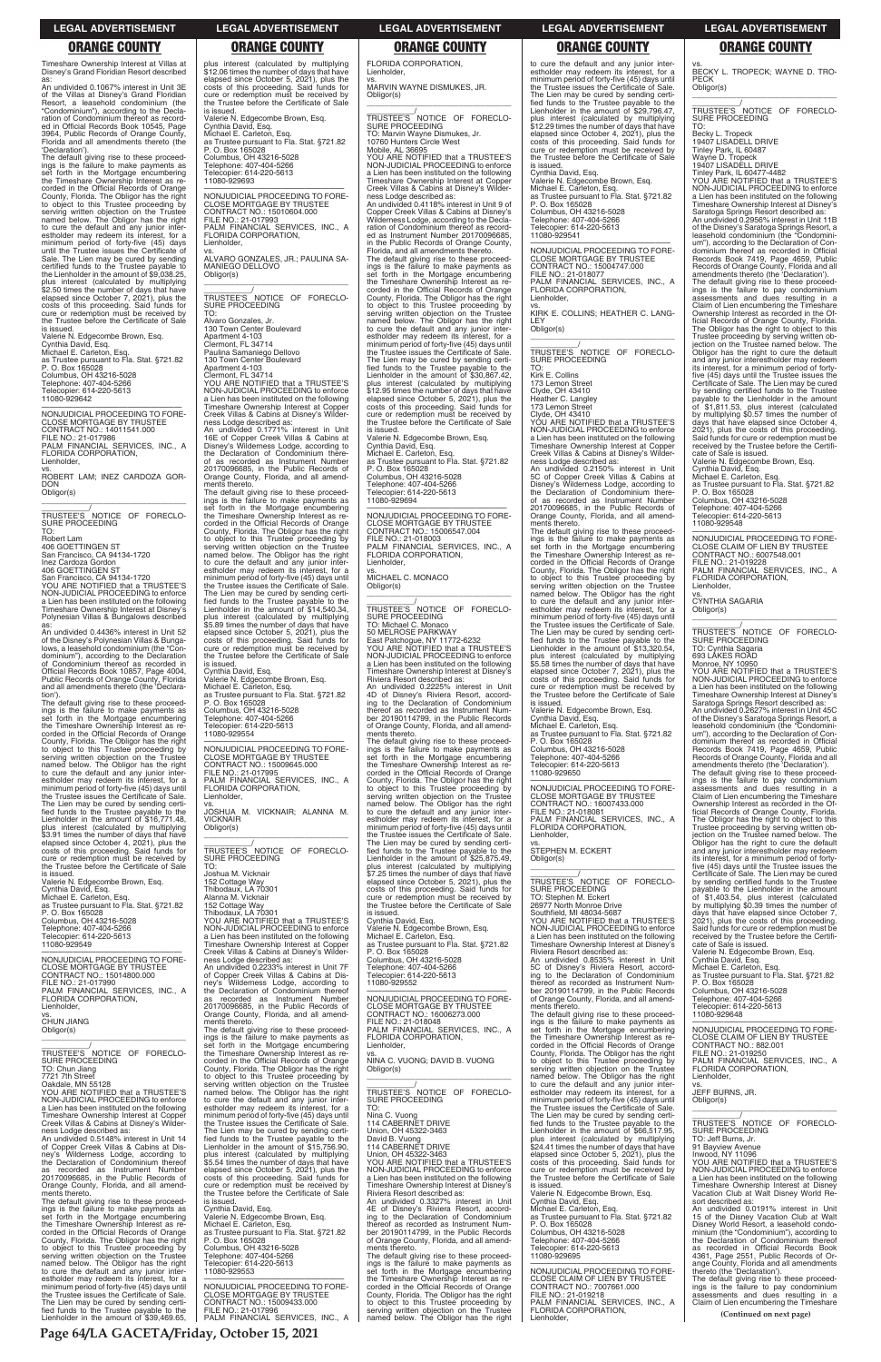## LEGAL ADVERTISEMENT

# ORANGE COUNTY

Timeshare Ownership Interest at Villas at Disney's Grand Floridian Resort described as:

An undivided 0.1067% interest in Unit 3E of the Villas at Disney's Grand Floridian Resort, a leasehold condominium (the "Condominium"), according to the Declaration of Condominium thereof as recorded in Official Records Book 10545, Page 3964, Public Records of Orange County, Florida and all amendments thereto (the 'Declaration').

The default giving rise to these proceedings is the failure to make payments as set forth in the Mortgage encumbering the Timeshare Ownership Interest as recorded in the Official Records of Orange County, Florida. The Obligor has the right to object to this Trustee proceeding by serving written objection on the Trustee named below. The Obligor has the right to cure the default and any junior interestholder may redeem its interest, for a minimum period of forty-five (45) days until the Trustee issues the Certificate of Sale. The Lien may be cured by sending certified funds to the Trustee payable to the Lienholder in the amount of $9,038.25, plus interest (calculated by multiplying $2.50 times the number of days that have elapsed since October 7, 2021), plus the costs of this proceeding. Said funds for cure or redemption must be received by the Trustee before the Certificate of Sale is issued.

Valerie N. Edgecombe Brown, Esq.
Cynthia David, Esq.
Michael E. Carleton, Esq.
as Trustee pursuant to Fla. Stat. §721.82
P. O. Box 165028
Columbus, OH 43216-5028
Telephone: 407-404-5266
Telecopier: 614-220-5613
11080-929642

---

NONJUDICIAL PROCEEDING TO FORECLOSE MORTGAGE BY TRUSTEE
CONTRACT NO.: 14011541.000
FILE NO.: 21-017986
PALM FINANCIAL SERVICES, INC., A FLORIDA CORPORATION,
Lienholder,
vs.
ROBERT LAM; INEZ CARDOZA GORDON
Obligor(s)

TRUSTEE'S NOTICE OF FORECLOSURE PROCEEDING
TO:
Robert Lam
406 GOETTINGEN ST
San Francisco, CA 94134-1720
Inez Cardoza Gordon
406 GOETTINGEN ST
San Francisco, CA 94134-1720

YOU ARE NOTIFIED that a TRUSTEE'S NON-JUDICIAL PROCEEDING to enforce a Lien has been instituted on the following Timeshare Ownership Interest at Disney's Polynesian Villas & Bungalows described as:

An undivided 0.4436% interest in Unit 52 of the Disney's Polynesian Villas & Bungalows, a leasehold condominium (the "Condominium"), according to the Declaration of Condominium thereof as recorded in Official Records Book 10857, Page 4004, Public Records of Orange County, Florida and all amendments thereto (the 'Declaration').

The default giving rise to these proceedings is the failure to make payments as set forth in the Mortgage encumbering the Timeshare Ownership Interest as recorded in the Official Records of Orange County, Florida. The Obligor has the right to object to this Trustee proceeding by serving written objection on the Trustee named below. The Obligor has the right to cure the default and any junior interestholder may redeem its interest, for a minimum period of forty-five (45) days until the Trustee issues the Certificate of Sale. The Lien may be cured by sending certified funds to the Trustee payable to the Lienholder in the amount of $16,771.48, plus interest (calculated by multiplying $3.91 times the number of days that have elapsed since October 4, 2021), plus the costs of this proceeding. Said funds for cure or redemption must be received by the Trustee before the Certificate of Sale is issued.

Valerie N. Edgecombe Brown, Esq.
Cynthia David, Esq.
Michael E. Carleton, Esq.
as Trustee pursuant to Fla. Stat. §721.82
P. O. Box 165028
Columbus, OH 43216-5028
Telephone: 407-404-5266
Telecopier: 614-220-5613
11080-929549

---

NONJUDICIAL PROCEEDING TO FORECLOSE MORTGAGE BY TRUSTEE
CONTRACT NO.: 15014800.000
FILE NO.: 21-017990
PALM FINANCIAL SERVICES, INC., A FLORIDA CORPORATION,
Lienholder,
vs.
CHUN JIANG
Obligor(s)

TRUSTEE'S NOTICE OF FORECLOSURE PROCEEDING
TO: Chun Jiang
7721 7th Street
Oakdale, MN 55128

YOU ARE NOTIFIED that a TRUSTEE'S NON-JUDICIAL PROCEEDING to enforce a Lien has been instituted on the following Timeshare Ownership Interest at Copper Creek Villas & Cabins at Disney's Wilderness Lodge described as:

An undivided 0.5148% interest in Unit 14 of Copper Creek Villas & Cabins at Disney's Wilderness Lodge, according to the Declaration of Condominium thereof as recorded as Instrument Number 20170096685, in the Public Records of Orange County, Florida, and all amendments thereto.

The default giving rise to these proceedings is the failure to make payments as set forth in the Mortgage encumbering the Timeshare Ownership Interest as recorded in the Official Records of Orange County, Florida. The Obligor has the right to object to this Trustee proceeding by serving written objection on the Trustee named below. The Obligor has the right to cure the default and any junior interestholder may redeem its interest, for a minimum period of forty-five (45) days until the Trustee issues the Certificate of Sale. The Lien may be cured by sending certified funds to the Trustee payable to the Lienholder in the amount of $39,469.65, plus interest (calculated by multiplying $12.06 times the number of days that have elapsed since October 5, 2021), plus the costs of this proceeding. Said funds for cure or redemption must be received by the Trustee before the Certificate of Sale is issued.

Valerie N. Edgecombe Brown, Esq.
Cynthia David, Esq.
Michael E. Carleton, Esq.
as Trustee pursuant to Fla. Stat. §721.82
P. O. Box 165028
Columbus, OH 43216-5028
Telephone: 407-404-5266
Telecopier: 614-220-5613
11080-929693

---

NONJUDICIAL PROCEEDING TO FORECLOSE MORTGAGE BY TRUSTEE
CONTRACT NO.: 15010604.000
FILE NO.: 21-017993
PALM FINANCIAL SERVICES, INC., A FLORIDA CORPORATION,
Lienholder,
vs.
ALVARO GONZALES, JR.; PAULINA SAMANIEGO DELLOVO
Obligor(s)

TRUSTEE'S NOTICE OF FORECLOSURE PROCEEDING
TO:
Alvaro Gonzales, Jr.
130 Town Center Boulevard
Apartment 4-103
Clermont, FL 34714
Paulina Samaniego Dellovo
130 Town Center Boulevard
Apartment 4-103
Clermont, FL 34714

YOU ARE NOTIFIED that a TRUSTEE'S NON-JUDICIAL PROCEEDING to enforce a Lien has been instituted on the following Timeshare Ownership Interest at Copper Creek Villas & Cabins at Disney's Wilderness Lodge described as:

An undivided 0.1771% interest in Unit 16E of Copper Creek Villas & Cabins at Disney's Wilderness Lodge, according to the Declaration of Condominium thereof as recorded as Instrument Number 20170096685, in the Public Records of Orange County, Florida, and all amendments thereto.

The default giving rise to these proceedings is the failure to make payments as set forth in the Mortgage encumbering the Timeshare Ownership Interest as recorded in the Official Records of Orange County, Florida. The Obligor has the right to object to this Trustee proceeding by serving written objection on the Trustee named below. The Obligor has the right to cure the default and any junior interestholder may redeem its interest, for a minimum period of forty-five (45) days until the Trustee issues the Certificate of Sale. The Lien may be cured by sending certified funds to the Trustee payable to the Lienholder in the amount of $14,540.34, plus interest (calculated by multiplying $5.89 times the number of days that have elapsed since October 5, 2021), plus the costs of this proceeding. Said funds for cure or redemption must be received by the Trustee before the Certificate of Sale is issued.

Cynthia David, Esq.
Valerie N. Edgecombe Brown, Esq.
Michael E. Carleton, Esq.
as Trustee pursuant to Fla. Stat. §721.82
P. O. Box 165028
Columbus, OH 43216-5028
Telephone: 407-404-5266
Telecopier: 614-220-5613
11080-929554

---

NONJUDICIAL PROCEEDING TO FORECLOSE MORTGAGE BY TRUSTEE
CONTRACT NO.: 15009645.000
FILE NO.: 21-017995
PALM FINANCIAL SERVICES, INC., A FLORIDA CORPORATION,
Lienholder,
vs.
JOSHUA M. VICKNAIR; ALANNA M. VICKNAIR
Obligor(s)

TRUSTEE'S NOTICE OF FORECLOSURE PROCEEDING
TO:
Joshua M. Vicknair
152 Cottage Way
Thibodaux, LA 70301
Alanna M. Vicknair
152 Cottage Way
Thibodaux, LA 70301

YOU ARE NOTIFIED that a TRUSTEE'S NON-JUDICIAL PROCEEDING to enforce a Lien has been instituted on the following Timeshare Ownership Interest at Copper Creek Villas & Cabins at Disney's Wilderness Lodge described as:

An undivided 0.2233% interest in Unit 7F of Copper Creek Villas & Cabins at Disney's Wilderness Lodge, according to the Declaration of Condominium thereof as recorded as Instrument Number 20170096685, in the Public Records of Orange County, Florida, and all amendments thereto.

The default giving rise to these proceedings is the failure to make payments as set forth in the Mortgage encumbering the Timeshare Ownership Interest as recorded in the Official Records of Orange County, Florida. The Obligor has the right to object to this Trustee proceeding by serving written objection on the Trustee named below. The Obligor has the right to cure the default and any junior interestholder may redeem its interest, for a minimum period of forty-five (45) days until the Trustee issues the Certificate of Sale. The Lien may be cured by sending certified funds to the Trustee payable to the Lienholder in the amount of $15,756.90, plus interest (calculated by multiplying $5.54 times the number of days that have elapsed since October 5, 2021), plus the costs of this proceeding. Said funds for cure or redemption must be received by the Trustee before the Certificate of Sale is issued.

Cynthia David, Esq.
Valerie N. Edgecombe Brown, Esq.
Michael E. Carleton, Esq.
as Trustee pursuant to Fla. Stat. §721.82
P. O. Box 165028
Columbus, OH 43216-5028
Telephone: 407-404-5266
Telecopier: 614-220-5613
11080-929553

---

NONJUDICIAL PROCEEDING TO FORECLOSE MORTGAGE BY TRUSTEE
CONTRACT NO.: 15009433.000
FILE NO.: 21-017996
PALM FINANCIAL SERVICES, INC., A FLORIDA CORPORATION,
Lienholder,
vs.
MARVIN WAYNE DISMUKES, JR.
Obligor(s)

TRUSTEE'S NOTICE OF FORECLOSURE PROCEEDING
TO: Marvin Wayne Dismukes, Jr.
10760 Hunters Circle West
Mobile, AL 36695

YOU ARE NOTIFIED that a TRUSTEE'S NON-JUDICIAL PROCEEDING to enforce a Lien has been instituted on the following Timeshare Ownership Interest at Copper Creek Villas & Cabins at Disney's Wilderness Lodge described as:

An undivided 0.4118% interest in Unit 9 of Copper Creek Villas & Cabins at Disney's Wilderness Lodge, according to the Declaration of Condominium thereof as recorded as Instrument Number 20170096685, in the Public Records of Orange County, Florida, and all amendments thereto.

The default giving rise to these proceedings is the failure to make payments as set forth in the Mortgage encumbering the Timeshare Ownership Interest as recorded in the Official Records of Orange County, Florida. The Obligor has the right to object to this Trustee proceeding by serving written objection on the Trustee named below. The Obligor has the right to cure the default and any junior interestholder may redeem its interest, for a minimum period of forty-five (45) days until the Trustee issues the Certificate of Sale. The Lien may be cured by sending certified funds to the Trustee payable to the Lienholder in the amount of $30,867.42, plus interest (calculated by multiplying $12.95 times the number of days that have elapsed since October 5, 2021), plus the costs of this proceeding. Said funds for cure or redemption must be received by the Trustee before the Certificate of Sale is issued.

Valerie N. Edgecombe Brown, Esq.
Cynthia David, Esq.
Michael E. Carleton, Esq.
as Trustee pursuant to Fla. Stat. §721.82
P. O. Box 165028
Columbus, OH 43216-5028
Telephone: 407-404-5266
Telecopier: 614-220-5613
11080-929694

---

NONJUDICIAL PROCEEDING TO FORECLOSE MORTGAGE BY TRUSTEE
CONTRACT NO.: 15006547.004
FILE NO.: 21-018003
PALM FINANCIAL SERVICES, INC., A FLORIDA CORPORATION,
Lienholder,
vs.
MICHAEL C. MONACO
Obligor(s)

TRUSTEE'S NOTICE OF FORECLOSURE PROCEEDING
TO: Michael C. Monaco
50 MELROSE PARKWAY
East Patchogue, NY 11772-6232

YOU ARE NOTIFIED that a TRUSTEE'S NON-JUDICIAL PROCEEDING to enforce a Lien has been instituted on the following Timeshare Ownership Interest at Disney's Riviera Resort described as:

An undivided 0.2225% interest in Unit 4D of Disney's Riviera Resort, according to the Declaration of Condominium thereof as recorded as Instrument Number 20190114799, in the Public Records of Orange County, Florida, and all amendments thereto.

The default giving rise to these proceedings is the failure to make payments as set forth in the Mortgage encumbering the Timeshare Ownership Interest as recorded in the Official Records of Orange County, Florida. The Obligor has the right to object to this Trustee proceeding by serving written objection on the Trustee named below. The Obligor has the right to cure the default and any junior interestholder may redeem its interest, for a minimum period of forty-five (45) days until the Trustee issues the Certificate of Sale. The Lien may be cured by sending certified funds to the Trustee payable to the Lienholder in the amount of $25,875.49, plus interest (calculated by multiplying $7.25 times the number of days that have elapsed since October 5, 2021), plus the costs of this proceeding. Said funds for cure or redemption must be received by the Trustee before the Certificate of Sale is issued.

Cynthia David, Esq.
Valerie N. Edgecombe Brown, Esq.
Michael E. Carleton, Esq.
as Trustee pursuant to Fla. Stat. §721.82
P. O. Box 165028
Columbus, OH 43216-5028
Telephone: 407-404-5266
Telecopier: 614-220-5613
11080-929552

---

NONJUDICIAL PROCEEDING TO FORECLOSE MORTGAGE BY TRUSTEE
CONTRACT NO.: 16006273.000
FILE NO.: 21-018048
PALM FINANCIAL SERVICES, INC., A FLORIDA CORPORATION,
Lienholder,
vs.
NINA C. VUONG; DAVID B. VUONG
Obligor(s)

TRUSTEE'S NOTICE OF FORECLOSURE PROCEEDING
TO:
Nina C. Vuong
114 CABERNET DRIVE
Union, OH 45322-3463
David B. Vuong
114 CABERNET DRIVE
Union, OH 45322-3463

YOU ARE NOTIFIED that a TRUSTEE'S NON-JUDICIAL PROCEEDING to enforce a Lien has been instituted on the following Timeshare Ownership Interest at Disney's Riviera Resort described as:

An undivided 0.3327% interest in Unit 4E of Disney's Riviera Resort, according to the Declaration of Condominium thereof as recorded as Instrument Number 20190114799, in the Public Records of Orange County, Florida, and all amendments thereto.

The default giving rise to these proceedings is the failure to make payments as set forth in the Mortgage encumbering the Timeshare Ownership Interest as recorded in the Official Records of Orange County, Florida. The Obligor has the right to object to this Trustee proceeding by serving written objection on the Trustee named below. The Obligor has the right to cure the default and any junior interestholder may redeem its interest, for a minimum period of forty-five (45) days until the Trustee issues the Certificate of Sale. The Lien may be cured by sending certified funds to the Trustee payable to the Lienholder in the amount of $29,796.47, plus interest (calculated by multiplying $12.29 times the number of days that have elapsed since October 4, 2021), plus the costs of this proceeding. Said funds for cure or redemption must be received by the Trustee before the Certificate of Sale is issued.

Cynthia David, Esq.
Valerie N. Edgecombe Brown, Esq.
Michael E. Carleton, Esq.
as Trustee pursuant to Fla. Stat. §721.82
P. O. Box 165028
Columbus, OH 43216-5028
Telephone: 407-404-5266
Telecopier: 614-220-5613
11080-929541

---

NONJUDICIAL PROCEEDING TO FORECLOSE MORTGAGE BY TRUSTEE
CONTRACT NO.: 15004747.000
FILE NO.: 21-018077
PALM FINANCIAL SERVICES, INC., A FLORIDA CORPORATION,
Lienholder,
vs.
KIRK E. COLLINS; HEATHER C. LANGLEY
Obligor(s)

TRUSTEE'S NOTICE OF FORECLOSURE PROCEEDING
TO:
Kirk E. Collins
173 Lemon Street
Clyde, OH 43410
Heather C. Langley
173 Lemon Street
Clyde, OH 43410

YOU ARE NOTIFIED that a TRUSTEE'S NON-JUDICIAL PROCEEDING to enforce a Lien has been instituted on the following Timeshare Ownership Interest at Copper Creek Villas & Cabins at Disney's Wilderness Lodge described as:

An undivided 0.2150% interest in Unit 5C of Copper Creek Villas & Cabins at Disney's Wilderness Lodge, according to the Declaration of Condominium thereof as recorded as Instrument Number 20170096685, in the Public Records of Orange County, Florida, and all amendments thereto.

The default giving rise to these proceedings is the failure to make payments as set forth in the Mortgage encumbering the Timeshare Ownership Interest as recorded in the Official Records of Orange County, Florida. The Obligor has the right to object to this Trustee proceeding by serving written objection on the Trustee named below. The Obligor has the right to cure the default and any junior interestholder may redeem its interest, for a minimum period of forty-five (45) days until the Trustee issues the Certificate of Sale. The Lien may be cured by sending certified funds to the Trustee payable to the Lienholder in the amount of $13,320.54, plus interest (calculated by multiplying $5.58 times the number of days that have elapsed since October 7, 2021), plus the costs of this proceeding. Said funds for cure or redemption must be received by the Trustee before the Certificate of Sale is issued.

Valerie N. Edgecombe Brown, Esq.
Cynthia David, Esq.
Michael E. Carleton, Esq.
as Trustee pursuant to Fla. Stat. §721.82
P. O. Box 165028
Columbus, OH 43216-5028
Telephone: 407-404-5266
Telecopier: 614-220-5613
11080-929650

---

NONJUDICIAL PROCEEDING TO FORECLOSE MORTGAGE BY TRUSTEE
CONTRACT NO.: 16007433.000
FILE NO.: 21-018081
PALM FINANCIAL SERVICES, INC., A FLORIDA CORPORATION,
Lienholder,
vs.
STEPHEN M. ECKERT
Obligor(s)

TRUSTEE'S NOTICE OF FORECLOSURE PROCEEDING
TO: Stephen M. Eckert
26977 North Monroe Drive
Southfield, MI 48034-5687

YOU ARE NOTIFIED that a TRUSTEE'S NON-JUDICIAL PROCEEDING to enforce a Lien has been instituted on the following Timeshare Ownership Interest at Disney's Riviera Resort described as:

An undivided 0.8535% interest in Unit 5C of Disney's Riviera Resort, according to the Declaration of Condominium thereof as recorded as Instrument Number 20190114799, in the Public Records of Orange County, Florida, and all amendments thereto.

The default giving rise to these proceedings is the failure to make payments as set forth in the Mortgage encumbering the Timeshare Ownership Interest as recorded in the Official Records of Orange County, Florida. The Obligor has the right to object to this Trustee proceeding by serving written objection on the Trustee named below. The Obligor has the right to cure the default and any junior interestholder may redeem its interest, for a minimum period of forty-five (45) days until the Trustee issues the Certificate of Sale. The Lien may be cured by sending certified funds to the Trustee payable to the Lienholder in the amount of $66,517.95, plus interest (calculated by multiplying $24.41 times the number of days that have elapsed since October 5, 2021), plus the costs of this proceeding. Said funds for cure or redemption must be received by the Trustee before the Certificate of Sale is issued.

Valerie N. Edgecombe Brown, Esq.
Cynthia David, Esq.
Michael E. Carleton, Esq.
as Trustee pursuant to Fla. Stat. §721.82
P. O. Box 165028
Columbus, OH 43216-5028
Telephone: 407-404-5266
Telecopier: 614-220-5613
11080-929695

---

NONJUDICIAL PROCEEDING TO FORECLOSE CLAIM OF LIEN BY TRUSTEE
CONTRACT NO.: 7007661.000
FILE NO.: 21-019218
PALM FINANCIAL SERVICES, INC., A FLORIDA CORPORATION,
Lienholder,
vs.
BECKY L. TROPECK; WAYNE D. TROPECK
Obligor(s)

TRUSTEE'S NOTICE OF FORECLOSURE PROCEEDING
TO:
Becky L. Tropeck
19407 LISADELL DRIVE
Tinley Park, IL 60487
Wayne D. Tropeck
19407 LISADELL DRIVE
Tinley Park, IL 60477-4482

YOU ARE NOTIFIED that a TRUSTEE'S NON-JUDICIAL PROCEEDING to enforce a Lien has been instituted on the following Timeshare Ownership Interest at Disney's Saratoga Springs Resort described as:

An undivided 0.2956% interest in Unit 11B of the Disney's Saratoga Springs Resort, a leasehold condominium (the "Condominium"), according to the Declaration of Condominium thereof as recorded in Official Records Book 7419, Page 4659, Public Records of Orange County, Florida and all amendments thereto (the 'Declaration').

The default giving rise to these proceedings is the failure to pay condominium assessments and dues resulting in a Claim of Lien encumbering the Timeshare Ownership Interest as recorded in the Official Records of Orange County, Florida. The Obligor has the right to object to this Trustee proceeding by serving written objection on the Trustee named below. The Obligor has the right to cure the default and any junior interestholder may redeem its interest, for a minimum period of forty-five (45) days until the Trustee issues the Certificate of Sale. The Lien may be cured by sending certified funds to the Trustee payable to the Lienholder in the amount of $1,811.53, plus interest (calculated by multiplying $0.57 times the number of days that have elapsed since October 4, 2021), plus the costs of this proceeding. Said funds for cure or redemption must be received by the Trustee before the Certificate of Sale is issued.

Valerie N. Edgecombe Brown, Esq.
Cynthia David, Esq.
Michael E. Carleton, Esq.
as Trustee pursuant to Fla. Stat. §721.82
P. O. Box 165028
Columbus, OH 43216-5028
Telephone: 407-404-5266
Telecopier: 614-220-5613
11080-929548

---

NONJUDICIAL PROCEEDING TO FORECLOSE CLAIM OF LIEN BY TRUSTEE
CONTRACT NO.: 6007548.001
FILE NO.: 21-019228
PALM FINANCIAL SERVICES, INC., A FLORIDA CORPORATION,
Lienholder,
vs.
CYNTHIA SAGARIA
Obligor(s)

TRUSTEE'S NOTICE OF FORECLOSURE PROCEEDING
TO: Cynthia Sagaria
693 LAKES ROAD
Monroe, NY 10950

YOU ARE NOTIFIED that a TRUSTEE'S NON-JUDICIAL PROCEEDING to enforce a Lien has been instituted on the following Timeshare Ownership Interest at Disney's Saratoga Springs Resort described as:

An undivided 0.2627% interest in Unit 45C of the Disney's Saratoga Springs Resort, a leasehold condominium (the "Condominium"), according to the Declaration of Condominium thereof as recorded in Official Records Book 7419, Page 4659, Public Records of Orange County, Florida and all amendments thereto (the 'Declaration').

The default giving rise to these proceedings is the failure to pay condominium assessments and dues resulting in a Claim of Lien encumbering the Timeshare Ownership Interest as recorded in the Official Records of Orange County, Florida. The Obligor has the right to object to this Trustee proceeding by serving written objection on the Trustee named below. The Obligor has the right to cure the default and any junior interestholder may redeem its interest, for a minimum period of forty-five (45) days until the Trustee issues the Certificate of Sale. The Lien may be cured by sending certified funds to the Trustee payable to the Lienholder in the amount of $1,403.54, plus interest (calculated by multiplying $0.39 times the number of days that have elapsed since October 7, 2021), plus the costs of this proceeding. Said funds for cure or redemption must be received by the Trustee before the Certificate of Sale is issued.

Valerie N. Edgecombe Brown, Esq.
Cynthia David, Esq.
Michael E. Carleton, Esq.
as Trustee pursuant to Fla. Stat. §721.82
P. O. Box 165028
Columbus, OH 43216-5028
Telephone: 407-404-5266
Telecopier: 614-220-5613
11080-929648

---

NONJUDICIAL PROCEEDING TO FORECLOSE CLAIM OF LIEN BY TRUSTEE
CONTRACT NO.: 882.001
FILE NO.: 21-019250
PALM FINANCIAL SERVICES, INC., A FLORIDA CORPORATION,
Lienholder,
vs.
JEFF BURNS, JR.
Obligor(s)

TRUSTEE'S NOTICE OF FORECLOSURE PROCEEDING
TO: Jeff Burns, Jr.
91 Bayview Avenue
Inwood, NY 11096

YOU ARE NOTIFIED that a TRUSTEE'S NON-JUDICIAL PROCEEDING to enforce a Lien has been instituted on the following Timeshare Ownership Interest at Disney Vacation Club at Walt Disney World Resort described as:

An undivided 0.0191% interest in Unit 15 of the Disney Vacation Club at Walt Disney World Resort, a leasehold condominium (the "Condominium"), according to the Declaration of Condominium thereof as recorded in Official Records Book 4361, Page 2551, Public Records of Orange County, Florida and all amendments thereto (the 'Declaration').

The default giving rise to these proceedings is the failure to pay condominium assessments and dues resulting in a Claim of Lien encumbering the Timeshare

**(Continued on next page)**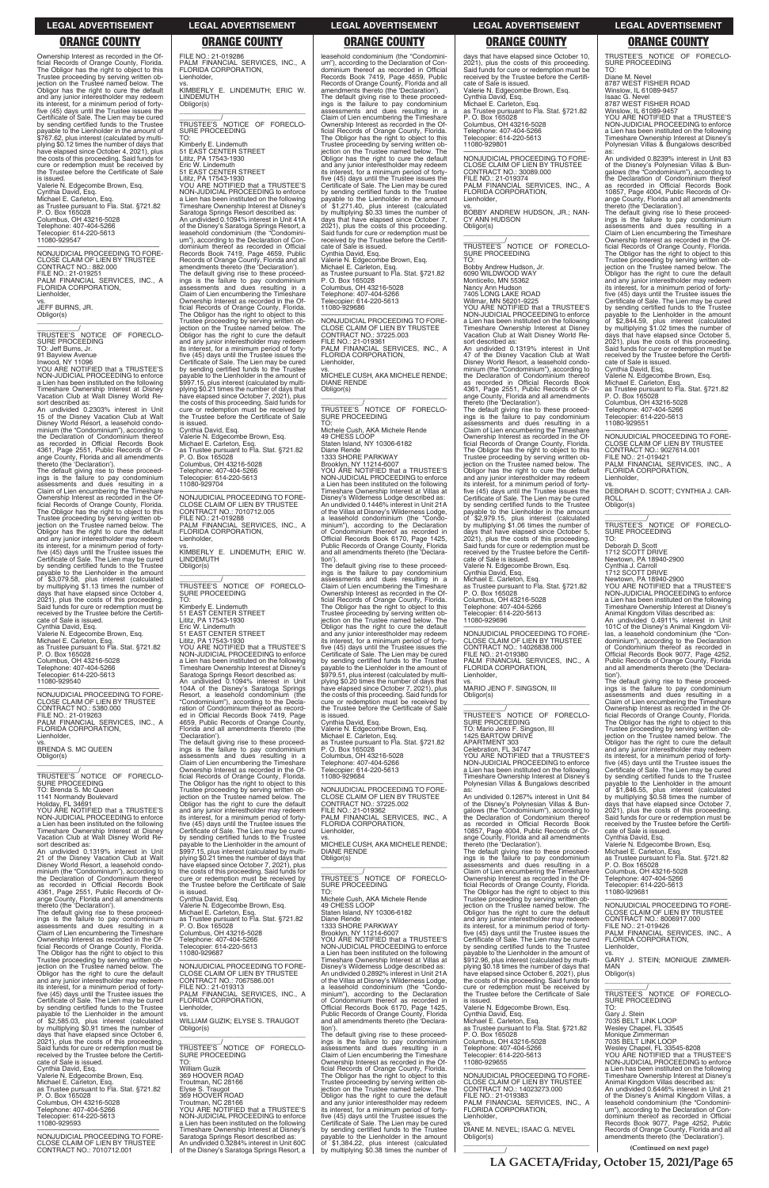Ownership Interest as recorded in the Official Records of Orange County, Florida. The Obligor has the right to object to this Trustee proceeding by serving written objection on the Trustee named below. The Obligor has the right to cure the default and any junior interestholder may redeem its interest, for a minimum period of forty-five (45) days until the Trustee issues the Certificate of Sale. The Lien may be cured by sending certified funds to the Trustee payable to the Lienholder in the amount of $767.62, plus interest (calculated by multiplying $0.12 times the number of days that have elapsed since October 4, 2021), plus the costs of this proceeding. Said funds for cure or redemption must be received by the Trustee before the Certificate of Sale is issued.
Valerie N. Edgecombe Brown, Esq.
Cynthia David, Esq.
Michael E. Carleton, Esq.
as Trustee pursuant to Fla. Stat. §721.82
P. O. Box 165028
Columbus, OH 43216-5028
Telephone: 407-404-5266
Telecopier: 614-220-5613
11080-929547

NONJUDICIAL PROCEEDING TO FORECLOSE CLAIM OF LIEN BY TRUSTEE
CONTRACT NO.: 882.000
FILE NO.: 21-019251
PALM FINANCIAL SERVICES, INC., A FLORIDA CORPORATION,
Lienholder,
vs.
JEFF BURNS, JR.
Obligor(s)

TRUSTEE'S NOTICE OF FORECLOSURE PROCEEDING
TO: Jeff Burns, Jr.
91 Bayview Avenue
Inwood, NY 11096
YOU ARE NOTIFIED that a TRUSTEE'S NON-JUDICIAL PROCEEDING to enforce a Lien has been instituted on the following Timeshare Ownership Interest at Disney Vacation Club at Walt Disney World Resort described as:
An undivided 0.2303% interest in Unit 15 of the Disney Vacation Club at Walt Disney World Resort, a leasehold condominium (the "Condominium"), according to the Declaration of Condominium thereof as recorded in Official Records Book 4361, Page 2551, Public Records of Orange County, Florida and all amendments thereto (the 'Declaration').
The default giving rise to these proceedings is the failure to pay condominium assessments and dues resulting in a Claim of Lien encumbering the Timeshare Ownership Interest as recorded in the Official Records of Orange County, Florida. The Obligor has the right to object to this Trustee proceeding by serving written objection on the Trustee named below. The Obligor has the right to cure the default and any junior interestholder may redeem its interest, for a minimum period of forty-five (45) days until the Trustee issues the Certificate of Sale. The Lien may be cured by sending certified funds to the Trustee payable to the Lienholder in the amount of $3,079.58, plus interest (calculated by multiplying $1.13 times the number of days that have elapsed since October 4, 2021), plus the costs of this proceeding. Said funds for cure or redemption must be received by the Trustee before the Certificate of Sale is issued.
Cynthia David, Esq.
Valerie N. Edgecombe Brown, Esq.
Michael E. Carleton, Esq.
as Trustee pursuant to Fla. Stat. §721.82
P. O. Box 165028
Columbus, OH 43216-5028
Telephone: 407-404-5266
Telecopier: 614-220-5613
11080-929540

NONJUDICIAL PROCEEDING TO FORECLOSE CLAIM OF LIEN BY TRUSTEE
CONTRACT NO.: 5380.000
FILE NO.: 21-019263
PALM FINANCIAL SERVICES, INC., A FLORIDA CORPORATION,
Lienholder,
vs.
BRENDA S. MC QUEEN
Obligor(s)

TRUSTEE'S NOTICE OF FORECLOSURE PROCEEDING
TO: Brenda S. Mc Queen
1141 Normandy Boulevard
Holiday, FL 34691
YOU ARE NOTIFIED that a TRUSTEE'S NON-JUDICIAL PROCEEDING to enforce a Lien has been instituted on the following Timeshare Ownership Interest at Disney Vacation Club at Walt Disney World Resort described as:
An undivided 0.1319% interest in Unit 21 of the Disney Vacation Club at Walt Disney World Resort, a leasehold condominium (the "Condominium"), according to the Declaration of Condominium thereof as recorded in Official Records Book 4361, Page 2551, Public Records of Orange County, Florida and all amendments thereto (the 'Declaration').
The default giving rise to these proceedings is the failure to pay condominium assessments and dues resulting in a Claim of Lien encumbering the Timeshare Ownership Interest as recorded in the Official Records of Orange County, Florida. The Obligor has the right to object to this Trustee proceeding by serving written objection on the Trustee named below. The Obligor has the right to cure the default and any junior interestholder may redeem its interest, for a minimum period of forty-five (45) days until the Trustee issues the Certificate of Sale. The Lien may be cured by sending certified funds to the Trustee payable to the Lienholder in the amount of $2,585.03, plus interest (calculated by multiplying $0.91 times the number of days that have elapsed since October 6, 2021), plus the costs of this proceeding. Said funds for cure or redemption must be received by the Trustee before the Certificate of Sale is issued.
Cynthia David, Esq.
Valerie N. Edgecombe Brown, Esq.
Michael E. Carleton, Esq.
as Trustee pursuant to Fla. Stat. §721.82
P. O. Box 165028
Columbus, OH 43216-5028
Telephone: 407-404-5266
Telecopier: 614-220-5613
11080-929593

NONJUDICIAL PROCEEDING TO FORECLOSE CLAIM OF LIEN BY TRUSTEE
CONTRACT NO.: 7010712.001
FILE NO.: 21-019286
PALM FINANCIAL SERVICES, INC., A FLORIDA CORPORATION,
Lienholder,
vs.
KIMBERLY E. LINDEMUTH; ERIC W. LINDEMUTH
Obligor(s)

TRUSTEE'S NOTICE OF FORECLOSURE PROCEEDING
TO:
Kimberly E. Lindemuth
51 EAST CENTER STREET
Lititz, PA 17543-1930
Eric W. Lindemuth
51 EAST CENTER STREET
Lititz, PA 17543-1930
YOU ARE NOTIFIED that a TRUSTEE'S NON-JUDICIAL PROCEEDING to enforce a Lien has been instituted on the following Timeshare Ownership Interest at Disney's Saratoga Springs Resort described as:
An undivided 0.1094% interest in Unit 41A of the Disney's Saratoga Springs Resort, a leasehold condominium (the "Condominium"), according to the Declaration of Condominium thereof as recorded in Official Records Book 7419, Page 4659, Public Records of Orange County, Florida and all amendments thereto (the 'Declaration').
The default giving rise to these proceedings is the failure to pay condominium assessments and dues resulting in a Claim of Lien encumbering the Timeshare Ownership Interest as recorded in the Official Records of Orange County, Florida. The Obligor has the right to object to this Trustee proceeding by serving written objection on the Trustee named below. The Obligor has the right to cure the default and any junior interestholder may redeem its interest, for a minimum period of forty-five (45) days until the Trustee issues the Certificate of Sale. The Lien may be cured by sending certified funds to the Trustee payable to the Lienholder in the amount of $997.15, plus interest (calculated by multiplying $0.21 times the number of days that have elapsed since October 7, 2021), plus the costs of this proceeding. Said funds for cure or redemption must be received by the Trustee before the Certificate of Sale is issued.
Cynthia David, Esq.
Valerie N. Edgecombe Brown, Esq.
Michael E. Carleton, Esq.
as Trustee pursuant to Fla. Stat. §721.82
P. O. Box 165028
Columbus, OH 43216-5028
Telephone: 407-404-5266
Telecopier: 614-220-5613
11080-929704

NONJUDICIAL PROCEEDING TO FORECLOSE CLAIM OF LIEN BY TRUSTEE
CONTRACT NO.: 7010712.005
FILE NO.: 21-019288
PALM FINANCIAL SERVICES, INC., A FLORIDA CORPORATION,
Lienholder,
vs.
KIMBERLY E. LINDEMUTH; ERIC W. LINDEMUTH
Obligor(s)

TRUSTEE'S NOTICE OF FORECLOSURE PROCEEDING
TO:
Kimberly E. Lindemuth
51 EAST CENTER STREET
Lititz, PA 17543-1930
Eric W. Lindemuth
51 EAST CENTER STREET
Lititz, PA 17543-1930
YOU ARE NOTIFIED that a TRUSTEE'S NON-JUDICIAL PROCEEDING to enforce a Lien has been instituted on the following Timeshare Ownership Interest at Disney's Saratoga Springs Resort described as:
An undivided 0.1094% interest in Unit 104A of the Disney's Saratoga Springs Resort, a leasehold condominium (the "Condominium"), according to the Declaration of Condominium thereof as recorded in Official Records Book 7419, Page 4659, Public Records of Orange County, Florida and all amendments thereto (the 'Declaration').
The default giving rise to these proceedings is the failure to pay condominium assessments and dues resulting in a Claim of Lien encumbering the Timeshare Ownership Interest as recorded in the Official Records of Orange County, Florida. The Obligor has the right to object to this Trustee proceeding by serving written objection on the Trustee named below. The Obligor has the right to cure the default and any junior interestholder may redeem its interest, for a minimum period of forty-five (45) days until the Trustee issues the Certificate of Sale. The Lien may be cured by sending certified funds to the Trustee payable to the Lienholder in the amount of $997.15, plus interest (calculated by multiplying $0.21 times the number of days that have elapsed since October 7, 2021), plus the costs of this proceeding. Said funds for cure or redemption must be received by the Trustee before the Certificate of Sale is issued.
Cynthia David, Esq.
Valerie N. Edgecombe Brown, Esq.
Michael E. Carleton, Esq.
as Trustee pursuant to Fla. Stat. §721.82
P. O. Box 165028
Columbus, OH 43216-5028
Telephone: 407-404-5266
Telecopier: 614-220-5613
11080-929687

NONJUDICIAL PROCEEDING TO FORECLOSE CLAIM OF LIEN BY TRUSTEE
CONTRACT NO.: 7067586.001
FILE NO.: 21-019313
PALM FINANCIAL SERVICES, INC., A FLORIDA CORPORATION,
Lienholder,
vs.
WILLIAM GUZIK; ELYSE S. TRAUGOT
Obligor(s)

TRUSTEE'S NOTICE OF FORECLOSURE PROCEEDING
TO:
William Guzik
369 HOOVER ROAD
Troutman, NC 28166
Elyse S. Traugot
369 HOOVER ROAD
Troutman, NC 28166
YOU ARE NOTIFIED that a TRUSTEE'S NON-JUDICIAL PROCEEDING to enforce a Lien has been instituted on the following Timeshare Ownership Interest at Disney's Saratoga Springs Resort described as:
An undivided 0.3284% interest in Unit 60C of the Disney's Saratoga Springs Resort, a leasehold condominium (the "Condominium"), according to the Declaration of Condominium thereof as recorded in Official Records Book 7419, Page 4659, Public Records of Orange County, Florida and all amendments thereto (the 'Declaration').
The default giving rise to these proceedings is the failure to pay condominium assessments and dues resulting in a Claim of Lien encumbering the Timeshare Ownership Interest as recorded in the Official Records of Orange County, Florida. The Obligor has the right to object to this Trustee proceeding by serving written objection on the Trustee named below. The Obligor has the right to cure the default and any junior interestholder may redeem its interest, for a minimum period of forty-five (45) days until the Trustee issues the Certificate of Sale. The Lien may be cured by sending certified funds to the Trustee payable to the Lienholder in the amount of $1,271.40, plus interest (calculated by multiplying $0.33 times the number of days that have elapsed since October 7, 2021), plus the costs of this proceeding. Said funds for cure or redemption must be received by the Trustee before the Certificate of Sale is issued.
Cynthia David, Esq.
Valerie N. Edgecombe Brown, Esq.
Michael E. Carleton, Esq.
as Trustee pursuant to Fla. Stat. §721.82
P. O. Box 165028
Columbus, OH 43216-5028
Telephone: 407-404-5266
Telecopier: 614-220-5613
11080-929686

NONJUDICIAL PROCEEDING TO FORECLOSE CLAIM OF LIEN BY TRUSTEE
CONTRACT NO.: 37225.003
FILE NO.: 21-019361
PALM FINANCIAL SERVICES, INC., A FLORIDA CORPORATION,
Lienholder,
vs.
MICHELE CUSH, AKA MICHELE RENDE; DIANE RENDE
Obligor(s)

TRUSTEE'S NOTICE OF FORECLOSURE PROCEEDING
TO:
Michele Cush, AKA Michele Rende
49 CHESS LOOP
Staten Island, NY 10306-6182
Diane Rende
1333 SHORE PARKWAY
Brooklyn, NY 11214-6007
YOU ARE NOTIFIED that a TRUSTEE'S NON-JUDICIAL PROCEEDING to enforce a Lien has been instituted on the following Timeshare Ownership Interest at Villas at Disney's Wilderness Lodge described as:
An undivided 0.1446% interest in Unit 21A of the Villas at Disney's Wilderness Lodge, a leasehold condominium (the "Condominium"), according to the Declaration of Condominium thereof as recorded in Official Records Book 6170, Page 1425, Public Records of Orange County, Florida and all amendments thereto (the 'Declaration').
The default giving rise to these proceedings is the failure to pay condominium assessments and dues resulting in a Claim of Lien encumbering the Timeshare Ownership Interest as recorded in the Official Records of Orange County, Florida. The Obligor has the right to object to this Trustee proceeding by serving written objection on the Trustee named below. The Obligor has the right to cure the default and any junior interestholder may redeem its interest, for a minimum period of forty-five (45) days until the Trustee issues the Certificate of Sale. The Lien may be cured by sending certified funds to the Trustee payable to the Lienholder in the amount of $979.51, plus interest (calculated by multiplying $0.20 times the number of days that have elapsed since October 7, 2021), plus the costs of this proceeding. Said funds for cure or redemption must be received by the Trustee before the Certificate of Sale is issued.
Cynthia David, Esq.
Valerie N. Edgecombe Brown, Esq.
Michael E. Carleton, Esq.
as Trustee pursuant to Fla. Stat. §721.82
P. O. Box 165028
Columbus, OH 43216-5028
Telephone: 407-404-5266
Telecopier: 614-220-5613
11080-929684

NONJUDICIAL PROCEEDING TO FORECLOSE CLAIM OF LIEN BY TRUSTEE
CONTRACT NO.: 37225.002
FILE NO.: 21-019362
PALM FINANCIAL SERVICES, INC., A FLORIDA CORPORATION,
Lienholder,
vs.
MICHELE CUSH, AKA MICHELE RENDE; DIANE RENDE
Obligor(s)

TRUSTEE'S NOTICE OF FORECLOSURE PROCEEDING
TO:
Michele Cush, AKA Michele Rende
49 CHESS LOOP
Staten Island, NY 10306-6182
Diane Rende
1333 SHORE PARKWAY
Brooklyn, NY 11214-6007
YOU ARE NOTIFIED that a TRUSTEE'S NON-JUDICIAL PROCEEDING to enforce a Lien has been instituted on the following Timeshare Ownership Interest at Villas at Disney's Wilderness Lodge described as:
An undivided 0.2892% interest in Unit 21A of the Villas at Disney's Wilderness Lodge, a leasehold condominium (the "Condominium"), according to the Declaration of Condominium thereof as recorded in Official Records Book 6170, Page 1425, Public Records of Orange County, Florida and all amendments thereto (the 'Declaration').
The default giving rise to these proceedings is the failure to pay condominium assessments and dues resulting in a Claim of Lien encumbering the Timeshare Ownership Interest as recorded in the Official Records of Orange County, Florida. The Obligor has the right to object to this Trustee proceeding by serving written objection on the Trustee named below. The Obligor has the right to cure the default and any junior interestholder may redeem its interest, for a minimum period of forty-five (45) days until the Trustee issues the Certificate of Sale. The Lien may be cured by sending certified funds to the Trustee payable to the Lienholder in the amount of $1,384.22, plus interest (calculated by multiplying $0.38 times the number of days that have elapsed since October 10, 2021), plus the costs of this proceeding. Said funds for cure or redemption must be received by the Trustee before the Certificate of Sale is issued.
Valerie N. Edgecombe Brown, Esq.
Cynthia David, Esq.
Michael E. Carleton, Esq.
as Trustee pursuant to Fla. Stat. §721.82
P. O. Box 165028
Columbus, OH 43216-5028
Telephone: 407-404-5266
Telecopier: 614-220-5613
11080-929801

NONJUDICIAL PROCEEDING TO FORECLOSE CLAIM OF LIEN BY TRUSTEE
CONTRACT NO.: 30089.000
FILE NO.: 21-019374
PALM FINANCIAL SERVICES, INC., A FLORIDA CORPORATION,
Lienholder,
vs.
BOBBY ANDREW HUDSON, JR.; NANCY ANN HUDSON
Obligor(s)

TRUSTEE'S NOTICE OF FORECLOSURE PROCEEDING
TO:
Bobby Andrew Hudson, Jr.
6090 WILDWOOD WAY
Monticello, MN 55362
Nancy Ann Hudson
7405 LONG LAKE ROAD
Willmar, MN 56201-9225
YOU ARE NOTIFIED that a TRUSTEE'S NON-JUDICIAL PROCEEDING to enforce a Lien has been instituted on the following Timeshare Ownership Interest at Disney Vacation Club at Walt Disney World Resort described as:
An undivided 0.1319% interest in Unit 47 of the Disney Vacation Club at Walt Disney World Resort, a leasehold condominium (the "Condominium"), according to the Declaration of Condominium thereof as recorded in Official Records Book 4361, Page 2551, Public Records of Orange County, Florida and all amendments thereto (the 'Declaration').
The default giving rise to these proceedings is the failure to pay condominium assessments and dues resulting in a Claim of Lien encumbering the Timeshare Ownership Interest as recorded in the Official Records of Orange County, Florida. The Obligor has the right to object to this Trustee proceeding by serving written objection on the Trustee named below. The Obligor has the right to cure the default and any junior interestholder may redeem its interest, for a minimum period of forty-five (45) days until the Trustee issues the Certificate of Sale. The Lien may be cured by sending certified funds to the Trustee payable to the Lienholder in the amount of $2,979.15, plus interest (calculated by multiplying $1.06 times the number of days that have elapsed since October 5, 2021), plus the costs of this proceeding. Said funds for cure or redemption must be received by the Trustee before the Certificate of Sale is issued.
Valerie N. Edgecombe Brown, Esq.
Cynthia David, Esq.
Michael E. Carleton, Esq.
as Trustee pursuant to Fla. Stat. §721.82
P. O. Box 165028
Columbus, OH 43216-5028
Telephone: 407-404-5266
Telecopier: 614-220-5613
11080-929696

NONJUDICIAL PROCEEDING TO FORECLOSE CLAIM OF LIEN BY TRUSTEE
CONTRACT NO.: 14026838.000
FILE NO.: 21-019380
PALM FINANCIAL SERVICES, INC., A FLORIDA CORPORATION,
Lienholder,
vs.
MARIO JENO F. SINGSON, III
Obligor(s)

TRUSTEE'S NOTICE OF FORECLOSURE PROCEEDING
TO: Mario Jeno F. Singson, III
1425 BARTOW DRIVE
APARTMENT 303
Celebration, FL 34747
YOU ARE NOTIFIED that a TRUSTEE'S NON-JUDICIAL PROCEEDING to enforce a Lien has been instituted on the following Timeshare Ownership Interest at Disney's Polynesian Villas & Bungalows described as:
An undivided 0.1267% interest in Unit 84 of the Disney's Polynesian Villas & Bungalows (the "Condominium"), according to the Declaration of Condominium thereof as recorded in Official Records Book 10857, Page 4004, Public Records of Orange County, Florida and all amendments thereto (the 'Declaration').
The default giving rise to these proceedings is the failure to pay condominium assessments and dues resulting in a Claim of Lien encumbering the Timeshare Ownership Interest as recorded in the Official Records of Orange County, Florida. The Obligor has the right to object to this Trustee proceeding by serving written objection on the Trustee named below. The Obligor has the right to cure the default and any junior interestholder may redeem its interest, for a minimum period of forty-five (45) days until the Trustee issues the Certificate of Sale. The Lien may be cured by sending certified funds to the Trustee payable to the Lienholder in the amount of $912.96, plus interest (calculated by multiplying $0.18 times the number of days that have elapsed since October 6, 2021), plus the costs of this proceeding. Said funds for cure or redemption must be received by the Trustee before the Certificate of Sale is issued.
Valerie N. Edgecombe Brown, Esq.
Cynthia David, Esq.
Michael E. Carleton, Esq.
as Trustee pursuant to Fla. Stat. §721.82
P. O. Box 165028
Columbus, OH 43216-5028
Telephone: 407-404-5266
Telecopier: 614-220-5613
11080-929655

NONJUDICIAL PROCEEDING TO FORECLOSE CLAIM OF LIEN BY TRUSTEE
CONTRACT NO.: 14023273.000
FILE NO.: 21-019383
PALM FINANCIAL SERVICES, INC., A FLORIDA CORPORATION,
Lienholder,
vs.
DIANE M. NEVEL; ISAAC G. NEVEL
Obligor(s)

TRUSTEE'S NOTICE OF FORECLOSURE PROCEEDING
TO:
Diane M. Nevel
8787 WEST FISHER ROAD
Winslow, IL 61089-9457
Isaac G. Nevel
8787 WEST FISHER ROAD
Winslow, IL 61089-9457
YOU ARE NOTIFIED that a TRUSTEE'S NON-JUDICIAL PROCEEDING to enforce a Lien has been instituted on the following Timeshare Ownership Interest at Disney's Polynesian Villas & Bungalows described as:
An undivided 0.8239% interest in Unit 83 of the Disney's Polynesian Villas & Bungalows (the "Condominium"), according to the Declaration of Condominium thereof as recorded in Official Records Book 10857, Page 4004, Public Records of Orange County, Florida and all amendments thereto (the 'Declaration').
The default giving rise to these proceedings is the failure to pay condominium assessments and dues resulting in a Claim of Lien encumbering the Timeshare Ownership Interest as recorded in the Official Records of Orange County, Florida. The Obligor has the right to object to this Trustee proceeding by serving written objection on the Trustee named below. The Obligor has the right to cure the default and any junior interestholder may redeem its interest, for a minimum period of forty-five (45) days until the Trustee issues the Certificate of Sale. The Lien may be cured by sending certified funds to the Trustee payable to the Lienholder in the amount of $2,844.59, plus interest (calculated by multiplying $1.02 times the number of days that have elapsed since October 5, 2021), plus the costs of this proceeding. Said funds for cure or redemption must be received by the Trustee before the Certificate of Sale is issued.
Cynthia David, Esq.
Valerie N. Edgecombe Brown, Esq.
Michael E. Carleton, Esq.
as Trustee pursuant to Fla. Stat. §721.82
P. O. Box 165028
Columbus, OH 43216-5028
Telephone: 407-404-5266
Telecopier: 614-220-5613
11080-929551

NONJUDICIAL PROCEEDING TO FORECLOSE CLAIM OF LIEN BY TRUSTEE
CONTRACT NO.: 9027614.001
FILE NO.: 21-019421
PALM FINANCIAL SERVICES, INC., A FLORIDA CORPORATION,
Lienholder,
vs.
DEBORAH D. SCOTT; CYNTHIA J. CARROLL
Obligor(s)

TRUSTEE'S NOTICE OF FORECLOSURE PROCEEDING
TO:
Deborah D. Scott
1712 SCOTT DRIVE
Newtown, PA 18940-2900
Cynthia J. Carroll
1712 SCOTT DRIVE
Newtown, PA 18940-2900
YOU ARE NOTIFIED that a TRUSTEE'S NON-JUDICIAL PROCEEDING to enforce a Lien has been instituted on the following Timeshare Ownership Interest at Disney's Animal Kingdom Villas described as:
An undivided 0.4911% interest in Unit 101C of the Disney's Animal Kingdom Villas, a leasehold condominium (the "Condominium"), according to the Declaration of Condominium thereof as recorded in Official Records Book 9077, Page 4252, Public Records of Orange County, Florida and all amendments thereto (the 'Declaration').
The default giving rise to these proceedings is the failure to pay condominium assessments and dues resulting in a Claim of Lien encumbering the Timeshare Ownership Interest as recorded in the Official Records of Orange County, Florida. The Obligor has the right to object to this Trustee proceeding by serving written objection on the Trustee named below. The Obligor has the right to cure the default and any junior interestholder may redeem its interest, for a minimum period of forty-five (45) days until the Trustee issues the Certificate of Sale. The Lien may be cured by sending certified funds to the Trustee payable to the Lienholder in the amount of $1,846.55, plus interest (calculated by multiplying $0.58 times the number of days that have elapsed since October 7, 2021), plus the costs of this proceeding. Said funds for cure or redemption must be received by the Trustee before the Certificate of Sale is issued.
Cynthia David, Esq.
Valerie N. Edgecombe Brown, Esq.
Michael E. Carleton, Esq.
as Trustee pursuant to Fla. Stat. §721.82
P. O. Box 165028
Columbus, OH 43216-5028
Telephone: 407-404-5266
Telecopier: 614-220-5613
11080-929681

NONJUDICIAL PROCEEDING TO FORECLOSE CLAIM OF LIEN BY TRUSTEE
CONTRACT NO.: 8009917.000
FILE NO.: 21-019426
PALM FINANCIAL SERVICES, INC., A FLORIDA CORPORATION,
Lienholder,
vs.
GARY J. STEIN; MONIQUE ZIMMERMAN
Obligor(s)

TRUSTEE'S NOTICE OF FORECLOSURE PROCEEDING
TO:
Gary J. Stein
7035 BELT LINK LOOP
Wesley Chapel, FL 33545
Monique Zimmerman
7035 BELT LINK LOOP
Wesley Chapel, FL 33545-8208
YOU ARE NOTIFIED that a TRUSTEE'S NON-JUDICIAL PROCEEDING to enforce a Lien has been instituted on the following Timeshare Ownership Interest at Disney's Animal Kingdom Villas described as:
An undivided 0.6446% interest in Unit 21 of the Disney's Animal Kingdom Villas, a leasehold condominium (the "Condominium"), according to the Declaration of Condominium thereof as recorded in Official Records Book 9077, Page 4252, Public Records of Orange County, Florida and all amendments thereto (the 'Declaration').

**(Continued on next page)**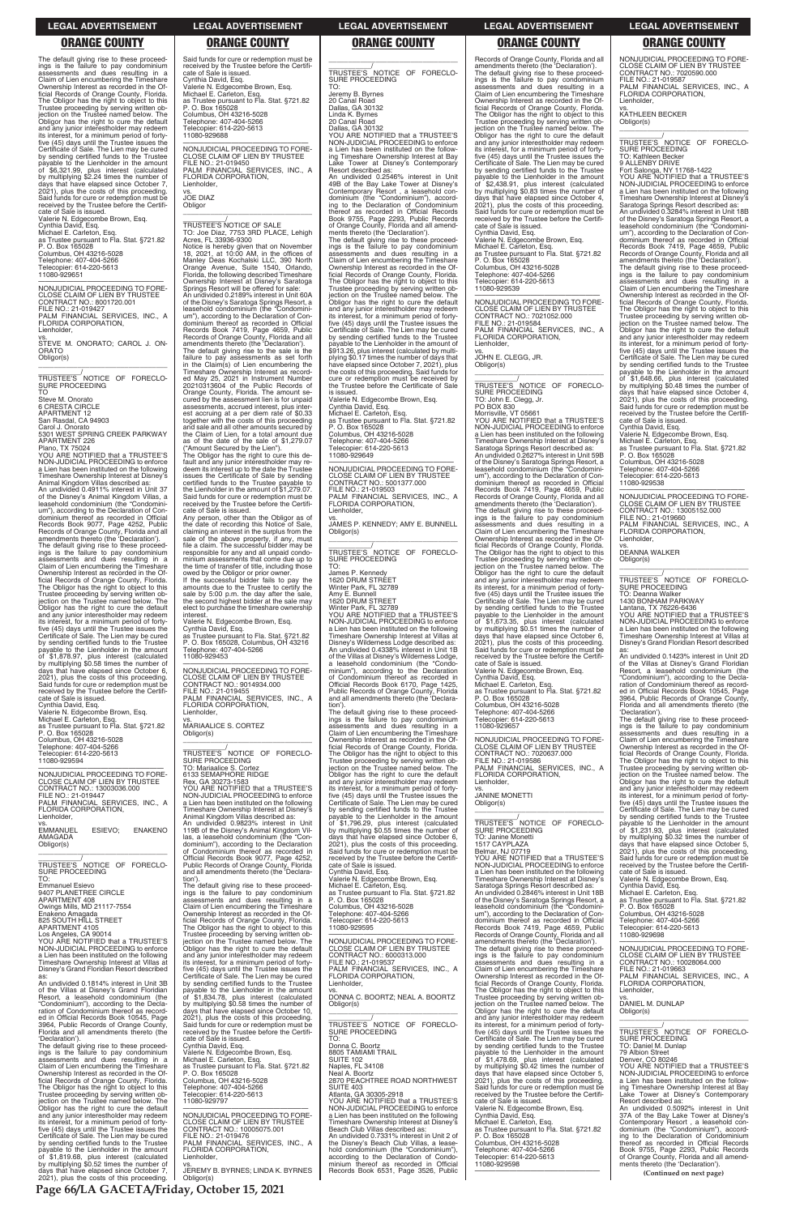The default giving rise to these proceedings is the failure to pay condominium assessments and dues resulting in a Claim of Lien encumbering the Timeshare Ownership Interest as recorded in the Official Records of Orange County, Florida. The Obligor has the right to object to this Trustee proceeding by serving written objection on the Trustee named below. The Obligor has the right to cure the default and any junior interestholder may redeem its interest, for a minimum period of forty-five (45) days until the Trustee issues the Certificate of Sale. The Lien may be cured by sending certified funds to the Trustee payable to the Lienholder in the amount of $6,321.99, plus interest (calculated by multiplying $2.24 times the number of days that have elapsed since October 7, 2021), plus the costs of this proceeding. Said funds for cure or redemption must be received by the Trustee before the Certificate of Sale is issued.
Valerie N. Edgecombe Brown, Esq.
Cynthia David, Esq.
Michael E. Carleton, Esq.
as Trustee pursuant to Fla. Stat. §721.82
P. O. Box 165028
Columbus, OH 43216-5028
Telephone: 407-404-5266
Telecopier: 614-220-5613
11080-929651

NONJUDICIAL PROCEEDING TO FORECLOSE CLAIM OF LIEN BY TRUSTEE
CONTRACT NO.: 8001720.001
FILE NO.: 21-019427
PALM FINANCIAL SERVICES, INC., A FLORIDA CORPORATION,
Lienholder,
vs.
STEVE M. ONORATO; CAROL J. ONORATO
Obligor(s)

TRUSTEE'S NOTICE OF FORECLOSURE PROCEEDING
TO:
Steve M. Onorato
6 CRESTA CIRCLE
APARTMENT 12
San Rasdal, CA 94903
Carol J. Onorato
5301 WEST SPRING CREEK PARKWAY
APARTMENT 226
Plano, TX 75024
YOU ARE NOTIFIED that a TRUSTEE'S NON-JUDICIAL PROCEEDING to enforce a Lien has been instituted on the following Timeshare Ownership Interest at Disney's Animal Kingdom Villas described as:
An undivided 0.4911% interest in Unit 37 of the Disney's Animal Kingdom Villas, a leasehold condominium (the "Condominium"), according to the Declaration of Condominium thereof as recorded in Official Records Book 9077, Page 4252, Public Records of Orange County, Florida and all amendments thereto (the 'Declaration').
The default giving rise to these proceedings is the failure to pay condominium assessments and dues resulting in a Claim of Lien encumbering the Timeshare Ownership Interest as recorded in the Official Records of Orange County, Florida. The Obligor has the right to object to this Trustee proceeding by serving written objection on the Trustee named below. The Obligor has the right to cure the default and any junior interestholder may redeem its interest, for a minimum period of forty-five (45) days until the Trustee issues the Certificate of Sale. The Lien may be cured by sending certified funds to the Trustee payable to the Lienholder in the amount of $1,878.97, plus interest (calculated by multiplying $0.58 times the number of days that have elapsed since October 6, 2021), plus the costs of this proceeding. Said funds for cure or redemption must be received by the Trustee before the Certificate of Sale is issued.
Cynthia David, Esq.
Valerie N. Edgecombe Brown, Esq.
Michael E. Carleton, Esq.
as Trustee pursuant to Fla. Stat. §721.82
P. O. Box 165028
Columbus, OH 43216-5028
Telephone: 407-404-5266
Telecopier: 614-220-5613
11080-929594

NONJUDICIAL PROCEEDING TO FORECLOSE CLAIM OF LIEN BY TRUSTEE
CONTRACT NO.: 13003036.000
FILE NO.: 21-019447
PALM FINANCIAL SERVICES, INC., A FLORIDA CORPORATION,
Lienholder,
vs.
EMMANUEL ESIEVO; ENAKENO AMAGADA
Obligor(s)

TRUSTEE'S NOTICE OF FORECLOSURE PROCEEDING
TO:
Emmanuel Esievo
9407 PLANETREE CIRCLE
APARTMENT 408
Owings Mills, MD 21117-7554
Enakeno Amagada
825 SOUTH HILL STREET
APARTMENT 4105
Los Angeles, CA 90014
YOU ARE NOTIFIED that a TRUSTEE'S NON-JUDICIAL PROCEEDING to enforce a Lien has been instituted on the following Timeshare Ownership Interest at Villas at Disney's Grand Floridian Resort described as:
An undivided 0.1814% interest in Unit 3B of the Villas at Disney's Grand Floridian Resort, a leasehold condominium (the "Condominium"), according to the Declaration of Condominium thereof as recorded in Official Records Book 10545, Page 3964, Public Records of Orange County, Florida and all amendments thereto (the 'Declaration').
The default giving rise to these proceedings is the failure to pay condominium assessments and dues resulting in a Claim of Lien encumbering the Timeshare Ownership Interest as recorded in the Official Records of Orange County, Florida. The Obligor has the right to object to this Trustee proceeding by serving written objection on the Trustee named below. The Obligor has the right to cure the default and any junior interestholder may redeem its interest, for a minimum period of forty-five (45) days until the Trustee issues the Certificate of Sale. The Lien may be cured by sending certified funds to the Trustee payable to the Lienholder in the amount of $1,819.68, plus interest (calculated by multiplying $0.52 times the number of days that have elapsed since October 7, 2021), plus the costs of this proceeding. Said funds for cure or redemption must be received by the Trustee before the Certificate of Sale is issued.
Cynthia David, Esq.
Valerie N. Edgecombe Brown, Esq.
Michael E. Carleton, Esq.
as Trustee pursuant to Fla. Stat. §721.82
P. O. Box 165028
Columbus, OH 43216-5028
Telephone: 407-404-5266
Telecopier: 614-220-5613
11080-929688

NONJUDICIAL PROCEEDING TO FORECLOSE CLAIM OF LIEN BY TRUSTEE
FILE NO.: 21-019450
PALM FINANCIAL SERVICES, INC., A FLORIDA CORPORATION,
Lienholder,
vs.
JOE DIAZ
Obligor

TRUSTEE'S NOTICE OF SALE
TO: Joe Diaz, 7753 3RD PLACE, Lehigh Acres, FL 33936-9300
Notice is hereby given that on November 18, 2021, at 10:00 AM, in the offices of Manley Deas Kochalski LLC, 390 North Orange Avenue, Suite 1540, Orlando, Florida, the following described Timeshare Ownership Interest at Disney's Saratoga Springs Resort will be offered for sale:
An undivided 0.2189% interest in Unit 60A of the Disney's Saratoga Springs Resort, a leasehold condominium (the "Condominium"), according to the Declaration of Condominium thereof as recorded in Official Records Book 7419, Page 4659, Public Records of Orange County, Florida and all amendments thereto (the 'Declaration').
The default giving rise to the sale is the failure to pay assessments as set forth in the Claim(s) of Lien encumbering the Timeshare Ownership Interest as recorded May 25, 2021 in Instrument Number 20210313604 of the Public Records of Orange County, Florida. The amount secured by the assessment lien is for unpaid assessments, accrued interest, plus interest accruing at a per diem rate of $0.33 together with the costs of this proceeding and sale and all other amounts secured by the Claim of Lien, for a total amount due as of the date of the sale of $1,279.07 ("Amount Secured by the Lien").
The Obligor has the right to cure this default and any junior interestholder may redeem its interest up to the date the Trustee issues the Certificate of Sale by sending certified funds to the Trustee payable to the Lienholder in the amount of $1,279.07. Said funds for cure or redemption must be received by the Trustee before the Certificate of Sale is issued.
Any person, other than the Obligor as of the date of recording this Notice of Sale, claiming an interest in the surplus from the sale of the above property, if any, must file a claim. The successful bidder may be responsible for any and all unpaid condominium assessments that come due up to the time of transfer of title, including those owed by the Obligor or prior owner.
If the successful bidder fails to pay the amounts due to the Trustee to certify the sale by 5:00 p.m. the day after the sale, the second highest bidder at the sale may elect to purchase the timeshare ownership interest.
Valerie N. Edgecombe Brown, Esq.
Cynthia David, Esq.
as Trustee pursuant to Fla. Stat. §721.82
P. O. Box 165028, Columbus, OH 43216
Telephone: 407-404-5266
11080-929453

NONJUDICIAL PROCEEDING TO FORECLOSE CLAIM OF LIEN BY TRUSTEE
CONTRACT NO.: 9014934.000
FILE NO.: 21-019455
PALM FINANCIAL SERVICES, INC., A FLORIDA CORPORATION,
Lienholder,
vs.
MARIAALICE S. CORTEZ
Obligor(s)

TRUSTEE'S NOTICE OF FORECLOSURE PROCEEDING
TO: Mariaalice S. Cortez
6133 SEMAPHORE RIDGE
Rex, GA 30273-1583
YOU ARE NOTIFIED that a TRUSTEE'S NON-JUDICIAL PROCEEDING to enforce a Lien has been instituted on the following Timeshare Ownership Interest at Disney's Animal Kingdom Villas described as:
An undivided 0.9823% interest in Unit 119B of the Disney's Animal Kingdom Villas, a leasehold condominium (the "Condominium"), according to the Declaration of Condominium thereof as recorded in Official Records Book 9077, Page 4252, Public Records of Orange County, Florida and all amendments thereto (the 'Declaration').
The default giving rise to these proceedings is the failure to pay condominium assessments and dues resulting in a Claim of Lien encumbering the Timeshare Ownership Interest as recorded in the Official Records of Orange County, Florida. The Obligor has the right to object to this Trustee proceeding by serving written objection on the Trustee named below. The Obligor has the right to cure the default and any junior interestholder may redeem its interest, for a minimum period of forty-five (45) days until the Trustee issues the Certificate of Sale. The Lien may be cured by sending certified funds to the Trustee payable to the Lienholder in the amount of $1,834.78, plus interest (calculated by multiplying $0.58 times the number of days that have elapsed since October 10, 2021), plus the costs of this proceeding. Said funds for cure or redemption must be received by the Trustee before the Certificate of Sale is issued.
Cynthia David, Esq.
Valerie N. Edgecombe Brown, Esq.
Michael E. Carleton, Esq.
as Trustee pursuant to Fla. Stat. §721.82
P. O. Box 165028
Columbus, OH 43216-5028
Telephone: 407-404-5266
Telecopier: 614-220-5613
11080-929797

NONJUDICIAL PROCEEDING TO FORECLOSE CLAIM OF LIEN BY TRUSTEE
CONTRACT NO.: 10005075.001
FILE NO.: 21-019476
PALM FINANCIAL SERVICES, INC., A FLORIDA CORPORATION,
Lienholder,
vs.
JEREMY B. BYRNES; LINDA K. BYRNES
Obligor(s)

TRUSTEE'S NOTICE OF FORECLOSURE PROCEEDING
TO:
Jeremy B. Byrnes
20 Canal Road
Dallas, GA 30132
Linda K. Byrnes
20 Canal Road
Dallas, GA 30132
YOU ARE NOTIFIED that a TRUSTEE'S NON-JUDICIAL PROCEEDING to enforce a Lien has been instituted on the following Timeshare Ownership Interest at Bay Lake Tower at Disney's Contemporary Resort described as:
An undivided 0.2546% interest in Unit 49B of the Bay Lake Tower at Disney's Contemporary Resort , a leasehold condominium (the "Condominium"), according to the Declaration of Condominium thereof as recorded in Official Records Book 9755, Page 2293, Public Records of Orange County, Florida and all amendments thereto (the 'Declaration').
The default giving rise to these proceedings is the failure to pay condominium assessments and dues resulting in a Claim of Lien encumbering the Timeshare Ownership Interest as recorded in the Official Records of Orange County, Florida. The Obligor has the right to object to this Trustee proceeding by serving written objection on the Trustee named below. The Obligor has the right to cure the default and any junior interestholder may redeem its interest, for a minimum period of forty-five (45) days until the Trustee issues the Certificate of Sale. The Lien may be cured by sending certified funds to the Trustee payable to the Lienholder in the amount of $913.26, plus interest (calculated by multiplying $0.17 times the number of days that have elapsed since October 7, 2021), plus the costs of this proceeding. Said funds for cure or redemption must be received by the Trustee before the Certificate of Sale is issued.
Valerie N. Edgecombe Brown, Esq.
Cynthia David, Esq.
Michael E. Carleton, Esq.
as Trustee pursuant to Fla. Stat. §721.82
P. O. Box 165028
Columbus, OH 43216-5028
Telephone: 407-404-5266
Telecopier: 614-220-5613
11080-929649

NONJUDICIAL PROCEEDING TO FORECLOSE CLAIM OF LIEN BY TRUSTEE
CONTRACT NO.: 5001377.000
FILE NO.: 21-019503
PALM FINANCIAL SERVICES, INC., A FLORIDA CORPORATION,
Lienholder,
vs.
JAMES P. KENNEDY; AMY E. BUNNELL
Obligor(s)

TRUSTEE'S NOTICE OF FORECLOSURE PROCEEDING
TO:
James P. Kennedy
1620 DRUM STREET
Winter Park, FL 32789
Amy E. Bunnell
1620 DRUM STREET
Winter Park, FL 32789
YOU ARE NOTIFIED that a TRUSTEE'S NON-JUDICIAL PROCEEDING to enforce a Lien has been instituted on the following Timeshare Ownership Interest at Villas at Disney's Wilderness Lodge described as:
An undivided 0.4338% interest in Unit 1B of the Villas at Disney's Wilderness Lodge, a leasehold condominium (the "Condominium"), according to the Declaration of Condominium thereof as recorded in Official Records Book 6170, Page 1425, Public Records of Orange County, Florida and all amendments thereto (the 'Declaration').
The default giving rise to these proceedings is the failure to pay condominium assessments and dues resulting in a Claim of Lien encumbering the Timeshare Ownership Interest as recorded in the Official Records of Orange County, Florida. The Obligor has the right to object to this Trustee proceeding by serving written objection on the Trustee named below. The Obligor has the right to cure the default and any junior interestholder may redeem its interest, for a minimum period of forty-five (45) days until the Trustee issues the Certificate of Sale. The Lien may be cured by sending certified funds to the Trustee payable to the Lienholder in the amount of $1,796.29, plus interest (calculated by multiplying $0.55 times the number of days that have elapsed since October 6, 2021), plus the costs of this proceeding. Said funds for cure or redemption must be received by the Trustee before the Certificate of Sale is issued.
Cynthia David, Esq.
Valerie N. Edgecombe Brown, Esq.
Michael E. Carleton, Esq.
as Trustee pursuant to Fla. Stat. §721.82
P. O. Box 165028
Columbus, OH 43216-5028
Telephone: 407-404-5266
Telecopier: 614-220-5613
11080-929595

NONJUDICIAL PROCEEDING TO FORECLOSE CLAIM OF LIEN BY TRUSTEE
CONTRACT NO.: 6000313.000
FILE NO.: 21-019537
PALM FINANCIAL SERVICES, INC., A FLORIDA CORPORATION,
Lienholder,
vs.
DONNA C. BOORTZ; NEAL A. BOORTZ
Obligor(s)

TRUSTEE'S NOTICE OF FORECLOSURE PROCEEDING
TO:
Donna C. Boortz
8805 TAMIAMI TRAIL
SUITE 102
Naples, FL 34108
Neal A. Boortz
2870 PEACHTREE ROAD NORTHWEST
SUITE 403
Atlanta, GA 30305-2918
YOU ARE NOTIFIED that a TRUSTEE'S NON-JUDICIAL PROCEEDING to enforce a Lien has been instituted on the following Timeshare Ownership Interest at Disney's Beach Club Villas described as:
An undivided 0.7331% interest in Unit 2 of the Disney's Beach Club Villas, a leasehold condominium (the "Condominium"), according to the Declaration of Condominium thereof as recorded in Official Records Book 6531, Page 3526, Public Records of Orange County, Florida and all amendments thereto (the 'Declaration').
The default giving rise to these proceedings is the failure to pay condominium assessments and dues resulting in a Claim of Lien encumbering the Timeshare Ownership Interest as recorded in the Official Records of Orange County, Florida. The Obligor has the right to object to this Trustee proceeding by serving written objection on the Trustee named below. The Obligor has the right to cure the default and any junior interestholder may redeem its interest, for a minimum period of forty-five (45) days until the Trustee issues the Certificate of Sale. The Lien may be cured by sending certified funds to the Trustee payable to the Lienholder in the amount of $2,438.91, plus interest (calculated by multiplying $0.83 times the number of days that have elapsed since October 4, 2021), plus the costs of this proceeding. Said funds for cure or redemption must be received by the Trustee before the Certificate of Sale is issued.
Cynthia David, Esq.
Valerie N. Edgecombe Brown, Esq.
Michael E. Carleton, Esq.
as Trustee pursuant to Fla. Stat. §721.82
P. O. Box 165028
Columbus, OH 43216-5028
Telephone: 407-404-5266
Telecopier: 614-220-5613
11080-929539

NONJUDICIAL PROCEEDING TO FORECLOSE CLAIM OF LIEN BY TRUSTEE
CONTRACT NO.: 7021052.000
FILE NO.: 21-019584
PALM FINANCIAL SERVICES, INC., A FLORIDA CORPORATION,
Lienholder,
vs.
JOHN E. CLEGG, JR.
Obligor(s)

TRUSTEE'S NOTICE OF FORECLOSURE PROCEEDING
TO: John E. Clegg, Jr.
PO BOX 830
Morrisville, VT 05661
YOU ARE NOTIFIED that a TRUSTEE'S NON-JUDICIAL PROCEEDING to enforce a Lien has been instituted on the following Timeshare Ownership Interest at Disney's Saratoga Springs Resort described as:
An undivided 0.2627% interest in Unit 59B of the Disney's Saratoga Springs Resort, a leasehold condominium (the "Condominium"), according to the Declaration of Condominium thereof as recorded in Official Records Book 7419, Page 4659, Public Records of Orange County, Florida and all amendments thereto (the 'Declaration').
The default giving rise to these proceedings is the failure to pay condominium assessments and dues resulting in a Claim of Lien encumbering the Timeshare Ownership Interest as recorded in the Official Records of Orange County, Florida. The Obligor has the right to object to this Trustee proceeding by serving written objection on the Trustee named below. The Obligor has the right to cure the default and any junior interestholder may redeem its interest, for a minimum period of forty-five (45) days until the Trustee issues the Certificate of Sale. The Lien may be cured by sending certified funds to the Trustee payable to the Lienholder in the amount of $1,673.35, plus interest (calculated by multiplying $0.51 times the number of days that have elapsed since October 6, 2021), plus the costs of this proceeding. Said funds for cure or redemption must be received by the Trustee before the Certificate of Sale is issued.
Valerie N. Edgecombe Brown, Esq.
Cynthia David, Esq.
Michael E. Carleton, Esq.
as Trustee pursuant to Fla. Stat. §721.82
P. O. Box 165028
Columbus, OH 43216-5028
Telephone: 407-404-5266
Telecopier: 614-220-5613
11080-929657

NONJUDICIAL PROCEEDING TO FORECLOSE CLAIM OF LIEN BY TRUSTEE
CONTRACT NO.: 7020637.000
FILE NO.: 21-019586
PALM FINANCIAL SERVICES, INC., A FLORIDA CORPORATION,
Lienholder,
vs.
JANINE MONETTI
Obligor(s)

TRUSTEE'S NOTICE OF FORECLOSURE PROCEEDING
TO: Janine Monetti
1517 CAYPLAZA
Belmar, NJ 07719
YOU ARE NOTIFIED that a TRUSTEE'S NON-JUDICIAL PROCEEDING to enforce a Lien has been instituted on the following Timeshare Ownership Interest at Disney's Saratoga Springs Resort described as:
An undivided 0.2846% interest in Unit 18B of the Disney's Saratoga Springs Resort, a leasehold condominium (the "Condominium"), according to the Declaration of Condominium thereof as recorded in Official Records Book 7419, Page 4659, Public Records of Orange County, Florida and all amendments thereto (the 'Declaration').
The default giving rise to these proceedings is the failure to pay condominium assessments and dues resulting in a Claim of Lien encumbering the Timeshare Ownership Interest as recorded in the Official Records of Orange County, Florida. The Obligor has the right to object to this Trustee proceeding by serving written objection on the Trustee named below. The Obligor has the right to cure the default and any junior interestholder may redeem its interest, for a minimum period of forty-five (45) days until the Trustee issues the Certificate of Sale. The Lien may be cured by sending certified funds to the Trustee payable to the Lienholder in the amount of $1,478.69, plus interest (calculated by multiplying $0.42 times the number of days that have elapsed since October 5, 2021), plus the costs of this proceeding. Said funds for cure or redemption must be received by the Trustee before the Certificate of Sale is issued.
Valerie N. Edgecombe Brown, Esq.
Cynthia David, Esq.
Michael E. Carleton, Esq.
as Trustee pursuant to Fla. Stat. §721.82
P. O. Box 165028
Columbus, OH 43216-5028
Telephone: 407-404-5266
Telecopier: 614-220-5613
11080-929598

NONJUDICIAL PROCEEDING TO FORECLOSE CLAIM OF LIEN BY TRUSTEE
CONTRACT NO.: 7020590.000
FILE NO.: 21-019587
PALM FINANCIAL SERVICES, INC., A FLORIDA CORPORATION,
Lienholder,
vs.
KATHLEEN BECKER
Obligor(s)

TRUSTEE'S NOTICE OF FORECLOSURE PROCEEDING
TO: Kathleen Becker
9 ALLENBY DRIVE
Fort Salonga, NY 11768-1422
YOU ARE NOTIFIED that a TRUSTEE'S NON-JUDICIAL PROCEEDING to enforce a Lien has been instituted on the following Timeshare Ownership Interest at Disney's Saratoga Springs Resort described as:
An undivided 0.3284% interest in Unit 18B of the Disney's Saratoga Springs Resort, a leasehold condominium (the "Condominium"), according to the Declaration of Condominium thereof as recorded in Official Records Book 7419, Page 4659, Public Records of Orange County, Florida and all amendments thereto (the 'Declaration').
The default giving rise to these proceedings is the failure to pay condominium assessments and dues resulting in a Claim of Lien encumbering the Timeshare Ownership Interest as recorded in the Official Records of Orange County, Florida. The Obligor has the right to object to this Trustee proceeding by serving written objection on the Trustee named below. The Obligor has the right to cure the default and any junior interestholder may redeem its interest, for a minimum period of forty-five (45) days until the Trustee issues the Certificate of Sale. The Lien may be cured by sending certified funds to the Trustee payable to the Lienholder in the amount of $1,648.66, plus interest (calculated by multiplying $0.48 times the number of days that have elapsed since October 4, 2021), plus the costs of this proceeding. Said funds for cure or redemption must be received by the Trustee before the Certificate of Sale is issued.
Cynthia David, Esq.
Valerie N. Edgecombe Brown, Esq.
Michael E. Carleton, Esq.
as Trustee pursuant to Fla. Stat. §721.82
P. O. Box 165028
Columbus, OH 43216-5028
Telephone: 407-404-5266
Telecopier: 614-220-5613
11080-929538

NONJUDICIAL PROCEEDING TO FORECLOSE CLAIM OF LIEN BY TRUSTEE
CONTRACT NO.: 13005152.000
FILE NO.: 21-019660
PALM FINANCIAL SERVICES, INC., A FLORIDA CORPORATION,
Lienholder,
vs.
DEANNA WALKER
Obligor(s)

TRUSTEE'S NOTICE OF FORECLOSURE PROCEEDING
TO: Deanna Walker
1430 BONHAM PARKWAY
Lantana, TX 76226-6436
YOU ARE NOTIFIED that a TRUSTEE'S NON-JUDICIAL PROCEEDING to enforce a Lien has been instituted on the following Timeshare Ownership Interest at Villas at Disney's Grand Floridian Resort described as:
An undivided 0.1423% interest in Unit 2D of the Villas at Disney's Grand Floridian Resort, a leasehold condominium (the "Condominium"), according to the Declaration of Condominium thereof as recorded in Official Records Book 10545, Page 3964, Public Records of Orange County, Florida and all amendments thereto (the 'Declaration').
The default giving rise to these proceedings is the failure to pay condominium assessments and dues resulting in a Claim of Lien encumbering the Timeshare Ownership Interest as recorded in the Official Records of Orange County, Florida. The Obligor has the right to object to this Trustee proceeding by serving written objection on the Trustee named below. The Obligor has the right to cure the default and any junior interestholder may redeem its interest, for a minimum period of forty-five (45) days until the Trustee issues the Certificate of Sale. The Lien may be cured by sending certified funds to the Trustee payable to the Lienholder in the amount of $1,231.93, plus interest (calculated by multiplying $0.32 times the number of days that have elapsed since October 5, 2021), plus the costs of this proceeding. Said funds for cure or redemption must be received by the Trustee before the Certificate of Sale is issued.
Valerie N. Edgecombe Brown, Esq.
Cynthia David, Esq.
Michael E. Carleton, Esq.
as Trustee pursuant to Fla. Stat. §721.82
P. O. Box 165028
Columbus, OH 43216-5028
Telephone: 407-404-5266
Telecopier: 614-220-5613
11080-929698

NONJUDICIAL PROCEEDING TO FORECLOSE CLAIM OF LIEN BY TRUSTEE
CONTRACT NO.: 10028064.000
FILE NO.: 21-019663
PALM FINANCIAL SERVICES, INC., A FLORIDA CORPORATION,
Lienholder,
vs.
DANIEL M. DUNLAP
Obligor(s)

TRUSTEE'S NOTICE OF FORECLOSURE PROCEEDING
TO: Daniel M. Dunlap
79 Albion Street
Denver, CO 80246
YOU ARE NOTIFIED that a TRUSTEE'S NON-JUDICIAL PROCEEDING to enforce a Lien has been instituted on the following Timeshare Ownership Interest at Bay Lake Tower at Disney's Contemporary Resort described as:
An undivided 0.5092% interest in Unit 37A of the Bay Lake Tower at Disney's Contemporary Resort , a leasehold condominium (the "Condominium"), according to the Declaration of Condominium thereof as recorded in Official Records Book 9755, Page 2293, Public Records of Orange County, Florida and all amendments thereto (the 'Declaration').

**(Continued on next page)**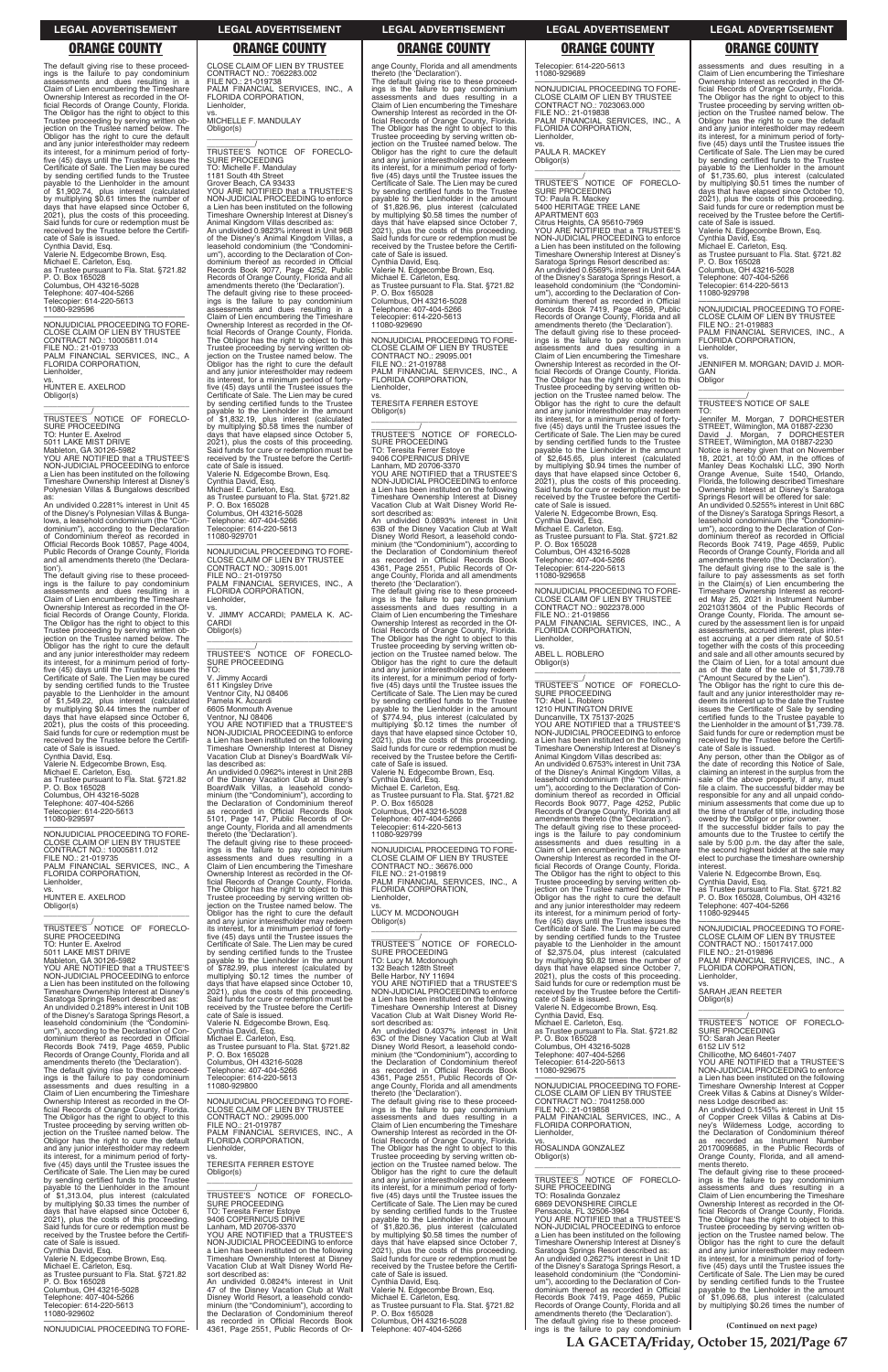The default giving rise to these proceedings is the failure to pay condominium assessments and dues resulting in a Claim of Lien encumbering the Timeshare Ownership Interest as recorded in the Official Records of Orange County, Florida. The Obligor has the right to object to this Trustee proceeding by serving written objection on the Trustee named below. The Obligor has the right to cure the default and any junior interestholder may redeem its interest, for a minimum period of forty-five (45) days until the Trustee issues the Certificate of Sale. The Lien may be cured by sending certified funds to the Trustee payable to the Lienholder in the amount of $1,902.74, plus interest (calculated by multiplying $0.61 times the number of days that have elapsed since October 6, 2021), plus the costs of this proceeding. Said funds for cure or redemption must be received by the Trustee before the Certificate of Sale is issued.
Cynthia David, Esq.
Valerie N. Edgecombe Brown, Esq.
Michael E. Carleton, Esq.
as Trustee pursuant to Fla. Stat. §721.82
P. O. Box 165028
Columbus, OH 43216-5028
Telephone: 407-404-5266
Telecopier: 614-220-5613
11080-929596

---

NONJUDICIAL PROCEEDING TO FORECLOSE CLAIM OF LIEN BY TRUSTEE
CONTRACT NO.: 10005811.014
FILE NO.: 21-019733
PALM FINANCIAL SERVICES, INC., A FLORIDA CORPORATION,
Lienholder,
vs.
HUNTER E. AXELROD
Obligor(s)

TRUSTEE'S NOTICE OF FORECLOSURE PROCEEDING
TO: Hunter E. Axelrod
5011 LAKE MIST DRIVE
Mableton, GA 30126-5982
YOU ARE NOTIFIED that a TRUSTEE'S NON-JUDICIAL PROCEEDING to enforce a Lien has been instituted on the following Timeshare Ownership Interest at Disney's Polynesian Villas & Bungalows described as:
An undivided 0.2281% interest in Unit 45 of the Disney's Polynesian Villas & Bungalows, a leasehold condominium (the "Condominium"), according to the Declaration of Condominium thereof as recorded in Official Records Book 10857, Page 4004, Public Records of Orange County, Florida and all amendments thereto (the 'Declaration').
The default giving rise to these proceedings is the failure to pay condominium assessments and dues resulting in a Claim of Lien encumbering the Timeshare Ownership Interest as recorded in the Official Records of Orange County, Florida. The Obligor has the right to object to this Trustee proceeding by serving written objection on the Trustee named below. The Obligor has the right to cure the default and any junior interestholder may redeem its interest, for a minimum period of forty-five (45) days until the Trustee issues the Certificate of Sale. The Lien may be cured by sending certified funds to the Trustee payable to the Lienholder in the amount of $1,549.22, plus interest (calculated by multiplying $0.44 times the number of days that have elapsed since October 6, 2021), plus the costs of this proceeding. Said funds for cure or redemption must be received by the Trustee before the Certificate of Sale is issued.
Cynthia David, Esq.
Valerie N. Edgecombe Brown, Esq.
Michael E. Carleton, Esq.
as Trustee pursuant to Fla. Stat. §721.82
P. O. Box 165028
Columbus, OH 43216-5028
Telephone: 407-404-5266
Telecopier: 614-220-5613
11080-929597

---

NONJUDICIAL PROCEEDING TO FORECLOSE CLAIM OF LIEN BY TRUSTEE
CONTRACT NO.: 10005811.012
FILE NO.: 21-019735
PALM FINANCIAL SERVICES, INC., A FLORIDA CORPORATION,
Lienholder,
vs.
HUNTER E. AXELROD
Obligor(s)

TRUSTEE'S NOTICE OF FORECLOSURE PROCEEDING
TO: Hunter E. Axelrod
5011 LAKE MIST DRIVE
Mableton, GA 30126-5982
YOU ARE NOTIFIED that a TRUSTEE'S NON-JUDICIAL PROCEEDING to enforce a Lien has been instituted on the following Timeshare Ownership Interest at Disney's Saratoga Springs Resort described as:
An undivided 0.2189% interest in Unit 10B of the Disney's Saratoga Springs Resort, a leasehold condominium (the "Condominium"), according to the Declaration of Condominium thereof as recorded in Official Records Book 7419, Page 4659, Public Records of Orange County, Florida and all amendments thereto (the 'Declaration').
The default giving rise to these proceedings is the failure to pay condominium assessments and dues resulting in a Claim of Lien encumbering the Timeshare Ownership Interest as recorded in the Official Records of Orange County, Florida. The Obligor has the right to object to this Trustee proceeding by serving written objection on the Trustee named below. The Obligor has the right to cure the default and any junior interestholder may redeem its interest, for a minimum period of forty-five (45) days until the Trustee issues the Certificate of Sale. The Lien may be cured by sending certified funds to the Trustee payable to the Lienholder in the amount of $1,313.04, plus interest (calculated by multiplying $0.33 times the number of days that have elapsed since October 6, 2021), plus the costs of this proceeding. Said funds for cure or redemption must be received by the Trustee before the Certificate of Sale is issued.
Cynthia David, Esq.
Valerie N. Edgecombe Brown, Esq.
Michael E. Carleton, Esq.
as Trustee pursuant to Fla. Stat. §721.82
P. O. Box 165028
Columbus, OH 43216-5028
Telephone: 407-404-5266
Telecopier: 614-220-5613
11080-929602

---

NONJUDICIAL PROCEEDING TO FORECLOSE CLAIM OF LIEN BY TRUSTEE
CONTRACT NO.: 7062283.002
FILE NO.: 21-019738
PALM FINANCIAL SERVICES, INC., A FLORIDA CORPORATION,
Lienholder,
vs.
MICHELLE F. MANDULAY
Obligor(s)

TRUSTEE'S NOTICE OF FORECLOSURE PROCEEDING
TO: Michelle F. Mandulay
1181 South 4th Street
Grover Beach, CA 93433
YOU ARE NOTIFIED that a TRUSTEE'S NON-JUDICIAL PROCEEDING to enforce a Lien has been instituted on the following Timeshare Ownership Interest at Disney's Animal Kingdom Villas described as:
An undivided 0.9823% interest in Unit 96B of the Disney's Animal Kingdom Villas, a leasehold condominium (the "Condominium"), according to the Declaration of Condominium thereof as recorded in Official Records Book 9077, Page 4252, Public Records of Orange County, Florida and all amendments thereto (the 'Declaration').
The default giving rise to these proceedings is the failure to pay condominium assessments and dues resulting in a Claim of Lien encumbering the Timeshare Ownership Interest as recorded in the Official Records of Orange County, Florida. The Obligor has the right to object to this Trustee proceeding by serving written objection on the Trustee named below. The Obligor has the right to cure the default and any junior interestholder may redeem its interest, for a minimum period of forty-five (45) days until the Trustee issues the Certificate of Sale. The Lien may be cured by sending certified funds to the Trustee payable to the Lienholder in the amount of $1,832.19, plus interest (calculated by multiplying $0.58 times the number of days that have elapsed since October 5, 2021), plus the costs of this proceeding. Said funds for cure or redemption must be received by the Trustee before the Certificate of Sale is issued.
Valerie N. Edgecombe Brown, Esq.
Cynthia David, Esq.
Michael E. Carleton, Esq.
as Trustee pursuant to Fla. Stat. §721.82
P. O. Box 165028
Columbus, OH 43216-5028
Telephone: 407-404-5266
Telecopier: 614-220-5613
11080-929701

---

NONJUDICIAL PROCEEDING TO FORECLOSE CLAIM OF LIEN BY TRUSTEE
CONTRACT NO.: 30915.001
FILE NO.: 21-019750
PALM FINANCIAL SERVICES, INC., A FLORIDA CORPORATION,
Lienholder,
vs.
V. JIMMY ACCARDI; PAMELA K. ACCARDI
Obligor(s)

TRUSTEE'S NOTICE OF FORECLOSURE PROCEEDING
TO:
V. Jimmy Accardi
611 Kingsley Drive
Ventnor City, NJ 08406
Pamela K. Accardi
6605 Monmouth Avenue
Ventnor, NJ 08406
YOU ARE NOTIFIED that a TRUSTEE'S NON-JUDICIAL PROCEEDING to enforce a Lien has been instituted on the following Timeshare Ownership Interest at Disney Vacation Club at Disney's BoardWalk Villas described as:
An undivided 0.0962% interest in Unit 28B of the Disney Vacation Club at Disney's BoardWalk Villas, a leasehold condominium (the "Condominium"), according to the Declaration of Condominium thereof as recorded in Official Records Book 5101, Page 147, Public Records of Orange County, Florida and all amendments thereto (the 'Declaration').
The default giving rise to these proceedings is the failure to pay condominium assessments and dues resulting in a Claim of Lien encumbering the Timeshare Ownership Interest as recorded in the Official Records of Orange County, Florida. The Obligor has the right to object to this Trustee proceeding by serving written objection on the Trustee named below. The Obligor has the right to cure the default and any junior interestholder may redeem its interest, for a minimum period of forty-five (45) days until the Trustee issues the Certificate of Sale. The Lien may be cured by sending certified funds to the Trustee payable to the Lienholder in the amount of $782.99, plus interest (calculated by multiplying $0.12 times the number of days that have elapsed since October 10, 2021), plus the costs of this proceeding. Said funds for cure or redemption must be received by the Trustee before the Certificate of Sale is issued.
Valerie N. Edgecombe Brown, Esq.
Cynthia David, Esq.
Michael E. Carleton, Esq.
as Trustee pursuant to Fla. Stat. §721.82
P. O. Box 165028
Columbus, OH 43216-5028
Telephone: 407-404-5266
Telecopier: 614-220-5613
11080-929800

---

NONJUDICIAL PROCEEDING TO FORECLOSE CLAIM OF LIEN BY TRUSTEE
CONTRACT NO.: 29095.000
FILE NO.: 21-019787
PALM FINANCIAL SERVICES, INC., A FLORIDA CORPORATION,
Lienholder,
vs.
TERESITA FERRER ESTOYE
Obligor(s)

TRUSTEE'S NOTICE OF FORECLOSURE PROCEEDING
TO: Teresita Ferrer Estoye
9406 COPERNICUS DRIVE
Lanham, MD 20706-3370
YOU ARE NOTIFIED that a TRUSTEE'S NON-JUDICIAL PROCEEDING to enforce a Lien has been instituted on the following Timeshare Ownership Interest at Disney Vacation Club at Walt Disney World Resort described as:
An undivided 0.0824% interest in Unit 47 of the Disney Vacation Club at Walt Disney World Resort, a leasehold condominium (the "Condominium"), according to the Declaration of Condominium thereof as recorded in Official Records Book 4361, Page 2551, Public Records of Orange County, Florida and all amendments thereto (the 'Declaration').
The default giving rise to these proceedings is the failure to pay condominium assessments and dues resulting in a Claim of Lien encumbering the Timeshare Ownership Interest as recorded in the Official Records of Orange County, Florida. The Obligor has the right to object to this Trustee proceeding by serving written objection on the Trustee named below. The Obligor has the right to cure the default and any junior interestholder may redeem its interest, for a minimum period of forty-five (45) days until the Trustee issues the Certificate of Sale. The Lien may be cured by sending certified funds to the Trustee payable to the Lienholder in the amount of $1,826.96, plus interest (calculated by multiplying $0.58 times the number of days that have elapsed since October 7, 2021), plus the costs of this proceeding. Said funds for cure or redemption must be received by the Trustee before the Certificate of Sale is issued.
Cynthia David, Esq.
Valerie N. Edgecombe Brown, Esq.
Michael E. Carleton, Esq.
as Trustee pursuant to Fla. Stat. §721.82
P. O. Box 165028
Columbus, OH 43216-5028
Telephone: 407-404-5266
Telecopier: 614-220-5613
11080-929690

---

NONJUDICIAL PROCEEDING TO FORECLOSE CLAIM OF LIEN BY TRUSTEE
CONTRACT NO.: 29095.001
FILE NO.: 21-019788
PALM FINANCIAL SERVICES, INC., A FLORIDA CORPORATION,
Lienholder,
vs.
TERESITA FERRER ESTOYE
Obligor(s)

TRUSTEE'S NOTICE OF FORECLOSURE PROCEEDING
TO: Teresita Ferrer Estoye
9406 COPERNICUS DRIVE
Lanham, MD 20706-3370
YOU ARE NOTIFIED that a TRUSTEE'S NON-JUDICIAL PROCEEDING to enforce a Lien has been instituted on the following Timeshare Ownership Interest at Disney Vacation Club at Walt Disney World Resort described as:
An undivided 0.0893% interest in Unit 63B of the Disney Vacation Club at Walt Disney World Resort, a leasehold condominium (the "Condominium"), according to the Declaration of Condominium thereof as recorded in Official Records Book 4361, Page 2551, Public Records of Orange County, Florida and all amendments thereto (the 'Declaration').
The default giving rise to these proceedings is the failure to pay condominium assessments and dues resulting in a Claim of Lien encumbering the Timeshare Ownership Interest as recorded in the Official Records of Orange County, Florida. The Obligor has the right to object to this Trustee proceeding by serving written objection on the Trustee named below. The Obligor has the right to cure the default and any junior interestholder may redeem its interest, for a minimum period of forty-five (45) days until the Trustee issues the Certificate of Sale. The Lien may be cured by sending certified funds to the Trustee payable to the Lienholder in the amount of $774.94, plus interest (calculated by multiplying $0.12 times the number of days that have elapsed since October 10, 2021), plus the costs of this proceeding. Said funds for cure or redemption must be received by the Trustee before the Certificate of Sale is issued.
Valerie N. Edgecombe Brown, Esq.
Cynthia David, Esq.
Michael E. Carleton, Esq.
as Trustee pursuant to Fla. Stat. §721.82
P. O. Box 165028
Columbus, OH 43216-5028
Telephone: 407-404-5266
Telecopier: 614-220-5613
11080-929799

---

NONJUDICIAL PROCEEDING TO FORECLOSE CLAIM OF LIEN BY TRUSTEE
CONTRACT NO.: 36676.000
FILE NO.: 21-019819
PALM FINANCIAL SERVICES, INC., A FLORIDA CORPORATION,
Lienholder,
vs.
LUCY M. MCDONOUGH
Obligor(s)

TRUSTEE'S NOTICE OF FORECLOSURE PROCEEDING
TO: Lucy M. Mcdonough
132 Beach 128th Street
Belle Harbor, NY 11694
YOU ARE NOTIFIED that a TRUSTEE'S NON-JUDICIAL PROCEEDING to enforce a Lien has been instituted on the following Timeshare Ownership Interest at Disney Vacation Club at Walt Disney World Resort described as:
An undivided 0.4037% interest in Unit 63C of the Disney Vacation Club at Walt Disney World Resort, a leasehold condominium (the "Condominium"), according to the Declaration of Condominium thereof as recorded in Official Records Book 4361, Page 2551, Public Records of Orange County, Florida and all amendments thereto (the 'Declaration').
The default giving rise to these proceedings is the failure to pay condominium assessments and dues resulting in a Claim of Lien encumbering the Timeshare Ownership Interest as recorded in the Official Records of Orange County, Florida. The Obligor has the right to object to this Trustee proceeding by serving written objection on the Trustee named below. The Obligor has the right to cure the default and any junior interestholder may redeem its interest, for a minimum period of forty-five (45) days until the Trustee issues the Certificate of Sale. The Lien may be cured by sending certified funds to the Trustee payable to the Lienholder in the amount of $1,820.36, plus interest (calculated by multiplying $0.58 times the number of days that have elapsed since October 7, 2021), plus the costs of this proceeding. Said funds for cure or redemption must be received by the Trustee before the Certificate of Sale is issued.
Cynthia David, Esq.
Valerie N. Edgecombe Brown, Esq.
Michael E. Carleton, Esq.
as Trustee pursuant to Fla. Stat. §721.82
P. O. Box 165028
Columbus, OH 43216-5028
Telephone: 407-404-5266
Telecopier: 614-220-5613
11080-929689

---

NONJUDICIAL PROCEEDING TO FORECLOSE CLAIM OF LIEN BY TRUSTEE
CONTRACT NO.: 7023063.000
FILE NO.: 21-019838
PALM FINANCIAL SERVICES, INC., A FLORIDA CORPORATION,
Lienholder,
vs.
PAULA R. MACKEY
Obligor(s)

TRUSTEE'S NOTICE OF FORECLOSURE PROCEEDING
TO: Paula R. Mackey
5400 HERITAGE TREE LANE
APARTMENT 603
Citrus Heights, CA 95610-7969
YOU ARE NOTIFIED that a TRUSTEE'S NON-JUDICIAL PROCEEDING to enforce a Lien has been instituted on the following Timeshare Ownership Interest at Disney's Saratoga Springs Resort described as:
An undivided 0.6569% interest in Unit 64A of the Disney's Saratoga Springs Resort, a leasehold condominium (the "Condominium"), according to the Declaration of Condominium thereof as recorded in Official Records Book 7419, Page 4659, Public Records of Orange County, Florida and all amendments thereto (the 'Declaration').
The default giving rise to these proceedings is the failure to pay condominium assessments and dues resulting in a Claim of Lien encumbering the Timeshare Ownership Interest as recorded in the Official Records of Orange County, Florida. The Obligor has the right to object to this Trustee proceeding by serving written objection on the Trustee named below. The Obligor has the right to cure the default and any junior interestholder may redeem its interest, for a minimum period of forty-five (45) days until the Trustee issues the Certificate of Sale. The Lien may be cured by sending certified funds to the Trustee payable to the Lienholder in the amount of $2,645.65, plus interest (calculated by multiplying $0.94 times the number of days that have elapsed since October 6, 2021), plus the costs of this proceeding. Said funds for cure or redemption must be received by the Trustee before the Certificate of Sale is issued.
Valerie N. Edgecombe Brown, Esq.
Cynthia David, Esq.
Michael E. Carleton, Esq.
as Trustee pursuant to Fla. Stat. §721.82
P. O. Box 165028
Columbus, OH 43216-5028
Telephone: 407-404-5266
Telecopier: 614-220-5613
11080-929658

---

NONJUDICIAL PROCEEDING TO FORECLOSE CLAIM OF LIEN BY TRUSTEE
CONTRACT NO.: 9022378.000
FILE NO.: 21-019856
PALM FINANCIAL SERVICES, INC., A FLORIDA CORPORATION,
Lienholder,
vs.
ABEL L. ROBLERO
Obligor(s)

TRUSTEE'S NOTICE OF FORECLOSURE PROCEEDING
TO: Abel L. Roblero
1210 HUNTINGTON DRIVE
Duncanville, TX 75137-2025
YOU ARE NOTIFIED that a TRUSTEE'S NON-JUDICIAL PROCEEDING to enforce a Lien has been instituted on the following Timeshare Ownership Interest at Disney's Animal Kingdom Villas described as:
An undivided 0.6753% interest in Unit 73A of the Disney's Animal Kingdom Villas, a leasehold condominium (the "Condominium"), according to the Declaration of Condominium thereof as recorded in Official Records Book 9077, Page 4252, Public Records of Orange County, Florida and all amendments thereto (the 'Declaration').
The default giving rise to these proceedings is the failure to pay condominium assessments and dues resulting in a Claim of Lien encumbering the Timeshare Ownership Interest as recorded in the Official Records of Orange County, Florida. The Obligor has the right to object to this Trustee proceeding by serving written objection on the Trustee named below. The Obligor has the right to cure the default and any junior interestholder may redeem its interest, for a minimum period of forty-five (45) days until the Trustee issues the Certificate of Sale. The Lien may be cured by sending certified funds to the Trustee payable to the Lienholder in the amount of $2,375.04, plus interest (calculated by multiplying $0.82 times the number of days that have elapsed since October 7, 2021), plus the costs of this proceeding. Said funds for cure or redemption must be received by the Trustee before the Certificate of Sale is issued.
Valerie N. Edgecombe Brown, Esq.
Cynthia David, Esq.
Michael E. Carleton, Esq.
as Trustee pursuant to Fla. Stat. §721.82
P. O. Box 165028
Columbus, OH 43216-5028
Telephone: 407-404-5266
Telecopier: 614-220-5613
11080-929675

---

NONJUDICIAL PROCEEDING TO FORECLOSE CLAIM OF LIEN BY TRUSTEE
CONTRACT NO.: 7041258.000
FILE NO.: 21-019858
PALM FINANCIAL SERVICES, INC., A FLORIDA CORPORATION,
Lienholder,
vs.
ROSALINDA GONZALEZ
Obligor(s)

TRUSTEE'S NOTICE OF FORECLOSURE PROCEEDING
TO: Rosalinda Gonzalez
6869 DEVONSHIRE CIRCLE
Pensacola, FL 32506-3964
YOU ARE NOTIFIED that a TRUSTEE'S NON-JUDICIAL PROCEEDING to enforce a Lien has been instituted on the following Timeshare Ownership Interest at Disney's Saratoga Springs Resort described as:
An undivided 0.2627% interest in Unit 1D of the Disney's Saratoga Springs Resort, a leasehold condominium (the "Condominium"), according to the Declaration of Condominium thereof as recorded in Official Records Book 7419, Page 4659, Public Records of Orange County, Florida and all amendments thereto (the 'Declaration').
The default giving rise to these proceedings is the failure to pay condominium assessments and dues resulting in a Claim of Lien encumbering the Timeshare Ownership Interest as recorded in the Official Records of Orange County, Florida. The Obligor has the right to object to this Trustee proceeding by serving written objection on the Trustee named below. The Obligor has the right to cure the default and any junior interestholder may redeem its interest, for a minimum period of forty-five (45) days until the Trustee issues the Certificate of Sale. The Lien may be cured by sending certified funds to the Trustee payable to the Lienholder in the amount of $1,735.60, plus interest (calculated by multiplying $0.51 times the number of days that have elapsed since October 10, 2021), plus the costs of this proceeding. Said funds for cure or redemption must be received by the Trustee before the Certificate of Sale is issued.
Valerie N. Edgecombe Brown, Esq.
Cynthia David, Esq.
Michael E. Carleton, Esq.
as Trustee pursuant to Fla. Stat. §721.82
P. O. Box 165028
Columbus, OH 43216-5028
Telephone: 407-404-5266
Telecopier: 614-220-5613
11080-929798

---

NONJUDICIAL PROCEEDING TO FORECLOSE CLAIM OF LIEN BY TRUSTEE
FILE NO.: 21-019883
PALM FINANCIAL SERVICES, INC., A FLORIDA CORPORATION,
Lienholder,
vs.
JENNIFER M. MORGAN; DAVID J. MORGAN
Obligor

TRUSTEE'S NOTICE OF SALE
TO:
Jennifer M. Morgan, 7 DORCHESTER STREET, Wilmington, MA 01887-2230
David J. Morgan, 7 DORCHESTER STREET, Wilmington, MA 01887-2230
Notice is hereby given that on November 18, 2021, at 10:00 AM, in the offices of Manley Deas Kochalski LLC, 390 North Orange Avenue, Suite 1540, Orlando, Florida, the following described Timeshare Ownership Interest at Disney's Saratoga Springs Resort will be offered for sale:
An undivided 0.5255% interest in Unit 68C of the Disney's Saratoga Springs Resort, a leasehold condominium (the "Condominium"), according to the Declaration of Condominium thereof as recorded in Official Records Book 7419, Page 4659, Public Records of Orange County, Florida and all amendments thereto (the 'Declaration').
The default giving rise to the sale is the failure to pay assessments as set forth in the Claim(s) of Lien encumbering the Timeshare Ownership Interest as recorded May 25, 2021 in Instrument Number 20210313604 of the Public Records of Orange County, Florida. The amount secured by the assessment lien is for unpaid assessments, accrued interest, plus interest accruing at a per diem rate of $0.51 together with the costs of this proceeding and sale and all other amounts secured by the Claim of Lien, for a total amount due as of the date of the sale of $1,739.78 ("Amount Secured by the Lien").
The Obligor has the right to cure this default and any junior interestholder may redeem its interest up to the date the Trustee issues the Certificate of Sale by sending certified funds to the Trustee payable to the Lienholder in the amount of $1,739.78. Said funds for cure or redemption must be received by the Trustee before the Certificate of Sale is issued.
Any person, other than the Obligor as of the date of recording this Notice of Sale, claiming an interest in the surplus from the sale of the above property, if any, must file a claim. The successful bidder may be responsible for any and all unpaid condominium assessments that come due up to the time of transfer of title, including those owed by the Obligor or prior owner.
If the successful bidder fails to pay the amounts due to the Trustee to certify the sale by 5:00 p.m. the day after the sale, the second highest bidder at the sale may elect to purchase the timeshare ownership interest.
Valerie N. Edgecombe Brown, Esq.
Cynthia David, Esq.
as Trustee pursuant to Fla. Stat. §721.82
P. O. Box 165028, Columbus, OH 43216
Telephone: 407-404-5266
11080-929445

---

NONJUDICIAL PROCEEDING TO FORECLOSE CLAIM OF LIEN BY TRUSTEE
CONTRACT NO.: 15017417.000
FILE NO.: 21-019896
PALM FINANCIAL SERVICES, INC., A FLORIDA CORPORATION,
Lienholder,
vs.
SARAH JEAN REETER
Obligor(s)

TRUSTEE'S NOTICE OF FORECLOSURE PROCEEDING
TO: Sarah Jean Reeter
6152 LIV 512
Chillicothe, MO 64601-7407
YOU ARE NOTIFIED that a TRUSTEE'S NON-JUDICIAL PROCEEDING to enforce a Lien has been instituted on the following Timeshare Ownership Interest at Copper Creek Villas & Cabins at Disney's Wilderness Lodge described as:
An undivided 0.1545% interest in Unit 15 of Copper Creek Villas & Cabins at Disney's Wilderness Lodge, according to the Declaration of Condominium thereof as recorded as Instrument Number 20170096685, in the Public Records of Orange County, Florida, and all amendments thereto.
The default giving rise to these proceedings is the failure to pay condominium assessments and dues resulting in a Claim of Lien encumbering the Timeshare Ownership Interest as recorded in the Official Records of Orange County, Florida. The Obligor has the right to object to this Trustee proceeding by serving written objection on the Trustee named below. The Obligor has the right to cure the default and any junior interestholder may redeem its interest, for a minimum period of forty-five (45) days until the Trustee issues the Certificate of Sale. The Lien may be cured by sending certified funds to the Trustee payable to the Lienholder in the amount of $1,096.68, plus interest (calculated by multiplying $0.26 times the number of

(Continued on next page)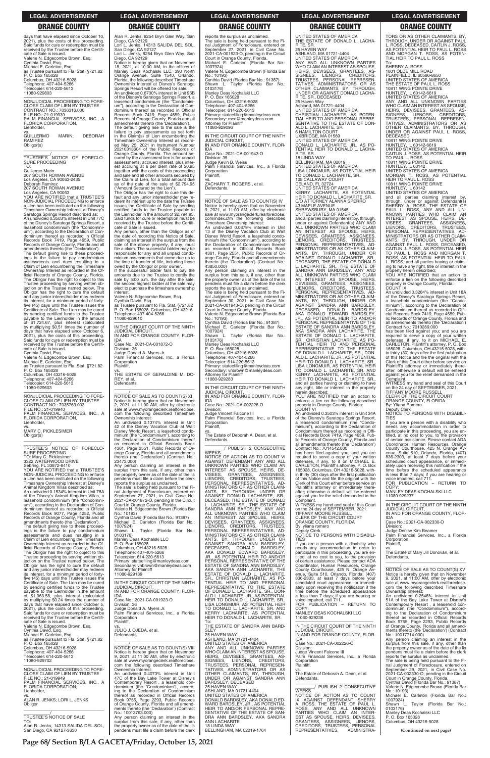days that have elapsed since October 10, 2021), plus the costs of this proceeding. Said funds for cure or redemption must be received by the Trustee before the Certificate of Sale is issued.
Valerie N. Edgecombe Brown, Esq.
Cynthia David, Esq.
Michael E. Carleton, Esq.
as Trustee pursuant to Fla. Stat. §721.82
P. O. Box 165028
Columbus, OH 43216-5028
Telephone: 407-404-5266
Telecopier: 614-220-5613
11080-929803

—————————————————

NONJUDICIAL PROCEEDING TO FORECLOSE CLAIM OF LIEN BY TRUSTEE
CONTRACT NO.: 7036316.000
FILE NO.: 21-019939
PALM FINANCIAL SERVICES, INC., A FLORIDA CORPORATION,
Lienholder,
vs.
GUILLERMO MARIN; DEBORAH RAMIREZ
Obligor(s)
_______________________________/

TRUSTEE'S NOTICE OF FORECLOSURE PROCEEDING
TO:
Guillermo Marin
207 SOUTH ROWAN AVENUE
Los Angeles, CA 90063-2435
Deborah Ramirez
207 SOUTH ROWAN AVENUE
Los Angeles, CA 90063
YOU ARE NOTIFIED that a TRUSTEE'S NON-JUDICIAL PROCEEDING to enforce a Lien has been instituted on the following Timeshare Ownership Interest at Disney's Saratoga Springs Resort described as:
An undivided 0.3503% interest in Unit 77C of the Disney's Saratoga Springs Resort, a leasehold condominium (the "Condominium"), according to the Declaration of Condominium thereof as recorded in Official Records Book 7419, Page 4659, Public Records of Orange County, Florida and all amendments thereto (the 'Declaration').
The default giving rise to these proceedings is the failure to pay condominium assessments and dues resulting in a Claim of Lien encumbering the Timeshare Ownership Interest as recorded in the Official Records of Orange County, Florida. The Obligor has the right to object to this Trustee proceeding by serving written objection on the Trustee named below. The Obligor has the right to cure the default and any junior interestholder may redeem its interest, for a minimum period of forty-five (45) days until the Trustee issues the Certificate of Sale. The Lien may be cured by sending certified funds to the Trustee payable to the Lienholder in the amount of $1,724.67, plus interest (calculated by multiplying $0.51 times the number of days that have elapsed since October 6, 2021), plus the costs of this proceeding. Said funds for cure or redemption must be received by the Trustee before the Certificate of Sale is issued.
Cynthia David, Esq.
Valerie N. Edgecombe Brown, Esq.
Michael E. Carleton, Esq.
as Trustee pursuant to Fla. Stat. §721.82
P. O. Box 165028
Columbus, OH 43216-5028
Telephone: 407-404-5266
Telecopier: 614-220-5613
11080-929603

—————————————————

NONJUDICIAL PROCEEDING TO FORECLOSE CLAIM OF LIEN BY TRUSTEE
CONTRACT NO.: 7035763.003
FILE NO.: 21-019940
PALM FINANCIAL SERVICES, INC., A FLORIDA CORPORATION,
Lienholder,
vs.
MARY C. PICKLESIMER
Obligor(s)
_______________________________/

TRUSTEE'S NOTICE OF FORECLOSURE PROCEEDING
TO: Mary C. Picklesimer
3322 WATERWOOD DRIVE
Sebring, FL 33872-8410
YOU ARE NOTIFIED that a TRUSTEE'S NON-JUDICIAL PROCEEDING to enforce a Lien has been instituted on the following Timeshare Ownership Interest at Disney's Animal Kingdom Villas described as:
An undivided 0.1534% interest in Unit 78A of the Disney's Animal Kingdom Villas, a leasehold condominium (the "Condominium"), according to the Declaration of Condominium thereof as recorded in Official Records Book 9077, Page 4252, Public Records of Orange County, Florida and all amendments thereto (the 'Declaration').
The default giving rise to these proceedings is the failure to pay condominium assessments and dues resulting in a Claim of Lien encumbering the Timeshare Ownership Interest as recorded in the Official Records of Orange County, Florida. The Obligor has the right to object to this Trustee proceeding by serving written objection on the Trustee named below. The Obligor has the right to cure the default and any junior interestholder may redeem its interest, for a minimum period of forty-five (45) days until the Trustee issues the Certificate of Sale. The Lien may be cured by sending certified funds to the Trustee payable to the Lienholder in the amount of $1,063.58, plus interest (calculated by multiplying $0.24 times the number of days that have elapsed since October 5, 2021), plus the costs of this proceeding. Said funds for cure or redemption must be received by the Trustee before the Certificate of Sale is issued.
Valerie N. Edgecombe Brown, Esq.
Cynthia David, Esq.
Michael E. Carleton, Esq.
as Trustee pursuant to Fla. Stat. §721.82
P. O. Box 165028
Columbus, OH 43216-5028
Telephone: 407-404-5266
Telecopier: 614-220-5613
11080-929702

—————————————————

NONJUDICIAL PROCEEDING TO FORECLOSE CLAIM OF LIEN BY TRUSTEE
FILE NO.: 21-019949
PALM FINANCIAL SERVICES, INC., A FLORIDA CORPORATION,
Lienholder,
vs.
ALAN R. JENKS; LORI L. JENKS
Obligor
_______________________________/

TRUSTEE'S NOTICE OF SALE
TO:
Alan R. Jenks, 14313 SALIDA DEL SOL, San Diego, CA 92127-3630
Alan R. Jenks, 8254 Bryn Glen Way, San Diego, CA 92129
Lori L. Jenks, 14313 SALIDA DEL SOL, San Diego, CA 92127
Lori L. Jenks, 8254 Bryn Glen Way, San Diego, CA 92129
Notice is hereby given that on November 18, 2021, at 10:00 AM, in the offices of Manley Deas Kochalski LLC, 390 North Orange Avenue, Suite 1540, Orlando, Florida, the following described Timeshare Ownership Interest at Disney's Saratoga Springs Resort will be offered for sale:
An undivided 0.6700% interest in Unit 96B of the Disney's Saratoga Springs Resort, a leasehold condominium (the "Condominium"), according to the Declaration of Condominium thereof as recorded in Official Records Book 7419, Page 4659, Public Records of Orange County, Florida and all amendments thereto (the 'Declaration').
The default giving rise to the sale is the failure to pay assessments as set forth in the Claim(s) of Lien encumbering the Timeshare Ownership Interest as recorded May 25, 2021 in Instrument Number 20210313604 of the Public Records of Orange County, Florida. The amount secured by the assessment lien is for unpaid assessments, accrued interest, plus interest accruing at a per diem rate of $0.95 together with the costs of this proceeding and sale and all other amounts secured by the Claim of Lien, for a total amount due as of the date of the sale of $2,794.95 ("Amount Secured by the Lien").
The Obligor has the right to cure this default and any junior interestholder may redeem its interest up to the date the Trustee issues the Certificate of Sale by sending certified funds to the Trustee payable to the Lienholder in the amount of $2,794.95. Said funds for cure or redemption must be received by the Trustee before the Certificate of Sale is issued.
Any person, other than the Obligor as of the date of recording this Notice of Sale, claiming an interest in the surplus from the sale of the above property, if any, must file a claim. The successful bidder may be responsible for any and all unpaid condominium assessments that come due up to the time of transfer of title, including those owed by the Obligor or prior owner.
If the successful bidder fails to pay the amounts due to the Trustee to certify the sale by 5:00 p.m. the day after the sale, the second highest bidder at the sale may elect to purchase the timeshare ownership interest.
Valerie N. Edgecombe Brown, Esq.
Cynthia David, Esq.
as Trustee pursuant to Fla. Stat. §721.82
P. O. Box 165028, Columbus, OH 43216
Telephone: 407-404-5266
11080-929610

—————————————————

IN THE CIRCUIT COURT OF THE NINTH JUDICIAL CIRCUIT,
IN AND FOR ORANGE COUNTY, FLORIDA
Case No.: 2021-CA-001872-O
Division: 36
Judge Donald A. Myers Jr.
Palm Financial Services, Inc., a Florida Corporation
Plaintiff,
vs.
THE ESTATE OF GERALDINE M. DOREY, et al.
Defendants.
_______________________________/

NOTICE OF SALE AS TO COUNT(S) XI
Notice is hereby given that on November 2, 2021, at 11:00 AM, offer by electronic sale at www.myorangeclerk.realforeclose.com the following described Timeshare Ownership Interest:
An undivided 0.1374% interest in Unit 42 of the Disney Vacation Club at Walt Disney World Resort, a leasehold condominium (the "Condominium"), according to the Declaration of Condominium thereof as recorded in Official Records Book 4361, Page 2551, Public Records of Orange County, Florida and all amendments thereto (the 'Declaration') (Contract No.: 23473.000)
Any person claiming an interest in the surplus from this sale, if any, other than the property owner as of the date of the lis pendens must file a claim before the clerk reports the surplus as unclaimed.
The sale is being held pursuant to the Final Judgment of Foreclosure, entered on September 27, 2021, in Civil Case No. 2021-CA-001872-O, pending in the Circuit Court in Orange County, Florida.
Valerie N. Edgecombe Brown (Florida Bar No.: 10193)
Cynthia David (Florida Bar No.: 91387)
Michael E. Carleton (Florida Bar No.: 1007924)
Shawn L. Taylor (Florida Bar No.: 0103176)
Manley Deas Kochalski LLC
P. O. Box 165028
Columbus, OH 43216-5028
Telephone: 407-404-5266
Telecopier: 614-220-5613
Primary: stateefiling@manleydeas.com
Secondary: vnbrown@manleydeas.com
Attorney for Plaintiff
11080-929139

—————————————————

IN THE CIRCUIT COURT OF THE NINTH JUDICIAL CIRCUIT,
IN AND FOR ORANGE COUNTY, FLORIDA
Case No.: 2021-CA-001923-O
Division: 36
Judge Donald A. Myers Jr.
Palm Financial Services, Inc., a Florida Corporation
Plaintiff,
vs.
JULIO J. OJEDA, et al.
Defendants.
_______________________________/

NOTICE OF SALE AS TO COUNT(S) VIII
Notice is hereby given that on November 9, 2021, at 11:00 AM, offer by electronic sale at www.myorangeclerk.realforeclose.com the following described Timeshare Ownership Interest:
An undivided 0.4073% interest in Unit 47C of the Bay Lake Tower at Disney's Contemporary Resort , a leasehold condominium (the "Condominium"), according to the Declaration of Condominium thereof as recorded in Official Records Book 9755, Page 2293, Public Records of Orange County, Florida and all amendments thereto (the 'Declaration') (Contract No.: 10013763.000)
Any person claiming an interest in the surplus from this sale, if any, other than the property owner as of the date of the lis pendens must file a claim before the clerk reports the surplus as unclaimed.
The sale is being held pursuant to the Final Judgment of Foreclosure, entered on September 27, 2021, in Civil Case No. 2021-CA-001923-O, pending in the Circuit Court in Orange County, Florida.
Michael E. Carleton (Florida Bar No.: 1007924)
Valerie N. Edgecombe Brown (Florida Bar No.: 10193)
Cynthia David (Florida Bar No.: 91387)
Shawn L. Taylor (Florida Bar No.: 0103176)
Manley Deas Kochalski LLC
P. O. Box 165028
Columbus, OH 43216-5028
Telephone: 407-404-5266
Telecopier: 614-220-5613
Primary: stateefiling@manleydeas.com
Secondary: mec@manleydeas.com
Attorney for Plaintiff
11080-929096

—————————————————

IN THE CIRCUIT COURT OF THE NINTH JUDICIAL CIRCUIT,
IN AND FOR ORANGE COUNTY, FLORIDA
Case No.: 2021-CA-001943-O
Division: 35
Judge Kevin B. Weiss
Palm Financial Services, Inc., a Florida Corporation
Plaintiff,
vs.
ZACHARY T. ROGERS , et al.
Defendants.
_______________________________/

NOTICE OF SALE AS TO COUNT(S) IV
Notice is hereby given that on November 9, 2021, at 11:00 AM, offer by electronic sale at www.myorangeclerk.realforeclose.com the following described Timeshare Ownership Interest:
An undivided 0.0879% interest in Unit 13 of the Disney Vacation Club at Walt Disney World Resort, a leasehold condominium (the "Condominium"), according to the Declaration of Condominium thereof as recorded in Official Records Book 4361, Page 2551, Public Records of Orange County, Florida and all amendments thereto (the 'Declaration') (Contract No.: 43850.000)
Any person claiming an interest in the surplus from this sale, if any, other than the property owner as of the date of the lis pendens must file a claim before the clerk reports the surplus as unclaimed.
The sale is being held pursuant to the Final Judgment of Foreclosure, entered on September 30, 2021, in Civil Case No. 2021-CA-001943-O, pending in the Circuit Court in Orange County, Florida.
Valerie N. Edgecombe Brown (Florida Bar No.: 10193)
Cynthia David (Florida Bar No.: 91387)
Michael E. Carleton (Florida Bar No.: 1007924)
Shawn L. Taylor (Florida Bar No.: 0103176)
Manley Deas Kochalski LLC
P. O. Box 165028
Columbus, OH 43216-5028
Telephone: 407-404-5266
Telecopier: 614-220-5613
Primary: stateefiling@manleydeas.com
Secondary: vnbrown@manleydeas.com
Attorney for Plaintiff
11080-929283

—————————————————

IN THE CIRCUIT COURT OF THE NINTH JUDICIAL CIRCUIT,
IN AND FOR ORANGE COUNTY, FLORIDA
Case No.: 2021-CA-002226-O
Division:
Judge Vincent Falcone III
Palm Financial Services, Inc., a Florida Corporation
Plaintiff,
vs.
The Estate of Deborah A. Dean, et al.
Defendants.
_______________________________/ PUBLISH 2 CONSECUTIVE WEEKS

NOTICE OF ACTION AS TO COUNT VI AGAINST DEFENDANT ANY AND ALL UNKNOWN PARTIES WHO CLAIM AN INTEREST AS SPOUSE, HEIRS, DEVISEES, GRANTEES, ASSIGNEES, LIENORS, CREDITORS, TRUSTEES, PERSONAL REPRESENTATIVES, ADMINISTRATORS OR AS OTHER CLAIMANTS, BY, THROUGH, UNDER OR AGAINST DONALD LACHARITE, SR., DECEASED, THE ESTATE OF DONALD L. LACHARITE, SR., THE ESTATE OF SANDRA ANN BARDSLEY, ANY AND ALL UNKNOWN PARTIES WHO CLAIM AN INTEREST AS SPOUSE, HEIRS, DEVISEES, GRANTEES, ASSIGNEES, LIENORS, CREDITORS, TRUSTEES, PERSONAL REPRESENTATIVES, ADMINISTRATORS OR AS OTHER CLAIMANTS, BY, THROUGH, UNDER OR AGAINST SANDRA ANN BARDSLEY, DECEASED, DONALD BARDSLEY, AKA DONALD EDWARD BARDSLEY, JR., AS POTENTIAL HEIR TO AND/OR PERSONAL REPRESENTATIVE OF THE ESTATE OF SANDRA ANN BARDSLEY, AKA SANDRA ANN LACHARITE, THE ESTATE OF DONALD L. LACHARITE, SR., CHRISTIAN LACHARITE, AS POTENTIAL HEIR TO AND PERSONAL REPRESENTATIVE TO THE ESTATE OF DONALD L. LACHARITE, SR., DONALD L. LACHARITE, JR., AS POTENTIAL HEIR TO DONALD L. LACHARITE, SR., LISA LONGMUIR, AS POTENTIAL HEIR TO DONALD L. LACHARITE, SR. AND KERRY LACHARITE, AS POTENTIAL HEIR TO DONALD L. LACHARITE, SR.
To:
THE ESTATE OF SANDRA ANN BARDSLEY
25 HAVEN WAY
ASHLAND, MA 01721-4404
UNITED STATES OF AMERICA
ANY AND ALL UNKNOWN PARTIES WHO CLAIM AN INTEREST AS SPOUSE, HEIRS, DEVISEES, GRANTEES, ASSIGNEES, LIENORS, CREDITORS, TRUSTEES, PERSONAL REPRESENTATIVES, ADMINISTRATORS OR AS OTHER CLAIMANTS, BY, THROUGH, UNDER OR AGAINST SANDRA ANN BARDSLEY, DECEASED
25 HAVEN WAY
ASHLAND, MA 01721-4404
UNITED STATES OF AMERICA
DONALD BARDSLEY, AKA DONALD EDWARD BARDSLEY, JR., AS POTENTIAL HEIR TO AND/OR PERSONAL REPRESENTATIVE OF THE ESTATE OF SANDRA ANN BARDSLEY, AKA SANDRA ANN LACHARITE
18 LINDA WAY
BELLINGHAM, MA 02019-1764
UNITED STATES OF AMERICA
THE ESTATE OF DONALD L. LACHARITE, SR.
25 HAVEN WAY
ASHLAND, MA 01721-4404
UNITED STATES OF AMERICA
ANY AND ALL UNKNOWN PARTIES WHO CLAIM AN INTEREST AS SPOUSE, HEIRS, DEVISEES, GRANTEES, ASSIGNEES, LIENORS, CREDITORS, TRUSTEES, PERSONAL REPRESENTATIVES, ADMINISTRATORS OR AS OTHER CLAIMANTS, BY, THROUGH, UNDER OR AGAINST DONALD LACHARITE, SR., DECEASED
25 Haven Way
Ashland, MA 01721-4404
UNITED STATES OF AMERICA
CHRISTIAN LACHARITE, AS POTENTIAL HEIR TO AND PERSONAL REPRESENTATIVE TO THE ESTATE OF DONALD L. LACHARITE, SR.
6 HAMILTON COURT
UXBRIDGE, MA 01569
UNITED STATES OF AMERICA
DONALD L. LACHARITE, JR., AS POTENTIAL HEIR TO DONALD L. LACHARITE, SR.
18 LINDA WAY
BELLINGHAM, MA 02019
UNITED STATES OF AMERICA
LISA LONGMUIR, AS POTENTIAL HEIR TO DONALD L. LACHARITE, SR.
108 CALLAWAY COURT
DELAND, FL 32724
UNITED STATES OF AMERICA
KERRY LACHARITE, AS POTENTIAL HEIR TO DONALD L. LACHARITE, SR.
C/O ATTORNEY ALANNA SPERRO
43 MAPLE AVENUE
SHREWSBURY, MA 01545
UNITED STATES OF AMERICA
and all parties claiming interest by, through, under or against Defendant(s) ANY AND ALL UNKNOWN PARTIES WHO CLAIM AN INTEREST AS SPOUSE, HEIRS, DEVISEES, GRANTEES, ASSIGNEES, LIENORS, CREDITORS, TRUSTEES, PERSONAL REPRESENTATIVES, ADMINISTRATORS OR AS OTHER CLAIMANTS, BY, THROUGH, UNDER OR AGAINST DONALD LACHARITE, SR., DECEASED, THE ESTATE OF DONALD L. LACHARITE, SR., THE ESTATE OF SANDRA ANN BARDSLEY, ANY AND ALL UNKNOWN PARTIES WHO CLAIM AN INTEREST AS SPOUSE, HEIRS, DEVISEES, GRANTEES, ASSIGNEES, LIENORS, CREDITORS, TRUSTEES, PERSONAL REPRESENTATIVES, ADMINISTRATORS OR AS OTHER CLAIMANTS, BY, THROUGH, UNDER OR AGAINST SANDRA ANN BARDSLEY, DECEASED, DONALD BARDSLEY, AKA DONALD EDWARD BARDSLEY, JR., AS POTENTIAL HEIR TO AND/OR PERSONAL REPRESENTATIVE OF THE ESTATE OF SANDRA ANN BARDSLEY, AKA SANDRA ANN LACHARITE, THE ESTATE OF DONALD L. LACHARITE, SR., CHRISTIAN LACHARITE, AS POTENTIAL HEIR TO AND PERSONAL REPRESENTATIVE TO THE ESTATE OF DONALD L. LACHARITE, SR., DONALD L. LACHARITE, JR., AS POTENTIAL HEIR TO DONALD L. LACHARITE, SR., LISA LONGMUIR, AS POTENTIAL HEIR TO DONALD L. LACHARITE, SR. AND KERRY LACHARITE, AS POTENTIAL HEIR TO DONALD L. LACHARITE, SR., and all parties having or claiming to have any right, title or interest in the property herein described;
YOU ARE NOTIFIED that an action to enforce a lien on the following described property in Orange County, Florida:
COUNT VI
An undivided 0.3503% interest in Unit 34A of the Disney's Saratoga Springs Resort, a leasehold condominium (the "Condominium"), according to the Declaration of Condominium thereof as recorded in Official Records Book 7419, Page 4659, Public Records of Orange County, Florida and all amendments thereto (the 'Declaration') Contract No.: 7014542.000
has been filed against you; and you are required to serve a copy of your written defenses, if any, to it on MICHAEL E. CARLETON, Plaintiff's attorney, P. O. Box 165028, Columbus, OH 43216-5028, within thirty (30) days after the first publication of this Notice and file the original with the Clerk of this Court either before service on Plaintiff's attorney or immediately thereafter; otherwise a default will be entered against you for the relief demanded in the Complaint.
WITNESS my hand and seal of this Court on the 24 day of SEPTEMBER, 2021.
TIFFANY MOORE RUSSELL
CLERK OF THE CIRCUIT COURT
ORANGE COUNTY, FLORIDA
By: yliana romero
Deputy Clerk
NOTICE TO PERSONS WITH DISABILITIES
If you are a person with a disability who needs any accommodation in order to participate in this proceeding, you are entitled, at no cost to you, to the provision of certain assistance. Please contact ADA Coordinator, Human Resources, Orange County Courthouse, 425 N. Orange Avenue, Suite 510, Orlando, Florida, (407) 836-2303, at least 7 days before your scheduled court appearance, or immediately upon receiving this notification if the time before the scheduled appearance is less than 7 days; if you are hearing or voice impaired, call 711.
FOR PUBLICATION – RETURN TO COPY:
MANLEY DEAS KOCHALSKI LLC
11080-929236

—————————————————

IN THE CIRCUIT COURT OF THE NINTH JUDICIAL CIRCUIT,
IN AND FOR ORANGE COUNTY, FLORIDA
Case No.: 2021-CA-002226-O
Division:
Judge Vincent Falcone III
Palm Financial Services, Inc., a Florida Corporation
Plaintiff,
vs.
The Estate of Deborah A. Dean, et al.
Defendants.
_______________________________/ PUBLISH 2 CONSECUTIVE WEEKS

NOTICE OF ACTION AS TO COUNT IX AGAINST DEFENDANT SHERRY A. ROSS, THE ESTATE OF PAUL L. ROSS, ANY AND ALL UNKNOWN PARTIES WHO CLAIM AN INTEREST AS SPOUSE, HEIRS, DEVISEES, GRANTEES, ASSIGNEES, LIENORS, CREDITORS, TRUSTEES, PERSONAL REPRESENTATIVES, ADMINISTRATORS OR AS OTHER CLAIMANTS, BY, THROUGH, UNDER OR AGAINST PAUL L. ROSS, DECEASED, CAITLIN J. ROSS, AS POTENTIAL HEIR TO PAUL L. ROSS AND MORGAN T. ROSS, AS POTENTIAL HEIR TO PAUL L. ROSS
To:
SHERRY A. ROSS
1801 OLDE MILL ROAD
PLAINFIELD, IL 60586-8650
UNITED STATES OF AMERICA
THE ESTATE OF PAUL L. ROSS
10811 WING POINTE DRIVE
HUNTLEY, IL 60142-6619
UNITED STATES OF AMERICA
ANY AND ALL UNKNOWN PARTIES WHO CLAIM AN INTEREST AS SPOUSE, HEIRS, DEVISEES, GRANTEES, ASSIGNEES, LIENORS, CREDITORS, TRUSTEES, PERSONAL REPRESENTATIVES, ADMINISTRATORS OR AS OTHER CLAIMANTS, BY, THROUGH, UNDER OR AGAINST PAUL L. ROSS, DECEASED
10811 WING POINTE DRIVE
HUNTLEY, IL 60142-6619
UNITED STATES OF AMERICA
CAITLIN J. ROSS, AS POTENTIAL HEIR TO PAUL L. ROSS
10811 WING POINTE DRIVE
HUNTLEY, IL 60142
UNITED STATES OF AMERICA
MORGAN T. ROSS, AS POTENTIAL HEIR TO PAUL L. ROSS
10811 WING POINTE DRIVE
HUNTLEY, IL 60142
UNITED STATES OF AMERICA
and all parties claiming interest by, through, under or against Defendant(s) SHERRY A. ROSS, THE ESTATE OF PAUL L. ROSS, ANY AND ALL UNKNOWN PARTIES WHO CLAIM AN INTEREST AS SPOUSE, HEIRS, DEVISEES, GRANTEES, ASSIGNEES, LIENORS, CREDITORS, TRUSTEES, PERSONAL REPRESENTATIVES, ADMINISTRATORS OR AS OTHER CLAIMANTS, BY, THROUGH, UNDER OR AGAINST PAUL L. ROSS, DECEASED, CAITLIN J. ROSS, AS POTENTIAL HEIR TO PAUL L. ROSS AND MORGAN T. ROSS, AS POTENTIAL HEIR TO PAUL L. ROSS, and all parties having or claiming to have any right, title or interest in the property herein described;
YOU ARE NOTIFIED that an action to enforce a lien on the following described property in Orange County, Florida:
COUNT IX
An undivided 0.3284% interest in Unit 18A of the Disney's Saratoga Springs Resort, a leasehold condominium (the "Condominium"), according to the Declaration of Condominium thereof as recorded in Official Records Book 7419, Page 4659, Public Records of Orange County, Florida and all amendments thereto (the 'Declaration') Contract No.: 7010289.000
has been filed against you; and you are required to serve a copy of your written defenses, if any, to it on MICHAEL E. CARLETON, Plaintiff's attorney, P. O. Box 165028, Columbus, OH 43216-5028, within thirty (30) days after the first publication of this Notice and file the original with the Clerk of this Court either before service on Plaintiff's attorney or immediately thereafter; otherwise a default will be entered against you for the relief demanded in the Complaint.
WITNESS my hand and seal of this Court on the 24 day of SEPTEMBER, 2021.
TIFFANY MOORE RUSSELL
CLERK OF THE CIRCUIT COURT
ORANGE COUNTY, FLORIDA
By: Yliana Romero
Deputy Clerk
NOTICE TO PERSONS WITH DISABILITIES
If you are a person with a disability who needs any accommodation in order to participate in this proceeding, you are entitled, at no cost to you, to the provision of certain assistance. Please contact ADA Coordinator, Human Resources, Orange County Courthouse, 425 N. Orange Avenue, Suite 510, Orlando, Florida, (407) 836-2303, at least 7 days before your scheduled court appearance, or immediately upon receiving this notification if the time before the scheduled appearance is less than 7 days; if you are hearing or voice impaired, call 711.
FOR PUBLICATION – RETURN TO COPY:
MANLEY DEAS KOCHALSKI LLC
11080-929237

—————————————————

IN THE CIRCUIT COURT OF THE NINTH JUDICIAL CIRCUIT,
IN AND FOR ORANGE COUNTY, FLORIDA
Case No.: 2021-CA-002330-O
Division:
Judge Denise Kim Beamer
Palm Financial Services, Inc., a Florida Corporation
Plaintiff,
vs.
The Estate of Mary Jill Donovan, et al.
Defendants.
_______________________________/

NOTICE OF SALE AS TO COUNT(S) XV
Notice is hereby given that on November 9, 2021, at 11:00 AM, offer by electronic sale at www.myorangeclerk.realforeclose.com the following described Timeshare Ownership Interest:
An undivided 0.2546% interest in Unit 51A of the Bay Lake Tower at Disney's Contemporary Resort , a leasehold condominium (the "Condominium"), according to the Declaration of Condominium thereof as recorded in Official Records Book 9755, Page 2293, Public Records of Orange County, Florida and all amendments thereto (the 'Declaration') (Contract No.: 10017714.000)
Any person claiming an interest in the surplus from this sale, if any, other than the property owner as of the date of the lis pendens must file a claim before the clerk reports the surplus as unclaimed.
The sale is being held pursuant to the Final Judgment of Foreclosure, entered on September 29, 2021, in Civil Case No. 2021-CA-002330-O, pending in the Circuit Court in Orange County, Florida.
Cynthia David (Florida Bar No.: 91387)
Valerie N. Edgecombe Brown (Florida Bar No.: 10193)
Michael E. Carleton (Florida Bar No.: 1007924)
Shawn L. Taylor (Florida Bar No.: 0103176)
Manley Deas Kochalski LLC
P. O. Box 165028
Columbus, OH 43216-5028

**(Continued on next page)**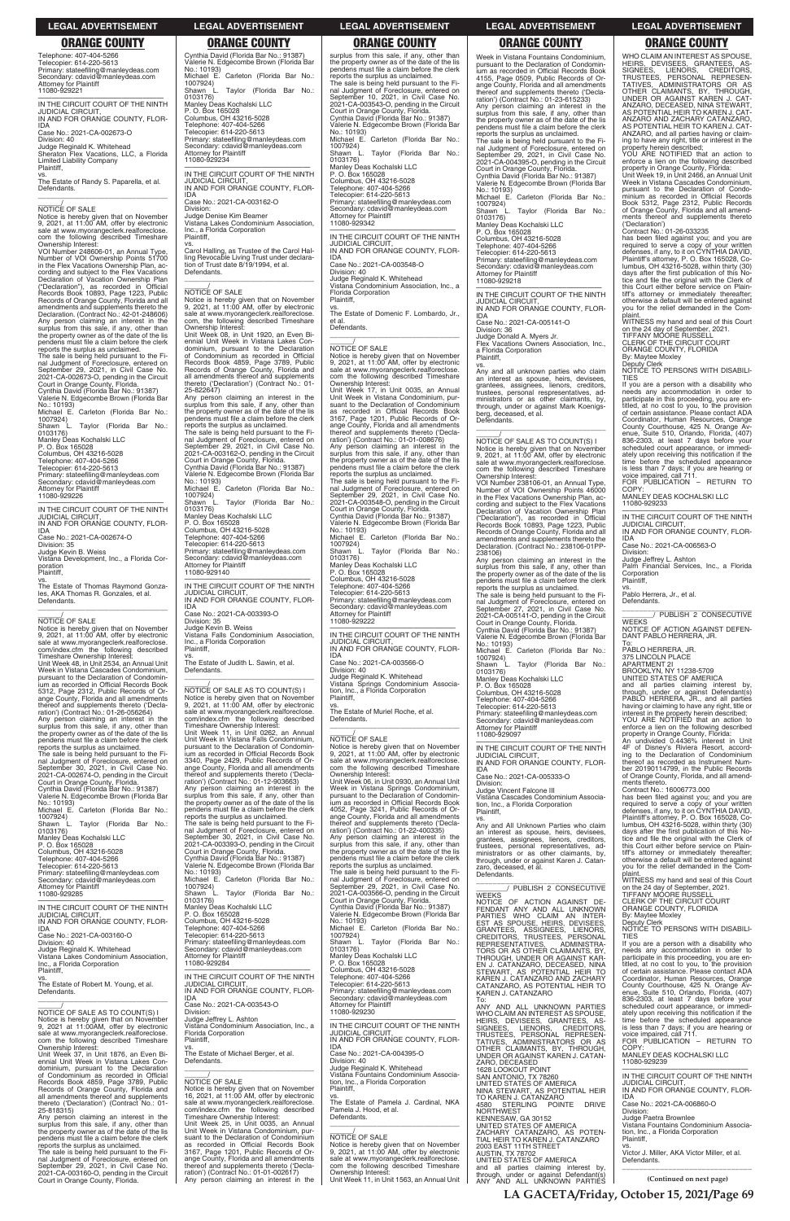Telephone: 407-404-5266
Telecopier: 614-220-5613
Primary: stateefiling@manleydeas.com
Secondary: cdavid@manleydeas.com
Attorney for Plaintiff
11080-929221

IN THE CIRCUIT COURT OF THE NINTH JUDICIAL CIRCUIT,
IN AND FOR ORANGE COUNTY, FLORIDA
Case No.: 2021-CA-002673-O
Division: 40
Judge Reginald K. Whitehead
Sheraton Flex Vacations, LLC, a Florida Limited Liability Company
Plaintiff,
vs.
The Estate of Randy S. Paparella, et al.
Defendants.

NOTICE OF SALE

Notice is hereby given that on November 9, 2021, at 11:00 AM, offer by electronic sale at www.myorangeclerk.realforeclose.com the following described Timeshare Ownership Interest:
VOI Number 248606-01, an Annual Type, Number of VOI Ownership Points 51700 in the Flex Vacations Ownership Plan, according and subject to the Flex Vacations Declaration of Vacation Ownership Plan ("Declaration"), as recorded in Official Records Book 10893, Page 1223, Public Records of Orange County, Florida and all amendments and supplements thereto the Declaration. (Contract No.: 42-01-248606)
Any person claiming an interest in the surplus from this sale, if any, other than the property owner as of the date of the lis pendens must file a claim before the clerk reports the surplus as unclaimed.
The sale is being held pursuant to the Final Judgment of Foreclosure, entered on September 29, 2021, in Civil Case No. 2021-CA-002673-O, pending in the Circuit Court in Orange County, Florida.
Cynthia David (Florida Bar No.: 91387)
Valerie N. Edgecombe Brown (Florida Bar No.: 10193)
Michael E. Carleton (Florida Bar No.: 1007924)
Shawn L. Taylor (Florida Bar No.: 0103176)
Manley Deas Kochalski LLC
P. O. Box 165028
Columbus, OH 43216-5028
Telephone: 407-404-5266
Telecopier: 614-220-5613
Primary: stateefiling@manleydeas.com
Secondary: cdavid@manleydeas.com
Attorney for Plaintiff
11080-929226

IN THE CIRCUIT COURT OF THE NINTH JUDICIAL CIRCUIT,
IN AND FOR ORANGE COUNTY, FLORIDA
Case No.: 2021-CA-002674-O
Division: 35
Judge Kevin B. Weiss
Vistana Development, Inc., a Florida Corporation
Plaintiff,
vs.
The Estate of Thomas Raymond Gonzales, AKA Thomas R. Gonzales, et al.
Defendants.

NOTICE OF SALE

Notice is hereby given that on November 9, 2021, at 11:00 AM, offer by electronic sale at www.myorangeclerk.realforeclose.com/index.cfm the following described Timeshare Ownership Interest:
Unit Week 48, in Unit 2534, an Annual Unit Week in Vistana Cascades Condominium, pursuant to the Declaration of Condominium as recorded in Official Records Book 5312, Page 2312, Public Records of Orange County, Florida and all amendments thereof and supplements thereto ('Declaration') (Contract No.: 01-26-056264)
Any person claiming an interest in the surplus from this sale, if any, other than the property owner as of the date of the lis pendens must file a claim before the clerk reports the surplus as unclaimed.
The sale is being held pursuant to the Final Judgment of Foreclosure, entered on September 30, 2021, in Civil Case No. 2021-CA-002674-O, pending in the Circuit Court in Orange County, Florida.
Cynthia David (Florida Bar No.: 91387)
Valerie N. Edgecombe Brown (Florida Bar No.: 10193)
Michael E. Carleton (Florida Bar No.: 1007924)
Shawn L. Taylor (Florida Bar No.: 0103176)
Manley Deas Kochalski LLC
P. O. Box 165028
Columbus, OH 43216-5028
Telephone: 407-404-5266
Telecopier: 614-220-5613
Primary: stateefiling@manleydeas.com
Secondary: cdavid@manleydeas.com
Attorney for Plaintiff
11080-929285

IN THE CIRCUIT COURT OF THE NINTH JUDICIAL CIRCUIT,
IN AND FOR ORANGE COUNTY, FLORIDA
Case No.: 2021-CA-003160-O
Division: 40
Judge Reginald K. Whitehead
Vistana Lakes Condominium Association, Inc., a Florida Corporation
Plaintiff,
vs.
The Estate of Robert M. Young, et al.
Defendants.

NOTICE OF SALE AS TO COUNT(S) I

Notice is hereby given that on November 9, 2021 at 11:00AM, offer by electronic sale at www.myorangeclerk.realforeclose.com the following described Timeshare Ownership Interest:
Unit Week 37, in Unit 1876, an Even Biennial Unit Week in Vistana Lakes Condominium, pursuant to the Declaration of Condominium as recorded in Official Records Book 4859, Page 3789, Public Records of Orange County, Florida and all amendments thereof and supplements thereto ('Declaration') (Contract No.: 01-25-818315)
Any person claiming an interest in the surplus from this sale, if any, other than the property owner as of the date of the lis pendens must file a claim before the clerk reports the surplus as unclaimed.
The sale is being held pursuant to the Final Judgment of Foreclosure, entered on September 29, 2021, in Civil Case No. 2021-CA-003160-O, pending in the Circuit Court in Orange County, Florida.
Cynthia David (Florida Bar No.: 91387)
Valerie N. Edgecombe Brown (Florida Bar No.: 10193)
Michael E. Carleton (Florida Bar No.: 1007924)
Shawn L. Taylor (Florida Bar No.: 0103176)
Manley Deas Kochalski LLC
P. O. Box 165028
Columbus, OH 43216-5028
Telephone: 407-404-5266
Telecopier: 614-220-5613
Primary: stateefiling@manleydeas.com
Secondary: cdavid@manleydeas.com
Attorney for Plaintiff
11080-929234

IN THE CIRCUIT COURT OF THE NINTH JUDICIAL CIRCUIT,
IN AND FOR ORANGE COUNTY, FLORIDA
Case No.: 2021-CA-003162-O
Division:
Judge Denise Kim Beamer
Vistana Lakes Condominium Association, Inc., a Florida Corporation
Plaintiff,
vs.
Carol Halling, as Trustee of the Carol Halling Revocable Living Trust under declaration of Trust date 8/19/1994, et al.
Defendants.

NOTICE OF SALE

Notice is hereby given that on November 9, 2021, at 11:00 AM, offer by electronic sale at www.myorangeclerk.realforeclose.com, the following described Timeshare Ownership Interest:
Unit Week 08, in Unit 1920, an Even Biennial Unit Week in Vistana Lakes Condominium, pursuant to the Declaration of Condominium as recorded in Official Records Book 4859, Page 3789, Public Records of Orange County, Florida and all amendments thereof and supplements thereto ('Declaration') (Contract No.: 01-25-822647)
Any person claiming an interest in the surplus from this sale, if any, other than the property owner as of the date of the lis pendens must file a claim before the clerk reports the surplus as unclaimed.
The sale is being held pursuant to the Final Judgment of Foreclosure, entered on September 29, 2021, in Civil Case No. 2021-CA-003162-O, pending in the Circuit Court in Orange County, Florida.
Cynthia David (Florida Bar No.: 91387)
Valerie N. Edgecombe Brown (Florida Bar No.: 10193)
Michael E. Carleton (Florida Bar No.: 1007924)
Shawn L. Taylor (Florida Bar No.: 0103176)
Manley Deas Kochalski LLC
P. O. Box 165028
Columbus, OH 43216-5028
Telephone: 407-404-5266
Telecopier: 614-220-5613
Primary: stateefiling@manleydeas.com
Secondary: cdavid@manleydeas.com
Attorney for Plaintiff
11080-929140

IN THE CIRCUIT COURT OF THE NINTH JUDICIAL CIRCUIT,
IN AND FOR ORANGE COUNTY, FLORIDA
Case No.: 2021-CA-003393-O
Division: 35
Judge Kevin B. Weiss
Vistana Falls Condominium Association, Inc., a Florida Corporation
Plaintiff,
vs.
The Estate of Judith L. Sawin, et al.
Defendants.

NOTICE OF SALE AS TO COUNT(S) I

Notice is hereby given that on November 9, 2021, at 11:00 AM, offer by electronic sale at www.myorangeclerk.realforeclose.com/index.cfm the following described Timeshare Ownership Interest:
Unit Week 11, in Unit 0262, an Annual Unit Week in Vistana Falls Condominium, pursuant to the Declaration of Condominium as recorded in Official Records Book 3340, Page 2429, Public Records of Orange County, Florida and all amendments thereof and supplements thereto ('Declaration') (Contract No.: 01-12-903663)
Any person claiming an interest in the surplus from this sale, if any, other than the property owner as of the date of the lis pendens must file a claim before the clerk reports the surplus as unclaimed.
The sale is being held pursuant to the Final Judgment of Foreclosure, entered on September 30, 2021, in Civil Case No. 2021-CA-003393-O, pending in the Circuit Court in Orange County, Florida.
Cynthia David (Florida Bar No.: 91387)
Valerie N. Edgecombe Brown (Florida Bar No.: 10193)
Michael E. Carleton (Florida Bar No.: 1007924)
Shawn L. Taylor (Florida Bar No.: 0103176)
Manley Deas Kochalski LLC
P. O. Box 165028
Columbus, OH 43216-5028
Telephone: 407-404-5266
Telecopier: 614-220-5613
Primary: stateefiling@manleydeas.com
Secondary: cdavid@manleydeas.com
Attorney for Plaintiff
11080-929284

IN THE CIRCUIT COURT OF THE NINTH JUDICIAL CIRCUIT,
IN AND FOR ORANGE COUNTY, FLORIDA
Case No.: 2021-CA-003543-O
Division:
Judge Jeffrey L. Ashton
Vistana Condominium Association, Inc., a Florida Corporation
Plaintiff,
vs.
The Estate of Michael Berger, et al.
Defendants.

NOTICE OF SALE

Notice is hereby given that on November 16, 2021, at 11:00 AM, offer by electronic sale at www.myorangeclerk.realforeclose.com/index.cfm the following described Timeshare Ownership Interest:
Unit Week 25, in Unit 0035, an Annual Unit Week in Vistana Condominium, pursuant to the Declaration of Condominium as recorded in Official Records Book 3167, Page 1201, Public Records of Orange County, Florida and all amendments thereof and supplements thereto ('Declaration') (Contract No.: 01-01-002617)
Any person claiming an interest in the surplus from this sale, if any, other than the property owner as of the date of the lis pendens must file a claim before the clerk reports the surplus as unclaimed.
The sale is being held pursuant to the Final Judgment of Foreclosure, entered on September 10, 2021, in Civil Case No. 2021-CA-003543-O, pending in the Circuit Court in Orange County, Florida.
Cynthia David (Florida Bar No.: 91387)
Valerie N. Edgecombe Brown (Florida Bar No.: 10193)
Michael E. Carleton (Florida Bar No.: 1007924)
Shawn L. Taylor (Florida Bar No.: 0103176)
Manley Deas Kochalski LLC
P. O. Box 165028
Columbus, OH 43216-5028
Telephone: 407-404-5266
Telecopier: 614-220-5613
Primary: stateefiling@manleydeas.com
Secondary: cdavid@manleydeas.com
Attorney for Plaintiff
11080-929342

IN THE CIRCUIT COURT OF THE NINTH JUDICIAL CIRCUIT,
IN AND FOR ORANGE COUNTY, FLORIDA
Case No.: 2021-CA-003548-O
Division: 40
Judge Reginald K. Whitehead
Vistana Condominium Association, Inc., a Florida Corporation
Plaintiff,
vs.
The Estate of Domenic F. Lombardo, Jr., et al.
Defendants.

NOTICE OF SALE

Notice is hereby given that on November 9, 2021, at 11:00 AM, offer by electronic sale at www.myorangeclerk.realforeclose.com the following described Timeshare Ownership Interest:
Unit Week 17, in Unit 0035, an Annual Unit Week in Vistana Condominium, pursuant to the Declaration of Condominium as recorded in Official Records Book 3167, Page 1201, Public Records of Orange County, Florida and all amendments thereof and supplements thereto ('Declaration') (Contract No.: 01-01-008676)
Any person claiming an interest in the surplus from this sale, if any, other than the property owner as of the date of the lis pendens must file a claim before the clerk reports the surplus as unclaimed.
The sale is being held pursuant to the Final Judgment of Foreclosure, entered on September 29, 2021, in Civil Case No. 2021-CA-003548-O, pending in the Circuit Court in Orange County, Florida.
Cynthia David (Florida Bar No.: 91387)
Valerie N. Edgecombe Brown (Florida Bar No.: 10193)
Michael E. Carleton (Florida Bar No.: 1007924)
Shawn L. Taylor (Florida Bar No.: 0103176)
Manley Deas Kochalski LLC
P. O. Box 165028
Columbus, OH 43216-5028
Telephone: 407-404-5266
Telecopier: 614-220-5613
Primary: stateefiling@manleydeas.com
Secondary: cdavid@manleydeas.com
Attorney for Plaintiff
11080-929222

IN THE CIRCUIT COURT OF THE NINTH JUDICIAL CIRCUIT,
IN AND FOR ORANGE COUNTY, FLORIDA
Case No.: 2021-CA-003566-O
Division: 40
Judge Reginald K. Whitehead
Vistana Springs Condominium Association, Inc., a Florida Corporation
Plaintiff,
vs.
The Estate of Muriel Roche, et al.
Defendants.

NOTICE OF SALE

Notice is hereby given that on November 9, 2021, at 11:00 AM, offer by electronic sale at www.myorangeclerk.realforeclose.com the following described Timeshare Ownership Interest:
Unit Week 06, in Unit 0930, an Annual Unit Week in Vistana Springs Condominium, pursuant to the Declaration of Condominium as recorded in Official Records Book 4052, Page 3241, Public Records of Orange County, Florida and all amendments thereof and supplements thereto ('Declaration') (Contract No.: 01-22-400335)
Any person claiming an interest in the surplus from this sale, if any, other than the property owner as of the date of the lis pendens must file a claim before the clerk reports the surplus as unclaimed.
The sale is being held pursuant to the Final Judgment of Foreclosure, entered on September 29, 2021, in Civil Case No. 2021-CA-003566-O, pending in the Circuit Court in Orange County, Florida.
Cynthia David (Florida Bar No.: 91387)
Valerie N. Edgecombe Brown (Florida Bar No.: 10193)
Michael E. Carleton (Florida Bar No.: 1007924)
Shawn L. Taylor (Florida Bar No.: 0103176)
Manley Deas Kochalski LLC
P. O. Box 165028
Columbus, OH 43216-5028
Telephone: 407-404-5266
Telecopier: 614-220-5613
Primary: stateefiling@manleydeas.com
Secondary: cdavid@manleydeas.com
Attorney for Plaintiff
11080-929230

IN THE CIRCUIT COURT OF THE NINTH JUDICIAL CIRCUIT,
IN AND FOR ORANGE COUNTY, FLORIDA
Case No.: 2021-CA-004395-O
Division: 40
Judge Reginald K. Whitehead
Vistana Fountains Condominium Association, Inc., a Florida Corporation
Plaintiff,
vs.
The Estate of Pamela J. Cardinal, NKA Pamela J. Hood, et al.
Defendants.

NOTICE OF SALE

Notice is hereby given that on November 9, 2021, at 11:00 AM, offer by electronic sale at www.myorangeclerk.realforeclose.com the following described Timeshare Ownership Interest:
Unit Week 11, in Unit 1563, an Annual Unit Week in Vistana Fountains Condominium, pursuant to the Declaration of Condominium as recorded in Official Records Book 4155, Page 0509, Public Records of Orange County, Florida and all amendments thereof and supplements thereto ('Declaration') (Contract No.: 01-23-615233)
Any person claiming an interest in the surplus from this sale, if any, other than the property owner as of the date of the lis pendens must file a claim before the clerk reports the surplus as unclaimed.
The sale is being held pursuant to the Final Judgment of Foreclosure, entered on September 29, 2021, in Civil Case No. 2021-CA-004395-O, pending in the Circuit Court in Orange County, Florida.
Cynthia David (Florida Bar No.: 91387)
Valerie N. Edgecombe Brown (Florida Bar No.: 10193)
Michael E. Carleton (Florida Bar No.: 1007924)
Shawn L. Taylor (Florida Bar No.: 0103176)
Manley Deas Kochalski LLC
P. O. Box 165028
Columbus, OH 43216-5028
Telephone: 407-404-5266
Telecopier: 614-220-5613
Primary: stateefiling@manleydeas.com
Secondary: cdavid@manleydeas.com
Attorney for Plaintiff
11080-929218

IN THE CIRCUIT COURT OF THE NINTH JUDICIAL CIRCUIT,
IN AND FOR ORANGE COUNTY, FLORIDA
Case No.: 2021-CA-005141-O
Division: 36
Judge Donald A. Myers Jr.
Flex Vacations Owners Association, Inc., a Florida Corporation
Plaintiff,
vs.
Any and all unknown parties who claim an interest as spouse, heirs, devisees, grantees, assignees, lienors, creditors, trustees, personal representatives, administrators or as other claimants, by, through, under or against Mark Koenigsberg, deceased, et al.
Defendants.

NOTICE OF SALE AS TO COUNT(S) I

Notice is hereby given that on November 9, 2021, at 11:00 AM, offer by electronic sale at www.myorangeclerk.realforeclose.com the following described Timeshare Ownership Interest:
VOI Number 238106-01, an Annual Type, Number of VOI Ownership Points 46000 in the Flex Vacations Ownership Plan, according and subject to the Flex Vacations Declaration of Vacation Ownership Plan ("Declaration"), as recorded in Official Records Book 10893, Page 1223, Public Records of Orange County, Florida and all amendments and supplements thereto the Declaration. (Contract No.: 238106-01PP-238106)
Any person claiming an interest in the surplus from this sale, if any, other than the property owner as of the date of the lis pendens must file a claim before the clerk reports the surplus as unclaimed.
The sale is being held pursuant to the Final Judgment of Foreclosure, entered on September 27, 2021, in Civil Case No. 2021-CA-005141-O, pending in the Circuit Court in Orange County, Florida.
Cynthia David (Florida Bar No.: 91387)
Valerie N. Edgecombe Brown (Florida Bar No.: 10193)
Michael E. Carleton (Florida Bar No.: 1007924)
Shawn L. Taylor (Florida Bar No.: 0103176)
Manley Deas Kochalski LLC
P. O. Box 165028
Columbus, OH 43216-5028
Telephone: 407-404-5266
Telecopier: 614-220-5613
Primary: stateefiling@manleydeas.com
Secondary: cdavid@manleydeas.com
Attorney for Plaintiff
11080-929097

IN THE CIRCUIT COURT OF THE NINTH JUDICIAL CIRCUIT,
IN AND FOR ORANGE COUNTY, FLORIDA
Case No.: 2021-CA-005333-O
Division:
Judge Vincent Falcone III
Vistana Cascades Condominium Association, Inc., a Florida Corporation
Plaintiff,
vs.
Any and All Unknown Parties who claim an interest as spouse, heirs, devisees, grantees, assignees, lienors, creditors, trustees, personal representatives, administrators or as other claimants, by, through, under or against Karen J. Catanzaro, deceased, et al.
Defendants.

PUBLISH 2 CONSECUTIVE WEEKS

NOTICE OF ACTION AGAINST DEFENDANT ANY AND ALL UNKNOWN PARTIES WHO CLAIM AN INTEREST AS SPOUSE, HEIRS, DEVISEES, GRANTEES, ASSIGNEES, LIENORS, CREDITORS, TRUSTEES, PERSONAL REPRESENTATIVES, ADMINISTRATORS OR AS OTHER CLAIMANTS, BY, THROUGH, UNDER OR AGAINST KAREN J. CATANZARO, DECEASED, NINA STEWART, AS POTENTIAL HEIR TO KAREN J. CATANZARO AND ZACHARY CATANZARO, AS POTENTIAL HEIR TO KAREN J. CATANZARO
To:
ANY AND ALL UNKNOWN PARTIES WHO CLAIM AN INTEREST AS SPOUSE, HEIRS, DEVISEES, GRANTEES, ASSIGNEES, LIENORS, CREDITORS, TRUSTEES, PERSONAL REPRESENTATIVES, ADMINISTRATORS OR AS OTHER CLAIMANTS, BY, THROUGH, UNDER OR AGAINST KAREN J. CATANZARO, DECEASED
1628 LOOKOUT POINT
SAN ANTONIO, TX 78260
UNITED STATES OF AMERICA
NINA STEWART, AS POTENTIAL HEIR TO KAREN J. CATANZARO
4580 STERLING POINTE DRIVE NORTHWEST
KENNESAW, GA 30152
UNITED STATES OF AMERICA
ZACHARY CATANZARO, AS POTENTIAL HEIR TO KAREN J. CATANZARO
2003 EAST 11TH STREET
AUSTIN, TX 78702
UNITED STATES OF AMERICA
and all parties claiming interest by, through, under or against Defendant(s) ANY AND ALL UNKNOWN PARTIES WHO CLAIM AN INTEREST AS SPOUSE, HEIRS, DEVISEES, GRANTEES, ASSIGNEES, LIENORS, CREDITORS, TRUSTEES, PERSONAL REPRESENTATIVES, ADMINISTRATORS OR AS OTHER CLAIMANTS, BY, THROUGH, UNDER OR AGAINST KAREN J. CATANZARO, DECEASED, NINA STEWART, AS POTENTIAL HEIR TO KAREN J. CATANZARO AND ZACHARY CATANZARO, AS POTENTIAL HEIR TO KAREN J. CATANZARO, and all parties having or claiming to have any right, title or interest in the property herein described;
YOU ARE NOTIFIED that an action to enforce a lien on the following described property in Orange County, Florida:
Unit Week 19, in Unit 2466, an Annual Unit Week in Vistana Cascades Condominium, pursuant to the Declaration of Condominium as recorded in Official Records Book 5312, Page 2312, Public Records of Orange County, Florida and all amendments thereof and supplements thereto ('Declaration')
Contract No.: 01-26-033235
has been filed against you; and you are required to serve a copy of your written defenses, if any, to it on CYNTHIA DAVID, Plaintiff's attorney, P. O. Box 165028, Columbus, OH 43216-5028, within thirty (30) days after the first publication of this Notice and file the original with the Clerk of this Court either before service on Plaintiff's attorney or immediately thereafter; otherwise a default will be entered against you for the relief demanded in the Complaint.
WITNESS my hand and seal of this Court on the 24 day of September, 2021.
TIFFANY MOORE RUSSELL
CLERK OF THE CIRCUIT COURT
ORANGE COUNTY, FLORIDA
By: Maylee Moxley
Deputy Clerk
NOTICE TO PERSONS WITH DISABILITIES
If you are a person with a disability who needs any accommodation in order to participate in this proceeding, you are entitled, at no cost to you, to the provision of certain assistance. Please contact ADA Coordinator, Human Resources, Orange County Courthouse, 425 N. Orange Avenue, Suite 510, Orlando, Florida, (407) 836-2303, at least 7 days before your scheduled court appearance, or immediately upon receiving this notification if the time before the scheduled appearance is less than 7 days; if you are hearing or voice impaired, call 711.
FOR PUBLICATION – RETURN TO COPY:
MANLEY DEAS KOCHALSKI LLC
11080-929233

IN THE CIRCUIT COURT OF THE NINTH JUDICIAL CIRCUIT,
IN AND FOR ORANGE COUNTY, FLORIDA
Case No.: 2021-CA-006563-O
Division:
Judge Jeffrey L. Ashton
Palm Financial Services, Inc., a Florida Corporation
Plaintiff,
vs.
Pablo Herrera, Jr., et al.
Defendants.

PUBLISH 2 CONSECUTIVE WEEKS

NOTICE OF ACTION AGAINST DEFENDANT PABLO HERRERA, JR.
To:
PABLO HERRERA, JR.
375 LINCOLN PLACE
APARTMENT 2I
BROOKLYN, NY 11238-5709
UNITED STATES OF AMERICA
and all parties claiming interest by, through, under or against Defendant(s) PABLO HERRERA, JR., and all parties having or claiming to have any right, title or interest in the property herein described;
YOU ARE NOTIFIED that an action to enforce a lien on the following described property in Orange County, Florida:
An undivided 0.4436% interest in Unit 4F of Disney's Riviera Resort, according to the Declaration of Condominium thereof as recorded as Instrument Number 20190114799, in the Public Records of Orange County, Florida, and all amendments thereto.
Contract No.: 16006773.000
has been filed against you; and you are required to serve a copy of your written defenses, if any, to it on CYNTHIA DAVID, Plaintiff's attorney, P. O. Box 165028, Columbus, OH 43216-5028, within thirty (30) days after the first publication of this Notice and file the original with the Clerk of this Court either before service on Plaintiff's attorney or immediately thereafter; otherwise a default will be entered against you for the relief demanded in the Complaint.
WITNESS my hand and seal of this Court on the 24 day of September, 2021.
TIFFANY MOORE RUSSELL
CLERK OF THE CIRCUIT COURT
ORANGE COUNTY, FLORIDA
By: Maylee Moxley
Deputy Clerk
NOTICE TO PERSONS WITH DISABILITIES
If you are a person with a disability who needs any accommodation in order to participate in this proceeding, you are entitled, at no cost to you, to the provision of certain assistance. Please contact ADA Coordinator, Human Resources, Orange County Courthouse, 425 N. Orange Avenue, Suite 510, Orlando, Florida, (407) 836-2303, at least 7 days before your scheduled court appearance, or immediately upon receiving this notification if the time before the scheduled appearance is less than 7 days; if you are hearing or voice impaired, call 711.
FOR PUBLICATION – RETURN TO COPY:
MANLEY DEAS KOCHALSKI LLC
11080-929239

IN THE CIRCUIT COURT OF THE NINTH JUDICIAL CIRCUIT,
IN AND FOR ORANGE COUNTY, FLORIDA
Case No.: 2021-CA-006860-O
Division:
Judge Paetra Brownlee
Vistana Fountains Condominium Association, Inc., a Florida Corporation
Plaintiff,
vs.
Victor J. Miller, AKA Victor Miller, et al.
Defendants.

(Continued on next page)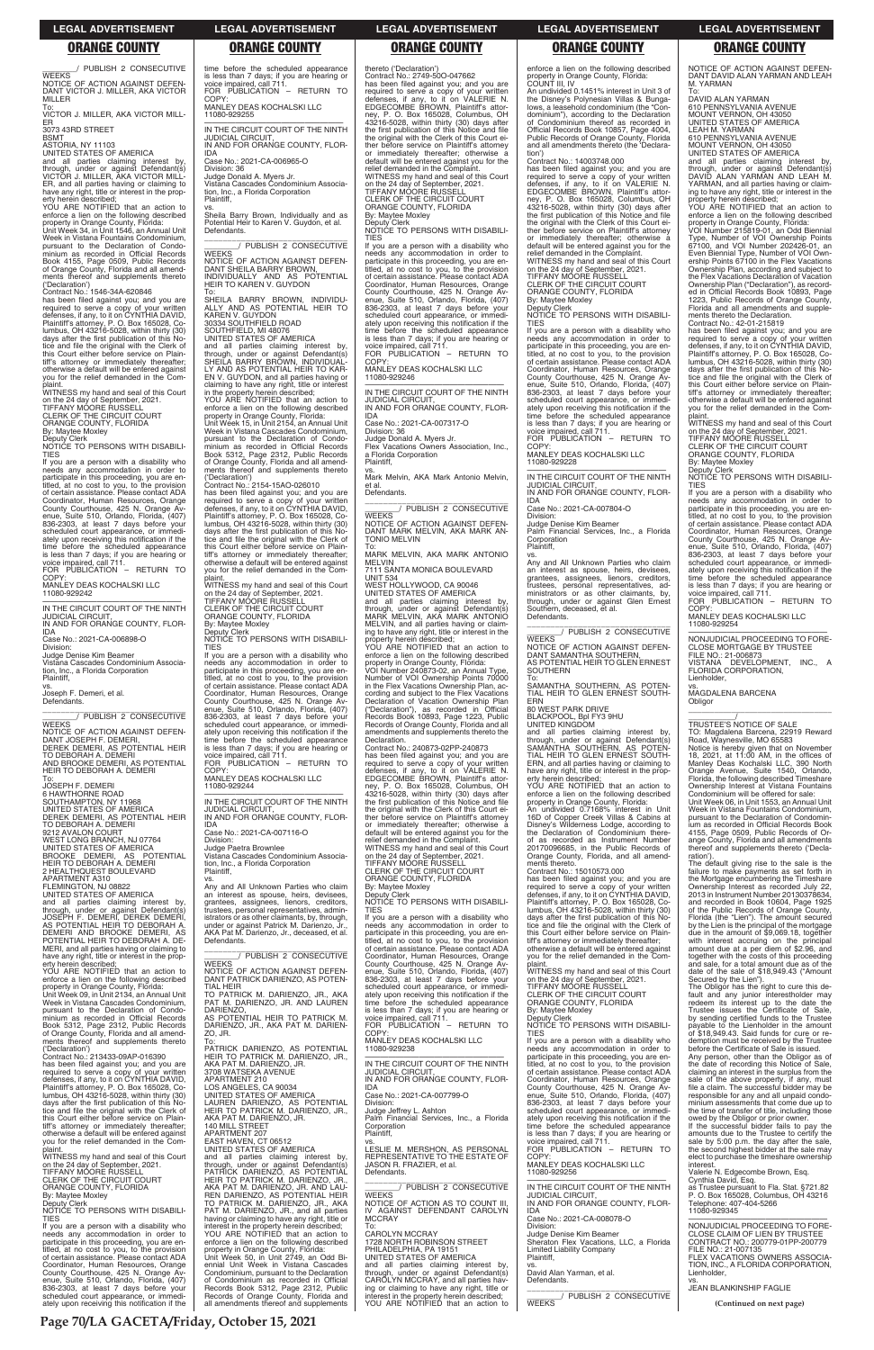## LEGAL ADVERTISEMENT

## ORANGE COUNTY

\_\_\_\_\_\_\_\_\_\_/ PUBLISH 2 CONSECUTIVE WEEKS

NOTICE OF ACTION AGAINST DEFENDANT VICTOR J. MILLER, AKA VICTOR MILLER

To:
VICTOR J. MILLER, AKA VICTOR MILLER
3073 43RD STREET
BSMT
ASTORIA, NY 11103
UNITED STATES OF AMERICA

and all parties claiming interest by, through, under or against Defendant(s) VICTOR J. MILLER, AKA VICTOR MILLER, and all parties having or claiming to have any right, title or interest in the property herein described;

YOU ARE NOTIFIED that an action to enforce a lien on the following described property in Orange County, Florida:
Unit Week 34, in Unit 1546, an Annual Unit Week in Vistana Fountains Condominium, pursuant to the Declaration of Condominium as recorded in Official Records Book 4155, Page 0509, Public Records of Orange County, Florida and all amendments thereof and supplements thereto ('Declaration')

Contract No.: 1546-34A-620846

has been filed against you; and you are required to serve a copy of your written defenses, if any, to it on CYNTHIA DAVID, Plaintiff's attorney, P. O. Box 165028, Columbus, OH 43216-5028, within thirty (30) days after the first publication of this Notice and file the original with the Clerk of this Court either before service on Plaintiff's attorney or immediately thereafter; otherwise a default will be entered against you for the relief demanded in the Complaint.

WITNESS my hand and seal of this Court on the 24 day of September, 2021.
TIFFANY MOORE RUSSELL
CLERK OF THE CIRCUIT COURT
ORANGE COUNTY, FLORIDA
By: Maytee Moxley
Deputy Clerk

NOTICE TO PERSONS WITH DISABILITIES

If you are a person with a disability who needs any accommodation in order to participate in this proceeding, you are entitled, at no cost to you, to the provision of certain assistance. Please contact ADA Coordinator, Human Resources, Orange County Courthouse, 425 N. Orange Avenue, Suite 510, Orlando, Florida, (407) 836-2303, at least 7 days before your scheduled court appearance, or immediately upon receiving this notification if the time before the scheduled appearance is less than 7 days; if you are hearing or voice impaired, call 711.

FOR PUBLICATION – RETURN TO COPY:
MANLEY DEAS KOCHALSKI LLC
11080-929242

---

IN THE CIRCUIT COURT OF THE NINTH JUDICIAL CIRCUIT,
IN AND FOR ORANGE COUNTY, FLORIDA
Case No.: 2021-CA-006898-O
Division:
Judge Denise Kim Beamer
Vistana Cascades Condominium Association, Inc., a Florida Corporation
Plaintiff,
vs.
Joseph F. Demeri, et al.
Defendants.

\_\_\_\_\_\_\_\_\_\_/ PUBLISH 2 CONSECUTIVE WEEKS

NOTICE OF ACTION AGAINST DEFENDANT JOSEPH F. DEMERI, DEREK DEMERI, AS POTENTIAL HEIR TO DEBORAH A. DEMERI AND BROOKE DEMERI, AS POTENTIAL HEIR TO DEBORAH A. DEMERI

To:
JOSEPH F. DEMERI
6 HAWTHORNE ROAD
SOUTHAMPTON, NY 11968
UNITED STATES OF AMERICA
DEREK DEMERI, AS POTENTIAL HEIR TO DEBORAH A. DEMERI
9212 AVALON COURT
WEST LONG BRANCH, NJ 07764
UNITED STATES OF AMERICA
BROOKE DEMERI, AS POTENTIAL HEIR TO DEBORAH A. DEMERI
2 HEALTHQUEST BOULEVARD
APARTMENT A310
FLEMINGTON, NJ 08822
UNITED STATES OF AMERICA

and all parties claiming interest by, through, under or against Defendant(s) JOSEPH F. DEMERI, DEREK DEMERI, AS POTENTIAL HEIR TO DEBORAH A. DEMERI AND BROOKE DEMERI, AS POTENTIAL HEIR TO DEBORAH A. DEMERI, and all parties having or claiming to have any right, title or interest in the property herein described;

YOU ARE NOTIFIED that an action to enforce a lien on the following described property in Orange County, Florida:
Unit Week 09, in Unit 2134, an Annual Unit Week in Vistana Cascades Condominium, pursuant to the Declaration of Condominium as recorded in Official Records Book 5312, Page 2312, Public Records of Orange County, Florida and all amendments thereof and supplements thereto ('Declaration')

Contract No.: 213433-09AP-016390

has been filed against you; and you are required to serve a copy of your written defenses, if any, to it on CYNTHIA DAVID, Plaintiff's attorney, P. O. Box 165028, Columbus, OH 43216-5028, within thirty (30) days after the first publication of this Notice and file the original with the Clerk of this Court either before service on Plaintiff's attorney or immediately thereafter; otherwise a default will be entered against you for the relief demanded in the Complaint.

WITNESS my hand and seal of this Court on the 24 day of September, 2021.
TIFFANY MOORE RUSSELL
CLERK OF THE CIRCUIT COURT
ORANGE COUNTY, FLORIDA
By: Maytee Moxley
Deputy Clerk

NOTICE TO PERSONS WITH DISABILITIES

If you are a person with a disability who needs any accommodation in order to participate in this proceeding, you are entitled, at no cost to you, to the provision of certain assistance. Please contact ADA Coordinator, Human Resources, Orange County Courthouse, 425 N. Orange Avenue, Suite 510, Orlando, Florida, (407) 836-2303, at least 7 days before your scheduled court appearance, or immediately upon receiving this notification if the time before the scheduled appearance is less than 7 days; if you are hearing or voice impaired, call 711.

FOR PUBLICATION – RETURN TO COPY:
MANLEY DEAS KOCHALSKI LLC
11080-929255

---

IN THE CIRCUIT COURT OF THE NINTH JUDICIAL CIRCUIT,
IN AND FOR ORANGE COUNTY, FLORIDA
Case No.: 2021-CA-006965-O
Division: 36
Judge Donald A. Myers Jr.
Vistana Cascades Condominium Association, Inc., a Florida Corporation
Plaintiff,
vs.
Sheila Barry Brown, Individually and as Potential Heir to Karen V. Guydon, et al.
Defendants.

\_\_\_\_\_\_\_\_\_\_/ PUBLISH 2 CONSECUTIVE WEEKS

NOTICE OF ACTION AGAINST DEFENDANT SHEILA BARRY BROWN, INDIVIDUALLY AND AS POTENTIAL HEIR TO KAREN V. GUYDON

To:
SHEILA BARRY BROWN, INDIVIDUALLY AND AS POTENTIAL HEIR TO KAREN V. GUYDON
30334 SOUTHFIELD ROAD
SOUTHFIELD, MI 48076
UNITED STATES OF AMERICA

and all parties claiming interest by, through, under or against Defendant(s) SHEILA BARRY BROWN, INDIVIDUALLY AND AS POTENTIAL HEIR TO KAREN V. GUYDON, and all parties having or claiming to have any right, title or interest in the property herein described;

YOU ARE NOTIFIED that an action to enforce a lien on the following described property in Orange County, Florida:
Unit Week 15, in Unit 2154, an Annual Unit Week in Vistana Cascades Condominium, pursuant to the Declaration of Condominium as recorded in Official Records Book 5312, Page 2312, Public Records of Orange County, Florida and all amendments thereof and supplements thereto ('Declaration')

Contract No.: 2154-15AO-026010

has been filed against you; and you are required to serve a copy of your written defenses, if any, to it on CYNTHIA DAVID, Plaintiff's attorney, P. O. Box 165028, Columbus, OH 43216-5028, within thirty (30) days after the first publication of this Notice and file the original with the Clerk of this Court either before service on Plaintiff's attorney or immediately thereafter; otherwise a default will be entered against you for the relief demanded in the Complaint.

WITNESS my hand and seal of this Court on the 24 day of September, 2021.
TIFFANY MOORE RUSSELL
CLERK OF THE CIRCUIT COURT
ORANGE COUNTY, FLORIDA
By: Maytee Moxley
Deputy Clerk

NOTICE TO PERSONS WITH DISABILITIES

If you are a person with a disability who needs any accommodation in order to participate in this proceeding, you are entitled, at no cost to you, to the provision of certain assistance. Please contact ADA Coordinator, Human Resources, Orange County Courthouse, 425 N. Orange Avenue, Suite 510, Orlando, Florida, (407) 836-2303, at least 7 days before your scheduled court appearance, or immediately upon receiving this notification if the time before the scheduled appearance is less than 7 days; if you are hearing or voice impaired, call 711.

FOR PUBLICATION – RETURN TO COPY:
MANLEY DEAS KOCHALSKI LLC
11080-929244

---

IN THE CIRCUIT COURT OF THE NINTH JUDICIAL CIRCUIT,
IN AND FOR ORANGE COUNTY, FLORIDA
Case No.: 2021-CA-007116-O
Division:
Judge Paetra Brownlee
Vistana Cascades Condominium Association, Inc., a Florida Corporation
Plaintiff,
vs.
Any and All Unknown Parties who claim an interest as spouse, heirs, devisees, grantees, assignees, lienors, creditors, trustees, personal representatives, administrators or as other claimants, by, through, under or against Patrick M. Darienzo, Jr., AKA Pat M. Darienzo, Jr., deceased, et al.
Defendants.

\_\_\_\_\_\_\_\_\_\_/ PUBLISH 2 CONSECUTIVE WEEKS

NOTICE OF ACTION AGAINST DEFENDANT PATRICK DARIENZO, AS POTENTIAL HEIR
TO PATRICK M. DARIENZO, JR., AKA PAT M. DARIENZO, JR. AND LAUREN DARIENZO,
AS POTENTIAL HEIR TO PATRICK M. DARIENZO, JR., AKA PAT M. DARIENZO, JR.

To:
PATRICK DARIENZO, AS POTENTIAL HEIR TO PATRICK M. DARIENZO, JR., AKA PAT M. DARIENZO, JR.
3708 WATSEKA AVENUE
APARTMENT 210
LOS ANGELES, CA 90034
UNITED STATES OF AMERICA
LAUREN DARIENZO, AS POTENTIAL HEIR TO PATRICK M. DARIENZO, JR., AKA PAT M. DARIENZO, JR.
140 MILL STREET
APARTMENT 207
EAST HAVEN, CT 06512
UNITED STATES OF AMERICA

and all parties claiming interest by, through, under or against Defendant(s) PATRICK DARIENZO, AS POTENTIAL HEIR TO PATRICK M. DARIENZO, JR., AKA PAT M. DARIENZO, JR. AND LAUREN DARIENZO, AS POTENTIAL HEIR TO PATRICK M. DARIENZO, JR., AKA PAT M. DARIENZO, JR., and all parties having or claiming to have any right, title or interest in the property herein described;

YOU ARE NOTIFIED that an action to enforce a lien on the following described property in Orange County, Florida:
Unit Week 50, in Unit 2749, an Odd Biennial Unit Week in Vistana Cascades Condominium, pursuant to the Declaration of Condominium as recorded in Official Records Book 5312, Page 2312, Public Records of Orange County, Florida and all amendments thereof and supplements thereto ('Declaration')

Contract No.: 2749-50O-047662

has been filed against you; and you are required to serve a copy of your written defenses, if any, to it on VALERIE N. EDGECOMBE BROWN, Plaintiff's attorney, P. O. Box 165028, Columbus, OH 43216-5028, within thirty (30) days after the first publication of this Notice and file the original with the Clerk of this Court either before service on Plaintiff's attorney or immediately thereafter; otherwise a default will be entered against you for the relief demanded in the Complaint.

WITNESS my hand and seal of this Court on the 24 day of September, 2021.
TIFFANY MOORE RUSSELL
CLERK OF THE CIRCUIT COURT
ORANGE COUNTY, FLORIDA
By: Maytee Moxley
Deputy Clerk

NOTICE TO PERSONS WITH DISABILITIES

If you are a person with a disability who needs any accommodation in order to participate in this proceeding, you are entitled, at no cost to you, to the provision of certain assistance. Please contact ADA Coordinator, Human Resources, Orange County Courthouse, 425 N. Orange Avenue, Suite 510, Orlando, Florida, (407) 836-2303, at least 7 days before your scheduled court appearance, or immediately upon receiving this notification if the time before the scheduled appearance is less than 7 days; if you are hearing or voice impaired, call 711.

FOR PUBLICATION – RETURN TO COPY:
MANLEY DEAS KOCHALSKI LLC
11080-929246

---

IN THE CIRCUIT COURT OF THE NINTH JUDICIAL CIRCUIT,
IN AND FOR ORANGE COUNTY, FLORIDA
Case No.: 2021-CA-007317-O
Division: 36
Judge Donald A. Myers Jr.
Flex Vacations Owners Association, Inc., a Florida Corporation
Plaintiff,
vs.
Mark Melvin, AKA Mark Antonio Melvin, et al.
Defendants.

\_\_\_\_\_\_\_\_\_\_/ PUBLISH 2 CONSECUTIVE WEEKS

NOTICE OF ACTION AGAINST DEFENDANT MARK MELVIN, AKA MARK ANTONIO MELVIN

To:
MARK MELVIN, AKA MARK ANTONIO MELVIN
7111 SANTA MONICA BOULEVARD
UNIT 534
WEST HOLLYWOOD, CA 90046
UNITED STATES OF AMERICA

and all parties claiming interest by, through, under or against Defendant(s) MARK MELVIN, AKA MARK ANTONIO MELVIN, and all parties having or claiming to have any right, title or interest in the property herein described;

YOU ARE NOTIFIED that an action to enforce a lien on the following described property in Orange County, Florida:
VOI Number 240873-02, an Annual Type, Number of VOI Ownership Points 70000 in the Flex Vacations Ownership Plan, according and subject to the Flex Vacations Declaration of Vacation Ownership Plan ("Declaration"), as recorded in Official Records Book 10893, Page 1223, Public Records of Orange County, Florida and all amendments and supplements thereto the Declaration.

Contract No.: 240873-02PP-240873

has been filed against you; and you are required to serve a copy of your written defenses, if any, to it on VALERIE N. EDGECOMBE BROWN, Plaintiff's attorney, P. O. Box 165028, Columbus, OH 43216-5028, within thirty (30) days after the first publication of this Notice and file the original with the Clerk of this Court either before service on Plaintiff's attorney or immediately thereafter; otherwise a default will be entered against you for the relief demanded in the Complaint.

WITNESS my hand and seal of this Court on the 24 day of September, 2021.
TIFFANY MOORE RUSSELL
CLERK OF THE CIRCUIT COURT
ORANGE COUNTY, FLORIDA
By: Maytee Moxley
Deputy Clerk

NOTICE TO PERSONS WITH DISABILITIES

If you are a person with a disability who needs any accommodation in order to participate in this proceeding, you are entitled, at no cost to you, to the provision of certain assistance. Please contact ADA Coordinator, Human Resources, Orange County Courthouse, 425 N. Orange Avenue, Suite 510, Orlando, Florida, (407) 836-2303, at least 7 days before your scheduled court appearance, or immediately upon receiving this notification if the time before the scheduled appearance is less than 7 days; if you are hearing or voice impaired, call 711.

FOR PUBLICATION – RETURN TO COPY:
MANLEY DEAS KOCHALSKI LLC
11080-929238

---

IN THE CIRCUIT COURT OF THE NINTH JUDICIAL CIRCUIT,
IN AND FOR ORANGE COUNTY, FLORIDA
Case No.: 2021-CA-007799-O
Division:
Judge Jeffrey L. Ashton
Palm Financial Services, Inc., a Florida Corporation
Plaintiff,
vs.
LESLIE M. MERSHON, AS PERSONAL REPRESENTATIVE TO THE ESTATE OF JASON R. FRAZIER, et al.
Defendants.

\_\_\_\_\_\_\_\_\_\_/ PUBLISH 2 CONSECUTIVE WEEKS

NOTICE OF ACTION AS TO COUNT III, IV AGAINST DEFENDANT CAROLYN MCCRAY

To:
CAROLYN MCCRAY
1728 NORTH ROBINSON STREET
PHILADELPHIA, PA 19151
UNITED STATES OF AMERICA

and all parties claiming interest by, through, under or against Defendant(s) CAROLYN MCCRAY, and all parties having or claiming to have any right, title or interest in the property herein described;

YOU ARE NOTIFIED that an action to enforce a lien on the following described property in Orange County, Florida:
COUNT III, IV
An undivided 0.1451% interest in Unit 3 of the Disney's Polynesian Villas & Bungalows, a leasehold condominium (the "Condominium"), according to the Declaration of Condominium thereof as recorded in Official Records Book 10857, Page 4004, Public Records of Orange County, Florida and all amendments thereto (the 'Declaration')

Contract No.: 14003748.000

has been filed against you; and you are required to serve a copy of your written defenses, if any, to it on VALERIE N. EDGECOMBE BROWN, Plaintiff's attorney, P. O. Box 165028, Columbus, OH 43216-5028, within thirty (30) days after the first publication of this Notice and file the original with the Clerk of this Court either before service on Plaintiff's attorney or immediately thereafter; otherwise a default will be entered against you for the relief demanded in the Complaint.

WITNESS my hand and seal of this Court on the 24 day of September, 2021.
TIFFANY MOORE RUSSELL
CLERK OF THE CIRCUIT COURT
ORANGE COUNTY, FLORIDA
By: Maytee Moxley
Deputy Clerk

NOTICE TO PERSONS WITH DISABILITIES

If you are a person with a disability who needs any accommodation in order to participate in this proceeding, you are entitled, at no cost to you, to the provision of certain assistance. Please contact ADA Coordinator, Human Resources, Orange County Courthouse, 425 N. Orange Avenue, Suite 510, Orlando, Florida, (407) 836-2303, at least 7 days before your scheduled court appearance, or immediately upon receiving this notification if the time before the scheduled appearance is less than 7 days; if you are hearing or voice impaired, call 711.

FOR PUBLICATION – RETURN TO COPY:
MANLEY DEAS KOCHALSKI LLC
11080-929228

---

IN THE CIRCUIT COURT OF THE NINTH JUDICIAL CIRCUIT,
IN AND FOR ORANGE COUNTY, FLORIDA
Case No.: 2021-CA-007804-O
Division:
Judge Denise Kim Beamer
Palm Financial Services, Inc., a Florida Corporation
Plaintiff,
vs.
Any and All Unknown Parties who claim an interest as spouse, heirs, devisees, grantees, assignees, lienors, creditors, trustees, personal representatives, administrators or as other claimants, by, through, under or against Glen Ernest Southern, deceased, et al.
Defendants.

\_\_\_\_\_\_\_\_\_\_/ PUBLISH 2 CONSECUTIVE WEEKS

NOTICE OF ACTION AGAINST DEFENDANT SAMANTHA SOUTHERN, AS POTENTIAL HEIR TO GLEN ERNEST SOUTHERN

To:
SAMANTHA SOUTHERN, AS POTENTIAL HEIR TO GLEN ERNEST SOUTHERN
80 WEST PARK DRIVE
BLACKPOOL, Bpl FY3 9HU
UNITED KINGDOM

and all parties claiming interest by, through, under or against Defendant(s) SAMANTHA SOUTHERN, AS POTENTIAL HEIR TO GLEN ERNEST SOUTHERN, and all parties having or claiming to have any right, title or interest in the property herein described;

YOU ARE NOTIFIED that an action to enforce a lien on the following described property in Orange County, Florida:
An undivided 0.7168% interest in Unit 16D of Copper Creek Villas & Cabins at Disney's Wilderness Lodge, according to the Declaration of Condominium thereof as recorded as Instrument Number 20170096685, in the Public Records of Orange County, Florida, and all amendments thereto.

Contract No.: 5010573.000

has been filed against you; and you are required to serve a copy of your written defenses, if any, to it on CYNTHIA DAVID, Plaintiff's attorney, P. O. Box 165028, Columbus, OH 43216-5028, within thirty (30) days after the first publication of this Notice and file the original with the Clerk of this Court either before service on Plaintiff's attorney or immediately thereafter; otherwise a default will be entered against you for the relief demanded in the Complaint.

WITNESS my hand and seal of this Court on the 24 day of September, 2021.
TIFFANY MOORE RUSSELL
CLERK OF THE CIRCUIT COURT
ORANGE COUNTY, FLORIDA
By: Maytee Moxley
Deputy Clerk

NOTICE TO PERSONS WITH DISABILITIES

If you are a person with a disability who needs any accommodation in order to participate in this proceeding, you are entitled, at no cost to you, to the provision of certain assistance. Please contact ADA Coordinator, Human Resources, Orange County Courthouse, 425 N. Orange Avenue, Suite 510, Orlando, Florida, (407) 836-2303, at least 7 days before your scheduled court appearance, or immediately upon receiving this notification if the time before the scheduled appearance is less than 7 days; if you are hearing or voice impaired, call 711.

FOR PUBLICATION – RETURN TO COPY:
MANLEY DEAS KOCHALSKI LLC
11080-929256

---

IN THE CIRCUIT COURT OF THE NINTH JUDICIAL CIRCUIT,
IN AND FOR ORANGE COUNTY, FLORIDA
Case No.: 2021-CA-008078-O
Division:
Judge Denise Kim Beamer
Sheraton Flex Vacations, LLC, a Florida Limited Liability Company
Plaintiff,
vs.
David Alan Yarman, et al.
Defendants.

\_\_\_\_\_\_\_\_\_\_/ PUBLISH 2 CONSECUTIVE WEEKS

NOTICE OF ACTION AGAINST DEFENDANT DAVID ALAN YARMAN AND LEAH M. YARMAN

To:
DAVID ALAN YARMAN
610 PENNSYLVANIA AVENUE
MOUNT VERNON, OH 43050
UNITED STATES OF AMERICA
LEAH M. YARMAN
610 PENNSYLVANIA AVENUE
MOUNT VERNON, OH 43050
UNITED STATES OF AMERICA

and all parties claiming interest by, through, under or against Defendant(s) DAVID ALAN YARMAN AND LEAH M. YARMAN, and all parties having or claiming to have any right, title or interest in the property herein described;

YOU ARE NOTIFIED that an action to enforce a lien on the following described property in Orange County, Florida:
VOI Number 215819-01, an Odd Biennial Type, Number of VOI Ownership Points 67100 in the Flex Vacations Ownership Plan, and VOI Number 202426-01, an Even Biennial Type, Number of VOI Ownership Points 67100 in the Flex Vacations Ownership Plan, according and subject to the Flex Vacations Declaration of Vacation Ownership Plan ("Declaration"), as recorded in Official Records Book 10893, Page 1223, Public Records of Orange County, Florida and all amendments and supplements thereto the Declaration.

Contract No.: 42-01-215819

has been filed against you; and you are required to serve a copy of your written defenses, if any, to it on CYNTHIA DAVID, Plaintiff's attorney, P. O. Box 165028, Columbus, OH 43216-5028, within thirty (30) days after the first publication of this Notice and file the original with the Clerk of this Court either before service on Plaintiff's attorney or immediately thereafter; otherwise a default will be entered against you for the relief demanded in the Complaint.

WITNESS my hand and seal of this Court on the 24 day of September, 2021.
TIFFANY MOORE RUSSELL
CLERK OF THE CIRCUIT COURT
ORANGE COUNTY, FLORIDA
By: Maytee Moxley
Deputy Clerk

NOTICE TO PERSONS WITH DISABILITIES

If you are a person with a disability who needs any accommodation in order to participate in this proceeding, you are entitled, at no cost to you, to the provision of certain assistance. Please contact ADA Coordinator, Human Resources, Orange County Courthouse, 425 N. Orange Avenue, Suite 510, Orlando, Florida, (407) 836-2303, at least 7 days before your scheduled court appearance, or immediately upon receiving this notification if the time before the scheduled appearance is less than 7 days; if you are hearing or voice impaired, call 711.

FOR PUBLICATION – RETURN TO COPY:
MANLEY DEAS KOCHALSKI LLC
11080-929254

---

NONJUDICIAL PROCEEDING TO FORECLOSE MORTGAGE BY TRUSTEE
FILE NO.: 21-006873
VISTANA DEVELOPMENT, INC., A FLORIDA CORPORATION,
Lienholder,
vs.
MAGDALENA BARCENA
Obligor

\_\_\_\_\_\_\_\_\_\_\_\_\_\_\_\_\_\_/

TRUSTEE'S NOTICE OF SALE

TO: Magdalena Barcena, 22919 Reward Road, Waynesville, MO 65583

Notice is hereby given that on November 18, 2021, at 11:00 AM, in the offices of Manley Deas Kochalski LLC, 390 North Orange Avenue, Suite 1540, Orlando, Florida, the following described Timeshare Ownership Interest at Vistana Fountains Condominium will be offered for sale:

Unit Week 06, in Unit 1553, an Annual Unit Week in Vistana Fountains Condominium, pursuant to the Declaration of Condominium as recorded in Official Records Book 4155, Page 0509, Public Records of Orange County, Florida and all amendments thereof and supplements thereto ('Declaration').

The default giving rise to the sale is the failure to make payments as set forth in the Mortgage encumbering the Timeshare Ownership Interest as recorded July 22, 2013 in Instrument Number 20130378634, and recorded in Book 10604, Page 1925 of the Public Records of Orange County, Florida (the "Lien"). The amount secured by the Lien is the principal of the mortgage due in the amount of $9,099.18, together with interest accruing on the principal amount due at a per diem of $2.96, and together with the costs of this proceeding and sale, for a total amount due as of the date of the sale of $18,949.43 ("Amount Secured by the Lien").

The Obligor has the right to cure this default and any junior interestholder may redeem its interest up to the date the Trustee issues the Certificate of Sale, by sending certified funds to the Trustee payable to the Lienholder in the amount of $18,949.43. Said funds for cure or redemption must be received by the Trustee before the Certificate of Sale is issued.

Any person, other than the Obligor as of the date of recording this Notice of Sale, claiming an interest in the surplus from the sale of the above property, if any, must file a claim. The successful bidder may be responsible for any and all unpaid condominium assessments that come due up to the time of transfer of title, including those owed by the Obligor or prior owner.

If the successful bidder fails to pay the amounts due to the Trustee to certify the sale by 5:00 p.m. the day after the sale, the second highest bidder at the sale may elect to purchase the timeshare ownership interest.

Valerie N. Edgecombe Brown, Esq.
Cynthia David, Esq.
as Trustee pursuant to Fla. Stat. §721.82
P. O. Box 165028, Columbus, OH 43216
Telephone: 407-404-5266
11080-929345

---

NONJUDICIAL PROCEEDING TO FORECLOSE CLAIM OF LIEN BY TRUSTEE
CONTRACT NO.: 200779-01PP-200779
FILE NO.: 21-007135
FLEX VACATIONS OWNERS ASSOCIATION, INC., A FLORIDA CORPORATION,
Lienholder,
vs.
JEAN BLANKINSHIP FAGLIE

**(Continued on next page)**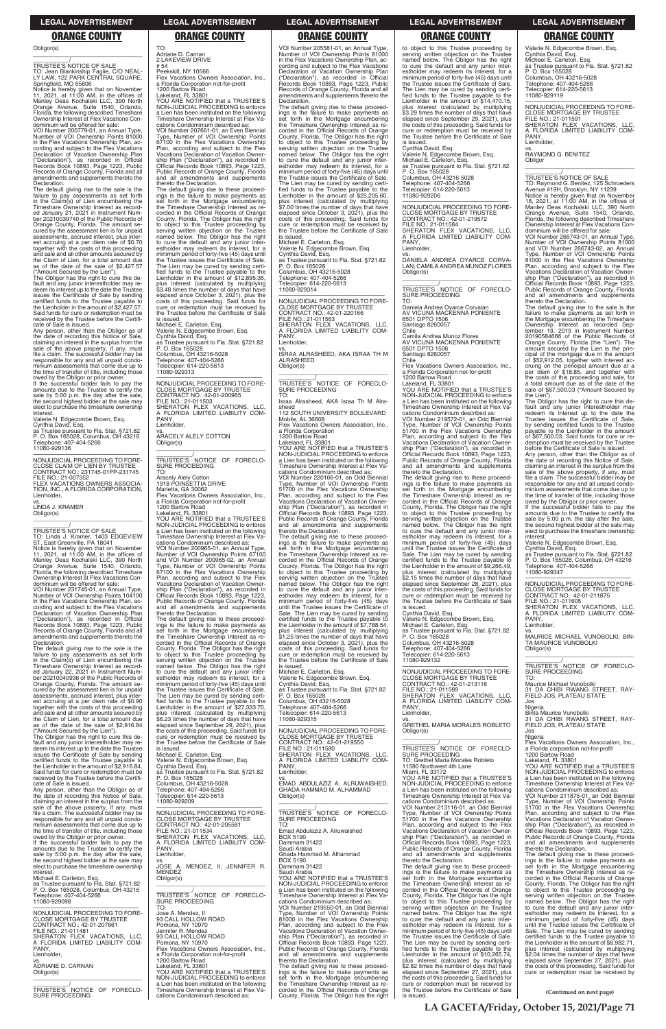Obligor(s)

\_\_\_\_\_\_\_\_\_\_\_\_\_\_\_\_\_\_\_\_\_\_\_\_\_\_\_\_\_\_\_\_\_\_\_/

TRUSTEE'S NOTICE OF SALE

TO: Jean Blankinship Faglie, C/O NEAL-LY LAW, 122 PARK CENTRAL SQUARE, Springfield, MO 65806

Notice is hereby given that on November 11, 2021, at 11:00 AM, in the offices of Manley Deas Kochalski LLC, 390 North Orange Avenue, Suite 1540, Orlando, Florida, the following described Timeshare Ownership Interest at Flex Vacations Condominium will be offered for sale:

VOI Number 200779-01, an Annual Type, Number of VOI Ownership Points 81000 in the Flex Vacations Ownership Plan, according and subject to the Flex Vacations Declaration of Vacation Ownership Plan ("Declaration"), as recorded in Official Records Book 10893, Page 1223, Public Records of Orange County, Florida and all amendments and supplements thereto the Declaration.

The default giving rise to the sale is the failure to pay assessments as set forth in the Claim(s) of Lien encumbering the Timeshare Ownership Interest as recorded January 21, 2021 in Instrument Number 20210039740 of the Public Records of Orange County, Florida. The amount secured by the assessment lien is for unpaid assessments, accrued interest, plus interest accruing at a per diem rate of $0.70 together with the costs of this proceeding and sale and all other amounts secured by the Claim of Lien, for a total amount due as of the date of the sale of $2,427.57 ("Amount Secured by the Lien").

The Obligor has the right to cure this default and any junior interestholder may redeem its interest up to the date the Trustee issues the Certificate of Sale by sending certified funds to the Trustee payable to the Lienholder in the amount of $2,427.57. Said funds for cure or redemption must be received by the Trustee before the Certificate of Sale is issued.

Any person, other than the Obligor as of the date of recording this Notice of Sale, claiming an interest in the surplus from the sale of the above property, if any, must file a claim. The successful bidder may be responsible for any and all unpaid condominium assessments that come due up to the time of transfer of title, including those owed by the Obligor or prior owner.

If the successful bidder fails to pay the amounts due to the Trustee to certify the sale by 5:00 p.m. the day after the sale, the second highest bidder at the sale may elect to purchase the timeshare ownership interest.

Valerie N. Edgecombe Brown, Esq.
Cynthia David, Esq.
as Trustee pursuant to Fla. Stat. §721.82
P. O. Box 165028, Columbus, OH 43216
Telephone: 407-404-5266
11080-929136

---

NONJUDICIAL PROCEEDING TO FORECLOSE CLAIM OF LIEN BY TRUSTEE
CONTRACT NO.: 231745-01PP-231745
FILE NO.: 21-007352
FLEX VACATIONS OWNERS ASSOCIATION, INC., A FLORIDA CORPORATION,
Lienholder,
vs.
LINDA J. KRAMER
Obligor(s)

\_\_\_\_\_\_\_\_\_\_\_\_\_\_\_\_\_\_\_\_\_\_\_\_\_\_\_\_\_\_\_\_\_\_\_/

TRUSTEE'S NOTICE OF SALE

TO: Linda J. Kramer, 1403 EDGEVIEW ST, East Greenville, PA 18041

Notice is hereby given that on November 11, 2021, at 11:00 AM, in the offices of Manley Deas Kochalski LLC, 390 North Orange Avenue, Suite 1540, Orlando, Florida, the following described Timeshare Ownership Interest at Flex Vacations Condominium will be offered for sale:

VOI Number 231745-01, an Annual Type, Number of VOI Ownership Points 104100 in the Flex Vacations Ownership Plan, according and subject to the Flex Vacations Declaration of Vacation Ownership Plan ("Declaration"), as recorded in Official Records Book 10893, Page 1223, Public Records of Orange County, Florida and all amendments and supplements thereto the Declaration.

The default giving rise to the sale is the failure to pay assessments as set forth in the Claim(s) of Lien encumbering the Timeshare Ownership Interest as recorded January 22, 2021 in Instrument Number 20210040936 of the Public Records of Orange County, Florida. The amount secured by the assessment lien is for unpaid assessments, accrued interest, plus interest accruing at a per diem rate of $0.90 together with the costs of this proceeding and sale and all other amounts secured by the Claim of Lien, for a total amount due as of the date of the sale of $2,916.84 ("Amount Secured by the Lien").

The Obligor has the right to cure this default and any junior interestholder may redeem its interest up to the date the Trustee issues the Certificate of Sale by sending certified funds to the Trustee payable to the Lienholder in the amount of $2,916.84. Said funds for cure or redemption must be received by the Trustee before the Certificate of Sale is issued.

Any person, other than the Obligor as of the date of recording this Notice of Sale, claiming an interest in the surplus from the sale of the above property, if any, must file a claim. The successful bidder may be responsible for any and all unpaid condominium assessments that come due up to the time of transfer of title, including those owed by the Obligor or prior owner.

If the successful bidder fails to pay the amounts due to the Trustee to certify the sale by 5:00 p.m. the day after the sale, the second highest bidder at the sale may elect to purchase the timeshare ownership interest.

Michael E. Carleton, Esq.
as Trustee pursuant to Fla. Stat. §721.82
P. O. Box 165028, Columbus, OH 43216
Telephone: 407-404-5266
11080-929098

---

NONJUDICIAL PROCEEDING TO FORECLOSE MORTGAGE BY TRUSTEE
CONTRACT NO.: 42-01-207661
FILE NO.: 21-011481
SHERATON FLEX VACATIONS, LLC, A FLORIDA LIMITED LIABILITY COMPANY,
Lienholder,
vs.
ADRIANE D. CARNAN
Obligor(s)

\_\_\_\_\_\_\_\_\_\_\_\_\_\_\_\_\_\_\_\_\_\_\_\_\_\_\_\_\_\_\_\_\_\_\_/

TRUSTEE'S NOTICE OF FORECLOSURE PROCEEDING

TO:
Adriane D. Carnan
2 LAKEVIEW DRIVE
# 54
Peekskill, NY 10566
Flex Vacations Owners Association, Inc., a Florida Corporation not-for-profit
1200 Bartow Road
Lakeland, FL 33801

YOU ARE NOTIFIED that a TRUSTEE'S NON-JUDICIAL PROCEEDING to enforce a Lien has been instituted on the following Timeshare Ownership Interest at Flex Vacations Condominium described as:

VOI Number 207661-01, an Even Biennial Type, Number of VOI Ownership Points 67100 in the Flex Vacations Ownership Plan, according and subject to the Flex Vacations Declaration of Vacation Ownership Plan ("Declaration"), as recorded in Official Records Book 10893, Page 1223, Public Records of Orange County, Florida and all amendments and supplements thereto the Declaration.

The default giving rise to these proceedings is the failure to make payments as set forth in the Mortgage encumbering the Timeshare Ownership Interest as recorded in the Official Records of Orange County, Florida. The Obligor has the right to object to this Trustee proceeding by serving written objection on the Trustee named below. The Obligor has the right to cure the default and any junior interestholder may redeem its interest, for a minimum period of forty-five (45) days until the Trustee issues the Certificate of Sale. The Lien may be cured by sending certified funds to the Trustee payable to the Lienholder in the amount of $12,895.35, plus interest (calculated by multiplying $3.48 times the number of days that have elapsed since October 3, 2021), plus the costs of this proceeding. Said funds for cure or redemption must be received by the Trustee before the Certificate of Sale is issued.

Michael E. Carleton, Esq.
Valerie N. Edgecombe Brown, Esq.
Cynthia David, Esq.
as Trustee pursuant to Fla. Stat. §721.82
P. O. Box 165028
Columbus, OH 43216-5028
Telephone: 407-404-5266
Telecopier: 614-220-5613
11080-929213

---

NONJUDICIAL PROCEEDING TO FORECLOSE MORTGAGE BY TRUSTEE
CONTRACT NO.: 42-01-200965
FILE NO.: 21-011503
SHERATON FLEX VACATIONS, LLC, A FLORIDA LIMITED LIABILITY COMPANY,
Lienholder,
vs.
ARACELY ALELY COTTON
Obligor(s)

\_\_\_\_\_\_\_\_\_\_\_\_\_\_\_\_\_\_\_\_\_\_\_\_\_\_\_\_\_\_\_\_\_\_\_/

TRUSTEE'S NOTICE OF FORECLOSURE PROCEEDING

TO:
Aracely Alely Cotton
1918 POINSETTIA DRIVE
Marietta, GA 30062
Flex Vacations Owners Association, Inc., a Florida Corporation not-for-profit
1200 Bartow Road
Lakeland, FL 33801

YOU ARE NOTIFIED that a TRUSTEE'S NON-JUDICIAL PROCEEDING to enforce a Lien has been instituted on the following Timeshare Ownership Interest at Flex Vacations Condominium described as:

VOI Number 200965-01, an Annual Type, Number of VOI Ownership Points 67100 and VOI Number 200965-02, an Annual Type, Number of VOI Ownership Points 67100 in the Flex Vacations Ownership Plan, according and subject to the Flex Vacations Declaration of Vacation Ownership Plan ("Declaration"), as recorded in Official Records Book 10893, Page 1223, Public Records of Orange County, Florida and all amendments and supplements thereto the Declaration.

The default giving rise to these proceedings is the failure to make payments as set forth in the Mortgage encumbering the Timeshare Ownership Interest as recorded in the Official Records of Orange County, Florida. The Obligor has the right to object to this Trustee proceeding by serving written objection on the Trustee named below. The Obligor has the right to cure the default and any junior interestholder may redeem its interest, for a minimum period of forty-five (45) days until the Trustee issues the Certificate of Sale. The Lien may be cured by sending certified funds to the Trustee payable to the Lienholder in the amount of $27,333.70, plus interest (calculated by multiplying $6.23 times the number of days that have elapsed since September 29, 2021), plus the costs of this proceeding. Said funds for cure or redemption must be received by the Trustee before the Certificate of Sale is issued.

Michael E. Carleton, Esq.
Valerie N. Edgecombe Brown, Esq.
Cynthia David, Esq.
as Trustee pursuant to Fla. Stat. §721.82
P. O. Box 165028
Columbus, OH 43216-5028
Telephone: 407-404-5266
Telecopier: 614-220-5613
11080-929209

---

NONJUDICIAL PROCEEDING TO FORECLOSE MORTGAGE BY TRUSTEE
CONTRACT NO.: 42-01-205581
FILE NO.: 21-011534
SHERATON FLEX VACATIONS, LLC, A FLORIDA LIMITED LIABILITY COMPANY,
Lienholder,
vs.
JOSE A. MENDEZ, II; JENNIFER R. MENDEZ
Obligor(s)

\_\_\_\_\_\_\_\_\_\_\_\_\_\_\_\_\_\_\_\_\_\_\_\_\_\_\_\_\_\_\_\_\_\_\_/

TRUSTEE'S NOTICE OF FORECLOSURE PROCEEDING

TO:
Jose A. Mendez, II
93 CALL HOLLOW ROAD
Pomona, NY 10970
Jennifer R. Mendez
93 CALL HOLLOW ROAD
Pomona, NY 10970
Flex Vacations Owners Association, Inc., a Florida Corporation not-for-profit
1200 Bartow Road
Lakeland, FL 33801

YOU ARE NOTIFIED that a TRUSTEE'S NON-JUDICIAL PROCEEDING to enforce a Lien has been instituted on the following Timeshare Ownership Interest at Flex Vacations Condominium described as:

VOI Number 205581-01, an Annual Type, Number of VOI Ownership Points 81000 in the Flex Vacations Ownership Plan, according and subject to the Flex Vacations Declaration of Vacation Ownership Plan ("Declaration"), as recorded in Official Records Book 10893, Page 1223, Public Records of Orange County, Florida and all amendments and supplements thereto the Declaration.

The default giving rise to these proceedings is the failure to make payments as set forth in the Mortgage encumbering the Timeshare Ownership Interest as recorded in the Official Records of Orange County, Florida. The Obligor has the right to object to this Trustee proceeding by serving written objection on the Trustee named below. The Obligor has the right to cure the default and any junior interestholder may redeem its interest, for a minimum period of forty-five (45) days until the Trustee issues the Certificate of Sale. The Lien may be cured by sending certified funds to the Trustee payable to the Lienholder in the amount of $25,205.60, plus interest (calculated by multiplying $7.00 times the number of days that have elapsed since October 3, 2021), plus the costs of this proceeding. Said funds for cure or redemption must be received by the Trustee before the Certificate of Sale is issued.

Michael E. Carleton, Esq.
Valerie N. Edgecombe Brown, Esq.
Cynthia David, Esq.
as Trustee pursuant to Fla. Stat. §721.82
P. O. Box 165028
Columbus, OH 43216-5028
Telephone: 407-404-5266
Telecopier: 614-220-5613
11080-929314

---

NONJUDICIAL PROCEEDING TO FORECLOSE MORTGAGE BY TRUSTEE
CONTRACT NO.: 42-01-220166
FILE NO.: 21-011563
SHERATON FLEX VACATIONS, LLC, A FLORIDA LIMITED LIABILITY COMPANY,
Lienholder,
vs.
ISRAA ALRASHEED, AKA ISRAA TH M ALRASHEED
Obligor(s)

\_\_\_\_\_\_\_\_\_\_\_\_\_\_\_\_\_\_\_\_\_\_\_\_\_\_\_\_\_\_\_\_\_\_\_/

TRUSTEE'S NOTICE OF FORECLOSURE PROCEEDING

TO:
Israa Alrasheed, AKA Israa Th M Alrasheed
112 SOUTH UNIVERSITY BOULEVARD
Mobile, AL 36608
Flex Vacations Owners Association, Inc., a Florida Corporation
1200 Bartow Road
Lakeland, FL 33801

YOU ARE NOTIFIED that a TRUSTEE'S NON-JUDICIAL PROCEEDING to enforce a Lien has been instituted on the following Timeshare Ownership Interest at Flex Vacations Condominium described as:

VOI Number 220166-01, an Odd Biennial Type, Number of VOI Ownership Points 51700 in the Flex Vacations Ownership Plan, according and subject to the Flex Vacations Declaration of Vacation Ownership Plan ("Declaration"), as recorded in Official Records Book 10893, Page 1223, Public Records of Orange County, Florida and all amendments and supplements thereto the Declaration.

The default giving rise to these proceedings is the failure to make payments as set forth in the Mortgage encumbering the Timeshare Ownership Interest as recorded in the Official Records of Orange County, Florida. The Obligor has the right to object to this Trustee proceeding by serving written objection on the Trustee named below. The Obligor has the right to cure the default and any junior interestholder may redeem its interest, for a minimum period of forty-five (45) days until the Trustee issues the Certificate of Sale. The Lien may be cured by sending certified funds to the Trustee payable to the Lienholder in the amount of $7,788.54, plus interest (calculated by multiplying $1.25 times the number of days that have elapsed since October 3, 2021), plus the costs of this proceeding. Said funds for cure or redemption must be received by the Trustee before the Certificate of Sale is issued.

Michael E. Carleton, Esq.
Valerie N. Edgecombe Brown, Esq.
Cynthia David, Esq.
as Trustee pursuant to Fla. Stat. §721.82
P. O. Box 165028
Columbus, OH 43216-5028
Telephone: 407-404-5266
Telecopier: 614-220-5613
11080-929315

---

NONJUDICIAL PROCEEDING TO FORECLOSE MORTGAGE BY TRUSTEE
CONTRACT NO.: 42-01-219550
FILE NO.: 21-011580
SHERATON FLEX VACATIONS, LLC, A FLORIDA LIMITED LIABILITY COMPANY,
Lienholder,
vs.
EMAD ABDULAZIZ A. ALRUWAISHED; GHADA HAMMAD M. ALHAMMAD
Obligor(s)

\_\_\_\_\_\_\_\_\_\_\_\_\_\_\_\_\_\_\_\_\_\_\_\_\_\_\_\_\_\_\_\_\_\_\_/

TRUSTEE'S NOTICE OF FORECLOSURE PROCEEDING

TO:
Emad Abdulaziz A. Alruwaished
BOX 5190
Dammam 31422
Saudi Arabia
Ghada Hammad M. Alhammad
BOX 5190
Dammam 31422
Saudi Arabia

YOU ARE NOTIFIED that a TRUSTEE'S NON-JUDICIAL PROCEEDING to enforce a Lien has been instituted on the following Timeshare Ownership Interest at Flex Vacations Condominium described as:

VOI Number 219550-01, an Odd Biennial Type, Number of VOI Ownership Points 81000 in the Flex Vacations Ownership Plan, according and subject to the Flex Vacations Declaration of Vacation Ownership Plan ("Declaration"), as recorded in Official Records Book 10893, Page 1223, Public Records of Orange County, Florida and all amendments and supplements thereto the Declaration.

The default giving rise to these proceedings is the failure to make payments as set forth in the Mortgage encumbering the Timeshare Ownership Interest as recorded in the Official Records of Orange County, Florida. The Obligor has the right to object to this Trustee proceeding by serving written objection on the Trustee named below. The Obligor has the right to cure the default and any junior interestholder may redeem its interest, for a minimum period of forty-five (45) days until the Trustee issues the Certificate of Sale. The Lien may be cured by sending certified funds to the Trustee payable to the Lienholder in the amount of $14,470.15, plus interest (calculated by multiplying $3.29 times the number of days that have elapsed since September 29, 2021), plus the costs of this proceeding. Said funds for cure or redemption must be received by the Trustee before the Certificate of Sale is issued.

Cynthia David, Esq.
Valerie N. Edgecombe Brown, Esq.
Michael E. Carleton, Esq.
as Trustee pursuant to Fla. Stat. §721.82
P. O. Box 165028
Columbus, OH 43216-5028
Telephone: 407-404-5266
Telecopier: 614-220-5613
11080-929206

---

NONJUDICIAL PROCEEDING TO FORECLOSE MORTGAGE BY TRUSTEE
CONTRACT NO.: 42-01-219572
FILE NO.: 21-011584
SHERATON FLEX VACATIONS, LLC, A FLORIDA LIMITED LIABILITY COMPANY,
Lienholder,
vs.
DANIELA ANDREA OYARCE CORVALAN; CAMILA ANDREA MUNOZ FLORES
Obligor(s)

\_\_\_\_\_\_\_\_\_\_\_\_\_\_\_\_\_\_\_\_\_\_\_\_\_\_\_\_\_\_\_\_\_\_\_/

TRUSTEE'S NOTICE OF FORECLOSURE PROCEEDING

TO:
Daniela Andrea Oyarce Corvalan
AV VICUNA MACKENNA PONIENTE 6501 DPTO 1506
Santiago 8260057
Chile
Camila Andrea Munoz Flores
AV VICUNA MACKENNA PONIENTE 6501 DPTO 1506
Santiago 8260057
Chile
Flex Vacations Owners Association, Inc., a Florida Corporation not-for-profit
1200 Bartow Road
Lakeland, FL 33801

YOU ARE NOTIFIED that a TRUSTEE'S NON-JUDICIAL PROCEEDING to enforce a Lien has been instituted on the following Timeshare Ownership Interest at Flex Vacations Condominium described as:

VOI Number 219572-01, an Odd Biennial Type, Number of VOI Ownership Points 51700 in the Flex Vacations Ownership Plan, according and subject to the Flex Vacations Declaration of Vacation Ownership Plan ("Declaration"), as recorded in Official Records Book 10893, Page 1223, Public Records of Orange County, Florida and all amendments and supplements thereto the Declaration.

The default giving rise to these proceedings is the failure to make payments as set forth in the Mortgage encumbering the Timeshare Ownership Interest as recorded in the Official Records of Orange County, Florida. The Obligor has the right to object to this Trustee proceeding by serving written objection on the Trustee named below. The Obligor has the right to cure the default and any junior interestholder may redeem its interest, for a minimum period of forty-five (45) days until the Trustee issues the Certificate of Sale. The Lien may be cured by sending certified funds to the Trustee payable to the Lienholder in the amount of $9,266.49, plus interest (calculated by multiplying $2.15 times the number of days that have elapsed since September 28, 2021), plus the costs of this proceeding. Said funds for cure or redemption must be received by the Trustee before the Certificate of Sale is issued.

Cynthia David, Esq.
Valerie N. Edgecombe Brown, Esq.
Michael E. Carleton, Esq.
as Trustee pursuant to Fla. Stat. §721.82
P. O. Box 165028
Columbus, OH 43216-5028
Telephone: 407-404-5266
Telecopier: 614-220-5613
11080-929132

---

NONJUDICIAL PROCEEDING TO FORECLOSE MORTGAGE BY TRUSTEE
CONTRACT NO.: 42-01-213116
FILE NO.: 21-011589
SHERATON FLEX VACATIONS, LLC, A FLORIDA LIMITED LIABILITY COMPANY,
Lienholder,
vs.
GRETHEL MARIA MORALES ROBLETO
Obligor(s)

\_\_\_\_\_\_\_\_\_\_\_\_\_\_\_\_\_\_\_\_\_\_\_\_\_\_\_\_\_\_\_\_\_\_\_/

TRUSTEE'S NOTICE OF FORECLOSURE PROCEEDING

TO: Grethel Maria Morales Robleto
11580 Northwest 4th Lane
Miami, FL 33172

YOU ARE NOTIFIED that a TRUSTEE'S NON-JUDICIAL PROCEEDING to enforce a Lien has been instituted on the following Timeshare Ownership Interest at Flex Vacations Condominium described as:

VOI Number 213116-01, an Odd Biennial Type, Number of VOI Ownership Points 51700 in the Flex Vacations Ownership Plan, according and subject to the Flex Vacations Declaration of Vacation Ownership Plan ("Declaration"), as recorded in Official Records Book 10893, Page 1223, Public Records of Orange County, Florida and all amendments and supplements thereto the Declaration.

The default giving rise to these proceedings is the failure to make payments as set forth in the Mortgage encumbering the Timeshare Ownership Interest as recorded in the Official Records of Orange County, Florida. The Obligor has the right to object to this Trustee proceeding by serving written objection on the Trustee named below. The Obligor has the right to cure the default and any junior interestholder may redeem its interest, for a minimum period of forty-five (45) days until the Trustee issues the Certificate of Sale. The Lien may be cured by sending certified funds to the Trustee payable to the Lienholder in the amount of $10,265.74, plus interest (calculated by multiplying $2.82 times the number of days that have elapsed since September 27, 2021), plus the costs of this proceeding. Said funds for cure or redemption must be received by the Trustee before the Certificate of Sale is issued.

Valerie N. Edgecombe Brown, Esq.
Cynthia David, Esq.
Michael E. Carleton, Esq.
as Trustee pursuant to Fla. Stat. §721.82
P. O. Box 165028
Columbus, OH 43216-5028
Telephone: 407-404-5266
Telecopier: 614-220-5613
11080-929119

---

NONJUDICIAL PROCEEDING TO FORECLOSE MORTGAGE BY TRUSTEE
FILE NO.: 21-011591
SHERATON FLEX VACATIONS, LLC, A FLORIDA LIMITED LIABILITY COMPANY,
Lienholder,
vs.
RAYMOND G. BENITEZ
Obligor

\_\_\_\_\_\_\_\_\_\_\_\_\_\_\_\_\_\_\_\_\_\_\_\_\_\_\_\_\_\_\_\_\_\_\_/

TRUSTEE'S NOTICE OF SALE

TO: Raymond G. Benitez, 125 Schroeders Avenue #19H, Brooklyn, NY 11239

Notice is hereby given that on November 18, 2021, at 11:00 AM, in the offices of Manley Deas Kochalski LLC, 390 North Orange Avenue, Suite 1540, Orlando, Florida, the following described Timeshare Ownership Interest at Flex Vacations Condominium will be offered for sale:

VOI Number 266743-01, an Annual Type, Number of VOI Ownership Points 81000 and VOI Number 266743-02, an Annual Type, Number of VOI Ownership Points 81000 in the Flex Vacations Ownership Plan, according and subject to the Flex Vacations Declaration of Vacation Ownership Plan ("Declaration"), as recorded in Official Records Book 10893, Page 1223, Public Records of Orange County, Florida and all amendments and supplements thereto the Declaration.

The default giving rise to the sale is the failure to make payments as set forth in the Mortgage encumbering the Timeshare Ownership Interest as recorded September 19, 2019 in Instrument Number 20190584666 of the Public Records of Orange County, Florida (the "Lien"). The amount secured by the Lien is the principal of the mortgage due in the amount of $52,912.05, together with interest accruing on the principal amount due at a per diem of $18.85, and together with the costs of this proceeding and sale, for a total amount due as of the date of the sale of $67,500.03 ("Amount Secured by the Lien").

The Obligor has the right to cure this default and any junior interestholder may redeem its interest up to the date the Trustee issues the Certificate of Sale, by sending certified funds to the Trustee payable to the Lienholder in the amount of $67,500.03. Said funds for cure or redemption must be received by the Trustee before the Certificate of Sale is issued.

Any person, other than the Obligor as of the date of recording this Notice of Sale, claiming an interest in the surplus from the sale of the above property, if any, must file a claim. The successful bidder may be responsible for any and all unpaid condominium assessments that come due up to the time of transfer of title, including those owed by the Obligor or prior owner.

If the successful bidder fails to pay the amounts due to the Trustee to certify the sale by 5:00 p.m. the day after the sale, the second highest bidder at the sale may elect to purchase the timeshare ownership interest.

Valerie N. Edgecombe Brown, Esq.
Cynthia David, Esq.
as Trustee pursuant to Fla. Stat. §721.82
P. O. Box 165028, Columbus, OH 43216
Telephone: 407-404-5266
11080-929347

---

NONJUDICIAL PROCEEDING TO FORECLOSE MORTGAGE BY TRUSTEE
CONTRACT NO.: 42-01-211875
FILE NO.: 21-011605
SHERATON FLEX VACATIONS, LLC, A FLORIDA LIMITED LIABILITY COMPANY,
Lienholder,
vs.
MAURICE MICHAEL VUNOBOLKI; BINTA MAURICE VUNOBOLKI
Obligor(s)

\_\_\_\_\_\_\_\_\_\_\_\_\_\_\_\_\_\_\_\_\_\_\_\_\_\_\_\_\_\_\_\_\_\_\_/

TRUSTEE'S NOTICE OF FORECLOSURE PROCEEDING

TO:
Maurice Michael Vunobolki
31 DA CHIBI RWANG STREET, RAYFIELD JOS, PLATEAU STATE
Jos
Nigeria
Binta Maurice Vunobolki
31 DA CHIBI RWANG STREET, RAYFIELD JOS, PLATEAU STATE
Jos
Nigeria
Flex Vacations Owners Association, Inc., a Florida corporation not-for-profit
1200 Bartow Road
Lakeland, FL 33801

YOU ARE NOTIFIED that a TRUSTEE'S NON-JUDICIAL PROCEEDING to enforce a Lien has been instituted on the following Timeshare Ownership Interest at Flex Vacations Condominium described as:

VOI Number 211875-01, an Odd Biennial Type, Number of VOI Ownership Points 51700 in the Flex Vacations Ownership Plan, according and subject to the Flex Vacations Declaration of Vacation Ownership Plan ("Declaration"), as recorded in Official Records Book 10893, Page 1223, Public Records of Orange County, Florida and all amendments and supplements thereto the Declaration.

The default giving rise to these proceedings is the failure to make payments as set forth in the Mortgage encumbering the Timeshare Ownership Interest as recorded in the Official Records of Orange County, Florida. The Obligor has the right to object to this Trustee proceeding by serving written objection on the Trustee named below. The Obligor has the right to cure the default and any junior interestholder may redeem its interest, for a minimum period of forty-five (45) days until the Trustee issues the Certificate of Sale. The Lien may be cured by sending certified funds to the Trustee payable to the Lienholder in the amount of $8,982.71, plus interest (calculated by multiplying $2.04 times the number of days that have elapsed since September 27, 2021), plus the costs of this proceeding. Said funds for cure or redemption must be received by

**(Continued on next page)**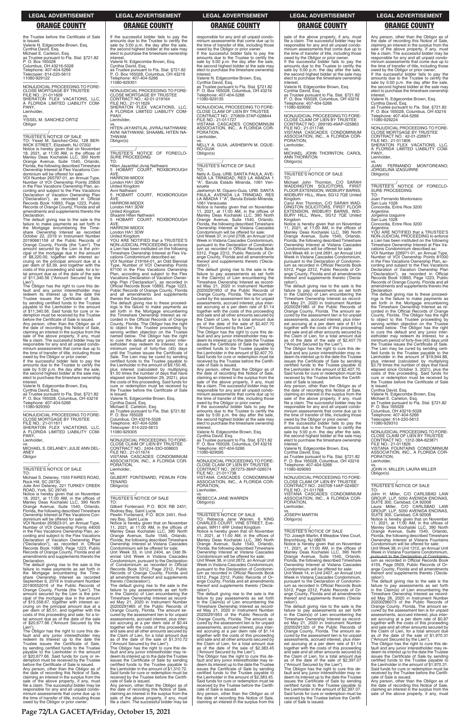the Trustee before the Certificate of Sale is issued.
Valerie N. Edgecombe Brown, Esq.
Cynthia David, Esq.
Michael E. Carleton, Esq.
as Trustee pursuant to Fla. Stat. §721.82
P. O. Box 165028
Columbus, OH 43216-5028
Telephone: 407-404-5266
Telecopier: 614-220-5613
11080-929122

---

NONJUDICIAL PROCEEDING TO FORECLOSE MORTGAGE BY TRUSTEE
FILE NO.: 21-011609
SHERATON FLEX VACATIONS, LLC, A FLORIDA LIMITED LIABILITY COMPANY,
Lienholder,
vs.
YISSEL M. SANCHEZ-ORTIZ
Obligor

---

TRUSTEE'S NOTICE OF SALE
TO: Yissel M. Sanchez-Ortiz, 128 BERWICK STREET, Elizabeth, NJ 07202
Notice is hereby given that on November 18, 2021, at 11:00 AM, in the offices of Manley Deas Kochalski LLC, 390 North Orange Avenue, Suite 1540, Orlando, Florida, the following described Timeshare Ownership Interest at Flex Vacations Condominium will be offered for sale:
VOI Number 265797-01, an Annual Type, Number of VOI Ownership Points 25800 in the Flex Vacations Ownership Plan, according and subject to the Flex Vacations Declaration of Vacation Ownership Plan ("Declaration"), as recorded in Official Records Book 10893, Page 1223, Public Records of Orange County, Florida and all amendments and supplements thereto the Declaration.
The default giving rise to the sale is the failure to make payments as set forth in the Mortgage encumbering the Timeshare Ownership Interest as recorded October 22, 2019 in Instrument Number 20190661159 of the Public Records of Orange County, Florida (the "Lien"). The amount secured by the Lien is the principal of the mortgage due in the amount of $8,220.00, together with interest accruing on the principal amount due at a per diem of $3.39, and together with the costs of this proceeding and sale, for a total amount due as of the date of the sale of $11,340.56 ("Amount Secured by the Lien").
The Obligor has the right to cure this default and any junior interestholder may redeem its interest up to the date the Trustee issues the Certificate of Sale, by sending certified funds to the Trustee payable to the Lienholder in the amount of $11,340.56. Said funds for cure or redemption must be received by the Trustee before the Certificate of Sale is issued.
Any person, other than the Obligor as of the date of recording this Notice of Sale, claiming an interest in the surplus from the sale of the above property, if any, must file a claim. The successful bidder may be responsible for any and all unpaid condominium assessments that come due up to the time of transfer of title, including those owed by the Obligor or prior owner.
If the successful bidder fails to pay the amounts due to the Trustee to certify the sale by 5:00 p.m. the day after the sale, the second highest bidder at the sale may elect to purchase the timeshare ownership interest.
Valerie N. Edgecombe Brown, Esq.
Cynthia David, Esq.
as Trustee pursuant to Fla. Stat. §721.82
P. O. Box 165028, Columbus, OH 43216
Telephone: 407-404-5266
11080-929350

---

NONJUDICIAL PROCEEDING TO FORECLOSE MORTGAGE BY TRUSTEE
FILE NO.: 21-011611
SHERATON FLEX VACATIONS, LLC, A FLORIDA LIMITED LIABILITY COMPANY,
Lienholder,
vs.
MICHAEL S. DELANEY; JULIE ANN DELANEY
Obligor

---

TRUSTEE'S NOTICE OF SALE
TO: Michael S. Delaney, 1555 FAIRES ROAD, Rock Hill, SC 29730
Julie Ann Delaney, 221 TURKEY CREEK ROAD, York, SC 29745
Notice is hereby given that on November 18, 2021, at 11:00 AM, in the offices of Manley Deas Kochalski LLC, 390 North Orange Avenue, Suite 1540, Orlando, Florida, the following described Timeshare Ownership Interest at Flex Vacations Condominium will be offered for sale:
VOI Number 265823-01, an Annual Type, Number of VOI Ownership Points 44000 in the Flex Vacations Ownership Plan, according and subject to the Flex Vacations Declaration of Vacation Ownership Plan ("Declaration"), as recorded in Official Records Book 10893, Page 1223, Public Records of Orange County, Florida and all amendments and supplements thereto the Declaration.
The default giving rise to the sale is the failure to make payments as set forth in the Mortgage encumbering the Timeshare Ownership Interest as recorded September 6, 2019 in Instrument Number 20190552016 of the Public Records of Orange County, Florida (the "Lien"). The amount secured by the Lien is the principal of the mortgage due in the amount of $15,558.67, together with interest accruing on the principal amount due at a per diem of $5.51, and together with the costs of this proceeding and sale, for a total amount due as of the date of the sale of $20,677.66 ("Amount Secured by the Lien").
The Obligor has the right to cure this default and any junior interestholder may redeem its interest up to the date the Trustee issues the Certificate of Sale, by sending certified funds to the Trustee payable to the Lienholder in the amount of $20,677.66. Said funds for cure or redemption must be received by the Trustee before the Certificate of Sale is issued.
Any person, other than the Obligor as of the date of recording this Notice of Sale, claiming an interest in the surplus from the sale of the above property, if any, must file a claim. The successful bidder may be responsible for any and all unpaid condominium assessments that come due up to the time of transfer of title, including those owed by the Obligor or prior owner.
If the successful bidder fails to pay the amounts due to the Trustee to certify the sale by 5:00 p.m. the day after the sale, the second highest bidder at the sale may elect to purchase the timeshare ownership interest.
Valerie N. Edgecombe Brown, Esq.
Cynthia David, Esq.
as Trustee pursuant to Fla. Stat. §721.82
P. O. Box 165028, Columbus, OH 43216
Telephone: 407-404-5266
11080-929351

---

NONJUDICIAL PROCEEDING TO FORECLOSE MORTGAGE BY TRUSTEE
CONTRACT NO.: 42-01-219164
FILE NO.: 21-011629
SHERATON FLEX VACATIONS, LLC, A FLORIDA LIMITED LIABILITY COMPANY,
Lienholder,
vs.
HITEN JAYANTILAL JIVRAJ NATHWANI; AVNI NATHWANI; SHAAMIL HITEN NATHWANI
Obligor(s)

---

TRUSTEE'S NOTICE OF FORECLOSURE PROCEEDING
TO:
Hiten Jayantilal Jivraj Nathwani
5 HOBART COURT, ROXBOROUGH AVE.
HARROW-MIDDX
London HA1 3DW
United Kingdom
Avni Nathwani
5 HOBART COURT, ROXBOROUGH AVE.
HARROW-MIDDX
London HA1 3DW
United Kingdom
Shaamil Hiten Nathwani
5 HOBART COURT, ROXBOROUGH AVE.
HARROW-MIDDX
London HA1 3DW
United Kingdom
YOU ARE NOTIFIED that a TRUSTEE'S NON-JUDICIAL PROCEEDING to enforce a Lien has been instituted on the following Timeshare Ownership Interest at Flex Vacations Condominium described as:
VOI Number 219164-01, an Odd Biennial Type, Number of VOI Ownership Points 67100 in the Flex Vacations Ownership Plan, according and subject to the Flex Vacations Declaration of Vacation Ownership Plan ("Declaration"), as recorded in Official Records Book 10893, Page 1223, Public Records of Orange County, Florida and all amendments and supplements thereto the Declaration.
The default giving rise to these proceedings is the failure to make payments as set forth in the Mortgage encumbering the Timeshare Ownership Interest as recorded in the Official Records of Orange County, Florida. The Obligor has the right to object to this Trustee proceeding by serving written objection on the Trustee named below. The Obligor has the right to cure the default and any junior interestholder may redeem its interest, for a minimum period of forty-five (45) days until the Trustee issues the Certificate of Sale. The Lien may be cured by sending certified funds to the Trustee payable to the Lienholder in the amount of $9,150.46, plus interest (calculated by multiplying $1.50 times the number of days that have elapsed since September 29, 2021), plus the costs of this proceeding. Said funds for cure or redemption must be received by the Trustee before the Certificate of Sale is issued.
Valerie N. Edgecombe Brown, Esq.
Cynthia David, Esq.
Michael E. Carleton, Esq.
as Trustee pursuant to Fla. Stat. §721.82
P. O. Box 165028
Columbus, OH 43216-5028
Telephone: 407-404-5266
Telecopier: 614-220-5613
11080-929305

---

NONJUDICIAL PROCEEDING TO FORECLOSE CLAIM OF LIEN BY TRUSTEE
CONTRACT NO.: 2404-33O-008603
FILE NO.: 21-011674
VISTANA CASCADES CONDOMINIUM ASSOCIATION, INC., A FLORIDA CORPORATION,
Lienholder,
vs.
GILBERT FONTENARD; PEWLIN FONTENARD
Obligor(s)

---

TRUSTEE'S NOTICE OF SALE
TO:
Gilbert Fontenard, P.O. BOX RB 2451, Rodney Bay, Saint Lucia
Pewlin Fontenard, P.O. BOX 2451, Rodney Bay, Saint Lucia
Notice is hereby given that on November 11, 2021, at 11:00 AM, in the offices of Manley Deas Kochalski LLC, 390 North Orange Avenue, Suite 1540, Orlando, Florida, the following described Timeshare Ownership Interest at Vistana Cascades Condominium will be offered for sale:
Unit Week 33, in Unit 2404, an Odd Biennial Unit Week in Vistana Cascades Condominium, pursuant to the Declaration of Condominium as recorded in Official Records Book 5312, Page 2312, Public Records of Orange County, Florida and all amendments thereof and supplements thereto ('Declaration').
The default giving rise to the sale is the failure to pay assessments as set forth in the Claim(s) of Lien encumbering the Timeshare Ownership Interest as recorded May 21, 2020 in Instrument Number 20200291965 of the Public Records of Orange County, Florida. The amount secured by the assessment lien is for unpaid assessments, accrued interest, plus interest accruing at a per diem rate of $0.44 together with the costs of this proceeding and sale and all other amounts secured by the Claim of Lien, for a total amount due as of the date of the sale of $1,310.72 ("Amount Secured by the Lien").
The Obligor has the right to cure this default and any junior interestholder may redeem its interest up to the date the Trustee issues the Certificate of Sale by sending certified funds to the Trustee payable to the Lienholder in the amount of $1,310.72. Said funds for cure or redemption must be received by the Trustee before the Certificate of Sale is issued.
Any person, other than the Obligor as of the date of recording this Notice of Sale, claiming an interest in the surplus from the sale of the above property, if any, must file a claim. The successful bidder may be responsible for any and all unpaid condominium assessments that come due up to the time of transfer of title, including those owed by the Obligor or prior owner.
If the successful bidder fails to pay the amounts due to the Trustee to certify the sale by 5:00 p.m. the day after the sale, the second highest bidder at the sale may elect to purchase the timeshare ownership interest.
Valerie N. Edgecombe Brown, Esq.
Cynthia David, Esq.
as Trustee pursuant to Fla. Stat. §721.82
P. O. Box 165028, Columbus, OH 43216
Telephone: 407-404-5266
11080-929135

---

NONJUDICIAL PROCEEDING TO FORECLOSE CLAIM OF LIEN BY TRUSTEE
CONTRACT NO.: 270809-37AP-028844
FILE NO.: 21-011727
VISTANA CASCADES CONDOMINIUM ASSOCIATION, INC., A FLORIDA CORPORATION,
Lienholder,
vs.
NELLY A. GUIA; JASHEMYN M. OQUERO-GUIA
Obligor(s)

---

TRUSTEE'S NOTICE OF SALE
TO:
Nelly A. Guia, URB. SANTA PAULA, AVENIDA LA TRINIDAD, RES LA ABADIA 1 "A", Baruta Estado Miranda, 1061 Venezuela
Jashemyn M. Oquero-Guia, URB. SANTA PAULA, AVENIDA LA TRINIDAD, RES LA ABADIA 1 "A", Baruta Estado Miranda, 1061 Venezuela
Notice is hereby given that on November 11, 2021, at 11:00 AM, in the offices of Manley Deas Kochalski LLC, 390 North Orange Avenue, Suite 1540, Orlando, Florida, the following described Timeshare Ownership Interest at Vistana Cascades Condominium will be offered for sale:
Unit Week 37, in Unit 2708, an Annual Unit Week in Vistana Cascades Condominium, pursuant to the Declaration of Condominium as recorded in Official Records Book 5312, Page 2312, Public Records of Orange County, Florida and all amendments thereof and supplements thereto ('Declaration').
The default giving rise to the sale is the failure to pay assessments as set forth in the Claim(s) of Lien encumbering the Timeshare Ownership Interest as recorded May 21, 2020 in Instrument Number 20200291953 of the Public Records of Orange County, Florida. The amount secured by the assessment lien is for unpaid assessments, accrued interest, plus interest accruing at a per diem rate of $1.14 together with the costs of this proceeding and sale and all other amounts secured by the Claim of Lien, for a total amount due as of the date of the sale of $2,407.70 ("Amount Secured by the Lien").
The Obligor has the right to cure this default and any junior interestholder may redeem its interest up to the date the Trustee issues the Certificate of Sale by sending certified funds to the Trustee payable to the Lienholder in the amount of $2,407.70. Said funds for cure or redemption must be received by the Trustee before the Certificate of Sale is issued.
Any person, other than the Obligor as of the date of recording this Notice of Sale, claiming an interest in the surplus from the sale of the above property, if any, must file a claim. The successful bidder may be responsible for any and all unpaid condominium assessments that come due up to the time of transfer of title, including those owed by the Obligor or prior owner.
If the successful bidder fails to pay the amounts due to the Trustee to certify the sale by 5:00 p.m. the day after the sale, the second highest bidder at the sale may elect to purchase the timeshare ownership interest.
Valerie N. Edgecombe Brown, Esq.
Cynthia David, Esq.
as Trustee pursuant to Fla. Stat. §721.82
P. O. Box 165028, Columbus, OH 43216
Telephone: 407-404-5266
11080-929095

---

NONJUDICIAL PROCEEDING TO FORECLOSE CLAIM OF LIEN BY TRUSTEE
CONTRACT NO.: 267273-38AP-026574
FILE NO.: 21-011738
VISTANA CASCADES CONDOMINIUM ASSOCIATION, INC., A FLORIDA CORPORATION,
Lienholder,
vs.
REBECCA JANE WARREN
Obligor(s)

---

TRUSTEE'S NOTICE OF SALE
TO: Rebecca Jane Warren, 6 KING CHARLES COURT, VINE STREET, Evesham, WR11 4RF United Kingdom
Notice is hereby given that on November 11, 2021, at 11:00 AM, in the offices of Manley Deas Kochalski LLC, 390 North Orange Avenue, Suite 1540, Orlando, Florida, the following described Timeshare Ownership Interest at Vistana Cascades Condominium will be offered for sale:
Unit Week 38, in Unit 2672, an Annual Unit Week in Vistana Cascades Condominium, pursuant to the Declaration of Condominium as recorded in Official Records Book 5312, Page 2312, Public Records of Orange County, Florida and all amendments thereof and supplements thereto ('Declaration').
The default giving rise to the sale is the failure to pay assessments as set forth in the Claim(s) of Lien encumbering the Timeshare Ownership Interest as recorded May 21, 2020 in Instrument Number 20200291953 of the Public Records of Orange County, Florida. The amount secured by the assessment lien is for unpaid assessments, accrued interest, plus interest accruing at a per diem rate of $1.14 together with the costs of this proceeding and sale and all other amounts secured by the Claim of Lien, for a total amount due as of the date of the sale of $2,383.45 ("Amount Secured by the Lien").
The Obligor has the right to cure this default and any junior interestholder may redeem its interest up to the date the Trustee issues the Certificate of Sale by sending certified funds to the Trustee payable to the Lienholder in the amount of $2,383.45. Said funds for cure or redemption must be received by the Trustee before the Certificate of Sale is issued.
Any person, other than the Obligor as of the date of recording this Notice of Sale, claiming an interest in the surplus from the sale of the above property, if any, must file a claim. The successful bidder may be responsible for any and all unpaid condominium assessments that come due up to the time of transfer of title, including those owed by the Obligor or prior owner.
If the successful bidder fails to pay the amounts due to the Trustee to certify the sale by 5:00 p.m. the day after the sale, the second highest bidder at the sale may elect to purchase the timeshare ownership interest.
Valerie N. Edgecombe Brown, Esq.
Cynthia David, Esq.
as Trustee pursuant to Fla. Stat. §721.82
P. O. Box 165028, Columbus, OH 43216
Telephone: 407-404-5266
11080-929092

---

NONJUDICIAL PROCEEDING TO FORECLOSE CLAIM OF LIEN BY TRUSTEE
CONTRACT NO.: 269190-49AP-025863
FILE NO.: 21-011746
VISTANA CASCADES CONDOMINIUM ASSOCIATION, INC., A FLORIDA CORPORATION,
Lienholder,
vs.
MICHAEL JOHN THORNTON; CAROL ANN THORNTON
Obligor(s)

---

TRUSTEE'S NOTICE OF SALE
TO:
Michael John Thornton, C/O SARAH WADDINGTON SOLICITORS, FIRST FLOOR EXTENSION, WIDBURY BARNS, WIDBURY HILL, Ware, SG12 7QE United Kingdom
Carol Ann Thornton, C/O SARAH WADDINGTON SOLICITORS, FIRST FLOOR EXTENSION, WIDBURY BARNS, WIDBURY HILL, Ware,, SG12 7QE United Kingdom
Notice is hereby given that on November 11, 2021, at 11:00 AM, in the offices of Manley Deas Kochalski LLC, 390 North Orange Avenue, Suite 1540, Orlando, Florida, the following described Timeshare Ownership Interest at Vistana Cascades Condominium will be offered for sale:
Unit Week 49, in Unit 2691, an Annual Unit Week in Vistana Cascades Condominium, pursuant to the Declaration of Condominium as recorded in Official Records Book 5312, Page 2312, Public Records of Orange County, Florida and all amendments thereof and supplements thereto ('Declaration').
The default giving rise to the sale is the failure to pay assessments as set forth in the Claim(s) of Lien encumbering the Timeshare Ownership Interest as recorded May 21, 2020 in Instrument Number 20200291985 of the Public Records of Orange County, Florida. The amount secured by the assessment lien is for unpaid assessments, accrued interest, plus interest accruing at a per diem rate of $1.14 together with the costs of this proceeding and sale and all other amounts secured by the Claim of Lien, for a total amount due as of the date of the sale of $2,407.70 ("Amount Secured by the Lien").
The Obligor has the right to cure this default and any junior interestholder may redeem its interest up to the date the Trustee issues the Certificate of Sale by sending certified funds to the Trustee payable to the Lienholder in the amount of $2,407.70. Said funds for cure or redemption must be received by the Trustee before the Certificate of Sale is issued.
Any person, other than the Obligor as of the date of recording this Notice of Sale, claiming an interest in the surplus from the sale of the above property, if any, must file a claim. The successful bidder may be responsible for any and all unpaid condominium assessments that come due up to the time of transfer of title, including those owed by the Obligor or prior owner.
If the successful bidder fails to pay the amounts due to the Trustee to certify the sale by 5:00 p.m. the day after the sale, the second highest bidder at the sale may elect to purchase the timeshare ownership interest.
Valerie N. Edgecombe Brown, Esq.
Cynthia David, Esq.
as Trustee pursuant to Fla. Stat. §721.82
P. O. Box 165028, Columbus, OH 43216
Telephone: 407-404-5266
11080-929093

---

NONJUDICIAL PROCEEDING TO FORECLOSE CLAIM OF LIEN BY TRUSTEE
CONTRACT NO.: 240708-14AP-024907
FILE NO.: 21-011768
VISTANA CASCADES CONDOMINIUM ASSOCIATION, INC., A FLORIDA CORPORATION,
Lienholder,
vs.
JOSEPH MARTIN
Obligor(s)

---

TRUSTEE'S NOTICE OF SALE
TO: Joseph Martin, 8 Meadow View Court, Branchburg, NJ 08876
Notice is hereby given that on November 11, 2021, at 11:00 AM, in the offices of Manley Deas Kochalski LLC, 390 North Orange Avenue, Suite 1540, Orlando, Florida, the following described Timeshare Ownership Interest at Vistana Cascades Condominium will be offered for sale:
Unit Week 14, in Unit 2407, an Annual Unit Week in Vistana Cascades Condominium, pursuant to the Declaration of Condominium as recorded in Official Records Book 5312, Page 2312, Public Records of Orange County, Florida and all amendments thereof and supplements thereto ('Declaration').
The default giving rise to the sale is the failure to pay assessments as set forth in the Claim(s) of Lien encumbering the Timeshare Ownership Interest as recorded May 21, 2020 in Instrument Number 20200291320 of the Public Records of Orange County, Florida. The amount secured by the assessment lien is for unpaid assessments, accrued interest, plus interest accruing at a per diem rate of $1.14 together with the costs of this proceeding and sale and all other amounts secured by the Claim of Lien, for a total amount due as of the date of the sale of $2,397.07 ("Amount Secured by the Lien").
The Obligor has the right to cure this default and any junior interestholder may redeem its interest up to the date the Trustee issues the Certificate of Sale by sending certified funds to the Trustee payable to the Lienholder in the amount of $2,397.07. Said funds for cure or redemption must be received by the Trustee before the Certificate of Sale is issued.
Any person, other than the Obligor as of the date of recording this Notice of Sale, claiming an interest in the surplus from the sale of the above property, if any, must file a claim. The successful bidder may be responsible for any and all unpaid condominium assessments that come due up to the time of transfer of title, including those owed by the Obligor or prior owner.
If the successful bidder fails to pay the amounts due to the Trustee to certify the sale by 5:00 p.m. the day after the sale, the second highest bidder at the sale may elect to purchase the timeshare ownership interest.
Valerie N. Edgecombe Brown, Esq.
Cynthia David, Esq.
as Trustee pursuant to Fla. Stat. §721.82
P. O. Box 165028, Columbus, OH 43216
Telephone: 407-404-5266
11080-929224

---

NONJUDICIAL PROCEEDING TO FORECLOSE MORTGAGE BY TRUSTEE
CONTRACT NO.: 42-01-226971
FILE NO.: 21-011808
SHERATON FLEX VACATIONS, LLC, A FLORIDA LIMITED LIABILITY COMPANY,
Lienholder,
vs.
JUAN FERNANDO MONTOREANO; JORGELINA IZAGUIRRE
Obligor(s)

---

TRUSTEE'S NOTICE OF FORECLOSURE PROCEEDING
TO:
Juan Fernando Montoreano
San Luis 1028
Concordia, Entre Rios 3200
Argentina
Jorgelina Izaguirre
San Luis 1028
Concordia, Entre Rios 3200
Argentina
YOU ARE NOTIFIED that a TRUSTEE'S NON-JUDICIAL PROCEEDING to enforce a Lien has been instituted on the following Timeshare Ownership Interest at Flex Vacations Condominium described as:
VOI Number 226971-01, an Annual Type, Number of VOI Ownership Points 81000 in the Flex Vacations Ownership Plan, according and subject to the Flex Vacations Declaration of Vacation Ownership Plan ("Declaration"), as recorded in Official Records Book 10893, Page 1223, Public Records of Orange County, Florida and all amendments and supplements thereto the Declaration.
The default giving rise to these proceedings is the failure to make payments as set forth in the Mortgage encumbering the Timeshare Ownership Interest as recorded in the Official Records of Orange County, Florida. The Obligor has the right to object to this Trustee proceeding by serving written objection on the Trustee named below. The Obligor has the right to cure the default and any junior interestholder may redeem its interest, for a minimum period of forty-five (45) days until the Trustee issues the Certificate of Sale. The Lien may be cured by sending certified funds to the Trustee payable to the Lienholder in the amount of $19,944.88, plus interest (calculated by multiplying $3.79 times the number of days that have elapsed since October 3, 2021), plus the costs of this proceeding. Said funds for cure or redemption must be received by the Trustee before the Certificate of Sale is issued.
Cynthia David, Esq.
Valerie N. Edgecombe Brown, Esq.
Michael E. Carleton, Esq.
as Trustee pursuant to Fla. Stat. §721.82
P. O. Box 165028
Columbus, OH 43216-5028
Telephone: 407-404-5266
Telecopier: 614-220-5613
11080-929310

---

NONJUDICIAL PROCEEDING TO FORECLOSE CLAIM OF LIEN BY TRUSTEE
CONTRACT NO.: 1312-38A-623871
FILE NO.: 21-011826
VISTANA FOUNTAINS CONDOMINIUM ASSOCIATION, INC., A FLORIDA CORPORATION,
Lienholder,
vs.
JOHN H. MILLER; LAURA MILLER
Obligor(s)

---

TRUSTEE'S NOTICE OF SALE
TO:
John H. Miller, C/O CARLSBAD LAW GROUP, LLP, 5050 AVENIDA ENCINAS, SUITE 300, Carlsbad, CA 92008
Laura Miller, C/O CARLSBAD LAW GROUP, LLP, 5050 AVENIDA ENCINAS, SUITE 300, Carlsbad, CA 92008
Notice is hereby given that on November 11, 2021, at 11:00 AM, in the offices of Manley Deas Kochalski LLC, 390 North Orange Avenue, Suite 1540, Orlando, Florida, the following described Timeshare Ownership Interest at Vistana Fountains Condominium will be offered for sale:
Unit Week 38, in Unit 1312, an Annual Unit Week in Vistana Fountains Condominium, pursuant to the Declaration of Condominium as recorded in Official Records Book 4155, Page 0509, Public Records of Orange County, Florida and all amendments thereof and supplements thereto ('Declaration').
The default giving rise to the sale is the failure to pay assessments as set forth in the Claim(s) of Lien encumbering the Timeshare Ownership Interest as recorded May 26, 2020 in Instrument Number 20200296073 of the Public Records of Orange County, Florida. The amount secured by the assessment lien is for unpaid assessments, accrued interest, plus interest accruing at a per diem rate of $0.87 together with the costs of this proceeding and sale and all other amounts secured by the Claim of Lien, for a total amount due as of the date of the sale of $1,970.31 ("Amount Secured by the Lien").
The Obligor has the right to cure this default and any junior interestholder may redeem its interest up to the date the Trustee issues the Certificate of Sale by sending certified funds to the Trustee payable to the Lienholder in the amount of $1,970.31. Said funds for cure or redemption must be received by the Trustee before the Certificate of Sale is issued.
Any person, other than the Obligor as of the date of recording this Notice of Sale, claiming an interest in the surplus from the sale of the above property, if any, must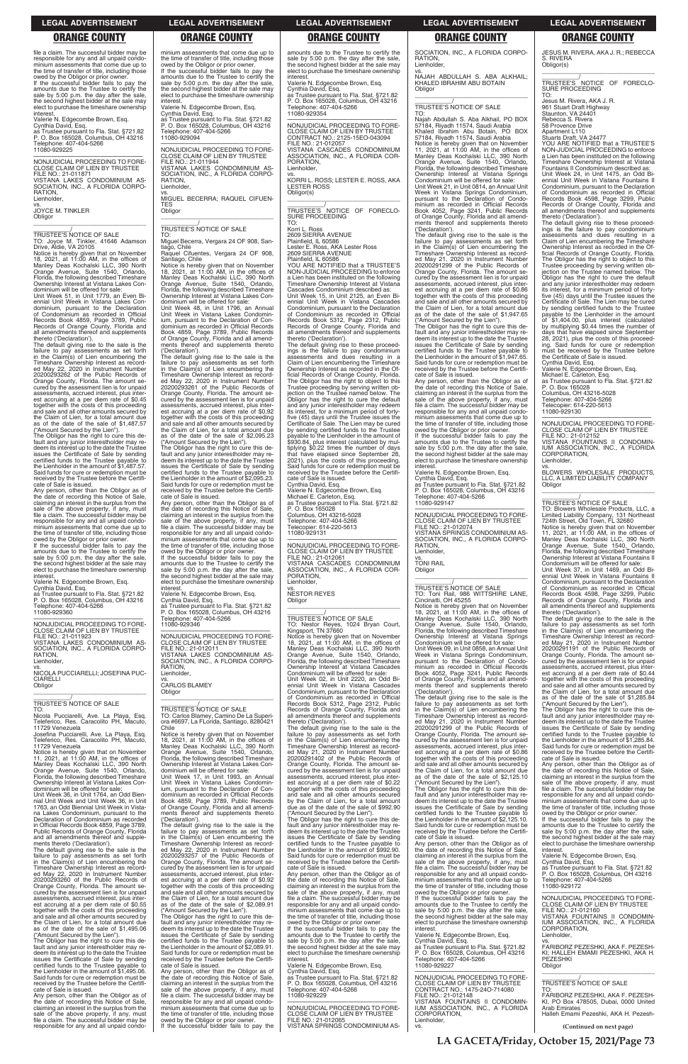file a claim. The successful bidder may be responsible for any and all unpaid condominium assessments that come due up to the time of transfer of title, including those owed by the Obligor or prior owner.

If the successful bidder fails to pay the amounts due to the Trustee to certify the sale by 5:00 p.m. the day after the sale, the second highest bidder at the sale may elect to purchase the timeshare ownership interest.

Valerie N. Edgecombe Brown, Esq.
Cynthia David, Esq.
as Trustee pursuant to Fla. Stat. §721.82
P. O. Box 165028, Columbus, OH 43216
Telephone: 407-404-5266
11080-929225

---

NONJUDICIAL PROCEEDING TO FORECLOSE CLAIM OF LIEN BY TRUSTEE
FILE NO.: 21-011871
VISTANA LAKES CONDOMINIUM ASSOCIATION, INC., A FLORIDA CORPORATION,
Lienholder,
vs.
JOYCE M. TINKLER
Obligor

\_\_\_\_\_\_\_\_\_\_\_\_\_\_\_\_/

TRUSTEE'S NOTICE OF SALE
TO: Joyce M. Tinkler, 41646 Adamson Drive, Aldie, VA 20105

Notice is hereby given that on November 18, 2021, at 11:00 AM, in the offices of Manley Deas Kochalski LLC, 390 North Orange Avenue, Suite 1540, Orlando, Florida, the following described Timeshare Ownership Interest at Vistana Lakes Condominium will be offered for sale:

Unit Week 51, in Unit 1779, an Even Biennial Unit Week in Vistana Lakes Condominium, pursuant to the Declaration of Condominium as recorded in Official Records Book 4859, Page 3789, Public Records of Orange County, Florida and all amendments thereof and supplements thereto ('Declaration').

The default giving rise to the sale is the failure to pay assessments as set forth in the Claim(s) of Lien encumbering the Timeshare Ownership Interest as recorded May 22, 2020 in Instrument Number 20200293262 of the Public Records of Orange County, Florida. The amount secured by the assessment lien is for unpaid assessments, accrued interest, plus interest accruing at a per diem rate of $0.45 together with the costs of this proceeding and sale and all other amounts secured by the Claim of Lien, for a total amount due as of the date of the sale of $1,487.57 ("Amount Secured by the Lien").

The Obligor has the right to cure this default and any junior interestholder may redeem its interest up to the date the Trustee issues the Certificate of Sale by sending certified funds to the Trustee payable to the Lienholder in the amount of $1,487.57. Said funds for cure or redemption must be received by the Trustee before the Certificate of Sale is issued.

Any person, other than the Obligor as of the date of recording this Notice of Sale, claiming an interest in the surplus from the sale of the above property, if any, must file a claim. The successful bidder may be responsible for any and all unpaid condominium assessments that come due up to the time of transfer of title, including those owed by the Obligor or prior owner.

If the successful bidder fails to pay the amounts due to the Trustee to certify the sale by 5:00 p.m. the day after the sale, the second highest bidder at the sale may elect to purchase the timeshare ownership interest.

Valerie N. Edgecombe Brown, Esq.
Cynthia David, Esq.
as Trustee pursuant to Fla. Stat. §721.82
P. O. Box 165028, Columbus, OH 43216
Telephone: 407-404-5266
11080-929360

---

NONJUDICIAL PROCEEDING TO FORECLOSE CLAIM OF LIEN BY TRUSTEE
FILE NO.: 21-011923
VISTANA LAKES CONDOMINIUM ASSOCIATION, INC., A FLORIDA CORPORATION,
Lienholder,
vs.
NICOLA PUCCIARELLI; JOSEFINA PUCCIARELLI
Obligor

\_\_\_\_\_\_\_\_\_\_\_\_\_\_\_\_/

TRUSTEE'S NOTICE OF SALE
TO:
Nicola Pucciarelli, Ave. La Playa, Esq. Teleferico, Res. Caracolito PH, Macuto, 11729 Venezuela
Josefina Pucciarelli, Ave. La Playa, Esq. Teleferico, Res. Caracolito PH, Macuto, 11729 Venezuela

Notice is hereby given that on November 11, 2021, at 11:00 AM, in the offices of Manley Deas Kochalski LLC, 390 North Orange Avenue, Suite 1540, Orlando, Florida, the following described Timeshare Ownership Interest at Vistana Lakes Condominium will be offered for sale:

Unit Week 36, in Unit 1764, an Odd Biennial Unit Week and Unit Week 36, in Unit 1763, an Odd Biennial Unit Week in Vistana Lakes Condominium, pursuant to the Declaration of Condominium as recorded in Official Records Book 4859, Page 3789, Public Records of Orange County, Florida and all amendments thereof and supplements thereto ('Declaration').

The default giving rise to the sale is the failure to pay assessments as set forth in the Claim(s) of Lien encumbering the Timeshare Ownership Interest as recorded May 22, 2020 in Instrument Number 20200293260 of the Public Records of Orange County, Florida. The amount secured by the assessment lien is for unpaid assessments, accrued interest, plus interest accruing at a per diem rate of $0.55 together with the costs of this proceeding and sale and all other amounts secured by the Claim of Lien, for a total amount due as of the date of the sale of $1,495.06 ("Amount Secured by the Lien").

The Obligor has the right to cure this default and any junior interestholder may redeem its interest up to the date the Trustee issues the Certificate of Sale by sending certified funds to the Trustee payable to the Lienholder in the amount of $1,495.06. Said funds for cure or redemption must be received by the Trustee before the Certificate of Sale is issued.

Any person, other than the Obligor as of the date of recording this Notice of Sale, claiming an interest in the surplus from the sale of the above property, if any, must file a claim. The successful bidder may be responsible for any and all unpaid condominium assessments that come due up to the time of transfer of title, including those owed by the Obligor or prior owner.

If the successful bidder fails to pay the amounts due to the Trustee to certify the sale by 5:00 p.m. the day after the sale, the second highest bidder at the sale may elect to purchase the timeshare ownership interest.

Valerie N. Edgecombe Brown, Esq.
Cynthia David, Esq.
as Trustee pursuant to Fla. Stat. §721.82
P. O. Box 165028, Columbus, OH 43216
Telephone: 407-404-5266
11080-929094

---

NONJUDICIAL PROCEEDING TO FORECLOSE CLAIM OF LIEN BY TRUSTEE
FILE NO.: 21-011944
VISTANA LAKES CONDOMINIUM ASSOCIATION, INC., A FLORIDA CORPORATION,
Lienholder,
vs.
MIGUEL BECERRA; RAQUEL CIFUENTES
Obligor

\_\_\_\_\_\_\_\_\_\_\_\_\_\_\_\_/

TRUSTEE'S NOTICE OF SALE
TO:
Miguel Becerra, Vergara 24 OF 908, Santiago, Chile
Raquel Cifuentes, Vergara 24 OF 908, Santiago, Chile

Notice is hereby given that on November 18, 2021, at 11:00 AM, in the offices of Manley Deas Kochalski LLC, 390 North Orange Avenue, Suite 1540, Orlando, Florida, the following described Timeshare Ownership Interest at Vistana Lakes Condominium will be offered for sale:

Unit Week 48, in Unit 1796, an Annual Unit Week in Vistana Lakes Condominium, pursuant to the Declaration of Condominium as recorded in Official Records Book 4859, Page 3789, Public Records of Orange County, Florida and all amendments thereof and supplements thereto ('Declaration').

The default giving rise to the sale is the failure to pay assessments as set forth in the Claim(s) of Lien encumbering the Timeshare Ownership Interest as recorded May 22, 2020 in Instrument Number 20200293261 of the Public Records of Orange County, Florida. The amount secured by the assessment lien is for unpaid assessments, accrued interest, plus interest accruing at a per diem rate of $0.92 together with the costs of this proceeding and sale and all other amounts secured by the Claim of Lien, for a total amount due as of the date of the sale of $2,095.23 ("Amount Secured by the Lien").

The Obligor has the right to cure this default and any junior interestholder may redeem its interest up to the date the Trustee issues the Certificate of Sale by sending certified funds to the Trustee payable to the Lienholder in the amount of $2,095.23. Said funds for cure or redemption must be received by the Trustee before the Certificate of Sale is issued.

Any person, other than the Obligor as of the date of recording this Notice of Sale, claiming an interest in the surplus from the sale of the above property, if any, must file a claim. The successful bidder may be responsible for any and all unpaid condominium assessments that come due up to the time of transfer of title, including those owed by the Obligor or prior owner.

If the successful bidder fails to pay the amounts due to the Trustee to certify the sale by 5:00 p.m. the day after the sale, the second highest bidder at the sale may elect to purchase the timeshare ownership interest.

Valerie N. Edgecombe Brown, Esq.
Cynthia David, Esq.
as Trustee pursuant to Fla. Stat. §721.82
P. O. Box 165028, Columbus, OH 43216
Telephone: 407-404-5266
11080-929346

---

NONJUDICIAL PROCEEDING TO FORECLOSE CLAIM OF LIEN BY TRUSTEE
FILE NO.: 21-012011
VISTANA LAKES CONDOMINIUM ASSOCIATION, INC., A FLORIDA CORPORATION,
Lienholder,
vs.
CARLOS BLAMEY
Obligor

\_\_\_\_\_\_\_\_\_\_\_\_\_\_\_\_/

TRUSTEE'S NOTICE OF SALE
TO: Carlos Blamey, Camino De La Superiora #6697, La Florida, Santiago, 8280421 Chile

Notice is hereby given that on November 18, 2021, at 11:00 AM, in the offices of Manley Deas Kochalski LLC, 390 North Orange Avenue, Suite 1540, Orlando, Florida, the following described Timeshare Ownership Interest at Vistana Lakes Condominium will be offered for sale:

Unit Week 17, in Unit 1993, an Annual Unit Week in Vistana Lakes Condominium, pursuant to the Declaration of Condominium as recorded in Official Records Book 4859, Page 3789, Public Records of Orange County, Florida and all amendments thereof and supplements thereto ('Declaration').

The default giving rise to the sale is the failure to pay assessments as set forth in the Claim(s) of Lien encumbering the Timeshare Ownership Interest as recorded May 22, 2020 in Instrument Number 20200293257 of the Public Records of Orange County, Florida. The amount secured by the assessment lien is for unpaid assessments, accrued interest, plus interest accruing at a per diem rate of $0.92 together with the costs of this proceeding and sale and all other amounts secured by the Claim of Lien, for a total amount due as of the date of the sale of $2,089.91 ("Amount Secured by the Lien").

The Obligor has the right to cure this default and any junior interestholder may redeem its interest up to the date the Trustee issues the Certificate of Sale by sending certified funds to the Trustee payable to the Lienholder in the amount of $2,089.91. Said funds for cure or redemption must be received by the Trustee before the Certificate of Sale is issued.

Any person, other than the Obligor as of the date of recording this Notice of Sale, claiming an interest in the surplus from the sale of the above property, if any, must file a claim. The successful bidder may be responsible for any and all unpaid condominium assessments that come due up to the time of transfer of title, including those owed by the Obligor or prior owner.

If the successful bidder fails to pay the amounts due to the Trustee to certify the sale by 5:00 p.m. the day after the sale, the second highest bidder at the sale may elect to purchase the timeshare ownership interest.

Valerie N. Edgecombe Brown, Esq.
Cynthia David, Esq.
as Trustee pursuant to Fla. Stat. §721.82
P. O. Box 165028, Columbus, OH 43216
Telephone: 407-404-5266
11080-929354

---

NONJUDICIAL PROCEEDING TO FORECLOSE CLAIM OF LIEN BY TRUSTEE
CONTRACT NO.: 2125-15EO-043094
FILE NO.: 21-012057
VISTANA CASCADES CONDOMINIUM ASSOCIATION, INC., A FLORIDA CORPORATION,
Lienholder,
vs.
KORRI L. ROSS; LESTER E. ROSS, AKA LESTER ROSS
Obligor(s)

\_\_\_\_\_\_\_\_\_\_\_\_\_\_\_\_/

TRUSTEE'S NOTICE OF FORECLOSURE PROCEEDING
TO:
Korri L. Ross
2609 SIERRA AVENUE
Plainfield, IL 60586
Lester E. Ross, AKA Lester Ross
2609 SIERRA AVENUE
Plainfield, IL 60586

YOU ARE NOTIFIED that a TRUSTEE'S NON-JUDICIAL PROCEEDING to enforce a Lien has been instituted on the following Timeshare Ownership Interest at Vistana Cascades Condominium described as:

Unit Week 15, in Unit 2125, an Even Biennial Unit Week in Vistana Cascades Condominium, pursuant to the Declaration of Condominium as recorded in Official Records Book 5312, Page 2312, Public Records of Orange County, Florida and all amendments thereof and supplements thereto ('Declaration').

The default giving rise to these proceedings is the failure to pay condominium assessments and dues resulting in a Claim of Lien encumbering the Timeshare Ownership Interest as recorded in the Official Records of Orange County, Florida. The Obligor has the right to object to this Trustee proceeding by serving written objection on the Trustee named below. The Obligor has the right to cure the default and any junior interestholder may redeem its interest, for a minimum period of forty-five (45) days until the Trustee issues the Certificate of Sale. The Lien may be cured by sending certified funds to the Trustee payable to the Lienholder in the amount of $930.84, plus interest (calculated by multiplying $0.22 times the number of days that have elapsed since September 28, 2021), plus the costs of this proceeding. Said funds for cure or redemption must be received by the Trustee before the Certificate of Sale is issued.

Cynthia David, Esq.
Valerie N. Edgecombe Brown, Esq.
Michael E. Carleton, Esq.
as Trustee pursuant to Fla. Stat. §721.82
P. O. Box 165028
Columbus, OH 43216-5028
Telephone: 407-404-5266
Telecopier: 614-220-5613
11080-929131

---

NONJUDICIAL PROCEEDING TO FORECLOSE CLAIM OF LIEN BY TRUSTEE
FILE NO.: 21-012061
VISTANA CASCADES CONDOMINIUM ASSOCIATION, INC., A FLORIDA CORPORATION,
Lienholder,
vs.
NESTOR REYES
Obligor

\_\_\_\_\_\_\_\_\_\_\_\_\_\_\_\_/

TRUSTEE'S NOTICE OF SALE
TO: Nestor Reyes, 1024 Bryan Court, Kingsport, TN 37660

Notice is hereby given that on November 18, 2021, at 11:00 AM, in the offices of Manley Deas Kochalski LLC, 390 North Orange Avenue, Suite 1540, Orlando, Florida, the following described Timeshare Ownership Interest at Vistana Cascades Condominium will be offered for sale:

Unit Week 02, in Unit 2220, an Odd Biennial Unit Week in Vistana Cascades Condominium, pursuant to the Declaration of Condominium as recorded in Official Records Book 5312, Page 2312, Public Records of Orange County, Florida and all amendments thereof and supplements thereto ('Declaration').

The default giving rise to the sale is the failure to pay assessments as set forth in the Claim(s) of Lien encumbering the Timeshare Ownership Interest as recorded May 21, 2020 in Instrument Number 20200291402 of the Public Records of Orange County, Florida. The amount secured by the assessment lien is for unpaid assessments, accrued interest, plus interest accruing at a per diem rate of $0.22 together with the costs of this proceeding and sale and all other amounts secured by the Claim of Lien, for a total amount due as of the date of the sale of $992.90 ("Amount Secured by the Lien").

The Obligor has the right to cure this default and any junior interestholder may redeem its interest up to the date the Trustee issues the Certificate of Sale by sending certified funds to the Trustee payable to the Lienholder in the amount of $992.90. Said funds for cure or redemption must be received by the Trustee before the Certificate of Sale is issued.

Any person, other than the Obligor as of the date of recording this Notice of Sale, claiming an interest in the surplus from the sale of the above property, if any, must file a claim. The successful bidder may be responsible for any and all unpaid condominium assessments that come due up to the time of transfer of title, including those owed by the Obligor or prior owner.

If the successful bidder fails to pay the amounts due to the Trustee to certify the sale by 5:00 p.m. the day after the sale, the second highest bidder at the sale may elect to purchase the timeshare ownership interest.

Valerie N. Edgecombe Brown, Esq.
Cynthia David, Esq.
as Trustee pursuant to Fla. Stat. §721.82
P. O. Box 165028, Columbus, OH 43216
Telephone: 407-404-5266
11080-929229

---

NONJUDICIAL PROCEEDING TO FORECLOSE CLAIM OF LIEN BY TRUSTEE
FILE NO.: 21-012065
VISTANA SPRINGS CONDOMINIUM ASSOCIATION, INC., A FLORIDA CORPORATION,
Lienholder,
vs.
NAJAH ABDULLAH S. ABA ALKHAIL; KHALED IBRAHIM ABU BOTAIN
Obligor

\_\_\_\_\_\_\_\_\_\_\_\_\_\_\_\_/

TRUSTEE'S NOTICE OF SALE
TO:
Najah Abdullah S. Aba Alkhail, PO BOX 57184, Riyadh 11574, Saudi Arabia
Khaled Ibrahim Abu Botain, PO BOX 57184, Riyadh 11574, Saudi Arabia

Notice is hereby given that on November 11, 2021, at 11:00 AM, in the offices of Manley Deas Kochalski LLC, 390 North Orange Avenue, Suite 1540, Orlando, Florida, the following described Timeshare Ownership Interest at Vistana Springs Condominium will be offered for sale:

Unit Week 21, in Unit 0814, an Annual Unit Week in Vistana Springs Condominium, pursuant to the Declaration of Condominium as recorded in Official Records Book 4052, Page 3241, Public Records of Orange County, Florida and all amendments thereof and supplements thereto ('Declaration').

The default giving rise to the sale is the failure to pay assessments as set forth in the Claim(s) of Lien encumbering the Timeshare Ownership Interest as recorded May 21, 2020 in Instrument Number 20200291299 of the Public Records of Orange County, Florida. The amount secured by the assessment lien is for unpaid assessments, accrued interest, plus interest accruing at a per diem rate of $0.86 together with the costs of this proceeding and sale and all other amounts secured by the Claim of Lien, for a total amount due as of the date of the sale of $1,947.65 ("Amount Secured by the Lien").

The Obligor has the right to cure this default and any junior interestholder may redeem its interest up to the date the Trustee issues the Certificate of Sale by sending certified funds to the Trustee payable to the Lienholder in the amount of $1,947.65. Said funds for cure or redemption must be received by the Trustee before the Certificate of Sale is issued.

Any person, other than the Obligor as of the date of recording this Notice of Sale, claiming an interest in the surplus from the sale of the above property, if any, must file a claim. The successful bidder may be responsible for any and all unpaid condominium assessments that come due up to the time of transfer of title, including those owed by the Obligor or prior owner.

If the successful bidder fails to pay the amounts due to the Trustee to certify the sale by 5:00 p.m. the day after the sale, the second highest bidder at the sale may elect to purchase the timeshare ownership interest.

Valerie N. Edgecombe Brown, Esq.
Cynthia David, Esq.
as Trustee pursuant to Fla. Stat. §721.82
P. O. Box 165028, Columbus, OH 43216
Telephone: 407-404-5266
11080-929147

---

NONJUDICIAL PROCEEDING TO FORECLOSE CLAIM OF LIEN BY TRUSTEE
FILE NO.: 21-012074
VISTANA SPRINGS CONDOMINIUM ASSOCIATION, INC., A FLORIDA CORPORATION,
Lienholder,
vs.
TONI RAIL
Obligor

\_\_\_\_\_\_\_\_\_\_\_\_\_\_\_\_/

TRUSTEE'S NOTICE OF SALE
TO: Toni Rail, 986 WITTSHIRE LANE, Cincinatti, OH 45255

Notice is hereby given that on November 18, 2021, at 11:00 AM, in the offices of Manley Deas Kochalski LLC, 390 North Orange Avenue, Suite 1540, Orlando, Florida, the following described Timeshare Ownership Interest at Vistana Springs Condominium will be offered for sale:

Unit Week 09, in Unit 0858, an Annual Unit Week in Vistana Springs Condominium, pursuant to the Declaration of Condominium as recorded in Official Records Book 4052, Page 3241, Public Records of Orange County, Florida and all amendments thereof and supplements thereto ('Declaration').

The default giving rise to the sale is the failure to pay assessments as set forth in the Claim(s) of Lien encumbering the Timeshare Ownership Interest as recorded May 21, 2020 in Instrument Number 20200291299 of the Public Records of Orange County, Florida. The amount secured by the assessment lien is for unpaid assessments, accrued interest, plus interest accruing at a per diem rate of $0.86 together with the costs of this proceeding and sale and all other amounts secured by the Claim of Lien, for a total amount due as of the date of the sale of $2,125.10 ("Amount Secured by the Lien").

The Obligor has the right to cure this default and any junior interestholder may redeem its interest up to the date the Trustee issues the Certificate of Sale by sending certified funds to the Trustee payable to the Lienholder in the amount of $2,125.10. Said funds for cure or redemption must be received by the Trustee before the Certificate of Sale is issued.

Any person, other than the Obligor as of the date of recording this Notice of Sale, claiming an interest in the surplus from the sale of the above property, if any, must file a claim. The successful bidder may be responsible for any and all unpaid condominium assessments that come due up to the time of transfer of title, including those owed by the Obligor or prior owner.

If the successful bidder fails to pay the amounts due to the Trustee to certify the sale by 5:00 p.m. the day after the sale, the second highest bidder at the sale may elect to purchase the timeshare ownership interest.

Valerie N. Edgecombe Brown, Esq.
Cynthia David, Esq.
as Trustee pursuant to Fla. Stat. §721.82
P. O. Box 165028, Columbus, OH 43216
Telephone: 407-404-5266
11080-929227

---

NONJUDICIAL PROCEEDING TO FORECLOSE CLAIM OF LIEN BY TRUSTEE
CONTRACT NO.: 1475-24O-714080
FILE NO.: 21-012148
VISTANA FOUNTAINS II CONDOMINIUM ASSOCIATION, INC., A FLORIDA CORPORATION,
Lienholder,
vs.
JESUS M. RIVERA, AKA J. R.; REBECCA S. RIVERA
Obligor(s)

\_\_\_\_\_\_\_\_\_\_\_\_\_\_\_\_/

TRUSTEE'S NOTICE OF FORECLOSURE PROCEEDING
TO:
Jesus M. Rivera, AKA J. R.
961 Stuart Draft Highway
Staunton, VA 24401
Rebecca S. Rivera
58 Provence Drive
Apartment L110
Stuarts Draft, VA 24477

YOU ARE NOTIFIED that a TRUSTEE'S NON-JUDICIAL PROCEEDING to enforce a Lien has been instituted on the following Timeshare Ownership Interest at Vistana Fountains II Condominium described as:

Unit Week 24, in Unit 1475, an Odd Biennial Unit Week in Vistana Fountains II Condominium, pursuant to the Declaration of Condominium as recorded in Official Records Book 4598, Page 3299, Public Records of Orange County, Florida and all amendments thereof and supplements thereto ('Declaration').

The default giving rise to these proceedings is the failure to pay condominium assessments and dues resulting in a Claim of Lien encumbering the Timeshare Ownership Interest as recorded in the Official Records of Orange County, Florida. The Obligor has the right to object to this Trustee proceeding by serving written objection on the Trustee named below. The Obligor has the right to cure the default and any junior interestholder may redeem its interest, for a minimum period of forty-five (45) days until the Trustee issues the Certificate of Sale. The Lien may be cured by sending certified funds to the Trustee payable to the Lienholder in the amount of $1,404.00, plus interest (calculated by multiplying $0.44 times the number of days that have elapsed since September 28, 2021), plus the costs of this proceeding. Said funds for cure or redemption must be received by the Trustee before the Certificate of Sale is issued.

Cynthia David, Esq.
Valerie N. Edgecombe Brown, Esq.
Michael E. Carleton, Esq.
as Trustee pursuant to Fla. Stat. §721.82
P. O. Box 165028
Columbus, OH 43216-5028
Telephone: 407-404-5266
Telecopier: 614-220-5613
11080-929130

---

NONJUDICIAL PROCEEDING TO FORECLOSE CLAIM OF LIEN BY TRUSTEE
FILE NO.: 21-012152
VISTANA FOUNTAINS II CONDOMINIUM ASSOCIATION, INC., A FLORIDA CORPORATION,
Lienholder,
vs.
BLOWERS WHOLESALE PRODUCTS, LLC, A LIMITED LIABILITY COMPANY
Obligor

\_\_\_\_\_\_\_\_\_\_\_\_\_\_\_\_/

TRUSTEE'S NOTICE OF SALE
TO: Blowers Wholesale Products, LLC, a Limited Liability Company, 131 Northeast 724th Street, Old Town, FL 32680

Notice is hereby given that on November 11, 2021, at 11:00 AM, in the offices of Manley Deas Kochalski LLC, 390 North Orange Avenue, Suite 1540, Orlando, Florida, the following described Timeshare Ownership Interest at Vistana Fountains II Condominium will be offered for sale:

Unit Week 37, in Unit 1469, an Odd Biennial Unit Week in Vistana Fountains II Condominium, pursuant to the Declaration of Condominium as recorded in Official Records Book 4598, Page 3299, Public Records of Orange County, Florida and all amendments thereof and supplements thereto ('Declaration').

The default giving rise to the sale is the failure to pay assessments as set forth in the Claim(s) of Lien encumbering the Timeshare Ownership Interest as recorded May 21, 2020 in Instrument Number 20200291191 of the Public Records of Orange County, Florida. The amount secured by the assessment lien is for unpaid assessments, accrued interest, plus interest accruing at a per diem rate of $0.44 together with the costs of this proceeding and sale and all other amounts secured by the Claim of Lien, for a total amount due as of the date of the sale of $1,285.84 ("Amount Secured by the Lien").

The Obligor has the right to cure this default and any junior interestholder may redeem its interest up to the date the Trustee issues the Certificate of Sale by sending certified funds to the Trustee payable to the Lienholder in the amount of $1,285.84. Said funds for cure or redemption must be received by the Trustee before the Certificate of Sale is issued.

Any person, other than the Obligor as of the date of recording this Notice of Sale, claiming an interest in the surplus from the sale of the above property, if any, must file a claim. The successful bidder may be responsible for any and all unpaid condominium assessments that come due up to the time of transfer of title, including those owed by the Obligor or prior owner.

If the successful bidder fails to pay the amounts due to the Trustee to certify the sale by 5:00 p.m. the day after the sale, the second highest bidder at the sale may elect to purchase the timeshare ownership interest.

Valerie N. Edgecombe Brown, Esq.
Cynthia David, Esq.
as Trustee pursuant to Fla. Stat. §721.82
P. O. Box 165028, Columbus, OH 43216
Telephone: 407-404-5266
11080-929172

---

NONJUDICIAL PROCEEDING TO FORECLOSE CLAIM OF LIEN BY TRUSTEE
FILE NO.: 21-012160
VISTANA FOUNTAINS II CONDOMINIUM ASSOCIATION, INC., A FLORIDA CORPORATION,
Lienholder,
vs.
FARIBORZ PEZESHKI, AKA F. PEZESHKI; HALLEH EMAMI PEZESHKI, AKA H. PEZESHKI
Obligor

\_\_\_\_\_\_\_\_\_\_\_\_\_\_\_\_/

TRUSTEE'S NOTICE OF SALE
TO:
FARIBORZ PEZESHKI, AKA F. PEZESHKI, PO BOX 478505, Dubai, 0000 United Arab Emirates
Halleh Emami Pezeshki, AKA H. Pezesh-

**(Continued on next page)**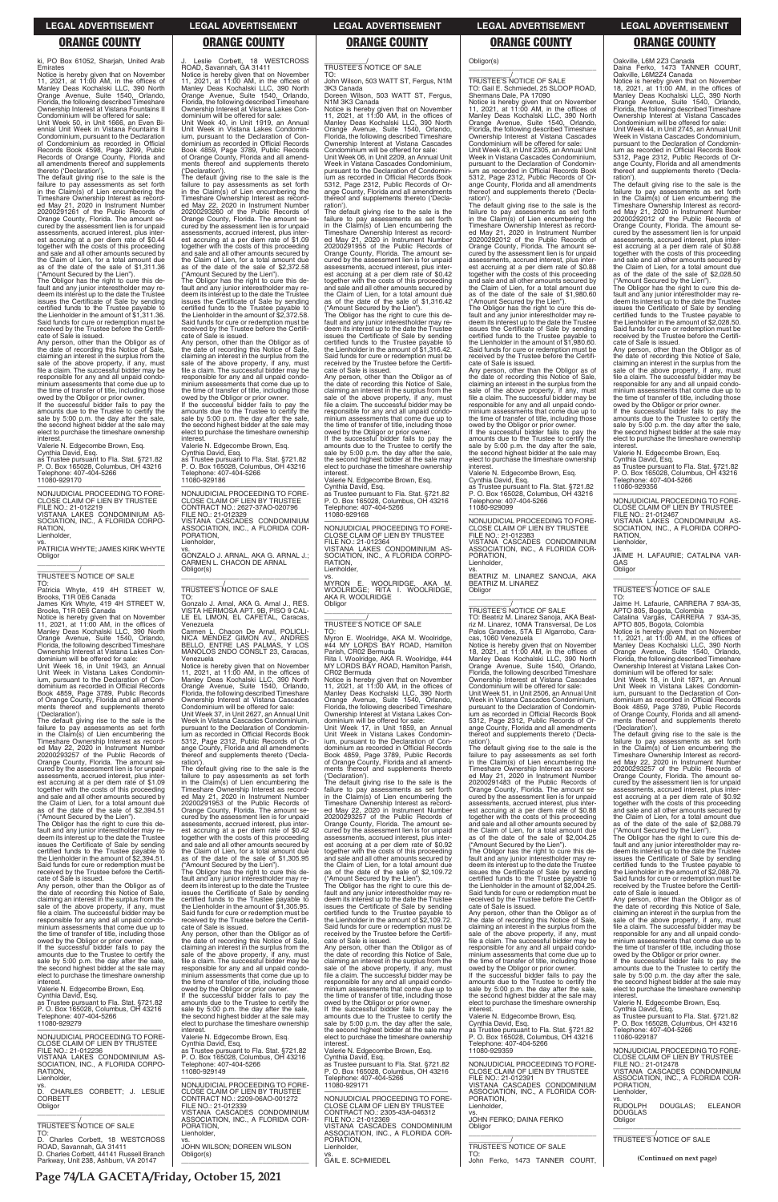ki, PO Box 61052, Sharjah, United Arab Emirates

Notice is hereby given that on November 11, 2021, at 11:00 AM, in the offices of Manley Deas Kochalski LLC, 390 North Orange Avenue, Suite 1540, Orlando, Florida, the following described Timeshare Ownership Interest at Vistana Fountains II Condominium will be offered for sale:

Unit Week 50, in Unit 1666, an Even Biennial Unit Week in Vistana Fountains II Condominium, pursuant to the Declaration of Condominium as recorded in Official Records Book 4598, Page 3299, Public Records of Orange County, Florida and all amendments thereof and supplements thereto ('Declaration').

The default giving rise to the sale is the failure to pay assessments as set forth in the Claim(s) of Lien encumbering the Timeshare Ownership Interest as recorded May 21, 2020 in Instrument Number 20200291261 of the Public Records of Orange County, Florida. The amount secured by the assessment lien is for unpaid assessments, accrued interest, plus interest accruing at a per diem rate of $0.44 together with the costs of this proceeding and sale and all other amounts secured by the Claim of Lien, for a total amount due as of the date of the sale of $1,311.36 ("Amount Secured by the Lien").

The Obligor has the right to cure this default and any junior interestholder may redeem its interest up to the date the Trustee issues the Certificate of Sale by sending certified funds to the Trustee payable to the Lienholder in the amount of $1,311.36. Said funds for cure or redemption must be received by the Trustee before the Certificate of Sale is issued.

Any person, other than the Obligor as of the date of recording this Notice of Sale, claiming an interest in the surplus from the sale of the above property, if any, must file a claim. The successful bidder may be responsible for any and all unpaid condominium assessments that come due up to the time of transfer of title, including those owed by the Obligor or prior owner.

If the successful bidder fails to pay the amounts due to the Trustee to certify the sale by 5:00 p.m. the day after the sale, the second highest bidder at the sale may elect to purchase the timeshare ownership interest.

Valerie N. Edgecombe Brown, Esq.
Cynthia David, Esq.
as Trustee pursuant to Fla. Stat. §721.82
P. O. Box 165028, Columbus, OH 43216
Telephone: 407-404-5266
11080-929170

NONJUDICIAL PROCEEDING TO FORECLOSE CLAIM OF LIEN BY TRUSTEE
FILE NO.: 21-012219
VISTANA LAKES CONDOMINIUM ASSOCIATION, INC., A FLORIDA CORPORATION,
Lienholder,
vs.
PATRICIA WHYTE; JAMES KIRK WHYTE
Obligor

TRUSTEE'S NOTICE OF SALE
TO:
Patricia Whyte, 419 4H STREET W, Brooks, T1R 0E6 Canada
James Kirk Whyte, 419 4H STREET W, Brooks, T1R 0E6 Canada

Notice is hereby given that on November 11, 2021, at 11:00 AM, in the offices of Manley Deas Kochalski LLC, 390 North Orange Avenue, Suite 1540, Orlando, Florida, the following described Timeshare Ownership Interest at Vistana Lakes Condominium will be offered for sale:

Unit Week 16, in Unit 1943, an Annual Unit Week in Vistana Lakes Condominium, pursuant to the Declaration of Condominium as recorded in Official Records Book 4859, Page 3789, Public Records of Orange County, Florida and all amendments thereof and supplements thereto ('Declaration').

The default giving rise to the sale is the failure to pay assessments as set forth in the Claim(s) of Lien encumbering the Timeshare Ownership Interest as recorded May 22, 2020 in Instrument Number 20200293257 of the Public Records of Orange County, Florida. The amount secured by the assessment lien is for unpaid assessments, accrued interest, plus interest accruing at a per diem rate of $1.09 together with the costs of this proceeding and sale and all other amounts secured by the Claim of Lien, for a total amount due as of the date of the sale of $2,394.51 ("Amount Secured by the Lien").

The Obligor has the right to cure this default and any junior interestholder may redeem its interest up to the date the Trustee issues the Certificate of Sale by sending certified funds to the Trustee payable to the Lienholder in the amount of $2,394.51. Said funds for cure or redemption must be received by the Trustee before the Certificate of Sale is issued.

Any person, other than the Obligor as of the date of recording this Notice of Sale, claiming an interest in the surplus from the sale of the above property, if any, must file a claim. The successful bidder may be responsible for any and all unpaid condominium assessments that come due up to the time of transfer of title, including those owed by the Obligor or prior owner.

If the successful bidder fails to pay the amounts due to the Trustee to certify the sale by 5:00 p.m. the day after the sale, the second highest bidder at the sale may elect to purchase the timeshare ownership interest.

Valerie N. Edgecombe Brown, Esq.
Cynthia David, Esq.
as Trustee pursuant to Fla. Stat. §721.82
P. O. Box 165028, Columbus, OH 43216
Telephone: 407-404-5266
11080-929279

NONJUDICIAL PROCEEDING TO FORECLOSE CLAIM OF LIEN BY TRUSTEE
FILE NO.: 21-012236
VISTANA LAKES CONDOMINIUM ASSOCIATION, INC., A FLORIDA CORPORATION,
Lienholder,
vs.
D. CHARLES CORBETT; J. LESLIE CORBETT
Obligor

TRUSTEE'S NOTICE OF SALE
TO:
D. Charles Corbett, 18 WESTCROSS ROAD, Savannah, GA 31411
D. Charles Corbett, 44141 Russell Branch Parkway, Unit 238, Ashburn, VA 20147
J. Leslie Corbett, 18 WESTCROSS ROAD, Savannah, GA 31411

Notice is hereby given that on November 11, 2021, at 11:00 AM, in the offices of Manley Deas Kochalski LLC, 390 North Orange Avenue, Suite 1540, Orlando, Florida, the following described Timeshare Ownership Interest at Vistana Lakes Condominium will be offered for sale:

Unit Week 40, in Unit 1919, an Annual Unit Week in Vistana Lakes Condominium, pursuant to the Declaration of Condominium as recorded in Official Records Book 4859, Page 3789, Public Records of Orange County, Florida and all amendments thereof and supplements thereto ('Declaration').

The default giving rise to the sale is the failure to pay assessments as set forth in the Claim(s) of Lien encumbering the Timeshare Ownership Interest as recorded May 22, 2020 in Instrument Number 20200293260 of the Public Records of Orange County, Florida. The amount secured by the assessment lien is for unpaid assessments, accrued interest, plus interest accruing at a per diem rate of $1.09 together with the costs of this proceeding and sale and all other amounts secured by the Claim of Lien, for a total amount due as of the date of the sale of $2,372.58 ("Amount Secured by the Lien").

The Obligor has the right to cure this default and any junior interestholder may redeem its interest up to the date the Trustee issues the Certificate of Sale by sending certified funds to the Trustee payable to the Lienholder in the amount of $2,372.58. Said funds for cure or redemption must be received by the Trustee before the Certificate of Sale is issued.

Any person, other than the Obligor as of the date of recording this Notice of Sale, claiming an interest in the surplus from the sale of the above property, if any, must file a claim. The successful bidder may be responsible for any and all unpaid condominium assessments that come due up to the time of transfer of title, including those owed by the Obligor or prior owner.

If the successful bidder fails to pay the amounts due to the Trustee to certify the sale by 5:00 p.m. the day after the sale, the second highest bidder at the sale may elect to purchase the timeshare ownership interest.

Valerie N. Edgecombe Brown, Esq.
Cynthia David, Esq.
as Trustee pursuant to Fla. Stat. §721.82
P. O. Box 165028, Columbus, OH 43216
Telephone: 407-404-5266
11080-929186

NONJUDICIAL PROCEEDING TO FORECLOSE CLAIM OF LIEN BY TRUSTEE
CONTRACT NO.: 2627-37A0-020796
FILE NO.: 21-012329
VISTANA CASCADES CONDOMINIUM ASSOCIATION, INC., A FLORIDA CORPORATION,
Lienholder,
vs.
GONZALO J. ARNAL, AKA G. ARNAL J.; CARMEN L. CHACON DE ARNAL
Obligor(s)

TRUSTEE'S NOTICE OF SALE
TO:
Gonzalo J. Arnal, AKA G. Arnal J., RES. VISTA HERMOSA APT. 9B, PISO 9 CALLE EL LIMON, EL CAFETAL, Caracas, Venezuela
Carmen L. Chacon De Arnal, POLICLINICA MENDEZ GIMON AV. ANDRES BELLO, ENTRE LAS PALMAS, Y LOS MANOLOS 2NDO CONSLT 23, Caracas, Venezuela

Notice is hereby given that on November 11, 2021, at 11:00 AM, in the offices of Manley Deas Kochalski LLC, 390 North Orange Avenue, Suite 1540, Orlando, Florida, the following described Timeshare Ownership Interest at Vistana Cascades Condominium will be offered for sale:

Unit Week 37, in Unit 2627, an Annual Unit Week in Vistana Cascades Condominium, pursuant to the Declaration of Condominium as recorded in Official Records Book 5312, Page 2312, Public Records of Orange County, Florida and all amendments thereof and supplements thereto ('Declaration').

The default giving rise to the sale is the failure to pay assessments as set forth in the Claim(s) of Lien encumbering the Timeshare Ownership Interest as recorded May 21, 2020 in Instrument Number 20200291953 of the Public Records of Orange County, Florida. The amount secured by the assessment lien is for unpaid assessments, accrued interest, plus interest accruing at a per diem rate of $0.42 together with the costs of this proceeding and sale and all other amounts secured by the Claim of Lien, for a total amount due as of the date of the sale of $1,305.95 ("Amount Secured by the Lien").

The Obligor has the right to cure this default and any junior interestholder may redeem its interest up to the date the Trustee issues the Certificate of Sale by sending certified funds to the Trustee payable to the Lienholder in the amount of $1,305.95. Said funds for cure or redemption must be received by the Trustee before the Certificate of Sale is issued.

Any person, other than the Obligor as of the date of recording this Notice of Sale, claiming an interest in the surplus from the sale of the above property, if any, must file a claim. The successful bidder may be responsible for any and all unpaid condominium assessments that come due up to the time of transfer of title, including those owed by the Obligor or prior owner.

If the successful bidder fails to pay the amounts due to the Trustee to certify the sale by 5:00 p.m. the day after the sale, the second highest bidder at the sale may elect to purchase the timeshare ownership interest.

Valerie N. Edgecombe Brown, Esq.
Cynthia David, Esq.
as Trustee pursuant to Fla. Stat. §721.82
P. O. Box 165028, Columbus, OH 43216
Telephone: 407-404-5266
11080-929149

NONJUDICIAL PROCEEDING TO FORECLOSE CLAIM OF LIEN BY TRUSTEE
CONTRACT NO.: 2209-06A0-001272
FILE NO.: 21-012339
VISTANA CASCADES CONDOMINIUM ASSOCIATION, INC., A FLORIDA CORPORATION,
Lienholder,
vs.
JOHN WILSON; DOREEN WILSON
Obligor(s)

TRUSTEE'S NOTICE OF SALE
TO:
John Wilson, 503 WATT ST, Fergus, N1M 3K3 Canada
Doreen Wilson, 503 WATT ST, Fergus, N1M 3K3 Canada

Notice is hereby given that on November 11, 2021, at 11:00 AM, in the offices of Manley Deas Kochalski LLC, 390 North Orange Avenue, Suite 1540, Orlando, Florida, the following described Timeshare Ownership Interest at Vistana Cascades Condominium will be offered for sale:

Unit Week 06, in Unit 2209, an Annual Unit Week in Vistana Cascades Condominium, pursuant to the Declaration of Condominium as recorded in Official Records Book 5312, Page 2312, Public Records of Orange County, Florida and all amendments thereof and supplements thereto ('Declaration').

The default giving rise to the sale is the failure to pay assessments as set forth in the Claim(s) of Lien encumbering the Timeshare Ownership Interest as recorded May 21, 2020 in Instrument Number 20200291955 of the Public Records of Orange County, Florida. The amount secured by the assessment lien is for unpaid assessments, accrued interest, plus interest accruing at a per diem rate of $0.42 together with the costs of this proceeding and sale and all other amounts secured by the Claim of Lien, for a total amount due as of the date of the sale of $1,316.42 ("Amount Secured by the Lien").

The Obligor has the right to cure this default and any junior interestholder may redeem its interest up to the date the Trustee issues the Certificate of Sale by sending certified funds to the Trustee payable to the Lienholder in the amount of $1,316.42. Said funds for cure or redemption must be received by the Trustee before the Certificate of Sale is issued.

Any person, other than the Obligor as of the date of recording this Notice of Sale, claiming an interest in the surplus from the sale of the above property, if any, must file a claim. The successful bidder may be responsible for any and all unpaid condominium assessments that come due up to the time of transfer of title, including those owed by the Obligor or prior owner.

If the successful bidder fails to pay the amounts due to the Trustee to certify the sale by 5:00 p.m. the day after the sale, the second highest bidder at the sale may elect to purchase the timeshare ownership interest.

Valerie N. Edgecombe Brown, Esq.
Cynthia David, Esq.
as Trustee pursuant to Fla. Stat. §721.82
P. O. Box 165028, Columbus, OH 43216
Telephone: 407-404-5266
11080-929168

NONJUDICIAL PROCEEDING TO FORECLOSE CLAIM OF LIEN BY TRUSTEE
FILE NO.: 21-012364
VISTANA LAKES CONDOMINIUM ASSOCIATION, INC., A FLORIDA CORPORATION,
Lienholder,
vs.
MYRON E. WOOLRIDGE, AKA M. WOOLRIDGE; RITA I. WOOLRIDGE, AKA R. WOOLRIDGE
Obligor

TRUSTEE'S NOTICE OF SALE
TO:
Myron E. Woolridge, AKA M. Woolridge, #44 MY LORDS BAY ROAD, Hamilton Parish, CR02 Bermuda
Rita I. Woolridge, AKA R. Woolridge, #44 MY LORDS BAY ROAD, Hamilton Parish, CR02 Bermuda

Notice is hereby given that on November 11, 2021, at 11:00 AM, in the offices of Manley Deas Kochalski LLC, 390 North Orange Avenue, Suite 1540, Orlando, Florida, the following described Timeshare Ownership Interest at Vistana Lakes Condominium will be offered for sale:

Unit Week 17, in Unit 1859, an Annual Unit Week in Vistana Lakes Condominium, pursuant to the Declaration of Condominium as recorded in Official Records Book 4859, Page 3789, Public Records of Orange County, Florida and all amendments thereof and supplements thereto ('Declaration').

The default giving rise to the sale is the failure to pay assessments as set forth in the Claim(s) of Lien encumbering the Timeshare Ownership Interest as recorded May 22, 2020 in Instrument Number 20200293257 of the Public Records of Orange County, Florida. The amount secured by the assessment lien is for unpaid assessments, accrued interest, plus interest accruing at a per diem rate of $0.92 together with the costs of this proceeding and sale and all other amounts secured by the Claim of Lien, for a total amount due as of the date of the sale of $2,109.72 ("Amount Secured by the Lien").

The Obligor has the right to cure this default and any junior interestholder may redeem its interest up to the date the Trustee issues the Certificate of Sale by sending certified funds to the Trustee payable to the Lienholder in the amount of $2,109.72. Said funds for cure or redemption must be received by the Trustee before the Certificate of Sale is issued.

Any person, other than the Obligor as of the date of recording this Notice of Sale, claiming an interest in the surplus from the sale of the above property, if any, must file a claim. The successful bidder may be responsible for any and all unpaid condominium assessments that come due up to the time of transfer of title, including those owed by the Obligor or prior owner.

If the successful bidder fails to pay the amounts due to the Trustee to certify the sale by 5:00 p.m. the day after the sale, the second highest bidder at the sale may elect to purchase the timeshare ownership interest.

Valerie N. Edgecombe Brown, Esq.
Cynthia David, Esq.
as Trustee pursuant to Fla. Stat. §721.82
P. O. Box 165028, Columbus, OH 43216
Telephone: 407-404-5266
11080-929171

NONJUDICIAL PROCEEDING TO FORECLOSE CLAIM OF LIEN BY TRUSTEE
CONTRACT NO.: 2305-43A-046312
FILE NO.: 21-012369
VISTANA CASCADES CONDOMINIUM ASSOCIATION, INC., A FLORIDA CORPORATION,
Lienholder,
vs.
GAIL E. SCHMIEDEL
Obligor(s)

TRUSTEE'S NOTICE OF SALE
TO: Gail E. Schmiedel, 25 SLOOP ROAD, Shermans Dale, PA 17090

Notice is hereby given that on November 11, 2021, at 11:00 AM, in the offices of Manley Deas Kochalski LLC, 390 North Orange Avenue, Suite 1540, Orlando, Florida, the following described Timeshare Ownership Interest at Vistana Cascades Condominium will be offered for sale:

Unit Week 43, in Unit 2305, an Annual Unit Week in Vistana Cascades Condominium, pursuant to the Declaration of Condominium as recorded in Official Records Book 5312, Page 2312, Public Records of Orange County, Florida and all amendments thereof and supplements thereto ('Declaration').

The default giving rise to the sale is the failure to pay assessments as set forth in the Claim(s) of Lien encumbering the Timeshare Ownership Interest as recorded May 21, 2020 in Instrument Number 20200291012 of the Public Records of Orange County, Florida. The amount secured by the assessment lien is for unpaid assessments, accrued interest, plus interest accruing at a per diem rate of $0.88 together with the costs of this proceeding and sale and all other amounts secured by the Claim of Lien, for a total amount due as of the date of the sale of $1,980.60 ("Amount Secured by the Lien").

The Obligor has the right to cure this default and any junior interestholder may redeem its interest up to the date the Trustee issues the Certificate of Sale by sending certified funds to the Trustee payable to the Lienholder in the amount of $1,980.60. Said funds for cure or redemption must be received by the Trustee before the Certificate of Sale is issued.

Any person, other than the Obligor as of the date of recording this Notice of Sale, claiming an interest in the surplus from the sale of the above property, if any, must file a claim. The successful bidder may be responsible for any and all unpaid condominium assessments that come due up to the time of transfer of title, including those owed by the Obligor or prior owner.

If the successful bidder fails to pay the amounts due to the Trustee to certify the sale by 5:00 p.m. the day after the sale, the second highest bidder at the sale may elect to purchase the timeshare ownership interest.

Valerie N. Edgecombe Brown, Esq.
Cynthia David, Esq.
as Trustee pursuant to Fla. Stat. §721.82
P. O. Box 165028, Columbus, OH 43216
Telephone: 407-404-5266
11080-929099

NONJUDICIAL PROCEEDING TO FORECLOSE CLAIM OF LIEN BY TRUSTEE
FILE NO.: 21-012383
VISTANA CASCADES CONDOMINIUM ASSOCIATION, INC., A FLORIDA CORPORATION,
Lienholder,
vs.
BEATRIZ M. LINAREZ SANOJA, AKA BEATRIZ M. LINAREZ
Obligor

TRUSTEE'S NOTICE OF SALE
TO: Beatriz M. Linarez Sanoja, AKA Beatriz M. Linarez, 10MA Transversal, De Los Palos Grandes, 5TA El Algarrobo, Caracas, 1060 Venezuela

Notice is hereby given that on November 18, 2021, at 11:00 AM, in the offices of Manley Deas Kochalski LLC, 390 North Orange Avenue, Suite 1540, Orlando, Florida, the following described Timeshare Ownership Interest at Vistana Cascades Condominium will be offered for sale:

Unit Week 51, in Unit 2506, an Annual Unit Week in Vistana Cascades Condominium, pursuant to the Declaration of Condominium as recorded in Official Records Book 5312, Page 2312, Public Records of Orange County, Florida and all amendments thereof and supplements thereto ('Declaration').

The default giving rise to the sale is the failure to pay assessments as set forth in the Claim(s) of Lien encumbering the Timeshare Ownership Interest as recorded May 21, 2020 in Instrument Number 20200291483 of the Public Records of Orange County, Florida. The amount secured by the assessment lien is for unpaid assessments, accrued interest, plus interest accruing at a per diem rate of $0.88 together with the costs of this proceeding and sale and all other amounts secured by the Claim of Lien, for a total amount due as of the date of the sale of $2,004.25 ("Amount Secured by the Lien").

The Obligor has the right to cure this default and any junior interestholder may redeem its interest up to the date the Trustee issues the Certificate of Sale by sending certified funds to the Trustee payable to the Lienholder in the amount of $2,004.25. Said funds for cure or redemption must be received by the Trustee before the Certificate of Sale is issued.

Any person, other than the Obligor as of the date of recording this Notice of Sale, claiming an interest in the surplus from the sale of the above property, if any, must file a claim. The successful bidder may be responsible for any and all unpaid condominium assessments that come due up to the time of transfer of title, including those owed by the Obligor or prior owner.

If the successful bidder fails to pay the amounts due to the Trustee to certify the sale by 5:00 p.m. the day after the sale, the second highest bidder at the sale may elect to purchase the timeshare ownership interest.

Valerie N. Edgecombe Brown, Esq.
Cynthia David, Esq.
as Trustee pursuant to Fla. Stat. §721.82
P. O. Box 165028, Columbus, OH 43216
Telephone: 407-404-5266
11080-929359

NONJUDICIAL PROCEEDING TO FORECLOSE CLAIM OF LIEN BY TRUSTEE
FILE NO.: 21-012391
VISTANA CASCADES CONDOMINIUM ASSOCIATION, INC., A FLORIDA CORPORATION,
Lienholder,
vs.
JOHN FERKO; DAINA FERKO
Obligor

TRUSTEE'S NOTICE OF SALE
TO:
John Ferko, 1473 TANNER COURT, Oakville, L6M 2Z3 Canada
Daina Ferko, 1473 TANNER COURT, Oakville, L6M2Z4 Canada

Notice is hereby given that on November 18, 2021, at 11:00 AM, in the offices of Manley Deas Kochalski LLC, 390 North Orange Avenue, Suite 1540, Orlando, Florida, the following described Timeshare Ownership Interest at Vistana Cascades Condominium will be offered for sale:

Unit Week 44, in Unit 2745, an Annual Unit Week in Vistana Cascades Condominium, pursuant to the Declaration of Condominium as recorded in Official Records Book 5312, Page 2312, Public Records of Orange County, Florida and all amendments thereof and supplements thereto ('Declaration').

The default giving rise to the sale is the failure to pay assessments as set forth in the Claim(s) of Lien encumbering the Timeshare Ownership Interest as recorded May 21, 2020 in Instrument Number 20200292012 of the Public Records of Orange County, Florida. The amount secured by the assessment lien is for unpaid assessments, accrued interest, plus interest accruing at a per diem rate of $0.88 together with the costs of this proceeding and sale and all other amounts secured by the Claim of Lien, for a total amount due as of the date of the sale of $2,028.50 ("Amount Secured by the Lien").

The Obligor has the right to cure this default and any junior interestholder may redeem its interest up to the date the Trustee issues the Certificate of Sale by sending certified funds to the Trustee payable to the Lienholder in the amount of $2,028.50. Said funds for cure or redemption must be received by the Trustee before the Certificate of Sale is issued.

Any person, other than the Obligor as of the date of recording this Notice of Sale, claiming an interest in the surplus from the sale of the above property, if any, must file a claim. The successful bidder may be responsible for any and all unpaid condominium assessments that come due up to the time of transfer of title, including those owed by the Obligor or prior owner.

If the successful bidder fails to pay the amounts due to the Trustee to certify the sale by 5:00 p.m. the day after the sale, the second highest bidder at the sale may elect to purchase the timeshare ownership interest.

Valerie N. Edgecombe Brown, Esq.
Cynthia David, Esq.
as Trustee pursuant to Fla. Stat. §721.82
P. O. Box 165028, Columbus, OH 43216
Telephone: 407-404-5266
11080-929356

NONJUDICIAL PROCEEDING TO FORECLOSE CLAIM OF LIEN BY TRUSTEE
FILE NO.: 21-012467
VISTANA LAKES CONDOMINIUM ASSOCIATION, INC., A FLORIDA CORPORATION,
Lienholder,
vs.
JAIME H. LAFAURIE; CATALINA VARGAS
Obligor

TRUSTEE'S NOTICE OF SALE
TO:
Jaime H. Lafaurie, CARRERA 7 93A-35, APTO 805, Bogota, Colombia
Catalina Vargas, CARRERA 7 93A-35, APTO 805, Bogota, Colombia

Notice is hereby given that on November 11, 2021, at 11:00 AM, in the offices of Manley Deas Kochalski LLC, 390 North Orange Avenue, Suite 1540, Orlando, Florida, the following described Timeshare Ownership Interest at Vistana Lakes Condominium will be offered for sale:

Unit Week 18, in Unit 1871, an Annual Unit Week in Vistana Lakes Condominium, pursuant to the Declaration of Condominium as recorded in Official Records Book 4859, Page 3789, Public Records of Orange County, Florida and all amendments thereof and supplements thereto ('Declaration').

The default giving rise to the sale is the failure to pay assessments as set forth in the Claim(s) of Lien encumbering the Timeshare Ownership Interest as recorded May 22, 2020 in Instrument Number 20200293257 of the Public Records of Orange County, Florida. The amount secured by the assessment lien is for unpaid assessments, accrued interest, plus interest accruing at a per diem rate of $0.92 together with the costs of this proceeding and sale and all other amounts secured by the Claim of Lien, for a total amount due as of the date of the sale of $2,088.79 ("Amount Secured by the Lien").

The Obligor has the right to cure this default and any junior interestholder may redeem its interest up to the date the Trustee issues the Certificate of Sale by sending certified funds to the Trustee payable to the Lienholder in the amount of $2,088.79. Said funds for cure or redemption must be received by the Trustee before the Certificate of Sale is issued.

Any person, other than the Obligor as of the date of recording this Notice of Sale, claiming an interest in the surplus from the sale of the above property, if any, must file a claim. The successful bidder may be responsible for any and all unpaid condominium assessments that come due up to the time of transfer of title, including those owed by the Obligor or prior owner.

If the successful bidder fails to pay the amounts due to the Trustee to certify the sale by 5:00 p.m. the day after the sale, the second highest bidder at the sale may elect to purchase the timeshare ownership interest.

Valerie N. Edgecombe Brown, Esq.
Cynthia David, Esq.
as Trustee pursuant to Fla. Stat. §721.82
P. O. Box 165028, Columbus, OH 43216
Telephone: 407-404-5266
11080-929187

NONJUDICIAL PROCEEDING TO FORECLOSE CLAIM OF LIEN BY TRUSTEE
FILE NO.: 21-012478
VISTANA CASCADES CONDOMINIUM ASSOCIATION, INC., A FLORIDA CORPORATION,
Lienholder,
vs.
RUDOLPH DOUGLAS; ELEANOR DOUGLAS
Obligor

TRUSTEE'S NOTICE OF SALE

**(Continued on next page)**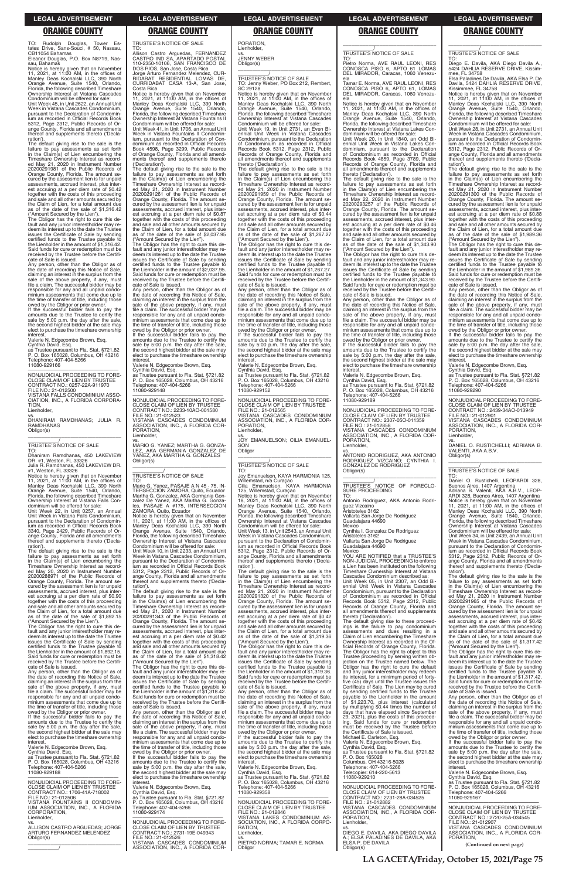TO: Rudolph Douglas, Tower Estates Drive, Sans-Souci, # 50, Nassau, CB11054 Bahamas

Eleanor Douglas, P.O. Box N8719, Nassau, Bahamas

Notice is hereby given that on November 11, 2021, at 11:00 AM, in the offices of Manley Deas Kochalski LLC, 390 North Orange Avenue, Suite 1540, Orlando, Florida, the following described Timeshare Ownership Interest at Vistana Cascades Condominium will be offered for sale:

Unit Week 45, in Unit 2622, an Annual Unit Week in Vistana Cascades Condominium, pursuant to the Declaration of Condominium as recorded in Official Records Book 5312, Page 2312, Public Records of Orange County, Florida and all amendments thereof and supplements thereto ('Declaration').

The default giving rise to the sale is the failure to pay assessments as set forth in the Claim(s) of Lien encumbering the Timeshare Ownership Interest as recorded May 21, 2020 in Instrument Number 20200291981 of the Public Records of Orange County, Florida. The amount secured by the assessment lien is for unpaid assessments, accrued interest, plus interest accruing at a per diem rate of $0.42 together with the costs of this proceeding and sale and all other amounts secured by the Claim of Lien, for a total amount due as of the date of the sale of $1,316.42 ("Amount Secured by the Lien").

The Obligor has the right to cure this default and any junior interestholder may redeem its interest up to the date the Trustee issues the Certificate of Sale by sending certified funds to the Trustee payable to the Lienholder in the amount of $1,316.42. Said funds for cure or redemption must be received by the Trustee before the Certificate of Sale is issued.

Any person, other than the Obligor as of the date of recording this Notice of Sale, claiming an interest in the surplus from the sale of the above property, if any, must file a claim. The successful bidder may be responsible for any and all unpaid condominium assessments that come due up to the time of transfer of title, including those owed by the Obligor or prior owner.

If the successful bidder fails to pay the amounts due to the Trustee to certify the sale by 5:00 p.m. the day after the sale, the second highest bidder at the sale may elect to purchase the timeshare ownership interest.

Valerie N. Edgecombe Brown, Esq.
Cynthia David, Esq.
as Trustee pursuant to Fla. Stat. §721.82
P. O. Box 165028, Columbus, OH 43216
Telephone: 407-404-5266
11080-929166

---

NONJUDICIAL PROCEEDING TO FORECLOSE CLAIM OF LIEN BY TRUSTEE
CONTRACT NO.: 0257-22A-911970
FILE NO.: 21-012500
VISTANA FALLS CONDOMINIUM ASSOCIATION, INC., A FLORIDA CORPORATION,
Lienholder,
vs.
DHANIRAM RAMDHANAS; JULIA R. RAMDHANAS
Obligor(s)

TRUSTEE'S NOTICE OF SALE

TO:
Dhaniram Ramdhanas, 450 LAKEVIEW DR. #1, Weston, FL 33326
Julia R. Ramdhanas, 450 LAKEVIEW DR. #1, Weston, FL 33326

Notice is hereby given that on November 11, 2021, at 11:00 AM, in the offices of Manley Deas Kochalski LLC, 390 North Orange Avenue, Suite 1540, Orlando, Florida, the following described Timeshare Ownership Interest at Vistana Falls Condominium will be offered for sale:

Unit Week 22, in Unit 0257, an Annual Unit Week in Vistana Falls Condominium, pursuant to the Declaration of Condominium as recorded in Official Records Book 3340, Page 2429, Public Records of Orange County, Florida and all amendments thereof and supplements thereto ('Declaration').

The default giving rise to the sale is the failure to pay assessments as set forth in the Claim(s) of Lien encumbering the Timeshare Ownership Interest as recorded May 20, 2020 in Instrument Number 20200288971 of the Public Records of Orange County, Florida. The amount secured by the assessment lien is for unpaid assessments, accrued interest, plus interest accruing at a per diem rate of $0.90 together with the costs of this proceeding and sale and all other amounts secured by the Claim of Lien, for a total amount due as of the date of the sale of $1,892.15 ("Amount Secured by the Lien").

The Obligor has the right to cure this default and any junior interestholder may redeem its interest up to the date the Trustee issues the Certificate of Sale by sending certified funds to the Trustee payable to the Lienholder in the amount of $1,892.15. Said funds for cure or redemption must be received by the Trustee before the Certificate of Sale is issued.

Any person, other than the Obligor as of the date of recording this Notice of Sale, claiming an interest in the surplus from the sale of the above property, if any, must file a claim. The successful bidder may be responsible for any and all unpaid condominium assessments that come due up to the time of transfer of title, including those owed by the Obligor or prior owner.

If the successful bidder fails to pay the amounts due to the Trustee to certify the sale by 5:00 p.m. the day after the sale, the second highest bidder at the sale may elect to purchase the timeshare ownership interest.

Valerie N. Edgecombe Brown, Esq.
Cynthia David, Esq.
as Trustee pursuant to Fla. Stat. §721.82
P. O. Box 165028, Columbus, OH 43216
Telephone: 407-404-5266
11080-929188

---

NONJUDICIAL PROCEEDING TO FORECLOSE CLAIM OF LIEN BY TRUSTEE
CONTRACT NO.: 1706-41A-718002
FILE NO.: 21-012506
VISTANA FOUNTAINS II CONDOMINIUM ASSOCIATION, INC., A FLORIDA CORPORATION,
Lienholder,
vs.
ALLISON CASTRO ARGUEDAS; JORGE ARTURO FERNANDEZ MELENDEZ
Obligor(s)

TRUSTEE'S NOTICE OF SALE

TO:
Allison Castro Arguedas, FERNANDEZ CASTRO IND SA, APARTADO POSTAL 110-2350-10106, SAN FRANCISCO DE DOS RIOS, San Jose, Costa Rica
Jorge Arturo Fernandez Melendez, CURRIDABAT RESIDENTIAL LOMAS DE, CURRIDABAT CASA 13-A, San Jose, Costa Rica

Notice is hereby given that on November 11, 2021, at 11:00 AM, in the offices of Manley Deas Kochalski LLC, 390 North Orange Avenue, Suite 1540, Orlando, Florida, the following described Timeshare Ownership Interest at Vistana Fountains II Condominium will be offered for sale:

Unit Week 41, in Unit 1706, an Annual Unit Week in Vistana Fountains II Condominium, pursuant to the Declaration of Condominium as recorded in Official Records Book 4598, Page 3299, Public Records of Orange County, Florida and all amendments thereof and supplements thereto ('Declaration').

The default giving rise to the sale is the failure to pay assessments as set forth in the Claim(s) of Lien encumbering the Timeshare Ownership Interest as recorded May 21, 2020 in Instrument Number 20200291261 of the Public Records of Orange County, Florida. The amount secured by the assessment lien is for unpaid assessments, accrued interest, plus interest accruing at a per diem rate of $0.87 together with the costs of this proceeding and sale and all other amounts secured by the Claim of Lien, for a total amount due as of the date of the sale of $2,037.95 ("Amount Secured by the Lien").

The Obligor has the right to cure this default and any junior interestholder may redeem its interest up to the date the Trustee issues the Certificate of Sale by sending certified funds to the Trustee payable to the Lienholder in the amount of $2,037.95. Said funds for cure or redemption must be received by the Trustee before the Certificate of Sale is issued.

Any person, other than the Obligor as of the date of recording this Notice of Sale, claiming an interest in the surplus from the sale of the above property, if any, must file a claim. The successful bidder may be responsible for any and all unpaid condominium assessments that come due up to the time of transfer of title, including those owed by the Obligor or prior owner.

If the successful bidder fails to pay the amounts due to the Trustee to certify the sale by 5:00 p.m. the day after the sale, the second highest bidder at the sale may elect to purchase the timeshare ownership interest.

Valerie N. Edgecombe Brown, Esq.
Cynthia David, Esq.
as Trustee pursuant to Fla. Stat. §721.82
P. O. Box 165028, Columbus, OH 43216
Telephone: 407-404-5266
11080-929148

---

NONJUDICIAL PROCEEDING TO FORECLOSE CLAIM OF LIEN BY TRUSTEE
CONTRACT NO.: 2233-10AO-001580
FILE NO.: 21-012523
VISTANA CASCADES CONDOMINIUM ASSOCIATION, INC., A FLORIDA CORPORATION,
Lienholder,
vs.
MARIO G. YANEZ; MARTHA G. GONZALEZ, AKA GERMANIA GONZALEZ DE YANEZ, AKA MARTHA G. GONZALES
Obligor(s)

TRUSTEE'S NOTICE OF SALE

TO:
Mario G. Yanez, PASAJE A N 45 - 75, INTERSECCION ZAMORA, Quito, Ecuador
Martha G. Gonzalez, AKA Germania Gonzalez De Yanez, AKA Martha G. Gonzales, PASAJE A #175, INTERSECCION ZAMORA, Quito, Ecuador

Notice is hereby given that on November 11, 2021, at 11:00 AM, in the offices of Manley Deas Kochalski LLC, 390 North Orange Avenue, Suite 1540, Orlando, Florida, the following described Timeshare Ownership Interest at Vistana Cascades Condominium will be offered for sale:

Unit Week 10, in Unit 2233, an Annual Unit Week in Vistana Cascades Condominium, pursuant to the Declaration of Condominium as recorded in Official Records Book 5312, Page 2312, Public Records of Orange County, Florida and all amendments thereof and supplements thereto ('Declaration').

The default giving rise to the sale is the failure to pay assessments as set forth in the Claim(s) of Lien encumbering the Timeshare Ownership Interest as recorded May 21, 2020 in Instrument Number 20200291343 of the Public Records of Orange County, Florida. The amount secured by the assessment lien is for unpaid assessments, accrued interest, plus interest accruing at a per diem rate of $0.42 together with the costs of this proceeding and sale and all other amounts secured by the Claim of Lien, for a total amount due as of the date of the sale of $1,318.42 ("Amount Secured by the Lien").

The Obligor has the right to cure this default and any junior interestholder may redeem its interest up to the date the Trustee issues the Certificate of Sale by sending certified funds to the Trustee payable to the Lienholder in the amount of $1,318.42. Said funds for cure or redemption must be received by the Trustee before the Certificate of Sale is issued.

Any person, other than the Obligor as of the date of recording this Notice of Sale, claiming an interest in the surplus from the sale of the above property, if any, must file a claim. The successful bidder may be responsible for any and all unpaid condominium assessments that come due up to the time of transfer of title, including those owed by the Obligor or prior owner.

If the successful bidder fails to pay the amounts due to the Trustee to certify the sale by 5:00 p.m. the day after the sale, the second highest bidder at the sale may elect to purchase the timeshare ownership interest.

Valerie N. Edgecombe Brown, Esq.
Cynthia David, Esq.
as Trustee pursuant to Fla. Stat. §721.82
P. O. Box 165028, Columbus, OH 43216
Telephone: 407-404-5266
11080-929174

---

NONJUDICIAL PROCEEDING TO FORECLOSE CLAIM OF LIEN BY TRUSTEE
CONTRACT NO.: 2731-19E-049343
FILE NO.: 21-012526
VISTANA CASCADES CONDOMINIUM ASSOCIATION, INC., A FLORIDA CORPORATION,
Lienholder,
vs.
JENNY WEBER
Obligor(s)

TRUSTEE'S NOTICE OF SALE

TO: Jenny Weber, PO Box 212, Rembert, SC 29128

Notice is hereby given that on November 11, 2021, at 11:00 AM, in the offices of Manley Deas Kochalski LLC, 390 North Orange Avenue, Suite 1540, Orlando, Florida, the following described Timeshare Ownership Interest at Vistana Cascades Condominium will be offered for sale:

Unit Week 19, in Unit 2731, an Even Biennial Unit Week in Vistana Cascades Condominium, pursuant to the Declaration of Condominium as recorded in Official Records Book 5312, Page 2312, Public Records of Orange County, Florida and all amendments thereof and supplements thereto ('Declaration').

The default giving rise to the sale is the failure to pay assessments as set forth in the Claim(s) of Lien encumbering the Timeshare Ownership Interest as recorded May 21, 2020 in Instrument Number 20200291959 of the Public Records of Orange County, Florida. The amount secured by the assessment lien is for unpaid assessments, accrued interest, plus interest accruing at a per diem rate of $0.44 together with the costs of this proceeding and sale and all other amounts secured by the Claim of Lien, for a total amount due as of the date of the sale of $1,267.27 ("Amount Secured by the Lien").

The Obligor has the right to cure this default and any junior interestholder may redeem its interest up to the date the Trustee issues the Certificate of Sale by sending certified funds to the Trustee payable to the Lienholder in the amount of $1,267.27. Said funds for cure or redemption must be received by the Trustee before the Certificate of Sale is issued.

Any person, other than the Obligor as of the date of recording this Notice of Sale, claiming an interest in the surplus from the sale of the above property, if any, must file a claim. The successful bidder may be responsible for any and all unpaid condominium assessments that come due up to the time of transfer of title, including those owed by the Obligor or prior owner.

If the successful bidder fails to pay the amounts due to the Trustee to certify the sale by 5:00 p.m. the day after the sale, the second highest bidder at the sale may elect to purchase the timeshare ownership interest.

Valerie N. Edgecombe Brown, Esq.
Cynthia David, Esq.
as Trustee pursuant to Fla. Stat. §721.82
P. O. Box 165028, Columbus, OH 43216
Telephone: 407-404-5266
11080-929152

---

NONJUDICIAL PROCEEDING TO FORECLOSE CLAIM OF LIEN BY TRUSTEE
FILE NO.: 21-012565
VISTANA CASCADES CONDOMINIUM ASSOCIATION, INC., A FLORIDA CORPORATION,
Lienholder,
vs.
JOY EMANUELSON; CILIA EMANUELSON
Obligor

TRUSTEE'S NOTICE OF SALE

TO:
Joy Emanuelson, KAYA HARMONIA 125, Willemstad, n/a Curaçao
Cilia Emanuelson, KAYA HARMONIA 125, Willemstad, Curaçao

Notice is hereby given that on November 18, 2021, at 11:00 AM, in the offices of Manley Deas Kochalski LLC, 390 North Orange Avenue, Suite 1540, Orlando, Florida, the following described Timeshare Ownership Interest at Vistana Cascades Condominium will be offered for sale:

Unit Week 13, in Unit 2543, an Annual Unit Week in Vistana Cascades Condominium, pursuant to the Declaration of Condominium as recorded in Official Records Book 5312, Page 2312, Public Records of Orange County, Florida and all amendments thereof and supplements thereto ('Declaration').

The default giving rise to the sale is the failure to pay assessments as set forth in the Claim(s) of Lien encumbering the Timeshare Ownership Interest as recorded May 21, 2020 in Instrument Number 20200291320 of the Public Records of Orange County, Florida. The amount secured by the assessment lien is for unpaid assessments, accrued interest, plus interest accruing at a per diem rate of $0.42 together with the costs of this proceeding and sale and all other amounts secured by the Claim of Lien, for a total amount due as of the date of the sale of $1,319.36 ("Amount Secured by the Lien").

The Obligor has the right to cure this default and any junior interestholder may redeem its interest up to the date the Trustee issues the Certificate of Sale by sending certified funds to the Trustee payable to the Lienholder in the amount of $1,319.36. Said funds for cure or redemption must be received by the Trustee before the Certificate of Sale is issued.

Any person, other than the Obligor as of the date of recording this Notice of Sale, claiming an interest in the surplus from the sale of the above property, if any, must file a claim. The successful bidder may be responsible for any and all unpaid condominium assessments that come due up to the time of transfer of title, including those owed by the Obligor or prior owner.

If the successful bidder fails to pay the amounts due to the Trustee to certify the sale by 5:00 p.m. the day after the sale, the second highest bidder at the sale may elect to purchase the timeshare ownership interest.

Valerie N. Edgecombe Brown, Esq.
Cynthia David, Esq.
as Trustee pursuant to Fla. Stat. §721.82
P. O. Box 165028, Columbus, OH 43216
Telephone: 407-404-5266
11080-929358

---

NONJUDICIAL PROCEEDING TO FORECLOSE CLAIM OF LIEN BY TRUSTEE
FILE NO.: 21-012846
VISTANA LAKES CONDOMINIUM ASSOCIATION, INC., A FLORIDA CORPORATION,
Lienholder,
vs.
PIETRO NORMA; TAMAR E. NORMA
Obligor

TRUSTEE'S NOTICE OF SALE

TO:
Pietro Norma, AVE RAUL LEONI, RES CONOSCA PISO 6, APTO 61 LOMAS DEL MIRADOR, Caracas, 1060 Venezuela
Tamar E. Norma, AVE RAUL LEONI, RES CONOSCA PISO 6, APTO 61, LOMAS DEL MIRADOR, Caracas, 1060 Venezuela

Notice is hereby given that on November 11, 2021, at 11:00 AM, in the offices of Manley Deas Kochalski LLC, 390 North Orange Avenue, Suite 1540, Orlando, Florida, the following described Timeshare Ownership Interest at Vistana Lakes Condominium will be offered for sale:

Unit Week 20, in Unit 1840, an Odd Biennial Unit Week in Vistana Lakes Condominium, pursuant to the Declaration of Condominium as recorded in Official Records Book 4859, Page 3789, Public Records of Orange County, Florida and all amendments thereof and supplements thereto ('Declaration').

The default giving rise to the sale is the failure to pay assessments as set forth in the Claim(s) of Lien encumbering the Timeshare Ownership Interest as recorded May 22, 2020 in Instrument Number 20200293257 of the Public Records of Orange County, Florida. The amount secured by the assessment lien is for unpaid assessments, accrued interest, plus interest accruing at a per diem rate of $0.46 together with the costs of this proceeding and sale and all other amounts secured by the Claim of Lien, for a total amount due as of the date of the sale of $1,343.90 ("Amount Secured by the Lien").

The Obligor has the right to cure this default and any junior interestholder may redeem its interest up to the date the Trustee issues the Certificate of Sale by sending certified funds to the Trustee payable to the Lienholder in the amount of $1,343.90. Said funds for cure or redemption must be received by the Trustee before the Certificate of Sale is issued.

Any person, other than the Obligor as of the date of recording this Notice of Sale, claiming an interest in the surplus from the sale of the above property, if any, must file a claim. The successful bidder may be responsible for any and all unpaid condominium assessments that come due up to the time of transfer of title, including those owed by the Obligor or prior owner.

If the successful bidder fails to pay the amounts due to the Trustee to certify the sale by 5:00 p.m. the day after the sale, the second highest bidder at the sale may elect to purchase the timeshare ownership interest.

Valerie N. Edgecombe Brown, Esq.
Cynthia David, Esq.
as Trustee pursuant to Fla. Stat. §721.82
P. O. Box 165028, Columbus, OH 43216
Telephone: 407-404-5266
11080-929189

---

NONJUDICIAL PROCEEDING TO FORECLOSE CLAIM OF LIEN BY TRUSTEE
CONTRACT NO.: 2307-05O-011359
FILE NO.: 21-012858
VISTANA CASCADES CONDOMINIUM ASSOCIATION, INC., A FLORIDA CORPORATION,
Lienholder,
vs.
ANTONIO RODRIGUEZ, AKA ANTONIO RODRIGUEZ VIZCAINO; CYNTHIA I. GONZALEZ DE RODRIGUEZ
Obligor(s)

TRUSTEE'S NOTICE OF FORECLOSURE PROCEEDING

TO:
Antonio Rodriguez, AKA Antonio Rodriguez Vizcaino
Aristoteles 3162
Vallarta San Jorge De Rodriguez
Guadalajara 44690
Mexico
Cynthia I. Gonzalez De Rodriguez
Aristoteles 3162
Vallarta San Jorge De Rodriguez
Guadalajara 44690
Mexico

YOU ARE NOTIFIED that a TRUSTEE'S NON-JUDICIAL PROCEEDING to enforce a Lien has been instituted on the following Timeshare Ownership Interest at Vistana Cascades Condominium described as:

Unit Week 05, in Unit 2307, an Odd Biennial Unit Week in Vistana Cascades Condominium, pursuant to the Declaration of Condominium as recorded in Official Records Book 5312, Page 2312, Public Records of Orange County, Florida and all amendments thereof and supplements thereto ('Declaration').

The default giving rise to these proceedings is the failure to pay condominium assessments and dues resulting in a Claim of Lien encumbering the Timeshare Ownership Interest as recorded in the Official Records of Orange County, Florida. The Obligor has the right to object to this Trustee proceeding by serving written objection on the Trustee named below. The Obligor has the right to cure the default and any junior interestholder may redeem its interest, for a minimum period of forty-five (45) days until the Trustee issues the Certificate of Sale. The Lien may be cured by sending certified funds to the Trustee payable to the Lienholder in the amount of $1,223.70, plus interest (calculated by multiplying $0.44 times the number of days that have elapsed since September 29, 2021), plus the costs of this proceeding. Said funds for cure or redemption must be received by the Trustee before the Certificate of Sale is issued.

Michael E. Carleton, Esq.
Valerie N. Edgecombe Brown, Esq.
Cynthia David, Esq.
as Trustee pursuant to Fla. Stat. §721.82
P. O. Box 165028
Columbus, OH 43216-5028
Telephone: 407-404-5266
Telecopier: 614-220-5613
11080-929210

---

NONJUDICIAL PROCEEDING TO FORECLOSE CLAIM OF LIEN BY TRUSTEE
CONTRACT NO.: 2731-28A-034525
FILE NO.: 21-012882
VISTANA CASCADES CONDOMINIUM ASSOCIATION, INC., A FLORIDA CORPORATION,
Lienholder,
vs.
DIEGO E. DAVILA, AKA DIEGO DAVILA A.; ELSA PALADINES DE DAVILA, AKA ELSA P. DE DAVILA
Obligor(s)

TRUSTEE'S NOTICE OF SALE

TO:
Diego E. Davila, AKA Diego Davila A., 5424 DAHLIA RESERVE DRIVE, Kissimmee, FL 34758
Elsa Paladines De Davila, AKA Elsa P. De Davila, 5424 DAHLIA RESERVE DRIVE, Kissimmee, FL 34758

Notice is hereby given that on November 11, 2021, at 11:00 AM, in the offices of Manley Deas Kochalski LLC, 390 North Orange Avenue, Suite 1540, Orlando, Florida, the following described Timeshare Ownership Interest at Vistana Cascades Condominium will be offered for sale:

Unit Week 28, in Unit 2731, an Annual Unit Week in Vistana Cascades Condominium, pursuant to the Declaration of Condominium as recorded in Official Records Book 5312, Page 2312, Public Records of Orange County, Florida and all amendments thereof and supplements thereto ('Declaration').

The default giving rise to the sale is the failure to pay assessments as set forth in the Claim(s) of Lien encumbering the Timeshare Ownership Interest as recorded May 21, 2020 in Instrument Number 20200291300 of the Public Records of Orange County, Florida. The amount secured by the assessment lien is for unpaid assessments, accrued interest, plus interest accruing at a per diem rate of $0.88 together with the costs of this proceeding and sale and all other amounts secured by the Claim of Lien, for a total amount due as of the date of the sale of $1,989.36 ("Amount Secured by the Lien").

The Obligor has the right to cure this default and any junior interestholder may redeem its interest up to the date the Trustee issues the Certificate of Sale by sending certified funds to the Trustee payable to the Lienholder in the amount of $1,989.36. Said funds for cure or redemption must be received by the Trustee before the Certificate of Sale is issued.

Any person, other than the Obligor as of the date of recording this Notice of Sale, claiming an interest in the surplus from the sale of the above property, if any, must file a claim. The successful bidder may be responsible for any and all unpaid condominium assessments that come due up to the time of transfer of title, including those owed by the Obligor or prior owner.

If the successful bidder fails to pay the amounts due to the Trustee to certify the sale by 5:00 p.m. the day after the sale, the second highest bidder at the sale may elect to purchase the timeshare ownership interest.

Valerie N. Edgecombe Brown, Esq.
Cynthia David, Esq.
as Trustee pursuant to Fla. Stat. §721.82
P. O. Box 165028, Columbus, OH 43216
Telephone: 407-404-5266
11080-929290

---

NONJUDICIAL PROCEEDING TO FORECLOSE CLAIM OF LIEN BY TRUSTEE
CONTRACT NO.: 2439-34AO-013949
FILE NO.: 21-012901
VISTANA CASCADES CONDOMINIUM ASSOCIATION, INC., A FLORIDA CORPORATION,
Lienholder,
vs.
DANIEL O. RUSTICHELLI; ADRIANA B. VALENTI, AKA A.B.V.
Obligor(s)

TRUSTEE'S NOTICE OF SALE

TO:
Daniel O. Rustichelli, LEOPARDI 328, Buenos Aires, 1407 Argentina
Adriana B. Valenti, AKA A.B.V., LEOPARDI 328, Buenos Aires, 1407 Argentina

Notice is hereby given that on November 11, 2021, at 11:00 AM, in the offices of Manley Deas Kochalski LLC, 390 North Orange Avenue, Suite 1540, Orlando, Florida, the following described Timeshare Ownership Interest at Vistana Cascades Condominium will be offered for sale:

Unit Week 34, in Unit 2439, an Annual Unit Week in Vistana Cascades Condominium, pursuant to the Declaration of Condominium as recorded in Official Records Book 5312, Page 2312, Public Records of Orange County, Florida and all amendments thereof and supplements thereto ('Declaration').

The default giving rise to the sale is the failure to pay assessments as set forth in the Claim(s) of Lien encumbering the Timeshare Ownership Interest as recorded May 21, 2020 in Instrument Number 20200291965 of the Public Records of Orange County, Florida. The amount secured by the assessment lien is for unpaid assessments, accrued interest, plus interest accruing at a per diem rate of $0.42 together with the costs of this proceeding and sale and all other amounts secured by the Claim of Lien, for a total amount due as of the date of the sale of $1,317.42 ("Amount Secured by the Lien").

The Obligor has the right to cure this default and any junior interestholder may redeem its interest up to the date the Trustee issues the Certificate of Sale by sending certified funds to the Trustee payable to the Lienholder in the amount of $1,317.42. Said funds for cure or redemption must be received by the Trustee before the Certificate of Sale is issued.

Any person, other than the Obligor as of the date of recording this Notice of Sale, claiming an interest in the surplus from the sale of the above property, if any, must file a claim. The successful bidder may be responsible for any and all unpaid condominium assessments that come due up to the time of transfer of title, including those owed by the Obligor or prior owner.

If the successful bidder fails to pay the amounts due to the Trustee to certify the sale by 5:00 p.m. the day after the sale, the second highest bidder at the sale may elect to purchase the timeshare ownership interest.

Valerie N. Edgecombe Brown, Esq.
Cynthia David, Esq.
as Trustee pursuant to Fla. Stat. §721.82
P. O. Box 165028, Columbus, OH 43216
Telephone: 407-404-5266
11080-929167

---

NONJUDICIAL PROCEEDING TO FORECLOSE CLAIM OF LIEN BY TRUSTEE
CONTRACT NO.: 2720-25A-034545
FILE NO.: 21-012907
VISTANA CASCADES CONDOMINIUM ASSOCIATION, INC., A FLORIDA CORPORATION,

**(Continued on next page)**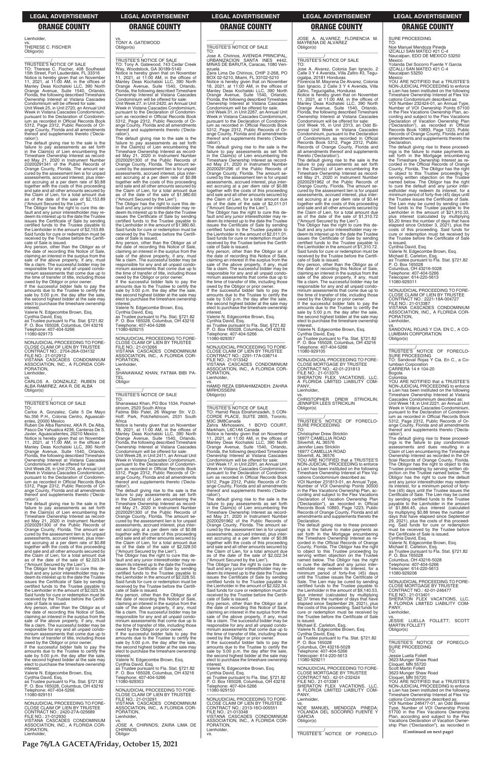Lienholder,
vs.
THERESE C. FISCHER
Obligor(s)

\_\_\_\_\_\_\_\_\_\_\_\_\_\_\_\_\_\_\_\_\_\_\_\_\_\_\_\_\_\_\_\_\_\_\_/

TRUSTEE'S NOTICE OF SALE
TO: Therese C. Fischer, 408 Southeast 15th Street, Fort Lauderdale, FL 33316
Notice is hereby given that on November 11, 2021, at 11:00 AM, in the offices of Manley Deas Kochalski LLC, 390 North Orange Avenue, Suite 1540, Orlando, Florida, the following described Timeshare Ownership Interest at Vistana Cascades Condominium will be offered for sale:
Unit Week 25, in Unit 2720, an Annual Unit Week in Vistana Cascades Condominium, pursuant to the Declaration of Condominium as recorded in Official Records Book 5312, Page 2312, Public Records of Orange County, Florida and all amendments thereof and supplements thereto ('Declaration').
The default giving rise to the sale is the failure to pay assessments as set forth in the Claim(s) of Lien encumbering the Timeshare Ownership Interest as recorded May 21, 2020 in Instrument Number 20200291341 of the Public Records of Orange County, Florida. The amount secured by the assessment lien is for unpaid assessments, accrued interest, plus interest accruing at a per diem rate of $0.88 together with the costs of this proceeding and sale and all other amounts secured by the Claim of Lien, for a total amount due as of the date of the sale of $2,153.89 ("Amount Secured by the Lien").
The Obligor has the right to cure this default and any junior interestholder may redeem its interest up to the date the Trustee issues the Certificate of Sale by sending certified funds to the Trustee payable to the Lienholder in the amount of $2,153.89. Said funds for cure or redemption must be received by the Trustee before the Certificate of Sale is issued.
Any person, other than the Obligor as of the date of recording this Notice of Sale, claiming an interest in the surplus from the sale of the above property, if any, must file a claim. The successful bidder may be responsible for any and all unpaid condominium assessments that come due up to the time of transfer of title, including those owed by the Obligor or prior owner.
If the successful bidder fails to pay the amounts due to the Trustee to certify the sale by 5:00 p.m. the day after the sale, the second highest bidder at the sale may elect to purchase the timeshare ownership interest.
Valerie N. Edgecombe Brown, Esq.
Cynthia David, Esq.
as Trustee pursuant to Fla. Stat. §721.82
P. O. Box 165028, Columbus, OH 43216
Telephone: 407-404-5266
11080-929173

\_\_\_\_\_\_\_\_\_\_\_\_\_\_\_\_\_\_\_\_\_\_\_\_\_\_\_\_\_\_\_\_\_\_\_

NONJUDICIAL PROCEEDING TO FORECLOSE CLAIM OF LIEN BY TRUSTEE
CONTRACT NO.: 2704-26A-034132
FILE NO.: 21-012912
VISTANA CASCADES CONDOMINIUM ASSOCIATION, INC., A FLORIDA CORPORATION,
Lienholder,
vs.
CARLOS A. GONZALEZ; RUBEN DE ALBA RAMIREZ, AKA R. DE ALBA
Obligor(s)

\_\_\_\_\_\_\_\_\_\_\_\_\_\_\_\_\_\_\_\_\_\_\_\_\_\_\_\_\_\_\_\_\_\_\_/

TRUSTEE'S NOTICE OF SALE
TO:
Carlos A. Gonzalez, Calle 5 De Mayo No.356 P.H., Colonia Centro, Aguascalientes, 20000 Mexico
Ruben De Alba Ramirez, AKA R. De Alba, Pasco De Yahualica #236, Canteras De S. Javier, Aguascalientes, 20210 Mexico
Notice is hereby given that on November 11, 2021, at 11:00 AM, in the offices of Manley Deas Kochalski LLC, 390 North Orange Avenue, Suite 1540, Orlando, Florida, the following described Timeshare Ownership Interest at Vistana Cascades Condominium will be offered for sale:
Unit Week 26, in Unit 2704, an Annual Unit Week in Vistana Cascades Condominium, pursuant to the Declaration of Condominium as recorded in Official Records Book 5312, Page 2312, Public Records of Orange County, Florida and all amendments thereof and supplements thereto ('Declaration').
The default giving rise to the sale is the failure to pay assessments as set forth in the Claim(s) of Lien encumbering the Timeshare Ownership Interest as recorded May 21, 2020 in Instrument Number 20200291300 of the Public Records of Orange County, Florida. The amount secured by the assessment lien is for unpaid assessments, accrued interest, plus interest accruing at a per diem rate of $0.88 together with the costs of this proceeding and sale and all other amounts secured by the Claim of Lien, for a total amount due as of the date of the sale of $2,023.34 ("Amount Secured by the Lien").
The Obligor has the right to cure this default and any junior interestholder may redeem its interest up to the date the Trustee issues the Certificate of Sale by sending certified funds to the Trustee payable to the Lienholder in the amount of $2,023.34. Said funds for cure or redemption must be received by the Trustee before the Certificate of Sale is issued.
Any person, other than the Obligor as of the date of recording this Notice of Sale, claiming an interest in the surplus from the sale of the above property, if any, must file a claim. The successful bidder may be responsible for any and all unpaid condominium assessments that come due up to the time of transfer of title, including those owed by the Obligor or prior owner.
If the successful bidder fails to pay the amounts due to the Trustee to certify the sale by 5:00 p.m. the day after the sale, the second highest bidder at the sale may elect to purchase the timeshare ownership interest.
Valerie N. Edgecombe Brown, Esq.
Cynthia David, Esq.
as Trustee pursuant to Fla. Stat. §721.82
P. O. Box 165028, Columbus, OH 43216
Telephone: 407-404-5266
11080-929151

\_\_\_\_\_\_\_\_\_\_\_\_\_\_\_\_\_\_\_\_\_\_\_\_\_\_\_\_\_\_\_\_\_\_\_

NONJUDICIAL PROCEEDING TO FORECLOSE CLAIM OF LIEN BY TRUSTEE
CONTRACT NO.: 2420-27A-025689
FILE NO.: 21-012930
VISTANA CASCADES CONDOMINIUM ASSOCIATION, INC., A FLORIDA CORPORATION,
Lienholder,
vs.
TONY A. GATEWOOD
Obligor(s)

\_\_\_\_\_\_\_\_\_\_\_\_\_\_\_\_\_\_\_\_\_\_\_\_\_\_\_\_\_\_\_\_\_\_\_/

TRUSTEE'S NOTICE OF SALE
TO: Tony A. Gatewood, 743 Cedar Creek Way, Woodstock, GA 30189-5140
Notice is hereby given that on November 11, 2021, at 11:00 AM, in the offices of Manley Deas Kochalski LLC, 390 North Orange Avenue, Suite 1540, Orlando, Florida, the following described Timeshare Ownership Interest at Vistana Cascades Condominium will be offered for sale:
Unit Week 27, in Unit 2420, an Annual Unit Week in Vistana Cascades Condominium, pursuant to the Declaration of Condominium as recorded in Official Records Book 5312, Page 2312, Public Records of Orange County, Florida and all amendments thereof and supplements thereto ('Declaration').
The default giving rise to the sale is the failure to pay assessments as set forth in the Claim(s) of Lien encumbering the Timeshare Ownership Interest as recorded May 21, 2020 in Instrument Number 20200291300 of the Public Records of Orange County, Florida. The amount secured by the assessment lien is for unpaid assessments, accrued interest, plus interest accruing at a per diem rate of $0.88 together with the costs of this proceeding and sale and all other amounts secured by the Claim of Lien, for a total amount due as of the date of the sale of $1,980.60 ("Amount Secured by the Lien").
The Obligor has the right to cure this default and any junior interestholder may redeem its interest up to the date the Trustee issues the Certificate of Sale by sending certified funds to the Trustee payable to the Lienholder in the amount of $1,980.60. Said funds for cure or redemption must be received by the Trustee before the Certificate of Sale is issued.
Any person, other than the Obligor as of the date of recording this Notice of Sale, claiming an interest in the surplus from the sale of the above property, if any, must file a claim. The successful bidder may be responsible for any and all unpaid condominium assessments that come due up to the time of transfer of title, including those owed by the Obligor or prior owner.
If the successful bidder fails to pay the amounts due to the Trustee to certify the sale by 5:00 p.m. the day after the sale, the second highest bidder at the sale may elect to purchase the timeshare ownership interest.
Valerie N. Edgecombe Brown, Esq.
Cynthia David, Esq.
as Trustee pursuant to Fla. Stat. §721.82
P. O. Box 165028, Columbus, OH 43216
Telephone: 407-404-5266
11080-929215

\_\_\_\_\_\_\_\_\_\_\_\_\_\_\_\_\_\_\_\_\_\_\_\_\_\_\_\_\_\_\_\_\_\_\_

NONJUDICIAL PROCEEDING TO FORECLOSE CLAIM OF LIEN BY TRUSTEE
FILE NO.: 21-013266
VISTANA CASCADES CONDOMINIUM ASSOCIATION, INC., A FLORIDA CORPORATION,
Lienholder,
vs.
SHANAWAAZ KHAN; FATIMA BIBI PATEL
Obligor

\_\_\_\_\_\_\_\_\_\_\_\_\_\_\_\_\_\_\_\_\_\_\_\_\_\_\_\_\_\_\_\_\_\_\_/

TRUSTEE'S NOTICE OF SALE
TO:
Shanawaaz Khan, PO Box 1534, Potchefstroom, 2520 South Africa
Fatima Bibi Patel, 26 Wagner Str. V.D. Hoff. Park, Potchefstroom, 2531 South Africa
Notice is hereby given that on November 18, 2021, at 11:00 AM, in the offices of Manley Deas Kochalski LLC, 390 North Orange Avenue, Suite 1540, Orlando, Florida, the following described Timeshare Ownership Interest at Vistana Cascades Condominium will be offered for sale:
Unit Week 28, in Unit 2411, an Annual Unit Week in Vistana Cascades Condominium, pursuant to the Declaration of Condominium as recorded in Official Records Book 5312, Page 2312, Public Records of Orange County, Florida and all amendments thereof and supplements thereto ('Declaration').
The default giving rise to the sale is the failure to pay assessments as set forth in the Claim(s) of Lien encumbering the Timeshare Ownership Interest as recorded May 21, 2020 in Instrument Number 20200291300 of the Public Records of Orange County, Florida. The amount secured by the assessment lien is for unpaid assessments, accrued interest, plus interest accruing at a per diem rate of $0.88 together with the costs of this proceeding and sale and all other amounts secured by the Claim of Lien, for a total amount due as of the date of the sale of $2,028.50 ("Amount Secured by the Lien").
The Obligor has the right to cure this default and any junior interestholder may redeem its interest up to the date the Trustee issues the Certificate of Sale by sending certified funds to the Trustee payable to the Lienholder in the amount of $2,028.50. Said funds for cure or redemption must be received by the Trustee before the Certificate of Sale is issued.
Any person, other than the Obligor as of the date of recording this Notice of Sale, claiming an interest in the surplus from the sale of the above property, if any, must file a claim. The successful bidder may be responsible for any and all unpaid condominium assessments that come due up to the time of transfer of title, including those owed by the Obligor or prior owner.
If the successful bidder fails to pay the amounts due to the Trustee to certify the sale by 5:00 p.m. the day after the sale, the second highest bidder at the sale may elect to purchase the timeshare ownership interest.
Valerie N. Edgecombe Brown, Esq.
Cynthia David, Esq.
as Trustee pursuant to Fla. Stat. §721.82
P. O. Box 165028, Columbus, OH 43216
Telephone: 407-404-5266
11080-929353

\_\_\_\_\_\_\_\_\_\_\_\_\_\_\_\_\_\_\_\_\_\_\_\_\_\_\_\_\_\_\_\_\_\_\_

NONJUDICIAL PROCEEDING TO FORECLOSE CLAIM OF LIEN BY TRUSTEE
FILE NO.: 21-013291
VISTANA CASCADES CONDOMINIUM ASSOCIATION, INC., A FLORIDA CORPORATION,
Lienholder,
vs.
JOSE A. CHIRINOS; ZAIRA LINA DE CHIRINOS
Obligor

\_\_\_\_\_\_\_\_\_\_\_\_\_\_\_\_\_\_\_\_\_\_\_\_\_\_\_\_\_\_\_\_\_\_\_/

TRUSTEE'S NOTICE OF SALE
TO:
Jose A. Chirinos, AVENIDA PRINCIPAL, URBANIZACION SANTA INES #442, MINAS DE BARUTA, Caracas, 1080 Venezuela
Zaira Lina De Chirinos, CHIP 2-268, PO BOX 02-5210, Miami, FL 33102-5210
Notice is hereby given that on November 18, 2021, at 11:00 AM, in the offices of Manley Deas Kochalski LLC, 390 North Orange Avenue, Suite 1540, Orlando, Florida, the following described Timeshare Ownership Interest at Vistana Cascades Condominium will be offered for sale:
Unit Week 31, in Unit 2267, an Annual Unit Week in Vistana Cascades Condominium, pursuant to the Declaration of Condominium as recorded in Official Records Book 5312, Page 2312, Public Records of Orange County, Florida and all amendments thereof and supplements thereto ('Declaration').
The default giving rise to the sale is the failure to pay assessments as set forth in the Claim(s) of Lien encumbering the Timeshare Ownership Interest as recorded May 21, 2020 in Instrument Number 20200291296 of the Public Records of Orange County, Florida. The amount secured by the assessment lien is for unpaid assessments, accrued interest, plus interest accruing at a per diem rate of $0.88 together with the costs of this proceeding and sale and all other amounts secured by the Claim of Lien, for a total amount due as of the date of the sale of $2,011.01 ("Amount Secured by the Lien").
The Obligor has the right to cure this default and any junior interestholder may redeem its interest up to the date the Trustee issues the Certificate of Sale by sending certified funds to the Trustee payable to the Lienholder in the amount of $2,011.01. Said funds for cure or redemption must be received by the Trustee before the Certificate of Sale is issued.
Any person, other than the Obligor as of the date of recording this Notice of Sale, claiming an interest in the surplus from the sale of the above property, if any, must file a claim. The successful bidder may be responsible for any and all unpaid condominium assessments that come due up to the time of transfer of title, including those owed by the Obligor or prior owner.
If the successful bidder fails to pay the amounts due to the Trustee to certify the sale by 5:00 p.m. the day after the sale, the second highest bidder at the sale may elect to purchase the timeshare ownership interest.
Valerie N. Edgecombe Brown, Esq.
Cynthia David, Esq.
as Trustee pursuant to Fla. Stat. §721.82
P. O. Box 165028, Columbus, OH 43216
Telephone: 407-404-5266
11080-929357

\_\_\_\_\_\_\_\_\_\_\_\_\_\_\_\_\_\_\_\_\_\_\_\_\_\_\_\_\_\_\_\_\_\_\_

NONJUDICIAL PROCEEDING TO FORECLOSE CLAIM OF LIEN BY TRUSTEE
CONTRACT NO.: 2291-17A-038714
FILE NO.: 21-013342
VISTANA CASCADES CONDOMINIUM ASSOCIATION, INC., A FLORIDA CORPORATION,
Lienholder,
vs.
HAMID REZA EBRAHIMZADEH; ZAHRA MIRHOSSEINI
Obligor(s)

\_\_\_\_\_\_\_\_\_\_\_\_\_\_\_\_\_\_\_\_\_\_\_\_\_\_\_\_\_\_\_\_\_\_\_/

TRUSTEE'S NOTICE OF SALE
TO: Hamid Reza Ebrahimzadeh, 5 CONCORDE PLACE, SUITE 2805, Toronto, M3C 3M8Canada
Zahra Mirhosseini, 1 BOYD COURT, Markham, L6C1A6 Canada
Notice is hereby given that on November 11, 2021, at 11:00 AM, in the offices of Manley Deas Kochalski LLC, 390 North Orange Avenue, Suite 1540, Orlando, Florida, the following described Timeshare Ownership Interest at Vistana Cascades Condominium will be offered for sale:
Unit Week 17, in Unit 2291, an Annual Unit Week in Vistana Cascades Condominium, pursuant to the Declaration of Condominium as recorded in Official Records Book 5312, Page 2312, Public Records of Orange County, Florida and all amendments thereof and supplements thereto ('Declaration').
The default giving rise to the sale is the failure to pay assessments as set forth in the Claim(s) of Lien encumbering the Timeshare Ownership Interest as recorded May 21, 2020 in Instrument Number 20200291962 of the Public Records of Orange County, Florida. The amount secured by the assessment lien is for unpaid assessments, accrued interest, plus interest accruing at a per diem rate of $0.88 together with the costs of this proceeding and sale and all other amounts secured by the Claim of Lien, for a total amount due as of the date of the sale of $2,022.34 ("Amount Secured by the Lien").
The Obligor has the right to cure this default and any junior interestholder may redeem its interest up to the date the Trustee issues the Certificate of Sale by sending certified funds to the Trustee payable to the Lienholder in the amount of $2,022.34. Said funds for cure or redemption must be received by the Trustee before the Certificate of Sale is issued.
Any person, other than the Obligor as of the date of recording this Notice of Sale, claiming an interest in the surplus from the sale of the above property, if any, must file a claim. The successful bidder may be responsible for any and all unpaid condominium assessments that come due up to the time of transfer of title, including those owed by the Obligor or prior owner.
If the successful bidder fails to pay the amounts due to the Trustee to certify the sale by 5:00 p.m. the day after the sale, the second highest bidder at the sale may elect to purchase the timeshare ownership interest.
Valerie N. Edgecombe Brown, Esq.
Cynthia David, Esq.
as Trustee pursuant to Fla. Stat. §721.82
P. O. Box 165028, Columbus, OH 43216
Telephone: 407-404-5266
11080-929150

\_\_\_\_\_\_\_\_\_\_\_\_\_\_\_\_\_\_\_\_\_\_\_\_\_\_\_\_\_\_\_\_\_\_\_

NONJUDICIAL PROCEEDING TO FORECLOSE CLAIM OF LIEN BY TRUSTEE
CONTRACT NO.: 2313-16O-005551
FILE NO.: 21-013348
VISTANA CASCADES CONDOMINIUM ASSOCIATION, INC., A FLORIDA CORPORATION,
Lienholder,
vs.
JOSE A. ALVAREZ; FLORENCIA M. MAYRENA DE ALVAREZ
Obligor(s)

\_\_\_\_\_\_\_\_\_\_\_\_\_\_\_\_\_\_\_\_\_\_\_\_\_\_\_\_\_\_\_\_\_\_\_/

TRUSTEE'S NOTICE OF SALE
TO:
Jose A. Alvarez, Colonia San Ignacio, 2 Calle 3 Y 4 Avenida, Villa Zafiro #3, Tegucigalpa, 20181 Honduras
Florencia M. Mayrena De Alvarez, Colonia San Ignacio, 2 Calle 3 Y 4 Avenida, Villa Zafiro, Tegucigalpa, Honduras
Notice is hereby given that on November 11, 2021, at 11:00 AM, in the offices of Manley Deas Kochalski LLC, 390 North Orange Avenue, Suite 1540, Orlando, Florida, the following described Timeshare Ownership Interest at Vistana Cascades Condominium will be offered for sale:
Unit Week 16, in Unit 2313, an Odd Biennial Unit Week in Vistana Cascades Condominium, pursuant to the Declaration of Condominium as recorded in Official Records Book 5312, Page 2312, Public Records of Orange County, Florida and all amendments thereof and supplements thereto ('Declaration').
The default giving rise to the sale is the failure to pay assessments as set forth in the Claim(s) of Lien encumbering the Timeshare Ownership Interest as recorded May 21, 2020 in Instrument Number 20200291962 of the Public Records of Orange County, Florida. The amount secured by the assessment lien is for unpaid assessments, accrued interest, plus interest accruing at a per diem rate of $0.44 together with the costs of this proceeding and sale and all other amounts secured by the Claim of Lien, for a total amount due as of the date of the sale of $1,310.72 ("Amount Secured by the Lien").
The Obligor has the right to cure this default and any junior interestholder may redeem its interest up to the date the Trustee issues the Certificate of Sale by sending certified funds to the Trustee payable to the Lienholder in the amount of $1,310.72. Said funds for cure or redemption must be received by the Trustee before the Certificate of Sale is issued.
Any person, other than the Obligor as of the date of recording this Notice of Sale, claiming an interest in the surplus from the sale of the above property, if any, must file a claim. The successful bidder may be responsible for any and all unpaid condominium assessments that come due up to the time of transfer of title, including those owed by the Obligor or prior owner.
If the successful bidder fails to pay the amounts due to the Trustee to certify the sale by 5:00 p.m. the day after the sale, the second highest bidder at the sale may elect to purchase the timeshare ownership interest.
Valerie N. Edgecombe Brown, Esq.
Cynthia David, Esq.
as Trustee pursuant to Fla. Stat. §721.82
P. O. Box 165028, Columbus, OH 43216
Telephone: 407-404-5266
11080-929105

\_\_\_\_\_\_\_\_\_\_\_\_\_\_\_\_\_\_\_\_\_\_\_\_\_\_\_\_\_\_\_\_\_\_\_

NONJUDICIAL PROCEEDING TO FORECLOSE MORTGAGE BY TRUSTEE
CONTRACT NO.: 42-01-231813
FILE NO.: 21-013375
SHERATON FLEX VACATIONS, LLC, A FLORIDA LIMITED LIABILITY COMPANY,
Lienholder,
vs.
CHRISTOPHER DREW STRICKLIN; JENNIFER LEES STRICKLIN
Obligor(s)

\_\_\_\_\_\_\_\_\_\_\_\_\_\_\_\_\_\_\_\_\_\_\_\_\_\_\_\_\_\_\_\_\_\_\_/

TRUSTEE'S NOTICE OF FORECLOSURE PROCEEDING
TO:
Christopher Drew Stricklin
16977 CAMELLIA ROAD
Silverhill, AL 36576
Jennifer Lees Stricklin
16977 CAMELLIA ROAD
Silverhill, AL 36576
YOU ARE NOTIFIED that a TRUSTEE'S NON-JUDICIAL PROCEEDING to enforce a Lien has been instituted on the following Timeshare Ownership Interest at Flex Vacations Condominium described as:
VOI Number 231813-01, an Annual Type, Number of VOI Ownership Points 30500 in the Flex Vacations Ownership Plan, according and subject to the Flex Vacations Declaration of Vacation Ownership Plan ("Declaration"), as recorded in Official Records Book 10893, Page 1223, Public Records of Orange County, Florida and all amendments and supplements thereto the Declaration.
The default giving rise to these proceedings is the failure to make payments as set forth in the Mortgage encumbering the Timeshare Ownership Interest as recorded in the Official Records of Orange County, Florida. The Obligor has the right to object to this Trustee proceeding by serving written objection on the Trustee named below. The Obligor has the right to cure the default and any junior interestholder may redeem its interest, for a minimum period of forty-five (45) days until the Trustee issues the Certificate of Sale. The Lien may be cured by sending certified funds to the Trustee payable to the Lienholder in the amount of $9,140.53, plus interest (calculated by multiplying $2.37 times the number of days that have elapsed since September 29, 2021), plus the costs of this proceeding. Said funds for cure or redemption must be received by the Trustee before the Certificate of Sale is issued.
Michael E. Carleton, Esq.
Valerie N. Edgecombe Brown, Esq.
Cynthia David, Esq.
as Trustee pursuant to Fla. Stat. §721.82
P. O. Box 165028
Columbus, OH 43216-5028
Telephone: 407-404-5266
Telecopier: 614-220-5613
11080-929211

\_\_\_\_\_\_\_\_\_\_\_\_\_\_\_\_\_\_\_\_\_\_\_\_\_\_\_\_\_\_\_\_\_\_\_

NONJUDICIAL PROCEEDING TO FORECLOSE MORTGAGE BY TRUSTEE
CONTRACT NO.: 42-01-232424
FILE NO.: 21-013381
SHERATON FLEX VACATIONS, LLC, A FLORIDA LIMITED LIABILITY COMPANY,
Lienholder,
vs.
NOE MANUEL MENDOZA PINEDA; YOLANDA DEL SOCORRO FUENTE Y GARCIA
Obligor(s)

\_\_\_\_\_\_\_\_\_\_\_\_\_\_\_\_\_\_\_\_\_\_\_\_\_\_\_\_\_\_\_\_\_\_\_/

TRUSTEE'S NOTICE OF FORECLOSURE PROCEEDING
TO:
Noe Manuel Mendoza Pineda
IZCALLI SAN MATEO #21 C-4
Naucalpan, EDO DE MEXICO 53250
Mexico
Yolanda Del Socorro Fuente Y Garcia
IZCALLI SAN MATEO #21 C-4
Naucalpan 53250
Mexico
YOU ARE NOTIFIED that a TRUSTEE'S NON-JUDICIAL PROCEEDING to enforce a Lien has been instituted on the following Timeshare Ownership Interest at Flex Vacations Condominium described as:
VOI Number 232424-01, an Annual Type, Number of VOI Ownership Points 67100 in the Flex Vacations Ownership Plan, according and subject to the Flex Vacations Declaration of Vacation Ownership Plan ("Declaration"), as recorded in Official Records Book 10893, Page 1223, Public Records of Orange County, Florida and all amendments and supplements thereto the Declaration.
The default giving rise to these proceedings is the failure to make payments as set forth in the Mortgage encumbering the Timeshare Ownership Interest as recorded in the Official Records of Orange County, Florida. The Obligor has the right to object to this Trustee proceeding by serving written objection on the Trustee named below. The Obligor has the right to cure the default and any junior interestholder may redeem its interest, for a minimum period of forty-five (45) days until the Trustee issues the Certificate of Sale. The Lien may be cured by sending certified funds to the Trustee payable to the Lienholder in the amount of $21,910.33, plus interest (calculated by multiplying $5.20 times the number of days that have elapsed since October 3, 2021), plus the costs of this proceeding. Said funds for cure or redemption must be received by the Trustee before the Certificate of Sale is issued.
Cynthia David, Esq.
Valerie N. Edgecombe Brown, Esq.
Michael E. Carleton, Esq.
as Trustee pursuant to Fla. Stat. §721.82
P. O. Box 165028
Columbus, OH 43216-5028
Telephone: 407-404-5266
Telecopier: 614-220-5613
11080-929311

\_\_\_\_\_\_\_\_\_\_\_\_\_\_\_\_\_\_\_\_\_\_\_\_\_\_\_\_\_\_\_\_\_\_\_

NONJUDICIAL PROCEEDING TO FORECLOSE CLAIM OF LIEN BY TRUSTEE
CONTRACT NO.: 2221-18A-004727
FILE NO.: 21-013387
VISTANA CASCADES CONDOMINIUM ASSOCIATION, INC., A FLORIDA CORPORATION,
Lienholder,
vs.
SANDOVAL ROJAS Y CIA. EN C., A COLUMBIAN CORPORATION
Obligor(s)

\_\_\_\_\_\_\_\_\_\_\_\_\_\_\_\_\_\_\_\_\_\_\_\_\_\_\_\_\_\_\_\_\_\_\_/

TRUSTEE'S NOTICE OF FORECLOSURE PROCEEDING
TO: Sandoval Rojas Y Cia. En C., a Columbian Corporation
CARRERA 14 # 104-20
Bogota
Colombia
YOU ARE NOTIFIED that a TRUSTEE'S NON-JUDICIAL PROCEEDING to enforce a Lien has been instituted on the following Timeshare Ownership Interest at Vistana Cascades Condominium described as:
Unit Week 18, in Unit 2221, an Annual Unit Week in Vistana Cascades Condominium, pursuant to the Declaration of Condominium as recorded in Official Records Book 5312, Page 2312, Public Records of Orange County, Florida and all amendments thereof and supplements thereto ('Declaration').
The default giving rise to these proceedings is the failure to pay condominium assessments and dues resulting in a Claim of Lien encumbering the Timeshare Ownership Interest as recorded in the Official Records of Orange County, Florida. The Obligor has the right to object to this Trustee proceeding by serving written objection on the Trustee named below. The Obligor has the right to cure the default and any junior interestholder may redeem its interest, for a minimum period of forty-five (45) days until the Trustee issues the Certificate of Sale. The Lien may be cured by sending certified funds to the Trustee payable to the Lienholder in the amount of $1,884.45, plus interest (calculated by multiplying $0.88 times the number of days that have elapsed since September 29, 2021), plus the costs of this proceeding. Said funds for cure or redemption must be received by the Trustee before the Certificate of Sale is issued.
Cynthia David, Esq.
Valerie N. Edgecombe Brown, Esq.
Michael E. Carleton, Esq.
as Trustee pursuant to Fla. Stat. §721.82
P. O. Box 165028
Columbus, OH 43216-5028
Telephone: 407-404-5266
Telecopier: 614-220-5613
11080-929208

\_\_\_\_\_\_\_\_\_\_\_\_\_\_\_\_\_\_\_\_\_\_\_\_\_\_\_\_\_\_\_\_\_\_\_

NONJUDICIAL PROCEEDING TO FORECLOSE MORTGAGE BY TRUSTEE
CONTRACT NO.: 42-01-246477
FILE NO.: 21-013401
SHERATON FLEX VACATIONS, LLC, A FLORIDA LIMITED LIABILITY COMPANY,
Lienholder,
vs.
JESSIE LUELLA FOLLETT; SCOTT MARTIN FOLLETT
Obligor(s)

\_\_\_\_\_\_\_\_\_\_\_\_\_\_\_\_\_\_\_\_\_\_\_\_\_\_\_\_\_\_\_\_\_\_\_/

TRUSTEE'S NOTICE OF FORECLOSURE PROCEEDING
TO:
Jessie Luella Follett
3623 Munger Shaw Road
Cloquet, MN 55720
Scott Martin Follett
3623 Munger Shaw Road
Cloquet, MN 55720
YOU ARE NOTIFIED that a TRUSTEE'S NON-JUDICIAL PROCEEDING to enforce a Lien has been instituted on the following Timeshare Ownership Interest at Flex Vacations Condominium described as:
VOI Number 246477-01, an Odd Biennial Type, Number of VOI Ownership Points 51700 in the Flex Vacations Ownership Plan, according and subject to the Flex Vacations Declaration of Vacation Ownership Plan ("Declaration"), as recorded in

**(Continued on next page)**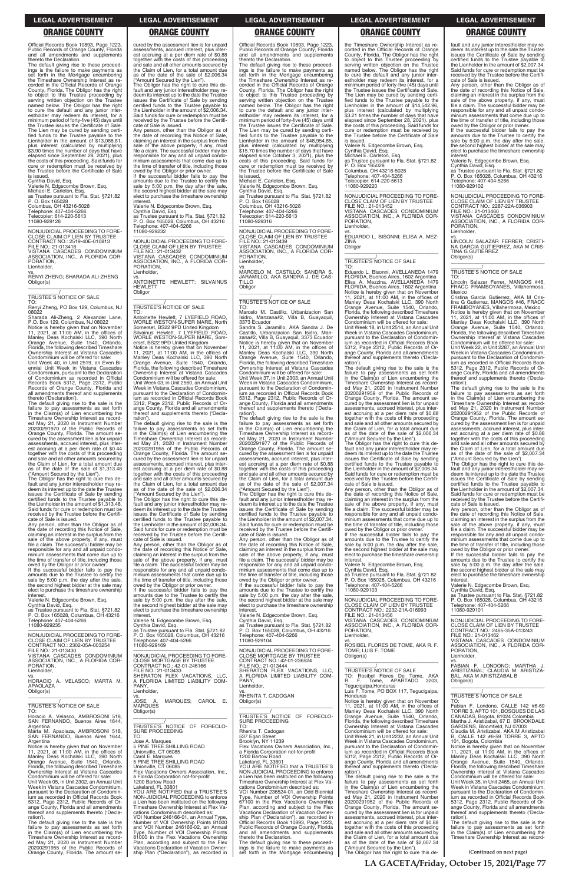Official Records Book 10893, Page 1223, Public Records of Orange County, Florida and all amendments and supplements thereto the Declaration.

The default giving rise to these proceedings is the failure to make payments as set forth in the Mortgage encumbering the Timeshare Ownership Interest as recorded in the Official Records of Orange County, Florida. The Obligor has the right to object to this Trustee proceeding by serving written objection on the Trustee named below. The Obligor has the right to cure the default and any junior interestholder may redeem its interest, for a minimum period of forty-five (45) days until the Trustee issues the Certificate of Sale. The Lien may be cured by sending certified funds to the Trustee payable to the Lienholder in the amount of $13,088.81, plus interest (calculated by multiplying $3.90 times the number of days that have elapsed since September 28, 2021), plus the costs of this proceeding. Said funds for cure or redemption must be received by the Trustee before the Certificate of Sale is issued.

Cynthia David, Esq.
Valerie N. Edgecombe Brown, Esq.
Michael E. Carleton, Esq.
as Trustee pursuant to Fla. Stat. §721.82
P. O. Box 165028
Columbus, OH 43216-5028
Telephone: 407-404-5266
Telecopier: 614-220-5613
11080-929128

NONJUDICIAL PROCEEDING TO FORECLOSE CLAIM OF LIEN BY TRUSTEE
CONTRACT NO.: 2519-40E-010813
FILE NO.: 21-013418
VISTANA CASCADES CONDOMINIUM ASSOCIATION, INC., A FLORIDA CORPORATION,
Lienholder,
vs.
RENYI ZHENG; SHARADA ALI-ZHENG
Obligor(s)

TRUSTEE'S NOTICE OF SALE
TO:
Renyi Zheng, PO Box 129, Columbus, NJ 08022
Sharada Ali-Zheng, 2 Alexander Lane, P.O. Box 129, Columbus, NJ 08022

Notice is hereby given that on November 11, 2021, at 11:00 AM, in the offices of Manley Deas Kochalski LLC, 390 North Orange Avenue, Suite 1540, Orlando, Florida, the following described Timeshare Ownership Interest at Vistana Cascades Condominium will be offered for sale:

Unit Week 40, in Unit 2519, an Even Biennial Unit Week in Vistana Cascades Condominium, pursuant to the Declaration of Condominium as recorded in Official Records Book 5312, Page 2312, Public Records of Orange County, Florida and all amendments thereof and supplements thereto ('Declaration').

The default giving rise to the sale is the failure to pay assessments as set forth in the Claim(s) of Lien encumbering the Timeshare Ownership Interest as recorded May 21, 2020 in Instrument Number 20200291970 of the Public Records of Orange County, Florida. The amount secured by the assessment lien is for unpaid assessments, accrued interest, plus interest accruing at a per diem rate of $0.44 together with the costs of this proceeding and sale and all other amounts secured by the Claim of Lien, for a total amount due as of the date of the sale of $1,313.48 ("Amount Secured by the Lien").

The Obligor has the right to cure this default and any junior interestholder may redeem its interest up to the date the Trustee issues the Certificate of Sale by sending certified funds to the Trustee payable to the Lienholder in the amount of $1,313.48. Said funds for cure or redemption must be received by the Trustee before the Certificate of Sale is issued.

Any person, other than the Obligor as of the date of recording this Notice of Sale, claiming an interest in the surplus from the sale of the above property, if any, must file a claim. The successful bidder may be responsible for any and all unpaid condominium assessments that come due up to the time of transfer of title, including those owed by the Obligor or prior owner.

If the successful bidder fails to pay the amounts due to the Trustee to certify the sale by 5:00 p.m. the day after the sale, the second highest bidder at the sale may elect to purchase the timeshare ownership interest.

Valerie N. Edgecombe Brown, Esq.
Cynthia David, Esq.
as Trustee pursuant to Fla. Stat. §721.82
P. O. Box 165028, Columbus, OH 43216
Telephone: 407-404-5266
11080-929235

NONJUDICIAL PROCEEDING TO FORECLOSE CLAIM OF LIEN BY TRUSTEE
CONTRACT NO.: 2302-05A-003254
FILE NO.: 21-013430
VISTANA CASCADES CONDOMINIUM ASSOCIATION, INC., A FLORIDA CORPORATION,
Lienholder,
vs.
HORACIO A. VELASCO; MARTA M. APAOLAZA
Obligor(s)

TRUSTEE'S NOTICE OF SALE
TO:
Horacio A. Velasco, AMBROSONI 518, SAN FERNANDO, Buenos Aires 1644, Argentina
Marta M. Apaolaza, AMBROSONI 518, SAN FERNANDO, Buenos Aires 1644, Argentina

Notice is hereby given that on November 11, 2021, at 11:00 AM, in the offices of Manley Deas Kochalski LLC, 390 North Orange Avenue, Suite 1540, Orlando, Florida, the following described Timeshare Ownership Interest at Vistana Cascades Condominium will be offered for sale:

Unit Week 05, in Unit 2302, an Annual Unit Week in Vistana Cascades Condominium, pursuant to the Declaration of Condominium as recorded in Official Records Book 5312, Page 2312, Public Records of Orange County, Florida and all amendments thereof and supplements thereto ('Declaration').

The default giving rise to the sale is the failure to pay assessments as set forth in the Claim(s) of Lien encumbering the Timeshare Ownership Interest as recorded May 21, 2020 in Instrument Number 20200291955 of the Public Records of Orange County, Florida. The amount secured by the assessment lien is for unpaid assessments, accrued interest, plus interest accruing at a per diem rate of $0.88 together with the costs of this proceeding and sale and all other amounts secured by the Claim of Lien, for a total amount due as of the date of the sale of $2,006.34 ("Amount Secured by the Lien").

The Obligor has the right to cure this default and any junior interestholder may redeem its interest up to the date the Trustee issues the Certificate of Sale by sending certified funds to the Trustee payable to the Lienholder in the amount of $2,006.34. Said funds for cure or redemption must be received by the Trustee before the Certificate of Sale is issued.

Any person, other than the Obligor as of the date of recording this Notice of Sale, claiming an interest in the surplus from the sale of the above property, if any, must file a claim. The successful bidder may be responsible for any and all unpaid condominium assessments that come due up to the time of transfer of title, including those owed by the Obligor or prior owner.

If the successful bidder fails to pay the amounts due to the Trustee to certify the sale by 5:00 p.m. the day after the sale, the second highest bidder at the sale may elect to purchase the timeshare ownership interest.

Valerie N. Edgecombe Brown, Esq.
Cynthia David, Esq.
as Trustee pursuant to Fla. Stat. §721.82
P. O. Box 165028, Columbus, OH 43216
Telephone: 407-404-5266
11080-929232

NONJUDICIAL PROCEEDING TO FORECLOSE CLAIM OF LIEN BY TRUSTEE
CONTRACT NO.: 2560-03A-010830
FILE NO.: 21-013432
VISTANA CASCADES CONDOMINIUM ASSOCIATION, INC., A FLORIDA CORPORATION,
Lienholder,
vs.
ANTOINETTE HEWLETT; SILVAINUS HEWLETT
Obligor

TRUSTEE'S NOTICE OF SALE
TO:
Antoinette Hewlett, 7 LYEFIELD ROAD, WORLE WESTON-SUPER MARE, North Somerset, BS22 9PD United Kingdom
Silvainus Hewlett, 7 LYEFIELD ROAD, WORLE WESTON-SUPER MARE, Somerset, BS22 9PD United Kingdom

Notice is hereby given that on November 11, 2021, at 11:00 AM, in the offices of Manley Deas Kochalski LLC, 390 North Orange Avenue, Suite 1540, Orlando, Florida, the following described Timeshare Ownership Interest at Vistana Cascades Condominium will be offered for sale:

Unit Week 03, in Unit 2560, an Annual Unit Week in Vistana Cascades Condominium, pursuant to the Declaration of Condominium as recorded in Official Records Book 5312, Page 2312, Public Records of Orange County, Florida and all amendments thereof and supplements thereto ('Declaration').

The default giving rise to the sale is the failure to pay assessments as set forth in the Claim(s) of Lien encumbering the Timeshare Ownership Interest as recorded May 21, 2020 in Instrument Number 20200291955 of the Public Records of Orange County, Florida. The amount secured by the assessment lien is for unpaid assessments, accrued interest, plus interest accruing at a per diem rate of $0.88 together with the costs of this proceeding and sale and all other amounts secured by the Claim of Lien, for a total amount due as of the date of the sale of $2,006.34 ("Amount Secured by the Lien").

The Obligor has the right to cure this default and any junior interestholder may redeem its interest up to the date the Trustee issues the Certificate of Sale by sending certified funds to the Trustee payable to the Lienholder in the amount of $2,006.34. Said funds for cure or redemption must be received by the Trustee before the Certificate of Sale is issued.

Any person, other than the Obligor as of the date of recording this Notice of Sale, claiming an interest in the surplus from the sale of the above property, if any, must file a claim. The successful bidder may be responsible for any and all unpaid condominium assessments that come due up to the time of transfer of title, including those owed by the Obligor or prior owner.

If the successful bidder fails to pay the amounts due to the Trustee to certify the sale by 5:00 p.m. the day after the sale, the second highest bidder at the sale may elect to purchase the timeshare ownership interest.

Valerie N. Edgecombe Brown, Esq.
Cynthia David, Esq.
as Trustee pursuant to Fla. Stat. §721.82
P. O. Box 165028, Columbus, OH 43216
Telephone: 407-404-5266
11080-929169

NONJUDICIAL PROCEEDING TO FORECLOSE MORTGAGE BY TRUSTEE
CONTRACT NO.: 42-01-246166
FILE NO.: 21-013433
SHERATON FLEX VACATIONS, LLC, A FLORIDA LIMITED LIABILITY COMPANY,
Lienholder,
vs.
JOSE A. MARQUES; CAROL E. MARQUES
Obligor(s)

TRUSTEE'S NOTICE OF FORECLOSURE PROCEEDING
TO:
Jose A. Marques
5 PINE TREE SHILLING ROAD
Unionville, CT 06085
Carol E. Marques
5 PINE TREE SHILLING ROAD
Unionville, CT 06085
Flex Vacations Owners Association, Inc., a Florida Corporation not-for-profit
1200 Bartow Road
Lakeland, FL 33801

YOU ARE NOTIFIED that a TRUSTEE'S NON-JUDICIAL PROCEEDING to enforce a Lien has been instituted on the following Timeshare Ownership Interest at Flex Vacations Condominium described as:

VOI Number 246166-01, an Annual Type, Number of VOI Ownership Points 81000 and VOI Number 246166-02, an Annual Type, Number of VOI Ownership Points 81000 in the Flex Vacations Ownership Plan, according and subject to the Flex Vacations Declaration of Vacation Ownership Plan ("Declaration"), as recorded in Official Records Book 10893, Page 1223, Public Records of Orange County, Florida and all amendments and supplements thereto the Declaration.

The default giving rise to these proceedings is the failure to make payments as set forth in the Mortgage encumbering the Timeshare Ownership Interest as recorded in the Official Records of Orange County, Florida. The Obligor has the right to object to this Trustee proceeding by serving written objection on the Trustee named below. The Obligor has the right to cure the default and any junior interestholder may redeem its interest, for a minimum period of forty-five (45) days until the Trustee issues the Certificate of Sale. The Lien may be cured by sending certified funds to the Trustee payable to the Lienholder in the amount of $48,954.85, plus interest (calculated by multiplying $15.70 times the number of days that have elapsed since October 3, 2021), plus the costs of this proceeding. Said funds for cure or redemption must be received by the Trustee before the Certificate of Sale is issued.

Michael E. Carleton, Esq.
Valerie N. Edgecombe Brown, Esq.
Cynthia David, Esq.
as Trustee pursuant to Fla. Stat. §721.82
P. O. Box 165028
Columbus, OH 43216-5028
Telephone: 407-404-5266
Telecopier: 614-220-5613
11080-929316

NONJUDICIAL PROCEEDING TO FORECLOSE CLAIM OF LIEN BY TRUSTEE
CONTRACT NO.: 2303-37A-009940
FILE NO.: 21-013439
VISTANA CASCADES CONDOMINIUM ASSOCIATION, INC., A FLORIDA CORPORATION,
Lienholder,
vs.
MARCELO M. CASTILLO; SANDRA S. JARAMILLO, AKA SANDRA J. DE CASTILLO
Obligor

TRUSTEE'S NOTICE OF SALE
TO:
Marcelo M. Castillo, Urbanizacion San Isidro, Manzana#2, Villa B, Guayaquil, 3373 Ecuador
Sandra S. Jaramillo, AKA Sandra J. De Castillo, Urbanizacion San Isidro, Manzana#2, Villa B, Guayaquil, 3373 Ecuador

Notice is hereby given that on November 11, 2021, at 11:00 AM, in the offices of Manley Deas Kochalski LLC, 390 North Orange Avenue, Suite 1540, Orlando, Florida, the following described Timeshare Ownership Interest at Vistana Cascades Condominium will be offered for sale:

Unit Week 37, in Unit 2303, an Annual Unit Week in Vistana Cascades Condominium, pursuant to the Declaration of Condominium as recorded in Official Records Book 5312, Page 2312, Public Records of Orange County, Florida and all amendments thereof and supplements thereto ('Declaration').

The default giving rise to the sale is the failure to pay assessments as set forth in the Claim(s) of Lien encumbering the Timeshare Ownership Interest as recorded May 21, 2020 in Instrument Number 20200291977 of the Public Records of Orange County, Florida. The amount secured by the assessment lien is for unpaid assessments, accrued interest, plus interest accruing at a per diem rate of $0.88 together with the costs of this proceeding and sale and all other amounts secured by the Claim of Lien, for a total amount due as of the date of the sale of $2,007.34 ("Amount Secured by the Lien").

The Obligor has the right to cure this default and any junior interestholder may redeem its interest up to the date the Trustee issues the Certificate of Sale by sending certified funds to the Trustee payable to the Lienholder in the amount of $2,007.34. Said funds for cure or redemption must be received by the Trustee before the Certificate of Sale is issued.

Any person, other than the Obligor as of the date of recording this Notice of Sale, claiming an interest in the surplus from the sale of the above property, if any, must file a claim. The successful bidder may be responsible for any and all unpaid condominium assessments that come due up to the time of transfer of title, including those owed by the Obligor or prior owner.

If the successful bidder fails to pay the amounts due to the Trustee to certify the sale by 5:00 p.m. the day after the sale, the second highest bidder at the sale may elect to purchase the timeshare ownership interest.

Valerie N. Edgecombe Brown, Esq.
Cynthia David, Esq.
as Trustee pursuant to Fla. Stat. §721.82
P. O. Box 165028, Columbus, OH 43216
Telephone: 407-404-5266
11080-929104

NONJUDICIAL PROCEEDING TO FORECLOSE MORTGAGE BY TRUSTEE
CONTRACT NO.: 42-01-236524
FILE NO.: 21-013444
SHERATON FLEX VACATIONS, LLC, A FLORIDA LIMITED LIABILITY COMPANY,
Lienholder,
vs.
RHENITA T. CADOGAN
Obligor(s)

TRUSTEE'S NOTICE OF FORECLOSURE PROCEEDING
TO:
Rhenita T. Cadogan
537 Egan Street
Brooklyn, NY 11239
Flex Vacations Owners Association, Inc., a Florida Corporation not-for-profit
1200 Bartow Road
Lakeland, FL 33801

YOU ARE NOTIFIED that a TRUSTEE'S NON-JUDICIAL PROCEEDING to enforce a Lien has been instituted on the following Timeshare Ownership Interest at Flex Vacations Condominium described as:

VOI Number 236524-01, an Odd Biennial Type, Number of VOI Ownership Points 67100 in the Flex Vacations Ownership Plan, according and subject to the Flex Vacations Declaration of Vacation Ownership Plan ("Declaration"), as recorded in Official Records Book 10893, Page 1223, Public Records of Orange County, Florida and all amendments and supplements thereto the Declaration.

The default giving rise to these proceedings is the failure to make payments as set forth in the Mortgage encumbering the Timeshare Ownership Interest as recorded in the Official Records of Orange County, Florida. The Obligor has the right to object to this Trustee proceeding by serving written objection on the Trustee named below. The Obligor has the right to cure the default and any junior interestholder may redeem its interest, for a minimum period of forty-five (45) days until the Trustee issues the Certificate of Sale. The Lien may be cured by sending certified funds to the Trustee payable to the Lienholder in the amount of $14,542.96, plus interest (calculated by multiplying $3.21 times the number of days that have elapsed since September 28, 2021), plus the costs of this proceeding. Said funds for cure or redemption must be received by the Trustee before the Certificate of Sale is issued.

Valerie N. Edgecombe Brown, Esq.
Cynthia David, Esq.
Michael E. Carleton, Esq.
as Trustee pursuant to Fla. Stat. §721.82
P. O. Box 165028
Columbus, OH 43216-5028
Telephone: 407-404-5266
Telecopier: 614-220-5613
11080-929220

NONJUDICIAL PROCEEDING TO FORECLOSE CLAIM OF LIEN BY TRUSTEE
CONTRACT NO.: 2514-18A-012553
FILE NO.: 21-013452
VISTANA CASCADES CONDOMINIUM ASSOCIATION, INC., A FLORIDA CORPORATION,
Lienholder,
vs.
EDUARDO L. BISONNI; ELISA A. MEZZINA
Obligor

TRUSTEE'S NOTICE OF SALE
TO:
Eduardo L. Bisonni, AVELLANEDA 1479 FLORIDA, Buenos Aires, 1602 Argentina
Elisa A. Mezzina, AVELLANEDA 1479 FLORIDA, Buenos Aires, 1602 Argentina

Notice is hereby given that on November 11, 2021, at 11:00 AM, in the offices of Manley Deas Kochalski LLC, 390 North Orange Avenue, Suite 1540, Orlando, Florida, the following described Timeshare Ownership Interest at Vistana Cascades Condominium will be offered for sale:

Unit Week 18, in Unit 2514, an Annual Unit Week in Vistana Cascades Condominium, pursuant to the Declaration of Condominium as recorded in Official Records Book 5312, Page 2312, Public Records of Orange County, Florida and all amendments thereof and supplements thereto ('Declaration').

The default giving rise to the sale is the failure to pay assessments as set forth in the Claim(s) of Lien encumbering the Timeshare Ownership Interest as recorded May 21, 2020 in Instrument Number 20200291959 of the Public Records of Orange County, Florida. The amount secured by the assessment lien is for unpaid assessments, accrued interest, plus interest accruing at a per diem rate of $0.88 together with the costs of this proceeding and sale and all other amounts secured by the Claim of Lien, for a total amount due as of the date of the sale of $2,006.34 ("Amount Secured by the Lien").

The Obligor has the right to cure this default and any junior interestholder may redeem its interest up to the date the Trustee issues the Certificate of Sale by sending certified funds to the Trustee payable to the Lienholder in the amount of $2,006.34. Said funds for cure or redemption must be received by the Trustee before the Certificate of Sale is issued.

Any person, other than the Obligor as of the date of recording this Notice of Sale, claiming an interest in the surplus from the sale of the above property, if any, must file a claim. The successful bidder may be responsible for any and all unpaid condominium assessments that come due up to the time of transfer of title, including those owed by the Obligor or prior owner.

If the successful bidder fails to pay the amounts due to the Trustee to certify the sale by 5:00 p.m. the day after the sale, the second highest bidder at the sale may elect to purchase the timeshare ownership interest.

Valerie N. Edgecombe Brown, Esq.
Cynthia David, Esq.
as Trustee pursuant to Fla. Stat. §721.82
P. O. Box 165028, Columbus, OH 43216
Telephone: 407-404-5266
11080-929103

NONJUDICIAL PROCEEDING TO FORECLOSE CLAIM OF LIEN BY TRUSTEE
CONTRACT NO.: 2232-21A-016993
FILE NO.: 21-013456
VISTANA CASCADES CONDOMINIUM ASSOCIATION, INC., A FLORIDA CORPORATION,
Lienholder,
vs.
ROSIBEL FLORES DE TOME, AKA R. F. TOME; LUIS F. TOME
Obligor(s)

TRUSTEE'S NOTICE OF SALE
TO: Rosibel Flores De Tome, AKA R. F. Tome, APARTADO 3203, Tegucigalpa,Honduras
Luis F. Tome, PO BOX 117, Tegucigalpa, Honduras

Notice is hereby given that on November 11, 2021, at 11:00 AM, in the offices of Manley Deas Kochalski LLC, 390 North Orange Avenue, Suite 1540, Orlando, Florida, the following described Timeshare Ownership Interest at Vistana Cascades Condominium will be offered for sale:

Unit Week 21, in Unit 2232, an Annual Unit Week in Vistana Cascades Condominium, pursuant to the Declaration of Condominium as recorded in Official Records Book 5312, Page 2312, Public Records of Orange County, Florida and all amendments thereof and supplements thereto ('Declaration').

The default giving rise to the sale is the failure to pay assessments as set forth in the Claim(s) of Lien encumbering the Timeshare Ownership Interest as recorded May 21, 2020 in Instrument Number 20200291952 of the Public Records of Orange County, Florida. The amount secured by the assessment lien is for unpaid assessments, accrued interest, plus interest accruing at a per diem rate of $0.88 together with the costs of this proceeding and sale and all other amounts secured by the Claim of Lien, for a total amount due as of the date of the sale of $2,007.34 ("Amount Secured by the Lien").

The Obligor has the right to cure this default and any junior interestholder may redeem its interest up to the date the Trustee issues the Certificate of Sale by sending certified funds to the Trustee payable to the Lienholder in the amount of $2,007.34. Said funds for cure or redemption must be received by the Trustee before the Certificate of Sale is issued.

Any person, other than the Obligor as of the date of recording this Notice of Sale, claiming an interest in the surplus from the sale of the above property, if any, must file a claim. The successful bidder may be responsible for any and all unpaid condominium assessments that come due up to the time of transfer of title, including those owed by the Obligor or prior owner.

If the successful bidder fails to pay the amounts due to the Trustee to certify the sale by 5:00 p.m. the day after the sale, the second highest bidder at the sale may elect to purchase the timeshare ownership interest.

Valerie N. Edgecombe Brown, Esq.
Cynthia David, Esq.
as Trustee pursuant to Fla. Stat. §721.82
P. O. Box 165028, Columbus, OH 43216
Telephone: 407-404-5266
11080-929102

NONJUDICIAL PROCEEDING TO FORECLOSE CLAIM OF LIEN BY TRUSTEE
CONTRACT NO.: 2287-22A-036903
FILE NO.: 21-013460
VISTANA CASCADES CONDOMINIUM ASSOCIATION, INC., A FLORIDA CORPORATION,
Lienholder,
vs.
LINCOLN SALAZAR FERRER; CRISTINA GARCIA GUTIERREZ, AKA M CRISTINA G GUTIERREZ
Obligor(s)

TRUSTEE'S NOTICE OF SALE
TO:
Lincoln Salazar Ferrer, MANGOS #46, FRACC FRAMBOYANES, Villahermosa, Mexico
Cristina Garcia Gutierrez, AKA M Cristina G Gutierrez, MANGOS #46, FRACC FRAMBOYANES, Villahermosa, Mexico

Notice is hereby given that on November 11, 2021, at 11:00 AM, in the offices of Manley Deas Kochalski LLC, 390 North Orange Avenue, Suite 1540, Orlando, Florida, the following described Timeshare Ownership Interest at Vistana Cascades Condominium will be offered for sale:

Unit Week 22, in Unit 2287, an Annual Unit Week in Vistana Cascades Condominium, pursuant to the Declaration of Condominium as recorded in Official Records Book 5312, Page 2312, Public Records of Orange County, Florida and all amendments thereof and supplements thereto ('Declaration').

The default giving rise to the sale is the failure to pay assessments as set forth in the Claim(s) of Lien encumbering the Timeshare Ownership Interest as recorded May 21, 2020 in Instrument Number 20200291952 of the Public Records of Orange County, Florida. The amount secured by the assessment lien is for unpaid assessments, accrued interest, plus interest accruing at a per diem rate of $0.88 together with the costs of this proceeding and sale and all other amounts secured by the Claim of Lien, for a total amount due as of the date of the sale of $2,007.34 ("Amount Secured by the Lien").

The Obligor has the right to cure this default and any junior interestholder may redeem its interest up to the date the Trustee issues the Certificate of Sale by sending certified funds to the Trustee payable to the Lienholder in the amount of $2,007.34. Said funds for cure or redemption must be received by the Trustee before the Certificate of Sale is issued.

Any person, other than the Obligor as of the date of recording this Notice of Sale, claiming an interest in the surplus from the sale of the above property, if any, must file a claim. The successful bidder may be responsible for any and all unpaid condominium assessments that come due up to the time of transfer of title, including those owed by the Obligor or prior owner.

If the successful bidder fails to pay the amounts due to the Trustee to certify the sale by 5:00 p.m. the day after the sale, the second highest bidder at the sale may elect to purchase the timeshare ownership interest.

Valerie N. Edgecombe Brown, Esq.
Cynthia David, Esq.
as Trustee pursuant to Fla. Stat. §721.82
P. O. Box 165028, Columbus, OH 43216
Telephone: 407-404-5266
11080-929101

NONJUDICIAL PROCEEDING TO FORECLOSE CLAIM OF LIEN BY TRUSTEE
CONTRACT NO.: 2465-35A-013243
FILE NO.: 21-013462
VISTANA CASCADES CONDOMINIUM ASSOCIATION, INC., A FLORIDA CORPORATION,
Lienholder,
vs.
FABIAN F. LONDONO; MARTHA J. ARISTIZABAL; CLAUDIA M. ARISTIZABAL, AKA M ARISTIZABAL B
Obligor(s)

TRUSTEE'S NOTICE OF SALE
TO:
Fabian F. Londono, CALLE 142 #6-69 TORRE 3, APTO 101, BOSQUES DE LAS CANADAS, Bogota, 81024 Colombia
Martha J. Aristizabal, 67 D. BROOKDALE GARDENS, Bloomfield, NJ 07003
Claudia M. Aristizabal, AKA M Aristizabal B, CALLE 142 #6-59 TORRE 3, APTO 101, Bogota, Colombia

Notice is hereby given that on November 11, 2021, at 11:00 AM, in the offices of Manley Deas Kochalski LLC, 390 North Orange Avenue, Suite 1540, Orlando, Florida, the following described Timeshare Ownership Interest at Vistana Cascades Condominium will be offered for sale:

Unit Week 35, in Unit 2465, an Annual Unit Week in Vistana Cascades Condominium, pursuant to the Declaration of Condominium as recorded in Official Records Book 5312, Page 2312, Public Records of Orange County, Florida and all amendments thereof and supplements thereto ('Declaration').

The default giving rise to the sale is the failure to pay assessments as set forth in the Claim(s) of Lien encumbering the Timeshare Ownership Interest as record-

**(Continued on next page)**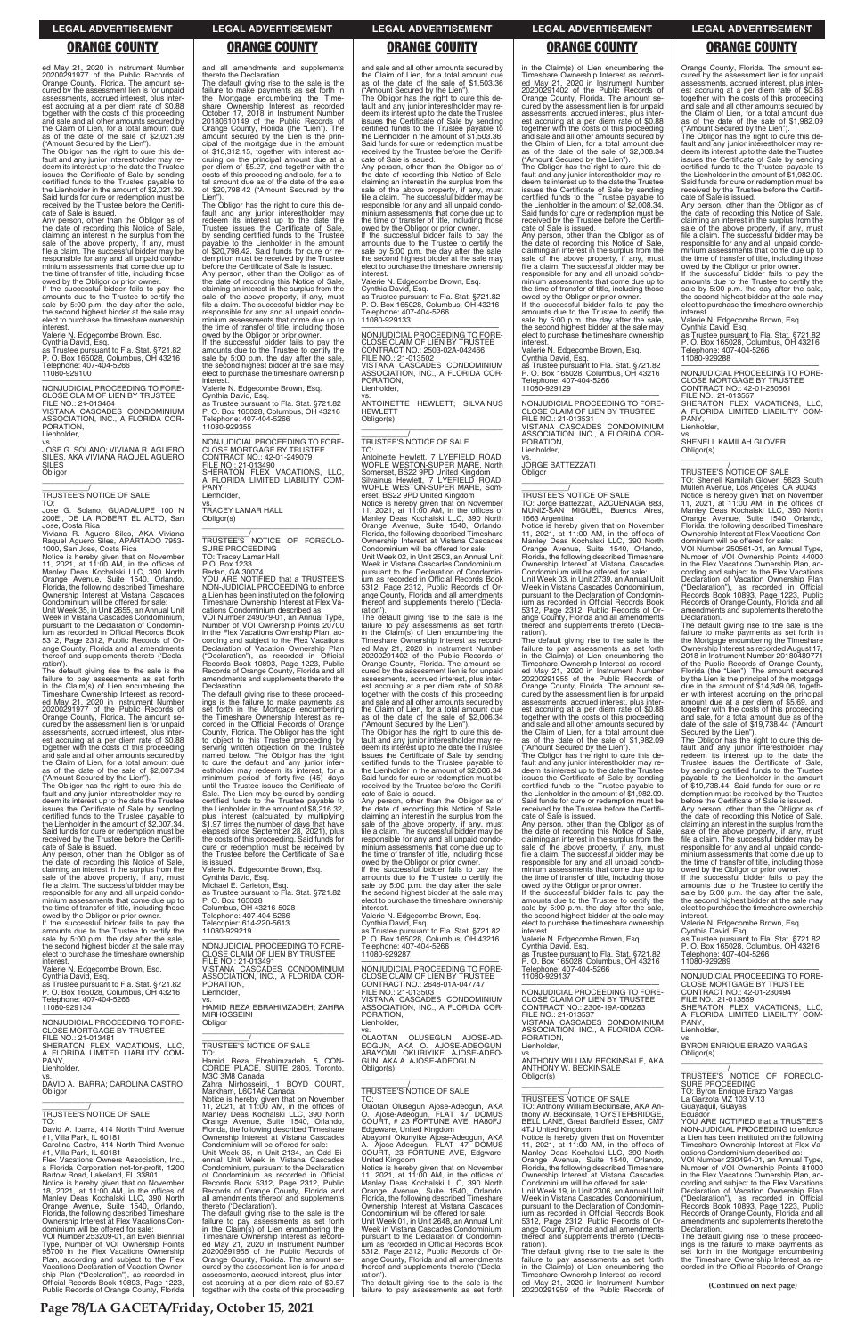ed May 21, 2020 in Instrument Number 20200291977 of the Public Records of Orange County, Florida. The amount secured by the assessment lien is for unpaid assessments, accrued interest, plus interest accruing at a per diem rate of $0.88 together with the costs of this proceeding and sale and all other amounts secured by the Claim of Lien, for a total amount due as of the date of the sale of $2,021.39 ("Amount Secured by the Lien").

The Obligor has the right to cure this default and any junior interestholder may redeem its interest up to the date the Trustee issues the Certificate of Sale by sending certified funds to the Trustee payable to the Lienholder in the amount of $2,021.39. Said funds for cure or redemption must be received by the Trustee before the Certificate of Sale is issued.

Any person, other than the Obligor as of the date of recording this Notice of Sale, claiming an interest in the surplus from the sale of the above property, if any, must file a claim. The successful bidder may be responsible for any and all unpaid condominium assessments that come due up to the time of transfer of title, including those owed by the Obligor or prior owner.

If the successful bidder fails to pay the amounts due to the Trustee to certify the sale by 5:00 p.m. the day after the sale, the second highest bidder at the sale may elect to purchase the timeshare ownership interest.

Valerie N. Edgecombe Brown, Esq.
Cynthia David, Esq.
as Trustee pursuant to Fla. Stat. §721.82
P. O. Box 165028, Columbus, OH 43216
Telephone: 407-404-5266
11080-929100

—————————————————

NONJUDICIAL PROCEEDING TO FORECLOSE CLAIM OF LIEN BY TRUSTEE
FILE NO.: 21-013464
VISTANA CASCADES CONDOMINIUM ASSOCIATION, INC., A FLORIDA CORPORATION,
Lienholder,
vs.
JOSE G. SOLANO; VIVIANA R. AGUERO SILES, AKA VIVIANA RAQUEL AGUERO SILES
Obligor

_____________________________/

TRUSTEE'S NOTICE OF SALE

TO:
Jose G. Solano, GUADALUPE 100 N 200E., DE LA ROBERT EL ALTO, San Jose, Costa Rica
Viviana R. Aguero Siles, AKA Viviana Raquel Aguero Siles, APARTADO 7953-1000, San Jose, Costa Rica

Notice is hereby given that on November 11, 2021, at 11:00 AM, in the offices of Manley Deas Kochalski LLC, 390 North Orange Avenue, Suite 1540, Orlando, Florida, the following described Timeshare Ownership Interest at Vistana Cascades Condominium will be offered for sale:

Unit Week 35, in Unit 2655, an Annual Unit Week in Vistana Cascades Condominium, pursuant to the Declaration of Condominium as recorded in Official Records Book 5312, Page 2312, Public Records of Orange County, Florida and all amendments thereof and supplements thereto ('Declaration').

The default giving rise to the sale is the failure to pay assessments as set forth in the Claim(s) of Lien encumbering the Timeshare Ownership Interest as recorded May 21, 2020 in Instrument Number 20200291977 of the Public Records of Orange County, Florida. The amount secured by the assessment lien is for unpaid assessments, accrued interest, plus interest accruing at a per diem rate of $0.88 together with the costs of this proceeding and sale and all other amounts secured by the Claim of Lien, for a total amount due as of the date of the sale of $2,007.34 ("Amount Secured by the Lien").

The Obligor has the right to cure this default and any junior interestholder may redeem its interest up to the date the Trustee issues the Certificate of Sale by sending certified funds to the Trustee payable to the Lienholder in the amount of $2,007.34. Said funds for cure or redemption must be received by the Trustee before the Certificate of Sale is issued.

Any person, other than the Obligor as of the date of recording this Notice of Sale, claiming an interest in the surplus from the sale of the above property, if any, must file a claim. The successful bidder may be responsible for any and all unpaid condominium assessments that come due up to the time of transfer of title, including those owed by the Obligor or prior owner.

If the successful bidder fails to pay the amounts due to the Trustee to certify the sale by 5:00 p.m. the day after the sale, the second highest bidder at the sale may elect to purchase the timeshare ownership interest.

Valerie N. Edgecombe Brown, Esq.
Cynthia David, Esq.
as Trustee pursuant to Fla. Stat. §721.82
P. O. Box 165028, Columbus, OH 43216
Telephone: 407-404-5266
11080-929134

—————————————————

NONJUDICIAL PROCEEDING TO FORECLOSE MORTGAGE BY TRUSTEE
FILE NO.: 21-013481
SHERATON FLEX VACATIONS, LLC, A FLORIDA LIMITED LIABILITY COMPANY,
Lienholder,
vs.
DAVID A. IBARRA; CAROLINA CASTRO
Obligor

_____________________________/

TRUSTEE'S NOTICE OF SALE

TO:
David A. Ibarra, 414 North Third Avenue #1, Villa Park, IL 60181
Carolina Castro, 414 North Third Avenue #1, Villa Park, IL 60181
Flex Vacations Owners Association, Inc., a Florida Corporation not-for-profit, 1200 Bartow Road, Lakeland, FL 33801

Notice is hereby given that on November 18, 2021, at 11:00 AM, in the offices of Manley Deas Kochalski LLC, 390 North Orange Avenue, Suite 1540, Orlando, Florida, the following described Timeshare Ownership Interest at Flex Vacations Condominium will be offered for sale:

VOI Number 253209-01, an Even Biennial Type, Number of VOI Ownership Points 95700 in the Flex Vacations Ownership Plan, according and subject to the Flex Vacations Declaration of Vacation Ownership Plan ("Declaration"), as recorded in Official Records Book 10893, Page 1223, Public Records of Orange County, Florida and all amendments and supplements thereto the Declaration.

The default giving rise to the sale is the failure to make payments as set forth in the Mortgage encumbering the Timeshare Ownership Interest as recorded October 17, 2018 in Instrument Number 20180610149 of the Public Records of Orange County, Florida (the "Lien"). The amount secured by the Lien is the principal of the mortgage due in the amount of $16,312.15, together with interest accruing on the principal amount due at a per diem of $5.27, and together with the costs of this proceeding and sale, for a total amount due as of the date of the sale of $20,798.42 ("Amount Secured by the Lien").

The Obligor has the right to cure this default and any junior interestholder may redeem its interest up to the date the Trustee issues the Certificate of Sale, by sending certified funds to the Trustee payable to the Lienholder in the amount of $20,798.42. Said funds for cure or redemption must be received by the Trustee before the Certificate of Sale is issued.

Any person, other than the Obligor as of the date of recording this Notice of Sale, claiming an interest in the surplus from the sale of the above property, if any, must file a claim. The successful bidder may be responsible for any and all unpaid condominium assessments that come due up to the time of transfer of title, including those owed by the Obligor or prior owner.

If the successful bidder fails to pay the amounts due to the Trustee to certify the sale by 5:00 p.m. the day after the sale, the second highest bidder at the sale may elect to purchase the timeshare ownership interest.

Valerie N. Edgecombe Brown, Esq.
Cynthia David, Esq.
as Trustee pursuant to Fla. Stat. §721.82
P. O. Box 165028, Columbus, OH 43216
Telephone: 407-404-5266
11080-929355

—————————————————

NONJUDICIAL PROCEEDING TO FORECLOSE MORTGAGE BY TRUSTEE
CONTRACT NO.: 42-01-249079
FILE NO.: 21-013490
SHERATON FLEX VACATIONS, LLC, A FLORIDA LIMITED LIABILITY COMPANY,
Lienholder,
vs.
TRACEY LAMAR HALL
Obligor(s)

_____________________________/

TRUSTEE'S NOTICE OF FORECLOSURE PROCEEDING

TO: Tracey Lamar Hall
P.O. Box 1233
Redan, GA 30074

YOU ARE NOTIFIED that a TRUSTEE'S NON-JUDICIAL PROCEEDING to enforce a Lien has been instituted on the following Timeshare Ownership Interest at Flex Vacations Condominium described as:

VOI Number 249079-01, an Annual Type, Number of VOI Ownership Points 20700 in the Flex Vacations Ownership Plan, according and subject to the Flex Vacations Declaration of Vacation Ownership Plan ("Declaration"), as recorded in Official Records Book 10893, Page 1223, Public Records of Orange County, Florida and all amendments and supplements thereto the Declaration.

The default giving rise to these proceedings is the failure to make payments as set forth in the Mortgage encumbering the Timeshare Ownership Interest as recorded in the Official Records of Orange County, Florida. The Obligor has the right to object to this Trustee proceeding by serving written objection on the Trustee named below. The Obligor has the right to cure the default and any junior interestholder may redeem its interest, for a minimum period of forty-five (45) days until the Trustee issues the Certificate of Sale. The Lien may be cured by sending certified funds to the Trustee payable to the Lienholder in the amount of $8,216.32, plus interest (calculated by multiplying $1.97 times the number of days that have elapsed since September 28, 2021), plus the costs of this proceeding. Said funds for cure or redemption must be received by the Trustee before the Certificate of Sale is issued.

Valerie N. Edgecombe Brown, Esq.
Cynthia David, Esq.
Michael E. Carleton, Esq.
as Trustee pursuant to Fla. Stat. §721.82
P. O. Box 165028
Columbus, OH 43216-5028
Telephone: 407-404-5266
Telecopier: 614-220-5613
11080-929219

—————————————————

NONJUDICIAL PROCEEDING TO FORECLOSE CLAIM OF LIEN BY TRUSTEE
FILE NO.: 21-013491
VISTANA CASCADES CONDOMINIUM ASSOCIATION, INC., A FLORIDA CORPORATION,
Lienholder,
vs.
HAMID REZA EBRAHIMZADEH; ZAHRA MIRHOSSEINI
Obligor

_____________________________/

TRUSTEE'S NOTICE OF SALE

TO:
Hamid Reza Ebrahimzadeh, 5 CONCORDE PLACE, SUITE 2805, Toronto, M3C 3M8 Canada
Zahra Mirhosseini, 1 BOYD COURT, Markham, L6C1A6 Canada

Notice is hereby given that on November 11, 2021, at 11:00 AM, in the offices of Manley Deas Kochalski LLC, 390 North Orange Avenue, Suite 1540, Orlando, Florida, the following described Timeshare Ownership Interest at Vistana Cascades Condominium will be offered for sale:

Unit Week 35, in Unit 2134, an Odd Biennial Unit Week in Vistana Cascades Condominium, pursuant to the Declaration of Condominium as recorded in Official Records Book 5312, Page 2312, Public Records of Orange County, Florida and all amendments thereof and supplements thereto ('Declaration').

The default giving rise to the sale is the failure to pay assessments as set forth in the Claim(s) of Lien encumbering the Timeshare Ownership Interest as recorded May 21, 2020 in Instrument Number 20200291965 of the Public Records of Orange County, Florida. The amount secured by the assessment lien is for unpaid assessments, accrued interest, plus interest accruing at a per diem rate of $0.57 together with the costs of this proceeding and sale and all other amounts secured by the Claim of Lien, for a total amount due as of the date of the sale of $1,503.36 ("Amount Secured by the Lien").

The Obligor has the right to cure this default and any junior interestholder may redeem its interest up to the date the Trustee issues the Certificate of Sale by sending certified funds to the Trustee payable to the Lienholder in the amount of $1,503.36. Said funds for cure or redemption must be received by the Trustee before the Certificate of Sale is issued.

Any person, other than the Obligor as of the date of recording this Notice of Sale, claiming an interest in the surplus from the sale of the above property, if any, must file a claim. The successful bidder may be responsible for any and all unpaid condominium assessments that come due up to the time of transfer of title, including those owed by the Obligor or prior owner.

If the successful bidder fails to pay the amounts due to the Trustee to certify the sale by 5:00 p.m. the day after the sale, the second highest bidder at the sale may elect to purchase the timeshare ownership interest.

Valerie N. Edgecombe Brown, Esq.
Cynthia David, Esq.
as Trustee pursuant to Fla. Stat. §721.82
P. O. Box 165028, Columbus, OH 43216
Telephone: 407-404-5266
11080-929133

—————————————————

NONJUDICIAL PROCEEDING TO FORECLOSE CLAIM OF LIEN BY TRUSTEE
CONTRACT NO.: 2503-02A-042466
FILE NO.: 21-013502
VISTANA CASCADES CONDOMINIUM ASSOCIATION, INC., A FLORIDA CORPORATION,
Lienholder,
vs.
ANTOINETTE HEWLETT; SILVAINUS HEWLETT
Obligor(s)

_____________________________/

TRUSTEE'S NOTICE OF SALE

TO:
Antoinette Hewlett, 7 LYEFIELD ROAD, WORLE WESTON-SUPER MARE, North Somerset, BS22 9PD United Kingdom
Silvainus Hewlett, 7 LYEFIELD ROAD, WORLE WESTON-SUPER MARE, Somerset, BS22 9PD United Kingdom

Notice is hereby given that on November 11, 2021, at 11:00 AM, in the offices of Manley Deas Kochalski LLC, 390 North Orange Avenue, Suite 1540, Orlando, Florida, the following described Timeshare Ownership Interest at Vistana Cascades Condominium will be offered for sale:

Unit Week 02, in Unit 2503, an Annual Unit Week in Vistana Cascades Condominium, pursuant to the Declaration of Condominium as recorded in Official Records Book 5312, Page 2312, Public Records of Orange County, Florida and all amendments thereof and supplements thereto ('Declaration').

The default giving rise to the sale is the failure to pay assessments as set forth in the Claim(s) of Lien encumbering the Timeshare Ownership Interest as recorded May 21, 2020 in Instrument Number 20200291402 of the Public Records of Orange County, Florida. The amount secured by the assessment lien is for unpaid assessments, accrued interest, plus interest accruing at a per diem rate of $0.88 together with the costs of this proceeding and sale and all other amounts secured by the Claim of Lien, for a total amount due as of the date of the sale of $2,006.34 ("Amount Secured by the Lien").

The Obligor has the right to cure this default and any junior interestholder may redeem its interest up to the date the Trustee issues the Certificate of Sale by sending certified funds to the Trustee payable to the Lienholder in the amount of $2,006.34. Said funds for cure or redemption must be received by the Trustee before the Certificate of Sale is issued.

Any person, other than the Obligor as of the date of recording this Notice of Sale, claiming an interest in the surplus from the sale of the above property, if any, must file a claim. The successful bidder may be responsible for any and all unpaid condominium assessments that come due up to the time of transfer of title, including those owed by the Obligor or prior owner.

If the successful bidder fails to pay the amounts due to the Trustee to certify the sale by 5:00 p.m. the day after the sale, the second highest bidder at the sale may elect to purchase the timeshare ownership interest.

Valerie N. Edgecombe Brown, Esq.
Cynthia David, Esq.
as Trustee pursuant to Fla. Stat. §721.82
P. O. Box 165028, Columbus, OH 43216
Telephone: 407-404-5266
11080-929287

—————————————————

NONJUDICIAL PROCEEDING TO FORECLOSE CLAIM OF LIEN BY TRUSTEE
CONTRACT NO.: 2648-01A-047747
FILE NO.: 21-013503
VISTANA CASCADES CONDOMINIUM ASSOCIATION, INC., A FLORIDA CORPORATION,
Lienholder,
vs.
OLAOTAN OLUSEGUN AJOSE-ADEOGUN, AKA O. AJOSE-ADEOGUN; ABAYOMI OKURIYIKE AJOSE-ADEOGUN, AKA A. AJOSE-ADEOGUN
Obligor(s)

_____________________________/

TRUSTEE'S NOTICE OF SALE

TO:
Olaotan Olusegun Ajose-Adeogun, AKA O. Ajose-Adeogun, FLAT 47 DOMUS COURT, # 23 FORTUNE AVE, HA80FJ, Edgeware, United Kingdom
Abayomi Okuriyike Ajose-Adeogun, AKA A. Ajose-Adeogun, FLAT 47 DOMUS COURT, 23 FORTUNE AVE, Edgware, United Kingdom

Notice is hereby given that on November 11, 2021, at 11:00 AM, in the offices of Manley Deas Kochalski LLC, 390 North Orange Avenue, Suite 1540, Orlando, Florida, the following described Timeshare Ownership Interest at Vistana Cascades Condominium will be offered for sale:

Unit Week 01, in Unit 2648, an Annual Unit Week in Vistana Cascades Condominium, pursuant to the Declaration of Condominium as recorded in Official Records Book 5312, Page 2312, Public Records of Orange County, Florida and all amendments thereof and supplements thereto ('Declaration').

The default giving rise to the sale is the failure to pay assessments as set forth in the Claim(s) of Lien encumbering the Timeshare Ownership Interest as recorded May 21, 2020 in Instrument Number 20200291402 of the Public Records of Orange County, Florida. The amount secured by the assessment lien is for unpaid assessments, accrued interest, plus interest accruing at a per diem rate of $0.88 together with the costs of this proceeding and sale and all other amounts secured by the Claim of Lien, for a total amount due as of the date of the sale of $2,008.34 ("Amount Secured by the Lien").

The Obligor has the right to cure this default and any junior interestholder may redeem its interest up to the date the Trustee issues the Certificate of Sale by sending certified funds to the Trustee payable to the Lienholder in the amount of $2,008.34. Said funds for cure or redemption must be received by the Trustee before the Certificate of Sale is issued.

Any person, other than the Obligor as of the date of recording this Notice of Sale, claiming an interest in the surplus from the sale of the above property, if any, must file a claim. The successful bidder may be responsible for any and all unpaid condominium assessments that come due up to the time of transfer of title, including those owed by the Obligor or prior owner.

If the successful bidder fails to pay the amounts due to the Trustee to certify the sale by 5:00 p.m. the day after the sale, the second highest bidder at the sale may elect to purchase the timeshare ownership interest.

Valerie N. Edgecombe Brown, Esq.
Cynthia David, Esq.
as Trustee pursuant to Fla. Stat. §721.82
P. O. Box 165028, Columbus, OH 43216
Telephone: 407-404-5266
11080-929129

—————————————————

NONJUDICIAL PROCEEDING TO FORECLOSE CLAIM OF LIEN BY TRUSTEE
FILE NO.: 21-013531
VISTANA CASCADES CONDOMINIUM ASSOCIATION, INC., A FLORIDA CORPORATION,
Lienholder,
vs.
JORGE BATTEZZATI
Obligor

_____________________________/

TRUSTEE'S NOTICE OF SALE

TO: Jorge Battezzati, AZCUENAGA 883, MUNIZ-SAN MIGUEL, Buenos Aires, 1663 Argentina

Notice is hereby given that on November 11, 2021, at 11:00 AM, in the offices of Manley Deas Kochalski LLC, 390 North Orange Avenue, Suite 1540, Orlando, Florida, the following described Timeshare Ownership Interest at Vistana Cascades Condominium will be offered for sale:

Unit Week 03, in Unit 2739, an Annual Unit Week in Vistana Cascades Condominium, pursuant to the Declaration of Condominium as recorded in Official Records Book 5312, Page 2312, Public Records of Orange County, Florida and all amendments thereof and supplements thereto ('Declaration').

The default giving rise to the sale is the failure to pay assessments as set forth in the Claim(s) of Lien encumbering the Timeshare Ownership Interest as recorded May 21, 2020 in Instrument Number 20200291955 of the Public Records of Orange County, Florida. The amount secured by the assessment lien is for unpaid assessments, accrued interest, plus interest accruing at a per diem rate of $0.88 together with the costs of this proceeding and sale and all other amounts secured by the Claim of Lien, for a total amount due as of the date of the sale of $1,982.09 ("Amount Secured by the Lien").

The Obligor has the right to cure this default and any junior interestholder may redeem its interest up to the date the Trustee issues the Certificate of Sale by sending certified funds to the Trustee payable to the Lienholder in the amount of $1,982.09. Said funds for cure or redemption must be received by the Trustee before the Certificate of Sale is issued.

Any person, other than the Obligor as of the date of recording this Notice of Sale, claiming an interest in the surplus from the sale of the above property, if any, must file a claim. The successful bidder may be responsible for any and all unpaid condominium assessments that come due up to the time of transfer of title, including those owed by the Obligor or prior owner.

If the successful bidder fails to pay the amounts due to the Trustee to certify the sale by 5:00 p.m. the day after the sale, the second highest bidder at the sale may elect to purchase the timeshare ownership interest.

Valerie N. Edgecombe Brown, Esq.
Cynthia David, Esq.
as Trustee pursuant to Fla. Stat. §721.82
P. O. Box 165028, Columbus, OH 43216
Telephone: 407-404-5266
11080-929137

—————————————————

NONJUDICIAL PROCEEDING TO FORECLOSE CLAIM OF LIEN BY TRUSTEE
CONTRACT NO.: 2306-19A-006283
FILE NO.: 21-013537
VISTANA CASCADES CONDOMINIUM ASSOCIATION, INC., A FLORIDA CORPORATION,
Lienholder,
vs.
ANTHONY WILLIAM BECKINSALE, AKA ANTHONY W. BECKINSALE
Obligor(s)

_____________________________/

TRUSTEE'S NOTICE OF SALE

TO: Anthony William Beckinsale, AKA Anthony W. Beckinsale, 1 OYSTERBRIDGE, BELL LANE, Great Bardfield Essex, CM7 4TJ United Kingdom

Notice is hereby given that on November 11, 2021, at 11:00 AM, in the offices of Manley Deas Kochalski LLC, 390 North Orange Avenue, Suite 1540, Orlando, Florida, the following described Timeshare Ownership Interest at Vistana Cascades Condominium will be offered for sale:

Unit Week 19, in Unit 2306, an Annual Unit Week in Vistana Cascades Condominium, pursuant to the Declaration of Condominium as recorded in Official Records Book 5312, Page 2312, Public Records of Orange County, Florida and all amendments thereof and supplements thereto ('Declaration').

The default giving rise to the sale is the failure to pay assessments as set forth in the Claim(s) of Lien encumbering the Timeshare Ownership Interest as recorded May 21, 2020 in Instrument Number 20200291959 of the Public Records of Orange County, Florida. The amount secured by the assessment lien is for unpaid assessments, accrued interest, plus interest accruing at a per diem rate of $0.88 together with the costs of this proceeding and sale and all other amounts secured by the Claim of Lien, for a total amount due as of the date of the sale of $1,982.09 ("Amount Secured by the Lien").

The Obligor has the right to cure this default and any junior interestholder may redeem its interest up to the date the Trustee issues the Certificate of Sale by sending certified funds to the Trustee payable to the Lienholder in the amount of $1,982.09. Said funds for cure or redemption must be received by the Trustee before the Certificate of Sale is issued.

Any person, other than the Obligor as of the date of recording this Notice of Sale, claiming an interest in the surplus from the sale of the above property, if any, must file a claim. The successful bidder may be responsible for any and all unpaid condominium assessments that come due up to the time of transfer of title, including those owed by the Obligor or prior owner.

If the successful bidder fails to pay the amounts due to the Trustee to certify the sale by 5:00 p.m. the day after the sale, the second highest bidder at the sale may elect to purchase the timeshare ownership interest.

Valerie N. Edgecombe Brown, Esq.
Cynthia David, Esq.
as Trustee pursuant to Fla. Stat. §721.82
P. O. Box 165028, Columbus, OH 43216
Telephone: 407-404-5266
11080-929288

—————————————————

NONJUDICIAL PROCEEDING TO FORECLOSE MORTGAGE BY TRUSTEE
CONTRACT NO.: 42-01-250561
FILE NO.: 21-013557
SHERATON FLEX VACATIONS, LLC, A FLORIDA LIMITED LIABILITY COMPANY,
Lienholder,
vs.
SHENELL KAMILAH GLOVER
Obligor(s)

_____________________________/

TRUSTEE'S NOTICE OF SALE

TO: Shenell Kamilah Glover, 5623 South Mullen Avenue, Los Angeles, CA 90043

Notice is hereby given that on November 11, 2021, at 11:00 AM, in the offices of Manley Deas Kochalski LLC, 390 North Orange Avenue, Suite 1540, Orlando, Florida, the following described Timeshare Ownership Interest at Flex Vacations Condominium will be offered for sale:

VOI Number 250561-01, an Annual Type, Number of VOI Ownership Points 44000 in the Flex Vacations Ownership Plan, according and subject to the Flex Vacations Declaration of Vacation Ownership Plan ("Declaration"), as recorded in Official Records Book 10893, Page 1223, Public Records of Orange County, Florida and all amendments and supplements thereto the Declaration.

The default giving rise to the sale is the failure to make payments as set forth in the Mortgage encumbering the Timeshare Ownership Interest as recorded August 17, 2018 in Instrument Number 20180489771 of the Public Records of Orange County, Florida (the "Lien"). The amount secured by the Lien is the principal of the mortgage due in the amount of $14,349.06, together with interest accruing on the principal amount due at a per diem of $5.69, and together with the costs of this proceeding and sale, for a total amount due as of the date of the sale of $19,738.44 ("Amount Secured by the Lien").

The Obligor has the right to cure this default and any junior interestholder may redeem its interest up to the date the Trustee issues the Certificate of Sale, by sending certified funds to the Trustee payable to the Lienholder in the amount of $19,738.44. Said funds for cure or redemption must be received by the Trustee before the Certificate of Sale is issued.

Any person, other than the Obligor as of the date of recording this Notice of Sale, claiming an interest in the surplus from the sale of the above property, if any, must file a claim. The successful bidder may be responsible for any and all unpaid condominium assessments that come due up to the time of transfer of title, including those owed by the Obligor or prior owner.

If the successful bidder fails to pay the amounts due to the Trustee to certify the sale by 5:00 p.m. the day after the sale, the second highest bidder at the sale may elect to purchase the timeshare ownership interest.

Valerie N. Edgecombe Brown, Esq.
Cynthia David, Esq.
as Trustee pursuant to Fla. Stat. §721.82
P. O. Box 165028, Columbus, OH 43216
Telephone: 407-404-5266
11080-929289

—————————————————

NONJUDICIAL PROCEEDING TO FORECLOSE MORTGAGE BY TRUSTEE
CONTRACT NO.: 42-01-230494
FILE NO.: 21-013559
SHERATON FLEX VACATIONS, LLC, A FLORIDA LIMITED LIABILITY COMPANY,
Lienholder,
vs.
BYRON ENRIQUE ERAZO VARGAS
Obligor(s)

_____________________________/

TRUSTEE'S NOTICE OF FORECLOSURE PROCEEDING

TO: Byron Enrique Erazo Vargas
La Garzota MZ 103 V.13
Guayaquil, Guayas
Ecuador

YOU ARE NOTIFIED that a TRUSTEE'S NON-JUDICIAL PROCEEDING to enforce a Lien has been instituted on the following Timeshare Ownership Interest at Flex Vacations Condominium described as:

VOI Number 230494-01, an Annual Type, Number of VOI Ownership Points 81000 in the Flex Vacations Ownership Plan, according and subject to the Flex Vacations Declaration of Vacation Ownership Plan ("Declaration"), as recorded in Official Records Book 10893, Page 1223, Public Records of Orange County, Florida and all amendments and supplements thereto the Declaration.

The default giving rise to these proceedings is the failure to make payments as set forth in the Mortgage encumbering the Timeshare Ownership Interest as recorded in the Official Records of Orange

**(Continued on next page)**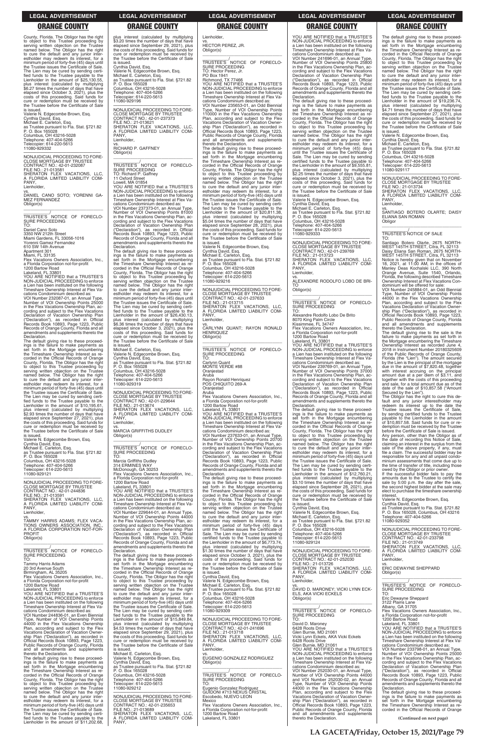County, Florida. The Obligor has the right to object to this Trustee proceeding by serving written objection on the Trustee named below. The Obligor has the right to cure the default and any junior interestholder may redeem its interest, for a minimum period of forty-five (45) days until the Trustee issues the Certificate of Sale. The Lien may be cured by sending certified funds to the Trustee payable to the Lienholder in the amount of $25,130.55, plus interest (calculated by multiplying $6.27 times the number of days that have elapsed since October 3, 2021), plus the costs of this proceeding. Said funds for cure or redemption must be received by the Trustee before the Certificate of Sale is issued.
Valerie N. Edgecombe Brown, Esq.
Cynthia David, Esq.
Michael E. Carleton, Esq.
as Trustee pursuant to Fla. Stat. §721.82
P. O. Box 165028
Columbus, OH 43216-5028
Telephone: 407-404-5266
Telecopier: 614-220-5613
11080-929332

NONJUDICIAL PROCEEDING TO FORECLOSE MORTGAGE BY TRUSTEE
CONTRACT NO.: 42-01-232087
FILE NO.: 21-013581
SHERATON FLEX VACATIONS, LLC, A FLORIDA LIMITED LIABILITY COMPANY,
Lienholder,
vs.
DANIEL CANO SOTO; YORENNI GAMEZ FERNANDEZ
Obligor(s)

TRUSTEE'S NOTICE OF FORECLOSURE PROCEEDING
TO:
Daniel Cano Soto
3350 NW 212th Street
Miami Gardens, FL 33056-1016
Yorenni Gamez Fernandez
610 SW 14th Avenue
Apartment 301
Miami, FL 33135
Flex Vacations Owners Association, Inc., a Florida Corporation not-for-profit
1200 Bartow Road
Lakeland, FL 33801
YOU ARE NOTIFIED that a TRUSTEE'S NON-JUDICIAL PROCEEDING to enforce a Lien has been instituted on the following Timeshare Ownership Interest at Flex Vacations Condominium described as:
VOI Number 232087-01, an Annual Type, Number of VOI Ownership Points 25000 in the Flex Vacations Ownership Plan, according and subject to the Flex Vacations Declaration of Vacation Ownership Plan ("Declaration"), as recorded in Official Records Book 10893, Page 1223, Public Records of Orange County, Florida and all amendments and supplements thereto the Declaration.
The default giving rise to these proceedings is the failure to make payments as set forth in the Mortgage encumbering the Timeshare Ownership Interest as recorded in the Official Records of Orange County, Florida. The Obligor has the right to object to this Trustee proceeding by serving written objection on the Trustee named below. The Obligor has the right to cure the default and any junior interestholder may redeem its interest, for a minimum period of forty-five (45) days until the Trustee issues the Certificate of Sale. The Lien may be cured by sending certified funds to the Trustee payable to the Lienholder in the amount of $10,195.61, plus interest (calculated by multiplying $2.93 times the number of days that have elapsed since September 27, 2021), plus the costs of this proceeding. Said funds for cure or redemption must be received by the Trustee before the Certificate of Sale is issued.
Valerie N. Edgecombe Brown, Esq.
Cynthia David, Esq.
Michael E. Carleton, Esq.
as Trustee pursuant to Fla. Stat. §721.82
P. O. Box 165028
Columbus, OH 43216-5028
Telephone: 407-404-5266
Telecopier: 614-220-5613
11080-929121

NONJUDICIAL PROCEEDING TO FORECLOSE MORTGAGE BY TRUSTEE
CONTRACT NO.: 42-01-244836
FILE NO.: 21-013591
SHERATON FLEX VACATIONS, LLC, A FLORIDA LIMITED LIABILITY COMPANY,
Lienholder,
vs.
TAMMY HARRIS ADAMS; FLEX VACATIONS OWNERS ASSOCIATION, INC., A FLORIDA CORPORATION NOT-FOR-PROFIT
Obligor(s)

TRUSTEE'S NOTICE OF FORECLOSURE PROCEEDING
TO:
Tammy Harris Adams
20 3rd Avenue South
Birmingham, AL 35205
Flex Vacations Owners Association, Inc., a Florida Corporation not-for-profit
1200 Bartow Road
Lakeland, FL 33801
YOU ARE NOTIFIED that a TRUSTEE'S NON-JUDICIAL PROCEEDING to enforce a Lien has been instituted on the following Timeshare Ownership Interest at Flex Vacations Condominium described as:
VOI Number 244836-01, an Even Biennial Type, Number of VOI Ownership Points 44000 in the Flex Vacations Ownership Plan, according and subject to the Flex Vacations Declaration of Vacation Ownership Plan ("Declaration"), as recorded in Official Records Book 10893, Page 1223, Public Records of Orange County, Florida and all amendments and supplements thereto the Declaration.
The default giving rise to these proceedings is the failure to make payments as set forth in the Mortgage encumbering the Timeshare Ownership Interest as recorded in the Official Records of Orange County, Florida. The Obligor has the right to object to this Trustee proceeding by serving written objection on the Trustee named below. The Obligor has the right to cure the default and any junior interestholder may redeem its interest, for a minimum period of forty-five (45) days until the Trustee issues the Certificate of Sale. The Lien may be cured by sending certified funds to the Trustee payable to the Lienholder in the amount of $11,202.68, plus interest (calculated by multiplying $3.20 times the number of days that have elapsed since September 29, 2021), plus the costs of this proceeding. Said funds for cure or redemption must be received by the Trustee before the Certificate of Sale is issued.
Cynthia David, Esq.
Valerie N. Edgecombe Brown, Esq.
Michael E. Carleton, Esq.
as Trustee pursuant to Fla. Stat. §721.82
P. O. Box 165028
Columbus, OH 43216-5028
Telephone: 407-404-5266
Telecopier: 614-220-5613
11080-929196

NONJUDICIAL PROCEEDING TO FORECLOSE MORTGAGE BY TRUSTEE
CONTRACT NO.: 42-01-237373
FILE NO.: 21-013621
SHERATON FLEX VACATIONS, LLC, A FLORIDA LIMITED LIABILITY COMPANY,
Lienholder,
vs.
RICHARD P. GAFFNEY
Obligor(s)

TRUSTEE'S NOTICE OF FORECLOSURE PROCEEDING
TO: Richard P. Gaffney
11 Oxford Street
Lowell, MA 01854
YOU ARE NOTIFIED that a TRUSTEE'S NON-JUDICIAL PROCEEDING to enforce a Lien has been instituted on the following Timeshare Ownership Interest at Flex Vacations Condominium described as:
VOI Number 237373-01, an Annual Type, Number of VOI Ownership Points 81000 in the Flex Vacations Ownership Plan, according and subject to the Flex Vacations Declaration of Vacation Ownership Plan ("Declaration"), as recorded in Official Records Book 10893, Page 1223, Public Records of Orange County, Florida and all amendments and supplements thereto the Declaration.
The default giving rise to these proceedings is the failure to make payments as set forth in the Mortgage encumbering the Timeshare Ownership Interest as recorded in the Official Records of Orange County, Florida. The Obligor has the right to object to this Trustee proceeding by serving written objection on the Trustee named below. The Obligor has the right to cure the default and any junior interestholder may redeem its interest, for a minimum period of forty-five (45) days until the Trustee issues the Certificate of Sale. The Lien may be cured by sending certified funds to the Trustee payable to the Lienholder in the amount of $26,430.13, plus interest (calculated by multiplying $6.36 times the number of days that have elapsed since October 3, 2021), plus the costs of this proceeding. Said funds for cure or redemption must be received by the Trustee before the Certificate of Sale is issued.
Michael E. Carleton, Esq.
Valerie N. Edgecombe Brown, Esq.
Cynthia David, Esq.
as Trustee pursuant to Fla. Stat. §721.82
P. O. Box 165028
Columbus, OH 43216-5028
Telephone: 407-404-5266
Telecopier: 614-220-5613
11080-929319

NONJUDICIAL PROCEEDING TO FORECLOSE MORTGAGE BY TRUSTEE
CONTRACT NO.: 42-01-229644
FILE NO.: 21-013674
SHERATON FLEX VACATIONS, LLC, A FLORIDA LIMITED LIABILITY COMPANY,
Lienholder,
vs.
MARCIA GRIFFITHS DUDLEY
Obligor(s)

TRUSTEE'S NOTICE OF FORECLOSURE PROCEEDING
TO:
Marcia Griffiths Dudley
314 ERMINES WAY
McDonough, GA 30253
Flex Vacations Owners Association, Inc., a Florida Corporation not-for-profit
1200 Bartow Road
Lakeland, FL 33801
YOU ARE NOTIFIED that a TRUSTEE'S NON-JUDICIAL PROCEEDING to enforce a Lien has been instituted on the following Timeshare Ownership Interest at Flex Vacations Condominium described as:
VOI Number 229644-01, an Annual Type, Number of VOI Ownership Points 44000 in the Flex Vacations Ownership Plan, according and subject to the Flex Vacations Declaration of Vacation Ownership Plan ("Declaration"), as recorded in Official Records Book 10893, Page 1223, Public Records of Orange County, Florida and all amendments and supplements thereto the Declaration.
The default giving rise to these proceedings is the failure to make payments as set forth in the Mortgage encumbering the Timeshare Ownership Interest as recorded in the Official Records of Orange County, Florida. The Obligor has the right to object to this Trustee proceeding by serving written objection on the Trustee named below. The Obligor has the right to cure the default and any junior interestholder may redeem its interest, for a minimum period of forty-five (45) days until the Trustee issues the Certificate of Sale. The Lien may be cured by sending certified funds to the Trustee payable to the Lienholder in the amount of $15,849.84, plus interest (calculated by multiplying $4.53 times the number of days that have elapsed since September 29, 2021), plus the costs of this proceeding. Said funds for cure or redemption must be received by the Trustee before the Certificate of Sale is issued.
Michael E. Carleton, Esq.
Valerie N. Edgecombe Brown, Esq.
Cynthia David, Esq.
as Trustee pursuant to Fla. Stat. §721.82
P. O. Box 165028
Columbus, OH 43216-5028
Telephone: 407-404-5266
Telecopier: 614-220-5613
11080-929212

NONJUDICIAL PROCEEDING TO FORECLOSE MORTGAGE BY TRUSTEE
CONTRACT NO.: 42-01-235653
FILE NO.: 21-013689
SHERATON FLEX VACATIONS, LLC, A FLORIDA LIMITED LIABILITY COMPANY,
Lienholder,
vs.
HECTOR PEREZ, JR.
Obligor(s)

TRUSTEE'S NOTICE OF FORECLOSURE PROCEEDING
TO: Hector Perez, Jr.
PO Box 1941
Richmond, TX 77466
YOU ARE NOTIFIED that a TRUSTEE'S NON-JUDICIAL PROCEEDING to enforce a Lien has been instituted on the following Timeshare Ownership Interest at Flex Vacations Condominium described as:
VOI Number 235653-01, an Odd Biennial Type, Number of VOI Ownership Points 110000 in the Flex Vacations Ownership Plan, according and subject to the Flex Vacations Declaration of Vacation Ownership Plan ("Declaration"), as recorded in Official Records Book 10893, Page 1223, Public Records of Orange County, Florida and all amendments and supplements thereto the Declaration.
The default giving rise to these proceedings is the failure to make payments as set forth in the Mortgage encumbering the Timeshare Ownership Interest as recorded in the Official Records of Orange County, Florida. The Obligor has the right to object to this Trustee proceeding by serving written objection on the Trustee named below. The Obligor has the right to cure the default and any junior interestholder may redeem its interest, for a minimum period of forty-five (45) days until the Trustee issues the Certificate of Sale. The Lien may be cured by sending certified funds to the Trustee payable to the Lienholder in the amount of $20,811.38, plus interest (calculated by multiplying $5.04 times the number of days that have elapsed since September 28, 2021), plus the costs of this proceeding. Said funds for cure or redemption must be received by the Trustee before the Certificate of Sale is issued.
Valerie N. Edgecombe Brown, Esq.
Cynthia David, Esq.
Michael E. Carleton, Esq.
as Trustee pursuant to Fla. Stat. §721.82
P. O. Box 165028
Columbus, OH 43216-5028
Telephone: 407-404-5266
Telecopier: 614-220-5613
11080-929216

NONJUDICIAL PROCEEDING TO FORECLOSE MORTGAGE BY TRUSTEE
CONTRACT NO.: 42-01-237633
FILE NO.: 21-013715
SHERATON FLEX VACATIONS, LLC, A FLORIDA LIMITED LIABILITY COMPANY,
Lienholder,
vs.
CARLYNN QUANT; RAYON RONALD HENRIQUEZ
Obligor(s)

TRUSTEE'S NOTICE OF FORECLOSURE PROCEEDING
TO:
Carlynn Quant
MONTE VERDE #88
Oranjestad
Aruba
Rayon Ronald Henriquez
POS CHIQUITO 269-A
Oranjestad
Aruba
Flex Vacations Owners Association, Inc., a Florida Corporation not-for-profit
1200 Bartow Road
Lakeland, FL 33801
YOU ARE NOTIFIED that a TRUSTEE'S NON-JUDICIAL PROCEEDING to enforce a Lien has been instituted on the following Timeshare Ownership Interest at Flex Vacations Condominium described as:
VOI Number 237633-01, an Annual Type, Number of VOI Ownership Points 20700 in the Flex Vacations Ownership Plan, according and subject to the Flex Vacations Declaration of Vacation Ownership Plan ("Declaration"), as recorded in Official Records Book 10893, Page 1223, Public Records of Orange County, Florida and all amendments and supplements thereto the Declaration.
The default giving rise to these proceedings is the failure to make payments as set forth in the Mortgage encumbering the Timeshare Ownership Interest as recorded in the Official Records of Orange County, Florida. The Obligor has the right to object to this Trustee proceeding by serving written objection on the Trustee named below. The Obligor has the right to cure the default and any junior interestholder may redeem its interest, for a minimum period of forty-five (45) days until the Trustee issues the Certificate of Sale. The Lien may be cured by sending certified funds to the Trustee payable to the Lienholder in the amount of $6,773.74, plus interest (calculated by multiplying $1.30 times the number of days that have elapsed since October 3, 2021), plus the costs of this proceeding. Said funds for cure or redemption must be received by the Trustee before the Certificate of Sale is issued.
Cynthia David, Esq.
Valerie N. Edgecombe Brown, Esq.
Michael E. Carleton, Esq.
as Trustee pursuant to Fla. Stat. §721.82
P. O. Box 165028
Columbus, OH 43216-5028
Telephone: 407-404-5266
Telecopier: 614-220-5613
11080-929309

NONJUDICIAL PROCEEDING TO FORECLOSE MORTGAGE BY TRUSTEE
CONTRACT NO.: 42-01-241696
FILE NO.: 21-013718
SHERATON FLEX VACATIONS, LLC, A FLORIDA LIMITED LIABILITY COMPANY,
Lienholder,
vs.
EUGENIO GONZALEZ RODRIGUEZ
Obligor(s)

TRUSTEE'S NOTICE OF FORECLOSURE PROCEEDING
TO:
Eugenio Gonzalez Rodriguez
GUIDONI #713 NEXUS CRISTAL
Escobedo, NUEVO LEON
Mexico
Flex Vacations Owners Association, Inc., a Florida Corporation not-for-profit
1200 Bartow Road
Lakeland, FL 33801
YOU ARE NOTIFIED that a TRUSTEE'S NON-JUDICIAL PROCEEDING to enforce a Lien has been instituted on the following Timeshare Ownership Interest at Flex Vacations Condominium described as:
VOI Number 241696-01, an Annual Type, Number of VOI Ownership Points 25800 in the Flex Vacations Ownership Plan, according and subject to the Flex Vacations Declaration of Vacation Ownership Plan ("Declaration"), as recorded in Official Records Book 10893, Page 1223, Public Records of Orange County, Florida and all amendments and supplements thereto the Declaration.
The default giving rise to these proceedings is the failure to make payments as set forth in the Mortgage encumbering the Timeshare Ownership Interest as recorded in the Official Records of Orange County, Florida. The Obligor has the right to object to this Trustee proceeding by serving written objection on the Trustee named below. The Obligor has the right to cure the default and any junior interestholder may redeem its interest, for a minimum period of forty-five (45) days until the Trustee issues the Certificate of Sale. The Lien may be cured by sending certified funds to the Trustee payable to the Lienholder in the amount of $9,555.81, plus interest (calculated by multiplying $2.25 times the number of days that have elapsed since October 3, 2021), plus the costs of this proceeding. Said funds for cure or redemption must be received by the Trustee before the Certificate of Sale is issued.
Valerie N. Edgecombe Brown, Esq.
Cynthia David, Esq.
Michael E. Carleton, Esq.
as Trustee pursuant to Fla. Stat. §721.82
P. O. Box 165028
Columbus, OH 43216-5028
Telephone: 407-404-5266
Telecopier: 614-220-5613
11080-929333

NONJUDICIAL PROCEEDING TO FORECLOSE MORTGAGE BY TRUSTEE
CONTRACT NO.: 42-01-239769
FILE NO.: 21-013723
SHERATON FLEX VACATIONS, LLC, A FLORIDA LIMITED LIABILITY COMPANY,
Lienholder,
vs.
ALEXANDRE RODOLFO LOBO DE BRITO
Obligor(s)

TRUSTEE'S NOTICE OF FORECLOSURE PROCEEDING
TO:
Alexandre Rodolfo Lobo De Brito
8070 King Palm Circle
Kissimmee, FL 34747
Flex Vacations Owners Association, Inc., a Florida Corporation not-for-profit
1200 Bartow Road
Lakeland, FL 33801
YOU ARE NOTIFIED that a TRUSTEE'S NON-JUDICIAL PROCEEDING to enforce a Lien has been instituted on the following Timeshare Ownership Interest at Flex Vacations Condominium described as:
VOI Number 239769-01, an Annual Type, Number of VOI Ownership Points 37000 in the Flex Vacations Ownership Plan, according and subject to the Flex Vacations Declaration of Vacation Ownership Plan ("Declaration"), as recorded in Official Records Book 10893, Page 1223, Public Records of Orange County, Florida and all amendments and supplements thereto the Declaration.
The default giving rise to these proceedings is the failure to make payments as set forth in the Mortgage encumbering the Timeshare Ownership Interest as recorded in the Official Records of Orange County, Florida. The Obligor has the right to object to this Trustee proceeding by serving written objection on the Trustee named below. The Obligor has the right to cure the default and any junior interestholder may redeem its interest, for a minimum period of forty-five (45) days until the Trustee issues the Certificate of Sale. The Lien may be cured by sending certified funds to the Trustee payable to the Lienholder in the amount of $12,760.21, plus interest (calculated by multiplying $3.10 times the number of days that have elapsed since September 28, 2021), plus the costs of this proceeding. Said funds for cure or redemption must be received by the Trustee before the Certificate of Sale is issued.
Cynthia David, Esq.
Valerie N. Edgecombe Brown, Esq.
Michael E. Carleton, Esq.
as Trustee pursuant to Fla. Stat. §721.82
P. O. Box 165028
Columbus, OH 43216-5028
Telephone: 407-404-5266
Telecopier: 614-220-5613
11080-929124

NONJUDICIAL PROCEEDING TO FORECLOSE MORTGAGE BY TRUSTEE
CONTRACT NO.: 42-01-252030
FILE NO.: 21-013726
SHERATON FLEX VACATIONS, LLC, A FLORIDA LIMITED LIABILITY COMPANY,
Lienholder,
vs.
DAVID D. MARONEY; VICKI LYNN ECKELS, AKA VICKI ECKELS
Obligor(s)

TRUSTEE'S NOTICE OF FORECLOSURE PROCEEDING
TO:
David D. Maroney
6428 Roots Drive
Glen Burnie, MD 21061
Vicki Lynn Eckels, AKA Vicki Eckels
6428 Roots Drive
Glen Burnie, MD 21061
YOU ARE NOTIFIED that a TRUSTEE'S NON-JUDICIAL PROCEEDING to enforce a Lien has been instituted on the following Timeshare Ownership Interest at Flex Vacations Condominium described as:
VOI Number 252030-01, an Annual Type, Number of VOI Ownership Points 44000 and VOI Number 252030-02, an Annual Type, Number of VOI Ownership Points 44000 in the Flex Vacations Ownership Plan, according and subject to the Flex Vacations Declaration of Vacation Ownership Plan ("Declaration"), as recorded in Official Records Book 10893, Page 1223, Public Records of Orange County, Florida and all amendments and supplements thereto the Declaration.
The default giving rise to these proceedings is the failure to make payments as set forth in the Mortgage encumbering the Timeshare Ownership Interest as recorded in the Official Records of Orange County, Florida. The Obligor has the right to object to this Trustee proceeding by serving written objection on the Trustee named below. The Obligor has the right to cure the default and any junior interestholder may redeem its interest, for a minimum period of forty-five (45) days until the Trustee issues the Certificate of Sale. The Lien may be cured by sending certified funds to the Trustee payable to the Lienholder in the amount of $19,236.74, plus interest (calculated by multiplying $4.71 times the number of days that have elapsed since September 27, 2021), plus the costs of this proceeding. Said funds for cure or redemption must be received by the Trustee before the Certificate of Sale is issued.
Valerie N. Edgecombe Brown, Esq.
Cynthia David, Esq.
Michael E. Carleton, Esq.
as Trustee pursuant to Fla. Stat. §721.82
P. O. Box 165028
Columbus, OH 43216-5028
Telephone: 407-404-5266
Telecopier: 614-220-5613
11080-929117

NONJUDICIAL PROCEEDING TO FORECLOSE MORTGAGE BY TRUSTEE
FILE NO.: 21-013734
SHERATON FLEX VACATIONS, LLC, A FLORIDA LIMITED LIABILITY COMPANY,
Lienholder,
vs.
SANTIAGO BOTERO OLARTE; DAISY ELIANA SAN ROMAN
Obligor

TRUSTEE'S NOTICE OF SALE
TO:
Santiago Botero Olarte, 2675 NORTHWEST 145TH STREET, Citra, FL 32113
Daisy Eliana San Roman, 2675 NORTHWEST 145TH STREET, Citra, FL 32113
Notice is hereby given that on November 18, 2021, at 11:00 AM, in the offices of Manley Deas Kochalski LLC, 390 North Orange Avenue, Suite 1540, Orlando, Florida, the following described Timeshare Ownership Interest at Flex Vacations Condominium will be offered for sale:
VOI Number 245884-01, an Odd Biennial Type, Number of VOI Ownership Points 44000 in the Flex Vacations Ownership Plan, according and subject to the Flex Vacations Declaration of Vacation Ownership Plan ("Declaration"), as recorded in Official Records Book 10893, Page 1223, Public Records of Orange County, Florida and all amendments and supplements thereto the Declaration.
The default giving rise to the sale is the failure to make payments as set forth in the Mortgage encumbering the Timeshare Ownership Interest as recorded June 4, 2018 in Instrument Number 20180325609 of the Public Records of Orange County, Florida (the "Lien"). The amount secured by the Lien is the principal of the mortgage due in the amount of $7,820.48, together with interest accruing on the principal amount due at a per diem of $3.11, and together with the costs of this proceeding and sale, for a total amount due as of the date of the sale of $10,857.58 ("Amount Secured by the Lien").
The Obligor has the right to cure this default and any junior interestholder may redeem its interest up to the date the Trustee issues the Certificate of Sale, by sending certified funds to the Trustee payable to the Lienholder in the amount of $10,857.58. Said funds for cure or redemption must be received by the Trustee before the Certificate of Sale is issued.
Any person, other than the Obligor as of the date of recording this Notice of Sale, claiming an interest in the surplus from the sale of the above property, if any, must file a claim. The successful bidder may be responsible for any and all unpaid condominium assessments that come due up to the time of transfer of title, including those owed by the Obligor or prior owner.
If the successful bidder fails to pay the amounts due to the Trustee to certify the sale by 5:00 p.m. the day after the sale, the second highest bidder at the sale may elect to purchase the timeshare ownership interest.
Valerie N. Edgecombe Brown, Esq.
Cynthia David, Esq.
as Trustee pursuant to Fla. Stat. §721.82
P. O. Box 165028, Columbus, OH 43216
Telephone: 407-404-5266
11080-929352

NONJUDICIAL PROCEEDING TO FORECLOSE MORTGAGE BY TRUSTEE
CONTRACT NO.: 42-01-233798
FILE NO.: 21-013749
SHERATON FLEX VACATIONS, LLC, A FLORIDA LIMITED LIABILITY COMPANY,
Lienholder,
vs.
ERIC DEWAYNE SHEPPARD
Obligor(s)

TRUSTEE'S NOTICE OF FORECLOSURE PROCEEDING
TO:
Eric Dewayne Sheppard
3122 Plains Lane
Albany, GA 31705
Flex Vacations Owners Association, Inc., a Florida Corporation not-for-profit
1200 Bartow Road
Lakeland, FL 33801
YOU ARE NOTIFIED that a TRUSTEE'S NON-JUDICIAL PROCEEDING to enforce a Lien has been instituted on the following Timeshare Ownership Interest at Flex Vacations Condominium described as:
VOI Number 233798-01, an Annual Type, Number of VOI Ownership Points 25000 in the Flex Vacations Ownership Plan, according and subject to the Flex Vacations Declaration of Vacation Ownership Plan ("Declaration"), as recorded in Official Records Book 10893, Page 1223, Public Records of Orange County, Florida and all amendments and supplements thereto the Declaration.
The default giving rise to these proceedings is the failure to make payments as set forth in the Mortgage encumbering the Timeshare Ownership Interest as recorded in the Official Records of Orange

**(Continued on next page)**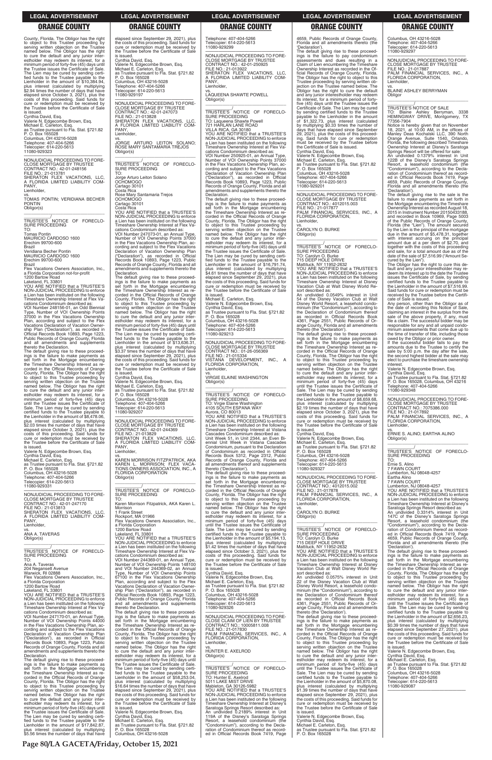County, Florida. The Obligor has the right to object to this Trustee proceeding by serving written objection on the Trustee named below. The Obligor has the right to cure the default and any junior interestholder may redeem its interest, for a minimum period of forty-five (45) days until the Trustee issues the Certificate of Sale. The Lien may be cured by sending certified funds to the Trustee payable to the Lienholder in the amount of $10,384.94, plus interest (calculated by multiplying $2.94 times the number of days that have elapsed since October 3, 2021), plus the costs of this proceeding. Said funds for cure or redemption must be received by the Trustee before the Certificate of Sale is issued.
Cynthia David, Esq.
Valerie N. Edgecombe Brown, Esq.
Michael E. Carleton, Esq.
as Trustee pursuant to Fla. Stat. §721.82
P. O. Box 165028
Columbus, OH 43216-5028
Telephone: 407-404-5266
Telecopier: 614-220-5613
11080-929323

NONJUDICIAL PROCEEDING TO FORECLOSE MORTGAGE BY TRUSTEE
CONTRACT NO.: 42-01-248156
FILE NO.: 21-013781
SHERATON FLEX VACATIONS, LLC, A FLORIDA LIMITED LIABILITY COMPANY,
Lienholder,
vs.
TOMAS PONTIN; VERIDIANA BECHER PONTIN
Obligor(s)

TRUSTEE'S NOTICE OF FORECLOSURE PROCEEDING
TO:
Tomas Pontin
MAURICIO CARDOSO 1600
Erechim 99700-600
Brazil
Veridiana Becher Pontin
MAURICIO CARDOSO 1600
Erechim 99700-600
Brazil
Flex Vacations Owners Association, Inc., a Florida Corporation not-for-profit
1200 Bartow Road
Lakeland, FL 33801
YOU ARE NOTIFIED that a TRUSTEE'S NON-JUDICIAL PROCEEDING to enforce a Lien has been instituted on the following Timeshare Ownership Interest at Flex Vacations Condominium described as:
VOI Number 248156-01, an Odd Biennial Type, Number of VOI Ownership Points 37000 in the Flex Vacations Ownership Plan, according and subject to the Flex Vacations Declaration of Vacation Ownership Plan ("Declaration"), as recorded in Official Records Book 10893, Page 1223, Public Records of Orange County, Florida and all amendments and supplements thereto the Declaration.
The default giving rise to these proceedings is the failure to make payments as set forth in the Mortgage encumbering the Timeshare Ownership Interest as recorded in the Official Records of Orange County, Florida. The Obligor has the right to object to this Trustee proceeding by serving written objection on the Trustee named below. The Obligor has the right to cure the default and any junior interestholder may redeem its interest, for a minimum period of forty-five (45) days until the Trustee issues the Certificate of Sale. The Lien may be cured by sending certified funds to the Trustee payable to the Lienholder in the amount of $8,478.06, plus interest (calculated by multiplying $2.03 times the number of days that have elapsed since October 3, 2021), plus the costs of this proceeding. Said funds for cure or redemption must be received by the Trustee before the Certificate of Sale is issued.
Valerie N. Edgecombe Brown, Esq.
Cynthia David, Esq.
Michael E. Carleton, Esq.
as Trustee pursuant to Fla. Stat. §721.82
P. O. Box 165028
Columbus, OH 43216-5028
Telephone: 407-404-5266
Telecopier: 614-220-5613
11080-929331

NONJUDICIAL PROCEEDING TO FORECLOSE MORTGAGE BY TRUSTEE
CONTRACT NO.: 42-01-247170
FILE NO.: 21-013813
SHERATON FLEX VACATIONS, LLC, A FLORIDA LIMITED LIABILITY COMPANY,
Lienholder,
vs.
ANA A. TAVERAS
Obligor(s)

TRUSTEE'S NOTICE OF FORECLOSURE PROCEEDING
TO:
Ana A. Taveras
204 Neganseft Avenue
Warwick, RI 02888
Flex Vacations Owners Association, Inc., a Florida Corporation
1200 Bartow Road
Lakeland, FL 33801
YOU ARE NOTIFIED that a TRUSTEE'S NON-JUDICIAL PROCEEDING to enforce a Lien has been instituted on the following Timeshare Ownership Interest at Flex Vacations Condominium described as:
VOI Number 247170-01, an Annual Type, Number of VOI Ownership Points 44000 in the Flex Vacations Ownership Plan, according and subject to the Flex Vacations Declaration of Vacation Ownership Plan ("Declaration"), as recorded in Official Records Book 10893, Page 1223, Public Records of Orange County, Florida and all amendments and supplements thereto the Declaration.
The default giving rise to these proceedings is the failure to make payments as set forth in the Mortgage encumbering the Timeshare Ownership Interest as recorded in the Official Records of Orange County, Florida. The Obligor has the right to object to this Trustee proceeding by serving written objection on the Trustee named below. The Obligor has the right to cure the default and any junior interestholder may redeem its interest, for a minimum period of forty-five (45) days until the Trustee issues the Certificate of Sale. The Lien may be cured by sending certified funds to the Trustee payable to the Lienholder in the amount of $17,842.87, plus interest (calculated by multiplying $5.56 times the number of days that have elapsed since September 29, 2021), plus the costs of this proceeding. Said funds for cure or redemption must be received by the Trustee before the Certificate of Sale is issued.
Cynthia David, Esq.
Valerie N. Edgecombe Brown, Esq.
Michael E. Carleton, Esq.
as Trustee pursuant to Fla. Stat. §721.82
P. O. Box 165028
Columbus, OH 43216-5028
Telephone: 407-404-5266
Telecopier: 614-220-5613
11080-929197

NONJUDICIAL PROCEEDING TO FORECLOSE MORTGAGE BY TRUSTEE
CONTRACT NO.: 42-01-247073
FILE NO.: 21-013828
SHERATON FLEX VACATIONS, LLC, A FLORIDA LIMITED LIABILITY COMPANY,
Lienholder,
vs.
JORGE ARTURO LEITON SOLANO; ROSE MARY SANTAMARIA TREJOS
Obligor(s)

TRUSTEE'S NOTICE OF FORECLOSURE PROCEEDING
TO:
Jorge Arturo Leiton Solano
OCHOMOGO
Cartago 30101
Costa Rica
Rose Mary Santamaria Trejos
OCHOMOGO
Cartago 30101
Costa Rica
YOU ARE NOTIFIED that a TRUSTEE'S NON-JUDICIAL PROCEEDING to enforce a Lien has been instituted on the following Timeshare Ownership Interest at Flex Vacations Condominium described as:
VOI Number 247073-01, an Annual Type, Number of VOI Ownership Points 37000 in the Flex Vacations Ownership Plan, according and subject to the Flex Vacations Declaration of Vacation Ownership Plan ("Declaration"), as recorded in Official Records Book 10893, Page 1223, Public Records of Orange County, Florida and all amendments and supplements thereto the Declaration.
The default giving rise to these proceedings is the failure to make payments as set forth in the Mortgage encumbering the Timeshare Ownership Interest as recorded in the Official Records of Orange County, Florida. The Obligor has the right to object to this Trustee proceeding by serving written objection on the Trustee named below. The Obligor has the right to cure the default and any junior interestholder may redeem its interest, for a minimum period of forty-five (45) days until the Trustee issues the Certificate of Sale. The Lien may be cured by sending certified funds to the Trustee payable to the Lienholder in the amount of $13,636.31, plus interest (calculated by multiplying $3.37 times the number of days that have elapsed since September 29, 2021), plus the costs of this proceeding. Said funds for cure or redemption must be received by the Trustee before the Certificate of Sale is issued.
Cynthia David, Esq.
Valerie N. Edgecombe Brown, Esq.
Michael E. Carleton, Esq.
as Trustee pursuant to Fla. Stat. §721.82
P. O. Box 165028
Columbus, OH 43216-5028
Telephone: 407-404-5266
Telecopier: 614-220-5613
11080-929207

NONJUDICIAL PROCEEDING TO FORECLOSE MORTGAGE BY TRUSTEE
CONTRACT NO.: 42-01-244369
FILE NO.: 21-013829
SHERATON FLEX VACATIONS, LLC, A FLORIDA LIMITED LIABILITY COMPANY,
Lienholder,
vs.
KAREN MORRISON FITZPATRICK, AKA KAREN L. MORRISON; FLEX VACATIONS OWNERS ASSOCIATION, INC., A FLORIDA CORPORATION
Obligor(s)

TRUSTEE'S NOTICE OF FORECLOSURE PROCEEDING
TO:
Karen Morrison Fitzpatrick, AKA Karen L. Morrison
1 Frank Street
Rockport, MA 01966
Flex Vacations Owners Association, Inc., a Florida Corporation
1200 Bartow Road
Lakeland, FL 33801
YOU ARE NOTIFIED that a TRUSTEE'S NON-JUDICIAL PROCEEDING to enforce a Lien has been instituted on the following Timeshare Ownership Interest at Flex Vacations Condominium described as:
VOI Number 244369-01, an Annual Type, Number of VOI Ownership Points 148100 and VOI Number 244369-02, an Annual Type, Number of VOI Ownership Points 67100 in the Flex Vacations Ownership Plan, according and subject to the Flex Vacations Declaration of Vacation Ownership Plan ("Declaration"), as recorded in Official Records Book 10893, Page 1223, Public Records of Orange County, Florida and all amendments and supplements thereto the Declaration.
The default giving rise to these proceedings is the failure to make payments as set forth in the Mortgage encumbering the Timeshare Ownership Interest as recorded in the Official Records of Orange County, Florida. The Obligor has the right to object to this Trustee proceeding by serving written objection on the Trustee named below. The Obligor has the right to cure the default and any junior interestholder may redeem its interest, for a minimum period of forty-five (45) days until the Trustee issues the Certificate of Sale. The Lien may be cured by sending certified funds to the Trustee payable to the Lienholder in the amount of $58,253.04, plus interest (calculated by multiplying $16.64 times the number of days that have elapsed since September 29, 2021), plus the costs of this proceeding. Said funds for cure or redemption must be received by the Trustee before the Certificate of Sale is issued.
Valerie N. Edgecombe Brown, Esq.
Cynthia David, Esq.
Michael E. Carleton, Esq.
as Trustee pursuant to Fla. Stat. §721.82
P. O. Box 165028
Columbus, OH 43216-5028
Telephone: 407-404-5266
Telecopier: 614-220-5613
11080-929299

NONJUDICIAL PROCEEDING TO FORECLOSE MORTGAGE BY TRUSTEE
CONTRACT NO.: 42-01-250925
FILE NO.: 21-013922
SHERATON FLEX VACATIONS, LLC, A FLORIDA LIMITED LIABILITY COMPANY,
Lienholder,
vs.
LAQUEENA SHAWTE POWELL
Obligor(s)

TRUSTEE'S NOTICE OF FORECLOSURE PROCEEDING
TO: Laqueena Shawte Powell
721 HARLAN LANE ROAD
VILLA RICA, GA 30180
YOU ARE NOTIFIED that a TRUSTEE'S NON-JUDICIAL PROCEEDING to enforce a Lien has been instituted on the following Timeshare Ownership Interest at Flex Vacations Condominium described as:
VOI Number 250925-01, an Annual Type, Number of VOI Ownership Points 37000 in the Flex Vacations Ownership Plan, according and subject to the Flex Vacations Declaration of Vacation Ownership Plan ("Declaration"), as recorded in Official Records Book 10893, Page 1223, Public Records of Orange County, Florida and all amendments and supplements thereto the Declaration.
The default giving rise to these proceedings is the failure to make payments as set forth in the Mortgage encumbering the Timeshare Ownership Interest as recorded in the Official Records of Orange County, Florida. The Obligor has the right to object to this Trustee proceeding by serving written objection on the Trustee named below. The Obligor has the right to cure the default and any junior interestholder may redeem its interest, for a minimum period of forty-five (45) days until the Trustee issues the Certificate of Sale. The Lien may be cured by sending certified funds to the Trustee payable to the Lienholder in the amount of $16,791.74, plus interest (calculated by multiplying $4.61 times the number of days that have elapsed since September 29, 2021), plus the costs of this proceeding. Said funds for cure or redemption must be received by the Trustee before the Certificate of Sale is issued.
Michael E. Carleton, Esq.
Valerie N. Edgecombe Brown, Esq.
Cynthia David, Esq.
as Trustee pursuant to Fla. Stat. §721.82
P. O. Box 165028
Columbus, OH 43216-5028
Telephone: 407-404-5266
Telecopier: 614-220-5613
11080-929213

NONJUDICIAL PROCEEDING TO FORECLOSE MORTGAGE BY TRUSTEE
CONTRACT NO.: 01-26-056369
FILE NO.: 21-015334
VISTANA DEVELOPMENT, INC., A FLORIDA CORPORATION,
Lienholder,
vs.
VIRGIE ELAINE WASHINGTON
Obligor(s)

TRUSTEE'S NOTICE OF FORECLOSURE PROCEEDING
TO: Virgie Elaine Washington
4105 SOUTH ESPANA WAY
Aurora, CO 80013
YOU ARE NOTIFIED that a TRUSTEE'S NON-JUDICIAL PROCEEDING to enforce a Lien has been instituted on the following Timeshare Ownership Interest at Vistana Cascades Condominium described as:
Unit Week 51, in Unit 2344, an Even Biennial Unit Week in Vistana Cascades Condominium, pursuant to the Declaration of Condominium as recorded in Official Records Book 5312, Page 2312, Public Records of Orange County, Florida and all amendments thereof and supplements thereto ('Declaration').
The default giving rise to these proceedings is the failure to make payments as set forth in the Mortgage encumbering the Timeshare Ownership Interest as recorded in the Official Records of Orange County, Florida. The Obligor has the right to object to this Trustee proceeding by serving written objection on the Trustee named below. The Obligor has the right to cure the default and any junior interestholder may redeem its interest, for a minimum period of forty-five (45) days until the Trustee issues the Certificate of Sale. The Lien may be cured by sending certified funds to the Trustee payable to the Lienholder in the amount of $5,194.13, plus interest (calculated by multiplying $1.42 times the number of days that have elapsed since October 3, 2021), plus the costs of this proceeding. Said funds for cure or redemption must be received by the Trustee before the Certificate of Sale is issued.
Cynthia David, Esq.
Valerie N. Edgecombe Brown, Esq.
Michael E. Carleton, Esq.
as Trustee pursuant to Fla. Stat. §721.82
P. O. Box 165028
Columbus, OH 43216-5028
Telephone: 407-404-5266
Telecopier: 614-220-5613
11080-929326

NONJUDICIAL PROCEEDING TO FORECLOSE CLAIM OF LIEN BY TRUSTEE
CONTRACT NO.: 10005811.008
FILE NO.: 21-017830
PALM FINANCIAL SERVICES, INC., A FLORIDA CORPORATION,
Lienholder,
vs.
HUNTER E. AXELROD
Obligor(s)

TRUSTEE'S NOTICE OF FORECLOSURE PROCEEDING
TO: Hunter E. Axelrod
5011 LAKE MIST DRIVE
Mableton, GA 30126-5982
YOU ARE NOTIFIED that a TRUSTEE'S NON-JUDICIAL PROCEEDING to enforce a Lien has been instituted on the following Timeshare Ownership Interest at Disney's Saratoga Springs Resort described as:
An undivided 0.2189% interest in Unit 119A of the Disney's Saratoga Springs Resort, a leasehold condominium (the "Condominium"), according to the Declaration of Condominium thereof as recorded in Official Records Book 7419, Page 4659, Public Records of Orange County, Florida and all amendments thereto (the 'Declaration').
The default giving rise to these proceedings is the failure to pay condominium assessments and dues resulting in a Claim of Lien encumbering the Timeshare Ownership Interest as recorded in the Official Records of Orange County, Florida. The Obligor has the right to object to this Trustee proceeding by serving written objection on the Trustee named below. The Obligor has the right to cure the default and any junior interestholder may redeem its interest, for a minimum period of forty-five (45) days until the Trustee issues the Certificate of Sale. The Lien may be cured by sending certified funds to the Trustee payable to the Lienholder in the amount of $1,322.73, plus interest (calculated by multiplying $0.33 times the number of days that have elapsed since September 29, 2021), plus the costs of this proceeding. Said funds for cure or redemption must be received by the Trustee before the Certificate of Sale is issued.
Cynthia David, Esq.
Valerie N. Edgecombe Brown, Esq.
Michael E. Carleton, Esq.
as Trustee pursuant to Fla. Stat. §721.82
P. O. Box 165028
Columbus, OH 43216-5028
Telephone: 407-404-5266
Telecopier: 614-220-5613
11080-929201

NONJUDICIAL PROCEEDING TO FORECLOSE MORTGAGE BY TRUSTEE
CONTRACT NO.: 4012015.003
FILE NO.: 21-017877
PALM FINANCIAL SERVICES, INC., A FLORIDA CORPORATION,
Lienholder,
vs.
CAROLYN O. BURKE
Obligor(s)

TRUSTEE'S NOTICE OF FORECLOSURE PROCEEDING
TO: Carolyn O. Burke
715 DEEP HOLE DRIVE
Mattituck, NY 11952-2632
YOU ARE NOTIFIED that a TRUSTEE'S NON-JUDICIAL PROCEEDING to enforce a Lien has been instituted on the following Timeshare Ownership Interest at Disney Vacation Club at Walt Disney World Resort described as:
An undivided 0.0549% interest in Unit 54 of the Disney Vacation Club at Walt Disney World Resort, a leasehold condominium (the "Condominium"), according to the Declaration of Condominium thereof as recorded in Official Records Book 4361, Page 2551, Public Records of Orange County, Florida and all amendments thereto (the 'Declaration').
The default giving rise to these proceedings is the failure to make payments as set forth in the Mortgage encumbering the Timeshare Ownership Interest as recorded in the Official Records of Orange County, Florida. The Obligor has the right to object to this Trustee proceeding by serving written objection on the Trustee named below. The Obligor has the right to cure the default and any junior interestholder may redeem its interest, for a minimum period of forty-five (45) days until the Trustee issues the Certificate of Sale. The Lien may be cured by sending certified funds to the Trustee payable to the Lienholder in the amount of $8,659.68, plus interest (calculated by multiplying $2.19 times the number of days that have elapsed since October 3, 2021), plus the costs of this proceeding. Said funds for cure or redemption must be received by the Trustee before the Certificate of Sale is issued.
Cynthia David, Esq.
Valerie N. Edgecombe Brown, Esq.
Michael E. Carleton, Esq.
as Trustee pursuant to Fla. Stat. §721.82
P. O. Box 165028
Columbus, OH 43216-5028
Telephone: 407-404-5266
Telecopier: 614-220-5613
11080-929327

NONJUDICIAL PROCEEDING TO FORECLOSE MORTGAGE BY TRUSTEE
CONTRACT NO.: 4012015.002
FILE NO.: 21-017878
PALM FINANCIAL SERVICES, INC., A FLORIDA CORPORATION,
Lienholder,
vs.
CAROLYN O. BURKE
Obligor(s)

TRUSTEE'S NOTICE OF FORECLOSURE PROCEEDING
TO: Carolyn O. Burke
715 DEEP HOLE DRIVE
Mattituck, NY 11952-2632
YOU ARE NOTIFIED that a TRUSTEE'S NON-JUDICIAL PROCEEDING to enforce a Lien has been instituted on the following Timeshare Ownership Interest at Disney Vacation Club at Walt Disney World Resort described as:
An undivided 0.0575% interest in Unit 22 of the Disney Vacation Club at Walt Disney World Resort, a leasehold condominium (the "Condominium"), according to the Declaration of Condominium thereof as recorded in Official Records Book 4361, Page 2551, Public Records of Orange County, Florida and all amendments thereto (the 'Declaration').
The default giving rise to these proceedings is the failure to make payments as set forth in the Mortgage encumbering the Timeshare Ownership Interest as recorded in the Official Records of Orange County, Florida. The Obligor has the right to object to this Trustee proceeding by serving written objection on the Trustee named below. The Obligor has the right to cure the default and any junior interestholder may redeem its interest, for a minimum period of forty-five (45) days until the Trustee issues the Certificate of Sale. The Lien may be cured by sending certified funds to the Trustee payable to the Lienholder in the amount of $5,870.08, plus interest (calculated by multiplying $1.39 times the number of days that have elapsed since September 29, 2021), plus the costs of this proceeding. Said funds for cure or redemption must be received by the Trustee before the Certificate of Sale is issued.
Valerie N. Edgecombe Brown, Esq.
Cynthia David, Esq.
Michael E. Carleton, Esq.
as Trustee pursuant to Fla. Stat. §721.82
P. O. Box 165028
Columbus, OH 43216-5028
Telephone: 407-404-5266
Telecopier: 614-220-5613
11080-929297

NONJUDICIAL PROCEEDING TO FORECLOSE MORTGAGE BY TRUSTEE
FILE NO.: 21-017887
PALM FINANCIAL SERVICES, INC., A FLORIDA CORPORATION,
Lienholder,
vs.
BLAINE ASHLEY BERRYMAN
Obligor

TRUSTEE'S NOTICE OF SALE
TO: Blaine Ashley Berryman, 3338 HEMINGWAY DRIVE, Montgomery, TX 77356-7904
Notice is hereby given that on November 18, 2021, at 10:00 AM, in the offices of Manley Deas Kochalski LLC, 390 North Orange Avenue, Suite 1540, Orlando, Florida, the following described Timeshare Ownership Interest at Disney's Saratoga Springs Resort will be offered for sale:
An undivided 0.1379% interest in Unit 122B of the Disney's Saratoga Springs Resort, a leasehold condominium (the "Condominium"), according to the Declaration of Condominium thereof as recorded in Official Records Book 7419, Page 4659, Public Records of Orange County, Florida and all amendments thereto (the 'Declaration').
The default giving rise to the sale is the failure to make payments as set forth in the Mortgage encumbering the Timeshare Ownership Interest as recorded August 18, 2015 in Instrument Number 20150433188, and recorded in Book 10969, Page 5003 of the Public Records of Orange County, Florida (the "Lien"). The amount secured by the Lien is the principal of the mortgage due in the amount of $5,478.31, together with interest accruing on the principal amount due at a per diem of $2.70, and together with the costs of this proceeding and sale, for a total amount due as of the date of the sale of $7,516.99 ("Amount Secured by the Lien").
The Obligor has the right to cure this default and any junior interestholder may redeem its interest up to the date the Trustee issues the Certificate of Sale, by sending certified funds to the Trustee payable to the Lienholder in the amount of $7,516.99. Said funds for cure or redemption must be received by the Trustee before the Certificate of Sale is issued.
Any person, other than the Obligor as of the date of recording this Notice of Sale, claiming an interest in the surplus from the sale of the above property, if any, must file a claim. The successful bidder may be responsible for any and all unpaid condominium assessments that come due up to the time of transfer of title, including those owed by the Obligor or prior owner.
If the successful bidder fails to pay the amounts due to the Trustee to certify the sale by 5:00 p.m. the day after the sale, the second highest bidder at the sale may elect to purchase the timeshare ownership interest.
Valerie N. Edgecombe Brown, Esq.
Cynthia David, Esq.
as Trustee pursuant to Fla. Stat. §721.82
P. O. Box 165028, Columbus, OH 43216
Telephone: 407-404-5266
11080-929348

NONJUDICIAL PROCEEDING TO FORECLOSE MORTGAGE BY TRUSTEE
CONTRACT NO.: 7075386.000
FILE NO.: 21-017892
PALM FINANCIAL SERVICES, INC., A FLORIDA CORPORATION,
Lienholder,
vs.
ERNIE S. ALINO; EARTHA ALINO
Obligor(s)

TRUSTEE'S NOTICE OF FORECLOSURE PROCEEDING
TO:
Ernie S. Alino
7 FAWN COURT
Lumberton, NJ 08048-4257
Eartha Alino
7 FAWN COURT
Lumberton, NJ 08048-4257
YOU ARE NOTIFIED that a TRUSTEE'S NON-JUDICIAL PROCEEDING to enforce a Lien has been instituted on the following Timeshare Ownership Interest at Disney's Saratoga Springs Resort described as:
An undivided 0.3314% interest in Unit 147C of the Disney's Saratoga Springs Resort, a leasehold condominium (the "Condominium"), according to the Declaration of Condominium thereof as recorded in Official Records Book 7419, Page 4659, Public Records of Orange County, Florida and all amendments thereto (the 'Declaration').
The default giving rise to these proceedings is the failure to make payments as set forth in the Mortgage encumbering the Timeshare Ownership Interest as recorded in the Official Records of Orange County, Florida. The Obligor has the right to object to this Trustee proceeding by serving written objection on the Trustee named below. The Obligor has the right to cure the default and any junior interestholder may redeem its interest, for a minimum period of forty-five (45) days until the Trustee issues the Certificate of Sale. The Lien may be cured by sending certified funds to the Trustee payable to the Lienholder in the amount of $2,656.23, plus interest (calculated by multiplying $0.39 times the number of days that have elapsed since September 27, 2021), plus the costs of this proceeding. Said funds for cure or redemption must be received by the Trustee before the Certificate of Sale is issued.
Valerie N. Edgecombe Brown, Esq.
Cynthia David, Esq.
Michael E. Carleton, Esq.
as Trustee pursuant to Fla. Stat. §721.82
P. O. Box 165028
Columbus, OH 43216-5028
Telephone: 407-404-5266
Telecopier: 614-220-5613
11080-929087